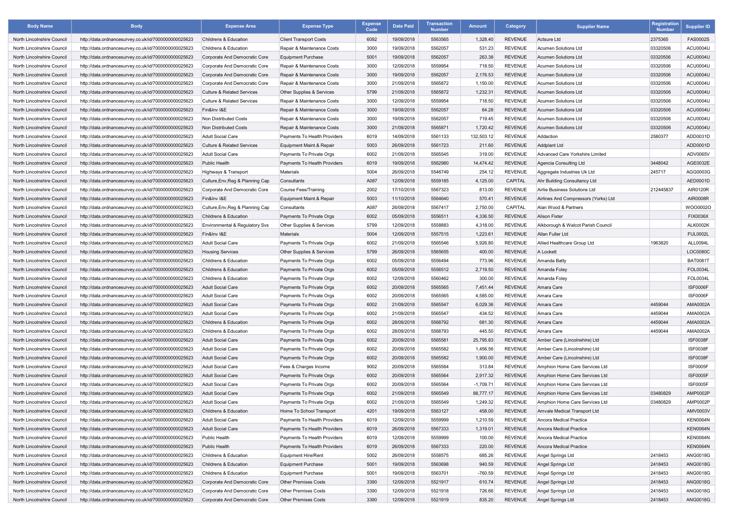| Body Name | Body | Expense Area | Expense Type | Expense Code | Date Paid | Transaction Number | Amount | Category | Supplier Name | Registration Number | Supplier ID |
|---|---|---|---|---|---|---|---|---|---|---|---|
| North Lincolnshire Council | http://data.ordnancesurvey.co.uk/id/7000000000025623 | Childrens & Education | Client Transport Costs | 6092 | 19/09/2018 | 5563565 | 1,328.40 | REVENUE | Actsure Ltd | 2375365 | FAS0002S |
| North Lincolnshire Council | http://data.ordnancesurvey.co.uk/id/7000000000025623 | Childrens & Education | Repair & Maintenance Costs | 3000 | 19/09/2018 | 5562057 | 531.23 | REVENUE | Acumen Solutions Ltd | 03320506 | ACU0004U |
| North Lincolnshire Council | http://data.ordnancesurvey.co.uk/id/7000000000025623 | Corporate And Democratic Core | Equipment Purchase | 5001 | 19/09/2018 | 5562057 | 263.38 | REVENUE | Acumen Solutions Ltd | 03320506 | ACU0004U |
| North Lincolnshire Council | http://data.ordnancesurvey.co.uk/id/7000000000025623 | Corporate And Democratic Core | Repair & Maintenance Costs | 3000 | 12/09/2018 | 5559954 | 718.50 | REVENUE | Acumen Solutions Ltd | 03320506 | ACU0004U |
| North Lincolnshire Council | http://data.ordnancesurvey.co.uk/id/7000000000025623 | Corporate And Democratic Core | Repair & Maintenance Costs | 3000 | 19/09/2018 | 5562057 | 2,176.53 | REVENUE | Acumen Solutions Ltd | 03320506 | ACU0004U |
| North Lincolnshire Council | http://data.ordnancesurvey.co.uk/id/7000000000025623 | Corporate And Democratic Core | Repair & Maintenance Costs | 3000 | 21/09/2018 | 5565872 | 1,150.00 | REVENUE | Acumen Solutions Ltd | 03320506 | ACU0004U |
| North Lincolnshire Council | http://data.ordnancesurvey.co.uk/id/7000000000025623 | Culture & Related Services | Other Supplies & Services | 5799 | 21/09/2018 | 5565872 | 1,232.31 | REVENUE | Acumen Solutions Ltd | 03320506 | ACU0004U |
| North Lincolnshire Council | http://data.ordnancesurvey.co.uk/id/7000000000025623 | Culture & Related Services | Repair & Maintenance Costs | 3000 | 12/09/2018 | 5559954 | 718.50 | REVENUE | Acumen Solutions Ltd | 03320506 | ACU0004U |
| North Lincolnshire Council | http://data.ordnancesurvey.co.uk/id/7000000000025623 | Fin&Inv I&E | Repair & Maintenance Costs | 3000 | 19/09/2018 | 5562057 | 64.28 | REVENUE | Acumen Solutions Ltd | 03320506 | ACU0004U |
| North Lincolnshire Council | http://data.ordnancesurvey.co.uk/id/7000000000025623 | Non Distributed Costs | Repair & Maintenance Costs | 3000 | 19/09/2018 | 5562057 | 719.45 | REVENUE | Acumen Solutions Ltd | 03320506 | ACU0004U |
| North Lincolnshire Council | http://data.ordnancesurvey.co.uk/id/7000000000025623 | Non Distributed Costs | Repair & Maintenance Costs | 3000 | 21/09/2018 | 5565871 | 1,720.42 | REVENUE | Acumen Solutions Ltd | 03320506 | ACU0004U |
| North Lincolnshire Council | http://data.ordnancesurvey.co.uk/id/7000000000025623 | Adult Social Care | Payments To Health Providers | 6019 | 14/09/2018 | 5561133 | 132,503.12 | REVENUE | Addaction | 2580377 | ADD0031D |
| North Lincolnshire Council | http://data.ordnancesurvey.co.uk/id/7000000000025623 | Culture & Related Services | Equipment Maint.& Repair | 5003 | 26/09/2018 | 5561723 | 211.60 | REVENUE | Addplant Ltd | | ADD0001D |
| North Lincolnshire Council | http://data.ordnancesurvey.co.uk/id/7000000000025623 | Adult Social Care | Payments To Private Orgs | 6002 | 21/09/2018 | 5565545 | 319.00 | REVENUE | Advanced Care Yorkshire Limited | | ADV0065V |
| North Lincolnshire Council | http://data.ordnancesurvey.co.uk/id/7000000000025623 | Public Health | Payments To Health Providers | 6019 | 19/09/2018 | 5562980 | 14,474.42 | REVENUE | Agencia Consulting Ltd | 3448042 | AGE0032E |
| North Lincolnshire Council | http://data.ordnancesurvey.co.uk/id/7000000000025623 | Highways & Transport | Materials | 5004 | 26/09/2018 | 5546749 | 254.12 | REVENUE | Aggregate Industries Uk Ltd | 245717 | AGG0003G |
| North Lincolnshire Council | http://data.ordnancesurvey.co.uk/id/7000000000025623 | Culture,Env,Reg & Planning Cap | Consultants | A087 | 12/09/2018 | 5559185 | 4,125.00 | CAPITAL | Ahr Building Consultancy Ltd | | AED0001D |
| North Lincolnshire Council | http://data.ordnancesurvey.co.uk/id/7000000000025623 | Corporate And Democratic Core | Course Fees/Training | 2002 | 17/10/2018 | 5567323 | 813.00 | REVENUE | Airlie Business Solutions Ltd | 212445837 | AIR0120R |
| North Lincolnshire Council | http://data.ordnancesurvey.co.uk/id/7000000000025623 | Fin&Inv I&E | Equipment Maint.& Repair | 5003 | 11/10/2018 | 5564640 | 570.41 | REVENUE | Airlines And Compressors (Yorks) Ltd | | AIR0008R |
| North Lincolnshire Council | http://data.ordnancesurvey.co.uk/id/7000000000025623 | Culture,Env,Reg & Planning Cap | Consultants | A087 | 26/09/2018 | 5567417 | 2,750.00 | CAPITAL | Alan Wood & Partners | | WOO0002O |
| North Lincolnshire Council | http://data.ordnancesurvey.co.uk/id/7000000000025623 | Childrens & Education | Payments To Private Orgs | 6002 | 05/09/2018 | 5556511 | 4,336.50 | REVENUE | Alison Fixter | | FIX0036X |
| North Lincolnshire Council | http://data.ordnancesurvey.co.uk/id/7000000000025623 | Environmental & Regulatory Svs | Other Supplies & Services | 5799 | 12/09/2018 | 5558883 | 4,318.00 | REVENUE | Alkborough & Walcot Parish Council | | ALK0002K |
| North Lincolnshire Council | http://data.ordnancesurvey.co.uk/id/7000000000025623 | Fin&Inv I&E | Materials | 5004 | 12/09/2018 | 5557515 | 1,223.61 | REVENUE | Allan Fuller Ltd | | FUL0002L |
| North Lincolnshire Council | http://data.ordnancesurvey.co.uk/id/7000000000025623 | Adult Social Care | Payments To Private Orgs | 6002 | 21/09/2018 | 5565546 | 5,926.80 | REVENUE | Allied Healthcare Group Ltd | 1963820 | ALL0094L |
| North Lincolnshire Council | http://data.ordnancesurvey.co.uk/id/7000000000025623 | Housing Services | Other Supplies & Services | 5799 | 26/09/2018 | 5565655 | 400.00 | REVENUE | A Lockett | | LOC0080C |
| North Lincolnshire Council | http://data.ordnancesurvey.co.uk/id/7000000000025623 | Childrens & Education | Payments To Private Orgs | 6002 | 05/09/2018 | 5556494 | 773.96 | REVENUE | Amanda Batty | | BAT0081T |
| North Lincolnshire Council | http://data.ordnancesurvey.co.uk/id/7000000000025623 | Childrens & Education | Payments To Private Orgs | 6002 | 05/09/2018 | 5556512 | 2,719.50 | REVENUE | Amanda Foley | | FOL0034L |
| North Lincolnshire Council | http://data.ordnancesurvey.co.uk/id/7000000000025623 | Childrens & Education | Payments To Private Orgs | 6002 | 12/09/2018 | 5560462 | 300.00 | REVENUE | Amanda Foley | | FOL0034L |
| North Lincolnshire Council | http://data.ordnancesurvey.co.uk/id/7000000000025623 | Adult Social Care | Payments To Private Orgs | 6002 | 20/09/2018 | 5565565 | 7,451.44 | REVENUE | Amara Care | | ISF0006F |
| North Lincolnshire Council | http://data.ordnancesurvey.co.uk/id/7000000000025623 | Adult Social Care | Payments To Private Orgs | 6002 | 20/09/2018 | 5565565 | 4,585.00 | REVENUE | Amara Care | | ISF0006F |
| North Lincolnshire Council | http://data.ordnancesurvey.co.uk/id/7000000000025623 | Adult Social Care | Payments To Private Orgs | 6002 | 21/09/2018 | 5565547 | 6,029.36 | REVENUE | Amara Care | 4459044 | AMA0002A |
| North Lincolnshire Council | http://data.ordnancesurvey.co.uk/id/7000000000025623 | Adult Social Care | Payments To Private Orgs | 6002 | 21/09/2018 | 5565547 | 434.52 | REVENUE | Amara Care | 4459044 | AMA0002A |
| North Lincolnshire Council | http://data.ordnancesurvey.co.uk/id/7000000000025623 | Childrens & Education | Payments To Private Orgs | 6002 | 28/09/2018 | 5568792 | 681.30 | REVENUE | Amara Care | 4459044 | AMA0002A |
| North Lincolnshire Council | http://data.ordnancesurvey.co.uk/id/7000000000025623 | Childrens & Education | Payments To Private Orgs | 6002 | 28/09/2018 | 5568793 | 445.50 | REVENUE | Amara Care | 4459044 | AMA0002A |
| North Lincolnshire Council | http://data.ordnancesurvey.co.uk/id/7000000000025623 | Adult Social Care | Payments To Private Orgs | 6002 | 20/09/2018 | 5565581 | 25,795.83 | REVENUE | Amber Care (Lincolnshire) Ltd | | ISF0038F |
| North Lincolnshire Council | http://data.ordnancesurvey.co.uk/id/7000000000025623 | Adult Social Care | Payments To Private Orgs | 6002 | 20/09/2018 | 5565582 | 1,456.56 | REVENUE | Amber Care (Lincolnshire) Ltd | | ISF0038F |
| North Lincolnshire Council | http://data.ordnancesurvey.co.uk/id/7000000000025623 | Adult Social Care | Payments To Private Orgs | 6002 | 20/09/2018 | 5565582 | 1,900.00 | REVENUE | Amber Care (Lincolnshire) Ltd | | ISF0038F |
| North Lincolnshire Council | http://data.ordnancesurvey.co.uk/id/7000000000025623 | Adult Social Care | Fees & Charges Income | 9002 | 20/09/2018 | 5565564 | 313.84 | REVENUE | Amphion Home Care Services Ltd | | ISF0005F |
| North Lincolnshire Council | http://data.ordnancesurvey.co.uk/id/7000000000025623 | Adult Social Care | Payments To Private Orgs | 6002 | 20/09/2018 | 5565564 | 2,917.32 | REVENUE | Amphion Home Care Services Ltd | | ISF0005F |
| North Lincolnshire Council | http://data.ordnancesurvey.co.uk/id/7000000000025623 | Adult Social Care | Payments To Private Orgs | 6002 | 20/09/2018 | 5565564 | -1,709.71 | REVENUE | Amphion Home Care Services Ltd | | ISF0005F |
| North Lincolnshire Council | http://data.ordnancesurvey.co.uk/id/7000000000025623 | Adult Social Care | Payments To Private Orgs | 6002 | 21/09/2018 | 5565549 | 88,777.17 | REVENUE | Amphion Home Care Services Ltd | 03480829 | AMP0002P |
| North Lincolnshire Council | http://data.ordnancesurvey.co.uk/id/7000000000025623 | Adult Social Care | Payments To Private Orgs | 6002 | 21/09/2018 | 5565549 | 1,249.32 | REVENUE | Amphion Home Care Services Ltd | 03480829 | AMP0002P |
| North Lincolnshire Council | http://data.ordnancesurvey.co.uk/id/7000000000025623 | Childrens & Education | Home To School Transport | 4201 | 19/09/2018 | 5563127 | 458.00 | REVENUE | Amvale Medical Transport Ltd | | AMV0003V |
| North Lincolnshire Council | http://data.ordnancesurvey.co.uk/id/7000000000025623 | Adult Social Care | Payments To Health Providers | 6019 | 12/09/2018 | 5559999 | 1,210.59 | REVENUE | Ancora Medical Practice | | KEN0064N |
| North Lincolnshire Council | http://data.ordnancesurvey.co.uk/id/7000000000025623 | Adult Social Care | Payments To Health Providers | 6019 | 26/09/2018 | 5567333 | 1,319.01 | REVENUE | Ancora Medical Practice | | KEN0064N |
| North Lincolnshire Council | http://data.ordnancesurvey.co.uk/id/7000000000025623 | Public Health | Payments To Health Providers | 6019 | 12/09/2018 | 5559999 | 100.00 | REVENUE | Ancora Medical Practice | | KEN0064N |
| North Lincolnshire Council | http://data.ordnancesurvey.co.uk/id/7000000000025623 | Public Health | Payments To Health Providers | 6019 | 26/09/2018 | 5567333 | 220.00 | REVENUE | Ancora Medical Practice | | KEN0064N |
| North Lincolnshire Council | http://data.ordnancesurvey.co.uk/id/7000000000025623 | Childrens & Education | Equipment Hire/Rent | 5002 | 26/09/2018 | 5558575 | 685.26 | REVENUE | Angel Springs Ltd | 2418453 | ANG0018G |
| North Lincolnshire Council | http://data.ordnancesurvey.co.uk/id/7000000000025623 | Childrens & Education | Equipment Purchase | 5001 | 19/09/2018 | 5563698 | 940.59 | REVENUE | Angel Springs Ltd | 2418453 | ANG0018G |
| North Lincolnshire Council | http://data.ordnancesurvey.co.uk/id/7000000000025623 | Childrens & Education | Equipment Purchase | 5001 | 19/09/2018 | 5563701 | -760.59 | REVENUE | Angel Springs Ltd | 2418453 | ANG0018G |
| North Lincolnshire Council | http://data.ordnancesurvey.co.uk/id/7000000000025623 | Corporate And Democratic Core | Other Premises Costs | 3390 | 12/09/2018 | 5521917 | 610.74 | REVENUE | Angel Springs Ltd | 2418453 | ANG0018G |
| North Lincolnshire Council | http://data.ordnancesurvey.co.uk/id/7000000000025623 | Corporate And Democratic Core | Other Premises Costs | 3390 | 12/09/2018 | 5521918 | 726.66 | REVENUE | Angel Springs Ltd | 2418453 | ANG0018G |
| North Lincolnshire Council | http://data.ordnancesurvey.co.uk/id/7000000000025623 | Corporate And Democratic Core | Other Premises Costs | 3390 | 12/09/2018 | 5521919 | 835.20 | REVENUE | Angel Springs Ltd | 2418453 | ANG0018G |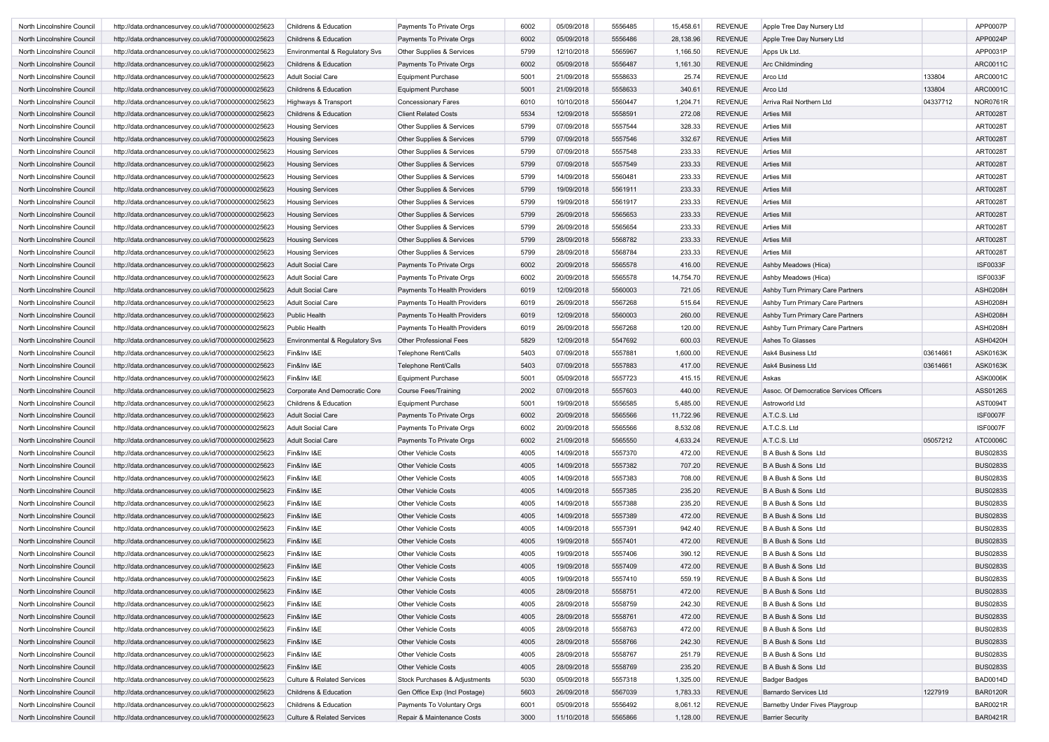| | | | | | | | | | | | |
|---|---|---|---|---|---|---|---|---|---|---|---|
| North Lincolnshire Council | http://data.ordnancesurvey.co.uk/id/7000000000025623 | Childrens & Education | Payments To Private Orgs | 6002 | 05/09/2018 | 5556485 | 15,458.61 | REVENUE | Apple Tree Day Nursery Ltd | | APP0007P |
| North Lincolnshire Council | http://data.ordnancesurvey.co.uk/id/7000000000025623 | Childrens & Education | Payments To Private Orgs | 6002 | 05/09/2018 | 5556486 | 28,138.96 | REVENUE | Apple Tree Day Nursery Ltd | | APP0024P |
| North Lincolnshire Council | http://data.ordnancesurvey.co.uk/id/7000000000025623 | Environmental & Regulatory Svs | Other Supplies & Services | 5799 | 12/10/2018 | 5565967 | 1,166.50 | REVENUE | Apps Uk Ltd. | | APP0031P |
| North Lincolnshire Council | http://data.ordnancesurvey.co.uk/id/7000000000025623 | Childrens & Education | Payments To Private Orgs | 6002 | 05/09/2018 | 5556487 | 1,161.30 | REVENUE | Arc Childminding | | ARC0011C |
| North Lincolnshire Council | http://data.ordnancesurvey.co.uk/id/7000000000025623 | Adult Social Care | Equipment Purchase | 5001 | 21/09/2018 | 5558633 | 25.74 | REVENUE | Arco Ltd | 133804 | ARC0001C |
| North Lincolnshire Council | http://data.ordnancesurvey.co.uk/id/7000000000025623 | Childrens & Education | Equipment Purchase | 5001 | 21/09/2018 | 5558633 | 340.61 | REVENUE | Arco Ltd | 133804 | ARC0001C |
| North Lincolnshire Council | http://data.ordnancesurvey.co.uk/id/7000000000025623 | Highways & Transport | Concessionary Fares | 6010 | 10/10/2018 | 5560447 | 1,204.71 | REVENUE | Arriva Rail Northern Ltd | 04337712 | NOR0761R |
| North Lincolnshire Council | http://data.ordnancesurvey.co.uk/id/7000000000025623 | Childrens & Education | Client Related Costs | 5534 | 12/09/2018 | 5558591 | 272.08 | REVENUE | Arties Mill | | ART0028T |
| North Lincolnshire Council | http://data.ordnancesurvey.co.uk/id/7000000000025623 | Housing Services | Other Supplies & Services | 5799 | 07/09/2018 | 5557544 | 328.33 | REVENUE | Arties Mill | | ART0028T |
| North Lincolnshire Council | http://data.ordnancesurvey.co.uk/id/7000000000025623 | Housing Services | Other Supplies & Services | 5799 | 07/09/2018 | 5557546 | 332.67 | REVENUE | Arties Mill | | ART0028T |
| North Lincolnshire Council | http://data.ordnancesurvey.co.uk/id/7000000000025623 | Housing Services | Other Supplies & Services | 5799 | 07/09/2018 | 5557548 | 233.33 | REVENUE | Arties Mill | | ART0028T |
| North Lincolnshire Council | http://data.ordnancesurvey.co.uk/id/7000000000025623 | Housing Services | Other Supplies & Services | 5799 | 07/09/2018 | 5557549 | 233.33 | REVENUE | Arties Mill | | ART0028T |
| North Lincolnshire Council | http://data.ordnancesurvey.co.uk/id/7000000000025623 | Housing Services | Other Supplies & Services | 5799 | 14/09/2018 | 5560481 | 233.33 | REVENUE | Arties Mill | | ART0028T |
| North Lincolnshire Council | http://data.ordnancesurvey.co.uk/id/7000000000025623 | Housing Services | Other Supplies & Services | 5799 | 19/09/2018 | 5561911 | 233.33 | REVENUE | Arties Mill | | ART0028T |
| North Lincolnshire Council | http://data.ordnancesurvey.co.uk/id/7000000000025623 | Housing Services | Other Supplies & Services | 5799 | 19/09/2018 | 5561917 | 233.33 | REVENUE | Arties Mill | | ART0028T |
| North Lincolnshire Council | http://data.ordnancesurvey.co.uk/id/7000000000025623 | Housing Services | Other Supplies & Services | 5799 | 26/09/2018 | 5565653 | 233.33 | REVENUE | Arties Mill | | ART0028T |
| North Lincolnshire Council | http://data.ordnancesurvey.co.uk/id/7000000000025623 | Housing Services | Other Supplies & Services | 5799 | 26/09/2018 | 5565654 | 233.33 | REVENUE | Arties Mill | | ART0028T |
| North Lincolnshire Council | http://data.ordnancesurvey.co.uk/id/7000000000025623 | Housing Services | Other Supplies & Services | 5799 | 28/09/2018 | 5568782 | 233.33 | REVENUE | Arties Mill | | ART0028T |
| North Lincolnshire Council | http://data.ordnancesurvey.co.uk/id/7000000000025623 | Housing Services | Other Supplies & Services | 5799 | 28/09/2018 | 5568784 | 233.33 | REVENUE | Arties Mill | | ART0028T |
| North Lincolnshire Council | http://data.ordnancesurvey.co.uk/id/7000000000025623 | Adult Social Care | Payments To Private Orgs | 6002 | 20/09/2018 | 5565578 | 416.00 | REVENUE | Ashby Meadows (Hica) | | ISF0033F |
| North Lincolnshire Council | http://data.ordnancesurvey.co.uk/id/7000000000025623 | Adult Social Care | Payments To Private Orgs | 6002 | 20/09/2018 | 5565578 | 14,754.70 | REVENUE | Ashby Meadows (Hica) | | ISF0033F |
| North Lincolnshire Council | http://data.ordnancesurvey.co.uk/id/7000000000025623 | Adult Social Care | Payments To Health Providers | 6019 | 12/09/2018 | 5560003 | 721.05 | REVENUE | Ashby Turn Primary Care Partners | | ASH0208H |
| North Lincolnshire Council | http://data.ordnancesurvey.co.uk/id/7000000000025623 | Adult Social Care | Payments To Health Providers | 6019 | 26/09/2018 | 5567268 | 515.64 | REVENUE | Ashby Turn Primary Care Partners | | ASH0208H |
| North Lincolnshire Council | http://data.ordnancesurvey.co.uk/id/7000000000025623 | Public Health | Payments To Health Providers | 6019 | 12/09/2018 | 5560003 | 260.00 | REVENUE | Ashby Turn Primary Care Partners | | ASH0208H |
| North Lincolnshire Council | http://data.ordnancesurvey.co.uk/id/7000000000025623 | Public Health | Payments To Health Providers | 6019 | 26/09/2018 | 5567268 | 120.00 | REVENUE | Ashby Turn Primary Care Partners | | ASH0208H |
| North Lincolnshire Council | http://data.ordnancesurvey.co.uk/id/7000000000025623 | Environmental & Regulatory Svs | Other Professional Fees | 5829 | 12/09/2018 | 5547692 | 600.03 | REVENUE | Ashes To Glasses | | ASH0420H |
| North Lincolnshire Council | http://data.ordnancesurvey.co.uk/id/7000000000025623 | Fin&Inv I&E | Telephone Rent/Calls | 5403 | 07/09/2018 | 5557881 | 1,600.00 | REVENUE | Ask4 Business Ltd | 03614661 | ASK0163K |
| North Lincolnshire Council | http://data.ordnancesurvey.co.uk/id/7000000000025623 | Fin&Inv I&E | Telephone Rent/Calls | 5403 | 07/09/2018 | 5557883 | 417.00 | REVENUE | Ask4 Business Ltd | 03614661 | ASK0163K |
| North Lincolnshire Council | http://data.ordnancesurvey.co.uk/id/7000000000025623 | Fin&Inv I&E | Equipment Purchase | 5001 | 05/09/2018 | 5557723 | 415.15 | REVENUE | Askas | | ASK0006K |
| North Lincolnshire Council | http://data.ordnancesurvey.co.uk/id/7000000000025623 | Corporate And Democratic Core | Course Fees/Training | 2002 | 07/09/2018 | 5557603 | 440.00 | REVENUE | Assoc. Of Democratice Services Officers | | ASS0126S |
| North Lincolnshire Council | http://data.ordnancesurvey.co.uk/id/7000000000025623 | Childrens & Education | Equipment Purchase | 5001 | 19/09/2018 | 5556585 | 5,485.00 | REVENUE | Astroworld Ltd | | AST0094T |
| North Lincolnshire Council | http://data.ordnancesurvey.co.uk/id/7000000000025623 | Adult Social Care | Payments To Private Orgs | 6002 | 20/09/2018 | 5565566 | 11,722.96 | REVENUE | A.T.C.S. Ltd | | ISF0007F |
| North Lincolnshire Council | http://data.ordnancesurvey.co.uk/id/7000000000025623 | Adult Social Care | Payments To Private Orgs | 6002 | 20/09/2018 | 5565566 | 8,532.08 | REVENUE | A.T.C.S. Ltd | | ISF0007F |
| North Lincolnshire Council | http://data.ordnancesurvey.co.uk/id/7000000000025623 | Adult Social Care | Payments To Private Orgs | 6002 | 21/09/2018 | 5565550 | 4,633.24 | REVENUE | A.T.C.S. Ltd | 05057212 | ATC0006C |
| North Lincolnshire Council | http://data.ordnancesurvey.co.uk/id/7000000000025623 | Fin&Inv I&E | Other Vehicle Costs | 4005 | 14/09/2018 | 5557370 | 472.00 | REVENUE | B A Bush & Sons Ltd | | BUS0283S |
| North Lincolnshire Council | http://data.ordnancesurvey.co.uk/id/7000000000025623 | Fin&Inv I&E | Other Vehicle Costs | 4005 | 14/09/2018 | 5557382 | 707.20 | REVENUE | B A Bush & Sons Ltd | | BUS0283S |
| North Lincolnshire Council | http://data.ordnancesurvey.co.uk/id/7000000000025623 | Fin&Inv I&E | Other Vehicle Costs | 4005 | 14/09/2018 | 5557383 | 708.00 | REVENUE | B A Bush & Sons Ltd | | BUS0283S |
| North Lincolnshire Council | http://data.ordnancesurvey.co.uk/id/7000000000025623 | Fin&Inv I&E | Other Vehicle Costs | 4005 | 14/09/2018 | 5557385 | 235.20 | REVENUE | B A Bush & Sons Ltd | | BUS0283S |
| North Lincolnshire Council | http://data.ordnancesurvey.co.uk/id/7000000000025623 | Fin&Inv I&E | Other Vehicle Costs | 4005 | 14/09/2018 | 5557388 | 235.20 | REVENUE | B A Bush & Sons Ltd | | BUS0283S |
| North Lincolnshire Council | http://data.ordnancesurvey.co.uk/id/7000000000025623 | Fin&Inv I&E | Other Vehicle Costs | 4005 | 14/09/2018 | 5557389 | 472.00 | REVENUE | B A Bush & Sons Ltd | | BUS0283S |
| North Lincolnshire Council | http://data.ordnancesurvey.co.uk/id/7000000000025623 | Fin&Inv I&E | Other Vehicle Costs | 4005 | 14/09/2018 | 5557391 | 942.40 | REVENUE | B A Bush & Sons Ltd | | BUS0283S |
| North Lincolnshire Council | http://data.ordnancesurvey.co.uk/id/7000000000025623 | Fin&Inv I&E | Other Vehicle Costs | 4005 | 19/09/2018 | 5557401 | 472.00 | REVENUE | B A Bush & Sons Ltd | | BUS0283S |
| North Lincolnshire Council | http://data.ordnancesurvey.co.uk/id/7000000000025623 | Fin&Inv I&E | Other Vehicle Costs | 4005 | 19/09/2018 | 5557406 | 390.12 | REVENUE | B A Bush & Sons Ltd | | BUS0283S |
| North Lincolnshire Council | http://data.ordnancesurvey.co.uk/id/7000000000025623 | Fin&Inv I&E | Other Vehicle Costs | 4005 | 19/09/2018 | 5557409 | 472.00 | REVENUE | B A Bush & Sons Ltd | | BUS0283S |
| North Lincolnshire Council | http://data.ordnancesurvey.co.uk/id/7000000000025623 | Fin&Inv I&E | Other Vehicle Costs | 4005 | 19/09/2018 | 5557410 | 559.19 | REVENUE | B A Bush & Sons Ltd | | BUS0283S |
| North Lincolnshire Council | http://data.ordnancesurvey.co.uk/id/7000000000025623 | Fin&Inv I&E | Other Vehicle Costs | 4005 | 28/09/2018 | 5558751 | 472.00 | REVENUE | B A Bush & Sons Ltd | | BUS0283S |
| North Lincolnshire Council | http://data.ordnancesurvey.co.uk/id/7000000000025623 | Fin&Inv I&E | Other Vehicle Costs | 4005 | 28/09/2018 | 5558759 | 242.30 | REVENUE | B A Bush & Sons Ltd | | BUS0283S |
| North Lincolnshire Council | http://data.ordnancesurvey.co.uk/id/7000000000025623 | Fin&Inv I&E | Other Vehicle Costs | 4005 | 28/09/2018 | 5558761 | 472.00 | REVENUE | B A Bush & Sons Ltd | | BUS0283S |
| North Lincolnshire Council | http://data.ordnancesurvey.co.uk/id/7000000000025623 | Fin&Inv I&E | Other Vehicle Costs | 4005 | 28/09/2018 | 5558763 | 472.00 | REVENUE | B A Bush & Sons Ltd | | BUS0283S |
| North Lincolnshire Council | http://data.ordnancesurvey.co.uk/id/7000000000025623 | Fin&Inv I&E | Other Vehicle Costs | 4005 | 28/09/2018 | 5558766 | 242.30 | REVENUE | B A Bush & Sons Ltd | | BUS0283S |
| North Lincolnshire Council | http://data.ordnancesurvey.co.uk/id/7000000000025623 | Fin&Inv I&E | Other Vehicle Costs | 4005 | 28/09/2018 | 5558767 | 251.79 | REVENUE | B A Bush & Sons Ltd | | BUS0283S |
| North Lincolnshire Council | http://data.ordnancesurvey.co.uk/id/7000000000025623 | Fin&Inv I&E | Other Vehicle Costs | 4005 | 28/09/2018 | 5558769 | 235.20 | REVENUE | B A Bush & Sons Ltd | | BUS0283S |
| North Lincolnshire Council | http://data.ordnancesurvey.co.uk/id/7000000000025623 | Culture & Related Services | Stock Purchases & Adjustments | 5030 | 05/09/2018 | 5557318 | 1,325.00 | REVENUE | Badger Badges | | BAD0014D |
| North Lincolnshire Council | http://data.ordnancesurvey.co.uk/id/7000000000025623 | Childrens & Education | Gen Office Exp (Incl Postage) | 5603 | 26/09/2018 | 5567039 | 1,783.33 | REVENUE | Barnardo Services Ltd | 1227919 | BAR0120R |
| North Lincolnshire Council | http://data.ordnancesurvey.co.uk/id/7000000000025623 | Childrens & Education | Payments To Voluntary Orgs | 6001 | 05/09/2018 | 5556492 | 8,061.12 | REVENUE | Barnetby Under Fives Playgroup | | BAR0021R |
| North Lincolnshire Council | http://data.ordnancesurvey.co.uk/id/7000000000025623 | Culture & Related Services | Repair & Maintenance Costs | 3000 | 11/10/2018 | 5565866 | 1,128.00 | REVENUE | Barrier Security | | BAR0421R |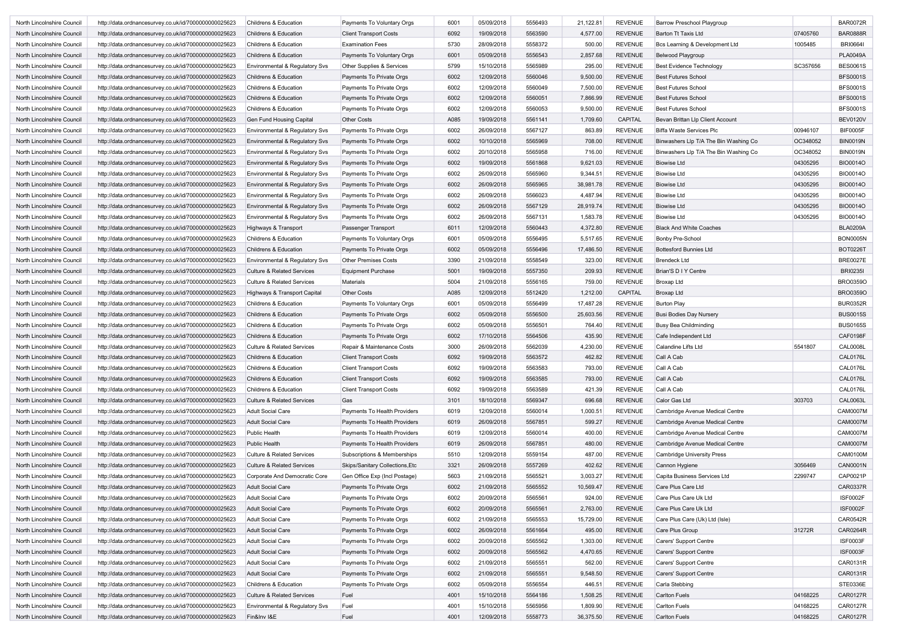| | | | | | | | | | | | |
|---|---|---|---|---|---|---|---|---|---|---|---|
| North Lincolnshire Council | http://data.ordnancesurvey.co.uk/id/7000000000025623 | Childrens & Education | Payments To Voluntary Orgs | 6001 | 05/09/2018 | 5556493 | 21,122.81 | REVENUE | Barrow Preschool Playgroup | | BAR0072R |
| North Lincolnshire Council | http://data.ordnancesurvey.co.uk/id/7000000000025623 | Childrens & Education | Client Transport Costs | 6092 | 19/09/2018 | 5563590 | 4,577.00 | REVENUE | Barton Tt Taxis Ltd | 07405760 | BAR0888R |
| North Lincolnshire Council | http://data.ordnancesurvey.co.uk/id/7000000000025623 | Childrens & Education | Examination Fees | 5730 | 28/09/2018 | 5558372 | 500.00 | REVENUE | Bcs Learning & Development Ltd | 1005485 | BRI0664I |
| North Lincolnshire Council | http://data.ordnancesurvey.co.uk/id/7000000000025623 | Childrens & Education | Payments To Voluntary Orgs | 6001 | 05/09/2018 | 5556543 | 2,857.68 | REVENUE | Belwood Playgroup | | PLA0049A |
| North Lincolnshire Council | http://data.ordnancesurvey.co.uk/id/7000000000025623 | Environmental & Regulatory Svs | Other Supplies & Services | 5799 | 15/10/2018 | 5565989 | 295.00 | REVENUE | Best Evidence Technology | SC357656 | BES0061S |
| North Lincolnshire Council | http://data.ordnancesurvey.co.uk/id/7000000000025623 | Childrens & Education | Payments To Private Orgs | 6002 | 12/09/2018 | 5560046 | 9,500.00 | REVENUE | Best Futures School | | BFS0001S |
| North Lincolnshire Council | http://data.ordnancesurvey.co.uk/id/7000000000025623 | Childrens & Education | Payments To Private Orgs | 6002 | 12/09/2018 | 5560049 | 7,500.00 | REVENUE | Best Futures School | | BFS0001S |
| North Lincolnshire Council | http://data.ordnancesurvey.co.uk/id/7000000000025623 | Childrens & Education | Payments To Private Orgs | 6002 | 12/09/2018 | 5560051 | 7,866.99 | REVENUE | Best Futures School | | BFS0001S |
| North Lincolnshire Council | http://data.ordnancesurvey.co.uk/id/7000000000025623 | Childrens & Education | Payments To Private Orgs | 6002 | 12/09/2018 | 5560053 | 9,500.00 | REVENUE | Best Futures School | | BFS0001S |
| North Lincolnshire Council | http://data.ordnancesurvey.co.uk/id/7000000000025623 | Gen Fund Housing Capital | Other Costs | A085 | 19/09/2018 | 5561141 | 1,709.60 | CAPITAL | Bevan Brittan Llp Client Account | | BEV0120V |
| North Lincolnshire Council | http://data.ordnancesurvey.co.uk/id/7000000000025623 | Environmental & Regulatory Svs | Payments To Private Orgs | 6002 | 26/09/2018 | 5567127 | 863.89 | REVENUE | Biffa Waste Services Plc | 00946107 | BIF0005F |
| North Lincolnshire Council | http://data.ordnancesurvey.co.uk/id/7000000000025623 | Environmental & Regulatory Svs | Payments To Private Orgs | 6002 | 10/10/2018 | 5565969 | 708.00 | REVENUE | Binwashers Llp T/A The Bin Washing Co | OC348052 | BIN0019N |
| North Lincolnshire Council | http://data.ordnancesurvey.co.uk/id/7000000000025623 | Environmental & Regulatory Svs | Payments To Private Orgs | 6002 | 20/10/2018 | 5565958 | 716.00 | REVENUE | Binwashers Llp T/A The Bin Washing Co | OC348052 | BIN0019N |
| North Lincolnshire Council | http://data.ordnancesurvey.co.uk/id/7000000000025623 | Environmental & Regulatory Svs | Payments To Private Orgs | 6002 | 19/09/2018 | 5561868 | 9,621.03 | REVENUE | Biowise Ltd | 04305295 | BIO0014O |
| North Lincolnshire Council | http://data.ordnancesurvey.co.uk/id/7000000000025623 | Environmental & Regulatory Svs | Payments To Private Orgs | 6002 | 26/09/2018 | 5565960 | 9,344.51 | REVENUE | Biowise Ltd | 04305295 | BIO0014O |
| North Lincolnshire Council | http://data.ordnancesurvey.co.uk/id/7000000000025623 | Environmental & Regulatory Svs | Payments To Private Orgs | 6002 | 26/09/2018 | 5565965 | 38,981.78 | REVENUE | Biowise Ltd | 04305295 | BIO0014O |
| North Lincolnshire Council | http://data.ordnancesurvey.co.uk/id/7000000000025623 | Environmental & Regulatory Svs | Payments To Private Orgs | 6002 | 26/09/2018 | 5566023 | 4,487.94 | REVENUE | Biowise Ltd | 04305295 | BIO0014O |
| North Lincolnshire Council | http://data.ordnancesurvey.co.uk/id/7000000000025623 | Environmental & Regulatory Svs | Payments To Private Orgs | 6002 | 26/09/2018 | 5567129 | 28,919.74 | REVENUE | Biowise Ltd | 04305295 | BIO0014O |
| North Lincolnshire Council | http://data.ordnancesurvey.co.uk/id/7000000000025623 | Environmental & Regulatory Svs | Payments To Private Orgs | 6002 | 26/09/2018 | 5567131 | 1,583.78 | REVENUE | Biowise Ltd | 04305295 | BIO0014O |
| North Lincolnshire Council | http://data.ordnancesurvey.co.uk/id/7000000000025623 | Highways & Transport | Passenger Transport | 6011 | 12/09/2018 | 5560443 | 4,372.80 | REVENUE | Black And White Coaches | | BLA0209A |
| North Lincolnshire Council | http://data.ordnancesurvey.co.uk/id/7000000000025623 | Childrens & Education | Payments To Voluntary Orgs | 6001 | 05/09/2018 | 5556495 | 5,517.65 | REVENUE | Bonby Pre-School | | BON0005N |
| North Lincolnshire Council | http://data.ordnancesurvey.co.uk/id/7000000000025623 | Childrens & Education | Payments To Private Orgs | 6002 | 05/09/2018 | 5556496 | 17,486.50 | REVENUE | Bottesford Bunnies Ltd | | BOT0226T |
| North Lincolnshire Council | http://data.ordnancesurvey.co.uk/id/7000000000025623 | Environmental & Regulatory Svs | Other Premises Costs | 3390 | 21/09/2018 | 5558549 | 323.00 | REVENUE | Brendeck Ltd | | BRE0027E |
| North Lincolnshire Council | http://data.ordnancesurvey.co.uk/id/7000000000025623 | Culture & Related Services | Equipment Purchase | 5001 | 19/09/2018 | 5557350 | 209.93 | REVENUE | Brian'S D I Y Centre | | BRI0235I |
| North Lincolnshire Council | http://data.ordnancesurvey.co.uk/id/7000000000025623 | Culture & Related Services | Materials | 5004 | 21/09/2018 | 5556165 | 759.00 | REVENUE | Broxap Ltd | | BRO0359O |
| North Lincolnshire Council | http://data.ordnancesurvey.co.uk/id/7000000000025623 | Highways & Transport Capital | Other Costs | A085 | 12/09/2018 | 5512420 | 1,212.00 | CAPITAL | Broxap Ltd | | BRO0359O |
| North Lincolnshire Council | http://data.ordnancesurvey.co.uk/id/7000000000025623 | Childrens & Education | Payments To Voluntary Orgs | 6001 | 05/09/2018 | 5556499 | 17,487.28 | REVENUE | Burton Play | | BUR0352R |
| North Lincolnshire Council | http://data.ordnancesurvey.co.uk/id/7000000000025623 | Childrens & Education | Payments To Private Orgs | 6002 | 05/09/2018 | 5556500 | 25,603.56 | REVENUE | Busi Bodies Day Nursery | | BUS0015S |
| North Lincolnshire Council | http://data.ordnancesurvey.co.uk/id/7000000000025623 | Childrens & Education | Payments To Private Orgs | 6002 | 05/09/2018 | 5556501 | 764.40 | REVENUE | Busy Bea Childminding | | BUS0165S |
| North Lincolnshire Council | http://data.ordnancesurvey.co.uk/id/7000000000025623 | Childrens & Education | Payments To Private Orgs | 6002 | 17/10/2018 | 5564506 | 435.90 | REVENUE | Cafe Indiependent Ltd | | CAF0198F |
| North Lincolnshire Council | http://data.ordnancesurvey.co.uk/id/7000000000025623 | Culture & Related Services | Repair & Maintenance Costs | 3000 | 26/09/2018 | 5562039 | 4,230.00 | REVENUE | Calandine Lifts Ltd | 5541807 | CAL0008L |
| North Lincolnshire Council | http://data.ordnancesurvey.co.uk/id/7000000000025623 | Childrens & Education | Client Transport Costs | 6092 | 19/09/2018 | 5563572 | 462.82 | REVENUE | Call A Cab | | CAL0176L |
| North Lincolnshire Council | http://data.ordnancesurvey.co.uk/id/7000000000025623 | Childrens & Education | Client Transport Costs | 6092 | 19/09/2018 | 5563583 | 793.00 | REVENUE | Call A Cab | | CAL0176L |
| North Lincolnshire Council | http://data.ordnancesurvey.co.uk/id/7000000000025623 | Childrens & Education | Client Transport Costs | 6092 | 19/09/2018 | 5563585 | 793.00 | REVENUE | Call A Cab | | CAL0176L |
| North Lincolnshire Council | http://data.ordnancesurvey.co.uk/id/7000000000025623 | Childrens & Education | Client Transport Costs | 6092 | 19/09/2018 | 5563589 | 421.39 | REVENUE | Call A Cab | | CAL0176L |
| North Lincolnshire Council | http://data.ordnancesurvey.co.uk/id/7000000000025623 | Culture & Related Services | Gas | 3101 | 18/10/2018 | 5569347 | 696.68 | REVENUE | Calor Gas Ltd | 303703 | CAL0063L |
| North Lincolnshire Council | http://data.ordnancesurvey.co.uk/id/7000000000025623 | Adult Social Care | Payments To Health Providers | 6019 | 12/09/2018 | 5560014 | 1,000.51 | REVENUE | Cambridge Avenue Medical Centre | | CAM0007M |
| North Lincolnshire Council | http://data.ordnancesurvey.co.uk/id/7000000000025623 | Adult Social Care | Payments To Health Providers | 6019 | 26/09/2018 | 5567851 | 599.27 | REVENUE | Cambridge Avenue Medical Centre | | CAM0007M |
| North Lincolnshire Council | http://data.ordnancesurvey.co.uk/id/7000000000025623 | Public Health | Payments To Health Providers | 6019 | 12/09/2018 | 5560014 | 400.00 | REVENUE | Cambridge Avenue Medical Centre | | CAM0007M |
| North Lincolnshire Council | http://data.ordnancesurvey.co.uk/id/7000000000025623 | Public Health | Payments To Health Providers | 6019 | 26/09/2018 | 5567851 | 480.00 | REVENUE | Cambridge Avenue Medical Centre | | CAM0007M |
| North Lincolnshire Council | http://data.ordnancesurvey.co.uk/id/7000000000025623 | Culture & Related Services | Subscriptions & Memberships | 5510 | 12/09/2018 | 5559154 | 487.00 | REVENUE | Cambridge University Press | | CAM0100M |
| North Lincolnshire Council | http://data.ordnancesurvey.co.uk/id/7000000000025623 | Culture & Related Services | Skips/Sanitary Collections,Etc | 3321 | 26/09/2018 | 5557269 | 402.62 | REVENUE | Cannon Hygiene | 3056469 | CAN0001N |
| North Lincolnshire Council | http://data.ordnancesurvey.co.uk/id/7000000000025623 | Corporate And Democratic Core | Gen Office Exp (Incl Postage) | 5603 | 21/09/2018 | 5565521 | 3,003.27 | REVENUE | Capita Business Services Ltd | 2299747 | CAP0021P |
| North Lincolnshire Council | http://data.ordnancesurvey.co.uk/id/7000000000025623 | Adult Social Care | Payments To Private Orgs | 6002 | 21/09/2018 | 5565552 | 10,569.47 | REVENUE | Care Plus Care Ltd | | CAR0337R |
| North Lincolnshire Council | http://data.ordnancesurvey.co.uk/id/7000000000025623 | Adult Social Care | Payments To Private Orgs | 6002 | 20/09/2018 | 5565561 | 924.00 | REVENUE | Care Plus Care Uk Ltd | | ISF0002F |
| North Lincolnshire Council | http://data.ordnancesurvey.co.uk/id/7000000000025623 | Adult Social Care | Payments To Private Orgs | 6002 | 20/09/2018 | 5565561 | 2,763.00 | REVENUE | Care Plus Care Uk Ltd | | ISF0002F |
| North Lincolnshire Council | http://data.ordnancesurvey.co.uk/id/7000000000025623 | Adult Social Care | Payments To Private Orgs | 6002 | 21/09/2018 | 5565553 | 15,729.00 | REVENUE | Care Plus Care (Uk) Ltd (Isle) | | CAR0542R |
| North Lincolnshire Council | http://data.ordnancesurvey.co.uk/id/7000000000025623 | Adult Social Care | Payments To Private Orgs | 6002 | 26/09/2018 | 5561664 | 495.00 | REVENUE | Care Plus Group | 31272R | CAR0264R |
| North Lincolnshire Council | http://data.ordnancesurvey.co.uk/id/7000000000025623 | Adult Social Care | Payments To Private Orgs | 6002 | 20/09/2018 | 5565562 | 1,303.00 | REVENUE | Carers' Support Centre | | ISF0003F |
| North Lincolnshire Council | http://data.ordnancesurvey.co.uk/id/7000000000025623 | Adult Social Care | Payments To Private Orgs | 6002 | 20/09/2018 | 5565562 | 4,470.65 | REVENUE | Carers' Support Centre | | ISF0003F |
| North Lincolnshire Council | http://data.ordnancesurvey.co.uk/id/7000000000025623 | Adult Social Care | Payments To Private Orgs | 6002 | 21/09/2018 | 5565551 | 562.00 | REVENUE | Carers' Support Centre | | CAR0131R |
| North Lincolnshire Council | http://data.ordnancesurvey.co.uk/id/7000000000025623 | Adult Social Care | Payments To Private Orgs | 6002 | 21/09/2018 | 5565551 | 9,548.50 | REVENUE | Carers' Support Centre | | CAR0131R |
| North Lincolnshire Council | http://data.ordnancesurvey.co.uk/id/7000000000025623 | Childrens & Education | Payments To Private Orgs | 6002 | 05/09/2018 | 5556554 | 446.51 | REVENUE | Carla Stebbing | | STE0336E |
| North Lincolnshire Council | http://data.ordnancesurvey.co.uk/id/7000000000025623 | Culture & Related Services | Fuel | 4001 | 15/10/2018 | 5564186 | 1,508.25 | REVENUE | Carlton Fuels | 04168225 | CAR0127R |
| North Lincolnshire Council | http://data.ordnancesurvey.co.uk/id/7000000000025623 | Environmental & Regulatory Svs | Fuel | 4001 | 15/10/2018 | 5565956 | 1,809.90 | REVENUE | Carlton Fuels | 04168225 | CAR0127R |
| North Lincolnshire Council | http://data.ordnancesurvey.co.uk/id/7000000000025623 | Fin&Inv I&E | Fuel | 4001 | 12/09/2018 | 5558773 | 36,375.50 | REVENUE | Carlton Fuels | 04168225 | CAR0127R |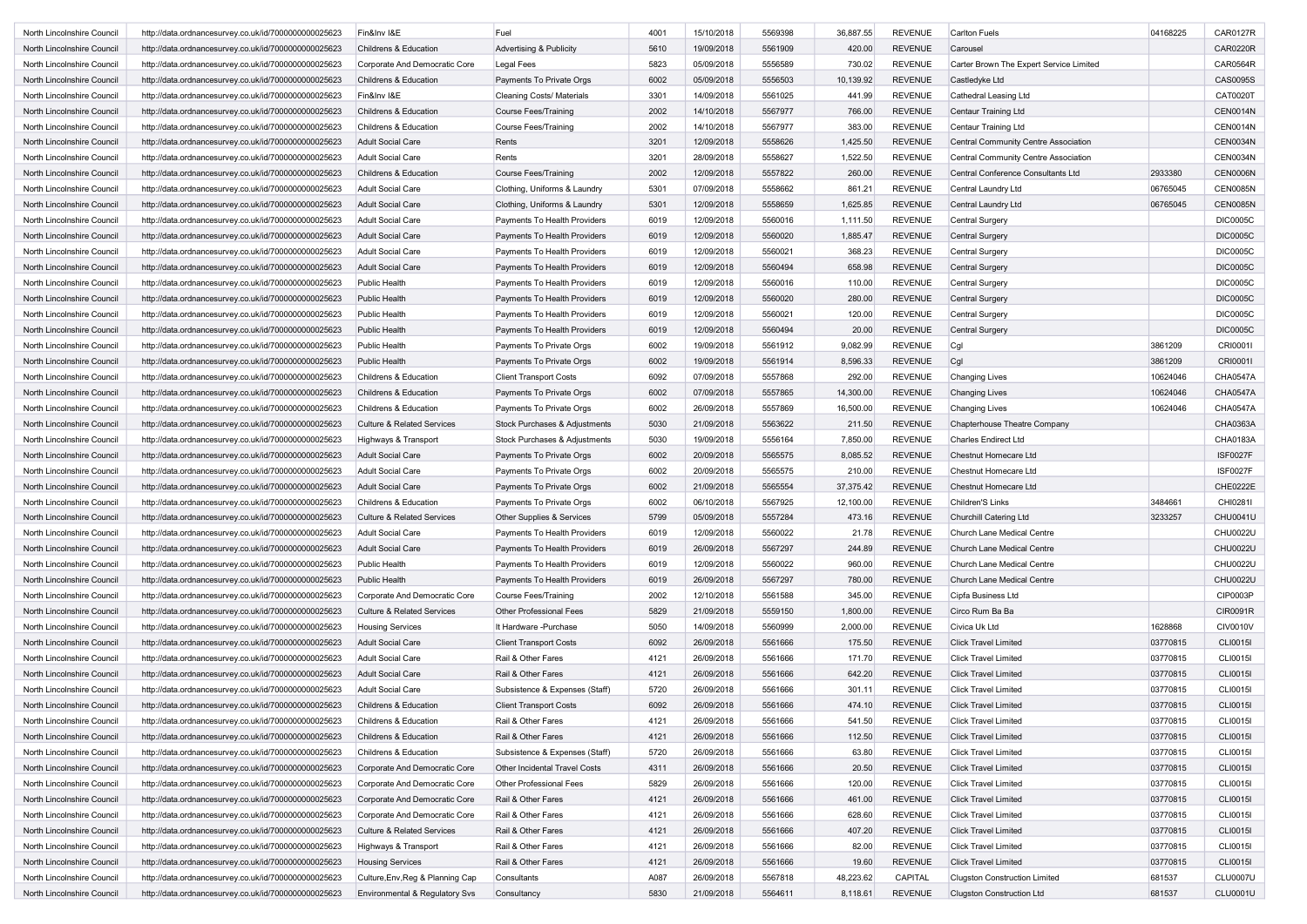| | | | | | | | | | | | |
|---|---|---|---|---|---|---|---|---|---|---|---|
| North Lincolnshire Council | http://data.ordnancesurvey.co.uk/id/7000000000025623 | Fin&Inv I&E | Fuel | 4001 | 15/10/2018 | 5569398 | 36,887.55 | REVENUE | Carlton Fuels | 04168225 | CAR0127R |
| North Lincolnshire Council | http://data.ordnancesurvey.co.uk/id/7000000000025623 | Childrens & Education | Advertising & Publicity | 5610 | 19/09/2018 | 5561909 | 420.00 | REVENUE | Carousel | | CAR0220R |
| North Lincolnshire Council | http://data.ordnancesurvey.co.uk/id/7000000000025623 | Corporate And Democratic Core | Legal Fees | 5823 | 05/09/2018 | 5556589 | 730.02 | REVENUE | Carter Brown The Expert Service Limited | | CAR0564R |
| North Lincolnshire Council | http://data.ordnancesurvey.co.uk/id/7000000000025623 | Childrens & Education | Payments To Private Orgs | 6002 | 05/09/2018 | 5556503 | 10,139.92 | REVENUE | Castledyke Ltd | | CAS0095S |
| North Lincolnshire Council | http://data.ordnancesurvey.co.uk/id/7000000000025623 | Fin&Inv I&E | Cleaning Costs/ Materials | 3301 | 14/09/2018 | 5561025 | 441.99 | REVENUE | Cathedral Leasing Ltd | | CAT0020T |
| North Lincolnshire Council | http://data.ordnancesurvey.co.uk/id/7000000000025623 | Childrens & Education | Course Fees/Training | 2002 | 14/10/2018 | 5567977 | 766.00 | REVENUE | Centaur Training Ltd | | CEN0014N |
| North Lincolnshire Council | http://data.ordnancesurvey.co.uk/id/7000000000025623 | Childrens & Education | Course Fees/Training | 2002 | 14/10/2018 | 5567977 | 383.00 | REVENUE | Centaur Training Ltd | | CEN0014N |
| North Lincolnshire Council | http://data.ordnancesurvey.co.uk/id/7000000000025623 | Adult Social Care | Rents | 3201 | 12/09/2018 | 5558626 | 1,425.50 | REVENUE | Central Community Centre Association | | CEN0034N |
| North Lincolnshire Council | http://data.ordnancesurvey.co.uk/id/7000000000025623 | Adult Social Care | Rents | 3201 | 28/09/2018 | 5558627 | 1,522.50 | REVENUE | Central Community Centre Association | | CEN0034N |
| North Lincolnshire Council | http://data.ordnancesurvey.co.uk/id/7000000000025623 | Childrens & Education | Course Fees/Training | 2002 | 12/09/2018 | 5557822 | 260.00 | REVENUE | Central Conference Consultants Ltd | 2933380 | CEN0006N |
| North Lincolnshire Council | http://data.ordnancesurvey.co.uk/id/7000000000025623 | Adult Social Care | Clothing, Uniforms & Laundry | 5301 | 07/09/2018 | 5558662 | 861.21 | REVENUE | Central Laundry Ltd | 06765045 | CEN0085N |
| North Lincolnshire Council | http://data.ordnancesurvey.co.uk/id/7000000000025623 | Adult Social Care | Clothing, Uniforms & Laundry | 5301 | 12/09/2018 | 5558659 | 1,625.85 | REVENUE | Central Laundry Ltd | 06765045 | CEN0085N |
| North Lincolnshire Council | http://data.ordnancesurvey.co.uk/id/7000000000025623 | Adult Social Care | Payments To Health Providers | 6019 | 12/09/2018 | 5560016 | 1,111.50 | REVENUE | Central Surgery | | DIC0005C |
| North Lincolnshire Council | http://data.ordnancesurvey.co.uk/id/7000000000025623 | Adult Social Care | Payments To Health Providers | 6019 | 12/09/2018 | 5560020 | 1,885.47 | REVENUE | Central Surgery | | DIC0005C |
| North Lincolnshire Council | http://data.ordnancesurvey.co.uk/id/7000000000025623 | Adult Social Care | Payments To Health Providers | 6019 | 12/09/2018 | 5560021 | 368.23 | REVENUE | Central Surgery | | DIC0005C |
| North Lincolnshire Council | http://data.ordnancesurvey.co.uk/id/7000000000025623 | Adult Social Care | Payments To Health Providers | 6019 | 12/09/2018 | 5560494 | 658.98 | REVENUE | Central Surgery | | DIC0005C |
| North Lincolnshire Council | http://data.ordnancesurvey.co.uk/id/7000000000025623 | Public Health | Payments To Health Providers | 6019 | 12/09/2018 | 5560016 | 110.00 | REVENUE | Central Surgery | | DIC0005C |
| North Lincolnshire Council | http://data.ordnancesurvey.co.uk/id/7000000000025623 | Public Health | Payments To Health Providers | 6019 | 12/09/2018 | 5560020 | 280.00 | REVENUE | Central Surgery | | DIC0005C |
| North Lincolnshire Council | http://data.ordnancesurvey.co.uk/id/7000000000025623 | Public Health | Payments To Health Providers | 6019 | 12/09/2018 | 5560021 | 120.00 | REVENUE | Central Surgery | | DIC0005C |
| North Lincolnshire Council | http://data.ordnancesurvey.co.uk/id/7000000000025623 | Public Health | Payments To Health Providers | 6019 | 12/09/2018 | 5560494 | 20.00 | REVENUE | Central Surgery | | DIC0005C |
| North Lincolnshire Council | http://data.ordnancesurvey.co.uk/id/7000000000025623 | Public Health | Payments To Private Orgs | 6002 | 19/09/2018 | 5561912 | 9,082.99 | REVENUE | Cgl | 3861209 | CRI0001I |
| North Lincolnshire Council | http://data.ordnancesurvey.co.uk/id/7000000000025623 | Public Health | Payments To Private Orgs | 6002 | 19/09/2018 | 5561914 | 8,596.33 | REVENUE | Cgl | 3861209 | CRI0001I |
| North Lincolnshire Council | http://data.ordnancesurvey.co.uk/id/7000000000025623 | Childrens & Education | Client Transport Costs | 6092 | 07/09/2018 | 5557868 | 292.00 | REVENUE | Changing Lives | 10624046 | CHA0547A |
| North Lincolnshire Council | http://data.ordnancesurvey.co.uk/id/7000000000025623 | Childrens & Education | Payments To Private Orgs | 6002 | 07/09/2018 | 5557865 | 14,300.00 | REVENUE | Changing Lives | 10624046 | CHA0547A |
| North Lincolnshire Council | http://data.ordnancesurvey.co.uk/id/7000000000025623 | Childrens & Education | Payments To Private Orgs | 6002 | 26/09/2018 | 5557869 | 16,500.00 | REVENUE | Changing Lives | 10624046 | CHA0547A |
| North Lincolnshire Council | http://data.ordnancesurvey.co.uk/id/7000000000025623 | Culture & Related Services | Stock Purchases & Adjustments | 5030 | 21/09/2018 | 5563622 | 211.50 | REVENUE | Chapterhouse Theatre Company | | CHA0363A |
| North Lincolnshire Council | http://data.ordnancesurvey.co.uk/id/7000000000025623 | Highways & Transport | Stock Purchases & Adjustments | 5030 | 19/09/2018 | 5556164 | 7,850.00 | REVENUE | Charles Endirect Ltd | | CHA0183A |
| North Lincolnshire Council | http://data.ordnancesurvey.co.uk/id/7000000000025623 | Adult Social Care | Payments To Private Orgs | 6002 | 20/09/2018 | 5565575 | 8,085.52 | REVENUE | Chestnut Homecare Ltd | | ISF0027F |
| North Lincolnshire Council | http://data.ordnancesurvey.co.uk/id/7000000000025623 | Adult Social Care | Payments To Private Orgs | 6002 | 20/09/2018 | 5565575 | 210.00 | REVENUE | Chestnut Homecare Ltd | | ISF0027F |
| North Lincolnshire Council | http://data.ordnancesurvey.co.uk/id/7000000000025623 | Adult Social Care | Payments To Private Orgs | 6002 | 21/09/2018 | 5565554 | 37,375.42 | REVENUE | Chestnut Homecare Ltd | | CHE0222E |
| North Lincolnshire Council | http://data.ordnancesurvey.co.uk/id/7000000000025623 | Childrens & Education | Payments To Private Orgs | 6002 | 06/10/2018 | 5567925 | 12,100.00 | REVENUE | Children'S Links | 3484661 | CHI0281I |
| North Lincolnshire Council | http://data.ordnancesurvey.co.uk/id/7000000000025623 | Culture & Related Services | Other Supplies & Services | 5799 | 05/09/2018 | 5557284 | 473.16 | REVENUE | Churchill Catering Ltd | 3233257 | CHU0041U |
| North Lincolnshire Council | http://data.ordnancesurvey.co.uk/id/7000000000025623 | Adult Social Care | Payments To Health Providers | 6019 | 12/09/2018 | 5560022 | 21.78 | REVENUE | Church Lane Medical Centre | | CHU0022U |
| North Lincolnshire Council | http://data.ordnancesurvey.co.uk/id/7000000000025623 | Adult Social Care | Payments To Health Providers | 6019 | 26/09/2018 | 5567297 | 244.89 | REVENUE | Church Lane Medical Centre | | CHU0022U |
| North Lincolnshire Council | http://data.ordnancesurvey.co.uk/id/7000000000025623 | Public Health | Payments To Health Providers | 6019 | 12/09/2018 | 5560022 | 960.00 | REVENUE | Church Lane Medical Centre | | CHU0022U |
| North Lincolnshire Council | http://data.ordnancesurvey.co.uk/id/7000000000025623 | Public Health | Payments To Health Providers | 6019 | 26/09/2018 | 5567297 | 780.00 | REVENUE | Church Lane Medical Centre | | CHU0022U |
| North Lincolnshire Council | http://data.ordnancesurvey.co.uk/id/7000000000025623 | Corporate And Democratic Core | Course Fees/Training | 2002 | 12/10/2018 | 5561588 | 345.00 | REVENUE | Cipfa Business Ltd | | CIP0003P |
| North Lincolnshire Council | http://data.ordnancesurvey.co.uk/id/7000000000025623 | Culture & Related Services | Other Professional Fees | 5829 | 21/09/2018 | 5559150 | 1,800.00 | REVENUE | Circo Rum Ba Ba | | CIR0091R |
| North Lincolnshire Council | http://data.ordnancesurvey.co.uk/id/7000000000025623 | Housing Services | It Hardware -Purchase | 5050 | 14/09/2018 | 5560999 | 2,000.00 | REVENUE | Civica Uk Ltd | 1628868 | CIV0010V |
| North Lincolnshire Council | http://data.ordnancesurvey.co.uk/id/7000000000025623 | Adult Social Care | Client Transport Costs | 6092 | 26/09/2018 | 5561666 | 175.50 | REVENUE | Click Travel Limited | 03770815 | CLI0015I |
| North Lincolnshire Council | http://data.ordnancesurvey.co.uk/id/7000000000025623 | Adult Social Care | Rail & Other Fares | 4121 | 26/09/2018 | 5561666 | 171.70 | REVENUE | Click Travel Limited | 03770815 | CLI0015I |
| North Lincolnshire Council | http://data.ordnancesurvey.co.uk/id/7000000000025623 | Adult Social Care | Rail & Other Fares | 4121 | 26/09/2018 | 5561666 | 642.20 | REVENUE | Click Travel Limited | 03770815 | CLI0015I |
| North Lincolnshire Council | http://data.ordnancesurvey.co.uk/id/7000000000025623 | Adult Social Care | Subsistence & Expenses (Staff) | 5720 | 26/09/2018 | 5561666 | 301.11 | REVENUE | Click Travel Limited | 03770815 | CLI0015I |
| North Lincolnshire Council | http://data.ordnancesurvey.co.uk/id/7000000000025623 | Childrens & Education | Client Transport Costs | 6092 | 26/09/2018 | 5561666 | 474.10 | REVENUE | Click Travel Limited | 03770815 | CLI0015I |
| North Lincolnshire Council | http://data.ordnancesurvey.co.uk/id/7000000000025623 | Childrens & Education | Rail & Other Fares | 4121 | 26/09/2018 | 5561666 | 541.50 | REVENUE | Click Travel Limited | 03770815 | CLI0015I |
| North Lincolnshire Council | http://data.ordnancesurvey.co.uk/id/7000000000025623 | Childrens & Education | Rail & Other Fares | 4121 | 26/09/2018 | 5561666 | 112.50 | REVENUE | Click Travel Limited | 03770815 | CLI0015I |
| North Lincolnshire Council | http://data.ordnancesurvey.co.uk/id/7000000000025623 | Childrens & Education | Subsistence & Expenses (Staff) | 5720 | 26/09/2018 | 5561666 | 63.80 | REVENUE | Click Travel Limited | 03770815 | CLI0015I |
| North Lincolnshire Council | http://data.ordnancesurvey.co.uk/id/7000000000025623 | Corporate And Democratic Core | Other Incidental Travel Costs | 4311 | 26/09/2018 | 5561666 | 20.50 | REVENUE | Click Travel Limited | 03770815 | CLI0015I |
| North Lincolnshire Council | http://data.ordnancesurvey.co.uk/id/7000000000025623 | Corporate And Democratic Core | Other Professional Fees | 5829 | 26/09/2018 | 5561666 | 120.00 | REVENUE | Click Travel Limited | 03770815 | CLI0015I |
| North Lincolnshire Council | http://data.ordnancesurvey.co.uk/id/7000000000025623 | Corporate And Democratic Core | Rail & Other Fares | 4121 | 26/09/2018 | 5561666 | 461.00 | REVENUE | Click Travel Limited | 03770815 | CLI0015I |
| North Lincolnshire Council | http://data.ordnancesurvey.co.uk/id/7000000000025623 | Corporate And Democratic Core | Rail & Other Fares | 4121 | 26/09/2018 | 5561666 | 628.60 | REVENUE | Click Travel Limited | 03770815 | CLI0015I |
| North Lincolnshire Council | http://data.ordnancesurvey.co.uk/id/7000000000025623 | Culture & Related Services | Rail & Other Fares | 4121 | 26/09/2018 | 5561666 | 407.20 | REVENUE | Click Travel Limited | 03770815 | CLI0015I |
| North Lincolnshire Council | http://data.ordnancesurvey.co.uk/id/7000000000025623 | Highways & Transport | Rail & Other Fares | 4121 | 26/09/2018 | 5561666 | 82.00 | REVENUE | Click Travel Limited | 03770815 | CLI0015I |
| North Lincolnshire Council | http://data.ordnancesurvey.co.uk/id/7000000000025623 | Housing Services | Rail & Other Fares | 4121 | 26/09/2018 | 5561666 | 19.60 | REVENUE | Click Travel Limited | 03770815 | CLI0015I |
| North Lincolnshire Council | http://data.ordnancesurvey.co.uk/id/7000000000025623 | Culture,Env,Reg & Planning Cap | Consultants | A087 | 26/09/2018 | 5567818 | 48,223.62 | CAPITAL | Clugston Construction Limited | 681537 | CLU0007U |
| North Lincolnshire Council | http://data.ordnancesurvey.co.uk/id/7000000000025623 | Environmental & Regulatory Svs | Consultancy | 5830 | 21/09/2018 | 5564611 | 8,118.61 | REVENUE | Clugston Construction Ltd | 681537 | CLU0001U |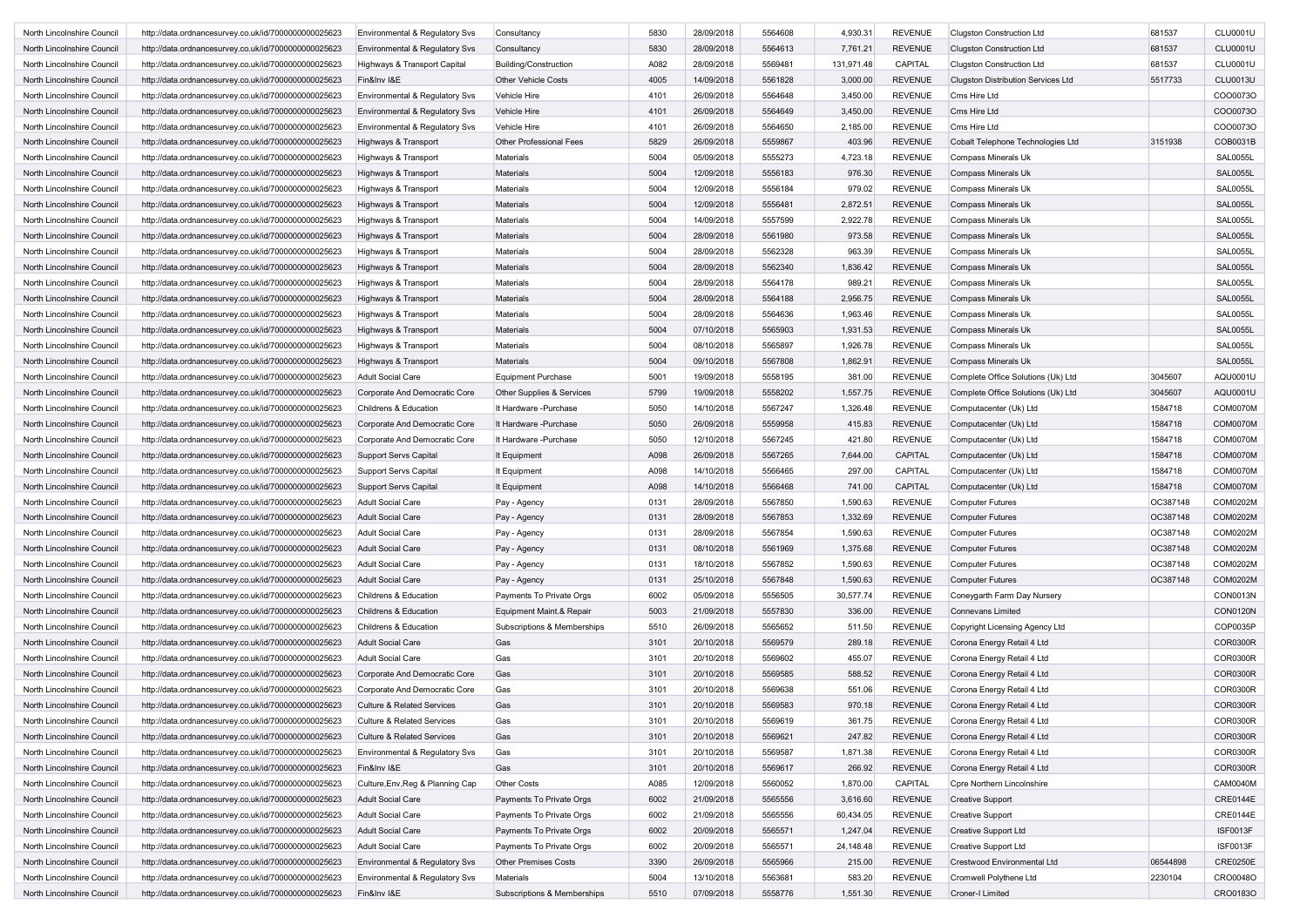| | | | | | | | | | | | |
|---|---|---|---|---|---|---|---|---|---|---|---|
| North Lincolnshire Council | http://data.ordnancesurvey.co.uk/id/7000000000025623 | Environmental & Regulatory Svs | Consultancy | 5830 | 28/09/2018 | 5564608 | 4,930.31 | REVENUE | Clugston Construction Ltd | 681537 | CLU0001U |
| North Lincolnshire Council | http://data.ordnancesurvey.co.uk/id/7000000000025623 | Environmental & Regulatory Svs | Consultancy | 5830 | 28/09/2018 | 5564613 | 7,761.21 | REVENUE | Clugston Construction Ltd | 681537 | CLU0001U |
| North Lincolnshire Council | http://data.ordnancesurvey.co.uk/id/7000000000025623 | Highways & Transport Capital | Building/Construction | A082 | 28/09/2018 | 5569481 | 131,971.48 | CAPITAL | Clugston Construction Ltd | 681537 | CLU0001U |
| North Lincolnshire Council | http://data.ordnancesurvey.co.uk/id/7000000000025623 | Fin&Inv I&E | Other Vehicle Costs | 4005 | 14/09/2018 | 5561828 | 3,000.00 | REVENUE | Clugston Distribution Services Ltd | 5517733 | CLU0013U |
| North Lincolnshire Council | http://data.ordnancesurvey.co.uk/id/7000000000025623 | Environmental & Regulatory Svs | Vehicle Hire | 4101 | 26/09/2018 | 5564648 | 3,450.00 | REVENUE | Cms Hire Ltd | | COO0073O |
| North Lincolnshire Council | http://data.ordnancesurvey.co.uk/id/7000000000025623 | Environmental & Regulatory Svs | Vehicle Hire | 4101 | 26/09/2018 | 5564649 | 3,450.00 | REVENUE | Cms Hire Ltd | | COO0073O |
| North Lincolnshire Council | http://data.ordnancesurvey.co.uk/id/7000000000025623 | Environmental & Regulatory Svs | Vehicle Hire | 4101 | 26/09/2018 | 5564650 | 2,185.00 | REVENUE | Cms Hire Ltd | | COO0073O |
| North Lincolnshire Council | http://data.ordnancesurvey.co.uk/id/7000000000025623 | Highways & Transport | Other Professional Fees | 5829 | 26/09/2018 | 5559867 | 403.96 | REVENUE | Cobalt Telephone Technologies Ltd | 3151938 | COB0031B |
| North Lincolnshire Council | http://data.ordnancesurvey.co.uk/id/7000000000025623 | Highways & Transport | Materials | 5004 | 05/09/2018 | 5555273 | 4,723.18 | REVENUE | Compass Minerals Uk | | SAL0055L |
| North Lincolnshire Council | http://data.ordnancesurvey.co.uk/id/7000000000025623 | Highways & Transport | Materials | 5004 | 12/09/2018 | 5556183 | 976.30 | REVENUE | Compass Minerals Uk | | SAL0055L |
| North Lincolnshire Council | http://data.ordnancesurvey.co.uk/id/7000000000025623 | Highways & Transport | Materials | 5004 | 12/09/2018 | 5556184 | 979.02 | REVENUE | Compass Minerals Uk | | SAL0055L |
| North Lincolnshire Council | http://data.ordnancesurvey.co.uk/id/7000000000025623 | Highways & Transport | Materials | 5004 | 12/09/2018 | 5556481 | 2,872.51 | REVENUE | Compass Minerals Uk | | SAL0055L |
| North Lincolnshire Council | http://data.ordnancesurvey.co.uk/id/7000000000025623 | Highways & Transport | Materials | 5004 | 14/09/2018 | 5557599 | 2,922.78 | REVENUE | Compass Minerals Uk | | SAL0055L |
| North Lincolnshire Council | http://data.ordnancesurvey.co.uk/id/7000000000025623 | Highways & Transport | Materials | 5004 | 28/09/2018 | 5561980 | 973.58 | REVENUE | Compass Minerals Uk | | SAL0055L |
| North Lincolnshire Council | http://data.ordnancesurvey.co.uk/id/7000000000025623 | Highways & Transport | Materials | 5004 | 28/09/2018 | 5562328 | 963.39 | REVENUE | Compass Minerals Uk | | SAL0055L |
| North Lincolnshire Council | http://data.ordnancesurvey.co.uk/id/7000000000025623 | Highways & Transport | Materials | 5004 | 28/09/2018 | 5562340 | 1,836.42 | REVENUE | Compass Minerals Uk | | SAL0055L |
| North Lincolnshire Council | http://data.ordnancesurvey.co.uk/id/7000000000025623 | Highways & Transport | Materials | 5004 | 28/09/2018 | 5564178 | 989.21 | REVENUE | Compass Minerals Uk | | SAL0055L |
| North Lincolnshire Council | http://data.ordnancesurvey.co.uk/id/7000000000025623 | Highways & Transport | Materials | 5004 | 28/09/2018 | 5564188 | 2,956.75 | REVENUE | Compass Minerals Uk | | SAL0055L |
| North Lincolnshire Council | http://data.ordnancesurvey.co.uk/id/7000000000025623 | Highways & Transport | Materials | 5004 | 28/09/2018 | 5564636 | 1,963.46 | REVENUE | Compass Minerals Uk | | SAL0055L |
| North Lincolnshire Council | http://data.ordnancesurvey.co.uk/id/7000000000025623 | Highways & Transport | Materials | 5004 | 07/10/2018 | 5565903 | 1,931.53 | REVENUE | Compass Minerals Uk | | SAL0055L |
| North Lincolnshire Council | http://data.ordnancesurvey.co.uk/id/7000000000025623 | Highways & Transport | Materials | 5004 | 08/10/2018 | 5565897 | 1,926.78 | REVENUE | Compass Minerals Uk | | SAL0055L |
| North Lincolnshire Council | http://data.ordnancesurvey.co.uk/id/7000000000025623 | Highways & Transport | Materials | 5004 | 09/10/2018 | 5567808 | 1,862.91 | REVENUE | Compass Minerals Uk | | SAL0055L |
| North Lincolnshire Council | http://data.ordnancesurvey.co.uk/id/7000000000025623 | Adult Social Care | Equipment Purchase | 5001 | 19/09/2018 | 5558195 | 381.00 | REVENUE | Complete Office Solutions (Uk) Ltd | 3045607 | AQU0001U |
| North Lincolnshire Council | http://data.ordnancesurvey.co.uk/id/7000000000025623 | Corporate And Democratic Core | Other Supplies & Services | 5799 | 19/09/2018 | 5558202 | 1,557.75 | REVENUE | Complete Office Solutions (Uk) Ltd | 3045607 | AQU0001U |
| North Lincolnshire Council | http://data.ordnancesurvey.co.uk/id/7000000000025623 | Childrens & Education | It Hardware -Purchase | 5050 | 14/10/2018 | 5567247 | 1,326.48 | REVENUE | Computacenter (Uk) Ltd | 1584718 | COM0070M |
| North Lincolnshire Council | http://data.ordnancesurvey.co.uk/id/7000000000025623 | Corporate And Democratic Core | It Hardware -Purchase | 5050 | 26/09/2018 | 5559958 | 415.83 | REVENUE | Computacenter (Uk) Ltd | 1584718 | COM0070M |
| North Lincolnshire Council | http://data.ordnancesurvey.co.uk/id/7000000000025623 | Corporate And Democratic Core | It Hardware -Purchase | 5050 | 12/10/2018 | 5567245 | 421.80 | REVENUE | Computacenter (Uk) Ltd | 1584718 | COM0070M |
| North Lincolnshire Council | http://data.ordnancesurvey.co.uk/id/7000000000025623 | Support Servs Capital | It Equipment | A098 | 26/09/2018 | 5567265 | 7,644.00 | CAPITAL | Computacenter (Uk) Ltd | 1584718 | COM0070M |
| North Lincolnshire Council | http://data.ordnancesurvey.co.uk/id/7000000000025623 | Support Servs Capital | It Equipment | A098 | 14/10/2018 | 5566465 | 297.00 | CAPITAL | Computacenter (Uk) Ltd | 1584718 | COM0070M |
| North Lincolnshire Council | http://data.ordnancesurvey.co.uk/id/7000000000025623 | Support Servs Capital | It Equipment | A098 | 14/10/2018 | 5566468 | 741.00 | CAPITAL | Computacenter (Uk) Ltd | 1584718 | COM0070M |
| North Lincolnshire Council | http://data.ordnancesurvey.co.uk/id/7000000000025623 | Adult Social Care | Pay - Agency | 0131 | 28/09/2018 | 5567850 | 1,590.63 | REVENUE | Computer Futures | OC387148 | COM0202M |
| North Lincolnshire Council | http://data.ordnancesurvey.co.uk/id/7000000000025623 | Adult Social Care | Pay - Agency | 0131 | 28/09/2018 | 5567853 | 1,332.69 | REVENUE | Computer Futures | OC387148 | COM0202M |
| North Lincolnshire Council | http://data.ordnancesurvey.co.uk/id/7000000000025623 | Adult Social Care | Pay - Agency | 0131 | 28/09/2018 | 5567854 | 1,590.63 | REVENUE | Computer Futures | OC387148 | COM0202M |
| North Lincolnshire Council | http://data.ordnancesurvey.co.uk/id/7000000000025623 | Adult Social Care | Pay - Agency | 0131 | 08/10/2018 | 5561969 | 1,375.68 | REVENUE | Computer Futures | OC387148 | COM0202M |
| North Lincolnshire Council | http://data.ordnancesurvey.co.uk/id/7000000000025623 | Adult Social Care | Pay - Agency | 0131 | 18/10/2018 | 5567852 | 1,590.63 | REVENUE | Computer Futures | OC387148 | COM0202M |
| North Lincolnshire Council | http://data.ordnancesurvey.co.uk/id/7000000000025623 | Adult Social Care | Pay - Agency | 0131 | 25/10/2018 | 5567848 | 1,590.63 | REVENUE | Computer Futures | OC387148 | COM0202M |
| North Lincolnshire Council | http://data.ordnancesurvey.co.uk/id/7000000000025623 | Childrens & Education | Payments To Private Orgs | 6002 | 05/09/2018 | 5556505 | 30,577.74 | REVENUE | Coneygarth Farm Day Nursery | | CON0013N |
| North Lincolnshire Council | http://data.ordnancesurvey.co.uk/id/7000000000025623 | Childrens & Education | Equipment Maint.& Repair | 5003 | 21/09/2018 | 5557830 | 336.00 | REVENUE | Connevans Limited | | CON0120N |
| North Lincolnshire Council | http://data.ordnancesurvey.co.uk/id/7000000000025623 | Childrens & Education | Subscriptions & Memberships | 5510 | 26/09/2018 | 5565652 | 511.50 | REVENUE | Copyright Licensing Agency Ltd | | COP0035P |
| North Lincolnshire Council | http://data.ordnancesurvey.co.uk/id/7000000000025623 | Adult Social Care | Gas | 3101 | 20/10/2018 | 5569579 | 289.18 | REVENUE | Corona Energy Retail 4 Ltd | | COR0300R |
| North Lincolnshire Council | http://data.ordnancesurvey.co.uk/id/7000000000025623 | Adult Social Care | Gas | 3101 | 20/10/2018 | 5569602 | 455.07 | REVENUE | Corona Energy Retail 4 Ltd | | COR0300R |
| North Lincolnshire Council | http://data.ordnancesurvey.co.uk/id/7000000000025623 | Corporate And Democratic Core | Gas | 3101 | 20/10/2018 | 5569585 | 588.52 | REVENUE | Corona Energy Retail 4 Ltd | | COR0300R |
| North Lincolnshire Council | http://data.ordnancesurvey.co.uk/id/7000000000025623 | Corporate And Democratic Core | Gas | 3101 | 20/10/2018 | 5569638 | 551.06 | REVENUE | Corona Energy Retail 4 Ltd | | COR0300R |
| North Lincolnshire Council | http://data.ordnancesurvey.co.uk/id/7000000000025623 | Culture & Related Services | Gas | 3101 | 20/10/2018 | 5569583 | 970.18 | REVENUE | Corona Energy Retail 4 Ltd | | COR0300R |
| North Lincolnshire Council | http://data.ordnancesurvey.co.uk/id/7000000000025623 | Culture & Related Services | Gas | 3101 | 20/10/2018 | 5569619 | 361.75 | REVENUE | Corona Energy Retail 4 Ltd | | COR0300R |
| North Lincolnshire Council | http://data.ordnancesurvey.co.uk/id/7000000000025623 | Culture & Related Services | Gas | 3101 | 20/10/2018 | 5569621 | 247.82 | REVENUE | Corona Energy Retail 4 Ltd | | COR0300R |
| North Lincolnshire Council | http://data.ordnancesurvey.co.uk/id/7000000000025623 | Environmental & Regulatory Svs | Gas | 3101 | 20/10/2018 | 5569587 | 1,871.38 | REVENUE | Corona Energy Retail 4 Ltd | | COR0300R |
| North Lincolnshire Council | http://data.ordnancesurvey.co.uk/id/7000000000025623 | Fin&Inv I&E | Gas | 3101 | 20/10/2018 | 5569617 | 266.92 | REVENUE | Corona Energy Retail 4 Ltd | | COR0300R |
| North Lincolnshire Council | http://data.ordnancesurvey.co.uk/id/7000000000025623 | Culture,Env,Reg & Planning Cap | Other Costs | A085 | 12/09/2018 | 5560052 | 1,870.00 | CAPITAL | Cpre Northern Lincolnshire | | CAM0040M |
| North Lincolnshire Council | http://data.ordnancesurvey.co.uk/id/7000000000025623 | Adult Social Care | Payments To Private Orgs | 6002 | 21/09/2018 | 5565556 | 3,616.60 | REVENUE | Creative Support | | CRE0144E |
| North Lincolnshire Council | http://data.ordnancesurvey.co.uk/id/7000000000025623 | Adult Social Care | Payments To Private Orgs | 6002 | 21/09/2018 | 5565556 | 60,434.05 | REVENUE | Creative Support | | CRE0144E |
| North Lincolnshire Council | http://data.ordnancesurvey.co.uk/id/7000000000025623 | Adult Social Care | Payments To Private Orgs | 6002 | 20/09/2018 | 5565571 | 1,247.04 | REVENUE | Creative Support Ltd | | ISF0013F |
| North Lincolnshire Council | http://data.ordnancesurvey.co.uk/id/7000000000025623 | Adult Social Care | Payments To Private Orgs | 6002 | 20/09/2018 | 5565571 | 24,148.48 | REVENUE | Creative Support Ltd | | ISF0013F |
| North Lincolnshire Council | http://data.ordnancesurvey.co.uk/id/7000000000025623 | Environmental & Regulatory Svs | Other Premises Costs | 3390 | 26/09/2018 | 5565966 | 215.00 | REVENUE | Crestwood Environmental Ltd | 06544898 | CRE0250E |
| North Lincolnshire Council | http://data.ordnancesurvey.co.uk/id/7000000000025623 | Environmental & Regulatory Svs | Materials | 5004 | 13/10/2018 | 5563681 | 583.20 | REVENUE | Cromwell Polythene Ltd | 2230104 | CRO0048O |
| North Lincolnshire Council | http://data.ordnancesurvey.co.uk/id/7000000000025623 | Fin&Inv I&E | Subscriptions & Memberships | 5510 | 07/09/2018 | 5558776 | 1,551.30 | REVENUE | Croner-I Limited | | CRO0183O |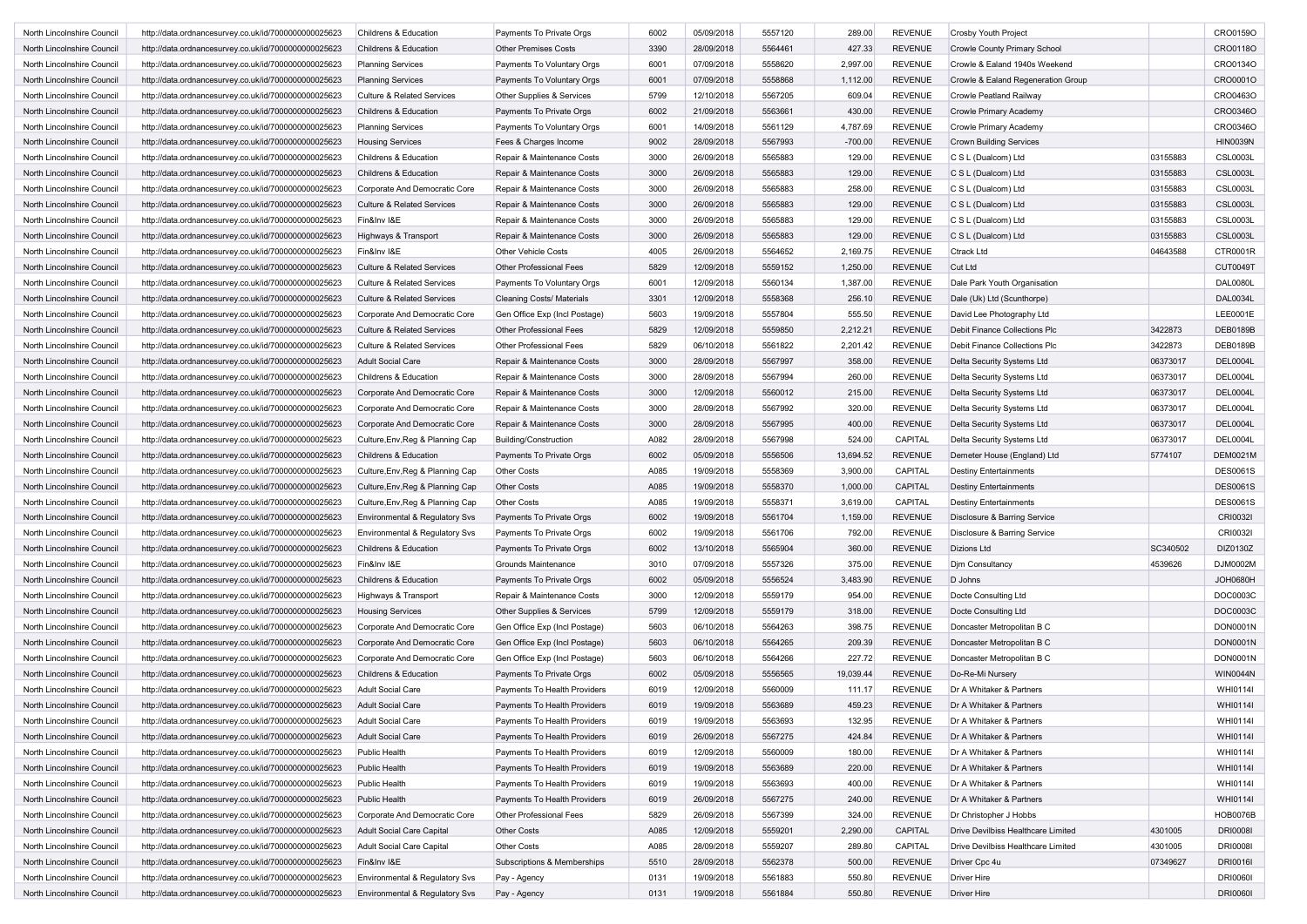| | | | | | | | | | | | |
|---|---|---|---|---|---|---|---|---|---|---|---|
| North Lincolnshire Council | http://data.ordnancesurvey.co.uk/id/7000000000025623 | Childrens & Education | Payments To Private Orgs | 6002 | 05/09/2018 | 5557120 | 289.00 | REVENUE | Crosby Youth Project | | CRO0159O |
| North Lincolnshire Council | http://data.ordnancesurvey.co.uk/id/7000000000025623 | Childrens & Education | Other Premises Costs | 3390 | 28/09/2018 | 5564461 | 427.33 | REVENUE | Crowle County Primary School | | CRO0118O |
| North Lincolnshire Council | http://data.ordnancesurvey.co.uk/id/7000000000025623 | Planning Services | Payments To Voluntary Orgs | 6001 | 07/09/2018 | 5558620 | 2,997.00 | REVENUE | Crowle & Ealand 1940s Weekend | | CRO0134O |
| North Lincolnshire Council | http://data.ordnancesurvey.co.uk/id/7000000000025623 | Planning Services | Payments To Voluntary Orgs | 6001 | 07/09/2018 | 5558868 | 1,112.00 | REVENUE | Crowle & Ealand Regeneration Group | | CRO0001O |
| North Lincolnshire Council | http://data.ordnancesurvey.co.uk/id/7000000000025623 | Culture & Related Services | Other Supplies & Services | 5799 | 12/10/2018 | 5567205 | 609.04 | REVENUE | Crowle Peatland Railway | | CRO0463O |
| North Lincolnshire Council | http://data.ordnancesurvey.co.uk/id/7000000000025623 | Childrens & Education | Payments To Private Orgs | 6002 | 21/09/2018 | 5563661 | 430.00 | REVENUE | Crowle Primary Academy | | CRO0346O |
| North Lincolnshire Council | http://data.ordnancesurvey.co.uk/id/7000000000025623 | Planning Services | Payments To Voluntary Orgs | 6001 | 14/09/2018 | 5561129 | 4,787.69 | REVENUE | Crowle Primary Academy | | CRO0346O |
| North Lincolnshire Council | http://data.ordnancesurvey.co.uk/id/7000000000025623 | Housing Services | Fees & Charges Income | 9002 | 28/09/2018 | 5567993 | -700.00 | REVENUE | Crown Building Services | | HIN0039N |
| North Lincolnshire Council | http://data.ordnancesurvey.co.uk/id/7000000000025623 | Childrens & Education | Repair & Maintenance Costs | 3000 | 26/09/2018 | 5565883 | 129.00 | REVENUE | C S L (Dualcom) Ltd | 03155883 | CSL0003L |
| North Lincolnshire Council | http://data.ordnancesurvey.co.uk/id/7000000000025623 | Childrens & Education | Repair & Maintenance Costs | 3000 | 26/09/2018 | 5565883 | 129.00 | REVENUE | C S L (Dualcom) Ltd | 03155883 | CSL0003L |
| North Lincolnshire Council | http://data.ordnancesurvey.co.uk/id/7000000000025623 | Corporate And Democratic Core | Repair & Maintenance Costs | 3000 | 26/09/2018 | 5565883 | 258.00 | REVENUE | C S L (Dualcom) Ltd | 03155883 | CSL0003L |
| North Lincolnshire Council | http://data.ordnancesurvey.co.uk/id/7000000000025623 | Culture & Related Services | Repair & Maintenance Costs | 3000 | 26/09/2018 | 5565883 | 129.00 | REVENUE | C S L (Dualcom) Ltd | 03155883 | CSL0003L |
| North Lincolnshire Council | http://data.ordnancesurvey.co.uk/id/7000000000025623 | Fin&Inv I&E | Repair & Maintenance Costs | 3000 | 26/09/2018 | 5565883 | 129.00 | REVENUE | C S L (Dualcom) Ltd | 03155883 | CSL0003L |
| North Lincolnshire Council | http://data.ordnancesurvey.co.uk/id/7000000000025623 | Highways & Transport | Repair & Maintenance Costs | 3000 | 26/09/2018 | 5565883 | 129.00 | REVENUE | C S L (Dualcom) Ltd | 03155883 | CSL0003L |
| North Lincolnshire Council | http://data.ordnancesurvey.co.uk/id/7000000000025623 | Fin&Inv I&E | Other Vehicle Costs | 4005 | 26/09/2018 | 5564652 | 2,169.75 | REVENUE | Ctrack Ltd | 04643588 | CTR0001R |
| North Lincolnshire Council | http://data.ordnancesurvey.co.uk/id/7000000000025623 | Culture & Related Services | Other Professional Fees | 5829 | 12/09/2018 | 5559152 | 1,250.00 | REVENUE | Cut Ltd | | CUT0049T |
| North Lincolnshire Council | http://data.ordnancesurvey.co.uk/id/7000000000025623 | Culture & Related Services | Payments To Voluntary Orgs | 6001 | 12/09/2018 | 5560134 | 1,387.00 | REVENUE | Dale Park Youth Organisation | | DAL0080L |
| North Lincolnshire Council | http://data.ordnancesurvey.co.uk/id/7000000000025623 | Culture & Related Services | Cleaning Costs/ Materials | 3301 | 12/09/2018 | 5558368 | 256.10 | REVENUE | Dale (Uk) Ltd (Scunthorpe) | | DAL0034L |
| North Lincolnshire Council | http://data.ordnancesurvey.co.uk/id/7000000000025623 | Corporate And Democratic Core | Gen Office Exp (Incl Postage) | 5603 | 19/09/2018 | 5557804 | 555.50 | REVENUE | David Lee Photography Ltd | | LEE0001E |
| North Lincolnshire Council | http://data.ordnancesurvey.co.uk/id/7000000000025623 | Culture & Related Services | Other Professional Fees | 5829 | 12/09/2018 | 5559850 | 2,212.21 | REVENUE | Debit Finance Collections Plc | 3422873 | DEB0189B |
| North Lincolnshire Council | http://data.ordnancesurvey.co.uk/id/7000000000025623 | Culture & Related Services | Other Professional Fees | 5829 | 06/10/2018 | 5561822 | 2,201.42 | REVENUE | Debit Finance Collections Plc | 3422873 | DEB0189B |
| North Lincolnshire Council | http://data.ordnancesurvey.co.uk/id/7000000000025623 | Adult Social Care | Repair & Maintenance Costs | 3000 | 28/09/2018 | 5567997 | 358.00 | REVENUE | Delta Security Systems Ltd | 06373017 | DEL0004L |
| North Lincolnshire Council | http://data.ordnancesurvey.co.uk/id/7000000000025623 | Childrens & Education | Repair & Maintenance Costs | 3000 | 28/09/2018 | 5567994 | 260.00 | REVENUE | Delta Security Systems Ltd | 06373017 | DEL0004L |
| North Lincolnshire Council | http://data.ordnancesurvey.co.uk/id/7000000000025623 | Corporate And Democratic Core | Repair & Maintenance Costs | 3000 | 12/09/2018 | 5560012 | 215.00 | REVENUE | Delta Security Systems Ltd | 06373017 | DEL0004L |
| North Lincolnshire Council | http://data.ordnancesurvey.co.uk/id/7000000000025623 | Corporate And Democratic Core | Repair & Maintenance Costs | 3000 | 28/09/2018 | 5567992 | 320.00 | REVENUE | Delta Security Systems Ltd | 06373017 | DEL0004L |
| North Lincolnshire Council | http://data.ordnancesurvey.co.uk/id/7000000000025623 | Corporate And Democratic Core | Repair & Maintenance Costs | 3000 | 28/09/2018 | 5567995 | 400.00 | REVENUE | Delta Security Systems Ltd | 06373017 | DEL0004L |
| North Lincolnshire Council | http://data.ordnancesurvey.co.uk/id/7000000000025623 | Culture,Env,Reg & Planning Cap | Building/Construction | A082 | 28/09/2018 | 5567998 | 524.00 | CAPITAL | Delta Security Systems Ltd | 06373017 | DEL0004L |
| North Lincolnshire Council | http://data.ordnancesurvey.co.uk/id/7000000000025623 | Childrens & Education | Payments To Private Orgs | 6002 | 05/09/2018 | 5556506 | 13,694.52 | REVENUE | Demeter House (England) Ltd | 5774107 | DEM0021M |
| North Lincolnshire Council | http://data.ordnancesurvey.co.uk/id/7000000000025623 | Culture,Env,Reg & Planning Cap | Other Costs | A085 | 19/09/2018 | 5558369 | 3,900.00 | CAPITAL | Destiny Entertainments | | DES0061S |
| North Lincolnshire Council | http://data.ordnancesurvey.co.uk/id/7000000000025623 | Culture,Env,Reg & Planning Cap | Other Costs | A085 | 19/09/2018 | 5558370 | 1,000.00 | CAPITAL | Destiny Entertainments | | DES0061S |
| North Lincolnshire Council | http://data.ordnancesurvey.co.uk/id/7000000000025623 | Culture,Env,Reg & Planning Cap | Other Costs | A085 | 19/09/2018 | 5558371 | 3,619.00 | CAPITAL | Destiny Entertainments | | DES0061S |
| North Lincolnshire Council | http://data.ordnancesurvey.co.uk/id/7000000000025623 | Environmental & Regulatory Svs | Payments To Private Orgs | 6002 | 19/09/2018 | 5561704 | 1,159.00 | REVENUE | Disclosure & Barring Service | | CRI0032I |
| North Lincolnshire Council | http://data.ordnancesurvey.co.uk/id/7000000000025623 | Environmental & Regulatory Svs | Payments To Private Orgs | 6002 | 19/09/2018 | 5561706 | 792.00 | REVENUE | Disclosure & Barring Service | | CRI0032I |
| North Lincolnshire Council | http://data.ordnancesurvey.co.uk/id/7000000000025623 | Childrens & Education | Payments To Private Orgs | 6002 | 13/10/2018 | 5565904 | 360.00 | REVENUE | Dizions Ltd | SC340502 | DIZ0130Z |
| North Lincolnshire Council | http://data.ordnancesurvey.co.uk/id/7000000000025623 | Fin&Inv I&E | Grounds Maintenance | 3010 | 07/09/2018 | 5557326 | 375.00 | REVENUE | Djm Consultancy | 4539626 | DJM0002M |
| North Lincolnshire Council | http://data.ordnancesurvey.co.uk/id/7000000000025623 | Childrens & Education | Payments To Private Orgs | 6002 | 05/09/2018 | 5556524 | 3,483.90 | REVENUE | D Johns | | JOH0680H |
| North Lincolnshire Council | http://data.ordnancesurvey.co.uk/id/7000000000025623 | Highways & Transport | Repair & Maintenance Costs | 3000 | 12/09/2018 | 5559179 | 954.00 | REVENUE | Docte Consulting Ltd | | DOC0003C |
| North Lincolnshire Council | http://data.ordnancesurvey.co.uk/id/7000000000025623 | Housing Services | Other Supplies & Services | 5799 | 12/09/2018 | 5559179 | 318.00 | REVENUE | Docte Consulting Ltd | | DOC0003C |
| North Lincolnshire Council | http://data.ordnancesurvey.co.uk/id/7000000000025623 | Corporate And Democratic Core | Gen Office Exp (Incl Postage) | 5603 | 06/10/2018 | 5564263 | 398.75 | REVENUE | Doncaster Metropolitan B C | | DON0001N |
| North Lincolnshire Council | http://data.ordnancesurvey.co.uk/id/7000000000025623 | Corporate And Democratic Core | Gen Office Exp (Incl Postage) | 5603 | 06/10/2018 | 5564265 | 209.39 | REVENUE | Doncaster Metropolitan B C | | DON0001N |
| North Lincolnshire Council | http://data.ordnancesurvey.co.uk/id/7000000000025623 | Corporate And Democratic Core | Gen Office Exp (Incl Postage) | 5603 | 06/10/2018 | 5564266 | 227.72 | REVENUE | Doncaster Metropolitan B C | | DON0001N |
| North Lincolnshire Council | http://data.ordnancesurvey.co.uk/id/7000000000025623 | Childrens & Education | Payments To Private Orgs | 6002 | 05/09/2018 | 5556565 | 19,039.44 | REVENUE | Do-Re-Mi Nursery | | WIN0044N |
| North Lincolnshire Council | http://data.ordnancesurvey.co.uk/id/7000000000025623 | Adult Social Care | Payments To Health Providers | 6019 | 12/09/2018 | 5560009 | 111.17 | REVENUE | Dr A Whitaker & Partners | | WHI0114I |
| North Lincolnshire Council | http://data.ordnancesurvey.co.uk/id/7000000000025623 | Adult Social Care | Payments To Health Providers | 6019 | 19/09/2018 | 5563689 | 459.23 | REVENUE | Dr A Whitaker & Partners | | WHI0114I |
| North Lincolnshire Council | http://data.ordnancesurvey.co.uk/id/7000000000025623 | Adult Social Care | Payments To Health Providers | 6019 | 19/09/2018 | 5563693 | 132.95 | REVENUE | Dr A Whitaker & Partners | | WHI0114I |
| North Lincolnshire Council | http://data.ordnancesurvey.co.uk/id/7000000000025623 | Adult Social Care | Payments To Health Providers | 6019 | 26/09/2018 | 5567275 | 424.84 | REVENUE | Dr A Whitaker & Partners | | WHI0114I |
| North Lincolnshire Council | http://data.ordnancesurvey.co.uk/id/7000000000025623 | Public Health | Payments To Health Providers | 6019 | 12/09/2018 | 5560009 | 180.00 | REVENUE | Dr A Whitaker & Partners | | WHI0114I |
| North Lincolnshire Council | http://data.ordnancesurvey.co.uk/id/7000000000025623 | Public Health | Payments To Health Providers | 6019 | 19/09/2018 | 5563689 | 220.00 | REVENUE | Dr A Whitaker & Partners | | WHI0114I |
| North Lincolnshire Council | http://data.ordnancesurvey.co.uk/id/7000000000025623 | Public Health | Payments To Health Providers | 6019 | 19/09/2018 | 5563693 | 400.00 | REVENUE | Dr A Whitaker & Partners | | WHI0114I |
| North Lincolnshire Council | http://data.ordnancesurvey.co.uk/id/7000000000025623 | Public Health | Payments To Health Providers | 6019 | 26/09/2018 | 5567275 | 240.00 | REVENUE | Dr A Whitaker & Partners | | WHI0114I |
| North Lincolnshire Council | http://data.ordnancesurvey.co.uk/id/7000000000025623 | Corporate And Democratic Core | Other Professional Fees | 5829 | 26/09/2018 | 5567399 | 324.00 | REVENUE | Dr Christopher J Hobbs | | HOB0076B |
| North Lincolnshire Council | http://data.ordnancesurvey.co.uk/id/7000000000025623 | Adult Social Care Capital | Other Costs | A085 | 12/09/2018 | 5559201 | 2,290.00 | CAPITAL | Drive Devilbiss Healthcare Limited | 4301005 | DRI0008I |
| North Lincolnshire Council | http://data.ordnancesurvey.co.uk/id/7000000000025623 | Adult Social Care Capital | Other Costs | A085 | 28/09/2018 | 5559207 | 289.80 | CAPITAL | Drive Devilbiss Healthcare Limited | 4301005 | DRI0008I |
| North Lincolnshire Council | http://data.ordnancesurvey.co.uk/id/7000000000025623 | Fin&Inv I&E | Subscriptions & Memberships | 5510 | 28/09/2018 | 5562378 | 500.00 | REVENUE | Driver Cpc 4u | 07349627 | DRI0016I |
| North Lincolnshire Council | http://data.ordnancesurvey.co.uk/id/7000000000025623 | Environmental & Regulatory Svs | Pay - Agency | 0131 | 19/09/2018 | 5561883 | 550.80 | REVENUE | Driver Hire | | DRI0060I |
| North Lincolnshire Council | http://data.ordnancesurvey.co.uk/id/7000000000025623 | Environmental & Regulatory Svs | Pay - Agency | 0131 | 19/09/2018 | 5561884 | 550.80 | REVENUE | Driver Hire | | DRI0060I |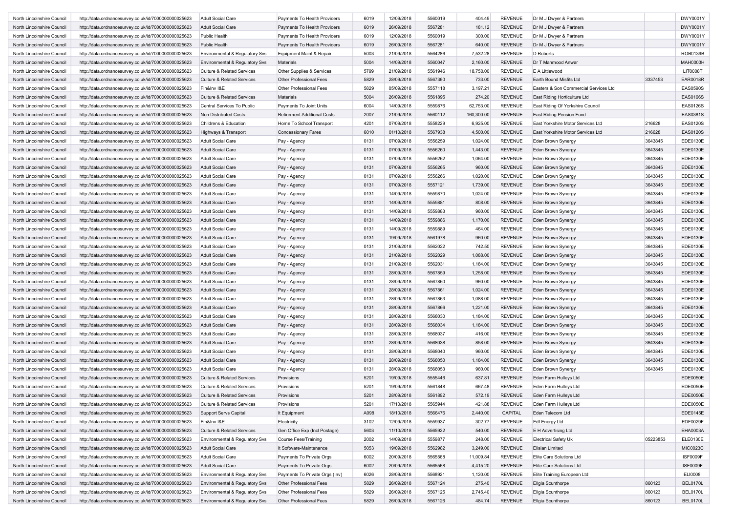| | | | | | | | | | | | |
|---|---|---|---|---|---|---|---|---|---|---|---|
| North Lincolnshire Council | http://data.ordnancesurvey.co.uk/id/7000000000025623 | Adult Social Care | Payments To Health Providers | 6019 | 12/09/2018 | 5560019 | 404.49 | REVENUE | Dr M J Dwyer & Partners | | DWY0001Y |
| North Lincolnshire Council | http://data.ordnancesurvey.co.uk/id/7000000000025623 | Adult Social Care | Payments To Health Providers | 6019 | 26/09/2018 | 5567281 | 181.12 | REVENUE | Dr M J Dwyer & Partners | | DWY0001Y |
| North Lincolnshire Council | http://data.ordnancesurvey.co.uk/id/7000000000025623 | Public Health | Payments To Health Providers | 6019 | 12/09/2018 | 5560019 | 300.00 | REVENUE | Dr M J Dwyer & Partners | | DWY0001Y |
| North Lincolnshire Council | http://data.ordnancesurvey.co.uk/id/7000000000025623 | Public Health | Payments To Health Providers | 6019 | 26/09/2018 | 5567281 | 640.00 | REVENUE | Dr M J Dwyer & Partners | | DWY0001Y |
| North Lincolnshire Council | http://data.ordnancesurvey.co.uk/id/7000000000025623 | Environmental & Regulatory Svs | Equipment Maint.& Repair | 5003 | 21/09/2018 | 5564286 | 7,532.28 | REVENUE | D Roberts | | ROB0139B |
| North Lincolnshire Council | http://data.ordnancesurvey.co.uk/id/7000000000025623 | Environmental & Regulatory Svs | Materials | 5004 | 14/09/2018 | 5560047 | 2,160.00 | REVENUE | Dr T Mahmood Anwar | | MAH0003H |
| North Lincolnshire Council | http://data.ordnancesurvey.co.uk/id/7000000000025623 | Culture & Related Services | Other Supplies & Services | 5799 | 21/09/2018 | 5561946 | 18,750.00 | REVENUE | E A Littlewood | | LIT0008T |
| North Lincolnshire Council | http://data.ordnancesurvey.co.uk/id/7000000000025623 | Culture & Related Services | Other Professional Fees | 5829 | 28/09/2018 | 5567360 | 733.00 | REVENUE | Earth Bound Misfits Ltd | 3337453 | EAR0018R |
| North Lincolnshire Council | http://data.ordnancesurvey.co.uk/id/7000000000025623 | Fin&Inv I&E | Other Professional Fees | 5829 | 05/09/2018 | 5557118 | 3,197.21 | REVENUE | Easters & Son Commercial Services Ltd | | EAS0590S |
| North Lincolnshire Council | http://data.ordnancesurvey.co.uk/id/7000000000025623 | Culture & Related Services | Materials | 5004 | 26/09/2018 | 5561895 | 274.20 | REVENUE | East Riding Horticulture Ltd | | EAS0166S |
| North Lincolnshire Council | http://data.ordnancesurvey.co.uk/id/7000000000025623 | Central Services To Public | Payments To Joint Units | 6004 | 14/09/2018 | 5559876 | 62,753.00 | REVENUE | East Riding Of Yorkshire Council | | EAS0126S |
| North Lincolnshire Council | http://data.ordnancesurvey.co.uk/id/7000000000025623 | Non Distributed Costs | Retirement Additional Costs | 2007 | 21/09/2018 | 5560112 | 160,300.00 | REVENUE | East Riding Pension Fund | | EAS0381S |
| North Lincolnshire Council | http://data.ordnancesurvey.co.uk/id/7000000000025623 | Childrens & Education | Home To School Transport | 4201 | 07/09/2018 | 5558229 | 6,925.00 | REVENUE | East Yorkshire Motor Services Ltd | 216628 | EAS0120S |
| North Lincolnshire Council | http://data.ordnancesurvey.co.uk/id/7000000000025623 | Highways & Transport | Concessionary Fares | 6010 | 01/10/2018 | 5567938 | 4,500.00 | REVENUE | East Yorkshire Motor Services Ltd | 216628 | EAS0120S |
| North Lincolnshire Council | http://data.ordnancesurvey.co.uk/id/7000000000025623 | Adult Social Care | Pay - Agency | 0131 | 07/09/2018 | 5556259 | 1,024.00 | REVENUE | Eden Brown Synergy | 3643845 | EDE0130E |
| North Lincolnshire Council | http://data.ordnancesurvey.co.uk/id/7000000000025623 | Adult Social Care | Pay - Agency | 0131 | 07/09/2018 | 5556260 | 1,443.00 | REVENUE | Eden Brown Synergy | 3643845 | EDE0130E |
| North Lincolnshire Council | http://data.ordnancesurvey.co.uk/id/7000000000025623 | Adult Social Care | Pay - Agency | 0131 | 07/09/2018 | 5556262 | 1,064.00 | REVENUE | Eden Brown Synergy | 3643845 | EDE0130E |
| North Lincolnshire Council | http://data.ordnancesurvey.co.uk/id/7000000000025623 | Adult Social Care | Pay - Agency | 0131 | 07/09/2018 | 5556265 | 960.00 | REVENUE | Eden Brown Synergy | 3643845 | EDE0130E |
| North Lincolnshire Council | http://data.ordnancesurvey.co.uk/id/7000000000025623 | Adult Social Care | Pay - Agency | 0131 | 07/09/2018 | 5556266 | 1,020.00 | REVENUE | Eden Brown Synergy | 3643845 | EDE0130E |
| North Lincolnshire Council | http://data.ordnancesurvey.co.uk/id/7000000000025623 | Adult Social Care | Pay - Agency | 0131 | 07/09/2018 | 5557121 | 1,739.00 | REVENUE | Eden Brown Synergy | 3643845 | EDE0130E |
| North Lincolnshire Council | http://data.ordnancesurvey.co.uk/id/7000000000025623 | Adult Social Care | Pay - Agency | 0131 | 14/09/2018 | 5559870 | 1,024.00 | REVENUE | Eden Brown Synergy | 3643845 | EDE0130E |
| North Lincolnshire Council | http://data.ordnancesurvey.co.uk/id/7000000000025623 | Adult Social Care | Pay - Agency | 0131 | 14/09/2018 | 5559881 | 808.00 | REVENUE | Eden Brown Synergy | 3643845 | EDE0130E |
| North Lincolnshire Council | http://data.ordnancesurvey.co.uk/id/7000000000025623 | Adult Social Care | Pay - Agency | 0131 | 14/09/2018 | 5559883 | 960.00 | REVENUE | Eden Brown Synergy | 3643845 | EDE0130E |
| North Lincolnshire Council | http://data.ordnancesurvey.co.uk/id/7000000000025623 | Adult Social Care | Pay - Agency | 0131 | 14/09/2018 | 5559886 | 1,170.00 | REVENUE | Eden Brown Synergy | 3643845 | EDE0130E |
| North Lincolnshire Council | http://data.ordnancesurvey.co.uk/id/7000000000025623 | Adult Social Care | Pay - Agency | 0131 | 14/09/2018 | 5559889 | 464.00 | REVENUE | Eden Brown Synergy | 3643845 | EDE0130E |
| North Lincolnshire Council | http://data.ordnancesurvey.co.uk/id/7000000000025623 | Adult Social Care | Pay - Agency | 0131 | 19/09/2018 | 5561978 | 960.00 | REVENUE | Eden Brown Synergy | 3643845 | EDE0130E |
| North Lincolnshire Council | http://data.ordnancesurvey.co.uk/id/7000000000025623 | Adult Social Care | Pay - Agency | 0131 | 21/09/2018 | 5562022 | 742.50 | REVENUE | Eden Brown Synergy | 3643845 | EDE0130E |
| North Lincolnshire Council | http://data.ordnancesurvey.co.uk/id/7000000000025623 | Adult Social Care | Pay - Agency | 0131 | 21/09/2018 | 5562029 | 1,088.00 | REVENUE | Eden Brown Synergy | 3643845 | EDE0130E |
| North Lincolnshire Council | http://data.ordnancesurvey.co.uk/id/7000000000025623 | Adult Social Care | Pay - Agency | 0131 | 21/09/2018 | 5562031 | 1,184.00 | REVENUE | Eden Brown Synergy | 3643845 | EDE0130E |
| North Lincolnshire Council | http://data.ordnancesurvey.co.uk/id/7000000000025623 | Adult Social Care | Pay - Agency | 0131 | 28/09/2018 | 5567859 | 1,258.00 | REVENUE | Eden Brown Synergy | 3643845 | EDE0130E |
| North Lincolnshire Council | http://data.ordnancesurvey.co.uk/id/7000000000025623 | Adult Social Care | Pay - Agency | 0131 | 28/09/2018 | 5567860 | 960.00 | REVENUE | Eden Brown Synergy | 3643845 | EDE0130E |
| North Lincolnshire Council | http://data.ordnancesurvey.co.uk/id/7000000000025623 | Adult Social Care | Pay - Agency | 0131 | 28/09/2018 | 5567861 | 1,024.00 | REVENUE | Eden Brown Synergy | 3643845 | EDE0130E |
| North Lincolnshire Council | http://data.ordnancesurvey.co.uk/id/7000000000025623 | Adult Social Care | Pay - Agency | 0131 | 28/09/2018 | 5567863 | 1,088.00 | REVENUE | Eden Brown Synergy | 3643845 | EDE0130E |
| North Lincolnshire Council | http://data.ordnancesurvey.co.uk/id/7000000000025623 | Adult Social Care | Pay - Agency | 0131 | 28/09/2018 | 5567866 | 1,221.00 | REVENUE | Eden Brown Synergy | 3643845 | EDE0130E |
| North Lincolnshire Council | http://data.ordnancesurvey.co.uk/id/7000000000025623 | Adult Social Care | Pay - Agency | 0131 | 28/09/2018 | 5568030 | 1,184.00 | REVENUE | Eden Brown Synergy | 3643845 | EDE0130E |
| North Lincolnshire Council | http://data.ordnancesurvey.co.uk/id/7000000000025623 | Adult Social Care | Pay - Agency | 0131 | 28/09/2018 | 5568034 | 1,184.00 | REVENUE | Eden Brown Synergy | 3643845 | EDE0130E |
| North Lincolnshire Council | http://data.ordnancesurvey.co.uk/id/7000000000025623 | Adult Social Care | Pay - Agency | 0131 | 28/09/2018 | 5568037 | 416.00 | REVENUE | Eden Brown Synergy | 3643845 | EDE0130E |
| North Lincolnshire Council | http://data.ordnancesurvey.co.uk/id/7000000000025623 | Adult Social Care | Pay - Agency | 0131 | 28/09/2018 | 5568038 | 858.00 | REVENUE | Eden Brown Synergy | 3643845 | EDE0130E |
| North Lincolnshire Council | http://data.ordnancesurvey.co.uk/id/7000000000025623 | Adult Social Care | Pay - Agency | 0131 | 28/09/2018 | 5568040 | 960.00 | REVENUE | Eden Brown Synergy | 3643845 | EDE0130E |
| North Lincolnshire Council | http://data.ordnancesurvey.co.uk/id/7000000000025623 | Adult Social Care | Pay - Agency | 0131 | 28/09/2018 | 5568050 | 1,184.00 | REVENUE | Eden Brown Synergy | 3643845 | EDE0130E |
| North Lincolnshire Council | http://data.ordnancesurvey.co.uk/id/7000000000025623 | Adult Social Care | Pay - Agency | 0131 | 28/09/2018 | 5568053 | 960.00 | REVENUE | Eden Brown Synergy | 3643845 | EDE0130E |
| North Lincolnshire Council | http://data.ordnancesurvey.co.uk/id/7000000000025623 | Culture & Related Services | Provisions | 5201 | 19/09/2018 | 5555446 | 637.81 | REVENUE | Eden Farm Hulleys Ltd | | EDE0050E |
| North Lincolnshire Council | http://data.ordnancesurvey.co.uk/id/7000000000025623 | Culture & Related Services | Provisions | 5201 | 19/09/2018 | 5561848 | 667.48 | REVENUE | Eden Farm Hulleys Ltd | | EDE0050E |
| North Lincolnshire Council | http://data.ordnancesurvey.co.uk/id/7000000000025623 | Culture & Related Services | Provisions | 5201 | 28/09/2018 | 5561892 | 572.19 | REVENUE | Eden Farm Hulleys Ltd | | EDE0050E |
| North Lincolnshire Council | http://data.ordnancesurvey.co.uk/id/7000000000025623 | Culture & Related Services | Provisions | 5201 | 17/10/2018 | 5565944 | 421.88 | REVENUE | Eden Farm Hulleys Ltd | | EDE0050E |
| North Lincolnshire Council | http://data.ordnancesurvey.co.uk/id/7000000000025623 | Support Servs Capital | It Equipment | A098 | 18/10/2018 | 5566476 | 2,440.00 | CAPITAL | Eden Telecom Ltd | | EDE0145E |
| North Lincolnshire Council | http://data.ordnancesurvey.co.uk/id/7000000000025623 | Fin&Inv I&E | Electricity | 3102 | 12/09/2018 | 5559937 | 302.77 | REVENUE | Edf Energy Ltd | | EDF0029F |
| North Lincolnshire Council | http://data.ordnancesurvey.co.uk/id/7000000000025623 | Culture & Related Services | Gen Office Exp (Incl Postage) | 5603 | 11/10/2018 | 5565922 | 540.00 | REVENUE | E H Advertising Ltd | | EHA0003A |
| North Lincolnshire Council | http://data.ordnancesurvey.co.uk/id/7000000000025623 | Environmental & Regulatory Svs | Course Fees/Training | 2002 | 14/09/2018 | 5559877 | 248.00 | REVENUE | Electrical Safety Uk | 05223853 | ELE0130E |
| North Lincolnshire Council | http://data.ordnancesurvey.co.uk/id/7000000000025623 | Adult Social Care | It Software-Maintenance | 5053 | 19/09/2018 | 5562982 | 3,249.00 | REVENUE | Elisian Limited | | MIC0023C |
| North Lincolnshire Council | http://data.ordnancesurvey.co.uk/id/7000000000025623 | Adult Social Care | Payments To Private Orgs | 6002 | 20/09/2018 | 5565568 | 11,009.84 | REVENUE | Elite Care Solutions Ltd | | ISF0009F |
| North Lincolnshire Council | http://data.ordnancesurvey.co.uk/id/7000000000025623 | Adult Social Care | Payments To Private Orgs | 6002 | 20/09/2018 | 5565568 | 4,415.20 | REVENUE | Elite Care Solutions Ltd | | ISF0009F |
| North Lincolnshire Council | http://data.ordnancesurvey.co.uk/id/7000000000025623 | Environmental & Regulatory Svs | Payments To Private Orgs (Inv) | 6026 | 28/09/2018 | 5568921 | 1,120.00 | REVENUE | Elite Training European Ltd | | ELI0008I |
| North Lincolnshire Council | http://data.ordnancesurvey.co.uk/id/7000000000025623 | Environmental & Regulatory Svs | Other Professional Fees | 5829 | 26/09/2018 | 5567124 | 275.40 | REVENUE | Ellgia Scunthorpe | 860123 | BEL0170L |
| North Lincolnshire Council | http://data.ordnancesurvey.co.uk/id/7000000000025623 | Environmental & Regulatory Svs | Other Professional Fees | 5829 | 26/09/2018 | 5567125 | 2,745.40 | REVENUE | Ellgia Scunthorpe | 860123 | BEL0170L |
| North Lincolnshire Council | http://data.ordnancesurvey.co.uk/id/7000000000025623 | Environmental & Regulatory Svs | Other Professional Fees | 5829 | 26/09/2018 | 5567126 | 484.74 | REVENUE | Ellgia Scunthorpe | 860123 | BEL0170L |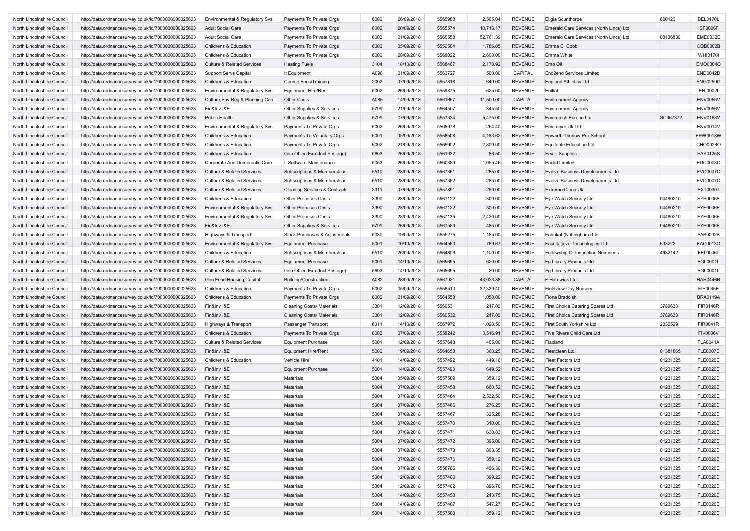| | | | | | | | | | | | |
|---|---|---|---|---|---|---|---|---|---|---|---|
| North Lincolnshire Council | http://data.ordnancesurvey.co.uk/id/7000000000025623 | Environmental & Regulatory Svs | Payments To Private Orgs | 6002 | 26/09/2018 | 5565988 | 2,565.04 | REVENUE | Ellgia Scunthorpe | 860123 | BEL0170L |
| North Lincolnshire Council | http://data.ordnancesurvey.co.uk/id/7000000000025623 | Adult Social Care | Payments To Private Orgs | 6002 | 20/09/2018 | 5565574 | 10,713.17 | REVENUE | Emerald Care Services (North Lincs) Ltd | | ISF0026F |
| North Lincolnshire Council | http://data.ordnancesurvey.co.uk/id/7000000000025623 | Adult Social Care | Payments To Private Orgs | 6002 | 21/09/2018 | 5565558 | 52,761.39 | REVENUE | Emerald Care Services (North Lincs) Ltd | 08136830 | EME0032E |
| North Lincolnshire Council | http://data.ordnancesurvey.co.uk/id/7000000000025623 | Childrens & Education | Payments To Private Orgs | 6002 | 05/09/2018 | 5556504 | 1,786.05 | REVENUE | Emma C Cobb | | COB0002B |
| North Lincolnshire Council | http://data.ordnancesurvey.co.uk/id/7000000000025623 | Childrens & Education | Payments To Private Orgs | 6002 | 28/09/2018 | 5568022 | 2,600.00 | REVENUE | Emma White | | WHI0170I |
| North Lincolnshire Council | http://data.ordnancesurvey.co.uk/id/7000000000025623 | Culture & Related Services | Heating Fuels | 3104 | 18/10/2018 | 5568467 | 2,170.92 | REVENUE | Emo Oil | | EMO0004O |
| North Lincolnshire Council | http://data.ordnancesurvey.co.uk/id/7000000000025623 | Support Servs Capital | It Equipment | A098 | 21/09/2018 | 5563727 | 500.00 | CAPITAL | End2end Services Limited | | END0042D |
| North Lincolnshire Council | http://data.ordnancesurvey.co.uk/id/7000000000025623 | Childrens & Education | Course Fees/Training | 2002 | 07/09/2018 | 5557818 | 640.00 | REVENUE | England Athletics Ltd | | ENG0250G |
| North Lincolnshire Council | http://data.ordnancesurvey.co.uk/id/7000000000025623 | Environmental & Regulatory Svs | Equipment Hire/Rent | 5002 | 26/09/2018 | 5559875 | 625.00 | REVENUE | Enitial | | ENI0002I |
| North Lincolnshire Council | http://data.ordnancesurvey.co.uk/id/7000000000025623 | Culture,Env,Reg & Planning Cap | Other Costs | A085 | 14/09/2018 | 5561657 | 11,500.00 | CAPITAL | Environment Agency | | ENV0056V |
| North Lincolnshire Council | http://data.ordnancesurvey.co.uk/id/7000000000025623 | Fin&Inv I&E | Other Supplies & Services | 5799 | 21/09/2018 | 5564507 | 845.50 | REVENUE | Environment Agency | | ENV0056V |
| North Lincolnshire Council | http://data.ordnancesurvey.co.uk/id/7000000000025623 | Public Health | Other Supplies & Services | 5799 | 07/09/2018 | 5557334 | 5,475.00 | REVENUE | Envirotech Europe Ltd | SC367372 | ENV0168V |
| North Lincolnshire Council | http://data.ordnancesurvey.co.uk/id/7000000000025623 | Environmental & Regulatory Svs | Payments To Private Orgs | 6002 | 26/09/2018 | 5565978 | 264.40 | REVENUE | Envirotyre Uk Ltd | | ENV0014V |
| North Lincolnshire Council | http://data.ordnancesurvey.co.uk/id/7000000000025623 | Childrens & Education | Payments To Voluntary Orgs | 6001 | 05/09/2018 | 5556508 | 4,183.62 | REVENUE | Epworth Thurlow Pre-School | | EPW0018W |
| North Lincolnshire Council | http://data.ordnancesurvey.co.uk/id/7000000000025623 | Childrens & Education | Payments To Private Orgs | 6002 | 21/09/2018 | 5565902 | 2,800.00 | REVENUE | Equitable Education Ltd | | CHO0028O |
| North Lincolnshire Council | http://data.ordnancesurvey.co.uk/id/7000000000025623 | Childrens & Education | Gen Office Exp (Incl Postage) | 5603 | 26/09/2018 | 5561932 | 86.50 | REVENUE | Eryc - Supplies | | EAS0125S |
| North Lincolnshire Council | http://data.ordnancesurvey.co.uk/id/7000000000025623 | Corporate And Democratic Core | It Software-Maintenance | 5053 | 26/09/2018 | 5560389 | 1,055.46 | REVENUE | Euclid Limited | | EUC0003C |
| North Lincolnshire Council | http://data.ordnancesurvey.co.uk/id/7000000000025623 | Culture & Related Services | Subscriptions & Memberships | 5510 | 28/09/2018 | 5567361 | 285.00 | REVENUE | Evolve Business Developments Ltd | | EVO0007O |
| North Lincolnshire Council | http://data.ordnancesurvey.co.uk/id/7000000000025623 | Culture & Related Services | Subscriptions & Memberships | 5510 | 28/09/2018 | 5567362 | 285.00 | REVENUE | Evolve Business Developments Ltd | | EVO0007O |
| North Lincolnshire Council | http://data.ordnancesurvey.co.uk/id/7000000000025623 | Culture & Related Services | Cleaning Services & Contracts | 3311 | 07/09/2018 | 5557891 | 260.00 | REVENUE | Extreme Clean Uk | | EXT0030T |
| North Lincolnshire Council | http://data.ordnancesurvey.co.uk/id/7000000000025623 | Childrens & Education | Other Premises Costs | 3390 | 28/09/2018 | 5567122 | 300.00 | REVENUE | Eye Watch Security Ltd | 04480210 | EYE0006E |
| North Lincolnshire Council | http://data.ordnancesurvey.co.uk/id/7000000000025623 | Environmental & Regulatory Svs | Other Premises Costs | 3390 | 28/09/2018 | 5567122 | 300.00 | REVENUE | Eye Watch Security Ltd | 04480210 | EYE0006E |
| North Lincolnshire Council | http://data.ordnancesurvey.co.uk/id/7000000000025623 | Environmental & Regulatory Svs | Other Premises Costs | 3390 | 28/09/2018 | 5567135 | 2,430.00 | REVENUE | Eye Watch Security Ltd | 04480210 | EYE0006E |
| North Lincolnshire Council | http://data.ordnancesurvey.co.uk/id/7000000000025623 | Fin&Inv I&E | Other Supplies & Services | 5799 | 26/09/2018 | 5567589 | 485.00 | REVENUE | Eye Watch Security Ltd | 04480210 | EYE0006E |
| North Lincolnshire Council | http://data.ordnancesurvey.co.uk/id/7000000000025623 | Highways & Transport | Stock Purchases & Adjustments | 5030 | 19/09/2018 | 5555275 | 1,185.00 | REVENUE | Fabrikat (Nottingham) Ltd | | FAB0002B |
| North Lincolnshire Council | http://data.ordnancesurvey.co.uk/id/7000000000025623 | Environmental & Regulatory Svs | Equipment Purchase | 5001 | 10/10/2018 | 5564563 | 769.67 | REVENUE | Facultatieve Technologies Ltd | 633222 | FAC0013C |
| North Lincolnshire Council | http://data.ordnancesurvey.co.uk/id/7000000000025623 | Childrens & Education | Subscriptions & Memberships | 5510 | 26/09/2018 | 5564806 | 1,100.00 | REVENUE | Fellowship Of Inspection Nominees | 4632142 | FEL0006L |
| North Lincolnshire Council | http://data.ordnancesurvey.co.uk/id/7000000000025623 | Culture & Related Services | Equipment Purchase | 5001 | 14/10/2018 | 5565695 | 620.00 | REVENUE | Fg Library Products Ltd | | FGL0001L |
| North Lincolnshire Council | http://data.ordnancesurvey.co.uk/id/7000000000025623 | Culture & Related Services | Gen Office Exp (Incl Postage) | 5603 | 14/10/2018 | 5565695 | 20.00 | REVENUE | Fg Library Products Ltd | | FGL0001L |
| North Lincolnshire Council | http://data.ordnancesurvey.co.uk/id/7000000000025623 | Gen Fund Housing Capital | Building/Construction | A082 | 28/09/2018 | 5567921 | 43,923.88 | CAPITAL | F Hardwick Ltd | | HAR0446R |
| North Lincolnshire Council | http://data.ordnancesurvey.co.uk/id/7000000000025623 | Childrens & Education | Payments To Private Orgs | 6002 | 05/09/2018 | 5556510 | 32,339.40 | REVENUE | Fieldview Day Nursery | | FIE0045E |
| North Lincolnshire Council | http://data.ordnancesurvey.co.uk/id/7000000000025623 | Childrens & Education | Payments To Private Orgs | 6002 | 21/09/2018 | 5564558 | 1,050.00 | REVENUE | Fiona Braddish | | BRA0119A |
| North Lincolnshire Council | http://data.ordnancesurvey.co.uk/id/7000000000025623 | Fin&Inv I&E | Cleaning Costs/ Materials | 3301 | 12/09/2018 | 5560531 | 217.00 | REVENUE | First Choice Catering Spares Ltd | 3789633 | FIR0146R |
| North Lincolnshire Council | http://data.ordnancesurvey.co.uk/id/7000000000025623 | Fin&Inv I&E | Cleaning Costs/ Materials | 3301 | 12/09/2018 | 5560532 | 217.00 | REVENUE | First Choice Catering Spares Ltd | 3789633 | FIR0146R |
| North Lincolnshire Council | http://data.ordnancesurvey.co.uk/id/7000000000025623 | Highways & Transport | Passenger Transport | 6011 | 14/10/2018 | 5567972 | 1,020.50 | REVENUE | First South Yorkshire Ltd | 2332529 | FIR0041R |
| North Lincolnshire Council | http://data.ordnancesurvey.co.uk/id/7000000000025623 | Childrens & Education | Payments To Private Orgs | 6002 | 07/09/2018 | 5558242 | 3,516.91 | REVENUE | Five Rivers Child Care Ltd | | FIV0006V |
| North Lincolnshire Council | http://data.ordnancesurvey.co.uk/id/7000000000025623 | Culture & Related Services | Equipment Purchase | 5001 | 12/09/2018 | 5557643 | 405.00 | REVENUE | Flaxland | | FLA0041A |
| North Lincolnshire Council | http://data.ordnancesurvey.co.uk/id/7000000000025623 | Fin&Inv I&E | Equipment Hire/Rent | 5002 | 19/09/2018 | 5564658 | 368.25 | REVENUE | Fleetclean Ltd | 01381865 | FLE0007E |
| North Lincolnshire Council | http://data.ordnancesurvey.co.uk/id/7000000000025623 | Childrens & Education | Vehicle Hire | 4101 | 14/09/2018 | 5557492 | 449.16 | REVENUE | Fleet Factors Ltd | 01231325 | FLE0026E |
| North Lincolnshire Council | http://data.ordnancesurvey.co.uk/id/7000000000025623 | Fin&Inv I&E | Equipment Purchase | 5001 | 14/09/2018 | 5557490 | 649.52 | REVENUE | Fleet Factors Ltd | 01231325 | FLE0026E |
| North Lincolnshire Council | http://data.ordnancesurvey.co.uk/id/7000000000025623 | Fin&Inv I&E | Materials | 5004 | 05/09/2018 | 5557509 | 359.12 | REVENUE | Fleet Factors Ltd | 01231325 | FLE0026E |
| North Lincolnshire Council | http://data.ordnancesurvey.co.uk/id/7000000000025623 | Fin&Inv I&E | Materials | 5004 | 07/09/2018 | 5557458 | 660.52 | REVENUE | Fleet Factors Ltd | 01231325 | FLE0026E |
| North Lincolnshire Council | http://data.ordnancesurvey.co.uk/id/7000000000025623 | Fin&Inv I&E | Materials | 5004 | 07/09/2018 | 5557464 | 2,532.50 | REVENUE | Fleet Factors Ltd | 01231325 | FLE0026E |
| North Lincolnshire Council | http://data.ordnancesurvey.co.uk/id/7000000000025623 | Fin&Inv I&E | Materials | 5004 | 07/09/2018 | 5557466 | 276.25 | REVENUE | Fleet Factors Ltd | 01231325 | FLE0026E |
| North Lincolnshire Council | http://data.ordnancesurvey.co.uk/id/7000000000025623 | Fin&Inv I&E | Materials | 5004 | 07/09/2018 | 5557467 | 325.28 | REVENUE | Fleet Factors Ltd | 01231325 | FLE0026E |
| North Lincolnshire Council | http://data.ordnancesurvey.co.uk/id/7000000000025623 | Fin&Inv I&E | Materials | 5004 | 07/09/2018 | 5557470 | 310.00 | REVENUE | Fleet Factors Ltd | 01231325 | FLE0026E |
| North Lincolnshire Council | http://data.ordnancesurvey.co.uk/id/7000000000025623 | Fin&Inv I&E | Materials | 5004 | 07/09/2018 | 5557471 | 630.83 | REVENUE | Fleet Factors Ltd | 01231325 | FLE0026E |
| North Lincolnshire Council | http://data.ordnancesurvey.co.uk/id/7000000000025623 | Fin&Inv I&E | Materials | 5004 | 07/09/2018 | 5557472 | 395.00 | REVENUE | Fleet Factors Ltd | 01231325 | FLE0026E |
| North Lincolnshire Council | http://data.ordnancesurvey.co.uk/id/7000000000025623 | Fin&Inv I&E | Materials | 5004 | 07/09/2018 | 5557473 | 803.35 | REVENUE | Fleet Factors Ltd | 01231325 | FLE0026E |
| North Lincolnshire Council | http://data.ordnancesurvey.co.uk/id/7000000000025623 | Fin&Inv I&E | Materials | 5004 | 07/09/2018 | 5557476 | 359.12 | REVENUE | Fleet Factors Ltd | 01231325 | FLE0026E |
| North Lincolnshire Council | http://data.ordnancesurvey.co.uk/id/7000000000025623 | Fin&Inv I&E | Materials | 5004 | 07/09/2018 | 5558786 | 496.30 | REVENUE | Fleet Factors Ltd | 01231325 | FLE0026E |
| North Lincolnshire Council | http://data.ordnancesurvey.co.uk/id/7000000000025623 | Fin&Inv I&E | Materials | 5004 | 12/09/2018 | 5557480 | 399.22 | REVENUE | Fleet Factors Ltd | 01231325 | FLE0026E |
| North Lincolnshire Council | http://data.ordnancesurvey.co.uk/id/7000000000025623 | Fin&Inv I&E | Materials | 5004 | 12/09/2018 | 5557482 | 896.70 | REVENUE | Fleet Factors Ltd | 01231325 | FLE0026E |
| North Lincolnshire Council | http://data.ordnancesurvey.co.uk/id/7000000000025623 | Fin&Inv I&E | Materials | 5004 | 14/09/2018 | 5557453 | 213.75 | REVENUE | Fleet Factors Ltd | 01231325 | FLE0026E |
| North Lincolnshire Council | http://data.ordnancesurvey.co.uk/id/7000000000025623 | Fin&Inv I&E | Materials | 5004 | 14/09/2018 | 5557487 | 547.27 | REVENUE | Fleet Factors Ltd | 01231325 | FLE0026E |
| North Lincolnshire Council | http://data.ordnancesurvey.co.uk/id/7000000000025623 | Fin&Inv I&E | Materials | 5004 | 14/09/2018 | 5557503 | 359.12 | REVENUE | Fleet Factors Ltd | 01231325 | FLE0026E |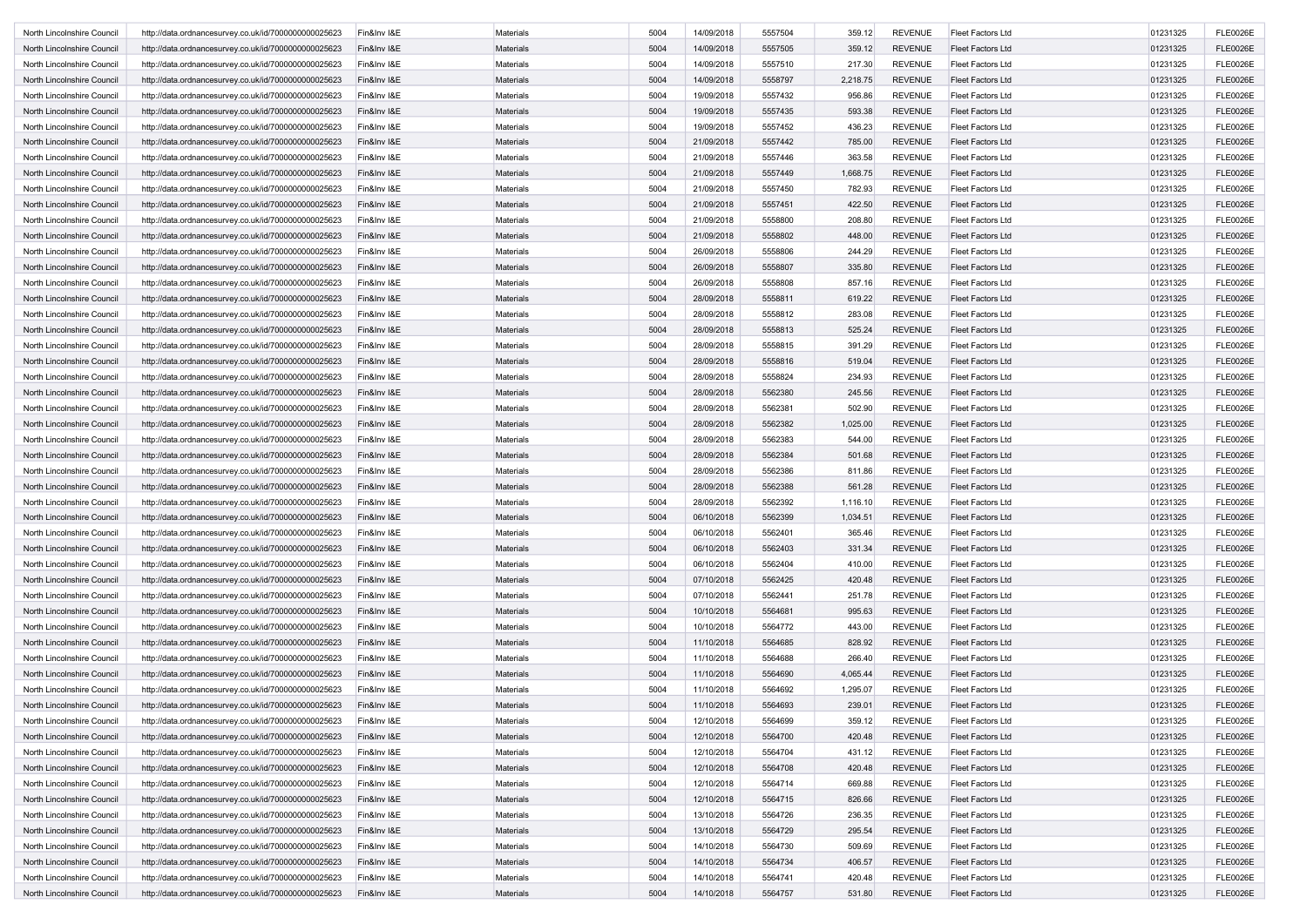| | | | | | | | | | | | |
|---|---|---|---|---|---|---|---|---|---|---|---|
| North Lincolnshire Council | http://data.ordnancesurvey.co.uk/id/7000000000025623 | Fin&Inv I&E | Materials | 5004 | 14/09/2018 | 5557504 | 359.12 | REVENUE | Fleet Factors Ltd | 01231325 | FLE0026E |
| North Lincolnshire Council | http://data.ordnancesurvey.co.uk/id/7000000000025623 | Fin&Inv I&E | Materials | 5004 | 14/09/2018 | 5557505 | 359.12 | REVENUE | Fleet Factors Ltd | 01231325 | FLE0026E |
| North Lincolnshire Council | http://data.ordnancesurvey.co.uk/id/7000000000025623 | Fin&Inv I&E | Materials | 5004 | 14/09/2018 | 5557510 | 217.30 | REVENUE | Fleet Factors Ltd | 01231325 | FLE0026E |
| North Lincolnshire Council | http://data.ordnancesurvey.co.uk/id/7000000000025623 | Fin&Inv I&E | Materials | 5004 | 14/09/2018 | 5558797 | 2,218.75 | REVENUE | Fleet Factors Ltd | 01231325 | FLE0026E |
| North Lincolnshire Council | http://data.ordnancesurvey.co.uk/id/7000000000025623 | Fin&Inv I&E | Materials | 5004 | 19/09/2018 | 5557432 | 956.86 | REVENUE | Fleet Factors Ltd | 01231325 | FLE0026E |
| North Lincolnshire Council | http://data.ordnancesurvey.co.uk/id/7000000000025623 | Fin&Inv I&E | Materials | 5004 | 19/09/2018 | 5557435 | 593.38 | REVENUE | Fleet Factors Ltd | 01231325 | FLE0026E |
| North Lincolnshire Council | http://data.ordnancesurvey.co.uk/id/7000000000025623 | Fin&Inv I&E | Materials | 5004 | 19/09/2018 | 5557452 | 436.23 | REVENUE | Fleet Factors Ltd | 01231325 | FLE0026E |
| North Lincolnshire Council | http://data.ordnancesurvey.co.uk/id/7000000000025623 | Fin&Inv I&E | Materials | 5004 | 21/09/2018 | 5557442 | 785.00 | REVENUE | Fleet Factors Ltd | 01231325 | FLE0026E |
| North Lincolnshire Council | http://data.ordnancesurvey.co.uk/id/7000000000025623 | Fin&Inv I&E | Materials | 5004 | 21/09/2018 | 5557446 | 363.58 | REVENUE | Fleet Factors Ltd | 01231325 | FLE0026E |
| North Lincolnshire Council | http://data.ordnancesurvey.co.uk/id/7000000000025623 | Fin&Inv I&E | Materials | 5004 | 21/09/2018 | 5557449 | 1,668.75 | REVENUE | Fleet Factors Ltd | 01231325 | FLE0026E |
| North Lincolnshire Council | http://data.ordnancesurvey.co.uk/id/7000000000025623 | Fin&Inv I&E | Materials | 5004 | 21/09/2018 | 5557450 | 782.93 | REVENUE | Fleet Factors Ltd | 01231325 | FLE0026E |
| North Lincolnshire Council | http://data.ordnancesurvey.co.uk/id/7000000000025623 | Fin&Inv I&E | Materials | 5004 | 21/09/2018 | 5557451 | 422.50 | REVENUE | Fleet Factors Ltd | 01231325 | FLE0026E |
| North Lincolnshire Council | http://data.ordnancesurvey.co.uk/id/7000000000025623 | Fin&Inv I&E | Materials | 5004 | 21/09/2018 | 5558800 | 208.80 | REVENUE | Fleet Factors Ltd | 01231325 | FLE0026E |
| North Lincolnshire Council | http://data.ordnancesurvey.co.uk/id/7000000000025623 | Fin&Inv I&E | Materials | 5004 | 21/09/2018 | 5558802 | 448.00 | REVENUE | Fleet Factors Ltd | 01231325 | FLE0026E |
| North Lincolnshire Council | http://data.ordnancesurvey.co.uk/id/7000000000025623 | Fin&Inv I&E | Materials | 5004 | 26/09/2018 | 5558806 | 244.29 | REVENUE | Fleet Factors Ltd | 01231325 | FLE0026E |
| North Lincolnshire Council | http://data.ordnancesurvey.co.uk/id/7000000000025623 | Fin&Inv I&E | Materials | 5004 | 26/09/2018 | 5558807 | 335.80 | REVENUE | Fleet Factors Ltd | 01231325 | FLE0026E |
| North Lincolnshire Council | http://data.ordnancesurvey.co.uk/id/7000000000025623 | Fin&Inv I&E | Materials | 5004 | 26/09/2018 | 5558808 | 857.16 | REVENUE | Fleet Factors Ltd | 01231325 | FLE0026E |
| North Lincolnshire Council | http://data.ordnancesurvey.co.uk/id/7000000000025623 | Fin&Inv I&E | Materials | 5004 | 28/09/2018 | 5558811 | 619.22 | REVENUE | Fleet Factors Ltd | 01231325 | FLE0026E |
| North Lincolnshire Council | http://data.ordnancesurvey.co.uk/id/7000000000025623 | Fin&Inv I&E | Materials | 5004 | 28/09/2018 | 5558812 | 283.08 | REVENUE | Fleet Factors Ltd | 01231325 | FLE0026E |
| North Lincolnshire Council | http://data.ordnancesurvey.co.uk/id/7000000000025623 | Fin&Inv I&E | Materials | 5004 | 28/09/2018 | 5558813 | 525.24 | REVENUE | Fleet Factors Ltd | 01231325 | FLE0026E |
| North Lincolnshire Council | http://data.ordnancesurvey.co.uk/id/7000000000025623 | Fin&Inv I&E | Materials | 5004 | 28/09/2018 | 5558815 | 391.29 | REVENUE | Fleet Factors Ltd | 01231325 | FLE0026E |
| North Lincolnshire Council | http://data.ordnancesurvey.co.uk/id/7000000000025623 | Fin&Inv I&E | Materials | 5004 | 28/09/2018 | 5558816 | 519.04 | REVENUE | Fleet Factors Ltd | 01231325 | FLE0026E |
| North Lincolnshire Council | http://data.ordnancesurvey.co.uk/id/7000000000025623 | Fin&Inv I&E | Materials | 5004 | 28/09/2018 | 5558824 | 234.93 | REVENUE | Fleet Factors Ltd | 01231325 | FLE0026E |
| North Lincolnshire Council | http://data.ordnancesurvey.co.uk/id/7000000000025623 | Fin&Inv I&E | Materials | 5004 | 28/09/2018 | 5562380 | 245.56 | REVENUE | Fleet Factors Ltd | 01231325 | FLE0026E |
| North Lincolnshire Council | http://data.ordnancesurvey.co.uk/id/7000000000025623 | Fin&Inv I&E | Materials | 5004 | 28/09/2018 | 5562381 | 502.90 | REVENUE | Fleet Factors Ltd | 01231325 | FLE0026E |
| North Lincolnshire Council | http://data.ordnancesurvey.co.uk/id/7000000000025623 | Fin&Inv I&E | Materials | 5004 | 28/09/2018 | 5562382 | 1,025.00 | REVENUE | Fleet Factors Ltd | 01231325 | FLE0026E |
| North Lincolnshire Council | http://data.ordnancesurvey.co.uk/id/7000000000025623 | Fin&Inv I&E | Materials | 5004 | 28/09/2018 | 5562383 | 544.00 | REVENUE | Fleet Factors Ltd | 01231325 | FLE0026E |
| North Lincolnshire Council | http://data.ordnancesurvey.co.uk/id/7000000000025623 | Fin&Inv I&E | Materials | 5004 | 28/09/2018 | 5562384 | 501.68 | REVENUE | Fleet Factors Ltd | 01231325 | FLE0026E |
| North Lincolnshire Council | http://data.ordnancesurvey.co.uk/id/7000000000025623 | Fin&Inv I&E | Materials | 5004 | 28/09/2018 | 5562386 | 811.86 | REVENUE | Fleet Factors Ltd | 01231325 | FLE0026E |
| North Lincolnshire Council | http://data.ordnancesurvey.co.uk/id/7000000000025623 | Fin&Inv I&E | Materials | 5004 | 28/09/2018 | 5562388 | 561.28 | REVENUE | Fleet Factors Ltd | 01231325 | FLE0026E |
| North Lincolnshire Council | http://data.ordnancesurvey.co.uk/id/7000000000025623 | Fin&Inv I&E | Materials | 5004 | 28/09/2018 | 5562392 | 1,116.10 | REVENUE | Fleet Factors Ltd | 01231325 | FLE0026E |
| North Lincolnshire Council | http://data.ordnancesurvey.co.uk/id/7000000000025623 | Fin&Inv I&E | Materials | 5004 | 06/10/2018 | 5562399 | 1,034.51 | REVENUE | Fleet Factors Ltd | 01231325 | FLE0026E |
| North Lincolnshire Council | http://data.ordnancesurvey.co.uk/id/7000000000025623 | Fin&Inv I&E | Materials | 5004 | 06/10/2018 | 5562401 | 365.46 | REVENUE | Fleet Factors Ltd | 01231325 | FLE0026E |
| North Lincolnshire Council | http://data.ordnancesurvey.co.uk/id/7000000000025623 | Fin&Inv I&E | Materials | 5004 | 06/10/2018 | 5562403 | 331.34 | REVENUE | Fleet Factors Ltd | 01231325 | FLE0026E |
| North Lincolnshire Council | http://data.ordnancesurvey.co.uk/id/7000000000025623 | Fin&Inv I&E | Materials | 5004 | 06/10/2018 | 5562404 | 410.00 | REVENUE | Fleet Factors Ltd | 01231325 | FLE0026E |
| North Lincolnshire Council | http://data.ordnancesurvey.co.uk/id/7000000000025623 | Fin&Inv I&E | Materials | 5004 | 07/10/2018 | 5562425 | 420.48 | REVENUE | Fleet Factors Ltd | 01231325 | FLE0026E |
| North Lincolnshire Council | http://data.ordnancesurvey.co.uk/id/7000000000025623 | Fin&Inv I&E | Materials | 5004 | 07/10/2018 | 5562441 | 251.78 | REVENUE | Fleet Factors Ltd | 01231325 | FLE0026E |
| North Lincolnshire Council | http://data.ordnancesurvey.co.uk/id/7000000000025623 | Fin&Inv I&E | Materials | 5004 | 10/10/2018 | 5564681 | 995.63 | REVENUE | Fleet Factors Ltd | 01231325 | FLE0026E |
| North Lincolnshire Council | http://data.ordnancesurvey.co.uk/id/7000000000025623 | Fin&Inv I&E | Materials | 5004 | 10/10/2018 | 5564772 | 443.00 | REVENUE | Fleet Factors Ltd | 01231325 | FLE0026E |
| North Lincolnshire Council | http://data.ordnancesurvey.co.uk/id/7000000000025623 | Fin&Inv I&E | Materials | 5004 | 11/10/2018 | 5564685 | 828.92 | REVENUE | Fleet Factors Ltd | 01231325 | FLE0026E |
| North Lincolnshire Council | http://data.ordnancesurvey.co.uk/id/7000000000025623 | Fin&Inv I&E | Materials | 5004 | 11/10/2018 | 5564688 | 266.40 | REVENUE | Fleet Factors Ltd | 01231325 | FLE0026E |
| North Lincolnshire Council | http://data.ordnancesurvey.co.uk/id/7000000000025623 | Fin&Inv I&E | Materials | 5004 | 11/10/2018 | 5564690 | 4,065.44 | REVENUE | Fleet Factors Ltd | 01231325 | FLE0026E |
| North Lincolnshire Council | http://data.ordnancesurvey.co.uk/id/7000000000025623 | Fin&Inv I&E | Materials | 5004 | 11/10/2018 | 5564692 | 1,295.07 | REVENUE | Fleet Factors Ltd | 01231325 | FLE0026E |
| North Lincolnshire Council | http://data.ordnancesurvey.co.uk/id/7000000000025623 | Fin&Inv I&E | Materials | 5004 | 11/10/2018 | 5564693 | 239.01 | REVENUE | Fleet Factors Ltd | 01231325 | FLE0026E |
| North Lincolnshire Council | http://data.ordnancesurvey.co.uk/id/7000000000025623 | Fin&Inv I&E | Materials | 5004 | 12/10/2018 | 5564699 | 359.12 | REVENUE | Fleet Factors Ltd | 01231325 | FLE0026E |
| North Lincolnshire Council | http://data.ordnancesurvey.co.uk/id/7000000000025623 | Fin&Inv I&E | Materials | 5004 | 12/10/2018 | 5564700 | 420.48 | REVENUE | Fleet Factors Ltd | 01231325 | FLE0026E |
| North Lincolnshire Council | http://data.ordnancesurvey.co.uk/id/7000000000025623 | Fin&Inv I&E | Materials | 5004 | 12/10/2018 | 5564704 | 431.12 | REVENUE | Fleet Factors Ltd | 01231325 | FLE0026E |
| North Lincolnshire Council | http://data.ordnancesurvey.co.uk/id/7000000000025623 | Fin&Inv I&E | Materials | 5004 | 12/10/2018 | 5564708 | 420.48 | REVENUE | Fleet Factors Ltd | 01231325 | FLE0026E |
| North Lincolnshire Council | http://data.ordnancesurvey.co.uk/id/7000000000025623 | Fin&Inv I&E | Materials | 5004 | 12/10/2018 | 5564714 | 669.88 | REVENUE | Fleet Factors Ltd | 01231325 | FLE0026E |
| North Lincolnshire Council | http://data.ordnancesurvey.co.uk/id/7000000000025623 | Fin&Inv I&E | Materials | 5004 | 12/10/2018 | 5564715 | 826.66 | REVENUE | Fleet Factors Ltd | 01231325 | FLE0026E |
| North Lincolnshire Council | http://data.ordnancesurvey.co.uk/id/7000000000025623 | Fin&Inv I&E | Materials | 5004 | 13/10/2018 | 5564726 | 236.35 | REVENUE | Fleet Factors Ltd | 01231325 | FLE0026E |
| North Lincolnshire Council | http://data.ordnancesurvey.co.uk/id/7000000000025623 | Fin&Inv I&E | Materials | 5004 | 13/10/2018 | 5564729 | 295.54 | REVENUE | Fleet Factors Ltd | 01231325 | FLE0026E |
| North Lincolnshire Council | http://data.ordnancesurvey.co.uk/id/7000000000025623 | Fin&Inv I&E | Materials | 5004 | 14/10/2018 | 5564730 | 509.69 | REVENUE | Fleet Factors Ltd | 01231325 | FLE0026E |
| North Lincolnshire Council | http://data.ordnancesurvey.co.uk/id/7000000000025623 | Fin&Inv I&E | Materials | 5004 | 14/10/2018 | 5564734 | 406.57 | REVENUE | Fleet Factors Ltd | 01231325 | FLE0026E |
| North Lincolnshire Council | http://data.ordnancesurvey.co.uk/id/7000000000025623 | Fin&Inv I&E | Materials | 5004 | 14/10/2018 | 5564741 | 420.48 | REVENUE | Fleet Factors Ltd | 01231325 | FLE0026E |
| North Lincolnshire Council | http://data.ordnancesurvey.co.uk/id/7000000000025623 | Fin&Inv I&E | Materials | 5004 | 14/10/2018 | 5564757 | 531.80 | REVENUE | Fleet Factors Ltd | 01231325 | FLE0026E |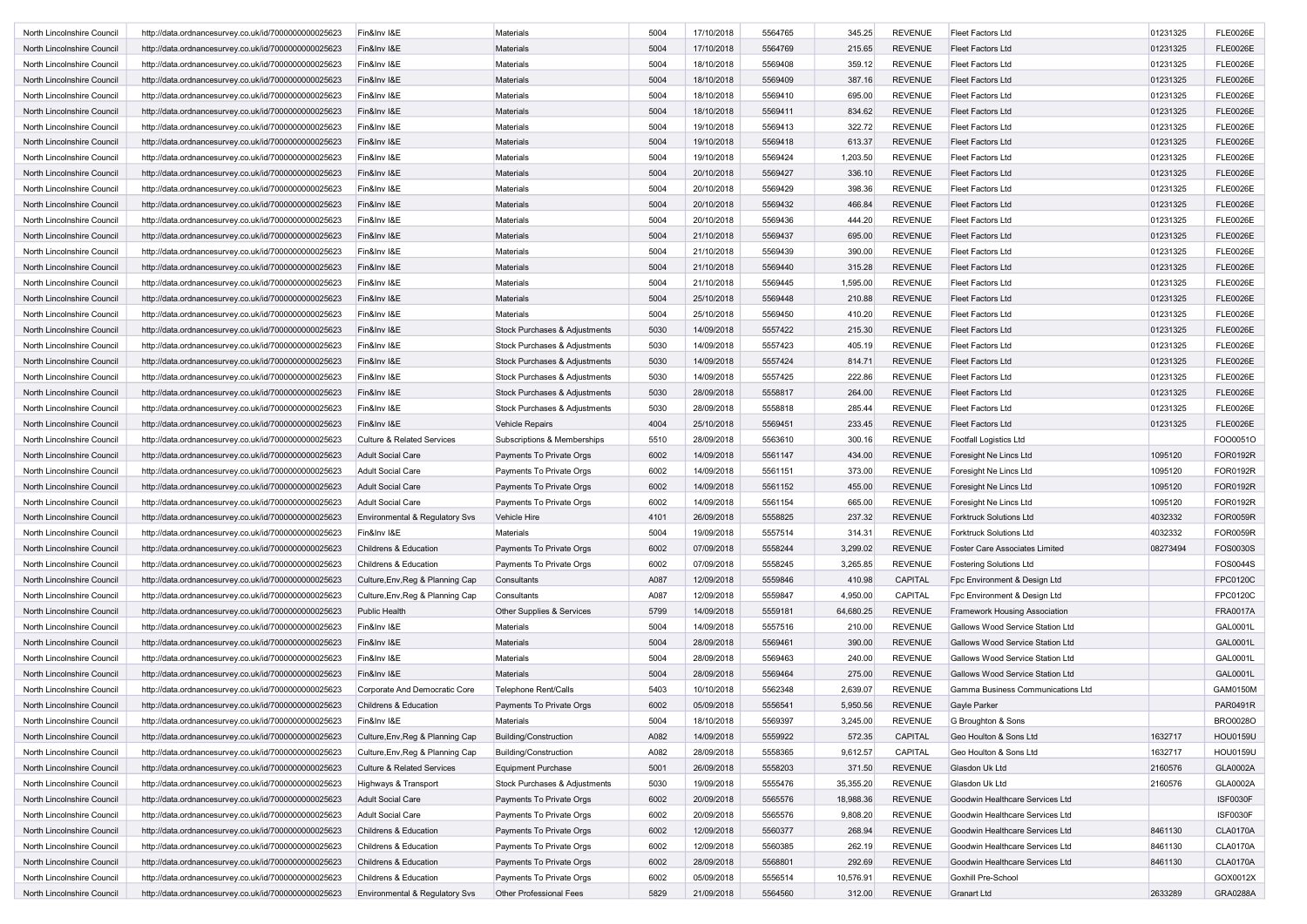| | | | | | | | | | | | |
|---|---|---|---|---|---|---|---|---|---|---|---|
| North Lincolnshire Council | http://data.ordnancesurvey.co.uk/id/7000000000025623 | Fin&Inv I&E | Materials | 5004 | 17/10/2018 | 5564765 | 345.25 | REVENUE | Fleet Factors Ltd | 01231325 | FLE0026E |
| North Lincolnshire Council | http://data.ordnancesurvey.co.uk/id/7000000000025623 | Fin&Inv I&E | Materials | 5004 | 17/10/2018 | 5564769 | 215.65 | REVENUE | Fleet Factors Ltd | 01231325 | FLE0026E |
| North Lincolnshire Council | http://data.ordnancesurvey.co.uk/id/7000000000025623 | Fin&Inv I&E | Materials | 5004 | 18/10/2018 | 5569408 | 359.12 | REVENUE | Fleet Factors Ltd | 01231325 | FLE0026E |
| North Lincolnshire Council | http://data.ordnancesurvey.co.uk/id/7000000000025623 | Fin&Inv I&E | Materials | 5004 | 18/10/2018 | 5569409 | 387.16 | REVENUE | Fleet Factors Ltd | 01231325 | FLE0026E |
| North Lincolnshire Council | http://data.ordnancesurvey.co.uk/id/7000000000025623 | Fin&Inv I&E | Materials | 5004 | 18/10/2018 | 5569410 | 695.00 | REVENUE | Fleet Factors Ltd | 01231325 | FLE0026E |
| North Lincolnshire Council | http://data.ordnancesurvey.co.uk/id/7000000000025623 | Fin&Inv I&E | Materials | 5004 | 18/10/2018 | 5569411 | 834.62 | REVENUE | Fleet Factors Ltd | 01231325 | FLE0026E |
| North Lincolnshire Council | http://data.ordnancesurvey.co.uk/id/7000000000025623 | Fin&Inv I&E | Materials | 5004 | 19/10/2018 | 5569413 | 322.72 | REVENUE | Fleet Factors Ltd | 01231325 | FLE0026E |
| North Lincolnshire Council | http://data.ordnancesurvey.co.uk/id/7000000000025623 | Fin&Inv I&E | Materials | 5004 | 19/10/2018 | 5569418 | 613.37 | REVENUE | Fleet Factors Ltd | 01231325 | FLE0026E |
| North Lincolnshire Council | http://data.ordnancesurvey.co.uk/id/7000000000025623 | Fin&Inv I&E | Materials | 5004 | 19/10/2018 | 5569424 | 1,203.50 | REVENUE | Fleet Factors Ltd | 01231325 | FLE0026E |
| North Lincolnshire Council | http://data.ordnancesurvey.co.uk/id/7000000000025623 | Fin&Inv I&E | Materials | 5004 | 20/10/2018 | 5569427 | 336.10 | REVENUE | Fleet Factors Ltd | 01231325 | FLE0026E |
| North Lincolnshire Council | http://data.ordnancesurvey.co.uk/id/7000000000025623 | Fin&Inv I&E | Materials | 5004 | 20/10/2018 | 5569429 | 398.36 | REVENUE | Fleet Factors Ltd | 01231325 | FLE0026E |
| North Lincolnshire Council | http://data.ordnancesurvey.co.uk/id/7000000000025623 | Fin&Inv I&E | Materials | 5004 | 20/10/2018 | 5569432 | 466.84 | REVENUE | Fleet Factors Ltd | 01231325 | FLE0026E |
| North Lincolnshire Council | http://data.ordnancesurvey.co.uk/id/7000000000025623 | Fin&Inv I&E | Materials | 5004 | 20/10/2018 | 5569436 | 444.20 | REVENUE | Fleet Factors Ltd | 01231325 | FLE0026E |
| North Lincolnshire Council | http://data.ordnancesurvey.co.uk/id/7000000000025623 | Fin&Inv I&E | Materials | 5004 | 21/10/2018 | 5569437 | 695.00 | REVENUE | Fleet Factors Ltd | 01231325 | FLE0026E |
| North Lincolnshire Council | http://data.ordnancesurvey.co.uk/id/7000000000025623 | Fin&Inv I&E | Materials | 5004 | 21/10/2018 | 5569439 | 390.00 | REVENUE | Fleet Factors Ltd | 01231325 | FLE0026E |
| North Lincolnshire Council | http://data.ordnancesurvey.co.uk/id/7000000000025623 | Fin&Inv I&E | Materials | 5004 | 21/10/2018 | 5569440 | 315.28 | REVENUE | Fleet Factors Ltd | 01231325 | FLE0026E |
| North Lincolnshire Council | http://data.ordnancesurvey.co.uk/id/7000000000025623 | Fin&Inv I&E | Materials | 5004 | 21/10/2018 | 5569445 | 1,595.00 | REVENUE | Fleet Factors Ltd | 01231325 | FLE0026E |
| North Lincolnshire Council | http://data.ordnancesurvey.co.uk/id/7000000000025623 | Fin&Inv I&E | Materials | 5004 | 25/10/2018 | 5569448 | 210.88 | REVENUE | Fleet Factors Ltd | 01231325 | FLE0026E |
| North Lincolnshire Council | http://data.ordnancesurvey.co.uk/id/7000000000025623 | Fin&Inv I&E | Materials | 5004 | 25/10/2018 | 5569450 | 410.20 | REVENUE | Fleet Factors Ltd | 01231325 | FLE0026E |
| North Lincolnshire Council | http://data.ordnancesurvey.co.uk/id/7000000000025623 | Fin&Inv I&E | Stock Purchases & Adjustments | 5030 | 14/09/2018 | 5557422 | 215.30 | REVENUE | Fleet Factors Ltd | 01231325 | FLE0026E |
| North Lincolnshire Council | http://data.ordnancesurvey.co.uk/id/7000000000025623 | Fin&Inv I&E | Stock Purchases & Adjustments | 5030 | 14/09/2018 | 5557423 | 405.19 | REVENUE | Fleet Factors Ltd | 01231325 | FLE0026E |
| North Lincolnshire Council | http://data.ordnancesurvey.co.uk/id/7000000000025623 | Fin&Inv I&E | Stock Purchases & Adjustments | 5030 | 14/09/2018 | 5557424 | 814.71 | REVENUE | Fleet Factors Ltd | 01231325 | FLE0026E |
| North Lincolnshire Council | http://data.ordnancesurvey.co.uk/id/7000000000025623 | Fin&Inv I&E | Stock Purchases & Adjustments | 5030 | 14/09/2018 | 5557425 | 222.86 | REVENUE | Fleet Factors Ltd | 01231325 | FLE0026E |
| North Lincolnshire Council | http://data.ordnancesurvey.co.uk/id/7000000000025623 | Fin&Inv I&E | Stock Purchases & Adjustments | 5030 | 28/09/2018 | 5558817 | 264.00 | REVENUE | Fleet Factors Ltd | 01231325 | FLE0026E |
| North Lincolnshire Council | http://data.ordnancesurvey.co.uk/id/7000000000025623 | Fin&Inv I&E | Stock Purchases & Adjustments | 5030 | 28/09/2018 | 5558818 | 285.44 | REVENUE | Fleet Factors Ltd | 01231325 | FLE0026E |
| North Lincolnshire Council | http://data.ordnancesurvey.co.uk/id/7000000000025623 | Fin&Inv I&E | Vehicle Repairs | 4004 | 25/10/2018 | 5569451 | 233.45 | REVENUE | Fleet Factors Ltd | 01231325 | FLE0026E |
| North Lincolnshire Council | http://data.ordnancesurvey.co.uk/id/7000000000025623 | Culture & Related Services | Subscriptions & Memberships | 5510 | 28/09/2018 | 5563610 | 300.16 | REVENUE | Footfall Logistics Ltd | | FOO0051O |
| North Lincolnshire Council | http://data.ordnancesurvey.co.uk/id/7000000000025623 | Adult Social Care | Payments To Private Orgs | 6002 | 14/09/2018 | 5561147 | 434.00 | REVENUE | Foresight Ne Lincs Ltd | 1095120 | FOR0192R |
| North Lincolnshire Council | http://data.ordnancesurvey.co.uk/id/7000000000025623 | Adult Social Care | Payments To Private Orgs | 6002 | 14/09/2018 | 5561151 | 373.00 | REVENUE | Foresight Ne Lincs Ltd | 1095120 | FOR0192R |
| North Lincolnshire Council | http://data.ordnancesurvey.co.uk/id/7000000000025623 | Adult Social Care | Payments To Private Orgs | 6002 | 14/09/2018 | 5561152 | 455.00 | REVENUE | Foresight Ne Lincs Ltd | 1095120 | FOR0192R |
| North Lincolnshire Council | http://data.ordnancesurvey.co.uk/id/7000000000025623 | Adult Social Care | Payments To Private Orgs | 6002 | 14/09/2018 | 5561154 | 665.00 | REVENUE | Foresight Ne Lincs Ltd | 1095120 | FOR0192R |
| North Lincolnshire Council | http://data.ordnancesurvey.co.uk/id/7000000000025623 | Environmental & Regulatory Svs | Vehicle Hire | 4101 | 26/09/2018 | 5558825 | 237.32 | REVENUE | Forktruck Solutions Ltd | 4032332 | FOR0059R |
| North Lincolnshire Council | http://data.ordnancesurvey.co.uk/id/7000000000025623 | Fin&Inv I&E | Materials | 5004 | 19/09/2018 | 5557514 | 314.31 | REVENUE | Forktruck Solutions Ltd | 4032332 | FOR0059R |
| North Lincolnshire Council | http://data.ordnancesurvey.co.uk/id/7000000000025623 | Childrens & Education | Payments To Private Orgs | 6002 | 07/09/2018 | 5558244 | 3,299.02 | REVENUE | Foster Care Associates Limited | 08273494 | FOS0030S |
| North Lincolnshire Council | http://data.ordnancesurvey.co.uk/id/7000000000025623 | Childrens & Education | Payments To Private Orgs | 6002 | 07/09/2018 | 5558245 | 3,265.85 | REVENUE | Fostering Solutions Ltd | | FOS0044S |
| North Lincolnshire Council | http://data.ordnancesurvey.co.uk/id/7000000000025623 | Culture,Env,Reg & Planning Cap | Consultants | A087 | 12/09/2018 | 5559846 | 410.98 | CAPITAL | Fpc Environment & Design Ltd | | FPC0120C |
| North Lincolnshire Council | http://data.ordnancesurvey.co.uk/id/7000000000025623 | Culture,Env,Reg & Planning Cap | Consultants | A087 | 12/09/2018 | 5559847 | 4,950.00 | CAPITAL | Fpc Environment & Design Ltd | | FPC0120C |
| North Lincolnshire Council | http://data.ordnancesurvey.co.uk/id/7000000000025623 | Public Health | Other Supplies & Services | 5799 | 14/09/2018 | 5559181 | 64,680.25 | REVENUE | Framework Housing Association | | FRA0017A |
| North Lincolnshire Council | http://data.ordnancesurvey.co.uk/id/7000000000025623 | Fin&Inv I&E | Materials | 5004 | 14/09/2018 | 5557516 | 210.00 | REVENUE | Gallows Wood Service Station Ltd | | GAL0001L |
| North Lincolnshire Council | http://data.ordnancesurvey.co.uk/id/7000000000025623 | Fin&Inv I&E | Materials | 5004 | 28/09/2018 | 5569461 | 390.00 | REVENUE | Gallows Wood Service Station Ltd | | GAL0001L |
| North Lincolnshire Council | http://data.ordnancesurvey.co.uk/id/7000000000025623 | Fin&Inv I&E | Materials | 5004 | 28/09/2018 | 5569463 | 240.00 | REVENUE | Gallows Wood Service Station Ltd | | GAL0001L |
| North Lincolnshire Council | http://data.ordnancesurvey.co.uk/id/7000000000025623 | Fin&Inv I&E | Materials | 5004 | 28/09/2018 | 5569464 | 275.00 | REVENUE | Gallows Wood Service Station Ltd | | GAL0001L |
| North Lincolnshire Council | http://data.ordnancesurvey.co.uk/id/7000000000025623 | Corporate And Democratic Core | Telephone Rent/Calls | 5403 | 10/10/2018 | 5562348 | 2,639.07 | REVENUE | Gamma Business Communications Ltd | | GAM0150M |
| North Lincolnshire Council | http://data.ordnancesurvey.co.uk/id/7000000000025623 | Childrens & Education | Payments To Private Orgs | 6002 | 05/09/2018 | 5556541 | 5,950.56 | REVENUE | Gayle Parker | | PAR0491R |
| North Lincolnshire Council | http://data.ordnancesurvey.co.uk/id/7000000000025623 | Fin&Inv I&E | Materials | 5004 | 18/10/2018 | 5569397 | 3,245.00 | REVENUE | G Broughton & Sons | | BRO0028O |
| North Lincolnshire Council | http://data.ordnancesurvey.co.uk/id/7000000000025623 | Culture,Env,Reg & Planning Cap | Building/Construction | A082 | 14/09/2018 | 5559922 | 572.35 | CAPITAL | Geo Houlton & Sons Ltd | 1632717 | HOU0159U |
| North Lincolnshire Council | http://data.ordnancesurvey.co.uk/id/7000000000025623 | Culture,Env,Reg & Planning Cap | Building/Construction | A082 | 28/09/2018 | 5558365 | 9,612.57 | CAPITAL | Geo Houlton & Sons Ltd | 1632717 | HOU0159U |
| North Lincolnshire Council | http://data.ordnancesurvey.co.uk/id/7000000000025623 | Culture & Related Services | Equipment Purchase | 5001 | 26/09/2018 | 5558203 | 371.50 | REVENUE | Glasdon Uk Ltd | 2160576 | GLA0002A |
| North Lincolnshire Council | http://data.ordnancesurvey.co.uk/id/7000000000025623 | Highways & Transport | Stock Purchases & Adjustments | 5030 | 19/09/2018 | 5555476 | 35,355.20 | REVENUE | Glasdon Uk Ltd | 2160576 | GLA0002A |
| North Lincolnshire Council | http://data.ordnancesurvey.co.uk/id/7000000000025623 | Adult Social Care | Payments To Private Orgs | 6002 | 20/09/2018 | 5565576 | 18,988.36 | REVENUE | Goodwin Healthcare Services Ltd | | ISF0030F |
| North Lincolnshire Council | http://data.ordnancesurvey.co.uk/id/7000000000025623 | Adult Social Care | Payments To Private Orgs | 6002 | 20/09/2018 | 5565576 | 9,808.20 | REVENUE | Goodwin Healthcare Services Ltd | | ISF0030F |
| North Lincolnshire Council | http://data.ordnancesurvey.co.uk/id/7000000000025623 | Childrens & Education | Payments To Private Orgs | 6002 | 12/09/2018 | 5560377 | 268.94 | REVENUE | Goodwin Healthcare Services Ltd | 8461130 | CLA0170A |
| North Lincolnshire Council | http://data.ordnancesurvey.co.uk/id/7000000000025623 | Childrens & Education | Payments To Private Orgs | 6002 | 12/09/2018 | 5560385 | 262.19 | REVENUE | Goodwin Healthcare Services Ltd | 8461130 | CLA0170A |
| North Lincolnshire Council | http://data.ordnancesurvey.co.uk/id/7000000000025623 | Childrens & Education | Payments To Private Orgs | 6002 | 28/09/2018 | 5568801 | 292.69 | REVENUE | Goodwin Healthcare Services Ltd | 8461130 | CLA0170A |
| North Lincolnshire Council | http://data.ordnancesurvey.co.uk/id/7000000000025623 | Childrens & Education | Payments To Private Orgs | 6002 | 05/09/2018 | 5556514 | 10,576.91 | REVENUE | Goxhill Pre-School | | GOX0012X |
| North Lincolnshire Council | http://data.ordnancesurvey.co.uk/id/7000000000025623 | Environmental & Regulatory Svs | Other Professional Fees | 5829 | 21/09/2018 | 5564560 | 312.00 | REVENUE | Granart Ltd | 2633289 | GRA0288A |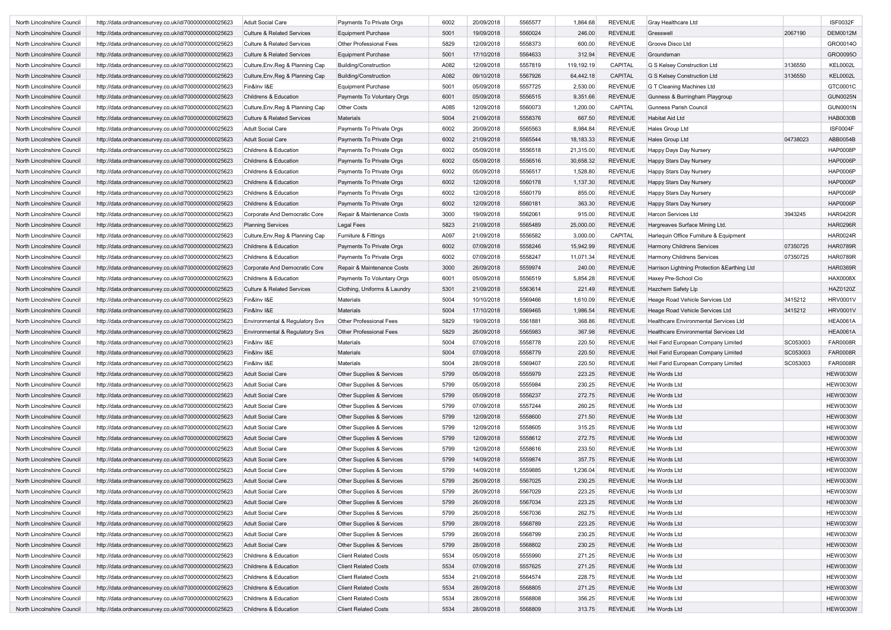| | | | | | | | | | | | |
|---|---|---|---|---|---|---|---|---|---|---|---|
| North Lincolnshire Council | http://data.ordnancesurvey.co.uk/id/7000000000025623 | Adult Social Care | Payments To Private Orgs | 6002 | 20/09/2018 | 5565577 | 1,864.68 | REVENUE | Gray Healthcare Ltd | | ISF0032F |
| North Lincolnshire Council | http://data.ordnancesurvey.co.uk/id/7000000000025623 | Culture & Related Services | Equipment Purchase | 5001 | 19/09/2018 | 5560024 | 246.00 | REVENUE | Gresswell | 2067190 | DEM0012M |
| North Lincolnshire Council | http://data.ordnancesurvey.co.uk/id/7000000000025623 | Culture & Related Services | Other Professional Fees | 5829 | 12/09/2018 | 5558373 | 600.00 | REVENUE | Groove Disco Ltd | | GRO0014O |
| North Lincolnshire Council | http://data.ordnancesurvey.co.uk/id/7000000000025623 | Culture & Related Services | Equipment Purchase | 5001 | 17/10/2018 | 5564633 | 312.94 | REVENUE | Groundsman | | GRO0095O |
| North Lincolnshire Council | http://data.ordnancesurvey.co.uk/id/7000000000025623 | Culture,Env,Reg & Planning Cap | Building/Construction | A082 | 12/09/2018 | 5557819 | 119,192.19 | CAPITAL | G S Kelsey Construction Ltd | 3136550 | KEL0002L |
| North Lincolnshire Council | http://data.ordnancesurvey.co.uk/id/7000000000025623 | Culture,Env,Reg & Planning Cap | Building/Construction | A082 | 09/10/2018 | 5567926 | 64,442.18 | CAPITAL | G S Kelsey Construction Ltd | 3136550 | KEL0002L |
| North Lincolnshire Council | http://data.ordnancesurvey.co.uk/id/7000000000025623 | Fin&Inv I&E | Equipment Purchase | 5001 | 05/09/2018 | 5557725 | 2,530.00 | REVENUE | G T Cleaning Machines Ltd | | GTC0001C |
| North Lincolnshire Council | http://data.ordnancesurvey.co.uk/id/7000000000025623 | Childrens & Education | Payments To Voluntary Orgs | 6001 | 05/09/2018 | 5556515 | 9,351.66 | REVENUE | Gunness & Burringham Playgroup | | GUN0025N |
| North Lincolnshire Council | http://data.ordnancesurvey.co.uk/id/7000000000025623 | Culture,Env,Reg & Planning Cap | Other Costs | A085 | 12/09/2018 | 5560073 | 1,200.00 | CAPITAL | Gunness Parish Council | | GUN0001N |
| North Lincolnshire Council | http://data.ordnancesurvey.co.uk/id/7000000000025623 | Culture & Related Services | Materials | 5004 | 21/09/2018 | 5558376 | 667.50 | REVENUE | Habitat Aid Ltd | | HAB0030B |
| North Lincolnshire Council | http://data.ordnancesurvey.co.uk/id/7000000000025623 | Adult Social Care | Payments To Private Orgs | 6002 | 20/09/2018 | 5565563 | 8,984.84 | REVENUE | Hales Group Ltd | | ISF0004F |
| North Lincolnshire Council | http://data.ordnancesurvey.co.uk/id/7000000000025623 | Adult Social Care | Payments To Private Orgs | 6002 | 21/09/2018 | 5565544 | 18,183.33 | REVENUE | Hales Group Ltd | 04738023 | ABB0054B |
| North Lincolnshire Council | http://data.ordnancesurvey.co.uk/id/7000000000025623 | Childrens & Education | Payments To Private Orgs | 6002 | 05/09/2018 | 5556518 | 21,315.00 | REVENUE | Happy Days Day Nursery | | HAP0008P |
| North Lincolnshire Council | http://data.ordnancesurvey.co.uk/id/7000000000025623 | Childrens & Education | Payments To Private Orgs | 6002 | 05/09/2018 | 5556516 | 30,658.32 | REVENUE | Happy Stars Day Nursery | | HAP0006P |
| North Lincolnshire Council | http://data.ordnancesurvey.co.uk/id/7000000000025623 | Childrens & Education | Payments To Private Orgs | 6002 | 05/09/2018 | 5556517 | 1,528.80 | REVENUE | Happy Stars Day Nursery | | HAP0006P |
| North Lincolnshire Council | http://data.ordnancesurvey.co.uk/id/7000000000025623 | Childrens & Education | Payments To Private Orgs | 6002 | 12/09/2018 | 5560178 | 1,137.30 | REVENUE | Happy Stars Day Nursery | | HAP0006P |
| North Lincolnshire Council | http://data.ordnancesurvey.co.uk/id/7000000000025623 | Childrens & Education | Payments To Private Orgs | 6002 | 12/09/2018 | 5560179 | 855.00 | REVENUE | Happy Stars Day Nursery | | HAP0006P |
| North Lincolnshire Council | http://data.ordnancesurvey.co.uk/id/7000000000025623 | Childrens & Education | Payments To Private Orgs | 6002 | 12/09/2018 | 5560181 | 363.30 | REVENUE | Happy Stars Day Nursery | | HAP0006P |
| North Lincolnshire Council | http://data.ordnancesurvey.co.uk/id/7000000000025623 | Corporate And Democratic Core | Repair & Maintenance Costs | 3000 | 19/09/2018 | 5562061 | 915.00 | REVENUE | Harcon Services Ltd | 3943245 | HAR0420R |
| North Lincolnshire Council | http://data.ordnancesurvey.co.uk/id/7000000000025623 | Planning Services | Legal Fees | 5823 | 21/09/2018 | 5565489 | 25,000.00 | REVENUE | Hargreaves Surface Mining Ltd. | | HAR0296R |
| North Lincolnshire Council | http://data.ordnancesurvey.co.uk/id/7000000000025623 | Culture,Env,Reg & Planning Cap | Furniture & Fittings | A097 | 21/09/2018 | 5556582 | 3,000.00 | CAPITAL | Harlequin Office Furniture & Equipment | | HAR0024R |
| North Lincolnshire Council | http://data.ordnancesurvey.co.uk/id/7000000000025623 | Childrens & Education | Payments To Private Orgs | 6002 | 07/09/2018 | 5558246 | 15,942.99 | REVENUE | Harmony Childrens Services | 07350725 | HAR0789R |
| North Lincolnshire Council | http://data.ordnancesurvey.co.uk/id/7000000000025623 | Childrens & Education | Payments To Private Orgs | 6002 | 07/09/2018 | 5558247 | 11,071.34 | REVENUE | Harmony Childrens Services | 07350725 | HAR0789R |
| North Lincolnshire Council | http://data.ordnancesurvey.co.uk/id/7000000000025623 | Corporate And Democratic Core | Repair & Maintenance Costs | 3000 | 26/09/2018 | 5559974 | 240.00 | REVENUE | Harrison Lightning Protection &Earthing Ltd | | HAR0369R |
| North Lincolnshire Council | http://data.ordnancesurvey.co.uk/id/7000000000025623 | Childrens & Education | Payments To Voluntary Orgs | 6001 | 05/09/2018 | 5556519 | 5,854.28 | REVENUE | Haxey Pre-School Cio | | HAX0008X |
| North Lincolnshire Council | http://data.ordnancesurvey.co.uk/id/7000000000025623 | Culture & Related Services | Clothing, Uniforms & Laundry | 5301 | 21/09/2018 | 5563614 | 221.49 | REVENUE | Hazchem Safety Llp | | HAZ0120Z |
| North Lincolnshire Council | http://data.ordnancesurvey.co.uk/id/7000000000025623 | Fin&Inv I&E | Materials | 5004 | 10/10/2018 | 5569466 | 1,610.09 | REVENUE | Heage Road Vehicle Services Ltd | 3415212 | HRV0001V |
| North Lincolnshire Council | http://data.ordnancesurvey.co.uk/id/7000000000025623 | Fin&Inv I&E | Materials | 5004 | 17/10/2018 | 5569465 | 1,986.54 | REVENUE | Heage Road Vehicle Services Ltd | 3415212 | HRV0001V |
| North Lincolnshire Council | http://data.ordnancesurvey.co.uk/id/7000000000025623 | Environmental & Regulatory Svs | Other Professional Fees | 5829 | 19/09/2018 | 5561881 | 368.86 | REVENUE | Healthcare Environmental Services Ltd | | HEA0061A |
| North Lincolnshire Council | http://data.ordnancesurvey.co.uk/id/7000000000025623 | Environmental & Regulatory Svs | Other Professional Fees | 5829 | 26/09/2018 | 5565983 | 367.98 | REVENUE | Healthcare Environmental Services Ltd | | HEA0061A |
| North Lincolnshire Council | http://data.ordnancesurvey.co.uk/id/7000000000025623 | Fin&Inv I&E | Materials | 5004 | 07/09/2018 | 5558778 | 220.50 | REVENUE | Heil Farid European Company Limited | SC053003 | FAR0008R |
| North Lincolnshire Council | http://data.ordnancesurvey.co.uk/id/7000000000025623 | Fin&Inv I&E | Materials | 5004 | 07/09/2018 | 5558779 | 220.50 | REVENUE | Heil Farid European Company Limited | SC053003 | FAR0008R |
| North Lincolnshire Council | http://data.ordnancesurvey.co.uk/id/7000000000025623 | Fin&Inv I&E | Materials | 5004 | 28/09/2018 | 5569407 | 220.50 | REVENUE | Heil Farid European Company Limited | SC053003 | FAR0008R |
| North Lincolnshire Council | http://data.ordnancesurvey.co.uk/id/7000000000025623 | Adult Social Care | Other Supplies & Services | 5799 | 05/09/2018 | 5555979 | 223.25 | REVENUE | He Words Ltd | | HEW0030W |
| North Lincolnshire Council | http://data.ordnancesurvey.co.uk/id/7000000000025623 | Adult Social Care | Other Supplies & Services | 5799 | 05/09/2018 | 5555984 | 230.25 | REVENUE | He Words Ltd | | HEW0030W |
| North Lincolnshire Council | http://data.ordnancesurvey.co.uk/id/7000000000025623 | Adult Social Care | Other Supplies & Services | 5799 | 05/09/2018 | 5556237 | 272.75 | REVENUE | He Words Ltd | | HEW0030W |
| North Lincolnshire Council | http://data.ordnancesurvey.co.uk/id/7000000000025623 | Adult Social Care | Other Supplies & Services | 5799 | 07/09/2018 | 5557244 | 260.25 | REVENUE | He Words Ltd | | HEW0030W |
| North Lincolnshire Council | http://data.ordnancesurvey.co.uk/id/7000000000025623 | Adult Social Care | Other Supplies & Services | 5799 | 12/09/2018 | 5558600 | 271.50 | REVENUE | He Words Ltd | | HEW0030W |
| North Lincolnshire Council | http://data.ordnancesurvey.co.uk/id/7000000000025623 | Adult Social Care | Other Supplies & Services | 5799 | 12/09/2018 | 5558605 | 315.25 | REVENUE | He Words Ltd | | HEW0030W |
| North Lincolnshire Council | http://data.ordnancesurvey.co.uk/id/7000000000025623 | Adult Social Care | Other Supplies & Services | 5799 | 12/09/2018 | 5558612 | 272.75 | REVENUE | He Words Ltd | | HEW0030W |
| North Lincolnshire Council | http://data.ordnancesurvey.co.uk/id/7000000000025623 | Adult Social Care | Other Supplies & Services | 5799 | 12/09/2018 | 5558616 | 233.50 | REVENUE | He Words Ltd | | HEW0030W |
| North Lincolnshire Council | http://data.ordnancesurvey.co.uk/id/7000000000025623 | Adult Social Care | Other Supplies & Services | 5799 | 14/09/2018 | 5559874 | 357.75 | REVENUE | He Words Ltd | | HEW0030W |
| North Lincolnshire Council | http://data.ordnancesurvey.co.uk/id/7000000000025623 | Adult Social Care | Other Supplies & Services | 5799 | 14/09/2018 | 5559885 | 1,236.04 | REVENUE | He Words Ltd | | HEW0030W |
| North Lincolnshire Council | http://data.ordnancesurvey.co.uk/id/7000000000025623 | Adult Social Care | Other Supplies & Services | 5799 | 26/09/2018 | 5567025 | 230.25 | REVENUE | He Words Ltd | | HEW0030W |
| North Lincolnshire Council | http://data.ordnancesurvey.co.uk/id/7000000000025623 | Adult Social Care | Other Supplies & Services | 5799 | 26/09/2018 | 5567029 | 223.25 | REVENUE | He Words Ltd | | HEW0030W |
| North Lincolnshire Council | http://data.ordnancesurvey.co.uk/id/7000000000025623 | Adult Social Care | Other Supplies & Services | 5799 | 26/09/2018 | 5567034 | 223.25 | REVENUE | He Words Ltd | | HEW0030W |
| North Lincolnshire Council | http://data.ordnancesurvey.co.uk/id/7000000000025623 | Adult Social Care | Other Supplies & Services | 5799 | 26/09/2018 | 5567036 | 262.75 | REVENUE | He Words Ltd | | HEW0030W |
| North Lincolnshire Council | http://data.ordnancesurvey.co.uk/id/7000000000025623 | Adult Social Care | Other Supplies & Services | 5799 | 28/09/2018 | 5568789 | 223.25 | REVENUE | He Words Ltd | | HEW0030W |
| North Lincolnshire Council | http://data.ordnancesurvey.co.uk/id/7000000000025623 | Adult Social Care | Other Supplies & Services | 5799 | 28/09/2018 | 5568799 | 230.25 | REVENUE | He Words Ltd | | HEW0030W |
| North Lincolnshire Council | http://data.ordnancesurvey.co.uk/id/7000000000025623 | Adult Social Care | Other Supplies & Services | 5799 | 28/09/2018 | 5568802 | 230.25 | REVENUE | He Words Ltd | | HEW0030W |
| North Lincolnshire Council | http://data.ordnancesurvey.co.uk/id/7000000000025623 | Childrens & Education | Client Related Costs | 5534 | 05/09/2018 | 5555990 | 271.25 | REVENUE | He Words Ltd | | HEW0030W |
| North Lincolnshire Council | http://data.ordnancesurvey.co.uk/id/7000000000025623 | Childrens & Education | Client Related Costs | 5534 | 07/09/2018 | 5557625 | 271.25 | REVENUE | He Words Ltd | | HEW0030W |
| North Lincolnshire Council | http://data.ordnancesurvey.co.uk/id/7000000000025623 | Childrens & Education | Client Related Costs | 5534 | 21/09/2018 | 5564574 | 228.75 | REVENUE | He Words Ltd | | HEW0030W |
| North Lincolnshire Council | http://data.ordnancesurvey.co.uk/id/7000000000025623 | Childrens & Education | Client Related Costs | 5534 | 28/09/2018 | 5568805 | 271.25 | REVENUE | He Words Ltd | | HEW0030W |
| North Lincolnshire Council | http://data.ordnancesurvey.co.uk/id/7000000000025623 | Childrens & Education | Client Related Costs | 5534 | 28/09/2018 | 5568808 | 356.25 | REVENUE | He Words Ltd | | HEW0030W |
| North Lincolnshire Council | http://data.ordnancesurvey.co.uk/id/7000000000025623 | Childrens & Education | Client Related Costs | 5534 | 28/09/2018 | 5568809 | 313.75 | REVENUE | He Words Ltd | | HEW0030W |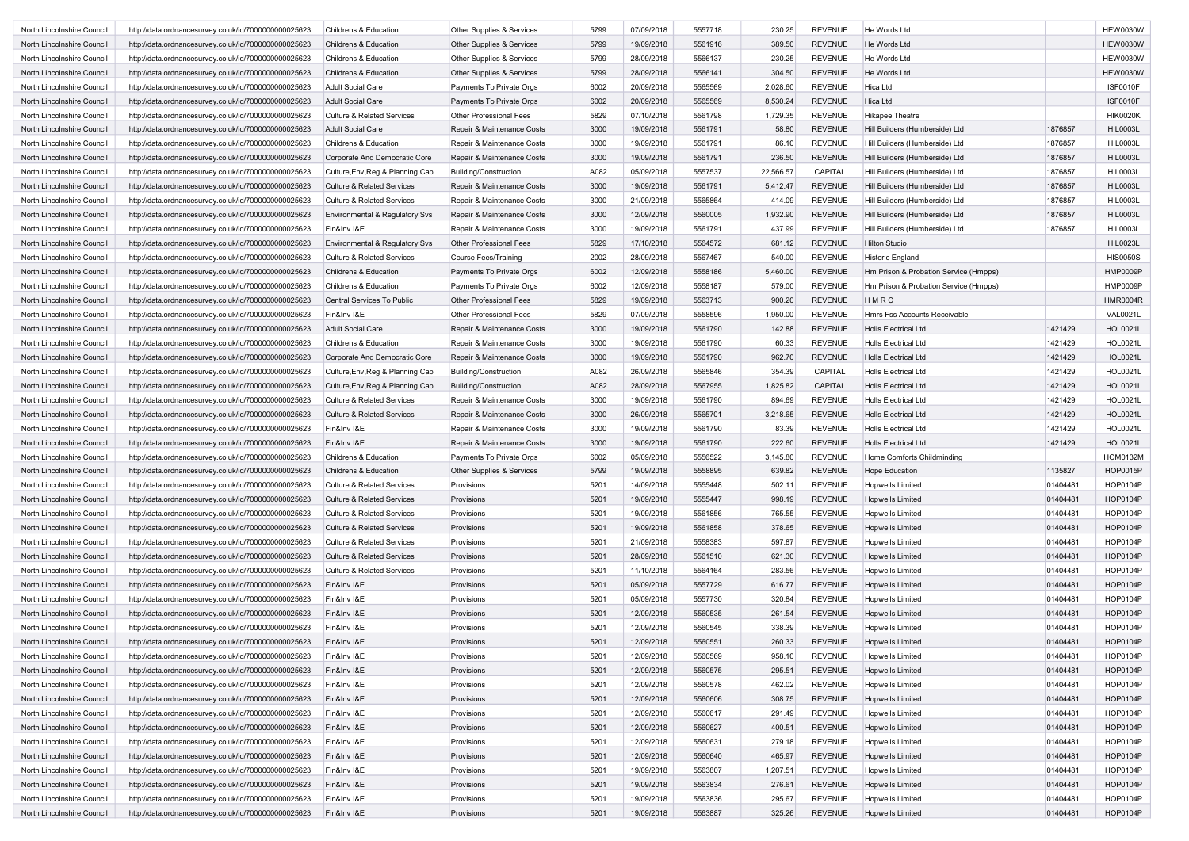| | | | | | | | | | | | |
|---|---|---|---|---|---|---|---|---|---|---|---|
| North Lincolnshire Council | http://data.ordnancesurvey.co.uk/id/7000000000025623 | Childrens & Education | Other Supplies & Services | 5799 | 07/09/2018 | 5557718 | 230.25 | REVENUE | He Words Ltd | | HEW0030W |
| North Lincolnshire Council | http://data.ordnancesurvey.co.uk/id/7000000000025623 | Childrens & Education | Other Supplies & Services | 5799 | 19/09/2018 | 5561916 | 389.50 | REVENUE | He Words Ltd | | HEW0030W |
| North Lincolnshire Council | http://data.ordnancesurvey.co.uk/id/7000000000025623 | Childrens & Education | Other Supplies & Services | 5799 | 28/09/2018 | 5566137 | 230.25 | REVENUE | He Words Ltd | | HEW0030W |
| North Lincolnshire Council | http://data.ordnancesurvey.co.uk/id/7000000000025623 | Childrens & Education | Other Supplies & Services | 5799 | 28/09/2018 | 5566141 | 304.50 | REVENUE | He Words Ltd | | HEW0030W |
| North Lincolnshire Council | http://data.ordnancesurvey.co.uk/id/7000000000025623 | Adult Social Care | Payments To Private Orgs | 6002 | 20/09/2018 | 5565569 | 2,028.60 | REVENUE | Hica Ltd | | ISF0010F |
| North Lincolnshire Council | http://data.ordnancesurvey.co.uk/id/7000000000025623 | Adult Social Care | Payments To Private Orgs | 6002 | 20/09/2018 | 5565569 | 8,530.24 | REVENUE | Hica Ltd | | ISF0010F |
| North Lincolnshire Council | http://data.ordnancesurvey.co.uk/id/7000000000025623 | Culture & Related Services | Other Professional Fees | 5829 | 07/10/2018 | 5561798 | 1,729.35 | REVENUE | Hikapee Theatre | | HIK0020K |
| North Lincolnshire Council | http://data.ordnancesurvey.co.uk/id/7000000000025623 | Adult Social Care | Repair & Maintenance Costs | 3000 | 19/09/2018 | 5561791 | 58.80 | REVENUE | Hill Builders (Humberside) Ltd | 1876857 | HIL0003L |
| North Lincolnshire Council | http://data.ordnancesurvey.co.uk/id/7000000000025623 | Childrens & Education | Repair & Maintenance Costs | 3000 | 19/09/2018 | 5561791 | 86.10 | REVENUE | Hill Builders (Humberside) Ltd | 1876857 | HIL0003L |
| North Lincolnshire Council | http://data.ordnancesurvey.co.uk/id/7000000000025623 | Corporate And Democratic Core | Repair & Maintenance Costs | 3000 | 19/09/2018 | 5561791 | 236.50 | REVENUE | Hill Builders (Humberside) Ltd | 1876857 | HIL0003L |
| North Lincolnshire Council | http://data.ordnancesurvey.co.uk/id/7000000000025623 | Culture,Env,Reg & Planning Cap | Building/Construction | A082 | 05/09/2018 | 5557537 | 22,566.57 | CAPITAL | Hill Builders (Humberside) Ltd | 1876857 | HIL0003L |
| North Lincolnshire Council | http://data.ordnancesurvey.co.uk/id/7000000000025623 | Culture & Related Services | Repair & Maintenance Costs | 3000 | 19/09/2018 | 5561791 | 5,412.47 | REVENUE | Hill Builders (Humberside) Ltd | 1876857 | HIL0003L |
| North Lincolnshire Council | http://data.ordnancesurvey.co.uk/id/7000000000025623 | Culture & Related Services | Repair & Maintenance Costs | 3000 | 21/09/2018 | 5565864 | 414.09 | REVENUE | Hill Builders (Humberside) Ltd | 1876857 | HIL0003L |
| North Lincolnshire Council | http://data.ordnancesurvey.co.uk/id/7000000000025623 | Environmental & Regulatory Svs | Repair & Maintenance Costs | 3000 | 12/09/2018 | 5560005 | 1,932.90 | REVENUE | Hill Builders (Humberside) Ltd | 1876857 | HIL0003L |
| North Lincolnshire Council | http://data.ordnancesurvey.co.uk/id/7000000000025623 | Fin&Inv I&E | Repair & Maintenance Costs | 3000 | 19/09/2018 | 5561791 | 437.99 | REVENUE | Hill Builders (Humberside) Ltd | 1876857 | HIL0003L |
| North Lincolnshire Council | http://data.ordnancesurvey.co.uk/id/7000000000025623 | Environmental & Regulatory Svs | Other Professional Fees | 5829 | 17/10/2018 | 5564572 | 681.12 | REVENUE | Hilton Studio | | HIL0023L |
| North Lincolnshire Council | http://data.ordnancesurvey.co.uk/id/7000000000025623 | Culture & Related Services | Course Fees/Training | 2002 | 28/09/2018 | 5567467 | 540.00 | REVENUE | Historic England | | HIS0050S |
| North Lincolnshire Council | http://data.ordnancesurvey.co.uk/id/7000000000025623 | Childrens & Education | Payments To Private Orgs | 6002 | 12/09/2018 | 5558186 | 5,460.00 | REVENUE | Hm Prison & Probation Service (Hmpps) | | HMP0009P |
| North Lincolnshire Council | http://data.ordnancesurvey.co.uk/id/7000000000025623 | Childrens & Education | Payments To Private Orgs | 6002 | 12/09/2018 | 5558187 | 579.00 | REVENUE | Hm Prison & Probation Service (Hmpps) | | HMP0009P |
| North Lincolnshire Council | http://data.ordnancesurvey.co.uk/id/7000000000025623 | Central Services To Public | Other Professional Fees | 5829 | 19/09/2018 | 5563713 | 900.20 | REVENUE | H M R C | | HMR0004R |
| North Lincolnshire Council | http://data.ordnancesurvey.co.uk/id/7000000000025623 | Fin&Inv I&E | Other Professional Fees | 5829 | 07/09/2018 | 5558596 | 1,950.00 | REVENUE | Hmrs Fss Accounts Receivable | | VAL0021L |
| North Lincolnshire Council | http://data.ordnancesurvey.co.uk/id/7000000000025623 | Adult Social Care | Repair & Maintenance Costs | 3000 | 19/09/2018 | 5561790 | 142.88 | REVENUE | Holls Electrical Ltd | 1421429 | HOL0021L |
| North Lincolnshire Council | http://data.ordnancesurvey.co.uk/id/7000000000025623 | Childrens & Education | Repair & Maintenance Costs | 3000 | 19/09/2018 | 5561790 | 60.33 | REVENUE | Holls Electrical Ltd | 1421429 | HOL0021L |
| North Lincolnshire Council | http://data.ordnancesurvey.co.uk/id/7000000000025623 | Corporate And Democratic Core | Repair & Maintenance Costs | 3000 | 19/09/2018 | 5561790 | 962.70 | REVENUE | Holls Electrical Ltd | 1421429 | HOL0021L |
| North Lincolnshire Council | http://data.ordnancesurvey.co.uk/id/7000000000025623 | Culture,Env,Reg & Planning Cap | Building/Construction | A082 | 26/09/2018 | 5565846 | 354.39 | CAPITAL | Holls Electrical Ltd | 1421429 | HOL0021L |
| North Lincolnshire Council | http://data.ordnancesurvey.co.uk/id/7000000000025623 | Culture,Env,Reg & Planning Cap | Building/Construction | A082 | 28/09/2018 | 5567955 | 1,825.82 | CAPITAL | Holls Electrical Ltd | 1421429 | HOL0021L |
| North Lincolnshire Council | http://data.ordnancesurvey.co.uk/id/7000000000025623 | Culture & Related Services | Repair & Maintenance Costs | 3000 | 19/09/2018 | 5561790 | 894.69 | REVENUE | Holls Electrical Ltd | 1421429 | HOL0021L |
| North Lincolnshire Council | http://data.ordnancesurvey.co.uk/id/7000000000025623 | Culture & Related Services | Repair & Maintenance Costs | 3000 | 26/09/2018 | 5565701 | 3,218.65 | REVENUE | Holls Electrical Ltd | 1421429 | HOL0021L |
| North Lincolnshire Council | http://data.ordnancesurvey.co.uk/id/7000000000025623 | Fin&Inv I&E | Repair & Maintenance Costs | 3000 | 19/09/2018 | 5561790 | 83.39 | REVENUE | Holls Electrical Ltd | 1421429 | HOL0021L |
| North Lincolnshire Council | http://data.ordnancesurvey.co.uk/id/7000000000025623 | Fin&Inv I&E | Repair & Maintenance Costs | 3000 | 19/09/2018 | 5561790 | 222.60 | REVENUE | Holls Electrical Ltd | 1421429 | HOL0021L |
| North Lincolnshire Council | http://data.ordnancesurvey.co.uk/id/7000000000025623 | Childrens & Education | Payments To Private Orgs | 6002 | 05/09/2018 | 5556522 | 3,145.80 | REVENUE | Home Comforts Childminding | | HOM0132M |
| North Lincolnshire Council | http://data.ordnancesurvey.co.uk/id/7000000000025623 | Childrens & Education | Other Supplies & Services | 5799 | 19/09/2018 | 5558895 | 639.82 | REVENUE | Hope Education | 1135827 | HOP0015P |
| North Lincolnshire Council | http://data.ordnancesurvey.co.uk/id/7000000000025623 | Culture & Related Services | Provisions | 5201 | 14/09/2018 | 5555448 | 502.11 | REVENUE | Hopwells Limited | 01404481 | HOP0104P |
| North Lincolnshire Council | http://data.ordnancesurvey.co.uk/id/7000000000025623 | Culture & Related Services | Provisions | 5201 | 19/09/2018 | 5555447 | 998.19 | REVENUE | Hopwells Limited | 01404481 | HOP0104P |
| North Lincolnshire Council | http://data.ordnancesurvey.co.uk/id/7000000000025623 | Culture & Related Services | Provisions | 5201 | 19/09/2018 | 5561856 | 765.55 | REVENUE | Hopwells Limited | 01404481 | HOP0104P |
| North Lincolnshire Council | http://data.ordnancesurvey.co.uk/id/7000000000025623 | Culture & Related Services | Provisions | 5201 | 19/09/2018 | 5561858 | 378.65 | REVENUE | Hopwells Limited | 01404481 | HOP0104P |
| North Lincolnshire Council | http://data.ordnancesurvey.co.uk/id/7000000000025623 | Culture & Related Services | Provisions | 5201 | 21/09/2018 | 5558383 | 597.87 | REVENUE | Hopwells Limited | 01404481 | HOP0104P |
| North Lincolnshire Council | http://data.ordnancesurvey.co.uk/id/7000000000025623 | Culture & Related Services | Provisions | 5201 | 28/09/2018 | 5561510 | 621.30 | REVENUE | Hopwells Limited | 01404481 | HOP0104P |
| North Lincolnshire Council | http://data.ordnancesurvey.co.uk/id/7000000000025623 | Culture & Related Services | Provisions | 5201 | 11/10/2018 | 5564164 | 283.56 | REVENUE | Hopwells Limited | 01404481 | HOP0104P |
| North Lincolnshire Council | http://data.ordnancesurvey.co.uk/id/7000000000025623 | Fin&Inv I&E | Provisions | 5201 | 05/09/2018 | 5557729 | 616.77 | REVENUE | Hopwells Limited | 01404481 | HOP0104P |
| North Lincolnshire Council | http://data.ordnancesurvey.co.uk/id/7000000000025623 | Fin&Inv I&E | Provisions | 5201 | 05/09/2018 | 5557730 | 320.84 | REVENUE | Hopwells Limited | 01404481 | HOP0104P |
| North Lincolnshire Council | http://data.ordnancesurvey.co.uk/id/7000000000025623 | Fin&Inv I&E | Provisions | 5201 | 12/09/2018 | 5560535 | 261.54 | REVENUE | Hopwells Limited | 01404481 | HOP0104P |
| North Lincolnshire Council | http://data.ordnancesurvey.co.uk/id/7000000000025623 | Fin&Inv I&E | Provisions | 5201 | 12/09/2018 | 5560545 | 338.39 | REVENUE | Hopwells Limited | 01404481 | HOP0104P |
| North Lincolnshire Council | http://data.ordnancesurvey.co.uk/id/7000000000025623 | Fin&Inv I&E | Provisions | 5201 | 12/09/2018 | 5560551 | 260.33 | REVENUE | Hopwells Limited | 01404481 | HOP0104P |
| North Lincolnshire Council | http://data.ordnancesurvey.co.uk/id/7000000000025623 | Fin&Inv I&E | Provisions | 5201 | 12/09/2018 | 5560569 | 958.10 | REVENUE | Hopwells Limited | 01404481 | HOP0104P |
| North Lincolnshire Council | http://data.ordnancesurvey.co.uk/id/7000000000025623 | Fin&Inv I&E | Provisions | 5201 | 12/09/2018 | 5560575 | 295.51 | REVENUE | Hopwells Limited | 01404481 | HOP0104P |
| North Lincolnshire Council | http://data.ordnancesurvey.co.uk/id/7000000000025623 | Fin&Inv I&E | Provisions | 5201 | 12/09/2018 | 5560578 | 462.02 | REVENUE | Hopwells Limited | 01404481 | HOP0104P |
| North Lincolnshire Council | http://data.ordnancesurvey.co.uk/id/7000000000025623 | Fin&Inv I&E | Provisions | 5201 | 12/09/2018 | 5560606 | 308.75 | REVENUE | Hopwells Limited | 01404481 | HOP0104P |
| North Lincolnshire Council | http://data.ordnancesurvey.co.uk/id/7000000000025623 | Fin&Inv I&E | Provisions | 5201 | 12/09/2018 | 5560617 | 291.49 | REVENUE | Hopwells Limited | 01404481 | HOP0104P |
| North Lincolnshire Council | http://data.ordnancesurvey.co.uk/id/7000000000025623 | Fin&Inv I&E | Provisions | 5201 | 12/09/2018 | 5560627 | 400.51 | REVENUE | Hopwells Limited | 01404481 | HOP0104P |
| North Lincolnshire Council | http://data.ordnancesurvey.co.uk/id/7000000000025623 | Fin&Inv I&E | Provisions | 5201 | 12/09/2018 | 5560631 | 279.18 | REVENUE | Hopwells Limited | 01404481 | HOP0104P |
| North Lincolnshire Council | http://data.ordnancesurvey.co.uk/id/7000000000025623 | Fin&Inv I&E | Provisions | 5201 | 12/09/2018 | 5560640 | 465.97 | REVENUE | Hopwells Limited | 01404481 | HOP0104P |
| North Lincolnshire Council | http://data.ordnancesurvey.co.uk/id/7000000000025623 | Fin&Inv I&E | Provisions | 5201 | 19/09/2018 | 5563807 | 1,207.51 | REVENUE | Hopwells Limited | 01404481 | HOP0104P |
| North Lincolnshire Council | http://data.ordnancesurvey.co.uk/id/7000000000025623 | Fin&Inv I&E | Provisions | 5201 | 19/09/2018 | 5563834 | 276.61 | REVENUE | Hopwells Limited | 01404481 | HOP0104P |
| North Lincolnshire Council | http://data.ordnancesurvey.co.uk/id/7000000000025623 | Fin&Inv I&E | Provisions | 5201 | 19/09/2018 | 5563836 | 295.67 | REVENUE | Hopwells Limited | 01404481 | HOP0104P |
| North Lincolnshire Council | http://data.ordnancesurvey.co.uk/id/7000000000025623 | Fin&Inv I&E | Provisions | 5201 | 19/09/2018 | 5563887 | 325.26 | REVENUE | Hopwells Limited | 01404481 | HOP0104P |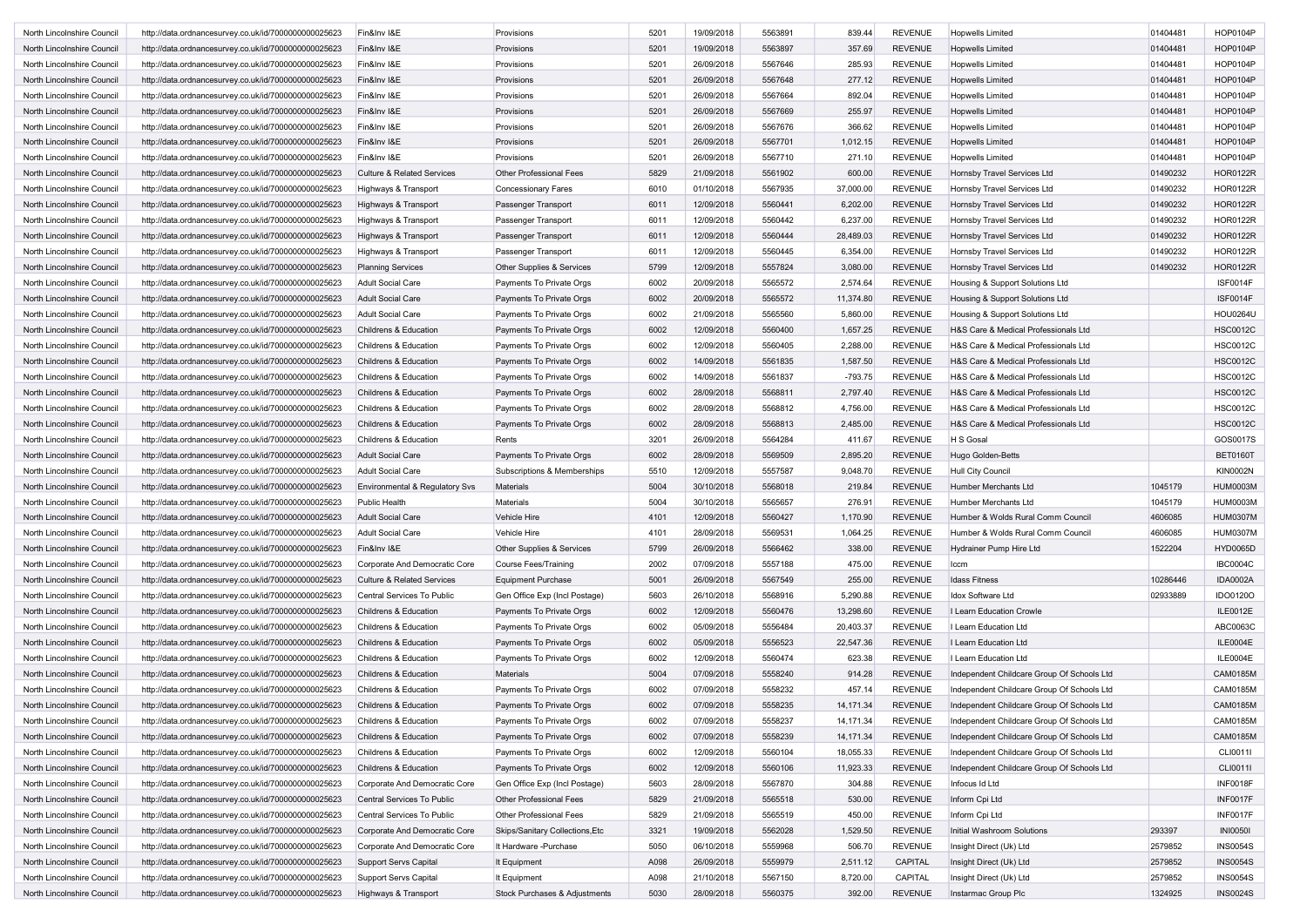| | | | | | | | | | | | |
|---|---|---|---|---|---|---|---|---|---|---|---|
| North Lincolnshire Council | http://data.ordnancesurvey.co.uk/id/7000000000025623 | Fin&Inv I&E | Provisions | 5201 | 19/09/2018 | 5563891 | 839.44 | REVENUE | Hopwells Limited | 01404481 | HOP0104P |
| North Lincolnshire Council | http://data.ordnancesurvey.co.uk/id/7000000000025623 | Fin&Inv I&E | Provisions | 5201 | 19/09/2018 | 5563897 | 357.69 | REVENUE | Hopwells Limited | 01404481 | HOP0104P |
| North Lincolnshire Council | http://data.ordnancesurvey.co.uk/id/7000000000025623 | Fin&Inv I&E | Provisions | 5201 | 26/09/2018 | 5567646 | 285.93 | REVENUE | Hopwells Limited | 01404481 | HOP0104P |
| North Lincolnshire Council | http://data.ordnancesurvey.co.uk/id/7000000000025623 | Fin&Inv I&E | Provisions | 5201 | 26/09/2018 | 5567648 | 277.12 | REVENUE | Hopwells Limited | 01404481 | HOP0104P |
| North Lincolnshire Council | http://data.ordnancesurvey.co.uk/id/7000000000025623 | Fin&Inv I&E | Provisions | 5201 | 26/09/2018 | 5567664 | 892.04 | REVENUE | Hopwells Limited | 01404481 | HOP0104P |
| North Lincolnshire Council | http://data.ordnancesurvey.co.uk/id/7000000000025623 | Fin&Inv I&E | Provisions | 5201 | 26/09/2018 | 5567669 | 255.97 | REVENUE | Hopwells Limited | 01404481 | HOP0104P |
| North Lincolnshire Council | http://data.ordnancesurvey.co.uk/id/7000000000025623 | Fin&Inv I&E | Provisions | 5201 | 26/09/2018 | 5567676 | 366.62 | REVENUE | Hopwells Limited | 01404481 | HOP0104P |
| North Lincolnshire Council | http://data.ordnancesurvey.co.uk/id/7000000000025623 | Fin&Inv I&E | Provisions | 5201 | 26/09/2018 | 5567701 | 1,012.15 | REVENUE | Hopwells Limited | 01404481 | HOP0104P |
| North Lincolnshire Council | http://data.ordnancesurvey.co.uk/id/7000000000025623 | Fin&Inv I&E | Provisions | 5201 | 26/09/2018 | 5567710 | 271.10 | REVENUE | Hopwells Limited | 01404481 | HOP0104P |
| North Lincolnshire Council | http://data.ordnancesurvey.co.uk/id/7000000000025623 | Culture & Related Services | Other Professional Fees | 5829 | 21/09/2018 | 5561902 | 600.00 | REVENUE | Hornsby Travel Services Ltd | 01490232 | HOR0122R |
| North Lincolnshire Council | http://data.ordnancesurvey.co.uk/id/7000000000025623 | Highways & Transport | Concessionary Fares | 6010 | 01/10/2018 | 5567935 | 37,000.00 | REVENUE | Hornsby Travel Services Ltd | 01490232 | HOR0122R |
| North Lincolnshire Council | http://data.ordnancesurvey.co.uk/id/7000000000025623 | Highways & Transport | Passenger Transport | 6011 | 12/09/2018 | 5560441 | 6,202.00 | REVENUE | Hornsby Travel Services Ltd | 01490232 | HOR0122R |
| North Lincolnshire Council | http://data.ordnancesurvey.co.uk/id/7000000000025623 | Highways & Transport | Passenger Transport | 6011 | 12/09/2018 | 5560442 | 6,237.00 | REVENUE | Hornsby Travel Services Ltd | 01490232 | HOR0122R |
| North Lincolnshire Council | http://data.ordnancesurvey.co.uk/id/7000000000025623 | Highways & Transport | Passenger Transport | 6011 | 12/09/2018 | 5560444 | 28,489.03 | REVENUE | Hornsby Travel Services Ltd | 01490232 | HOR0122R |
| North Lincolnshire Council | http://data.ordnancesurvey.co.uk/id/7000000000025623 | Highways & Transport | Passenger Transport | 6011 | 12/09/2018 | 5560445 | 6,354.00 | REVENUE | Hornsby Travel Services Ltd | 01490232 | HOR0122R |
| North Lincolnshire Council | http://data.ordnancesurvey.co.uk/id/7000000000025623 | Planning Services | Other Supplies & Services | 5799 | 12/09/2018 | 5557824 | 3,080.00 | REVENUE | Hornsby Travel Services Ltd | 01490232 | HOR0122R |
| North Lincolnshire Council | http://data.ordnancesurvey.co.uk/id/7000000000025623 | Adult Social Care | Payments To Private Orgs | 6002 | 20/09/2018 | 5565572 | 2,574.64 | REVENUE | Housing & Support Solutions Ltd | | ISF0014F |
| North Lincolnshire Council | http://data.ordnancesurvey.co.uk/id/7000000000025623 | Adult Social Care | Payments To Private Orgs | 6002 | 20/09/2018 | 5565572 | 11,374.80 | REVENUE | Housing & Support Solutions Ltd | | ISF0014F |
| North Lincolnshire Council | http://data.ordnancesurvey.co.uk/id/7000000000025623 | Adult Social Care | Payments To Private Orgs | 6002 | 21/09/2018 | 5565560 | 5,860.00 | REVENUE | Housing & Support Solutions Ltd | | HOU0264U |
| North Lincolnshire Council | http://data.ordnancesurvey.co.uk/id/7000000000025623 | Childrens & Education | Payments To Private Orgs | 6002 | 12/09/2018 | 5560400 | 1,657.25 | REVENUE | H&S Care & Medical Professionals Ltd | | HSC0012C |
| North Lincolnshire Council | http://data.ordnancesurvey.co.uk/id/7000000000025623 | Childrens & Education | Payments To Private Orgs | 6002 | 12/09/2018 | 5560405 | 2,288.00 | REVENUE | H&S Care & Medical Professionals Ltd | | HSC0012C |
| North Lincolnshire Council | http://data.ordnancesurvey.co.uk/id/7000000000025623 | Childrens & Education | Payments To Private Orgs | 6002 | 14/09/2018 | 5561835 | 1,587.50 | REVENUE | H&S Care & Medical Professionals Ltd | | HSC0012C |
| North Lincolnshire Council | http://data.ordnancesurvey.co.uk/id/7000000000025623 | Childrens & Education | Payments To Private Orgs | 6002 | 14/09/2018 | 5561837 | -793.75 | REVENUE | H&S Care & Medical Professionals Ltd | | HSC0012C |
| North Lincolnshire Council | http://data.ordnancesurvey.co.uk/id/7000000000025623 | Childrens & Education | Payments To Private Orgs | 6002 | 28/09/2018 | 5568811 | 2,797.40 | REVENUE | H&S Care & Medical Professionals Ltd | | HSC0012C |
| North Lincolnshire Council | http://data.ordnancesurvey.co.uk/id/7000000000025623 | Childrens & Education | Payments To Private Orgs | 6002 | 28/09/2018 | 5568812 | 4,756.00 | REVENUE | H&S Care & Medical Professionals Ltd | | HSC0012C |
| North Lincolnshire Council | http://data.ordnancesurvey.co.uk/id/7000000000025623 | Childrens & Education | Payments To Private Orgs | 6002 | 28/09/2018 | 5568813 | 2,485.00 | REVENUE | H&S Care & Medical Professionals Ltd | | HSC0012C |
| North Lincolnshire Council | http://data.ordnancesurvey.co.uk/id/7000000000025623 | Childrens & Education | Rents | 3201 | 26/09/2018 | 5564284 | 411.67 | REVENUE | H S Gosal | | GOS0017S |
| North Lincolnshire Council | http://data.ordnancesurvey.co.uk/id/7000000000025623 | Adult Social Care | Payments To Private Orgs | 6002 | 28/09/2018 | 5569509 | 2,895.20 | REVENUE | Hugo Golden-Betts | | BET0160T |
| North Lincolnshire Council | http://data.ordnancesurvey.co.uk/id/7000000000025623 | Adult Social Care | Subscriptions & Memberships | 5510 | 12/09/2018 | 5557587 | 9,048.70 | REVENUE | Hull City Council | | KIN0002N |
| North Lincolnshire Council | http://data.ordnancesurvey.co.uk/id/7000000000025623 | Environmental & Regulatory Svs | Materials | 5004 | 30/10/2018 | 5568018 | 219.84 | REVENUE | Humber Merchants Ltd | 1045179 | HUM0003M |
| North Lincolnshire Council | http://data.ordnancesurvey.co.uk/id/7000000000025623 | Public Health | Materials | 5004 | 30/10/2018 | 5565657 | 276.91 | REVENUE | Humber Merchants Ltd | 1045179 | HUM0003M |
| North Lincolnshire Council | http://data.ordnancesurvey.co.uk/id/7000000000025623 | Adult Social Care | Vehicle Hire | 4101 | 12/09/2018 | 5560427 | 1,170.90 | REVENUE | Humber & Wolds Rural Comm Council | 4606085 | HUM0307M |
| North Lincolnshire Council | http://data.ordnancesurvey.co.uk/id/7000000000025623 | Adult Social Care | Vehicle Hire | 4101 | 28/09/2018 | 5569531 | 1,064.25 | REVENUE | Humber & Wolds Rural Comm Council | 4606085 | HUM0307M |
| North Lincolnshire Council | http://data.ordnancesurvey.co.uk/id/7000000000025623 | Fin&Inv I&E | Other Supplies & Services | 5799 | 26/09/2018 | 5566462 | 338.00 | REVENUE | Hydrainer Pump Hire Ltd | 1522204 | HYD0065D |
| North Lincolnshire Council | http://data.ordnancesurvey.co.uk/id/7000000000025623 | Corporate And Democratic Core | Course Fees/Training | 2002 | 07/09/2018 | 5557188 | 475.00 | REVENUE | Iccm | | IBC0004C |
| North Lincolnshire Council | http://data.ordnancesurvey.co.uk/id/7000000000025623 | Culture & Related Services | Equipment Purchase | 5001 | 26/09/2018 | 5567549 | 255.00 | REVENUE | Idass Fitness | 10286446 | IDA0002A |
| North Lincolnshire Council | http://data.ordnancesurvey.co.uk/id/7000000000025623 | Central Services To Public | Gen Office Exp (Incl Postage) | 5603 | 26/10/2018 | 5568916 | 5,290.88 | REVENUE | Idox Software Ltd | 02933889 | IDO0120O |
| North Lincolnshire Council | http://data.ordnancesurvey.co.uk/id/7000000000025623 | Childrens & Education | Payments To Private Orgs | 6002 | 12/09/2018 | 5560476 | 13,298.60 | REVENUE | I Learn Education Crowle | | ILE0012E |
| North Lincolnshire Council | http://data.ordnancesurvey.co.uk/id/7000000000025623 | Childrens & Education | Payments To Private Orgs | 6002 | 05/09/2018 | 5556484 | 20,403.37 | REVENUE | I Learn Education Ltd | | ABC0063C |
| North Lincolnshire Council | http://data.ordnancesurvey.co.uk/id/7000000000025623 | Childrens & Education | Payments To Private Orgs | 6002 | 05/09/2018 | 5556523 | 22,547.36 | REVENUE | I Learn Education Ltd | | ILE0004E |
| North Lincolnshire Council | http://data.ordnancesurvey.co.uk/id/7000000000025623 | Childrens & Education | Payments To Private Orgs | 6002 | 12/09/2018 | 5560474 | 623.38 | REVENUE | I Learn Education Ltd | | ILE0004E |
| North Lincolnshire Council | http://data.ordnancesurvey.co.uk/id/7000000000025623 | Childrens & Education | Materials | 5004 | 07/09/2018 | 5558240 | 914.28 | REVENUE | Independent Childcare Group Of Schools Ltd | | CAM0185M |
| North Lincolnshire Council | http://data.ordnancesurvey.co.uk/id/7000000000025623 | Childrens & Education | Payments To Private Orgs | 6002 | 07/09/2018 | 5558232 | 457.14 | REVENUE | Independent Childcare Group Of Schools Ltd | | CAM0185M |
| North Lincolnshire Council | http://data.ordnancesurvey.co.uk/id/7000000000025623 | Childrens & Education | Payments To Private Orgs | 6002 | 07/09/2018 | 5558235 | 14,171.34 | REVENUE | Independent Childcare Group Of Schools Ltd | | CAM0185M |
| North Lincolnshire Council | http://data.ordnancesurvey.co.uk/id/7000000000025623 | Childrens & Education | Payments To Private Orgs | 6002 | 07/09/2018 | 5558237 | 14,171.34 | REVENUE | Independent Childcare Group Of Schools Ltd | | CAM0185M |
| North Lincolnshire Council | http://data.ordnancesurvey.co.uk/id/7000000000025623 | Childrens & Education | Payments To Private Orgs | 6002 | 07/09/2018 | 5558239 | 14,171.34 | REVENUE | Independent Childcare Group Of Schools Ltd | | CAM0185M |
| North Lincolnshire Council | http://data.ordnancesurvey.co.uk/id/7000000000025623 | Childrens & Education | Payments To Private Orgs | 6002 | 12/09/2018 | 5560104 | 18,055.33 | REVENUE | Independent Childcare Group Of Schools Ltd | | CLI0011I |
| North Lincolnshire Council | http://data.ordnancesurvey.co.uk/id/7000000000025623 | Childrens & Education | Payments To Private Orgs | 6002 | 12/09/2018 | 5560106 | 11,923.33 | REVENUE | Independent Childcare Group Of Schools Ltd | | CLI0011I |
| North Lincolnshire Council | http://data.ordnancesurvey.co.uk/id/7000000000025623 | Corporate And Democratic Core | Gen Office Exp (Incl Postage) | 5603 | 28/09/2018 | 5567870 | 304.88 | REVENUE | Infocus Id Ltd | | INF0018F |
| North Lincolnshire Council | http://data.ordnancesurvey.co.uk/id/7000000000025623 | Central Services To Public | Other Professional Fees | 5829 | 21/09/2018 | 5565518 | 530.00 | REVENUE | Inform Cpi Ltd | | INF0017F |
| North Lincolnshire Council | http://data.ordnancesurvey.co.uk/id/7000000000025623 | Central Services To Public | Other Professional Fees | 5829 | 21/09/2018 | 5565519 | 450.00 | REVENUE | Inform Cpi Ltd | | INF0017F |
| North Lincolnshire Council | http://data.ordnancesurvey.co.uk/id/7000000000025623 | Corporate And Democratic Core | Skips/Sanitary Collections,Etc | 3321 | 19/09/2018 | 5562028 | 1,529.50 | REVENUE | Initial Washroom Solutions | 293397 | INI0050I |
| North Lincolnshire Council | http://data.ordnancesurvey.co.uk/id/7000000000025623 | Corporate And Democratic Core | It Hardware -Purchase | 5050 | 06/10/2018 | 5559968 | 506.70 | REVENUE | Insight Direct (Uk) Ltd | 2579852 | INS0054S |
| North Lincolnshire Council | http://data.ordnancesurvey.co.uk/id/7000000000025623 | Support Servs Capital | It Equipment | A098 | 26/09/2018 | 5559979 | 2,511.12 | CAPITAL | Insight Direct (Uk) Ltd | 2579852 | INS0054S |
| North Lincolnshire Council | http://data.ordnancesurvey.co.uk/id/7000000000025623 | Support Servs Capital | It Equipment | A098 | 21/10/2018 | 5567150 | 8,720.00 | CAPITAL | Insight Direct (Uk) Ltd | 2579852 | INS0054S |
| North Lincolnshire Council | http://data.ordnancesurvey.co.uk/id/7000000000025623 | Highways & Transport | Stock Purchases & Adjustments | 5030 | 28/09/2018 | 5560375 | 392.00 | REVENUE | Instarmac Group Plc | 1324925 | INS0024S |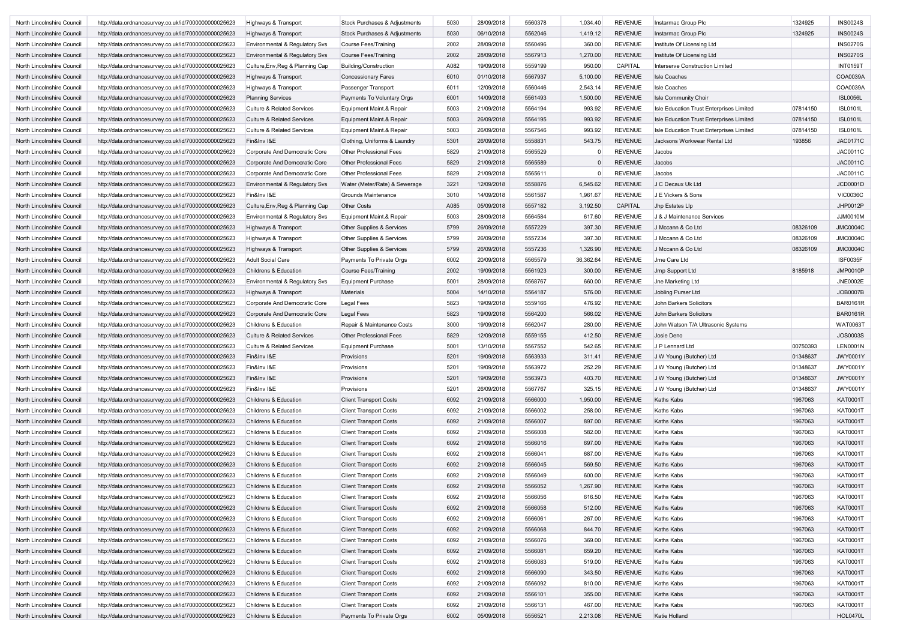| North Lincolnshire Council | http://data.ordnancesurvey.co.uk/id/7000000000025623 | Highways & Transport | Stock Purchases & Adjustments | 5030 | 28/09/2018 | 5560378 | 1,034.40 | REVENUE | Instarmac Group Plc | 1324925 | INS0024S |
|---|---|---|---|---|---|---|---|---|---|---|---|
| North Lincolnshire Council | http://data.ordnancesurvey.co.uk/id/7000000000025623 | Highways & Transport | Stock Purchases & Adjustments | 5030 | 06/10/2018 | 5562046 | 1,419.12 | REVENUE | Instarmac Group Plc | 1324925 | INS0024S |
| North Lincolnshire Council | http://data.ordnancesurvey.co.uk/id/7000000000025623 | Environmental & Regulatory Svs | Course Fees/Training | 2002 | 28/09/2018 | 5560496 | 360.00 | REVENUE | Institute Of Licensing Ltd | | INS0270S |
| North Lincolnshire Council | http://data.ordnancesurvey.co.uk/id/7000000000025623 | Environmental & Regulatory Svs | Course Fees/Training | 2002 | 28/09/2018 | 5567913 | 1,270.00 | REVENUE | Institute Of Licensing Ltd | | INS0270S |
| North Lincolnshire Council | http://data.ordnancesurvey.co.uk/id/7000000000025623 | Culture,Env,Reg & Planning Cap | Building/Construction | A082 | 19/09/2018 | 5559199 | 950.00 | CAPITAL | Interserve Construction Limited | | INT0159T |
| North Lincolnshire Council | http://data.ordnancesurvey.co.uk/id/7000000000025623 | Highways & Transport | Concessionary Fares | 6010 | 01/10/2018 | 5567937 | 5,100.00 | REVENUE | Isle Coaches | | COA0039A |
| North Lincolnshire Council | http://data.ordnancesurvey.co.uk/id/7000000000025623 | Highways & Transport | Passenger Transport | 6011 | 12/09/2018 | 5560446 | 2,543.14 | REVENUE | Isle Coaches | | COA0039A |
| North Lincolnshire Council | http://data.ordnancesurvey.co.uk/id/7000000000025623 | Planning Services | Payments To Voluntary Orgs | 6001 | 14/09/2018 | 5561493 | 1,500.00 | REVENUE | Isle Community Choir | | ISL0056L |
| North Lincolnshire Council | http://data.ordnancesurvey.co.uk/id/7000000000025623 | Culture & Related Services | Equipment Maint.& Repair | 5003 | 21/09/2018 | 5564194 | 993.92 | REVENUE | Isle Education Trust Enterprises Limited | 07814150 | ISL0101L |
| North Lincolnshire Council | http://data.ordnancesurvey.co.uk/id/7000000000025623 | Culture & Related Services | Equipment Maint.& Repair | 5003 | 26/09/2018 | 5564195 | 993.92 | REVENUE | Isle Education Trust Enterprises Limited | 07814150 | ISL0101L |
| North Lincolnshire Council | http://data.ordnancesurvey.co.uk/id/7000000000025623 | Culture & Related Services | Equipment Maint.& Repair | 5003 | 26/09/2018 | 5567546 | 993.92 | REVENUE | Isle Education Trust Enterprises Limited | 07814150 | ISL0101L |
| North Lincolnshire Council | http://data.ordnancesurvey.co.uk/id/7000000000025623 | Fin&Inv I&E | Clothing, Uniforms & Laundry | 5301 | 26/09/2018 | 5558831 | 543.75 | REVENUE | Jacksons Workwear Rental Ltd | 193856 | JAC0171C |
| North Lincolnshire Council | http://data.ordnancesurvey.co.uk/id/7000000000025623 | Corporate And Democratic Core | Other Professional Fees | 5829 | 21/09/2018 | 5565529 | 0 | REVENUE | Jacobs | | JAC0011C |
| North Lincolnshire Council | http://data.ordnancesurvey.co.uk/id/7000000000025623 | Corporate And Democratic Core | Other Professional Fees | 5829 | 21/09/2018 | 5565589 | 0 | REVENUE | Jacobs | | JAC0011C |
| North Lincolnshire Council | http://data.ordnancesurvey.co.uk/id/7000000000025623 | Corporate And Democratic Core | Other Professional Fees | 5829 | 21/09/2018 | 5565611 | 0 | REVENUE | Jacobs | | JAC0011C |
| North Lincolnshire Council | http://data.ordnancesurvey.co.uk/id/7000000000025623 | Environmental & Regulatory Svs | Water (Meter/Rate) & Sewerage | 3221 | 12/09/2018 | 5558876 | 6,545.62 | REVENUE | J C Decaux Uk Ltd | | JCD0001D |
| North Lincolnshire Council | http://data.ordnancesurvey.co.uk/id/7000000000025623 | Fin&Inv I&E | Grounds Maintenance | 3010 | 14/09/2018 | 5561587 | 1,961.67 | REVENUE | J E Vickers & Sons | | VIC0036C |
| North Lincolnshire Council | http://data.ordnancesurvey.co.uk/id/7000000000025623 | Culture,Env,Reg & Planning Cap | Other Costs | A085 | 05/09/2018 | 5557182 | 3,192.50 | CAPITAL | Jhp Estates Llp | | JHP0012P |
| North Lincolnshire Council | http://data.ordnancesurvey.co.uk/id/7000000000025623 | Environmental & Regulatory Svs | Equipment Maint.& Repair | 5003 | 28/09/2018 | 5564584 | 617.60 | REVENUE | J & J Maintenance Services | | JJM0010M |
| North Lincolnshire Council | http://data.ordnancesurvey.co.uk/id/7000000000025623 | Highways & Transport | Other Supplies & Services | 5799 | 26/09/2018 | 5557229 | 397.30 | REVENUE | J Mccann & Co Ltd | 08326109 | JMC0004C |
| North Lincolnshire Council | http://data.ordnancesurvey.co.uk/id/7000000000025623 | Highways & Transport | Other Supplies & Services | 5799 | 26/09/2018 | 5557234 | 397.30 | REVENUE | J Mccann & Co Ltd | 08326109 | JMC0004C |
| North Lincolnshire Council | http://data.ordnancesurvey.co.uk/id/7000000000025623 | Highways & Transport | Other Supplies & Services | 5799 | 26/09/2018 | 5557236 | 1,326.90 | REVENUE | J Mccann & Co Ltd | 08326109 | JMC0004C |
| North Lincolnshire Council | http://data.ordnancesurvey.co.uk/id/7000000000025623 | Adult Social Care | Payments To Private Orgs | 6002 | 20/09/2018 | 5565579 | 36,362.64 | REVENUE | Jme Care Ltd | | ISF0035F |
| North Lincolnshire Council | http://data.ordnancesurvey.co.uk/id/7000000000025623 | Childrens & Education | Course Fees/Training | 2002 | 19/09/2018 | 5561923 | 300.00 | REVENUE | Jmp Support Ltd | 8185918 | JMP0010P |
| North Lincolnshire Council | http://data.ordnancesurvey.co.uk/id/7000000000025623 | Environmental & Regulatory Svs | Equipment Purchase | 5001 | 28/09/2018 | 5568767 | 660.00 | REVENUE | Jne Marketing Ltd | | JNE0002E |
| North Lincolnshire Council | http://data.ordnancesurvey.co.uk/id/7000000000025623 | Highways & Transport | Materials | 5004 | 14/10/2018 | 5564187 | 576.00 | REVENUE | Jobling Purser Ltd | | JOB0007B |
| North Lincolnshire Council | http://data.ordnancesurvey.co.uk/id/7000000000025623 | Corporate And Democratic Core | Legal Fees | 5823 | 19/09/2018 | 5559166 | 476.92 | REVENUE | John Barkers Solicitors | | BAR0161R |
| North Lincolnshire Council | http://data.ordnancesurvey.co.uk/id/7000000000025623 | Corporate And Democratic Core | Legal Fees | 5823 | 19/09/2018 | 5564200 | 566.02 | REVENUE | John Barkers Solicitors | | BAR0161R |
| North Lincolnshire Council | http://data.ordnancesurvey.co.uk/id/7000000000025623 | Childrens & Education | Repair & Maintenance Costs | 3000 | 19/09/2018 | 5562047 | 280.00 | REVENUE | John Watson T/A Ultrasonic Systems | | WAT0063T |
| North Lincolnshire Council | http://data.ordnancesurvey.co.uk/id/7000000000025623 | Culture & Related Services | Other Professional Fees | 5829 | 12/09/2018 | 5559155 | 412.50 | REVENUE | Josie Deno | | JOS0003S |
| North Lincolnshire Council | http://data.ordnancesurvey.co.uk/id/7000000000025623 | Culture & Related Services | Equipment Purchase | 5001 | 13/10/2018 | 5567552 | 542.65 | REVENUE | J P Lennard Ltd | 00750393 | LEN0001N |
| North Lincolnshire Council | http://data.ordnancesurvey.co.uk/id/7000000000025623 | Fin&Inv I&E | Provisions | 5201 | 19/09/2018 | 5563933 | 311.41 | REVENUE | J W Young (Butcher) Ltd | 01348637 | JWY0001Y |
| North Lincolnshire Council | http://data.ordnancesurvey.co.uk/id/7000000000025623 | Fin&Inv I&E | Provisions | 5201 | 19/09/2018 | 5563972 | 252.29 | REVENUE | J W Young (Butcher) Ltd | 01348637 | JWY0001Y |
| North Lincolnshire Council | http://data.ordnancesurvey.co.uk/id/7000000000025623 | Fin&Inv I&E | Provisions | 5201 | 19/09/2018 | 5563973 | 403.70 | REVENUE | J W Young (Butcher) Ltd | 01348637 | JWY0001Y |
| North Lincolnshire Council | http://data.ordnancesurvey.co.uk/id/7000000000025623 | Fin&Inv I&E | Provisions | 5201 | 26/09/2018 | 5567767 | 325.15 | REVENUE | J W Young (Butcher) Ltd | 01348637 | JWY0001Y |
| North Lincolnshire Council | http://data.ordnancesurvey.co.uk/id/7000000000025623 | Childrens & Education | Client Transport Costs | 6092 | 21/09/2018 | 5566000 | 1,950.00 | REVENUE | Kaths Kabs | 1967063 | KAT0001T |
| North Lincolnshire Council | http://data.ordnancesurvey.co.uk/id/7000000000025623 | Childrens & Education | Client Transport Costs | 6092 | 21/09/2018 | 5566002 | 258.00 | REVENUE | Kaths Kabs | 1967063 | KAT0001T |
| North Lincolnshire Council | http://data.ordnancesurvey.co.uk/id/7000000000025623 | Childrens & Education | Client Transport Costs | 6092 | 21/09/2018 | 5566007 | 897.00 | REVENUE | Kaths Kabs | 1967063 | KAT0001T |
| North Lincolnshire Council | http://data.ordnancesurvey.co.uk/id/7000000000025623 | Childrens & Education | Client Transport Costs | 6092 | 21/09/2018 | 5566008 | 582.00 | REVENUE | Kaths Kabs | 1967063 | KAT0001T |
| North Lincolnshire Council | http://data.ordnancesurvey.co.uk/id/7000000000025623 | Childrens & Education | Client Transport Costs | 6092 | 21/09/2018 | 5566016 | 697.00 | REVENUE | Kaths Kabs | 1967063 | KAT0001T |
| North Lincolnshire Council | http://data.ordnancesurvey.co.uk/id/7000000000025623 | Childrens & Education | Client Transport Costs | 6092 | 21/09/2018 | 5566041 | 687.00 | REVENUE | Kaths Kabs | 1967063 | KAT0001T |
| North Lincolnshire Council | http://data.ordnancesurvey.co.uk/id/7000000000025623 | Childrens & Education | Client Transport Costs | 6092 | 21/09/2018 | 5566045 | 569.50 | REVENUE | Kaths Kabs | 1967063 | KAT0001T |
| North Lincolnshire Council | http://data.ordnancesurvey.co.uk/id/7000000000025623 | Childrens & Education | Client Transport Costs | 6092 | 21/09/2018 | 5566049 | 600.00 | REVENUE | Kaths Kabs | 1967063 | KAT0001T |
| North Lincolnshire Council | http://data.ordnancesurvey.co.uk/id/7000000000025623 | Childrens & Education | Client Transport Costs | 6092 | 21/09/2018 | 5566052 | 1,267.90 | REVENUE | Kaths Kabs | 1967063 | KAT0001T |
| North Lincolnshire Council | http://data.ordnancesurvey.co.uk/id/7000000000025623 | Childrens & Education | Client Transport Costs | 6092 | 21/09/2018 | 5566056 | 616.50 | REVENUE | Kaths Kabs | 1967063 | KAT0001T |
| North Lincolnshire Council | http://data.ordnancesurvey.co.uk/id/7000000000025623 | Childrens & Education | Client Transport Costs | 6092 | 21/09/2018 | 5566058 | 512.00 | REVENUE | Kaths Kabs | 1967063 | KAT0001T |
| North Lincolnshire Council | http://data.ordnancesurvey.co.uk/id/7000000000025623 | Childrens & Education | Client Transport Costs | 6092 | 21/09/2018 | 5566061 | 267.00 | REVENUE | Kaths Kabs | 1967063 | KAT0001T |
| North Lincolnshire Council | http://data.ordnancesurvey.co.uk/id/7000000000025623 | Childrens & Education | Client Transport Costs | 6092 | 21/09/2018 | 5566068 | 844.70 | REVENUE | Kaths Kabs | 1967063 | KAT0001T |
| North Lincolnshire Council | http://data.ordnancesurvey.co.uk/id/7000000000025623 | Childrens & Education | Client Transport Costs | 6092 | 21/09/2018 | 5566076 | 369.00 | REVENUE | Kaths Kabs | 1967063 | KAT0001T |
| North Lincolnshire Council | http://data.ordnancesurvey.co.uk/id/7000000000025623 | Childrens & Education | Client Transport Costs | 6092 | 21/09/2018 | 5566081 | 659.20 | REVENUE | Kaths Kabs | 1967063 | KAT0001T |
| North Lincolnshire Council | http://data.ordnancesurvey.co.uk/id/7000000000025623 | Childrens & Education | Client Transport Costs | 6092 | 21/09/2018 | 5566083 | 519.00 | REVENUE | Kaths Kabs | 1967063 | KAT0001T |
| North Lincolnshire Council | http://data.ordnancesurvey.co.uk/id/7000000000025623 | Childrens & Education | Client Transport Costs | 6092 | 21/09/2018 | 5566090 | 343.50 | REVENUE | Kaths Kabs | 1967063 | KAT0001T |
| North Lincolnshire Council | http://data.ordnancesurvey.co.uk/id/7000000000025623 | Childrens & Education | Client Transport Costs | 6092 | 21/09/2018 | 5566092 | 810.00 | REVENUE | Kaths Kabs | 1967063 | KAT0001T |
| North Lincolnshire Council | http://data.ordnancesurvey.co.uk/id/7000000000025623 | Childrens & Education | Client Transport Costs | 6092 | 21/09/2018 | 5566101 | 355.00 | REVENUE | Kaths Kabs | 1967063 | KAT0001T |
| North Lincolnshire Council | http://data.ordnancesurvey.co.uk/id/7000000000025623 | Childrens & Education | Client Transport Costs | 6092 | 21/09/2018 | 5566131 | 467.00 | REVENUE | Kaths Kabs | 1967063 | KAT0001T |
| North Lincolnshire Council | http://data.ordnancesurvey.co.uk/id/7000000000025623 | Childrens & Education | Payments To Private Orgs | 6002 | 05/09/2018 | 5556521 | 2,213.08 | REVENUE | Katie Holland | | HOL0470L |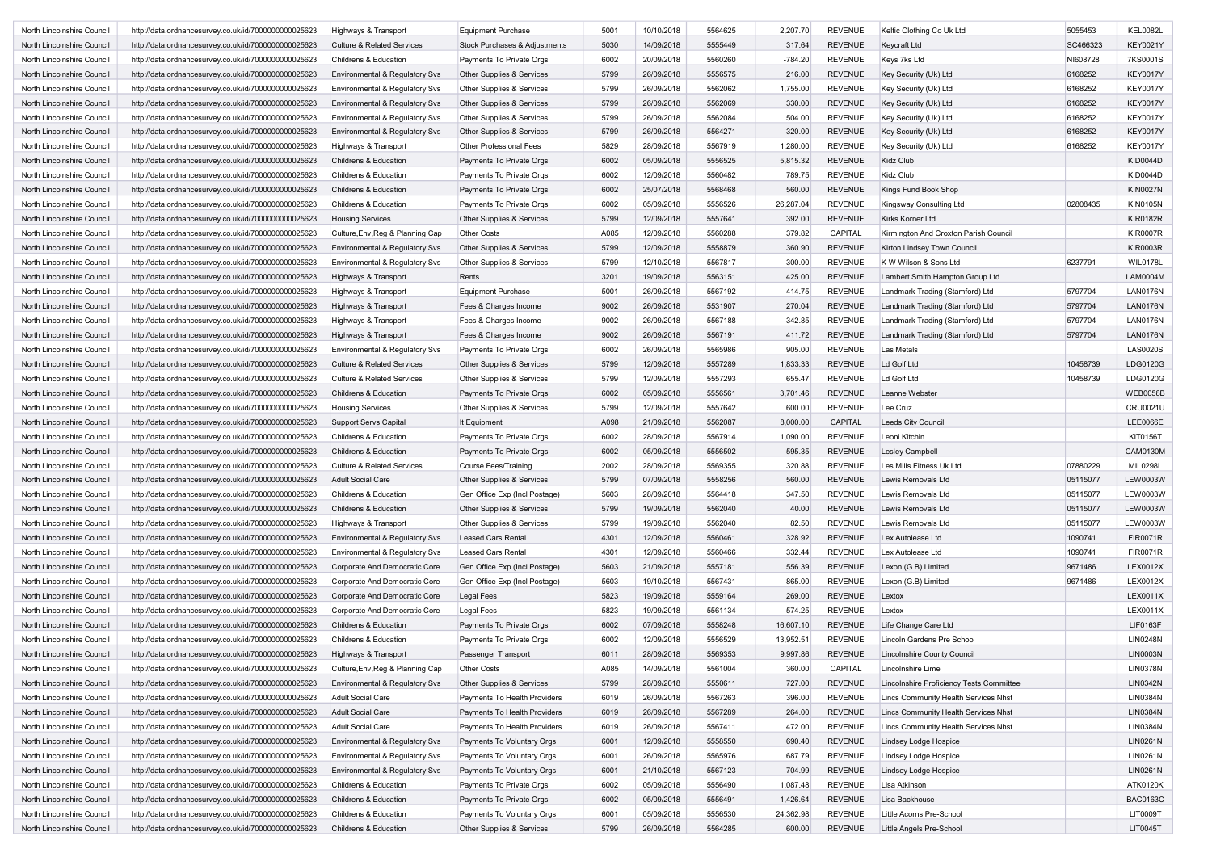| | | | | | | | | | | | |
|---|---|---|---|---|---|---|---|---|---|---|---|
| North Lincolnshire Council | http://data.ordnancesurvey.co.uk/id/7000000000025623 | Highways & Transport | Equipment Purchase | 5001 | 10/10/2018 | 5564625 | 2,207.70 | REVENUE | Keltic Clothing Co Uk Ltd | 5055453 | KEL0082L |
| North Lincolnshire Council | http://data.ordnancesurvey.co.uk/id/7000000000025623 | Culture & Related Services | Stock Purchases & Adjustments | 5030 | 14/09/2018 | 5555449 | 317.64 | REVENUE | Keycraft Ltd | SC466323 | KEY0021Y |
| North Lincolnshire Council | http://data.ordnancesurvey.co.uk/id/7000000000025623 | Childrens & Education | Payments To Private Orgs | 6002 | 20/09/2018 | 5560260 | -784.20 | REVENUE | Keys 7ks Ltd | NI608728 | 7KS0001S |
| North Lincolnshire Council | http://data.ordnancesurvey.co.uk/id/7000000000025623 | Environmental & Regulatory Svs | Other Supplies & Services | 5799 | 26/09/2018 | 5556575 | 216.00 | REVENUE | Key Security (Uk) Ltd | 6168252 | KEY0017Y |
| North Lincolnshire Council | http://data.ordnancesurvey.co.uk/id/7000000000025623 | Environmental & Regulatory Svs | Other Supplies & Services | 5799 | 26/09/2018 | 5562062 | 1,755.00 | REVENUE | Key Security (Uk) Ltd | 6168252 | KEY0017Y |
| North Lincolnshire Council | http://data.ordnancesurvey.co.uk/id/7000000000025623 | Environmental & Regulatory Svs | Other Supplies & Services | 5799 | 26/09/2018 | 5562069 | 330.00 | REVENUE | Key Security (Uk) Ltd | 6168252 | KEY0017Y |
| North Lincolnshire Council | http://data.ordnancesurvey.co.uk/id/7000000000025623 | Environmental & Regulatory Svs | Other Supplies & Services | 5799 | 26/09/2018 | 5562084 | 504.00 | REVENUE | Key Security (Uk) Ltd | 6168252 | KEY0017Y |
| North Lincolnshire Council | http://data.ordnancesurvey.co.uk/id/7000000000025623 | Environmental & Regulatory Svs | Other Supplies & Services | 5799 | 26/09/2018 | 5564271 | 320.00 | REVENUE | Key Security (Uk) Ltd | 6168252 | KEY0017Y |
| North Lincolnshire Council | http://data.ordnancesurvey.co.uk/id/7000000000025623 | Highways & Transport | Other Professional Fees | 5829 | 28/09/2018 | 5567919 | 1,280.00 | REVENUE | Key Security (Uk) Ltd | 6168252 | KEY0017Y |
| North Lincolnshire Council | http://data.ordnancesurvey.co.uk/id/7000000000025623 | Childrens & Education | Payments To Private Orgs | 6002 | 05/09/2018 | 5556525 | 5,815.32 | REVENUE | Kidz Club | | KID0044D |
| North Lincolnshire Council | http://data.ordnancesurvey.co.uk/id/7000000000025623 | Childrens & Education | Payments To Private Orgs | 6002 | 12/09/2018 | 5560482 | 789.75 | REVENUE | Kidz Club | | KID0044D |
| North Lincolnshire Council | http://data.ordnancesurvey.co.uk/id/7000000000025623 | Childrens & Education | Payments To Private Orgs | 6002 | 25/07/2018 | 5568468 | 560.00 | REVENUE | Kings Fund Book Shop | | KIN0027N |
| North Lincolnshire Council | http://data.ordnancesurvey.co.uk/id/7000000000025623 | Childrens & Education | Payments To Private Orgs | 6002 | 05/09/2018 | 5556526 | 26,287.04 | REVENUE | Kingsway Consulting Ltd | 02808435 | KIN0105N |
| North Lincolnshire Council | http://data.ordnancesurvey.co.uk/id/7000000000025623 | Housing Services | Other Supplies & Services | 5799 | 12/09/2018 | 5557641 | 392.00 | REVENUE | Kirks Korner Ltd | | KIR0182R |
| North Lincolnshire Council | http://data.ordnancesurvey.co.uk/id/7000000000025623 | Culture,Env,Reg & Planning Cap | Other Costs | A085 | 12/09/2018 | 5560288 | 379.82 | CAPITAL | Kirmington And Croxton Parish Council | | KIR0007R |
| North Lincolnshire Council | http://data.ordnancesurvey.co.uk/id/7000000000025623 | Environmental & Regulatory Svs | Other Supplies & Services | 5799 | 12/09/2018 | 5558879 | 360.90 | REVENUE | Kirton Lindsey Town Council | | KIR0003R |
| North Lincolnshire Council | http://data.ordnancesurvey.co.uk/id/7000000000025623 | Environmental & Regulatory Svs | Other Supplies & Services | 5799 | 12/10/2018 | 5567817 | 300.00 | REVENUE | K W Wilson & Sons Ltd | 6237791 | WIL0178L |
| North Lincolnshire Council | http://data.ordnancesurvey.co.uk/id/7000000000025623 | Highways & Transport | Rents | 3201 | 19/09/2018 | 5563151 | 425.00 | REVENUE | Lambert Smith Hampton Group Ltd | | LAM0004M |
| North Lincolnshire Council | http://data.ordnancesurvey.co.uk/id/7000000000025623 | Highways & Transport | Equipment Purchase | 5001 | 26/09/2018 | 5567192 | 414.75 | REVENUE | Landmark Trading (Stamford) Ltd | 5797704 | LAN0176N |
| North Lincolnshire Council | http://data.ordnancesurvey.co.uk/id/7000000000025623 | Highways & Transport | Fees & Charges Income | 9002 | 26/09/2018 | 5531907 | 270.04 | REVENUE | Landmark Trading (Stamford) Ltd | 5797704 | LAN0176N |
| North Lincolnshire Council | http://data.ordnancesurvey.co.uk/id/7000000000025623 | Highways & Transport | Fees & Charges Income | 9002 | 26/09/2018 | 5567188 | 342.85 | REVENUE | Landmark Trading (Stamford) Ltd | 5797704 | LAN0176N |
| North Lincolnshire Council | http://data.ordnancesurvey.co.uk/id/7000000000025623 | Highways & Transport | Fees & Charges Income | 9002 | 26/09/2018 | 5567191 | 411.72 | REVENUE | Landmark Trading (Stamford) Ltd | 5797704 | LAN0176N |
| North Lincolnshire Council | http://data.ordnancesurvey.co.uk/id/7000000000025623 | Environmental & Regulatory Svs | Payments To Private Orgs | 6002 | 26/09/2018 | 5565986 | 905.00 | REVENUE | Las Metals | | LAS0020S |
| North Lincolnshire Council | http://data.ordnancesurvey.co.uk/id/7000000000025623 | Culture & Related Services | Other Supplies & Services | 5799 | 12/09/2018 | 5557289 | 1,833.33 | REVENUE | Ld Golf Ltd | 10458739 | LDG0120G |
| North Lincolnshire Council | http://data.ordnancesurvey.co.uk/id/7000000000025623 | Culture & Related Services | Other Supplies & Services | 5799 | 12/09/2018 | 5557293 | 655.47 | REVENUE | Ld Golf Ltd | 10458739 | LDG0120G |
| North Lincolnshire Council | http://data.ordnancesurvey.co.uk/id/7000000000025623 | Childrens & Education | Payments To Private Orgs | 6002 | 05/09/2018 | 5556561 | 3,701.46 | REVENUE | Leanne Webster | | WEB0058B |
| North Lincolnshire Council | http://data.ordnancesurvey.co.uk/id/7000000000025623 | Housing Services | Other Supplies & Services | 5799 | 12/09/2018 | 5557642 | 600.00 | REVENUE | Lee Cruz | | CRU0021U |
| North Lincolnshire Council | http://data.ordnancesurvey.co.uk/id/7000000000025623 | Support Servs Capital | It Equipment | A098 | 21/09/2018 | 5562087 | 8,000.00 | CAPITAL | Leeds City Council | | LEE0066E |
| North Lincolnshire Council | http://data.ordnancesurvey.co.uk/id/7000000000025623 | Childrens & Education | Payments To Private Orgs | 6002 | 28/09/2018 | 5567914 | 1,090.00 | REVENUE | Leoni Kitchin | | KIT0156T |
| North Lincolnshire Council | http://data.ordnancesurvey.co.uk/id/7000000000025623 | Childrens & Education | Payments To Private Orgs | 6002 | 05/09/2018 | 5556502 | 595.35 | REVENUE | Lesley Campbell | | CAM0130M |
| North Lincolnshire Council | http://data.ordnancesurvey.co.uk/id/7000000000025623 | Culture & Related Services | Course Fees/Training | 2002 | 28/09/2018 | 5569355 | 320.88 | REVENUE | Les Mills Fitness Uk Ltd | 07880229 | MIL0298L |
| North Lincolnshire Council | http://data.ordnancesurvey.co.uk/id/7000000000025623 | Adult Social Care | Other Supplies & Services | 5799 | 07/09/2018 | 5558256 | 560.00 | REVENUE | Lewis Removals Ltd | 05115077 | LEW0003W |
| North Lincolnshire Council | http://data.ordnancesurvey.co.uk/id/7000000000025623 | Childrens & Education | Gen Office Exp (Incl Postage) | 5603 | 28/09/2018 | 5564418 | 347.50 | REVENUE | Lewis Removals Ltd | 05115077 | LEW0003W |
| North Lincolnshire Council | http://data.ordnancesurvey.co.uk/id/7000000000025623 | Childrens & Education | Other Supplies & Services | 5799 | 19/09/2018 | 5562040 | 40.00 | REVENUE | Lewis Removals Ltd | 05115077 | LEW0003W |
| North Lincolnshire Council | http://data.ordnancesurvey.co.uk/id/7000000000025623 | Highways & Transport | Other Supplies & Services | 5799 | 19/09/2018 | 5562040 | 82.50 | REVENUE | Lewis Removals Ltd | 05115077 | LEW0003W |
| North Lincolnshire Council | http://data.ordnancesurvey.co.uk/id/7000000000025623 | Environmental & Regulatory Svs | Leased Cars Rental | 4301 | 12/09/2018 | 5560461 | 328.92 | REVENUE | Lex Autolease Ltd | 1090741 | FIR0071R |
| North Lincolnshire Council | http://data.ordnancesurvey.co.uk/id/7000000000025623 | Environmental & Regulatory Svs | Leased Cars Rental | 4301 | 12/09/2018 | 5560466 | 332.44 | REVENUE | Lex Autolease Ltd | 1090741 | FIR0071R |
| North Lincolnshire Council | http://data.ordnancesurvey.co.uk/id/7000000000025623 | Corporate And Democratic Core | Gen Office Exp (Incl Postage) | 5603 | 21/09/2018 | 5557181 | 556.39 | REVENUE | Lexon (G.B) Limited | 9671486 | LEX0012X |
| North Lincolnshire Council | http://data.ordnancesurvey.co.uk/id/7000000000025623 | Corporate And Democratic Core | Gen Office Exp (Incl Postage) | 5603 | 19/10/2018 | 5567431 | 865.00 | REVENUE | Lexon (G.B) Limited | 9671486 | LEX0012X |
| North Lincolnshire Council | http://data.ordnancesurvey.co.uk/id/7000000000025623 | Corporate And Democratic Core | Legal Fees | 5823 | 19/09/2018 | 5559164 | 269.00 | REVENUE | Lextox | | LEX0011X |
| North Lincolnshire Council | http://data.ordnancesurvey.co.uk/id/7000000000025623 | Corporate And Democratic Core | Legal Fees | 5823 | 19/09/2018 | 5561134 | 574.25 | REVENUE | Lextox | | LEX0011X |
| North Lincolnshire Council | http://data.ordnancesurvey.co.uk/id/7000000000025623 | Childrens & Education | Payments To Private Orgs | 6002 | 07/09/2018 | 5558248 | 16,607.10 | REVENUE | Life Change Care Ltd | | LIF0163F |
| North Lincolnshire Council | http://data.ordnancesurvey.co.uk/id/7000000000025623 | Childrens & Education | Payments To Private Orgs | 6002 | 12/09/2018 | 5556529 | 13,952.51 | REVENUE | Lincoln Gardens Pre School | | LIN0248N |
| North Lincolnshire Council | http://data.ordnancesurvey.co.uk/id/7000000000025623 | Highways & Transport | Passenger Transport | 6011 | 28/09/2018 | 5569353 | 9,997.86 | REVENUE | Lincolnshire County Council | | LIN0003N |
| North Lincolnshire Council | http://data.ordnancesurvey.co.uk/id/7000000000025623 | Culture,Env,Reg & Planning Cap | Other Costs | A085 | 14/09/2018 | 5561004 | 360.00 | CAPITAL | Lincolnshire Lime | | LIN0378N |
| North Lincolnshire Council | http://data.ordnancesurvey.co.uk/id/7000000000025623 | Environmental & Regulatory Svs | Other Supplies & Services | 5799 | 28/09/2018 | 5550611 | 727.00 | REVENUE | Lincolnshire Proficiency Tests Committee | | LIN0342N |
| North Lincolnshire Council | http://data.ordnancesurvey.co.uk/id/7000000000025623 | Adult Social Care | Payments To Health Providers | 6019 | 26/09/2018 | 5567263 | 396.00 | REVENUE | Lincs Community Health Services Nhst | | LIN0384N |
| North Lincolnshire Council | http://data.ordnancesurvey.co.uk/id/7000000000025623 | Adult Social Care | Payments To Health Providers | 6019 | 26/09/2018 | 5567289 | 264.00 | REVENUE | Lincs Community Health Services Nhst | | LIN0384N |
| North Lincolnshire Council | http://data.ordnancesurvey.co.uk/id/7000000000025623 | Adult Social Care | Payments To Health Providers | 6019 | 26/09/2018 | 5567411 | 472.00 | REVENUE | Lincs Community Health Services Nhst | | LIN0384N |
| North Lincolnshire Council | http://data.ordnancesurvey.co.uk/id/7000000000025623 | Environmental & Regulatory Svs | Payments To Voluntary Orgs | 6001 | 12/09/2018 | 5558550 | 690.40 | REVENUE | Lindsey Lodge Hospice | | LIN0261N |
| North Lincolnshire Council | http://data.ordnancesurvey.co.uk/id/7000000000025623 | Environmental & Regulatory Svs | Payments To Voluntary Orgs | 6001 | 26/09/2018 | 5565976 | 687.79 | REVENUE | Lindsey Lodge Hospice | | LIN0261N |
| North Lincolnshire Council | http://data.ordnancesurvey.co.uk/id/7000000000025623 | Environmental & Regulatory Svs | Payments To Voluntary Orgs | 6001 | 21/10/2018 | 5567123 | 704.99 | REVENUE | Lindsey Lodge Hospice | | LIN0261N |
| North Lincolnshire Council | http://data.ordnancesurvey.co.uk/id/7000000000025623 | Childrens & Education | Payments To Private Orgs | 6002 | 05/09/2018 | 5556490 | 1,087.48 | REVENUE | Lisa Atkinson | | ATK0120K |
| North Lincolnshire Council | http://data.ordnancesurvey.co.uk/id/7000000000025623 | Childrens & Education | Payments To Private Orgs | 6002 | 05/09/2018 | 5556491 | 1,426.64 | REVENUE | Lisa Backhouse | | BAC0163C |
| North Lincolnshire Council | http://data.ordnancesurvey.co.uk/id/7000000000025623 | Childrens & Education | Payments To Voluntary Orgs | 6001 | 05/09/2018 | 5556530 | 24,362.98 | REVENUE | Little Acorns Pre-School | | LIT0009T |
| North Lincolnshire Council | http://data.ordnancesurvey.co.uk/id/7000000000025623 | Childrens & Education | Other Supplies & Services | 5799 | 26/09/2018 | 5564285 | 600.00 | REVENUE | Little Angels Pre-School | | LIT0045T |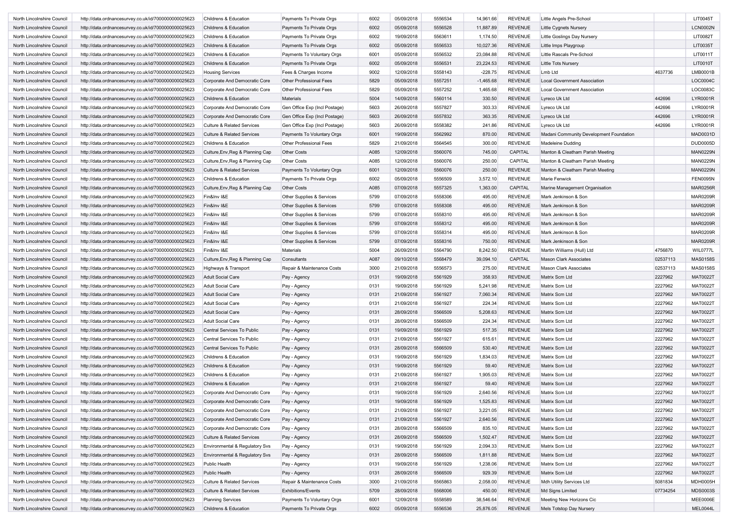| | | | | | | | | | | | |
|---|---|---|---|---|---|---|---|---|---|---|---|
| North Lincolnshire Council | http://data.ordnancesurvey.co.uk/id/7000000000025623 | Childrens & Education | Payments To Private Orgs | 6002 | 05/09/2018 | 5556534 | 14,961.66 | REVENUE | Little Angels Pre-School | | LIT0045T |
| North Lincolnshire Council | http://data.ordnancesurvey.co.uk/id/7000000000025623 | Childrens & Education | Payments To Private Orgs | 6002 | 05/09/2018 | 5556528 | 11,887.89 | REVENUE | Little Cygnets Nursery | | LCN0002N |
| North Lincolnshire Council | http://data.ordnancesurvey.co.uk/id/7000000000025623 | Childrens & Education | Payments To Private Orgs | 6002 | 19/09/2018 | 5563611 | 1,174.50 | REVENUE | Little Goslings Day Nursery | | LIT0082T |
| North Lincolnshire Council | http://data.ordnancesurvey.co.uk/id/7000000000025623 | Childrens & Education | Payments To Private Orgs | 6002 | 05/09/2018 | 5556533 | 10,027.36 | REVENUE | Little Imps Playgroup | | LIT0035T |
| North Lincolnshire Council | http://data.ordnancesurvey.co.uk/id/7000000000025623 | Childrens & Education | Payments To Voluntary Orgs | 6001 | 05/09/2018 | 5556532 | 23,084.88 | REVENUE | Little Rascals Pre-School | | LIT0011T |
| North Lincolnshire Council | http://data.ordnancesurvey.co.uk/id/7000000000025623 | Childrens & Education | Payments To Private Orgs | 6002 | 05/09/2018 | 5556531 | 23,224.53 | REVENUE | Little Tots Nursery | | LIT0010T |
| North Lincolnshire Council | http://data.ordnancesurvey.co.uk/id/7000000000025623 | Housing Services | Fees & Charges Income | 9002 | 12/09/2018 | 5558143 | -228.75 | REVENUE | Lmb Ltd | 4637736 | LMB0001B |
| North Lincolnshire Council | http://data.ordnancesurvey.co.uk/id/7000000000025623 | Corporate And Democratic Core | Other Professional Fees | 5829 | 05/09/2018 | 5557251 | -1,465.68 | REVENUE | Local Government Association | | LOC0004C |
| North Lincolnshire Council | http://data.ordnancesurvey.co.uk/id/7000000000025623 | Corporate And Democratic Core | Other Professional Fees | 5829 | 05/09/2018 | 5557252 | 1,465.68 | REVENUE | Local Government Association | | LOC0083C |
| North Lincolnshire Council | http://data.ordnancesurvey.co.uk/id/7000000000025623 | Childrens & Education | Materials | 5004 | 14/09/2018 | 5560114 | 330.50 | REVENUE | Lyreco Uk Ltd | 442696 | LYR0001R |
| North Lincolnshire Council | http://data.ordnancesurvey.co.uk/id/7000000000025623 | Corporate And Democratic Core | Gen Office Exp (Incl Postage) | 5603 | 26/09/2018 | 5557827 | 303.33 | REVENUE | Lyreco Uk Ltd | 442696 | LYR0001R |
| North Lincolnshire Council | http://data.ordnancesurvey.co.uk/id/7000000000025623 | Corporate And Democratic Core | Gen Office Exp (Incl Postage) | 5603 | 26/09/2018 | 5557832 | 363.35 | REVENUE | Lyreco Uk Ltd | 442696 | LYR0001R |
| North Lincolnshire Council | http://data.ordnancesurvey.co.uk/id/7000000000025623 | Culture & Related Services | Gen Office Exp (Incl Postage) | 5603 | 26/09/2018 | 5558382 | 241.86 | REVENUE | Lyreco Uk Ltd | 442696 | LYR0001R |
| North Lincolnshire Council | http://data.ordnancesurvey.co.uk/id/7000000000025623 | Culture & Related Services | Payments To Voluntary Orgs | 6001 | 19/09/2018 | 5562992 | 870.00 | REVENUE | Madani Community Development Foundation | | MAD0031D |
| North Lincolnshire Council | http://data.ordnancesurvey.co.uk/id/7000000000025623 | Childrens & Education | Other Professional Fees | 5829 | 21/09/2018 | 5564545 | 300.00 | REVENUE | Madeleine Dudding | | DUD0005D |
| North Lincolnshire Council | http://data.ordnancesurvey.co.uk/id/7000000000025623 | Culture,Env,Reg & Planning Cap | Other Costs | A085 | 12/09/2018 | 5560076 | 745.00 | CAPITAL | Manton & Cleatham Parish Meeting | | MAN0229N |
| North Lincolnshire Council | http://data.ordnancesurvey.co.uk/id/7000000000025623 | Culture,Env,Reg & Planning Cap | Other Costs | A085 | 12/09/2018 | 5560076 | 250.00 | CAPITAL | Manton & Cleatham Parish Meeting | | MAN0229N |
| North Lincolnshire Council | http://data.ordnancesurvey.co.uk/id/7000000000025623 | Culture & Related Services | Payments To Voluntary Orgs | 6001 | 12/09/2018 | 5560076 | 250.00 | REVENUE | Manton & Cleatham Parish Meeting | | MAN0229N |
| North Lincolnshire Council | http://data.ordnancesurvey.co.uk/id/7000000000025623 | Childrens & Education | Payments To Private Orgs | 6002 | 05/09/2018 | 5556509 | 3,572.10 | REVENUE | Marie Fenwick | | FEN0095N |
| North Lincolnshire Council | http://data.ordnancesurvey.co.uk/id/7000000000025623 | Culture,Env,Reg & Planning Cap | Other Costs | A085 | 07/09/2018 | 5557325 | 1,363.00 | CAPITAL | Marine Management Organisation | | MAR0256R |
| North Lincolnshire Council | http://data.ordnancesurvey.co.uk/id/7000000000025623 | Fin&Inv I&E | Other Supplies & Services | 5799 | 07/09/2018 | 5558306 | 495.00 | REVENUE | Mark Jenkinson & Son | | MAR0209R |
| North Lincolnshire Council | http://data.ordnancesurvey.co.uk/id/7000000000025623 | Fin&Inv I&E | Other Supplies & Services | 5799 | 07/09/2018 | 5558308 | 495.00 | REVENUE | Mark Jenkinson & Son | | MAR0209R |
| North Lincolnshire Council | http://data.ordnancesurvey.co.uk/id/7000000000025623 | Fin&Inv I&E | Other Supplies & Services | 5799 | 07/09/2018 | 5558310 | 495.00 | REVENUE | Mark Jenkinson & Son | | MAR0209R |
| North Lincolnshire Council | http://data.ordnancesurvey.co.uk/id/7000000000025623 | Fin&Inv I&E | Other Supplies & Services | 5799 | 07/09/2018 | 5558312 | 495.00 | REVENUE | Mark Jenkinson & Son | | MAR0209R |
| North Lincolnshire Council | http://data.ordnancesurvey.co.uk/id/7000000000025623 | Fin&Inv I&E | Other Supplies & Services | 5799 | 07/09/2018 | 5558314 | 495.00 | REVENUE | Mark Jenkinson & Son | | MAR0209R |
| North Lincolnshire Council | http://data.ordnancesurvey.co.uk/id/7000000000025623 | Fin&Inv I&E | Other Supplies & Services | 5799 | 07/09/2018 | 5558316 | 750.00 | REVENUE | Mark Jenkinson & Son | | MAR0209R |
| North Lincolnshire Council | http://data.ordnancesurvey.co.uk/id/7000000000025623 | Fin&Inv I&E | Materials | 5004 | 26/09/2018 | 5564790 | 8,242.50 | REVENUE | Martin Williams (Hull) Ltd | 4756870 | WIL0777L |
| North Lincolnshire Council | http://data.ordnancesurvey.co.uk/id/7000000000025623 | Culture,Env,Reg & Planning Cap | Consultants | A087 | 09/10/2018 | 5568479 | 39,094.10 | CAPITAL | Mason Clark Associates | 02537113 | MAS0158S |
| North Lincolnshire Council | http://data.ordnancesurvey.co.uk/id/7000000000025623 | Highways & Transport | Repair & Maintenance Costs | 3000 | 21/09/2018 | 5556573 | 275.00 | REVENUE | Mason Clark Associates | 02537113 | MAS0158S |
| North Lincolnshire Council | http://data.ordnancesurvey.co.uk/id/7000000000025623 | Adult Social Care | Pay - Agency | 0131 | 19/09/2018 | 5561929 | 358.93 | REVENUE | Matrix Scm Ltd | 2227962 | MAT0022T |
| North Lincolnshire Council | http://data.ordnancesurvey.co.uk/id/7000000000025623 | Adult Social Care | Pay - Agency | 0131 | 19/09/2018 | 5561929 | 5,241.98 | REVENUE | Matrix Scm Ltd | 2227962 | MAT0022T |
| North Lincolnshire Council | http://data.ordnancesurvey.co.uk/id/7000000000025623 | Adult Social Care | Pay - Agency | 0131 | 21/09/2018 | 5561927 | 7,060.34 | REVENUE | Matrix Scm Ltd | 2227962 | MAT0022T |
| North Lincolnshire Council | http://data.ordnancesurvey.co.uk/id/7000000000025623 | Adult Social Care | Pay - Agency | 0131 | 21/09/2018 | 5561927 | 224.34 | REVENUE | Matrix Scm Ltd | 2227962 | MAT0022T |
| North Lincolnshire Council | http://data.ordnancesurvey.co.uk/id/7000000000025623 | Adult Social Care | Pay - Agency | 0131 | 28/09/2018 | 5566509 | 5,208.63 | REVENUE | Matrix Scm Ltd | 2227962 | MAT0022T |
| North Lincolnshire Council | http://data.ordnancesurvey.co.uk/id/7000000000025623 | Adult Social Care | Pay - Agency | 0131 | 28/09/2018 | 5566509 | 224.34 | REVENUE | Matrix Scm Ltd | 2227962 | MAT0022T |
| North Lincolnshire Council | http://data.ordnancesurvey.co.uk/id/7000000000025623 | Central Services To Public | Pay - Agency | 0131 | 19/09/2018 | 5561929 | 517.35 | REVENUE | Matrix Scm Ltd | 2227962 | MAT0022T |
| North Lincolnshire Council | http://data.ordnancesurvey.co.uk/id/7000000000025623 | Central Services To Public | Pay - Agency | 0131 | 21/09/2018 | 5561927 | 615.61 | REVENUE | Matrix Scm Ltd | 2227962 | MAT0022T |
| North Lincolnshire Council | http://data.ordnancesurvey.co.uk/id/7000000000025623 | Central Services To Public | Pay - Agency | 0131 | 28/09/2018 | 5566509 | 530.40 | REVENUE | Matrix Scm Ltd | 2227962 | MAT0022T |
| North Lincolnshire Council | http://data.ordnancesurvey.co.uk/id/7000000000025623 | Childrens & Education | Pay - Agency | 0131 | 19/09/2018 | 5561929 | 1,834.03 | REVENUE | Matrix Scm Ltd | 2227962 | MAT0022T |
| North Lincolnshire Council | http://data.ordnancesurvey.co.uk/id/7000000000025623 | Childrens & Education | Pay - Agency | 0131 | 19/09/2018 | 5561929 | 59.40 | REVENUE | Matrix Scm Ltd | 2227962 | MAT0022T |
| North Lincolnshire Council | http://data.ordnancesurvey.co.uk/id/7000000000025623 | Childrens & Education | Pay - Agency | 0131 | 21/09/2018 | 5561927 | 1,905.03 | REVENUE | Matrix Scm Ltd | 2227962 | MAT0022T |
| North Lincolnshire Council | http://data.ordnancesurvey.co.uk/id/7000000000025623 | Childrens & Education | Pay - Agency | 0131 | 21/09/2018 | 5561927 | 59.40 | REVENUE | Matrix Scm Ltd | 2227962 | MAT0022T |
| North Lincolnshire Council | http://data.ordnancesurvey.co.uk/id/7000000000025623 | Corporate And Democratic Core | Pay - Agency | 0131 | 19/09/2018 | 5561929 | 2,640.56 | REVENUE | Matrix Scm Ltd | 2227962 | MAT0022T |
| North Lincolnshire Council | http://data.ordnancesurvey.co.uk/id/7000000000025623 | Corporate And Democratic Core | Pay - Agency | 0131 | 19/09/2018 | 5561929 | 1,525.83 | REVENUE | Matrix Scm Ltd | 2227962 | MAT0022T |
| North Lincolnshire Council | http://data.ordnancesurvey.co.uk/id/7000000000025623 | Corporate And Democratic Core | Pay - Agency | 0131 | 21/09/2018 | 5561927 | 3,221.05 | REVENUE | Matrix Scm Ltd | 2227962 | MAT0022T |
| North Lincolnshire Council | http://data.ordnancesurvey.co.uk/id/7000000000025623 | Corporate And Democratic Core | Pay - Agency | 0131 | 21/09/2018 | 5561927 | 2,640.56 | REVENUE | Matrix Scm Ltd | 2227962 | MAT0022T |
| North Lincolnshire Council | http://data.ordnancesurvey.co.uk/id/7000000000025623 | Corporate And Democratic Core | Pay - Agency | 0131 | 28/09/2018 | 5566509 | 835.10 | REVENUE | Matrix Scm Ltd | 2227962 | MAT0022T |
| North Lincolnshire Council | http://data.ordnancesurvey.co.uk/id/7000000000025623 | Culture & Related Services | Pay - Agency | 0131 | 28/09/2018 | 5566509 | 1,502.47 | REVENUE | Matrix Scm Ltd | 2227962 | MAT0022T |
| North Lincolnshire Council | http://data.ordnancesurvey.co.uk/id/7000000000025623 | Environmental & Regulatory Svs | Pay - Agency | 0131 | 19/09/2018 | 5561929 | 2,094.33 | REVENUE | Matrix Scm Ltd | 2227962 | MAT0022T |
| North Lincolnshire Council | http://data.ordnancesurvey.co.uk/id/7000000000025623 | Environmental & Regulatory Svs | Pay - Agency | 0131 | 28/09/2018 | 5566509 | 1,811.88 | REVENUE | Matrix Scm Ltd | 2227962 | MAT0022T |
| North Lincolnshire Council | http://data.ordnancesurvey.co.uk/id/7000000000025623 | Public Health | Pay - Agency | 0131 | 19/09/2018 | 5561929 | 1,238.06 | REVENUE | Matrix Scm Ltd | 2227962 | MAT0022T |
| North Lincolnshire Council | http://data.ordnancesurvey.co.uk/id/7000000000025623 | Public Health | Pay - Agency | 0131 | 28/09/2018 | 5566509 | 929.39 | REVENUE | Matrix Scm Ltd | 2227962 | MAT0022T |
| North Lincolnshire Council | http://data.ordnancesurvey.co.uk/id/7000000000025623 | Culture & Related Services | Repair & Maintenance Costs | 3000 | 21/09/2018 | 5565863 | 2,058.00 | REVENUE | Mdh Utility Services Ltd | 5081834 | MDH0005H |
| North Lincolnshire Council | http://data.ordnancesurvey.co.uk/id/7000000000025623 | Culture & Related Services | Exhibitions/Events | 5709 | 28/09/2018 | 5568006 | 450.00 | REVENUE | Md Signs Limited | 07734254 | MDS0003S |
| North Lincolnshire Council | http://data.ordnancesurvey.co.uk/id/7000000000025623 | Planning Services | Payments To Voluntary Orgs | 6001 | 12/09/2018 | 5558589 | 38,546.64 | REVENUE | Meeting New Horizons Cic | | MEE0006E |
| North Lincolnshire Council | http://data.ordnancesurvey.co.uk/id/7000000000025623 | Childrens & Education | Payments To Private Orgs | 6002 | 05/09/2018 | 5556536 | 25,876.05 | REVENUE | Mels Totstop Day Nursery | | MEL0044L |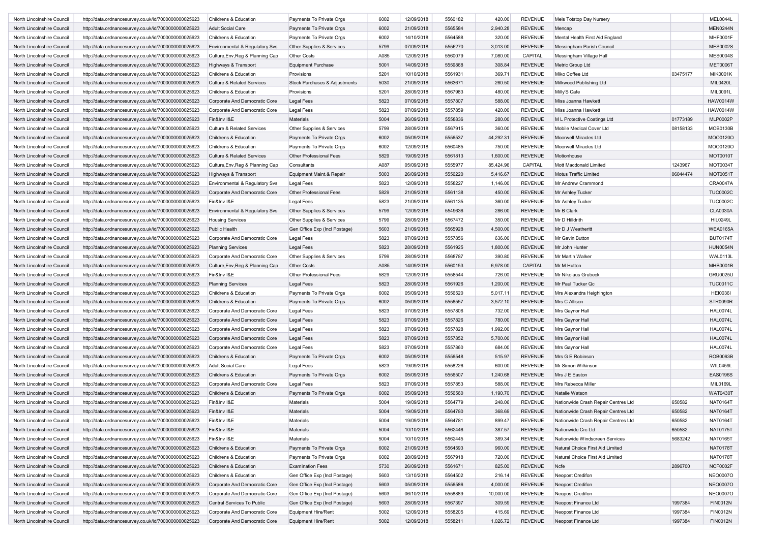| | | | | | | | | | | | |
|---|---|---|---|---|---|---|---|---|---|---|---|
| North Lincolnshire Council | http://data.ordnancesurvey.co.uk/id/7000000000025623 | Childrens & Education | Payments To Private Orgs | 6002 | 12/09/2018 | 5560182 | 420.00 | REVENUE | Mels Totstop Day Nursery | | MEL0044L |
| North Lincolnshire Council | http://data.ordnancesurvey.co.uk/id/7000000000025623 | Adult Social Care | Payments To Private Orgs | 6002 | 21/09/2018 | 5565584 | 2,940.28 | REVENUE | Mencap | | MEN0244N |
| North Lincolnshire Council | http://data.ordnancesurvey.co.uk/id/7000000000025623 | Childrens & Education | Payments To Private Orgs | 6002 | 14/10/2018 | 5564588 | 320.00 | REVENUE | Mental Health First Aid England | | MHF0001F |
| North Lincolnshire Council | http://data.ordnancesurvey.co.uk/id/7000000000025623 | Environmental & Regulatory Svs | Other Supplies & Services | 5799 | 07/09/2018 | 5556270 | 3,013.00 | REVENUE | Messingham Parish Council | | MES0002S |
| North Lincolnshire Council | http://data.ordnancesurvey.co.uk/id/7000000000025623 | Culture,Env,Reg & Planning Cap | Other Costs | A085 | 12/09/2018 | 5560079 | 7,080.00 | CAPITAL | Messingham Village Hall | | MES0004S |
| North Lincolnshire Council | http://data.ordnancesurvey.co.uk/id/7000000000025623 | Highways & Transport | Equipment Purchase | 5001 | 14/09/2018 | 5559868 | 308.84 | REVENUE | Metric Group Ltd | | MET0006T |
| North Lincolnshire Council | http://data.ordnancesurvey.co.uk/id/7000000000025623 | Childrens & Education | Provisions | 5201 | 10/10/2018 | 5561931 | 369.71 | REVENUE | Miko Coffee Ltd | 03475177 | MIK0001K |
| North Lincolnshire Council | http://data.ordnancesurvey.co.uk/id/7000000000025623 | Culture & Related Services | Stock Purchases & Adjustments | 5030 | 21/09/2018 | 5563671 | 260.50 | REVENUE | Milkwood Publishing Ltd | | MIL0420L |
| North Lincolnshire Council | http://data.ordnancesurvey.co.uk/id/7000000000025623 | Childrens & Education | Provisions | 5201 | 28/09/2018 | 5567983 | 480.00 | REVENUE | Milly'S Cafe | | MIL0091L |
| North Lincolnshire Council | http://data.ordnancesurvey.co.uk/id/7000000000025623 | Corporate And Democratic Core | Legal Fees | 5823 | 07/09/2018 | 5557807 | 588.00 | REVENUE | Miss Joanna Hawkett | | HAW0014W |
| North Lincolnshire Council | http://data.ordnancesurvey.co.uk/id/7000000000025623 | Corporate And Democratic Core | Legal Fees | 5823 | 07/09/2018 | 5557859 | 420.00 | REVENUE | Miss Joanna Hawkett | | HAW0014W |
| North Lincolnshire Council | http://data.ordnancesurvey.co.uk/id/7000000000025623 | Fin&Inv I&E | Materials | 5004 | 26/09/2018 | 5558836 | 280.00 | REVENUE | M L Protective Coatings Ltd | 01773189 | MLP0002P |
| North Lincolnshire Council | http://data.ordnancesurvey.co.uk/id/7000000000025623 | Culture & Related Services | Other Supplies & Services | 5799 | 28/09/2018 | 5567915 | 360.00 | REVENUE | Mobile Medical Cover Ltd | 08158133 | MOB0130B |
| North Lincolnshire Council | http://data.ordnancesurvey.co.uk/id/7000000000025623 | Childrens & Education | Payments To Private Orgs | 6002 | 05/09/2018 | 5556537 | 44,292.31 | REVENUE | Moorwell Miracles Ltd | | MOO0120O |
| North Lincolnshire Council | http://data.ordnancesurvey.co.uk/id/7000000000025623 | Childrens & Education | Payments To Private Orgs | 6002 | 12/09/2018 | 5560485 | 750.00 | REVENUE | Moorwell Miracles Ltd | | MOO0120O |
| North Lincolnshire Council | http://data.ordnancesurvey.co.uk/id/7000000000025623 | Culture & Related Services | Other Professional Fees | 5829 | 19/09/2018 | 5561813 | 1,600.00 | REVENUE | Motionhouse | | MOT0010T |
| North Lincolnshire Council | http://data.ordnancesurvey.co.uk/id/7000000000025623 | Culture,Env,Reg & Planning Cap | Consultants | A087 | 05/09/2018 | 5555977 | 85,424.96 | CAPITAL | Mott Macdonald Limited | 1243967 | MOT0034T |
| North Lincolnshire Council | http://data.ordnancesurvey.co.uk/id/7000000000025623 | Highways & Transport | Equipment Maint.& Repair | 5003 | 26/09/2018 | 5556220 | 5,416.67 | REVENUE | Motus Traffic Limited | 06044474 | MOT0051T |
| North Lincolnshire Council | http://data.ordnancesurvey.co.uk/id/7000000000025623 | Environmental & Regulatory Svs | Legal Fees | 5823 | 12/09/2018 | 5558227 | 1,146.00 | REVENUE | Mr Andrew Crammond | | CRA0047A |
| North Lincolnshire Council | http://data.ordnancesurvey.co.uk/id/7000000000025623 | Corporate And Democratic Core | Other Professional Fees | 5829 | 21/09/2018 | 5561138 | 450.00 | REVENUE | Mr Ashley Tucker | | TUC0002C |
| North Lincolnshire Council | http://data.ordnancesurvey.co.uk/id/7000000000025623 | Fin&Inv I&E | Legal Fees | 5823 | 21/09/2018 | 5561135 | 360.00 | REVENUE | Mr Ashley Tucker | | TUC0002C |
| North Lincolnshire Council | http://data.ordnancesurvey.co.uk/id/7000000000025623 | Environmental & Regulatory Svs | Other Supplies & Services | 5799 | 12/09/2018 | 5549636 | 286.00 | REVENUE | Mr B Clark | | CLA0030A |
| North Lincolnshire Council | http://data.ordnancesurvey.co.uk/id/7000000000025623 | Housing Services | Other Supplies & Services | 5799 | 28/09/2018 | 5567472 | 350.00 | REVENUE | Mr D Hilldrith | | HIL0249L |
| North Lincolnshire Council | http://data.ordnancesurvey.co.uk/id/7000000000025623 | Public Health | Gen Office Exp (Incl Postage) | 5603 | 21/09/2018 | 5565928 | 4,500.00 | REVENUE | Mr D J Weatheritt | | WEA0165A |
| North Lincolnshire Council | http://data.ordnancesurvey.co.uk/id/7000000000025623 | Corporate And Democratic Core | Legal Fees | 5823 | 07/09/2018 | 5557856 | 636.00 | REVENUE | Mr Gavin Button | | BUT0174T |
| North Lincolnshire Council | http://data.ordnancesurvey.co.uk/id/7000000000025623 | Planning Services | Legal Fees | 5823 | 28/09/2018 | 5561925 | 1,800.00 | REVENUE | Mr John Hunter | | HUN0054N |
| North Lincolnshire Council | http://data.ordnancesurvey.co.uk/id/7000000000025623 | Corporate And Democratic Core | Other Supplies & Services | 5799 | 28/09/2018 | 5568787 | 390.80 | REVENUE | Mr Martin Walker | | WAL0113L |
| North Lincolnshire Council | http://data.ordnancesurvey.co.uk/id/7000000000025623 | Culture,Env,Reg & Planning Cap | Other Costs | A085 | 14/09/2018 | 5560153 | 6,978.00 | CAPITAL | Mr M Hutton | | MHB0001B |
| North Lincolnshire Council | http://data.ordnancesurvey.co.uk/id/7000000000025623 | Fin&Inv I&E | Other Professional Fees | 5829 | 12/09/2018 | 5558544 | 726.00 | REVENUE | Mr Nikolaus Grubeck | | GRU0025U |
| North Lincolnshire Council | http://data.ordnancesurvey.co.uk/id/7000000000025623 | Planning Services | Legal Fees | 5823 | 28/09/2018 | 5561926 | 1,200.00 | REVENUE | Mr Paul Tucker Qc | | TUC0011C |
| North Lincolnshire Council | http://data.ordnancesurvey.co.uk/id/7000000000025623 | Childrens & Education | Payments To Private Orgs | 6002 | 05/09/2018 | 5556520 | 5,017.11 | REVENUE | Mrs Alexandra Heighington | | HEI0036I |
| North Lincolnshire Council | http://data.ordnancesurvey.co.uk/id/7000000000025623 | Childrens & Education | Payments To Private Orgs | 6002 | 05/09/2018 | 5556557 | 3,572.10 | REVENUE | Mrs C Allison | | STR0090R |
| North Lincolnshire Council | http://data.ordnancesurvey.co.uk/id/7000000000025623 | Corporate And Democratic Core | Legal Fees | 5823 | 07/09/2018 | 5557806 | 732.00 | REVENUE | Mrs Gaynor Hall | | HAL0074L |
| North Lincolnshire Council | http://data.ordnancesurvey.co.uk/id/7000000000025623 | Corporate And Democratic Core | Legal Fees | 5823 | 07/09/2018 | 5557826 | 780.00 | REVENUE | Mrs Gaynor Hall | | HAL0074L |
| North Lincolnshire Council | http://data.ordnancesurvey.co.uk/id/7000000000025623 | Corporate And Democratic Core | Legal Fees | 5823 | 07/09/2018 | 5557828 | 1,992.00 | REVENUE | Mrs Gaynor Hall | | HAL0074L |
| North Lincolnshire Council | http://data.ordnancesurvey.co.uk/id/7000000000025623 | Corporate And Democratic Core | Legal Fees | 5823 | 07/09/2018 | 5557852 | 5,700.00 | REVENUE | Mrs Gaynor Hall | | HAL0074L |
| North Lincolnshire Council | http://data.ordnancesurvey.co.uk/id/7000000000025623 | Corporate And Democratic Core | Legal Fees | 5823 | 07/09/2018 | 5557860 | 684.00 | REVENUE | Mrs Gaynor Hall | | HAL0074L |
| North Lincolnshire Council | http://data.ordnancesurvey.co.uk/id/7000000000025623 | Childrens & Education | Payments To Private Orgs | 6002 | 05/09/2018 | 5556548 | 515.97 | REVENUE | Mrs G E Robinson | | ROB0063B |
| North Lincolnshire Council | http://data.ordnancesurvey.co.uk/id/7000000000025623 | Adult Social Care | Legal Fees | 5823 | 19/09/2018 | 5558226 | 600.00 | REVENUE | Mr Simon Wilkinson | | WIL0459L |
| North Lincolnshire Council | http://data.ordnancesurvey.co.uk/id/7000000000025623 | Childrens & Education | Payments To Private Orgs | 6002 | 05/09/2018 | 5556507 | 1,240.68 | REVENUE | Mrs J E Easton | | EAS0196S |
| North Lincolnshire Council | http://data.ordnancesurvey.co.uk/id/7000000000025623 | Corporate And Democratic Core | Legal Fees | 5823 | 07/09/2018 | 5557853 | 588.00 | REVENUE | Mrs Rebecca Miller | | MIL0169L |
| North Lincolnshire Council | http://data.ordnancesurvey.co.uk/id/7000000000025623 | Childrens & Education | Payments To Private Orgs | 6002 | 05/09/2018 | 5556560 | 1,190.70 | REVENUE | Natalie Watson | | WAT0430T |
| North Lincolnshire Council | http://data.ordnancesurvey.co.uk/id/7000000000025623 | Fin&Inv I&E | Materials | 5004 | 19/09/2018 | 5564779 | 248.06 | REVENUE | Nationwide Crash Repair Centres Ltd | 650582 | NAT0164T |
| North Lincolnshire Council | http://data.ordnancesurvey.co.uk/id/7000000000025623 | Fin&Inv I&E | Materials | 5004 | 19/09/2018 | 5564780 | 368.69 | REVENUE | Nationwide Crash Repair Centres Ltd | 650582 | NAT0164T |
| North Lincolnshire Council | http://data.ordnancesurvey.co.uk/id/7000000000025623 | Fin&Inv I&E | Materials | 5004 | 19/09/2018 | 5564781 | 899.47 | REVENUE | Nationwide Crash Repair Centres Ltd | 650582 | NAT0164T |
| North Lincolnshire Council | http://data.ordnancesurvey.co.uk/id/7000000000025623 | Fin&Inv I&E | Materials | 5004 | 10/10/2018 | 5562446 | 387.57 | REVENUE | Nationwide Crc Ltd | 650582 | NAT0175T |
| North Lincolnshire Council | http://data.ordnancesurvey.co.uk/id/7000000000025623 | Fin&Inv I&E | Materials | 5004 | 10/10/2018 | 5562445 | 389.34 | REVENUE | Nationwide Windscreen Services | 5683242 | NAT0165T |
| North Lincolnshire Council | http://data.ordnancesurvey.co.uk/id/7000000000025623 | Childrens & Education | Payments To Private Orgs | 6002 | 21/09/2018 | 5564593 | 960.00 | REVENUE | Natural Choice First Aid Limited | | NAT0178T |
| North Lincolnshire Council | http://data.ordnancesurvey.co.uk/id/7000000000025623 | Childrens & Education | Payments To Private Orgs | 6002 | 28/09/2018 | 5567918 | 720.00 | REVENUE | Natural Choice First Aid Limited | | NAT0178T |
| North Lincolnshire Council | http://data.ordnancesurvey.co.uk/id/7000000000025623 | Childrens & Education | Examination Fees | 5730 | 26/09/2018 | 5561671 | 825.00 | REVENUE | Ncfe | 2896700 | NCF0002F |
| North Lincolnshire Council | http://data.ordnancesurvey.co.uk/id/7000000000025623 | Childrens & Education | Gen Office Exp (Incl Postage) | 5603 | 13/10/2018 | 5564502 | 216.14 | REVENUE | Neopost Credifon | | NEO0007O |
| North Lincolnshire Council | http://data.ordnancesurvey.co.uk/id/7000000000025623 | Corporate And Democratic Core | Gen Office Exp (Incl Postage) | 5603 | 05/09/2018 | 5556586 | 4,000.00 | REVENUE | Neopost Credifon | | NEO0007O |
| North Lincolnshire Council | http://data.ordnancesurvey.co.uk/id/7000000000025623 | Corporate And Democratic Core | Gen Office Exp (Incl Postage) | 5603 | 06/10/2018 | 5558889 | 10,000.00 | REVENUE | Neopost Credifon | | NEO0007O |
| North Lincolnshire Council | http://data.ordnancesurvey.co.uk/id/7000000000025623 | Central Services To Public | Gen Office Exp (Incl Postage) | 5603 | 28/09/2018 | 5567397 | 309.59 | REVENUE | Neopost Finance Ltd | 1997384 | FIN0012N |
| North Lincolnshire Council | http://data.ordnancesurvey.co.uk/id/7000000000025623 | Corporate And Democratic Core | Equipment Hire/Rent | 5002 | 12/09/2018 | 5558205 | 415.69 | REVENUE | Neopost Finance Ltd | 1997384 | FIN0012N |
| North Lincolnshire Council | http://data.ordnancesurvey.co.uk/id/7000000000025623 | Corporate And Democratic Core | Equipment Hire/Rent | 5002 | 12/09/2018 | 5558211 | 1,026.72 | REVENUE | Neopost Finance Ltd | 1997384 | FIN0012N |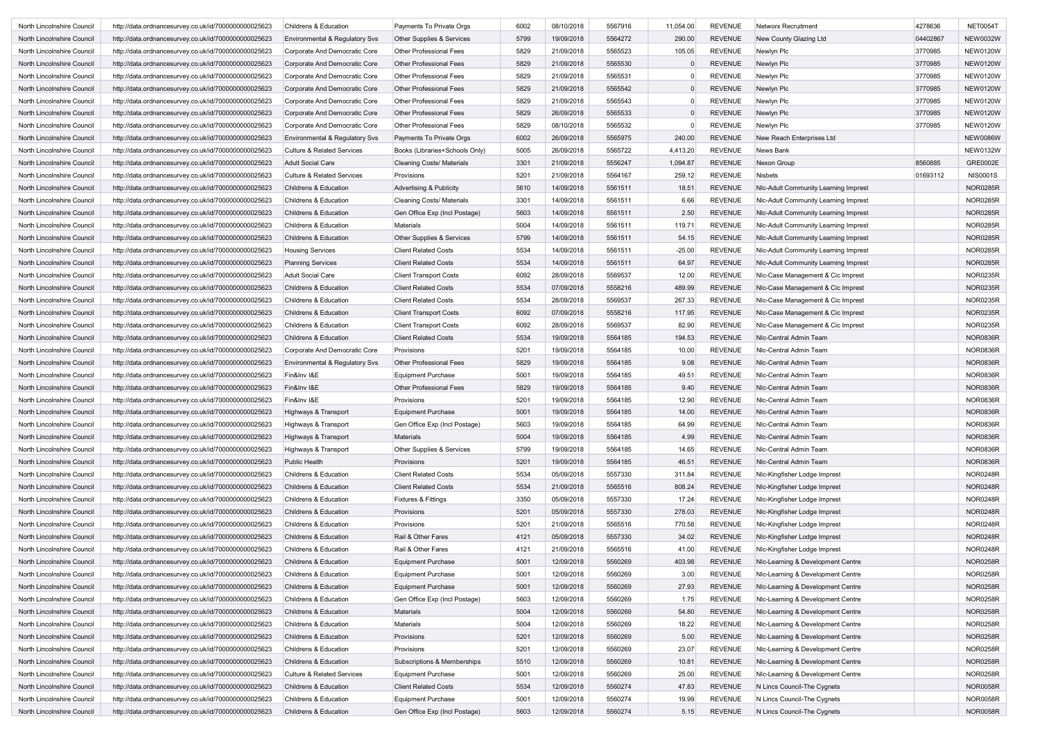| | | | | | | | | | | | |
|---|---|---|---|---|---|---|---|---|---|---|---|
| North Lincolnshire Council | http://data.ordnancesurvey.co.uk/id/7000000000025623 | Childrens & Education | Payments To Private Orgs | 6002 | 08/10/2018 | 5567916 | 11,054.00 | REVENUE | Networx Recruitment | 4278636 | NET0054T |
| North Lincolnshire Council | http://data.ordnancesurvey.co.uk/id/7000000000025623 | Environmental & Regulatory Svs | Other Supplies & Services | 5799 | 19/09/2018 | 5564272 | 290.00 | REVENUE | New County Glazing Ltd | 04402867 | NEW0032W |
| North Lincolnshire Council | http://data.ordnancesurvey.co.uk/id/7000000000025623 | Corporate And Democratic Core | Other Professional Fees | 5829 | 21/09/2018 | 5565523 | 105.05 | REVENUE | Newlyn Plc | 3770985 | NEW0120W |
| North Lincolnshire Council | http://data.ordnancesurvey.co.uk/id/7000000000025623 | Corporate And Democratic Core | Other Professional Fees | 5829 | 21/09/2018 | 5565530 | 0 | REVENUE | Newlyn Plc | 3770985 | NEW0120W |
| North Lincolnshire Council | http://data.ordnancesurvey.co.uk/id/7000000000025623 | Corporate And Democratic Core | Other Professional Fees | 5829 | 21/09/2018 | 5565531 | 0 | REVENUE | Newlyn Plc | 3770985 | NEW0120W |
| North Lincolnshire Council | http://data.ordnancesurvey.co.uk/id/7000000000025623 | Corporate And Democratic Core | Other Professional Fees | 5829 | 21/09/2018 | 5565542 | 0 | REVENUE | Newlyn Plc | 3770985 | NEW0120W |
| North Lincolnshire Council | http://data.ordnancesurvey.co.uk/id/7000000000025623 | Corporate And Democratic Core | Other Professional Fees | 5829 | 21/09/2018 | 5565543 | 0 | REVENUE | Newlyn Plc | 3770985 | NEW0120W |
| North Lincolnshire Council | http://data.ordnancesurvey.co.uk/id/7000000000025623 | Corporate And Democratic Core | Other Professional Fees | 5829 | 26/09/2018 | 5565533 | 0 | REVENUE | Newlyn Plc | 3770985 | NEW0120W |
| North Lincolnshire Council | http://data.ordnancesurvey.co.uk/id/7000000000025623 | Corporate And Democratic Core | Other Professional Fees | 5829 | 08/10/2018 | 5565532 | 0 | REVENUE | Newlyn Plc | 3770985 | NEW0120W |
| North Lincolnshire Council | http://data.ordnancesurvey.co.uk/id/7000000000025623 | Environmental & Regulatory Svs | Payments To Private Orgs | 6002 | 26/09/2018 | 5565975 | 240.00 | REVENUE | New Reach Enterprises Ltd | | NEW0086W |
| North Lincolnshire Council | http://data.ordnancesurvey.co.uk/id/7000000000025623 | Culture & Related Services | Books (Libraries+Schools Only) | 5005 | 26/09/2018 | 5565722 | 4,413.20 | REVENUE | News Bank | | NEW0132W |
| North Lincolnshire Council | http://data.ordnancesurvey.co.uk/id/7000000000025623 | Adult Social Care | Cleaning Costs/ Materials | 3301 | 21/09/2018 | 5556247 | 1,094.87 | REVENUE | Nexon Group | 8560885 | GRE0002E |
| North Lincolnshire Council | http://data.ordnancesurvey.co.uk/id/7000000000025623 | Culture & Related Services | Provisions | 5201 | 21/09/2018 | 5564167 | 259.12 | REVENUE | Nisbets | 01693112 | NIS0001S |
| North Lincolnshire Council | http://data.ordnancesurvey.co.uk/id/7000000000025623 | Childrens & Education | Advertising & Publicity | 5610 | 14/09/2018 | 5561511 | 18.51 | REVENUE | Nlc-Adult Community Learning Imprest | | NOR0285R |
| North Lincolnshire Council | http://data.ordnancesurvey.co.uk/id/7000000000025623 | Childrens & Education | Cleaning Costs/ Materials | 3301 | 14/09/2018 | 5561511 | 6.66 | REVENUE | Nlc-Adult Community Learning Imprest | | NOR0285R |
| North Lincolnshire Council | http://data.ordnancesurvey.co.uk/id/7000000000025623 | Childrens & Education | Gen Office Exp (Incl Postage) | 5603 | 14/09/2018 | 5561511 | 2.50 | REVENUE | Nlc-Adult Community Learning Imprest | | NOR0285R |
| North Lincolnshire Council | http://data.ordnancesurvey.co.uk/id/7000000000025623 | Childrens & Education | Materials | 5004 | 14/09/2018 | 5561511 | 119.71 | REVENUE | Nlc-Adult Community Learning Imprest | | NOR0285R |
| North Lincolnshire Council | http://data.ordnancesurvey.co.uk/id/7000000000025623 | Childrens & Education | Other Supplies & Services | 5799 | 14/09/2018 | 5561511 | 54.15 | REVENUE | Nlc-Adult Community Learning Imprest | | NOR0285R |
| North Lincolnshire Council | http://data.ordnancesurvey.co.uk/id/7000000000025623 | Housing Services | Client Related Costs | 5534 | 14/09/2018 | 5561511 | -25.00 | REVENUE | Nlc-Adult Community Learning Imprest | | NOR0285R |
| North Lincolnshire Council | http://data.ordnancesurvey.co.uk/id/7000000000025623 | Planning Services | Client Related Costs | 5534 | 14/09/2018 | 5561511 | 64.97 | REVENUE | Nlc-Adult Community Learning Imprest | | NOR0285R |
| North Lincolnshire Council | http://data.ordnancesurvey.co.uk/id/7000000000025623 | Adult Social Care | Client Transport Costs | 6092 | 28/09/2018 | 5569537 | 12.00 | REVENUE | Nlc-Case Management & Cic Imprest | | NOR0235R |
| North Lincolnshire Council | http://data.ordnancesurvey.co.uk/id/7000000000025623 | Childrens & Education | Client Related Costs | 5534 | 07/09/2018 | 5558216 | 489.99 | REVENUE | Nlc-Case Management & Cic Imprest | | NOR0235R |
| North Lincolnshire Council | http://data.ordnancesurvey.co.uk/id/7000000000025623 | Childrens & Education | Client Related Costs | 5534 | 28/09/2018 | 5569537 | 267.33 | REVENUE | Nlc-Case Management & Cic Imprest | | NOR0235R |
| North Lincolnshire Council | http://data.ordnancesurvey.co.uk/id/7000000000025623 | Childrens & Education | Client Transport Costs | 6092 | 07/09/2018 | 5558216 | 117.95 | REVENUE | Nlc-Case Management & Cic Imprest | | NOR0235R |
| North Lincolnshire Council | http://data.ordnancesurvey.co.uk/id/7000000000025623 | Childrens & Education | Client Transport Costs | 6092 | 28/09/2018 | 5569537 | 82.90 | REVENUE | Nlc-Case Management & Cic Imprest | | NOR0235R |
| North Lincolnshire Council | http://data.ordnancesurvey.co.uk/id/7000000000025623 | Childrens & Education | Client Related Costs | 5534 | 19/09/2018 | 5564185 | 194.53 | REVENUE | Nlc-Central Admin Team | | NOR0836R |
| North Lincolnshire Council | http://data.ordnancesurvey.co.uk/id/7000000000025623 | Corporate And Democratic Core | Provisions | 5201 | 19/09/2018 | 5564185 | 10.00 | REVENUE | Nlc-Central Admin Team | | NOR0836R |
| North Lincolnshire Council | http://data.ordnancesurvey.co.uk/id/7000000000025623 | Environmental & Regulatory Svs | Other Professional Fees | 5829 | 19/09/2018 | 5564185 | 9.08 | REVENUE | Nlc-Central Admin Team | | NOR0836R |
| North Lincolnshire Council | http://data.ordnancesurvey.co.uk/id/7000000000025623 | Fin&Inv I&E | Equipment Purchase | 5001 | 19/09/2018 | 5564185 | 49.51 | REVENUE | Nlc-Central Admin Team | | NOR0836R |
| North Lincolnshire Council | http://data.ordnancesurvey.co.uk/id/7000000000025623 | Fin&Inv I&E | Other Professional Fees | 5829 | 19/09/2018 | 5564185 | 9.40 | REVENUE | Nlc-Central Admin Team | | NOR0836R |
| North Lincolnshire Council | http://data.ordnancesurvey.co.uk/id/7000000000025623 | Fin&Inv I&E | Provisions | 5201 | 19/09/2018 | 5564185 | 12.90 | REVENUE | Nlc-Central Admin Team | | NOR0836R |
| North Lincolnshire Council | http://data.ordnancesurvey.co.uk/id/7000000000025623 | Highways & Transport | Equipment Purchase | 5001 | 19/09/2018 | 5564185 | 14.00 | REVENUE | Nlc-Central Admin Team | | NOR0836R |
| North Lincolnshire Council | http://data.ordnancesurvey.co.uk/id/7000000000025623 | Highways & Transport | Gen Office Exp (Incl Postage) | 5603 | 19/09/2018 | 5564185 | 64.99 | REVENUE | Nlc-Central Admin Team | | NOR0836R |
| North Lincolnshire Council | http://data.ordnancesurvey.co.uk/id/7000000000025623 | Highways & Transport | Materials | 5004 | 19/09/2018 | 5564185 | 4.99 | REVENUE | Nlc-Central Admin Team | | NOR0836R |
| North Lincolnshire Council | http://data.ordnancesurvey.co.uk/id/7000000000025623 | Highways & Transport | Other Supplies & Services | 5799 | 19/09/2018 | 5564185 | 14.65 | REVENUE | Nlc-Central Admin Team | | NOR0836R |
| North Lincolnshire Council | http://data.ordnancesurvey.co.uk/id/7000000000025623 | Public Health | Provisions | 5201 | 19/09/2018 | 5564185 | 46.51 | REVENUE | Nlc-Central Admin Team | | NOR0836R |
| North Lincolnshire Council | http://data.ordnancesurvey.co.uk/id/7000000000025623 | Childrens & Education | Client Related Costs | 5534 | 05/09/2018 | 5557330 | 311.84 | REVENUE | Nlc-Kingfisher Lodge Imprest | | NOR0248R |
| North Lincolnshire Council | http://data.ordnancesurvey.co.uk/id/7000000000025623 | Childrens & Education | Client Related Costs | 5534 | 21/09/2018 | 5565516 | 808.24 | REVENUE | Nlc-Kingfisher Lodge Imprest | | NOR0248R |
| North Lincolnshire Council | http://data.ordnancesurvey.co.uk/id/7000000000025623 | Childrens & Education | Fixtures & Fittings | 3350 | 05/09/2018 | 5557330 | 17.24 | REVENUE | Nlc-Kingfisher Lodge Imprest | | NOR0248R |
| North Lincolnshire Council | http://data.ordnancesurvey.co.uk/id/7000000000025623 | Childrens & Education | Provisions | 5201 | 05/09/2018 | 5557330 | 278.03 | REVENUE | Nlc-Kingfisher Lodge Imprest | | NOR0248R |
| North Lincolnshire Council | http://data.ordnancesurvey.co.uk/id/7000000000025623 | Childrens & Education | Provisions | 5201 | 21/09/2018 | 5565516 | 770.58 | REVENUE | Nlc-Kingfisher Lodge Imprest | | NOR0248R |
| North Lincolnshire Council | http://data.ordnancesurvey.co.uk/id/7000000000025623 | Childrens & Education | Rail & Other Fares | 4121 | 05/09/2018 | 5557330 | 34.02 | REVENUE | Nlc-Kingfisher Lodge Imprest | | NOR0248R |
| North Lincolnshire Council | http://data.ordnancesurvey.co.uk/id/7000000000025623 | Childrens & Education | Rail & Other Fares | 4121 | 21/09/2018 | 5565516 | 41.00 | REVENUE | Nlc-Kingfisher Lodge Imprest | | NOR0248R |
| North Lincolnshire Council | http://data.ordnancesurvey.co.uk/id/7000000000025623 | Childrens & Education | Equipment Purchase | 5001 | 12/09/2018 | 5560269 | 403.98 | REVENUE | Nlc-Learning & Development Centre | | NOR0258R |
| North Lincolnshire Council | http://data.ordnancesurvey.co.uk/id/7000000000025623 | Childrens & Education | Equipment Purchase | 5001 | 12/09/2018 | 5560269 | 3.00 | REVENUE | Nlc-Learning & Development Centre | | NOR0258R |
| North Lincolnshire Council | http://data.ordnancesurvey.co.uk/id/7000000000025623 | Childrens & Education | Equipment Purchase | 5001 | 12/09/2018 | 5560269 | 27.93 | REVENUE | Nlc-Learning & Development Centre | | NOR0258R |
| North Lincolnshire Council | http://data.ordnancesurvey.co.uk/id/7000000000025623 | Childrens & Education | Gen Office Exp (Incl Postage) | 5603 | 12/09/2018 | 5560269 | 1.75 | REVENUE | Nlc-Learning & Development Centre | | NOR0258R |
| North Lincolnshire Council | http://data.ordnancesurvey.co.uk/id/7000000000025623 | Childrens & Education | Materials | 5004 | 12/09/2018 | 5560269 | 54.80 | REVENUE | Nlc-Learning & Development Centre | | NOR0258R |
| North Lincolnshire Council | http://data.ordnancesurvey.co.uk/id/7000000000025623 | Childrens & Education | Materials | 5004 | 12/09/2018 | 5560269 | 18.22 | REVENUE | Nlc-Learning & Development Centre | | NOR0258R |
| North Lincolnshire Council | http://data.ordnancesurvey.co.uk/id/7000000000025623 | Childrens & Education | Provisions | 5201 | 12/09/2018 | 5560269 | 5.00 | REVENUE | Nlc-Learning & Development Centre | | NOR0258R |
| North Lincolnshire Council | http://data.ordnancesurvey.co.uk/id/7000000000025623 | Childrens & Education | Provisions | 5201 | 12/09/2018 | 5560269 | 23.07 | REVENUE | Nlc-Learning & Development Centre | | NOR0258R |
| North Lincolnshire Council | http://data.ordnancesurvey.co.uk/id/7000000000025623 | Childrens & Education | Subscriptions & Memberships | 5510 | 12/09/2018 | 5560269 | 10.81 | REVENUE | Nlc-Learning & Development Centre | | NOR0258R |
| North Lincolnshire Council | http://data.ordnancesurvey.co.uk/id/7000000000025623 | Culture & Related Services | Equipment Purchase | 5001 | 12/09/2018 | 5560269 | 25.00 | REVENUE | Nlc-Learning & Development Centre | | NOR0258R |
| North Lincolnshire Council | http://data.ordnancesurvey.co.uk/id/7000000000025623 | Childrens & Education | Client Related Costs | 5534 | 12/09/2018 | 5560274 | 47.83 | REVENUE | N Lincs Council-The Cygnets | | NOR0058R |
| North Lincolnshire Council | http://data.ordnancesurvey.co.uk/id/7000000000025623 | Childrens & Education | Equipment Purchase | 5001 | 12/09/2018 | 5560274 | 19.99 | REVENUE | N Lincs Council-The Cygnets | | NOR0058R |
| North Lincolnshire Council | http://data.ordnancesurvey.co.uk/id/7000000000025623 | Childrens & Education | Gen Office Exp (Incl Postage) | 5603 | 12/09/2018 | 5560274 | 5.15 | REVENUE | N Lincs Council-The Cygnets | | NOR0058R |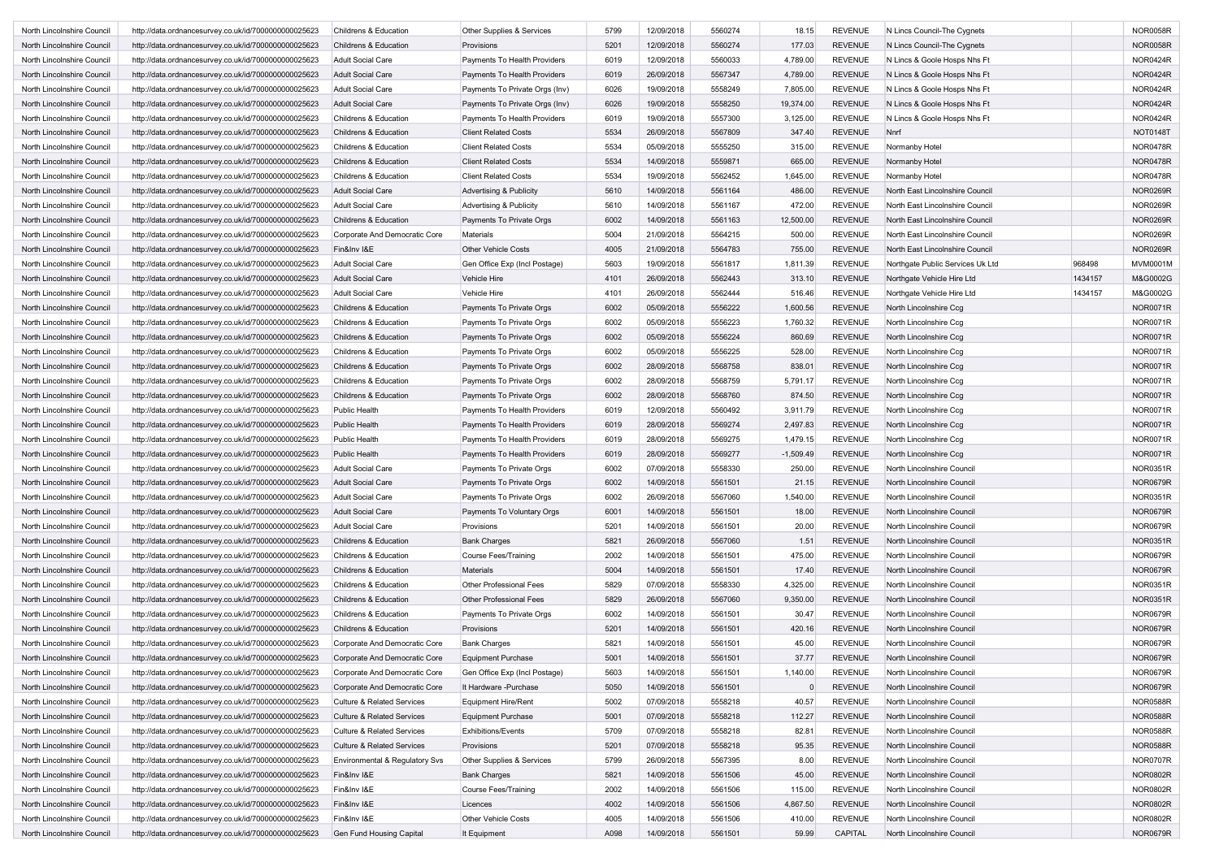| | | | | | | | | | | | |
|---|---|---|---|---|---|---|---|---|---|---|---|
| North Lincolnshire Council | http://data.ordnancesurvey.co.uk/id/7000000000025623 | Childrens & Education | Other Supplies & Services | 5799 | 12/09/2018 | 5560274 | 18.15 | REVENUE | N Lincs Council-The Cygnets | | NOR0058R |
| North Lincolnshire Council | http://data.ordnancesurvey.co.uk/id/7000000000025623 | Childrens & Education | Provisions | 5201 | 12/09/2018 | 5560274 | 177.03 | REVENUE | N Lincs Council-The Cygnets | | NOR0058R |
| North Lincolnshire Council | http://data.ordnancesurvey.co.uk/id/7000000000025623 | Adult Social Care | Payments To Health Providers | 6019 | 12/09/2018 | 5560033 | 4,789.00 | REVENUE | N Lincs & Goole Hosps Nhs Ft | | NOR0424R |
| North Lincolnshire Council | http://data.ordnancesurvey.co.uk/id/7000000000025623 | Adult Social Care | Payments To Health Providers | 6019 | 26/09/2018 | 5567347 | 4,789.00 | REVENUE | N Lincs & Goole Hosps Nhs Ft | | NOR0424R |
| North Lincolnshire Council | http://data.ordnancesurvey.co.uk/id/7000000000025623 | Adult Social Care | Payments To Private Orgs (Inv) | 6026 | 19/09/2018 | 5558249 | 7,805.00 | REVENUE | N Lincs & Goole Hosps Nhs Ft | | NOR0424R |
| North Lincolnshire Council | http://data.ordnancesurvey.co.uk/id/7000000000025623 | Adult Social Care | Payments To Private Orgs (Inv) | 6026 | 19/09/2018 | 5558250 | 19,374.00 | REVENUE | N Lincs & Goole Hosps Nhs Ft | | NOR0424R |
| North Lincolnshire Council | http://data.ordnancesurvey.co.uk/id/7000000000025623 | Childrens & Education | Payments To Health Providers | 6019 | 19/09/2018 | 5557300 | 3,125.00 | REVENUE | N Lincs & Goole Hosps Nhs Ft | | NOR0424R |
| North Lincolnshire Council | http://data.ordnancesurvey.co.uk/id/7000000000025623 | Childrens & Education | Client Related Costs | 5534 | 26/09/2018 | 5567809 | 347.40 | REVENUE | Nnrf | | NOT0148T |
| North Lincolnshire Council | http://data.ordnancesurvey.co.uk/id/7000000000025623 | Childrens & Education | Client Related Costs | 5534 | 05/09/2018 | 5555250 | 315.00 | REVENUE | Normanby Hotel | | NOR0478R |
| North Lincolnshire Council | http://data.ordnancesurvey.co.uk/id/7000000000025623 | Childrens & Education | Client Related Costs | 5534 | 14/09/2018 | 5559871 | 665.00 | REVENUE | Normanby Hotel | | NOR0478R |
| North Lincolnshire Council | http://data.ordnancesurvey.co.uk/id/7000000000025623 | Childrens & Education | Client Related Costs | 5534 | 19/09/2018 | 5562452 | 1,645.00 | REVENUE | Normanby Hotel | | NOR0478R |
| North Lincolnshire Council | http://data.ordnancesurvey.co.uk/id/7000000000025623 | Adult Social Care | Advertising & Publicity | 5610 | 14/09/2018 | 5561164 | 486.00 | REVENUE | North East Lincolnshire Council | | NOR0269R |
| North Lincolnshire Council | http://data.ordnancesurvey.co.uk/id/7000000000025623 | Adult Social Care | Advertising & Publicity | 5610 | 14/09/2018 | 5561167 | 472.00 | REVENUE | North East Lincolnshire Council | | NOR0269R |
| North Lincolnshire Council | http://data.ordnancesurvey.co.uk/id/7000000000025623 | Childrens & Education | Payments To Private Orgs | 6002 | 14/09/2018 | 5561163 | 12,500.00 | REVENUE | North East Lincolnshire Council | | NOR0269R |
| North Lincolnshire Council | http://data.ordnancesurvey.co.uk/id/7000000000025623 | Corporate And Democratic Core | Materials | 5004 | 21/09/2018 | 5564215 | 500.00 | REVENUE | North East Lincolnshire Council | | NOR0269R |
| North Lincolnshire Council | http://data.ordnancesurvey.co.uk/id/7000000000025623 | Fin&Inv I&E | Other Vehicle Costs | 4005 | 21/09/2018 | 5564783 | 755.00 | REVENUE | North East Lincolnshire Council | | NOR0269R |
| North Lincolnshire Council | http://data.ordnancesurvey.co.uk/id/7000000000025623 | Adult Social Care | Gen Office Exp (Incl Postage) | 5603 | 19/09/2018 | 5561817 | 1,811.39 | REVENUE | Northgate Public Services Uk Ltd | 968498 | MVM0001M |
| North Lincolnshire Council | http://data.ordnancesurvey.co.uk/id/7000000000025623 | Adult Social Care | Vehicle Hire | 4101 | 26/09/2018 | 5562443 | 313.10 | REVENUE | Northgate Vehicle Hire Ltd | 1434157 | M&G0002G |
| North Lincolnshire Council | http://data.ordnancesurvey.co.uk/id/7000000000025623 | Adult Social Care | Vehicle Hire | 4101 | 26/09/2018 | 5562444 | 516.46 | REVENUE | Northgate Vehicle Hire Ltd | 1434157 | M&G0002G |
| North Lincolnshire Council | http://data.ordnancesurvey.co.uk/id/7000000000025623 | Childrens & Education | Payments To Private Orgs | 6002 | 05/09/2018 | 5556222 | 1,600.56 | REVENUE | North Lincolnshire Ccg | | NOR0071R |
| North Lincolnshire Council | http://data.ordnancesurvey.co.uk/id/7000000000025623 | Childrens & Education | Payments To Private Orgs | 6002 | 05/09/2018 | 5556223 | 1,760.32 | REVENUE | North Lincolnshire Ccg | | NOR0071R |
| North Lincolnshire Council | http://data.ordnancesurvey.co.uk/id/7000000000025623 | Childrens & Education | Payments To Private Orgs | 6002 | 05/09/2018 | 5556224 | 860.69 | REVENUE | North Lincolnshire Ccg | | NOR0071R |
| North Lincolnshire Council | http://data.ordnancesurvey.co.uk/id/7000000000025623 | Childrens & Education | Payments To Private Orgs | 6002 | 05/09/2018 | 5556225 | 528.00 | REVENUE | North Lincolnshire Ccg | | NOR0071R |
| North Lincolnshire Council | http://data.ordnancesurvey.co.uk/id/7000000000025623 | Childrens & Education | Payments To Private Orgs | 6002 | 28/09/2018 | 5568758 | 838.01 | REVENUE | North Lincolnshire Ccg | | NOR0071R |
| North Lincolnshire Council | http://data.ordnancesurvey.co.uk/id/7000000000025623 | Childrens & Education | Payments To Private Orgs | 6002 | 28/09/2018 | 5568759 | 5,791.17 | REVENUE | North Lincolnshire Ccg | | NOR0071R |
| North Lincolnshire Council | http://data.ordnancesurvey.co.uk/id/7000000000025623 | Childrens & Education | Payments To Private Orgs | 6002 | 28/09/2018 | 5568760 | 874.50 | REVENUE | North Lincolnshire Ccg | | NOR0071R |
| North Lincolnshire Council | http://data.ordnancesurvey.co.uk/id/7000000000025623 | Public Health | Payments To Health Providers | 6019 | 12/09/2018 | 5560492 | 3,911.79 | REVENUE | North Lincolnshire Ccg | | NOR0071R |
| North Lincolnshire Council | http://data.ordnancesurvey.co.uk/id/7000000000025623 | Public Health | Payments To Health Providers | 6019 | 28/09/2018 | 5569274 | 2,497.83 | REVENUE | North Lincolnshire Ccg | | NOR0071R |
| North Lincolnshire Council | http://data.ordnancesurvey.co.uk/id/7000000000025623 | Public Health | Payments To Health Providers | 6019 | 28/09/2018 | 5569275 | 1,479.15 | REVENUE | North Lincolnshire Ccg | | NOR0071R |
| North Lincolnshire Council | http://data.ordnancesurvey.co.uk/id/7000000000025623 | Public Health | Payments To Health Providers | 6019 | 28/09/2018 | 5569277 | -1,509.49 | REVENUE | North Lincolnshire Ccg | | NOR0071R |
| North Lincolnshire Council | http://data.ordnancesurvey.co.uk/id/7000000000025623 | Adult Social Care | Payments To Private Orgs | 6002 | 07/09/2018 | 5558330 | 250.00 | REVENUE | North Lincolnshire Council | | NOR0351R |
| North Lincolnshire Council | http://data.ordnancesurvey.co.uk/id/7000000000025623 | Adult Social Care | Payments To Private Orgs | 6002 | 14/09/2018 | 5561501 | 21.15 | REVENUE | North Lincolnshire Council | | NOR0679R |
| North Lincolnshire Council | http://data.ordnancesurvey.co.uk/id/7000000000025623 | Adult Social Care | Payments To Private Orgs | 6002 | 26/09/2018 | 5567060 | 1,540.00 | REVENUE | North Lincolnshire Council | | NOR0351R |
| North Lincolnshire Council | http://data.ordnancesurvey.co.uk/id/7000000000025623 | Adult Social Care | Payments To Voluntary Orgs | 6001 | 14/09/2018 | 5561501 | 18.00 | REVENUE | North Lincolnshire Council | | NOR0679R |
| North Lincolnshire Council | http://data.ordnancesurvey.co.uk/id/7000000000025623 | Adult Social Care | Provisions | 5201 | 14/09/2018 | 5561501 | 20.00 | REVENUE | North Lincolnshire Council | | NOR0679R |
| North Lincolnshire Council | http://data.ordnancesurvey.co.uk/id/7000000000025623 | Childrens & Education | Bank Charges | 5821 | 26/09/2018 | 5567060 | 1.51 | REVENUE | North Lincolnshire Council | | NOR0351R |
| North Lincolnshire Council | http://data.ordnancesurvey.co.uk/id/7000000000025623 | Childrens & Education | Course Fees/Training | 2002 | 14/09/2018 | 5561501 | 475.00 | REVENUE | North Lincolnshire Council | | NOR0679R |
| North Lincolnshire Council | http://data.ordnancesurvey.co.uk/id/7000000000025623 | Childrens & Education | Materials | 5004 | 14/09/2018 | 5561501 | 17.40 | REVENUE | North Lincolnshire Council | | NOR0679R |
| North Lincolnshire Council | http://data.ordnancesurvey.co.uk/id/7000000000025623 | Childrens & Education | Other Professional Fees | 5829 | 07/09/2018 | 5558330 | 4,325.00 | REVENUE | North Lincolnshire Council | | NOR0351R |
| North Lincolnshire Council | http://data.ordnancesurvey.co.uk/id/7000000000025623 | Childrens & Education | Other Professional Fees | 5829 | 26/09/2018 | 5567060 | 9,350.00 | REVENUE | North Lincolnshire Council | | NOR0351R |
| North Lincolnshire Council | http://data.ordnancesurvey.co.uk/id/7000000000025623 | Childrens & Education | Payments To Private Orgs | 6002 | 14/09/2018 | 5561501 | 30.47 | REVENUE | North Lincolnshire Council | | NOR0679R |
| North Lincolnshire Council | http://data.ordnancesurvey.co.uk/id/7000000000025623 | Childrens & Education | Provisions | 5201 | 14/09/2018 | 5561501 | 420.16 | REVENUE | North Lincolnshire Council | | NOR0679R |
| North Lincolnshire Council | http://data.ordnancesurvey.co.uk/id/7000000000025623 | Corporate And Democratic Core | Bank Charges | 5821 | 14/09/2018 | 5561501 | 45.00 | REVENUE | North Lincolnshire Council | | NOR0679R |
| North Lincolnshire Council | http://data.ordnancesurvey.co.uk/id/7000000000025623 | Corporate And Democratic Core | Equipment Purchase | 5001 | 14/09/2018 | 5561501 | 37.77 | REVENUE | North Lincolnshire Council | | NOR0679R |
| North Lincolnshire Council | http://data.ordnancesurvey.co.uk/id/7000000000025623 | Corporate And Democratic Core | Gen Office Exp (Incl Postage) | 5603 | 14/09/2018 | 5561501 | 1,140.00 | REVENUE | North Lincolnshire Council | | NOR0679R |
| North Lincolnshire Council | http://data.ordnancesurvey.co.uk/id/7000000000025623 | Corporate And Democratic Core | It Hardware -Purchase | 5050 | 14/09/2018 | 5561501 | 0 | REVENUE | North Lincolnshire Council | | NOR0679R |
| North Lincolnshire Council | http://data.ordnancesurvey.co.uk/id/7000000000025623 | Culture & Related Services | Equipment Hire/Rent | 5002 | 07/09/2018 | 5558218 | 40.57 | REVENUE | North Lincolnshire Council | | NOR0588R |
| North Lincolnshire Council | http://data.ordnancesurvey.co.uk/id/7000000000025623 | Culture & Related Services | Equipment Purchase | 5001 | 07/09/2018 | 5558218 | 112.27 | REVENUE | North Lincolnshire Council | | NOR0588R |
| North Lincolnshire Council | http://data.ordnancesurvey.co.uk/id/7000000000025623 | Culture & Related Services | Exhibitions/Events | 5709 | 07/09/2018 | 5558218 | 82.81 | REVENUE | North Lincolnshire Council | | NOR0588R |
| North Lincolnshire Council | http://data.ordnancesurvey.co.uk/id/7000000000025623 | Culture & Related Services | Provisions | 5201 | 07/09/2018 | 5558218 | 95.35 | REVENUE | North Lincolnshire Council | | NOR0588R |
| North Lincolnshire Council | http://data.ordnancesurvey.co.uk/id/7000000000025623 | Environmental & Regulatory Svs | Other Supplies & Services | 5799 | 26/09/2018 | 5567395 | 8.00 | REVENUE | North Lincolnshire Council | | NOR0707R |
| North Lincolnshire Council | http://data.ordnancesurvey.co.uk/id/7000000000025623 | Fin&Inv I&E | Bank Charges | 5821 | 14/09/2018 | 5561506 | 45.00 | REVENUE | North Lincolnshire Council | | NOR0802R |
| North Lincolnshire Council | http://data.ordnancesurvey.co.uk/id/7000000000025623 | Fin&Inv I&E | Course Fees/Training | 2002 | 14/09/2018 | 5561506 | 115.00 | REVENUE | North Lincolnshire Council | | NOR0802R |
| North Lincolnshire Council | http://data.ordnancesurvey.co.uk/id/7000000000025623 | Fin&Inv I&E | Licences | 4002 | 14/09/2018 | 5561506 | 4,867.50 | REVENUE | North Lincolnshire Council | | NOR0802R |
| North Lincolnshire Council | http://data.ordnancesurvey.co.uk/id/7000000000025623 | Fin&Inv I&E | Other Vehicle Costs | 4005 | 14/09/2018 | 5561506 | 410.00 | REVENUE | North Lincolnshire Council | | NOR0802R |
| North Lincolnshire Council | http://data.ordnancesurvey.co.uk/id/7000000000025623 | Gen Fund Housing Capital | It Equipment | A098 | 14/09/2018 | 5561501 | 59.99 | CAPITAL | North Lincolnshire Council | | NOR0679R |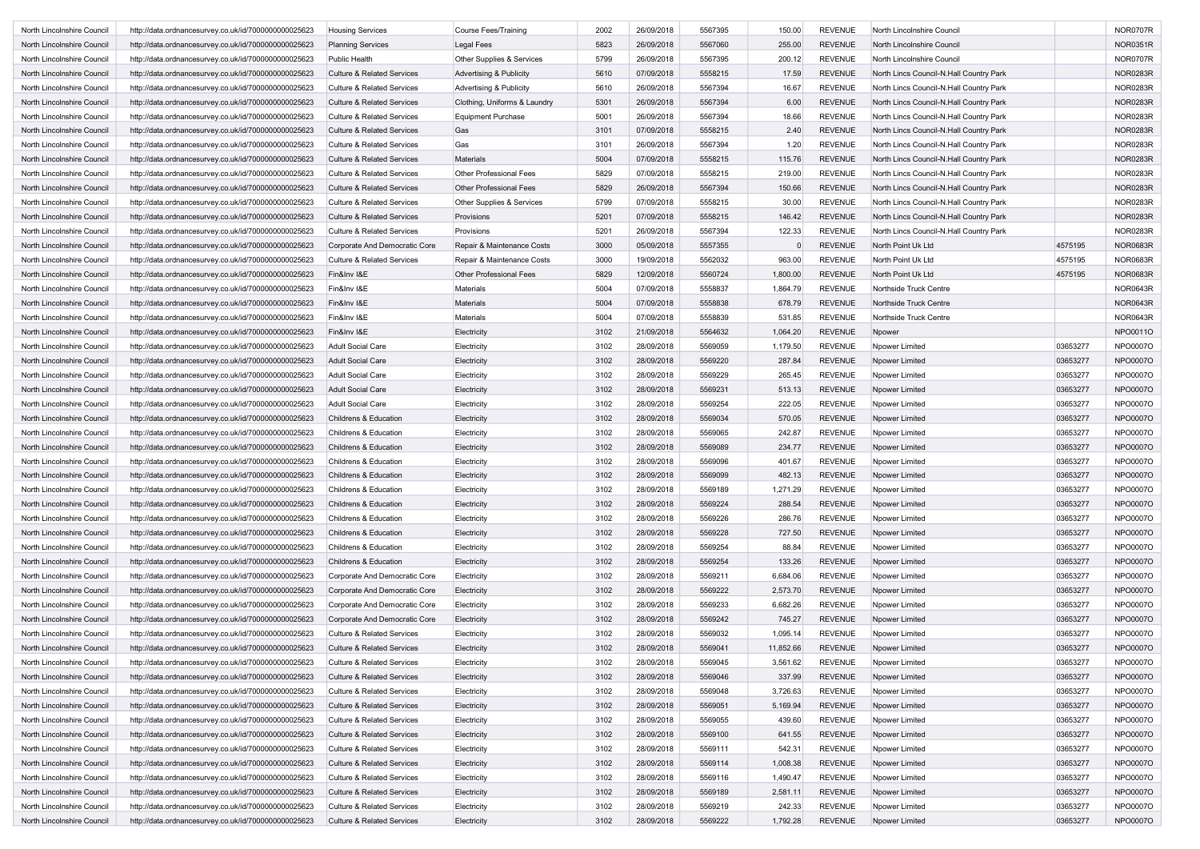| | | | | | | | | | | | |
|---|---|---|---|---|---|---|---|---|---|---|---|
| North Lincolnshire Council | http://data.ordnancesurvey.co.uk/id/7000000000025623 | Housing Services | Course Fees/Training | 2002 | 26/09/2018 | 5567395 | 150.00 | REVENUE | North Lincolnshire Council | | NOR0707R |
| North Lincolnshire Council | http://data.ordnancesurvey.co.uk/id/7000000000025623 | Planning Services | Legal Fees | 5823 | 26/09/2018 | 5567060 | 255.00 | REVENUE | North Lincolnshire Council | | NOR0351R |
| North Lincolnshire Council | http://data.ordnancesurvey.co.uk/id/7000000000025623 | Public Health | Other Supplies & Services | 5799 | 26/09/2018 | 5567395 | 200.12 | REVENUE | North Lincolnshire Council | | NOR0707R |
| North Lincolnshire Council | http://data.ordnancesurvey.co.uk/id/7000000000025623 | Culture & Related Services | Advertising & Publicity | 5610 | 07/09/2018 | 5558215 | 17.59 | REVENUE | North Lincs Council-N.Hall Country Park | | NOR0283R |
| North Lincolnshire Council | http://data.ordnancesurvey.co.uk/id/7000000000025623 | Culture & Related Services | Advertising & Publicity | 5610 | 26/09/2018 | 5567394 | 16.67 | REVENUE | North Lincs Council-N.Hall Country Park | | NOR0283R |
| North Lincolnshire Council | http://data.ordnancesurvey.co.uk/id/7000000000025623 | Culture & Related Services | Clothing, Uniforms & Laundry | 5301 | 26/09/2018 | 5567394 | 6.00 | REVENUE | North Lincs Council-N.Hall Country Park | | NOR0283R |
| North Lincolnshire Council | http://data.ordnancesurvey.co.uk/id/7000000000025623 | Culture & Related Services | Equipment Purchase | 5001 | 26/09/2018 | 5567394 | 18.66 | REVENUE | North Lincs Council-N.Hall Country Park | | NOR0283R |
| North Lincolnshire Council | http://data.ordnancesurvey.co.uk/id/7000000000025623 | Culture & Related Services | Gas | 3101 | 07/09/2018 | 5558215 | 2.40 | REVENUE | North Lincs Council-N.Hall Country Park | | NOR0283R |
| North Lincolnshire Council | http://data.ordnancesurvey.co.uk/id/7000000000025623 | Culture & Related Services | Gas | 3101 | 26/09/2018 | 5567394 | 1.20 | REVENUE | North Lincs Council-N.Hall Country Park | | NOR0283R |
| North Lincolnshire Council | http://data.ordnancesurvey.co.uk/id/7000000000025623 | Culture & Related Services | Materials | 5004 | 07/09/2018 | 5558215 | 115.76 | REVENUE | North Lincs Council-N.Hall Country Park | | NOR0283R |
| North Lincolnshire Council | http://data.ordnancesurvey.co.uk/id/7000000000025623 | Culture & Related Services | Other Professional Fees | 5829 | 07/09/2018 | 5558215 | 219.00 | REVENUE | North Lincs Council-N.Hall Country Park | | NOR0283R |
| North Lincolnshire Council | http://data.ordnancesurvey.co.uk/id/7000000000025623 | Culture & Related Services | Other Professional Fees | 5829 | 26/09/2018 | 5567394 | 150.66 | REVENUE | North Lincs Council-N.Hall Country Park | | NOR0283R |
| North Lincolnshire Council | http://data.ordnancesurvey.co.uk/id/7000000000025623 | Culture & Related Services | Other Supplies & Services | 5799 | 07/09/2018 | 5558215 | 30.00 | REVENUE | North Lincs Council-N.Hall Country Park | | NOR0283R |
| North Lincolnshire Council | http://data.ordnancesurvey.co.uk/id/7000000000025623 | Culture & Related Services | Provisions | 5201 | 07/09/2018 | 5558215 | 146.42 | REVENUE | North Lincs Council-N.Hall Country Park | | NOR0283R |
| North Lincolnshire Council | http://data.ordnancesurvey.co.uk/id/7000000000025623 | Culture & Related Services | Provisions | 5201 | 26/09/2018 | 5567394 | 122.33 | REVENUE | North Lincs Council-N.Hall Country Park | | NOR0283R |
| North Lincolnshire Council | http://data.ordnancesurvey.co.uk/id/7000000000025623 | Corporate And Democratic Core | Repair & Maintenance Costs | 3000 | 05/09/2018 | 5557355 | 0 | REVENUE | North Point Uk Ltd | 4575195 | NOR0683R |
| North Lincolnshire Council | http://data.ordnancesurvey.co.uk/id/7000000000025623 | Culture & Related Services | Repair & Maintenance Costs | 3000 | 19/09/2018 | 5562032 | 963.00 | REVENUE | North Point Uk Ltd | 4575195 | NOR0683R |
| North Lincolnshire Council | http://data.ordnancesurvey.co.uk/id/7000000000025623 | Fin&Inv I&E | Other Professional Fees | 5829 | 12/09/2018 | 5560724 | 1,800.00 | REVENUE | North Point Uk Ltd | 4575195 | NOR0683R |
| North Lincolnshire Council | http://data.ordnancesurvey.co.uk/id/7000000000025623 | Fin&Inv I&E | Materials | 5004 | 07/09/2018 | 5558837 | 1,864.79 | REVENUE | Northside Truck Centre | | NOR0643R |
| North Lincolnshire Council | http://data.ordnancesurvey.co.uk/id/7000000000025623 | Fin&Inv I&E | Materials | 5004 | 07/09/2018 | 5558838 | 678.79 | REVENUE | Northside Truck Centre | | NOR0643R |
| North Lincolnshire Council | http://data.ordnancesurvey.co.uk/id/7000000000025623 | Fin&Inv I&E | Materials | 5004 | 07/09/2018 | 5558839 | 531.85 | REVENUE | Northside Truck Centre | | NOR0643R |
| North Lincolnshire Council | http://data.ordnancesurvey.co.uk/id/7000000000025623 | Fin&Inv I&E | Electricity | 3102 | 21/09/2018 | 5564632 | 1,064.20 | REVENUE | Npower | | NPO0011O |
| North Lincolnshire Council | http://data.ordnancesurvey.co.uk/id/7000000000025623 | Adult Social Care | Electricity | 3102 | 28/09/2018 | 5569059 | 1,179.50 | REVENUE | Npower Limited | 03653277 | NPO0007O |
| North Lincolnshire Council | http://data.ordnancesurvey.co.uk/id/7000000000025623 | Adult Social Care | Electricity | 3102 | 28/09/2018 | 5569220 | 287.84 | REVENUE | Npower Limited | 03653277 | NPO0007O |
| North Lincolnshire Council | http://data.ordnancesurvey.co.uk/id/7000000000025623 | Adult Social Care | Electricity | 3102 | 28/09/2018 | 5569229 | 265.45 | REVENUE | Npower Limited | 03653277 | NPO0007O |
| North Lincolnshire Council | http://data.ordnancesurvey.co.uk/id/7000000000025623 | Adult Social Care | Electricity | 3102 | 28/09/2018 | 5569231 | 513.13 | REVENUE | Npower Limited | 03653277 | NPO0007O |
| North Lincolnshire Council | http://data.ordnancesurvey.co.uk/id/7000000000025623 | Adult Social Care | Electricity | 3102 | 28/09/2018 | 5569254 | 222.05 | REVENUE | Npower Limited | 03653277 | NPO0007O |
| North Lincolnshire Council | http://data.ordnancesurvey.co.uk/id/7000000000025623 | Childrens & Education | Electricity | 3102 | 28/09/2018 | 5569034 | 570.05 | REVENUE | Npower Limited | 03653277 | NPO0007O |
| North Lincolnshire Council | http://data.ordnancesurvey.co.uk/id/7000000000025623 | Childrens & Education | Electricity | 3102 | 28/09/2018 | 5569065 | 242.87 | REVENUE | Npower Limited | 03653277 | NPO0007O |
| North Lincolnshire Council | http://data.ordnancesurvey.co.uk/id/7000000000025623 | Childrens & Education | Electricity | 3102 | 28/09/2018 | 5569089 | 234.77 | REVENUE | Npower Limited | 03653277 | NPO0007O |
| North Lincolnshire Council | http://data.ordnancesurvey.co.uk/id/7000000000025623 | Childrens & Education | Electricity | 3102 | 28/09/2018 | 5569096 | 401.67 | REVENUE | Npower Limited | 03653277 | NPO0007O |
| North Lincolnshire Council | http://data.ordnancesurvey.co.uk/id/7000000000025623 | Childrens & Education | Electricity | 3102 | 28/09/2018 | 5569099 | 482.13 | REVENUE | Npower Limited | 03653277 | NPO0007O |
| North Lincolnshire Council | http://data.ordnancesurvey.co.uk/id/7000000000025623 | Childrens & Education | Electricity | 3102 | 28/09/2018 | 5569189 | 1,271.29 | REVENUE | Npower Limited | 03653277 | NPO0007O |
| North Lincolnshire Council | http://data.ordnancesurvey.co.uk/id/7000000000025623 | Childrens & Education | Electricity | 3102 | 28/09/2018 | 5569224 | 288.54 | REVENUE | Npower Limited | 03653277 | NPO0007O |
| North Lincolnshire Council | http://data.ordnancesurvey.co.uk/id/7000000000025623 | Childrens & Education | Electricity | 3102 | 28/09/2018 | 5569226 | 286.76 | REVENUE | Npower Limited | 03653277 | NPO0007O |
| North Lincolnshire Council | http://data.ordnancesurvey.co.uk/id/7000000000025623 | Childrens & Education | Electricity | 3102 | 28/09/2018 | 5569228 | 727.50 | REVENUE | Npower Limited | 03653277 | NPO0007O |
| North Lincolnshire Council | http://data.ordnancesurvey.co.uk/id/7000000000025623 | Childrens & Education | Electricity | 3102 | 28/09/2018 | 5569254 | 88.84 | REVENUE | Npower Limited | 03653277 | NPO0007O |
| North Lincolnshire Council | http://data.ordnancesurvey.co.uk/id/7000000000025623 | Childrens & Education | Electricity | 3102 | 28/09/2018 | 5569254 | 133.26 | REVENUE | Npower Limited | 03653277 | NPO0007O |
| North Lincolnshire Council | http://data.ordnancesurvey.co.uk/id/7000000000025623 | Corporate And Democratic Core | Electricity | 3102 | 28/09/2018 | 5569211 | 6,684.06 | REVENUE | Npower Limited | 03653277 | NPO0007O |
| North Lincolnshire Council | http://data.ordnancesurvey.co.uk/id/7000000000025623 | Corporate And Democratic Core | Electricity | 3102 | 28/09/2018 | 5569222 | 2,573.70 | REVENUE | Npower Limited | 03653277 | NPO0007O |
| North Lincolnshire Council | http://data.ordnancesurvey.co.uk/id/7000000000025623 | Corporate And Democratic Core | Electricity | 3102 | 28/09/2018 | 5569233 | 6,682.26 | REVENUE | Npower Limited | 03653277 | NPO0007O |
| North Lincolnshire Council | http://data.ordnancesurvey.co.uk/id/7000000000025623 | Corporate And Democratic Core | Electricity | 3102 | 28/09/2018 | 5569242 | 745.27 | REVENUE | Npower Limited | 03653277 | NPO0007O |
| North Lincolnshire Council | http://data.ordnancesurvey.co.uk/id/7000000000025623 | Culture & Related Services | Electricity | 3102 | 28/09/2018 | 5569032 | 1,095.14 | REVENUE | Npower Limited | 03653277 | NPO0007O |
| North Lincolnshire Council | http://data.ordnancesurvey.co.uk/id/7000000000025623 | Culture & Related Services | Electricity | 3102 | 28/09/2018 | 5569041 | 11,852.66 | REVENUE | Npower Limited | 03653277 | NPO0007O |
| North Lincolnshire Council | http://data.ordnancesurvey.co.uk/id/7000000000025623 | Culture & Related Services | Electricity | 3102 | 28/09/2018 | 5569045 | 3,561.62 | REVENUE | Npower Limited | 03653277 | NPO0007O |
| North Lincolnshire Council | http://data.ordnancesurvey.co.uk/id/7000000000025623 | Culture & Related Services | Electricity | 3102 | 28/09/2018 | 5569046 | 337.99 | REVENUE | Npower Limited | 03653277 | NPO0007O |
| North Lincolnshire Council | http://data.ordnancesurvey.co.uk/id/7000000000025623 | Culture & Related Services | Electricity | 3102 | 28/09/2018 | 5569048 | 3,726.63 | REVENUE | Npower Limited | 03653277 | NPO0007O |
| North Lincolnshire Council | http://data.ordnancesurvey.co.uk/id/7000000000025623 | Culture & Related Services | Electricity | 3102 | 28/09/2018 | 5569051 | 5,169.94 | REVENUE | Npower Limited | 03653277 | NPO0007O |
| North Lincolnshire Council | http://data.ordnancesurvey.co.uk/id/7000000000025623 | Culture & Related Services | Electricity | 3102 | 28/09/2018 | 5569055 | 439.60 | REVENUE | Npower Limited | 03653277 | NPO0007O |
| North Lincolnshire Council | http://data.ordnancesurvey.co.uk/id/7000000000025623 | Culture & Related Services | Electricity | 3102 | 28/09/2018 | 5569100 | 641.55 | REVENUE | Npower Limited | 03653277 | NPO0007O |
| North Lincolnshire Council | http://data.ordnancesurvey.co.uk/id/7000000000025623 | Culture & Related Services | Electricity | 3102 | 28/09/2018 | 5569111 | 542.31 | REVENUE | Npower Limited | 03653277 | NPO0007O |
| North Lincolnshire Council | http://data.ordnancesurvey.co.uk/id/7000000000025623 | Culture & Related Services | Electricity | 3102 | 28/09/2018 | 5569114 | 1,008.38 | REVENUE | Npower Limited | 03653277 | NPO0007O |
| North Lincolnshire Council | http://data.ordnancesurvey.co.uk/id/7000000000025623 | Culture & Related Services | Electricity | 3102 | 28/09/2018 | 5569116 | 1,490.47 | REVENUE | Npower Limited | 03653277 | NPO0007O |
| North Lincolnshire Council | http://data.ordnancesurvey.co.uk/id/7000000000025623 | Culture & Related Services | Electricity | 3102 | 28/09/2018 | 5569189 | 2,581.11 | REVENUE | Npower Limited | 03653277 | NPO0007O |
| North Lincolnshire Council | http://data.ordnancesurvey.co.uk/id/7000000000025623 | Culture & Related Services | Electricity | 3102 | 28/09/2018 | 5569219 | 242.33 | REVENUE | Npower Limited | 03653277 | NPO0007O |
| North Lincolnshire Council | http://data.ordnancesurvey.co.uk/id/7000000000025623 | Culture & Related Services | Electricity | 3102 | 28/09/2018 | 5569222 | 1,792.28 | REVENUE | Npower Limited | 03653277 | NPO0007O |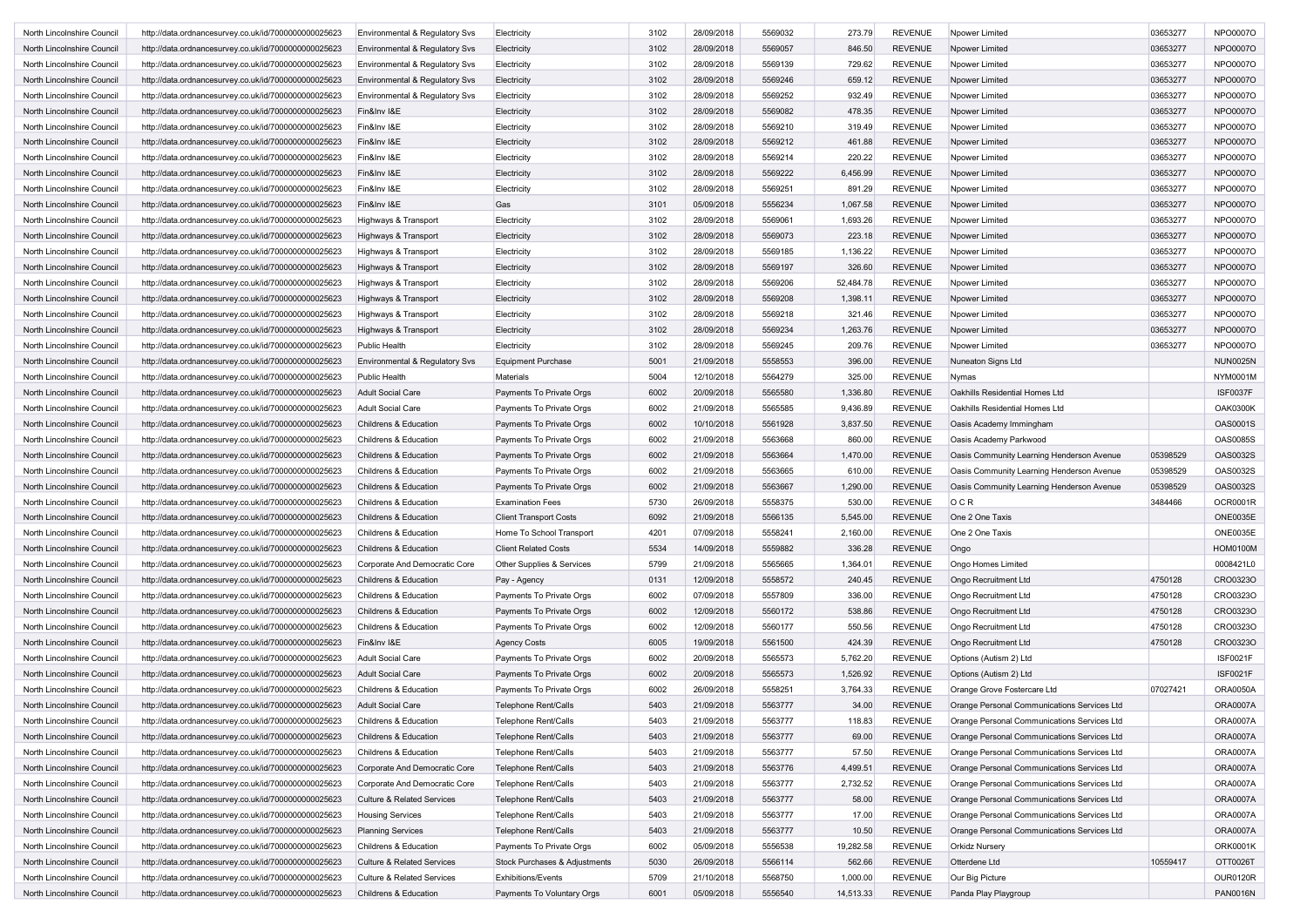| | | | | | | | | | | | |
|---|---|---|---|---|---|---|---|---|---|---|---|
| North Lincolnshire Council | http://data.ordnancesurvey.co.uk/id/7000000000025623 | Environmental & Regulatory Svs | Electricity | 3102 | 28/09/2018 | 5569032 | 273.79 | REVENUE | Npower Limited | 03653277 | NPO0007O |
| North Lincolnshire Council | http://data.ordnancesurvey.co.uk/id/7000000000025623 | Environmental & Regulatory Svs | Electricity | 3102 | 28/09/2018 | 5569057 | 846.50 | REVENUE | Npower Limited | 03653277 | NPO0007O |
| North Lincolnshire Council | http://data.ordnancesurvey.co.uk/id/7000000000025623 | Environmental & Regulatory Svs | Electricity | 3102 | 28/09/2018 | 5569139 | 729.62 | REVENUE | Npower Limited | 03653277 | NPO0007O |
| North Lincolnshire Council | http://data.ordnancesurvey.co.uk/id/7000000000025623 | Environmental & Regulatory Svs | Electricity | 3102 | 28/09/2018 | 5569246 | 659.12 | REVENUE | Npower Limited | 03653277 | NPO0007O |
| North Lincolnshire Council | http://data.ordnancesurvey.co.uk/id/7000000000025623 | Environmental & Regulatory Svs | Electricity | 3102 | 28/09/2018 | 5569252 | 932.49 | REVENUE | Npower Limited | 03653277 | NPO0007O |
| North Lincolnshire Council | http://data.ordnancesurvey.co.uk/id/7000000000025623 | Fin&Inv I&E | Electricity | 3102 | 28/09/2018 | 5569082 | 478.35 | REVENUE | Npower Limited | 03653277 | NPO0007O |
| North Lincolnshire Council | http://data.ordnancesurvey.co.uk/id/7000000000025623 | Fin&Inv I&E | Electricity | 3102 | 28/09/2018 | 5569210 | 319.49 | REVENUE | Npower Limited | 03653277 | NPO0007O |
| North Lincolnshire Council | http://data.ordnancesurvey.co.uk/id/7000000000025623 | Fin&Inv I&E | Electricity | 3102 | 28/09/2018 | 5569212 | 461.88 | REVENUE | Npower Limited | 03653277 | NPO0007O |
| North Lincolnshire Council | http://data.ordnancesurvey.co.uk/id/7000000000025623 | Fin&Inv I&E | Electricity | 3102 | 28/09/2018 | 5569214 | 220.22 | REVENUE | Npower Limited | 03653277 | NPO0007O |
| North Lincolnshire Council | http://data.ordnancesurvey.co.uk/id/7000000000025623 | Fin&Inv I&E | Electricity | 3102 | 28/09/2018 | 5569222 | 6,456.99 | REVENUE | Npower Limited | 03653277 | NPO0007O |
| North Lincolnshire Council | http://data.ordnancesurvey.co.uk/id/7000000000025623 | Fin&Inv I&E | Electricity | 3102 | 28/09/2018 | 5569251 | 891.29 | REVENUE | Npower Limited | 03653277 | NPO0007O |
| North Lincolnshire Council | http://data.ordnancesurvey.co.uk/id/7000000000025623 | Fin&Inv I&E | Gas | 3101 | 05/09/2018 | 5556234 | 1,067.58 | REVENUE | Npower Limited | 03653277 | NPO0007O |
| North Lincolnshire Council | http://data.ordnancesurvey.co.uk/id/7000000000025623 | Highways & Transport | Electricity | 3102 | 28/09/2018 | 5569061 | 1,693.26 | REVENUE | Npower Limited | 03653277 | NPO0007O |
| North Lincolnshire Council | http://data.ordnancesurvey.co.uk/id/7000000000025623 | Highways & Transport | Electricity | 3102 | 28/09/2018 | 5569073 | 223.18 | REVENUE | Npower Limited | 03653277 | NPO0007O |
| North Lincolnshire Council | http://data.ordnancesurvey.co.uk/id/7000000000025623 | Highways & Transport | Electricity | 3102 | 28/09/2018 | 5569185 | 1,136.22 | REVENUE | Npower Limited | 03653277 | NPO0007O |
| North Lincolnshire Council | http://data.ordnancesurvey.co.uk/id/7000000000025623 | Highways & Transport | Electricity | 3102 | 28/09/2018 | 5569197 | 326.60 | REVENUE | Npower Limited | 03653277 | NPO0007O |
| North Lincolnshire Council | http://data.ordnancesurvey.co.uk/id/7000000000025623 | Highways & Transport | Electricity | 3102 | 28/09/2018 | 5569206 | 52,484.78 | REVENUE | Npower Limited | 03653277 | NPO0007O |
| North Lincolnshire Council | http://data.ordnancesurvey.co.uk/id/7000000000025623 | Highways & Transport | Electricity | 3102 | 28/09/2018 | 5569208 | 1,398.11 | REVENUE | Npower Limited | 03653277 | NPO0007O |
| North Lincolnshire Council | http://data.ordnancesurvey.co.uk/id/7000000000025623 | Highways & Transport | Electricity | 3102 | 28/09/2018 | 5569218 | 321.46 | REVENUE | Npower Limited | 03653277 | NPO0007O |
| North Lincolnshire Council | http://data.ordnancesurvey.co.uk/id/7000000000025623 | Highways & Transport | Electricity | 3102 | 28/09/2018 | 5569234 | 1,263.76 | REVENUE | Npower Limited | 03653277 | NPO0007O |
| North Lincolnshire Council | http://data.ordnancesurvey.co.uk/id/7000000000025623 | Public Health | Electricity | 3102 | 28/09/2018 | 5569245 | 209.76 | REVENUE | Npower Limited | 03653277 | NPO0007O |
| North Lincolnshire Council | http://data.ordnancesurvey.co.uk/id/7000000000025623 | Environmental & Regulatory Svs | Equipment Purchase | 5001 | 21/09/2018 | 5558553 | 396.00 | REVENUE | Nuneaton Signs Ltd | | NUN0025N |
| North Lincolnshire Council | http://data.ordnancesurvey.co.uk/id/7000000000025623 | Public Health | Materials | 5004 | 12/10/2018 | 5564279 | 325.00 | REVENUE | Nymas | | NYM0001M |
| North Lincolnshire Council | http://data.ordnancesurvey.co.uk/id/7000000000025623 | Adult Social Care | Payments To Private Orgs | 6002 | 20/09/2018 | 5565580 | 1,336.80 | REVENUE | Oakhills Residential Homes Ltd | | ISF0037F |
| North Lincolnshire Council | http://data.ordnancesurvey.co.uk/id/7000000000025623 | Adult Social Care | Payments To Private Orgs | 6002 | 21/09/2018 | 5565585 | 9,436.89 | REVENUE | Oakhills Residential Homes Ltd | | OAK0300K |
| North Lincolnshire Council | http://data.ordnancesurvey.co.uk/id/7000000000025623 | Childrens & Education | Payments To Private Orgs | 6002 | 10/10/2018 | 5561928 | 3,837.50 | REVENUE | Oasis Academy Immingham | | OAS0001S |
| North Lincolnshire Council | http://data.ordnancesurvey.co.uk/id/7000000000025623 | Childrens & Education | Payments To Private Orgs | 6002 | 21/09/2018 | 5563668 | 860.00 | REVENUE | Oasis Academy Parkwood | | OAS0085S |
| North Lincolnshire Council | http://data.ordnancesurvey.co.uk/id/7000000000025623 | Childrens & Education | Payments To Private Orgs | 6002 | 21/09/2018 | 5563664 | 1,470.00 | REVENUE | Oasis Community Learning Henderson Avenue | 05398529 | OAS0032S |
| North Lincolnshire Council | http://data.ordnancesurvey.co.uk/id/7000000000025623 | Childrens & Education | Payments To Private Orgs | 6002 | 21/09/2018 | 5563665 | 610.00 | REVENUE | Oasis Community Learning Henderson Avenue | 05398529 | OAS0032S |
| North Lincolnshire Council | http://data.ordnancesurvey.co.uk/id/7000000000025623 | Childrens & Education | Payments To Private Orgs | 6002 | 21/09/2018 | 5563667 | 1,290.00 | REVENUE | Oasis Community Learning Henderson Avenue | 05398529 | OAS0032S |
| North Lincolnshire Council | http://data.ordnancesurvey.co.uk/id/7000000000025623 | Childrens & Education | Examination Fees | 5730 | 26/09/2018 | 5558375 | 530.00 | REVENUE | O C R | 3484466 | OCR0001R |
| North Lincolnshire Council | http://data.ordnancesurvey.co.uk/id/7000000000025623 | Childrens & Education | Client Transport Costs | 6092 | 21/09/2018 | 5566135 | 5,545.00 | REVENUE | One 2 One Taxis | | ONE0035E |
| North Lincolnshire Council | http://data.ordnancesurvey.co.uk/id/7000000000025623 | Childrens & Education | Home To School Transport | 4201 | 07/09/2018 | 5558241 | 2,160.00 | REVENUE | One 2 One Taxis | | ONE0035E |
| North Lincolnshire Council | http://data.ordnancesurvey.co.uk/id/7000000000025623 | Childrens & Education | Client Related Costs | 5534 | 14/09/2018 | 5559882 | 336.28 | REVENUE | Ongo | | HOM0100M |
| North Lincolnshire Council | http://data.ordnancesurvey.co.uk/id/7000000000025623 | Corporate And Democratic Core | Other Supplies & Services | 5799 | 21/09/2018 | 5565665 | 1,364.01 | REVENUE | Ongo Homes Limited | | 0008421L0 |
| North Lincolnshire Council | http://data.ordnancesurvey.co.uk/id/7000000000025623 | Childrens & Education | Pay - Agency | 0131 | 12/09/2018 | 5558572 | 240.45 | REVENUE | Ongo Recruitment Ltd | 4750128 | CRO0323O |
| North Lincolnshire Council | http://data.ordnancesurvey.co.uk/id/7000000000025623 | Childrens & Education | Payments To Private Orgs | 6002 | 07/09/2018 | 5557809 | 336.00 | REVENUE | Ongo Recruitment Ltd | 4750128 | CRO0323O |
| North Lincolnshire Council | http://data.ordnancesurvey.co.uk/id/7000000000025623 | Childrens & Education | Payments To Private Orgs | 6002 | 12/09/2018 | 5560172 | 538.86 | REVENUE | Ongo Recruitment Ltd | 4750128 | CRO0323O |
| North Lincolnshire Council | http://data.ordnancesurvey.co.uk/id/7000000000025623 | Childrens & Education | Payments To Private Orgs | 6002 | 12/09/2018 | 5560177 | 550.56 | REVENUE | Ongo Recruitment Ltd | 4750128 | CRO0323O |
| North Lincolnshire Council | http://data.ordnancesurvey.co.uk/id/7000000000025623 | Fin&Inv I&E | Agency Costs | 6005 | 19/09/2018 | 5561500 | 424.39 | REVENUE | Ongo Recruitment Ltd | 4750128 | CRO0323O |
| North Lincolnshire Council | http://data.ordnancesurvey.co.uk/id/7000000000025623 | Adult Social Care | Payments To Private Orgs | 6002 | 20/09/2018 | 5565573 | 5,762.20 | REVENUE | Options (Autism 2) Ltd | | ISF0021F |
| North Lincolnshire Council | http://data.ordnancesurvey.co.uk/id/7000000000025623 | Adult Social Care | Payments To Private Orgs | 6002 | 20/09/2018 | 5565573 | 1,526.92 | REVENUE | Options (Autism 2) Ltd | | ISF0021F |
| North Lincolnshire Council | http://data.ordnancesurvey.co.uk/id/7000000000025623 | Childrens & Education | Payments To Private Orgs | 6002 | 26/09/2018 | 5558251 | 3,764.33 | REVENUE | Orange Grove Fostercare Ltd | 07027421 | ORA0050A |
| North Lincolnshire Council | http://data.ordnancesurvey.co.uk/id/7000000000025623 | Adult Social Care | Telephone Rent/Calls | 5403 | 21/09/2018 | 5563777 | 34.00 | REVENUE | Orange Personal Communications Services Ltd | | ORA0007A |
| North Lincolnshire Council | http://data.ordnancesurvey.co.uk/id/7000000000025623 | Childrens & Education | Telephone Rent/Calls | 5403 | 21/09/2018 | 5563777 | 118.83 | REVENUE | Orange Personal Communications Services Ltd | | ORA0007A |
| North Lincolnshire Council | http://data.ordnancesurvey.co.uk/id/7000000000025623 | Childrens & Education | Telephone Rent/Calls | 5403 | 21/09/2018 | 5563777 | 69.00 | REVENUE | Orange Personal Communications Services Ltd | | ORA0007A |
| North Lincolnshire Council | http://data.ordnancesurvey.co.uk/id/7000000000025623 | Childrens & Education | Telephone Rent/Calls | 5403 | 21/09/2018 | 5563777 | 57.50 | REVENUE | Orange Personal Communications Services Ltd | | ORA0007A |
| North Lincolnshire Council | http://data.ordnancesurvey.co.uk/id/7000000000025623 | Corporate And Democratic Core | Telephone Rent/Calls | 5403 | 21/09/2018 | 5563776 | 4,499.51 | REVENUE | Orange Personal Communications Services Ltd | | ORA0007A |
| North Lincolnshire Council | http://data.ordnancesurvey.co.uk/id/7000000000025623 | Corporate And Democratic Core | Telephone Rent/Calls | 5403 | 21/09/2018 | 5563777 | 2,732.52 | REVENUE | Orange Personal Communications Services Ltd | | ORA0007A |
| North Lincolnshire Council | http://data.ordnancesurvey.co.uk/id/7000000000025623 | Culture & Related Services | Telephone Rent/Calls | 5403 | 21/09/2018 | 5563777 | 58.00 | REVENUE | Orange Personal Communications Services Ltd | | ORA0007A |
| North Lincolnshire Council | http://data.ordnancesurvey.co.uk/id/7000000000025623 | Housing Services | Telephone Rent/Calls | 5403 | 21/09/2018 | 5563777 | 17.00 | REVENUE | Orange Personal Communications Services Ltd | | ORA0007A |
| North Lincolnshire Council | http://data.ordnancesurvey.co.uk/id/7000000000025623 | Planning Services | Telephone Rent/Calls | 5403 | 21/09/2018 | 5563777 | 10.50 | REVENUE | Orange Personal Communications Services Ltd | | ORA0007A |
| North Lincolnshire Council | http://data.ordnancesurvey.co.uk/id/7000000000025623 | Childrens & Education | Payments To Private Orgs | 6002 | 05/09/2018 | 5556538 | 19,282.58 | REVENUE | Orkidz Nursery | | ORK0001K |
| North Lincolnshire Council | http://data.ordnancesurvey.co.uk/id/7000000000025623 | Culture & Related Services | Stock Purchases & Adjustments | 5030 | 26/09/2018 | 5566114 | 562.66 | REVENUE | Otterdene Ltd | 10559417 | OTT0026T |
| North Lincolnshire Council | http://data.ordnancesurvey.co.uk/id/7000000000025623 | Culture & Related Services | Exhibitions/Events | 5709 | 21/10/2018 | 5568750 | 1,000.00 | REVENUE | Our Big Picture | | OUR0120R |
| North Lincolnshire Council | http://data.ordnancesurvey.co.uk/id/7000000000025623 | Childrens & Education | Payments To Voluntary Orgs | 6001 | 05/09/2018 | 5556540 | 14,513.33 | REVENUE | Panda Play Playgroup | | PAN0016N |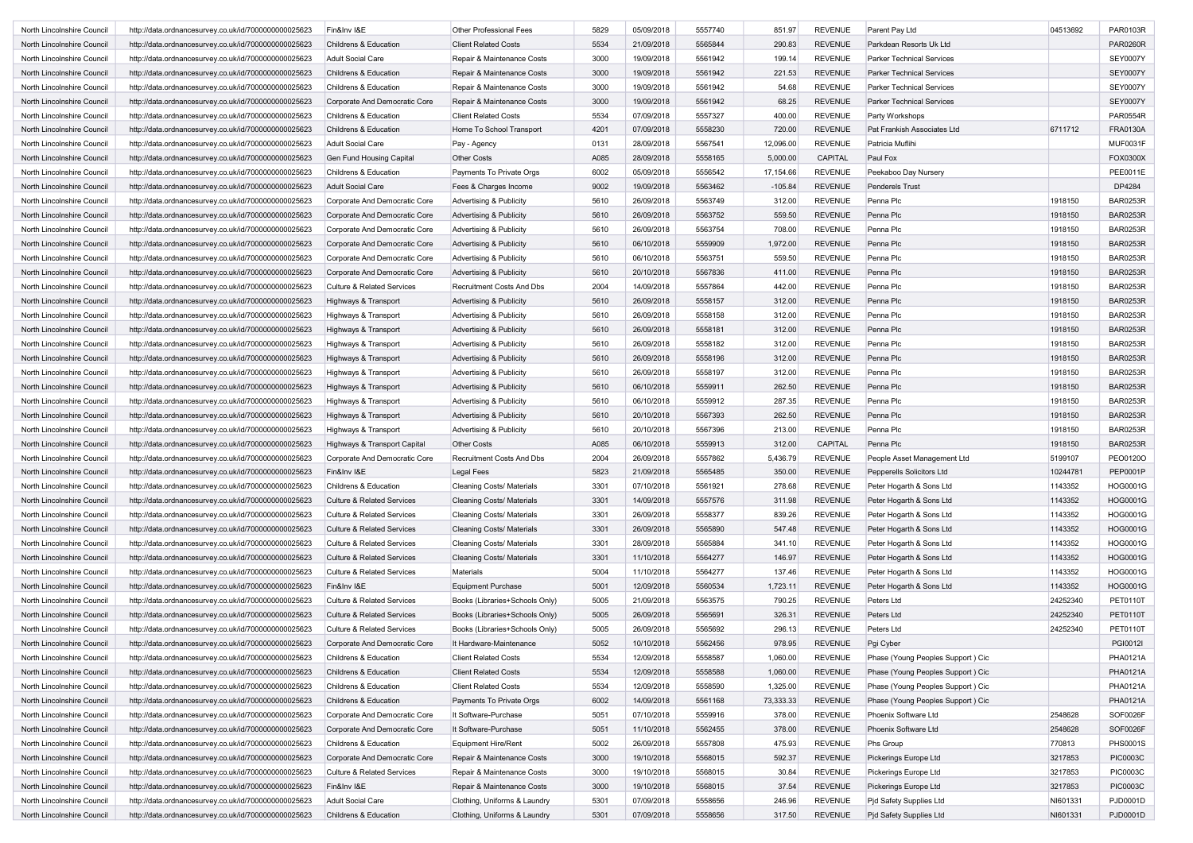| North Lincolnshire Council | http://data.ordnancesurvey.co.uk/id/7000000000025623 | Fin&Inv I&E | Other Professional Fees | 5829 | 05/09/2018 | 5557740 | 851.97 | REVENUE | Parent Pay Ltd | 04513692 | PAR0103R |
|---|---|---|---|---|---|---|---|---|---|---|---|
| North Lincolnshire Council | http://data.ordnancesurvey.co.uk/id/7000000000025623 | Childrens & Education | Client Related Costs | 5534 | 21/09/2018 | 5565844 | 290.83 | REVENUE | Parkdean Resorts Uk Ltd | | PAR0260R |
| North Lincolnshire Council | http://data.ordnancesurvey.co.uk/id/7000000000025623 | Adult Social Care | Repair & Maintenance Costs | 3000 | 19/09/2018 | 5561942 | 199.14 | REVENUE | Parker Technical Services | | SEY0007Y |
| North Lincolnshire Council | http://data.ordnancesurvey.co.uk/id/7000000000025623 | Childrens & Education | Repair & Maintenance Costs | 3000 | 19/09/2018 | 5561942 | 221.53 | REVENUE | Parker Technical Services | | SEY0007Y |
| North Lincolnshire Council | http://data.ordnancesurvey.co.uk/id/7000000000025623 | Childrens & Education | Repair & Maintenance Costs | 3000 | 19/09/2018 | 5561942 | 54.68 | REVENUE | Parker Technical Services | | SEY0007Y |
| North Lincolnshire Council | http://data.ordnancesurvey.co.uk/id/7000000000025623 | Corporate And Democratic Core | Repair & Maintenance Costs | 3000 | 19/09/2018 | 5561942 | 68.25 | REVENUE | Parker Technical Services | | SEY0007Y |
| North Lincolnshire Council | http://data.ordnancesurvey.co.uk/id/7000000000025623 | Childrens & Education | Client Related Costs | 5534 | 07/09/2018 | 5557327 | 400.00 | REVENUE | Party Workshops | | PAR0554R |
| North Lincolnshire Council | http://data.ordnancesurvey.co.uk/id/7000000000025623 | Childrens & Education | Home To School Transport | 4201 | 07/09/2018 | 5558230 | 720.00 | REVENUE | Pat Frankish Associates Ltd | 6711712 | FRA0130A |
| North Lincolnshire Council | http://data.ordnancesurvey.co.uk/id/7000000000025623 | Adult Social Care | Pay - Agency | 0131 | 28/09/2018 | 5567541 | 12,096.00 | REVENUE | Patricia Muflihi | | MUF0031F |
| North Lincolnshire Council | http://data.ordnancesurvey.co.uk/id/7000000000025623 | Gen Fund Housing Capital | Other Costs | A085 | 28/09/2018 | 5558165 | 5,000.00 | CAPITAL | Paul Fox | | FOX0300X |
| North Lincolnshire Council | http://data.ordnancesurvey.co.uk/id/7000000000025623 | Childrens & Education | Payments To Private Orgs | 6002 | 05/09/2018 | 5556542 | 17,154.66 | REVENUE | Peekaboo Day Nursery | | PEE0011E |
| North Lincolnshire Council | http://data.ordnancesurvey.co.uk/id/7000000000025623 | Adult Social Care | Fees & Charges Income | 9002 | 19/09/2018 | 5563462 | -105.84 | REVENUE | Penderels Trust | | DP4284 |
| North Lincolnshire Council | http://data.ordnancesurvey.co.uk/id/7000000000025623 | Corporate And Democratic Core | Advertising & Publicity | 5610 | 26/09/2018 | 5563749 | 312.00 | REVENUE | Penna Plc | 1918150 | BAR0253R |
| North Lincolnshire Council | http://data.ordnancesurvey.co.uk/id/7000000000025623 | Corporate And Democratic Core | Advertising & Publicity | 5610 | 26/09/2018 | 5563752 | 559.50 | REVENUE | Penna Plc | 1918150 | BAR0253R |
| North Lincolnshire Council | http://data.ordnancesurvey.co.uk/id/7000000000025623 | Corporate And Democratic Core | Advertising & Publicity | 5610 | 26/09/2018 | 5563754 | 708.00 | REVENUE | Penna Plc | 1918150 | BAR0253R |
| North Lincolnshire Council | http://data.ordnancesurvey.co.uk/id/7000000000025623 | Corporate And Democratic Core | Advertising & Publicity | 5610 | 06/10/2018 | 5559909 | 1,972.00 | REVENUE | Penna Plc | 1918150 | BAR0253R |
| North Lincolnshire Council | http://data.ordnancesurvey.co.uk/id/7000000000025623 | Corporate And Democratic Core | Advertising & Publicity | 5610 | 06/10/2018 | 5563751 | 559.50 | REVENUE | Penna Plc | 1918150 | BAR0253R |
| North Lincolnshire Council | http://data.ordnancesurvey.co.uk/id/7000000000025623 | Corporate And Democratic Core | Advertising & Publicity | 5610 | 20/10/2018 | 5567836 | 411.00 | REVENUE | Penna Plc | 1918150 | BAR0253R |
| North Lincolnshire Council | http://data.ordnancesurvey.co.uk/id/7000000000025623 | Culture & Related Services | Recruitment Costs And Dbs | 2004 | 14/09/2018 | 5557864 | 442.00 | REVENUE | Penna Plc | 1918150 | BAR0253R |
| North Lincolnshire Council | http://data.ordnancesurvey.co.uk/id/7000000000025623 | Highways & Transport | Advertising & Publicity | 5610 | 26/09/2018 | 5558157 | 312.00 | REVENUE | Penna Plc | 1918150 | BAR0253R |
| North Lincolnshire Council | http://data.ordnancesurvey.co.uk/id/7000000000025623 | Highways & Transport | Advertising & Publicity | 5610 | 26/09/2018 | 5558158 | 312.00 | REVENUE | Penna Plc | 1918150 | BAR0253R |
| North Lincolnshire Council | http://data.ordnancesurvey.co.uk/id/7000000000025623 | Highways & Transport | Advertising & Publicity | 5610 | 26/09/2018 | 5558181 | 312.00 | REVENUE | Penna Plc | 1918150 | BAR0253R |
| North Lincolnshire Council | http://data.ordnancesurvey.co.uk/id/7000000000025623 | Highways & Transport | Advertising & Publicity | 5610 | 26/09/2018 | 5558182 | 312.00 | REVENUE | Penna Plc | 1918150 | BAR0253R |
| North Lincolnshire Council | http://data.ordnancesurvey.co.uk/id/7000000000025623 | Highways & Transport | Advertising & Publicity | 5610 | 26/09/2018 | 5558196 | 312.00 | REVENUE | Penna Plc | 1918150 | BAR0253R |
| North Lincolnshire Council | http://data.ordnancesurvey.co.uk/id/7000000000025623 | Highways & Transport | Advertising & Publicity | 5610 | 26/09/2018 | 5558197 | 312.00 | REVENUE | Penna Plc | 1918150 | BAR0253R |
| North Lincolnshire Council | http://data.ordnancesurvey.co.uk/id/7000000000025623 | Highways & Transport | Advertising & Publicity | 5610 | 06/10/2018 | 5559911 | 262.50 | REVENUE | Penna Plc | 1918150 | BAR0253R |
| North Lincolnshire Council | http://data.ordnancesurvey.co.uk/id/7000000000025623 | Highways & Transport | Advertising & Publicity | 5610 | 06/10/2018 | 5559912 | 287.35 | REVENUE | Penna Plc | 1918150 | BAR0253R |
| North Lincolnshire Council | http://data.ordnancesurvey.co.uk/id/7000000000025623 | Highways & Transport | Advertising & Publicity | 5610 | 20/10/2018 | 5567393 | 262.50 | REVENUE | Penna Plc | 1918150 | BAR0253R |
| North Lincolnshire Council | http://data.ordnancesurvey.co.uk/id/7000000000025623 | Highways & Transport | Advertising & Publicity | 5610 | 20/10/2018 | 5567396 | 213.00 | REVENUE | Penna Plc | 1918150 | BAR0253R |
| North Lincolnshire Council | http://data.ordnancesurvey.co.uk/id/7000000000025623 | Highways & Transport Capital | Other Costs | A085 | 06/10/2018 | 5559913 | 312.00 | CAPITAL | Penna Plc | 1918150 | BAR0253R |
| North Lincolnshire Council | http://data.ordnancesurvey.co.uk/id/7000000000025623 | Corporate And Democratic Core | Recruitment Costs And Dbs | 2004 | 26/09/2018 | 5557862 | 5,436.79 | REVENUE | People Asset Management Ltd | 5199107 | PEO0120O |
| North Lincolnshire Council | http://data.ordnancesurvey.co.uk/id/7000000000025623 | Fin&Inv I&E | Legal Fees | 5823 | 21/09/2018 | 5565485 | 350.00 | REVENUE | Pepperells Solicitors Ltd | 10244781 | PEP0001P |
| North Lincolnshire Council | http://data.ordnancesurvey.co.uk/id/7000000000025623 | Childrens & Education | Cleaning Costs/ Materials | 3301 | 07/10/2018 | 5561921 | 278.68 | REVENUE | Peter Hogarth & Sons Ltd | 1143352 | HOG0001G |
| North Lincolnshire Council | http://data.ordnancesurvey.co.uk/id/7000000000025623 | Culture & Related Services | Cleaning Costs/ Materials | 3301 | 14/09/2018 | 5557576 | 311.98 | REVENUE | Peter Hogarth & Sons Ltd | 1143352 | HOG0001G |
| North Lincolnshire Council | http://data.ordnancesurvey.co.uk/id/7000000000025623 | Culture & Related Services | Cleaning Costs/ Materials | 3301 | 26/09/2018 | 5558377 | 839.26 | REVENUE | Peter Hogarth & Sons Ltd | 1143352 | HOG0001G |
| North Lincolnshire Council | http://data.ordnancesurvey.co.uk/id/7000000000025623 | Culture & Related Services | Cleaning Costs/ Materials | 3301 | 26/09/2018 | 5565890 | 547.48 | REVENUE | Peter Hogarth & Sons Ltd | 1143352 | HOG0001G |
| North Lincolnshire Council | http://data.ordnancesurvey.co.uk/id/7000000000025623 | Culture & Related Services | Cleaning Costs/ Materials | 3301 | 28/09/2018 | 5565884 | 341.10 | REVENUE | Peter Hogarth & Sons Ltd | 1143352 | HOG0001G |
| North Lincolnshire Council | http://data.ordnancesurvey.co.uk/id/7000000000025623 | Culture & Related Services | Cleaning Costs/ Materials | 3301 | 11/10/2018 | 5564277 | 146.97 | REVENUE | Peter Hogarth & Sons Ltd | 1143352 | HOG0001G |
| North Lincolnshire Council | http://data.ordnancesurvey.co.uk/id/7000000000025623 | Culture & Related Services | Materials | 5004 | 11/10/2018 | 5564277 | 137.46 | REVENUE | Peter Hogarth & Sons Ltd | 1143352 | HOG0001G |
| North Lincolnshire Council | http://data.ordnancesurvey.co.uk/id/7000000000025623 | Fin&Inv I&E | Equipment Purchase | 5001 | 12/09/2018 | 5560534 | 1,723.11 | REVENUE | Peter Hogarth & Sons Ltd | 1143352 | HOG0001G |
| North Lincolnshire Council | http://data.ordnancesurvey.co.uk/id/7000000000025623 | Culture & Related Services | Books (Libraries+Schools Only) | 5005 | 21/09/2018 | 5563575 | 790.25 | REVENUE | Peters Ltd | 24252340 | PET0110T |
| North Lincolnshire Council | http://data.ordnancesurvey.co.uk/id/7000000000025623 | Culture & Related Services | Books (Libraries+Schools Only) | 5005 | 26/09/2018 | 5565691 | 326.31 | REVENUE | Peters Ltd | 24252340 | PET0110T |
| North Lincolnshire Council | http://data.ordnancesurvey.co.uk/id/7000000000025623 | Culture & Related Services | Books (Libraries+Schools Only) | 5005 | 26/09/2018 | 5565692 | 296.13 | REVENUE | Peters Ltd | 24252340 | PET0110T |
| North Lincolnshire Council | http://data.ordnancesurvey.co.uk/id/7000000000025623 | Corporate And Democratic Core | It Hardware-Maintenance | 5052 | 10/10/2018 | 5562456 | 978.95 | REVENUE | Pgi Cyber | | PGI0012I |
| North Lincolnshire Council | http://data.ordnancesurvey.co.uk/id/7000000000025623 | Childrens & Education | Client Related Costs | 5534 | 12/09/2018 | 5558587 | 1,060.00 | REVENUE | Phase (Young Peoples Support ) Cic | | PHA0121A |
| North Lincolnshire Council | http://data.ordnancesurvey.co.uk/id/7000000000025623 | Childrens & Education | Client Related Costs | 5534 | 12/09/2018 | 5558588 | 1,060.00 | REVENUE | Phase (Young Peoples Support ) Cic | | PHA0121A |
| North Lincolnshire Council | http://data.ordnancesurvey.co.uk/id/7000000000025623 | Childrens & Education | Client Related Costs | 5534 | 12/09/2018 | 5558590 | 1,325.00 | REVENUE | Phase (Young Peoples Support ) Cic | | PHA0121A |
| North Lincolnshire Council | http://data.ordnancesurvey.co.uk/id/7000000000025623 | Childrens & Education | Payments To Private Orgs | 6002 | 14/09/2018 | 5561168 | 73,333.33 | REVENUE | Phase (Young Peoples Support ) Cic | | PHA0121A |
| North Lincolnshire Council | http://data.ordnancesurvey.co.uk/id/7000000000025623 | Corporate And Democratic Core | It Software-Purchase | 5051 | 07/10/2018 | 5559916 | 378.00 | REVENUE | Phoenix Software Ltd | 2548628 | SOF0026F |
| North Lincolnshire Council | http://data.ordnancesurvey.co.uk/id/7000000000025623 | Corporate And Democratic Core | It Software-Purchase | 5051 | 11/10/2018 | 5562455 | 378.00 | REVENUE | Phoenix Software Ltd | 2548628 | SOF0026F |
| North Lincolnshire Council | http://data.ordnancesurvey.co.uk/id/7000000000025623 | Childrens & Education | Equipment Hire/Rent | 5002 | 26/09/2018 | 5557808 | 475.93 | REVENUE | Phs Group | 770813 | PHS0001S |
| North Lincolnshire Council | http://data.ordnancesurvey.co.uk/id/7000000000025623 | Corporate And Democratic Core | Repair & Maintenance Costs | 3000 | 19/10/2018 | 5568015 | 592.37 | REVENUE | Pickerings Europe Ltd | 3217853 | PIC0003C |
| North Lincolnshire Council | http://data.ordnancesurvey.co.uk/id/7000000000025623 | Culture & Related Services | Repair & Maintenance Costs | 3000 | 19/10/2018 | 5568015 | 30.84 | REVENUE | Pickerings Europe Ltd | 3217853 | PIC0003C |
| North Lincolnshire Council | http://data.ordnancesurvey.co.uk/id/7000000000025623 | Fin&Inv I&E | Repair & Maintenance Costs | 3000 | 19/10/2018 | 5568015 | 37.54 | REVENUE | Pickerings Europe Ltd | 3217853 | PIC0003C |
| North Lincolnshire Council | http://data.ordnancesurvey.co.uk/id/7000000000025623 | Adult Social Care | Clothing, Uniforms & Laundry | 5301 | 07/09/2018 | 5558656 | 246.96 | REVENUE | Pjd Safety Supplies Ltd | NI601331 | PJD0001D |
| North Lincolnshire Council | http://data.ordnancesurvey.co.uk/id/7000000000025623 | Childrens & Education | Clothing, Uniforms & Laundry | 5301 | 07/09/2018 | 5558656 | 317.50 | REVENUE | Pjd Safety Supplies Ltd | NI601331 | PJD0001D |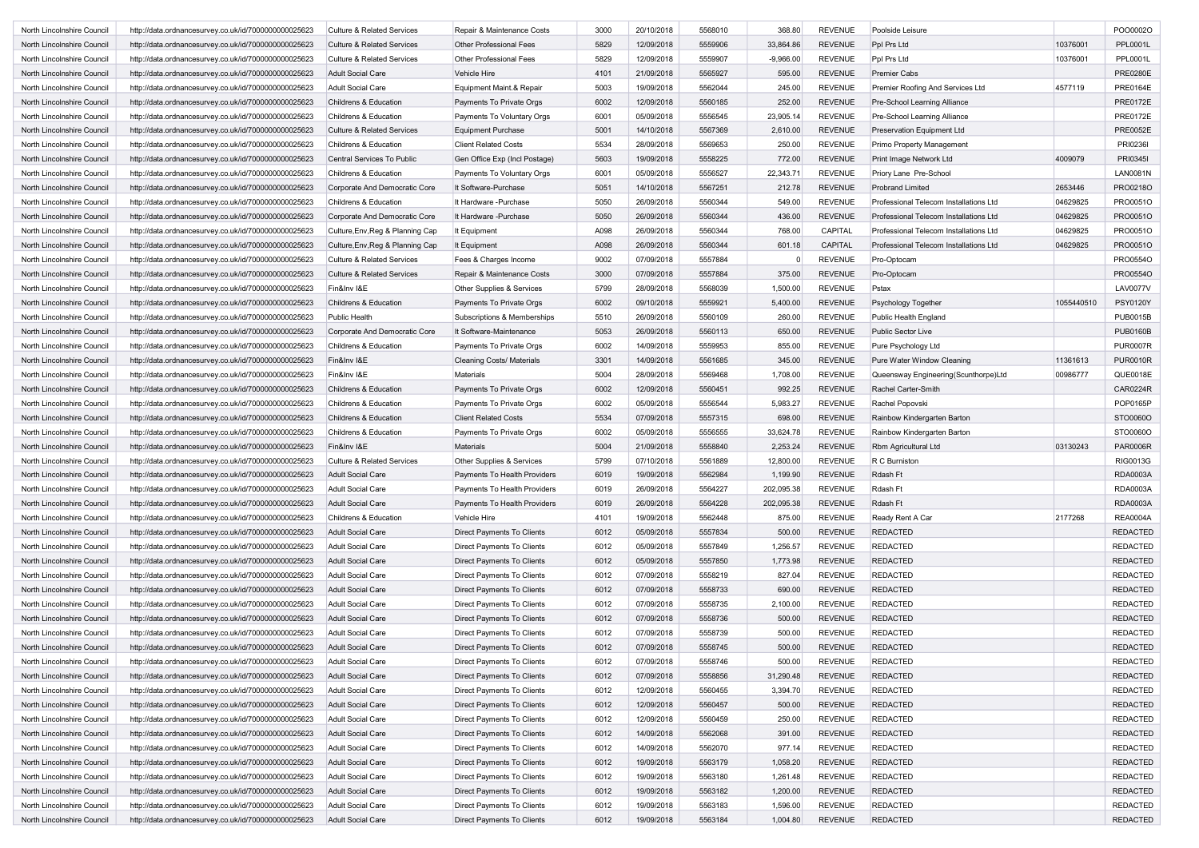| | | | | | | | | | | | |
|---|---|---|---|---|---|---|---|---|---|---|---|
| North Lincolnshire Council | http://data.ordnancesurvey.co.uk/id/7000000000025623 | Culture & Related Services | Repair & Maintenance Costs | 3000 | 20/10/2018 | 5568010 | 368.80 | REVENUE | Poolside Leisure | | POO0002O |
| North Lincolnshire Council | http://data.ordnancesurvey.co.uk/id/7000000000025623 | Culture & Related Services | Other Professional Fees | 5829 | 12/09/2018 | 5559906 | 33,864.86 | REVENUE | Ppl Prs Ltd | 10376001 | PPL0001L |
| North Lincolnshire Council | http://data.ordnancesurvey.co.uk/id/7000000000025623 | Culture & Related Services | Other Professional Fees | 5829 | 12/09/2018 | 5559907 | -9,966.00 | REVENUE | Ppl Prs Ltd | 10376001 | PPL0001L |
| North Lincolnshire Council | http://data.ordnancesurvey.co.uk/id/7000000000025623 | Adult Social Care | Vehicle Hire | 4101 | 21/09/2018 | 5565927 | 595.00 | REVENUE | Premier Cabs | | PRE0280E |
| North Lincolnshire Council | http://data.ordnancesurvey.co.uk/id/7000000000025623 | Adult Social Care | Equipment Maint.& Repair | 5003 | 19/09/2018 | 5562044 | 245.00 | REVENUE | Premier Roofing And Services Ltd | 4577119 | PRE0164E |
| North Lincolnshire Council | http://data.ordnancesurvey.co.uk/id/7000000000025623 | Childrens & Education | Payments To Private Orgs | 6002 | 12/09/2018 | 5560185 | 252.00 | REVENUE | Pre-School Learning Alliance | | PRE0172E |
| North Lincolnshire Council | http://data.ordnancesurvey.co.uk/id/7000000000025623 | Childrens & Education | Payments To Voluntary Orgs | 6001 | 05/09/2018 | 5556545 | 23,905.14 | REVENUE | Pre-School Learning Alliance | | PRE0172E |
| North Lincolnshire Council | http://data.ordnancesurvey.co.uk/id/7000000000025623 | Culture & Related Services | Equipment Purchase | 5001 | 14/10/2018 | 5567369 | 2,610.00 | REVENUE | Preservation Equipment Ltd | | PRE0052E |
| North Lincolnshire Council | http://data.ordnancesurvey.co.uk/id/7000000000025623 | Childrens & Education | Client Related Costs | 5534 | 28/09/2018 | 5569653 | 250.00 | REVENUE | Primo Property Management | | PRI0236I |
| North Lincolnshire Council | http://data.ordnancesurvey.co.uk/id/7000000000025623 | Central Services To Public | Gen Office Exp (Incl Postage) | 5603 | 19/09/2018 | 5558225 | 772.00 | REVENUE | Print Image Network Ltd | 4009079 | PRI0345I |
| North Lincolnshire Council | http://data.ordnancesurvey.co.uk/id/7000000000025623 | Childrens & Education | Payments To Voluntary Orgs | 6001 | 05/09/2018 | 5556527 | 22,343.71 | REVENUE | Priory Lane Pre-School | | LAN0081N |
| North Lincolnshire Council | http://data.ordnancesurvey.co.uk/id/7000000000025623 | Corporate And Democratic Core | It Software-Purchase | 5051 | 14/10/2018 | 5567251 | 212.78 | REVENUE | Probrand Limited | 2653446 | PRO0218O |
| North Lincolnshire Council | http://data.ordnancesurvey.co.uk/id/7000000000025623 | Childrens & Education | It Hardware -Purchase | 5050 | 26/09/2018 | 5560344 | 549.00 | REVENUE | Professional Telecom Installations Ltd | 04629825 | PRO0051O |
| North Lincolnshire Council | http://data.ordnancesurvey.co.uk/id/7000000000025623 | Corporate And Democratic Core | It Hardware -Purchase | 5050 | 26/09/2018 | 5560344 | 436.00 | REVENUE | Professional Telecom Installations Ltd | 04629825 | PRO0051O |
| North Lincolnshire Council | http://data.ordnancesurvey.co.uk/id/7000000000025623 | Culture,Env,Reg & Planning Cap | It Equipment | A098 | 26/09/2018 | 5560344 | 768.00 | CAPITAL | Professional Telecom Installations Ltd | 04629825 | PRO0051O |
| North Lincolnshire Council | http://data.ordnancesurvey.co.uk/id/7000000000025623 | Culture,Env,Reg & Planning Cap | It Equipment | A098 | 26/09/2018 | 5560344 | 601.18 | CAPITAL | Professional Telecom Installations Ltd | 04629825 | PRO0051O |
| North Lincolnshire Council | http://data.ordnancesurvey.co.uk/id/7000000000025623 | Culture & Related Services | Fees & Charges Income | 9002 | 07/09/2018 | 5557884 | 0 | REVENUE | Pro-Optocam | | PRO0554O |
| North Lincolnshire Council | http://data.ordnancesurvey.co.uk/id/7000000000025623 | Culture & Related Services | Repair & Maintenance Costs | 3000 | 07/09/2018 | 5557884 | 375.00 | REVENUE | Pro-Optocam | | PRO0554O |
| North Lincolnshire Council | http://data.ordnancesurvey.co.uk/id/7000000000025623 | Fin&Inv I&E | Other Supplies & Services | 5799 | 28/09/2018 | 5568039 | 1,500.00 | REVENUE | Pstax | | LAV0077V |
| North Lincolnshire Council | http://data.ordnancesurvey.co.uk/id/7000000000025623 | Childrens & Education | Payments To Private Orgs | 6002 | 09/10/2018 | 5559921 | 5,400.00 | REVENUE | Psychology Together | 1055440510 | PSY0120Y |
| North Lincolnshire Council | http://data.ordnancesurvey.co.uk/id/7000000000025623 | Public Health | Subscriptions & Memberships | 5510 | 26/09/2018 | 5560109 | 260.00 | REVENUE | Public Health England | | PUB0015B |
| North Lincolnshire Council | http://data.ordnancesurvey.co.uk/id/7000000000025623 | Corporate And Democratic Core | It Software-Maintenance | 5053 | 26/09/2018 | 5560113 | 650.00 | REVENUE | Public Sector Live | | PUB0160B |
| North Lincolnshire Council | http://data.ordnancesurvey.co.uk/id/7000000000025623 | Childrens & Education | Payments To Private Orgs | 6002 | 14/09/2018 | 5559953 | 855.00 | REVENUE | Pure Psychology Ltd | | PUR0007R |
| North Lincolnshire Council | http://data.ordnancesurvey.co.uk/id/7000000000025623 | Fin&Inv I&E | Cleaning Costs/ Materials | 3301 | 14/09/2018 | 5561685 | 345.00 | REVENUE | Pure Water Window Cleaning | 11361613 | PUR0010R |
| North Lincolnshire Council | http://data.ordnancesurvey.co.uk/id/7000000000025623 | Fin&Inv I&E | Materials | 5004 | 28/09/2018 | 5569468 | 1,708.00 | REVENUE | Queensway Engineering(Scunthorpe)Ltd | 00986777 | QUE0018E |
| North Lincolnshire Council | http://data.ordnancesurvey.co.uk/id/7000000000025623 | Childrens & Education | Payments To Private Orgs | 6002 | 12/09/2018 | 5560451 | 992.25 | REVENUE | Rachel Carter-Smith | | CAR0224R |
| North Lincolnshire Council | http://data.ordnancesurvey.co.uk/id/7000000000025623 | Childrens & Education | Payments To Private Orgs | 6002 | 05/09/2018 | 5556544 | 5,983.27 | REVENUE | Rachel Popovski | | POP0165P |
| North Lincolnshire Council | http://data.ordnancesurvey.co.uk/id/7000000000025623 | Childrens & Education | Client Related Costs | 5534 | 07/09/2018 | 5557315 | 698.00 | REVENUE | Rainbow Kindergarten Barton | | STO0060O |
| North Lincolnshire Council | http://data.ordnancesurvey.co.uk/id/7000000000025623 | Childrens & Education | Payments To Private Orgs | 6002 | 05/09/2018 | 5556555 | 33,624.78 | REVENUE | Rainbow Kindergarten Barton | | STO0060O |
| North Lincolnshire Council | http://data.ordnancesurvey.co.uk/id/7000000000025623 | Fin&Inv I&E | Materials | 5004 | 21/09/2018 | 5558840 | 2,253.24 | REVENUE | Rbm Agricultural Ltd | 03130243 | PAR0006R |
| North Lincolnshire Council | http://data.ordnancesurvey.co.uk/id/7000000000025623 | Culture & Related Services | Other Supplies & Services | 5799 | 07/10/2018 | 5561889 | 12,800.00 | REVENUE | R C Burniston | | RIG0013G |
| North Lincolnshire Council | http://data.ordnancesurvey.co.uk/id/7000000000025623 | Adult Social Care | Payments To Health Providers | 6019 | 19/09/2018 | 5562984 | 1,199.90 | REVENUE | Rdash Ft | | RDA0003A |
| North Lincolnshire Council | http://data.ordnancesurvey.co.uk/id/7000000000025623 | Adult Social Care | Payments To Health Providers | 6019 | 26/09/2018 | 5564227 | 202,095.38 | REVENUE | Rdash Ft | | RDA0003A |
| North Lincolnshire Council | http://data.ordnancesurvey.co.uk/id/7000000000025623 | Adult Social Care | Payments To Health Providers | 6019 | 26/09/2018 | 5564228 | 202,095.38 | REVENUE | Rdash Ft | | RDA0003A |
| North Lincolnshire Council | http://data.ordnancesurvey.co.uk/id/7000000000025623 | Childrens & Education | Vehicle Hire | 4101 | 19/09/2018 | 5562448 | 875.00 | REVENUE | Ready Rent A Car | 2177268 | REA0004A |
| North Lincolnshire Council | http://data.ordnancesurvey.co.uk/id/7000000000025623 | Adult Social Care | Direct Payments To Clients | 6012 | 05/09/2018 | 5557834 | 500.00 | REVENUE | REDACTED | | REDACTED |
| North Lincolnshire Council | http://data.ordnancesurvey.co.uk/id/7000000000025623 | Adult Social Care | Direct Payments To Clients | 6012 | 05/09/2018 | 5557849 | 1,256.57 | REVENUE | REDACTED | | REDACTED |
| North Lincolnshire Council | http://data.ordnancesurvey.co.uk/id/7000000000025623 | Adult Social Care | Direct Payments To Clients | 6012 | 05/09/2018 | 5557850 | 1,773.98 | REVENUE | REDACTED | | REDACTED |
| North Lincolnshire Council | http://data.ordnancesurvey.co.uk/id/7000000000025623 | Adult Social Care | Direct Payments To Clients | 6012 | 07/09/2018 | 5558219 | 827.04 | REVENUE | REDACTED | | REDACTED |
| North Lincolnshire Council | http://data.ordnancesurvey.co.uk/id/7000000000025623 | Adult Social Care | Direct Payments To Clients | 6012 | 07/09/2018 | 5558733 | 690.00 | REVENUE | REDACTED | | REDACTED |
| North Lincolnshire Council | http://data.ordnancesurvey.co.uk/id/7000000000025623 | Adult Social Care | Direct Payments To Clients | 6012 | 07/09/2018 | 5558735 | 2,100.00 | REVENUE | REDACTED | | REDACTED |
| North Lincolnshire Council | http://data.ordnancesurvey.co.uk/id/7000000000025623 | Adult Social Care | Direct Payments To Clients | 6012 | 07/09/2018 | 5558736 | 500.00 | REVENUE | REDACTED | | REDACTED |
| North Lincolnshire Council | http://data.ordnancesurvey.co.uk/id/7000000000025623 | Adult Social Care | Direct Payments To Clients | 6012 | 07/09/2018 | 5558739 | 500.00 | REVENUE | REDACTED | | REDACTED |
| North Lincolnshire Council | http://data.ordnancesurvey.co.uk/id/7000000000025623 | Adult Social Care | Direct Payments To Clients | 6012 | 07/09/2018 | 5558745 | 500.00 | REVENUE | REDACTED | | REDACTED |
| North Lincolnshire Council | http://data.ordnancesurvey.co.uk/id/7000000000025623 | Adult Social Care | Direct Payments To Clients | 6012 | 07/09/2018 | 5558746 | 500.00 | REVENUE | REDACTED | | REDACTED |
| North Lincolnshire Council | http://data.ordnancesurvey.co.uk/id/7000000000025623 | Adult Social Care | Direct Payments To Clients | 6012 | 07/09/2018 | 5558856 | 31,290.48 | REVENUE | REDACTED | | REDACTED |
| North Lincolnshire Council | http://data.ordnancesurvey.co.uk/id/7000000000025623 | Adult Social Care | Direct Payments To Clients | 6012 | 12/09/2018 | 5560455 | 3,394.70 | REVENUE | REDACTED | | REDACTED |
| North Lincolnshire Council | http://data.ordnancesurvey.co.uk/id/7000000000025623 | Adult Social Care | Direct Payments To Clients | 6012 | 12/09/2018 | 5560457 | 500.00 | REVENUE | REDACTED | | REDACTED |
| North Lincolnshire Council | http://data.ordnancesurvey.co.uk/id/7000000000025623 | Adult Social Care | Direct Payments To Clients | 6012 | 12/09/2018 | 5560459 | 250.00 | REVENUE | REDACTED | | REDACTED |
| North Lincolnshire Council | http://data.ordnancesurvey.co.uk/id/7000000000025623 | Adult Social Care | Direct Payments To Clients | 6012 | 14/09/2018 | 5562068 | 391.00 | REVENUE | REDACTED | | REDACTED |
| North Lincolnshire Council | http://data.ordnancesurvey.co.uk/id/7000000000025623 | Adult Social Care | Direct Payments To Clients | 6012 | 14/09/2018 | 5562070 | 977.14 | REVENUE | REDACTED | | REDACTED |
| North Lincolnshire Council | http://data.ordnancesurvey.co.uk/id/7000000000025623 | Adult Social Care | Direct Payments To Clients | 6012 | 19/09/2018 | 5563179 | 1,058.20 | REVENUE | REDACTED | | REDACTED |
| North Lincolnshire Council | http://data.ordnancesurvey.co.uk/id/7000000000025623 | Adult Social Care | Direct Payments To Clients | 6012 | 19/09/2018 | 5563180 | 1,261.48 | REVENUE | REDACTED | | REDACTED |
| North Lincolnshire Council | http://data.ordnancesurvey.co.uk/id/7000000000025623 | Adult Social Care | Direct Payments To Clients | 6012 | 19/09/2018 | 5563182 | 1,200.00 | REVENUE | REDACTED | | REDACTED |
| North Lincolnshire Council | http://data.ordnancesurvey.co.uk/id/7000000000025623 | Adult Social Care | Direct Payments To Clients | 6012 | 19/09/2018 | 5563183 | 1,596.00 | REVENUE | REDACTED | | REDACTED |
| North Lincolnshire Council | http://data.ordnancesurvey.co.uk/id/7000000000025623 | Adult Social Care | Direct Payments To Clients | 6012 | 19/09/2018 | 5563184 | 1,004.80 | REVENUE | REDACTED | | REDACTED |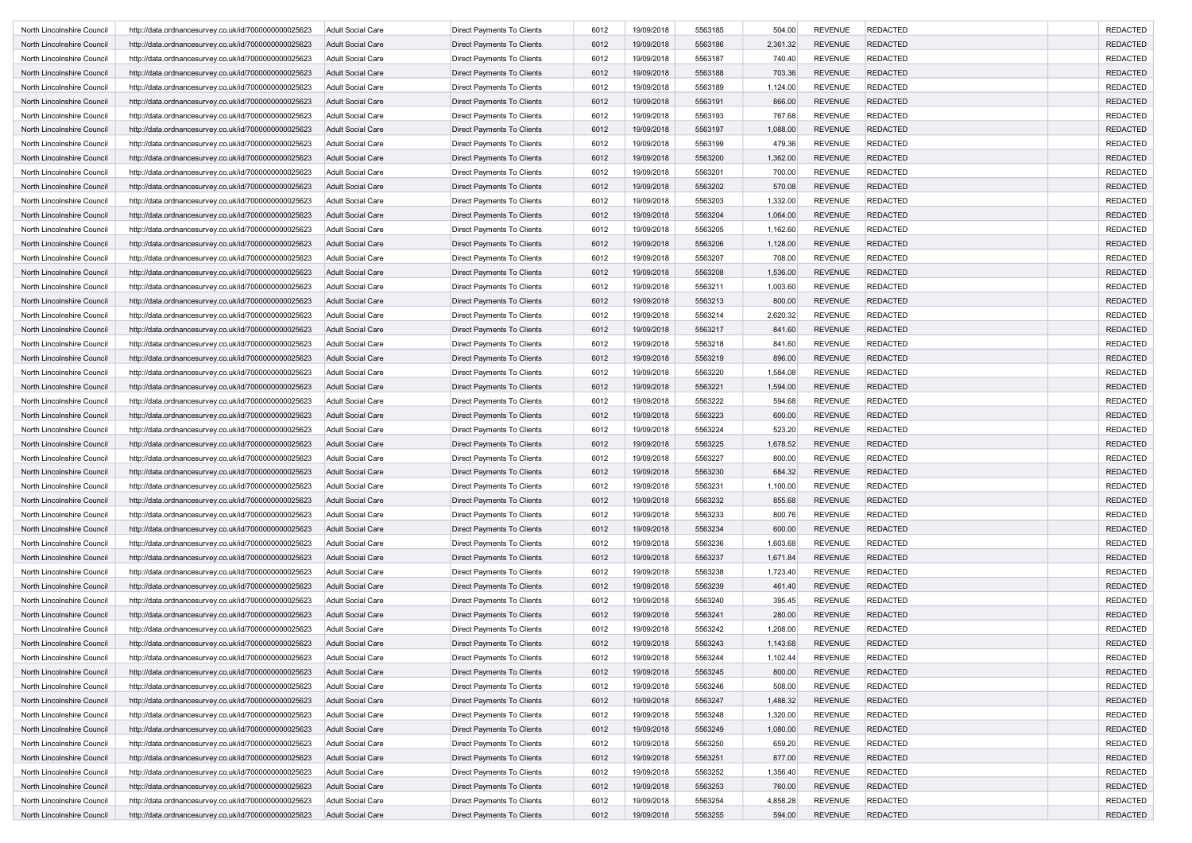| | | | | | | | | | | | |
|---|---|---|---|---|---|---|---|---|---|---|---|
| North Lincolnshire Council | http://data.ordnancesurvey.co.uk/id/7000000000025623 | Adult Social Care | Direct Payments To Clients | 6012 | 19/09/2018 | 5563185 | 504.00 | REVENUE | REDACTED | | REDACTED |
| North Lincolnshire Council | http://data.ordnancesurvey.co.uk/id/7000000000025623 | Adult Social Care | Direct Payments To Clients | 6012 | 19/09/2018 | 5563186 | 2,361.32 | REVENUE | REDACTED | | REDACTED |
| North Lincolnshire Council | http://data.ordnancesurvey.co.uk/id/7000000000025623 | Adult Social Care | Direct Payments To Clients | 6012 | 19/09/2018 | 5563187 | 740.40 | REVENUE | REDACTED | | REDACTED |
| North Lincolnshire Council | http://data.ordnancesurvey.co.uk/id/7000000000025623 | Adult Social Care | Direct Payments To Clients | 6012 | 19/09/2018 | 5563188 | 703.36 | REVENUE | REDACTED | | REDACTED |
| North Lincolnshire Council | http://data.ordnancesurvey.co.uk/id/7000000000025623 | Adult Social Care | Direct Payments To Clients | 6012 | 19/09/2018 | 5563189 | 1,124.00 | REVENUE | REDACTED | | REDACTED |
| North Lincolnshire Council | http://data.ordnancesurvey.co.uk/id/7000000000025623 | Adult Social Care | Direct Payments To Clients | 6012 | 19/09/2018 | 5563191 | 866.00 | REVENUE | REDACTED | | REDACTED |
| North Lincolnshire Council | http://data.ordnancesurvey.co.uk/id/7000000000025623 | Adult Social Care | Direct Payments To Clients | 6012 | 19/09/2018 | 5563193 | 767.68 | REVENUE | REDACTED | | REDACTED |
| North Lincolnshire Council | http://data.ordnancesurvey.co.uk/id/7000000000025623 | Adult Social Care | Direct Payments To Clients | 6012 | 19/09/2018 | 5563197 | 1,088.00 | REVENUE | REDACTED | | REDACTED |
| North Lincolnshire Council | http://data.ordnancesurvey.co.uk/id/7000000000025623 | Adult Social Care | Direct Payments To Clients | 6012 | 19/09/2018 | 5563199 | 479.36 | REVENUE | REDACTED | | REDACTED |
| North Lincolnshire Council | http://data.ordnancesurvey.co.uk/id/7000000000025623 | Adult Social Care | Direct Payments To Clients | 6012 | 19/09/2018 | 5563200 | 1,362.00 | REVENUE | REDACTED | | REDACTED |
| North Lincolnshire Council | http://data.ordnancesurvey.co.uk/id/7000000000025623 | Adult Social Care | Direct Payments To Clients | 6012 | 19/09/2018 | 5563201 | 700.00 | REVENUE | REDACTED | | REDACTED |
| North Lincolnshire Council | http://data.ordnancesurvey.co.uk/id/7000000000025623 | Adult Social Care | Direct Payments To Clients | 6012 | 19/09/2018 | 5563202 | 570.08 | REVENUE | REDACTED | | REDACTED |
| North Lincolnshire Council | http://data.ordnancesurvey.co.uk/id/7000000000025623 | Adult Social Care | Direct Payments To Clients | 6012 | 19/09/2018 | 5563203 | 1,332.00 | REVENUE | REDACTED | | REDACTED |
| North Lincolnshire Council | http://data.ordnancesurvey.co.uk/id/7000000000025623 | Adult Social Care | Direct Payments To Clients | 6012 | 19/09/2018 | 5563204 | 1,064.00 | REVENUE | REDACTED | | REDACTED |
| North Lincolnshire Council | http://data.ordnancesurvey.co.uk/id/7000000000025623 | Adult Social Care | Direct Payments To Clients | 6012 | 19/09/2018 | 5563205 | 1,162.60 | REVENUE | REDACTED | | REDACTED |
| North Lincolnshire Council | http://data.ordnancesurvey.co.uk/id/7000000000025623 | Adult Social Care | Direct Payments To Clients | 6012 | 19/09/2018 | 5563206 | 1,128.00 | REVENUE | REDACTED | | REDACTED |
| North Lincolnshire Council | http://data.ordnancesurvey.co.uk/id/7000000000025623 | Adult Social Care | Direct Payments To Clients | 6012 | 19/09/2018 | 5563207 | 708.00 | REVENUE | REDACTED | | REDACTED |
| North Lincolnshire Council | http://data.ordnancesurvey.co.uk/id/7000000000025623 | Adult Social Care | Direct Payments To Clients | 6012 | 19/09/2018 | 5563208 | 1,536.00 | REVENUE | REDACTED | | REDACTED |
| North Lincolnshire Council | http://data.ordnancesurvey.co.uk/id/7000000000025623 | Adult Social Care | Direct Payments To Clients | 6012 | 19/09/2018 | 5563211 | 1,003.60 | REVENUE | REDACTED | | REDACTED |
| North Lincolnshire Council | http://data.ordnancesurvey.co.uk/id/7000000000025623 | Adult Social Care | Direct Payments To Clients | 6012 | 19/09/2018 | 5563213 | 800.00 | REVENUE | REDACTED | | REDACTED |
| North Lincolnshire Council | http://data.ordnancesurvey.co.uk/id/7000000000025623 | Adult Social Care | Direct Payments To Clients | 6012 | 19/09/2018 | 5563214 | 2,620.32 | REVENUE | REDACTED | | REDACTED |
| North Lincolnshire Council | http://data.ordnancesurvey.co.uk/id/7000000000025623 | Adult Social Care | Direct Payments To Clients | 6012 | 19/09/2018 | 5563217 | 841.60 | REVENUE | REDACTED | | REDACTED |
| North Lincolnshire Council | http://data.ordnancesurvey.co.uk/id/7000000000025623 | Adult Social Care | Direct Payments To Clients | 6012 | 19/09/2018 | 5563218 | 841.60 | REVENUE | REDACTED | | REDACTED |
| North Lincolnshire Council | http://data.ordnancesurvey.co.uk/id/7000000000025623 | Adult Social Care | Direct Payments To Clients | 6012 | 19/09/2018 | 5563219 | 896.00 | REVENUE | REDACTED | | REDACTED |
| North Lincolnshire Council | http://data.ordnancesurvey.co.uk/id/7000000000025623 | Adult Social Care | Direct Payments To Clients | 6012 | 19/09/2018 | 5563220 | 1,584.08 | REVENUE | REDACTED | | REDACTED |
| North Lincolnshire Council | http://data.ordnancesurvey.co.uk/id/7000000000025623 | Adult Social Care | Direct Payments To Clients | 6012 | 19/09/2018 | 5563221 | 1,594.00 | REVENUE | REDACTED | | REDACTED |
| North Lincolnshire Council | http://data.ordnancesurvey.co.uk/id/7000000000025623 | Adult Social Care | Direct Payments To Clients | 6012 | 19/09/2018 | 5563222 | 594.68 | REVENUE | REDACTED | | REDACTED |
| North Lincolnshire Council | http://data.ordnancesurvey.co.uk/id/7000000000025623 | Adult Social Care | Direct Payments To Clients | 6012 | 19/09/2018 | 5563223 | 600.00 | REVENUE | REDACTED | | REDACTED |
| North Lincolnshire Council | http://data.ordnancesurvey.co.uk/id/7000000000025623 | Adult Social Care | Direct Payments To Clients | 6012 | 19/09/2018 | 5563224 | 523.20 | REVENUE | REDACTED | | REDACTED |
| North Lincolnshire Council | http://data.ordnancesurvey.co.uk/id/7000000000025623 | Adult Social Care | Direct Payments To Clients | 6012 | 19/09/2018 | 5563225 | 1,678.52 | REVENUE | REDACTED | | REDACTED |
| North Lincolnshire Council | http://data.ordnancesurvey.co.uk/id/7000000000025623 | Adult Social Care | Direct Payments To Clients | 6012 | 19/09/2018 | 5563227 | 800.00 | REVENUE | REDACTED | | REDACTED |
| North Lincolnshire Council | http://data.ordnancesurvey.co.uk/id/7000000000025623 | Adult Social Care | Direct Payments To Clients | 6012 | 19/09/2018 | 5563230 | 684.32 | REVENUE | REDACTED | | REDACTED |
| North Lincolnshire Council | http://data.ordnancesurvey.co.uk/id/7000000000025623 | Adult Social Care | Direct Payments To Clients | 6012 | 19/09/2018 | 5563231 | 1,100.00 | REVENUE | REDACTED | | REDACTED |
| North Lincolnshire Council | http://data.ordnancesurvey.co.uk/id/7000000000025623 | Adult Social Care | Direct Payments To Clients | 6012 | 19/09/2018 | 5563232 | 855.68 | REVENUE | REDACTED | | REDACTED |
| North Lincolnshire Council | http://data.ordnancesurvey.co.uk/id/7000000000025623 | Adult Social Care | Direct Payments To Clients | 6012 | 19/09/2018 | 5563233 | 800.76 | REVENUE | REDACTED | | REDACTED |
| North Lincolnshire Council | http://data.ordnancesurvey.co.uk/id/7000000000025623 | Adult Social Care | Direct Payments To Clients | 6012 | 19/09/2018 | 5563234 | 600.00 | REVENUE | REDACTED | | REDACTED |
| North Lincolnshire Council | http://data.ordnancesurvey.co.uk/id/7000000000025623 | Adult Social Care | Direct Payments To Clients | 6012 | 19/09/2018 | 5563236 | 1,603.68 | REVENUE | REDACTED | | REDACTED |
| North Lincolnshire Council | http://data.ordnancesurvey.co.uk/id/7000000000025623 | Adult Social Care | Direct Payments To Clients | 6012 | 19/09/2018 | 5563237 | 1,671.84 | REVENUE | REDACTED | | REDACTED |
| North Lincolnshire Council | http://data.ordnancesurvey.co.uk/id/7000000000025623 | Adult Social Care | Direct Payments To Clients | 6012 | 19/09/2018 | 5563238 | 1,723.40 | REVENUE | REDACTED | | REDACTED |
| North Lincolnshire Council | http://data.ordnancesurvey.co.uk/id/7000000000025623 | Adult Social Care | Direct Payments To Clients | 6012 | 19/09/2018 | 5563239 | 461.40 | REVENUE | REDACTED | | REDACTED |
| North Lincolnshire Council | http://data.ordnancesurvey.co.uk/id/7000000000025623 | Adult Social Care | Direct Payments To Clients | 6012 | 19/09/2018 | 5563240 | 395.45 | REVENUE | REDACTED | | REDACTED |
| North Lincolnshire Council | http://data.ordnancesurvey.co.uk/id/7000000000025623 | Adult Social Care | Direct Payments To Clients | 6012 | 19/09/2018 | 5563241 | 280.00 | REVENUE | REDACTED | | REDACTED |
| North Lincolnshire Council | http://data.ordnancesurvey.co.uk/id/7000000000025623 | Adult Social Care | Direct Payments To Clients | 6012 | 19/09/2018 | 5563242 | 1,208.00 | REVENUE | REDACTED | | REDACTED |
| North Lincolnshire Council | http://data.ordnancesurvey.co.uk/id/7000000000025623 | Adult Social Care | Direct Payments To Clients | 6012 | 19/09/2018 | 5563243 | 1,143.68 | REVENUE | REDACTED | | REDACTED |
| North Lincolnshire Council | http://data.ordnancesurvey.co.uk/id/7000000000025623 | Adult Social Care | Direct Payments To Clients | 6012 | 19/09/2018 | 5563244 | 1,102.44 | REVENUE | REDACTED | | REDACTED |
| North Lincolnshire Council | http://data.ordnancesurvey.co.uk/id/7000000000025623 | Adult Social Care | Direct Payments To Clients | 6012 | 19/09/2018 | 5563245 | 800.00 | REVENUE | REDACTED | | REDACTED |
| North Lincolnshire Council | http://data.ordnancesurvey.co.uk/id/7000000000025623 | Adult Social Care | Direct Payments To Clients | 6012 | 19/09/2018 | 5563246 | 508.00 | REVENUE | REDACTED | | REDACTED |
| North Lincolnshire Council | http://data.ordnancesurvey.co.uk/id/7000000000025623 | Adult Social Care | Direct Payments To Clients | 6012 | 19/09/2018 | 5563247 | 1,488.32 | REVENUE | REDACTED | | REDACTED |
| North Lincolnshire Council | http://data.ordnancesurvey.co.uk/id/7000000000025623 | Adult Social Care | Direct Payments To Clients | 6012 | 19/09/2018 | 5563248 | 1,320.00 | REVENUE | REDACTED | | REDACTED |
| North Lincolnshire Council | http://data.ordnancesurvey.co.uk/id/7000000000025623 | Adult Social Care | Direct Payments To Clients | 6012 | 19/09/2018 | 5563249 | 1,080.00 | REVENUE | REDACTED | | REDACTED |
| North Lincolnshire Council | http://data.ordnancesurvey.co.uk/id/7000000000025623 | Adult Social Care | Direct Payments To Clients | 6012 | 19/09/2018 | 5563250 | 659.20 | REVENUE | REDACTED | | REDACTED |
| North Lincolnshire Council | http://data.ordnancesurvey.co.uk/id/7000000000025623 | Adult Social Care | Direct Payments To Clients | 6012 | 19/09/2018 | 5563251 | 877.00 | REVENUE | REDACTED | | REDACTED |
| North Lincolnshire Council | http://data.ordnancesurvey.co.uk/id/7000000000025623 | Adult Social Care | Direct Payments To Clients | 6012 | 19/09/2018 | 5563252 | 1,356.40 | REVENUE | REDACTED | | REDACTED |
| North Lincolnshire Council | http://data.ordnancesurvey.co.uk/id/7000000000025623 | Adult Social Care | Direct Payments To Clients | 6012 | 19/09/2018 | 5563253 | 760.00 | REVENUE | REDACTED | | REDACTED |
| North Lincolnshire Council | http://data.ordnancesurvey.co.uk/id/7000000000025623 | Adult Social Care | Direct Payments To Clients | 6012 | 19/09/2018 | 5563254 | 4,858.28 | REVENUE | REDACTED | | REDACTED |
| North Lincolnshire Council | http://data.ordnancesurvey.co.uk/id/7000000000025623 | Adult Social Care | Direct Payments To Clients | 6012 | 19/09/2018 | 5563255 | 594.00 | REVENUE | REDACTED | | REDACTED |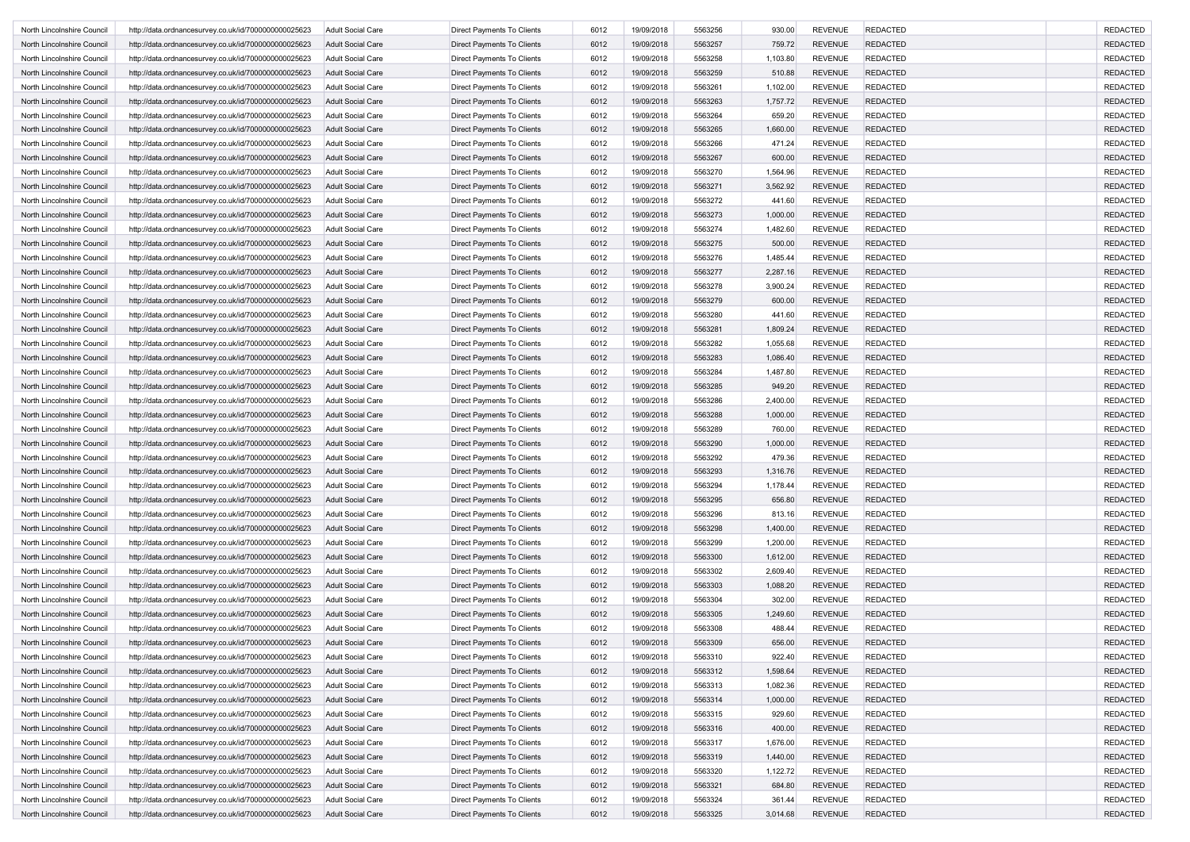| | | | | | | | | | | | |
|---|---|---|---|---|---|---|---|---|---|---|---|
| North Lincolnshire Council | http://data.ordnancesurvey.co.uk/id/7000000000025623 | Adult Social Care | Direct Payments To Clients | 6012 | 19/09/2018 | 5563256 | 930.00 | REVENUE | REDACTED | | REDACTED |
| North Lincolnshire Council | http://data.ordnancesurvey.co.uk/id/7000000000025623 | Adult Social Care | Direct Payments To Clients | 6012 | 19/09/2018 | 5563257 | 759.72 | REVENUE | REDACTED | | REDACTED |
| North Lincolnshire Council | http://data.ordnancesurvey.co.uk/id/7000000000025623 | Adult Social Care | Direct Payments To Clients | 6012 | 19/09/2018 | 5563258 | 1,103.80 | REVENUE | REDACTED | | REDACTED |
| North Lincolnshire Council | http://data.ordnancesurvey.co.uk/id/7000000000025623 | Adult Social Care | Direct Payments To Clients | 6012 | 19/09/2018 | 5563259 | 510.88 | REVENUE | REDACTED | | REDACTED |
| North Lincolnshire Council | http://data.ordnancesurvey.co.uk/id/7000000000025623 | Adult Social Care | Direct Payments To Clients | 6012 | 19/09/2018 | 5563261 | 1,102.00 | REVENUE | REDACTED | | REDACTED |
| North Lincolnshire Council | http://data.ordnancesurvey.co.uk/id/7000000000025623 | Adult Social Care | Direct Payments To Clients | 6012 | 19/09/2018 | 5563263 | 1,757.72 | REVENUE | REDACTED | | REDACTED |
| North Lincolnshire Council | http://data.ordnancesurvey.co.uk/id/7000000000025623 | Adult Social Care | Direct Payments To Clients | 6012 | 19/09/2018 | 5563264 | 659.20 | REVENUE | REDACTED | | REDACTED |
| North Lincolnshire Council | http://data.ordnancesurvey.co.uk/id/7000000000025623 | Adult Social Care | Direct Payments To Clients | 6012 | 19/09/2018 | 5563265 | 1,660.00 | REVENUE | REDACTED | | REDACTED |
| North Lincolnshire Council | http://data.ordnancesurvey.co.uk/id/7000000000025623 | Adult Social Care | Direct Payments To Clients | 6012 | 19/09/2018 | 5563266 | 471.24 | REVENUE | REDACTED | | REDACTED |
| North Lincolnshire Council | http://data.ordnancesurvey.co.uk/id/7000000000025623 | Adult Social Care | Direct Payments To Clients | 6012 | 19/09/2018 | 5563267 | 600.00 | REVENUE | REDACTED | | REDACTED |
| North Lincolnshire Council | http://data.ordnancesurvey.co.uk/id/7000000000025623 | Adult Social Care | Direct Payments To Clients | 6012 | 19/09/2018 | 5563270 | 1,564.96 | REVENUE | REDACTED | | REDACTED |
| North Lincolnshire Council | http://data.ordnancesurvey.co.uk/id/7000000000025623 | Adult Social Care | Direct Payments To Clients | 6012 | 19/09/2018 | 5563271 | 3,562.92 | REVENUE | REDACTED | | REDACTED |
| North Lincolnshire Council | http://data.ordnancesurvey.co.uk/id/7000000000025623 | Adult Social Care | Direct Payments To Clients | 6012 | 19/09/2018 | 5563272 | 441.60 | REVENUE | REDACTED | | REDACTED |
| North Lincolnshire Council | http://data.ordnancesurvey.co.uk/id/7000000000025623 | Adult Social Care | Direct Payments To Clients | 6012 | 19/09/2018 | 5563273 | 1,000.00 | REVENUE | REDACTED | | REDACTED |
| North Lincolnshire Council | http://data.ordnancesurvey.co.uk/id/7000000000025623 | Adult Social Care | Direct Payments To Clients | 6012 | 19/09/2018 | 5563274 | 1,482.60 | REVENUE | REDACTED | | REDACTED |
| North Lincolnshire Council | http://data.ordnancesurvey.co.uk/id/7000000000025623 | Adult Social Care | Direct Payments To Clients | 6012 | 19/09/2018 | 5563275 | 500.00 | REVENUE | REDACTED | | REDACTED |
| North Lincolnshire Council | http://data.ordnancesurvey.co.uk/id/7000000000025623 | Adult Social Care | Direct Payments To Clients | 6012 | 19/09/2018 | 5563276 | 1,485.44 | REVENUE | REDACTED | | REDACTED |
| North Lincolnshire Council | http://data.ordnancesurvey.co.uk/id/7000000000025623 | Adult Social Care | Direct Payments To Clients | 6012 | 19/09/2018 | 5563277 | 2,287.16 | REVENUE | REDACTED | | REDACTED |
| North Lincolnshire Council | http://data.ordnancesurvey.co.uk/id/7000000000025623 | Adult Social Care | Direct Payments To Clients | 6012 | 19/09/2018 | 5563278 | 3,900.24 | REVENUE | REDACTED | | REDACTED |
| North Lincolnshire Council | http://data.ordnancesurvey.co.uk/id/7000000000025623 | Adult Social Care | Direct Payments To Clients | 6012 | 19/09/2018 | 5563279 | 600.00 | REVENUE | REDACTED | | REDACTED |
| North Lincolnshire Council | http://data.ordnancesurvey.co.uk/id/7000000000025623 | Adult Social Care | Direct Payments To Clients | 6012 | 19/09/2018 | 5563280 | 441.60 | REVENUE | REDACTED | | REDACTED |
| North Lincolnshire Council | http://data.ordnancesurvey.co.uk/id/7000000000025623 | Adult Social Care | Direct Payments To Clients | 6012 | 19/09/2018 | 5563281 | 1,809.24 | REVENUE | REDACTED | | REDACTED |
| North Lincolnshire Council | http://data.ordnancesurvey.co.uk/id/7000000000025623 | Adult Social Care | Direct Payments To Clients | 6012 | 19/09/2018 | 5563282 | 1,055.68 | REVENUE | REDACTED | | REDACTED |
| North Lincolnshire Council | http://data.ordnancesurvey.co.uk/id/7000000000025623 | Adult Social Care | Direct Payments To Clients | 6012 | 19/09/2018 | 5563283 | 1,086.40 | REVENUE | REDACTED | | REDACTED |
| North Lincolnshire Council | http://data.ordnancesurvey.co.uk/id/7000000000025623 | Adult Social Care | Direct Payments To Clients | 6012 | 19/09/2018 | 5563284 | 1,487.80 | REVENUE | REDACTED | | REDACTED |
| North Lincolnshire Council | http://data.ordnancesurvey.co.uk/id/7000000000025623 | Adult Social Care | Direct Payments To Clients | 6012 | 19/09/2018 | 5563285 | 949.20 | REVENUE | REDACTED | | REDACTED |
| North Lincolnshire Council | http://data.ordnancesurvey.co.uk/id/7000000000025623 | Adult Social Care | Direct Payments To Clients | 6012 | 19/09/2018 | 5563286 | 2,400.00 | REVENUE | REDACTED | | REDACTED |
| North Lincolnshire Council | http://data.ordnancesurvey.co.uk/id/7000000000025623 | Adult Social Care | Direct Payments To Clients | 6012 | 19/09/2018 | 5563288 | 1,000.00 | REVENUE | REDACTED | | REDACTED |
| North Lincolnshire Council | http://data.ordnancesurvey.co.uk/id/7000000000025623 | Adult Social Care | Direct Payments To Clients | 6012 | 19/09/2018 | 5563289 | 760.00 | REVENUE | REDACTED | | REDACTED |
| North Lincolnshire Council | http://data.ordnancesurvey.co.uk/id/7000000000025623 | Adult Social Care | Direct Payments To Clients | 6012 | 19/09/2018 | 5563290 | 1,000.00 | REVENUE | REDACTED | | REDACTED |
| North Lincolnshire Council | http://data.ordnancesurvey.co.uk/id/7000000000025623 | Adult Social Care | Direct Payments To Clients | 6012 | 19/09/2018 | 5563292 | 479.36 | REVENUE | REDACTED | | REDACTED |
| North Lincolnshire Council | http://data.ordnancesurvey.co.uk/id/7000000000025623 | Adult Social Care | Direct Payments To Clients | 6012 | 19/09/2018 | 5563293 | 1,316.76 | REVENUE | REDACTED | | REDACTED |
| North Lincolnshire Council | http://data.ordnancesurvey.co.uk/id/7000000000025623 | Adult Social Care | Direct Payments To Clients | 6012 | 19/09/2018 | 5563294 | 1,178.44 | REVENUE | REDACTED | | REDACTED |
| North Lincolnshire Council | http://data.ordnancesurvey.co.uk/id/7000000000025623 | Adult Social Care | Direct Payments To Clients | 6012 | 19/09/2018 | 5563295 | 656.80 | REVENUE | REDACTED | | REDACTED |
| North Lincolnshire Council | http://data.ordnancesurvey.co.uk/id/7000000000025623 | Adult Social Care | Direct Payments To Clients | 6012 | 19/09/2018 | 5563296 | 813.16 | REVENUE | REDACTED | | REDACTED |
| North Lincolnshire Council | http://data.ordnancesurvey.co.uk/id/7000000000025623 | Adult Social Care | Direct Payments To Clients | 6012 | 19/09/2018 | 5563298 | 1,400.00 | REVENUE | REDACTED | | REDACTED |
| North Lincolnshire Council | http://data.ordnancesurvey.co.uk/id/7000000000025623 | Adult Social Care | Direct Payments To Clients | 6012 | 19/09/2018 | 5563299 | 1,200.00 | REVENUE | REDACTED | | REDACTED |
| North Lincolnshire Council | http://data.ordnancesurvey.co.uk/id/7000000000025623 | Adult Social Care | Direct Payments To Clients | 6012 | 19/09/2018 | 5563300 | 1,612.00 | REVENUE | REDACTED | | REDACTED |
| North Lincolnshire Council | http://data.ordnancesurvey.co.uk/id/7000000000025623 | Adult Social Care | Direct Payments To Clients | 6012 | 19/09/2018 | 5563302 | 2,609.40 | REVENUE | REDACTED | | REDACTED |
| North Lincolnshire Council | http://data.ordnancesurvey.co.uk/id/7000000000025623 | Adult Social Care | Direct Payments To Clients | 6012 | 19/09/2018 | 5563303 | 1,088.20 | REVENUE | REDACTED | | REDACTED |
| North Lincolnshire Council | http://data.ordnancesurvey.co.uk/id/7000000000025623 | Adult Social Care | Direct Payments To Clients | 6012 | 19/09/2018 | 5563304 | 302.00 | REVENUE | REDACTED | | REDACTED |
| North Lincolnshire Council | http://data.ordnancesurvey.co.uk/id/7000000000025623 | Adult Social Care | Direct Payments To Clients | 6012 | 19/09/2018 | 5563305 | 1,249.60 | REVENUE | REDACTED | | REDACTED |
| North Lincolnshire Council | http://data.ordnancesurvey.co.uk/id/7000000000025623 | Adult Social Care | Direct Payments To Clients | 6012 | 19/09/2018 | 5563308 | 488.44 | REVENUE | REDACTED | | REDACTED |
| North Lincolnshire Council | http://data.ordnancesurvey.co.uk/id/7000000000025623 | Adult Social Care | Direct Payments To Clients | 6012 | 19/09/2018 | 5563309 | 656.00 | REVENUE | REDACTED | | REDACTED |
| North Lincolnshire Council | http://data.ordnancesurvey.co.uk/id/7000000000025623 | Adult Social Care | Direct Payments To Clients | 6012 | 19/09/2018 | 5563310 | 922.40 | REVENUE | REDACTED | | REDACTED |
| North Lincolnshire Council | http://data.ordnancesurvey.co.uk/id/7000000000025623 | Adult Social Care | Direct Payments To Clients | 6012 | 19/09/2018 | 5563312 | 1,598.64 | REVENUE | REDACTED | | REDACTED |
| North Lincolnshire Council | http://data.ordnancesurvey.co.uk/id/7000000000025623 | Adult Social Care | Direct Payments To Clients | 6012 | 19/09/2018 | 5563313 | 1,082.36 | REVENUE | REDACTED | | REDACTED |
| North Lincolnshire Council | http://data.ordnancesurvey.co.uk/id/7000000000025623 | Adult Social Care | Direct Payments To Clients | 6012 | 19/09/2018 | 5563314 | 1,000.00 | REVENUE | REDACTED | | REDACTED |
| North Lincolnshire Council | http://data.ordnancesurvey.co.uk/id/7000000000025623 | Adult Social Care | Direct Payments To Clients | 6012 | 19/09/2018 | 5563315 | 929.60 | REVENUE | REDACTED | | REDACTED |
| North Lincolnshire Council | http://data.ordnancesurvey.co.uk/id/7000000000025623 | Adult Social Care | Direct Payments To Clients | 6012 | 19/09/2018 | 5563316 | 400.00 | REVENUE | REDACTED | | REDACTED |
| North Lincolnshire Council | http://data.ordnancesurvey.co.uk/id/7000000000025623 | Adult Social Care | Direct Payments To Clients | 6012 | 19/09/2018 | 5563317 | 1,676.00 | REVENUE | REDACTED | | REDACTED |
| North Lincolnshire Council | http://data.ordnancesurvey.co.uk/id/7000000000025623 | Adult Social Care | Direct Payments To Clients | 6012 | 19/09/2018 | 5563319 | 1,440.00 | REVENUE | REDACTED | | REDACTED |
| North Lincolnshire Council | http://data.ordnancesurvey.co.uk/id/7000000000025623 | Adult Social Care | Direct Payments To Clients | 6012 | 19/09/2018 | 5563320 | 1,122.72 | REVENUE | REDACTED | | REDACTED |
| North Lincolnshire Council | http://data.ordnancesurvey.co.uk/id/7000000000025623 | Adult Social Care | Direct Payments To Clients | 6012 | 19/09/2018 | 5563321 | 684.80 | REVENUE | REDACTED | | REDACTED |
| North Lincolnshire Council | http://data.ordnancesurvey.co.uk/id/7000000000025623 | Adult Social Care | Direct Payments To Clients | 6012 | 19/09/2018 | 5563324 | 361.44 | REVENUE | REDACTED | | REDACTED |
| North Lincolnshire Council | http://data.ordnancesurvey.co.uk/id/7000000000025623 | Adult Social Care | Direct Payments To Clients | 6012 | 19/09/2018 | 5563325 | 3,014.68 | REVENUE | REDACTED | | REDACTED |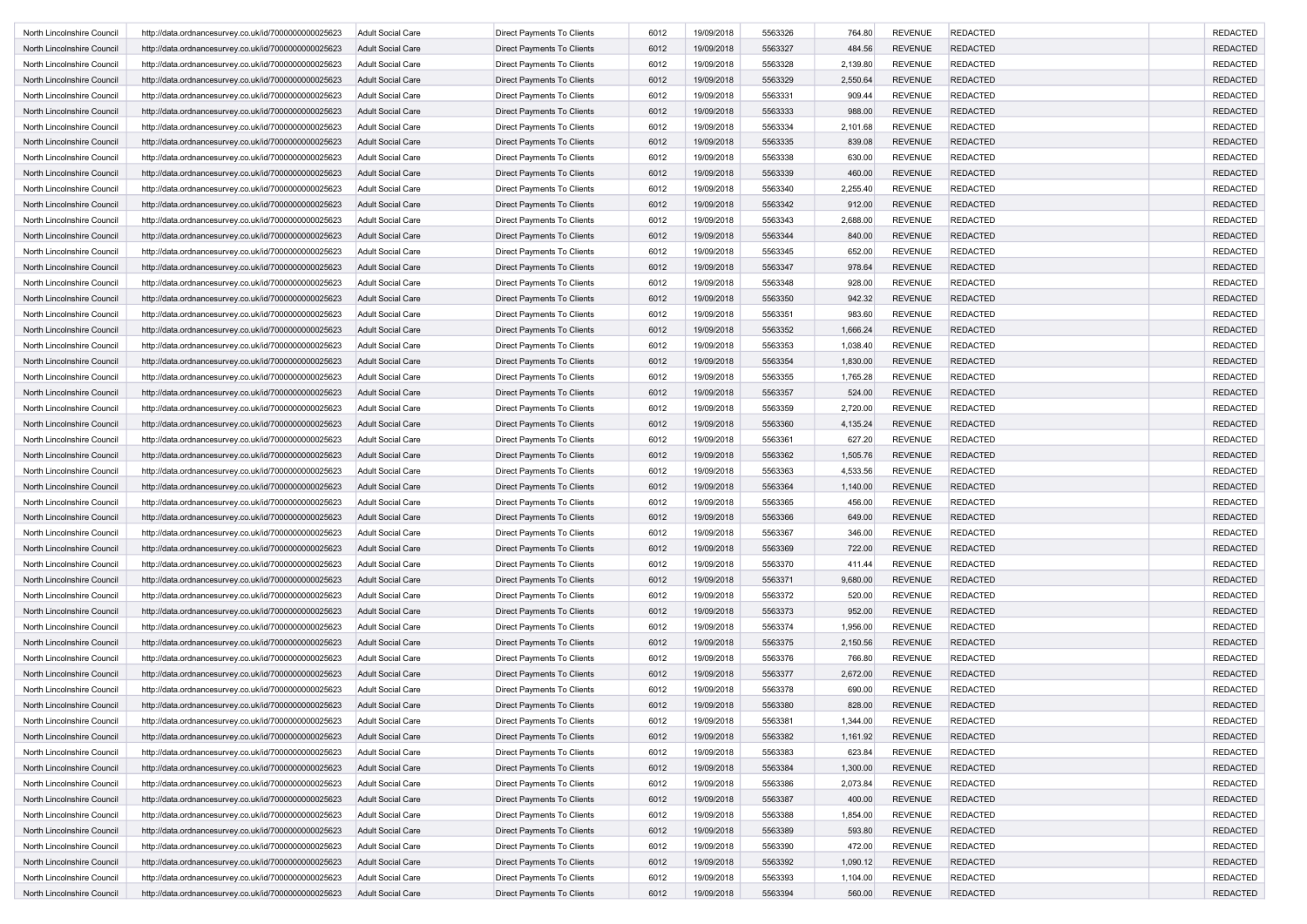| | | | | | | | | | | | |
|---|---|---|---|---|---|---|---|---|---|---|---|
| North Lincolnshire Council | http://data.ordnancesurvey.co.uk/id/7000000000025623 | Adult Social Care | Direct Payments To Clients | 6012 | 19/09/2018 | 5563326 | 764.80 | REVENUE | REDACTED | | REDACTED |
| North Lincolnshire Council | http://data.ordnancesurvey.co.uk/id/7000000000025623 | Adult Social Care | Direct Payments To Clients | 6012 | 19/09/2018 | 5563327 | 484.56 | REVENUE | REDACTED | | REDACTED |
| North Lincolnshire Council | http://data.ordnancesurvey.co.uk/id/7000000000025623 | Adult Social Care | Direct Payments To Clients | 6012 | 19/09/2018 | 5563328 | 2,139.80 | REVENUE | REDACTED | | REDACTED |
| North Lincolnshire Council | http://data.ordnancesurvey.co.uk/id/7000000000025623 | Adult Social Care | Direct Payments To Clients | 6012 | 19/09/2018 | 5563329 | 2,550.64 | REVENUE | REDACTED | | REDACTED |
| North Lincolnshire Council | http://data.ordnancesurvey.co.uk/id/7000000000025623 | Adult Social Care | Direct Payments To Clients | 6012 | 19/09/2018 | 5563331 | 909.44 | REVENUE | REDACTED | | REDACTED |
| North Lincolnshire Council | http://data.ordnancesurvey.co.uk/id/7000000000025623 | Adult Social Care | Direct Payments To Clients | 6012 | 19/09/2018 | 5563333 | 988.00 | REVENUE | REDACTED | | REDACTED |
| North Lincolnshire Council | http://data.ordnancesurvey.co.uk/id/7000000000025623 | Adult Social Care | Direct Payments To Clients | 6012 | 19/09/2018 | 5563334 | 2,101.68 | REVENUE | REDACTED | | REDACTED |
| North Lincolnshire Council | http://data.ordnancesurvey.co.uk/id/7000000000025623 | Adult Social Care | Direct Payments To Clients | 6012 | 19/09/2018 | 5563335 | 839.08 | REVENUE | REDACTED | | REDACTED |
| North Lincolnshire Council | http://data.ordnancesurvey.co.uk/id/7000000000025623 | Adult Social Care | Direct Payments To Clients | 6012 | 19/09/2018 | 5563338 | 630.00 | REVENUE | REDACTED | | REDACTED |
| North Lincolnshire Council | http://data.ordnancesurvey.co.uk/id/7000000000025623 | Adult Social Care | Direct Payments To Clients | 6012 | 19/09/2018 | 5563339 | 460.00 | REVENUE | REDACTED | | REDACTED |
| North Lincolnshire Council | http://data.ordnancesurvey.co.uk/id/7000000000025623 | Adult Social Care | Direct Payments To Clients | 6012 | 19/09/2018 | 5563340 | 2,255.40 | REVENUE | REDACTED | | REDACTED |
| North Lincolnshire Council | http://data.ordnancesurvey.co.uk/id/7000000000025623 | Adult Social Care | Direct Payments To Clients | 6012 | 19/09/2018 | 5563342 | 912.00 | REVENUE | REDACTED | | REDACTED |
| North Lincolnshire Council | http://data.ordnancesurvey.co.uk/id/7000000000025623 | Adult Social Care | Direct Payments To Clients | 6012 | 19/09/2018 | 5563343 | 2,688.00 | REVENUE | REDACTED | | REDACTED |
| North Lincolnshire Council | http://data.ordnancesurvey.co.uk/id/7000000000025623 | Adult Social Care | Direct Payments To Clients | 6012 | 19/09/2018 | 5563344 | 840.00 | REVENUE | REDACTED | | REDACTED |
| North Lincolnshire Council | http://data.ordnancesurvey.co.uk/id/7000000000025623 | Adult Social Care | Direct Payments To Clients | 6012 | 19/09/2018 | 5563345 | 652.00 | REVENUE | REDACTED | | REDACTED |
| North Lincolnshire Council | http://data.ordnancesurvey.co.uk/id/7000000000025623 | Adult Social Care | Direct Payments To Clients | 6012 | 19/09/2018 | 5563347 | 978.64 | REVENUE | REDACTED | | REDACTED |
| North Lincolnshire Council | http://data.ordnancesurvey.co.uk/id/7000000000025623 | Adult Social Care | Direct Payments To Clients | 6012 | 19/09/2018 | 5563348 | 928.00 | REVENUE | REDACTED | | REDACTED |
| North Lincolnshire Council | http://data.ordnancesurvey.co.uk/id/7000000000025623 | Adult Social Care | Direct Payments To Clients | 6012 | 19/09/2018 | 5563350 | 942.32 | REVENUE | REDACTED | | REDACTED |
| North Lincolnshire Council | http://data.ordnancesurvey.co.uk/id/7000000000025623 | Adult Social Care | Direct Payments To Clients | 6012 | 19/09/2018 | 5563351 | 983.60 | REVENUE | REDACTED | | REDACTED |
| North Lincolnshire Council | http://data.ordnancesurvey.co.uk/id/7000000000025623 | Adult Social Care | Direct Payments To Clients | 6012 | 19/09/2018 | 5563352 | 1,666.24 | REVENUE | REDACTED | | REDACTED |
| North Lincolnshire Council | http://data.ordnancesurvey.co.uk/id/7000000000025623 | Adult Social Care | Direct Payments To Clients | 6012 | 19/09/2018 | 5563353 | 1,038.40 | REVENUE | REDACTED | | REDACTED |
| North Lincolnshire Council | http://data.ordnancesurvey.co.uk/id/7000000000025623 | Adult Social Care | Direct Payments To Clients | 6012 | 19/09/2018 | 5563354 | 1,830.00 | REVENUE | REDACTED | | REDACTED |
| North Lincolnshire Council | http://data.ordnancesurvey.co.uk/id/7000000000025623 | Adult Social Care | Direct Payments To Clients | 6012 | 19/09/2018 | 5563355 | 1,765.28 | REVENUE | REDACTED | | REDACTED |
| North Lincolnshire Council | http://data.ordnancesurvey.co.uk/id/7000000000025623 | Adult Social Care | Direct Payments To Clients | 6012 | 19/09/2018 | 5563357 | 524.00 | REVENUE | REDACTED | | REDACTED |
| North Lincolnshire Council | http://data.ordnancesurvey.co.uk/id/7000000000025623 | Adult Social Care | Direct Payments To Clients | 6012 | 19/09/2018 | 5563359 | 2,720.00 | REVENUE | REDACTED | | REDACTED |
| North Lincolnshire Council | http://data.ordnancesurvey.co.uk/id/7000000000025623 | Adult Social Care | Direct Payments To Clients | 6012 | 19/09/2018 | 5563360 | 4,135.24 | REVENUE | REDACTED | | REDACTED |
| North Lincolnshire Council | http://data.ordnancesurvey.co.uk/id/7000000000025623 | Adult Social Care | Direct Payments To Clients | 6012 | 19/09/2018 | 5563361 | 627.20 | REVENUE | REDACTED | | REDACTED |
| North Lincolnshire Council | http://data.ordnancesurvey.co.uk/id/7000000000025623 | Adult Social Care | Direct Payments To Clients | 6012 | 19/09/2018 | 5563362 | 1,505.76 | REVENUE | REDACTED | | REDACTED |
| North Lincolnshire Council | http://data.ordnancesurvey.co.uk/id/7000000000025623 | Adult Social Care | Direct Payments To Clients | 6012 | 19/09/2018 | 5563363 | 4,533.56 | REVENUE | REDACTED | | REDACTED |
| North Lincolnshire Council | http://data.ordnancesurvey.co.uk/id/7000000000025623 | Adult Social Care | Direct Payments To Clients | 6012 | 19/09/2018 | 5563364 | 1,140.00 | REVENUE | REDACTED | | REDACTED |
| North Lincolnshire Council | http://data.ordnancesurvey.co.uk/id/7000000000025623 | Adult Social Care | Direct Payments To Clients | 6012 | 19/09/2018 | 5563365 | 456.00 | REVENUE | REDACTED | | REDACTED |
| North Lincolnshire Council | http://data.ordnancesurvey.co.uk/id/7000000000025623 | Adult Social Care | Direct Payments To Clients | 6012 | 19/09/2018 | 5563366 | 649.00 | REVENUE | REDACTED | | REDACTED |
| North Lincolnshire Council | http://data.ordnancesurvey.co.uk/id/7000000000025623 | Adult Social Care | Direct Payments To Clients | 6012 | 19/09/2018 | 5563367 | 346.00 | REVENUE | REDACTED | | REDACTED |
| North Lincolnshire Council | http://data.ordnancesurvey.co.uk/id/7000000000025623 | Adult Social Care | Direct Payments To Clients | 6012 | 19/09/2018 | 5563369 | 722.00 | REVENUE | REDACTED | | REDACTED |
| North Lincolnshire Council | http://data.ordnancesurvey.co.uk/id/7000000000025623 | Adult Social Care | Direct Payments To Clients | 6012 | 19/09/2018 | 5563370 | 411.44 | REVENUE | REDACTED | | REDACTED |
| North Lincolnshire Council | http://data.ordnancesurvey.co.uk/id/7000000000025623 | Adult Social Care | Direct Payments To Clients | 6012 | 19/09/2018 | 5563371 | 9,680.00 | REVENUE | REDACTED | | REDACTED |
| North Lincolnshire Council | http://data.ordnancesurvey.co.uk/id/7000000000025623 | Adult Social Care | Direct Payments To Clients | 6012 | 19/09/2018 | 5563372 | 520.00 | REVENUE | REDACTED | | REDACTED |
| North Lincolnshire Council | http://data.ordnancesurvey.co.uk/id/7000000000025623 | Adult Social Care | Direct Payments To Clients | 6012 | 19/09/2018 | 5563373 | 952.00 | REVENUE | REDACTED | | REDACTED |
| North Lincolnshire Council | http://data.ordnancesurvey.co.uk/id/7000000000025623 | Adult Social Care | Direct Payments To Clients | 6012 | 19/09/2018 | 5563374 | 1,956.00 | REVENUE | REDACTED | | REDACTED |
| North Lincolnshire Council | http://data.ordnancesurvey.co.uk/id/7000000000025623 | Adult Social Care | Direct Payments To Clients | 6012 | 19/09/2018 | 5563375 | 2,150.56 | REVENUE | REDACTED | | REDACTED |
| North Lincolnshire Council | http://data.ordnancesurvey.co.uk/id/7000000000025623 | Adult Social Care | Direct Payments To Clients | 6012 | 19/09/2018 | 5563376 | 766.80 | REVENUE | REDACTED | | REDACTED |
| North Lincolnshire Council | http://data.ordnancesurvey.co.uk/id/7000000000025623 | Adult Social Care | Direct Payments To Clients | 6012 | 19/09/2018 | 5563377 | 2,672.00 | REVENUE | REDACTED | | REDACTED |
| North Lincolnshire Council | http://data.ordnancesurvey.co.uk/id/7000000000025623 | Adult Social Care | Direct Payments To Clients | 6012 | 19/09/2018 | 5563378 | 690.00 | REVENUE | REDACTED | | REDACTED |
| North Lincolnshire Council | http://data.ordnancesurvey.co.uk/id/7000000000025623 | Adult Social Care | Direct Payments To Clients | 6012 | 19/09/2018 | 5563380 | 828.00 | REVENUE | REDACTED | | REDACTED |
| North Lincolnshire Council | http://data.ordnancesurvey.co.uk/id/7000000000025623 | Adult Social Care | Direct Payments To Clients | 6012 | 19/09/2018 | 5563381 | 1,344.00 | REVENUE | REDACTED | | REDACTED |
| North Lincolnshire Council | http://data.ordnancesurvey.co.uk/id/7000000000025623 | Adult Social Care | Direct Payments To Clients | 6012 | 19/09/2018 | 5563382 | 1,161.92 | REVENUE | REDACTED | | REDACTED |
| North Lincolnshire Council | http://data.ordnancesurvey.co.uk/id/7000000000025623 | Adult Social Care | Direct Payments To Clients | 6012 | 19/09/2018 | 5563383 | 623.84 | REVENUE | REDACTED | | REDACTED |
| North Lincolnshire Council | http://data.ordnancesurvey.co.uk/id/7000000000025623 | Adult Social Care | Direct Payments To Clients | 6012 | 19/09/2018 | 5563384 | 1,300.00 | REVENUE | REDACTED | | REDACTED |
| North Lincolnshire Council | http://data.ordnancesurvey.co.uk/id/7000000000025623 | Adult Social Care | Direct Payments To Clients | 6012 | 19/09/2018 | 5563386 | 2,073.84 | REVENUE | REDACTED | | REDACTED |
| North Lincolnshire Council | http://data.ordnancesurvey.co.uk/id/7000000000025623 | Adult Social Care | Direct Payments To Clients | 6012 | 19/09/2018 | 5563387 | 400.00 | REVENUE | REDACTED | | REDACTED |
| North Lincolnshire Council | http://data.ordnancesurvey.co.uk/id/7000000000025623 | Adult Social Care | Direct Payments To Clients | 6012 | 19/09/2018 | 5563388 | 1,854.00 | REVENUE | REDACTED | | REDACTED |
| North Lincolnshire Council | http://data.ordnancesurvey.co.uk/id/7000000000025623 | Adult Social Care | Direct Payments To Clients | 6012 | 19/09/2018 | 5563389 | 593.80 | REVENUE | REDACTED | | REDACTED |
| North Lincolnshire Council | http://data.ordnancesurvey.co.uk/id/7000000000025623 | Adult Social Care | Direct Payments To Clients | 6012 | 19/09/2018 | 5563390 | 472.00 | REVENUE | REDACTED | | REDACTED |
| North Lincolnshire Council | http://data.ordnancesurvey.co.uk/id/7000000000025623 | Adult Social Care | Direct Payments To Clients | 6012 | 19/09/2018 | 5563392 | 1,090.12 | REVENUE | REDACTED | | REDACTED |
| North Lincolnshire Council | http://data.ordnancesurvey.co.uk/id/7000000000025623 | Adult Social Care | Direct Payments To Clients | 6012 | 19/09/2018 | 5563393 | 1,104.00 | REVENUE | REDACTED | | REDACTED |
| North Lincolnshire Council | http://data.ordnancesurvey.co.uk/id/7000000000025623 | Adult Social Care | Direct Payments To Clients | 6012 | 19/09/2018 | 5563394 | 560.00 | REVENUE | REDACTED | | REDACTED |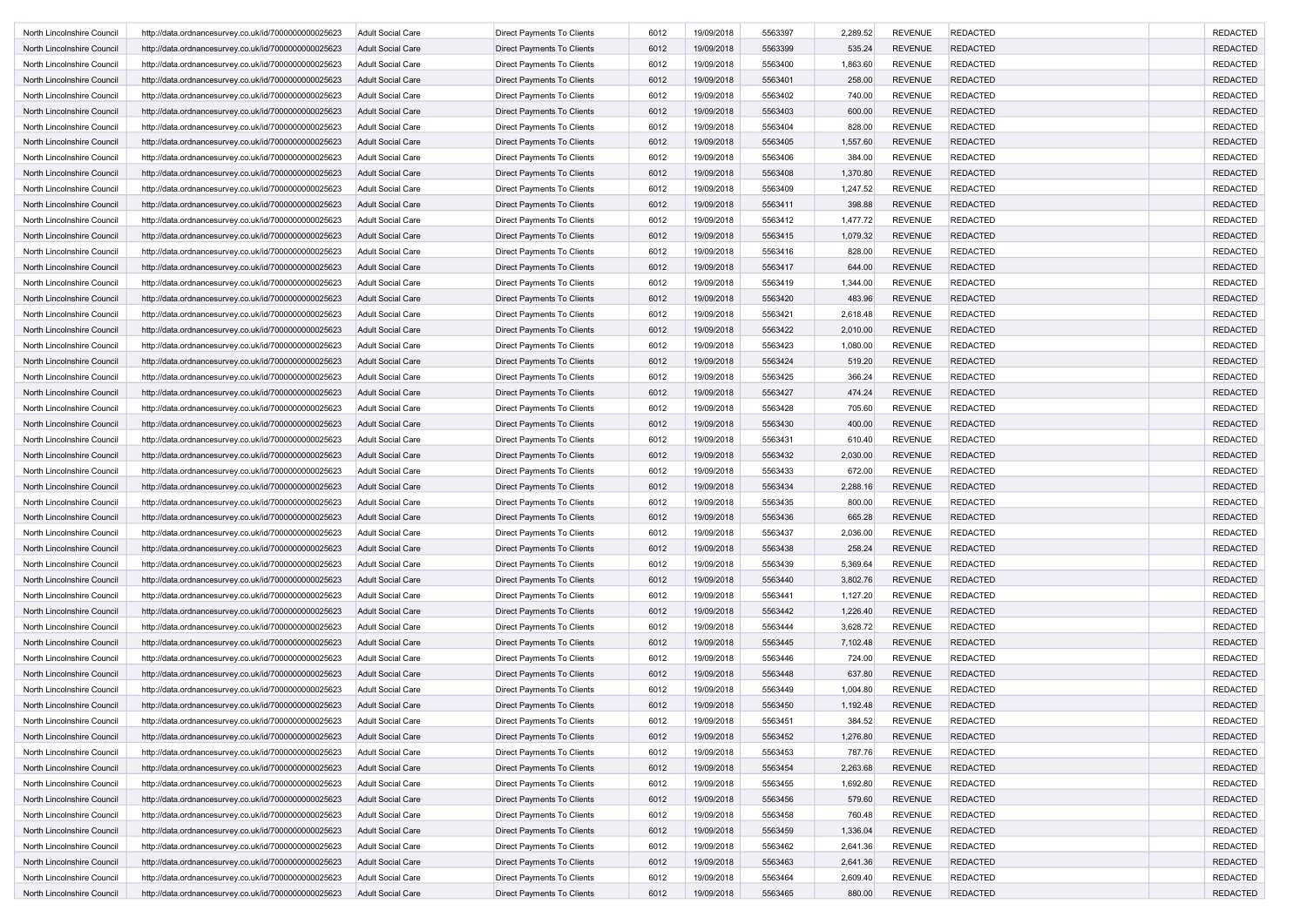| | | | | | | | | | | | |
|---|---|---|---|---|---|---|---|---|---|---|---|
| North Lincolnshire Council | http://data.ordnancesurvey.co.uk/id/7000000000025623 | Adult Social Care | Direct Payments To Clients | 6012 | 19/09/2018 | 5563397 | 2,289.52 | REVENUE | REDACTED | | REDACTED |
| North Lincolnshire Council | http://data.ordnancesurvey.co.uk/id/7000000000025623 | Adult Social Care | Direct Payments To Clients | 6012 | 19/09/2018 | 5563399 | 535.24 | REVENUE | REDACTED | | REDACTED |
| North Lincolnshire Council | http://data.ordnancesurvey.co.uk/id/7000000000025623 | Adult Social Care | Direct Payments To Clients | 6012 | 19/09/2018 | 5563400 | 1,863.60 | REVENUE | REDACTED | | REDACTED |
| North Lincolnshire Council | http://data.ordnancesurvey.co.uk/id/7000000000025623 | Adult Social Care | Direct Payments To Clients | 6012 | 19/09/2018 | 5563401 | 258.00 | REVENUE | REDACTED | | REDACTED |
| North Lincolnshire Council | http://data.ordnancesurvey.co.uk/id/7000000000025623 | Adult Social Care | Direct Payments To Clients | 6012 | 19/09/2018 | 5563402 | 740.00 | REVENUE | REDACTED | | REDACTED |
| North Lincolnshire Council | http://data.ordnancesurvey.co.uk/id/7000000000025623 | Adult Social Care | Direct Payments To Clients | 6012 | 19/09/2018 | 5563403 | 600.00 | REVENUE | REDACTED | | REDACTED |
| North Lincolnshire Council | http://data.ordnancesurvey.co.uk/id/7000000000025623 | Adult Social Care | Direct Payments To Clients | 6012 | 19/09/2018 | 5563404 | 828.00 | REVENUE | REDACTED | | REDACTED |
| North Lincolnshire Council | http://data.ordnancesurvey.co.uk/id/7000000000025623 | Adult Social Care | Direct Payments To Clients | 6012 | 19/09/2018 | 5563405 | 1,557.60 | REVENUE | REDACTED | | REDACTED |
| North Lincolnshire Council | http://data.ordnancesurvey.co.uk/id/7000000000025623 | Adult Social Care | Direct Payments To Clients | 6012 | 19/09/2018 | 5563406 | 384.00 | REVENUE | REDACTED | | REDACTED |
| North Lincolnshire Council | http://data.ordnancesurvey.co.uk/id/7000000000025623 | Adult Social Care | Direct Payments To Clients | 6012 | 19/09/2018 | 5563408 | 1,370.80 | REVENUE | REDACTED | | REDACTED |
| North Lincolnshire Council | http://data.ordnancesurvey.co.uk/id/7000000000025623 | Adult Social Care | Direct Payments To Clients | 6012 | 19/09/2018 | 5563409 | 1,247.52 | REVENUE | REDACTED | | REDACTED |
| North Lincolnshire Council | http://data.ordnancesurvey.co.uk/id/7000000000025623 | Adult Social Care | Direct Payments To Clients | 6012 | 19/09/2018 | 5563411 | 398.88 | REVENUE | REDACTED | | REDACTED |
| North Lincolnshire Council | http://data.ordnancesurvey.co.uk/id/7000000000025623 | Adult Social Care | Direct Payments To Clients | 6012 | 19/09/2018 | 5563412 | 1,477.72 | REVENUE | REDACTED | | REDACTED |
| North Lincolnshire Council | http://data.ordnancesurvey.co.uk/id/7000000000025623 | Adult Social Care | Direct Payments To Clients | 6012 | 19/09/2018 | 5563415 | 1,079.32 | REVENUE | REDACTED | | REDACTED |
| North Lincolnshire Council | http://data.ordnancesurvey.co.uk/id/7000000000025623 | Adult Social Care | Direct Payments To Clients | 6012 | 19/09/2018 | 5563416 | 828.00 | REVENUE | REDACTED | | REDACTED |
| North Lincolnshire Council | http://data.ordnancesurvey.co.uk/id/7000000000025623 | Adult Social Care | Direct Payments To Clients | 6012 | 19/09/2018 | 5563417 | 644.00 | REVENUE | REDACTED | | REDACTED |
| North Lincolnshire Council | http://data.ordnancesurvey.co.uk/id/7000000000025623 | Adult Social Care | Direct Payments To Clients | 6012 | 19/09/2018 | 5563419 | 1,344.00 | REVENUE | REDACTED | | REDACTED |
| North Lincolnshire Council | http://data.ordnancesurvey.co.uk/id/7000000000025623 | Adult Social Care | Direct Payments To Clients | 6012 | 19/09/2018 | 5563420 | 483.96 | REVENUE | REDACTED | | REDACTED |
| North Lincolnshire Council | http://data.ordnancesurvey.co.uk/id/7000000000025623 | Adult Social Care | Direct Payments To Clients | 6012 | 19/09/2018 | 5563421 | 2,618.48 | REVENUE | REDACTED | | REDACTED |
| North Lincolnshire Council | http://data.ordnancesurvey.co.uk/id/7000000000025623 | Adult Social Care | Direct Payments To Clients | 6012 | 19/09/2018 | 5563422 | 2,010.00 | REVENUE | REDACTED | | REDACTED |
| North Lincolnshire Council | http://data.ordnancesurvey.co.uk/id/7000000000025623 | Adult Social Care | Direct Payments To Clients | 6012 | 19/09/2018 | 5563423 | 1,080.00 | REVENUE | REDACTED | | REDACTED |
| North Lincolnshire Council | http://data.ordnancesurvey.co.uk/id/7000000000025623 | Adult Social Care | Direct Payments To Clients | 6012 | 19/09/2018 | 5563424 | 519.20 | REVENUE | REDACTED | | REDACTED |
| North Lincolnshire Council | http://data.ordnancesurvey.co.uk/id/7000000000025623 | Adult Social Care | Direct Payments To Clients | 6012 | 19/09/2018 | 5563425 | 366.24 | REVENUE | REDACTED | | REDACTED |
| North Lincolnshire Council | http://data.ordnancesurvey.co.uk/id/7000000000025623 | Adult Social Care | Direct Payments To Clients | 6012 | 19/09/2018 | 5563427 | 474.24 | REVENUE | REDACTED | | REDACTED |
| North Lincolnshire Council | http://data.ordnancesurvey.co.uk/id/7000000000025623 | Adult Social Care | Direct Payments To Clients | 6012 | 19/09/2018 | 5563428 | 705.60 | REVENUE | REDACTED | | REDACTED |
| North Lincolnshire Council | http://data.ordnancesurvey.co.uk/id/7000000000025623 | Adult Social Care | Direct Payments To Clients | 6012 | 19/09/2018 | 5563430 | 400.00 | REVENUE | REDACTED | | REDACTED |
| North Lincolnshire Council | http://data.ordnancesurvey.co.uk/id/7000000000025623 | Adult Social Care | Direct Payments To Clients | 6012 | 19/09/2018 | 5563431 | 610.40 | REVENUE | REDACTED | | REDACTED |
| North Lincolnshire Council | http://data.ordnancesurvey.co.uk/id/7000000000025623 | Adult Social Care | Direct Payments To Clients | 6012 | 19/09/2018 | 5563432 | 2,030.00 | REVENUE | REDACTED | | REDACTED |
| North Lincolnshire Council | http://data.ordnancesurvey.co.uk/id/7000000000025623 | Adult Social Care | Direct Payments To Clients | 6012 | 19/09/2018 | 5563433 | 672.00 | REVENUE | REDACTED | | REDACTED |
| North Lincolnshire Council | http://data.ordnancesurvey.co.uk/id/7000000000025623 | Adult Social Care | Direct Payments To Clients | 6012 | 19/09/2018 | 5563434 | 2,288.16 | REVENUE | REDACTED | | REDACTED |
| North Lincolnshire Council | http://data.ordnancesurvey.co.uk/id/7000000000025623 | Adult Social Care | Direct Payments To Clients | 6012 | 19/09/2018 | 5563435 | 800.00 | REVENUE | REDACTED | | REDACTED |
| North Lincolnshire Council | http://data.ordnancesurvey.co.uk/id/7000000000025623 | Adult Social Care | Direct Payments To Clients | 6012 | 19/09/2018 | 5563436 | 665.28 | REVENUE | REDACTED | | REDACTED |
| North Lincolnshire Council | http://data.ordnancesurvey.co.uk/id/7000000000025623 | Adult Social Care | Direct Payments To Clients | 6012 | 19/09/2018 | 5563437 | 2,036.00 | REVENUE | REDACTED | | REDACTED |
| North Lincolnshire Council | http://data.ordnancesurvey.co.uk/id/7000000000025623 | Adult Social Care | Direct Payments To Clients | 6012 | 19/09/2018 | 5563438 | 258.24 | REVENUE | REDACTED | | REDACTED |
| North Lincolnshire Council | http://data.ordnancesurvey.co.uk/id/7000000000025623 | Adult Social Care | Direct Payments To Clients | 6012 | 19/09/2018 | 5563439 | 5,369.64 | REVENUE | REDACTED | | REDACTED |
| North Lincolnshire Council | http://data.ordnancesurvey.co.uk/id/7000000000025623 | Adult Social Care | Direct Payments To Clients | 6012 | 19/09/2018 | 5563440 | 3,802.76 | REVENUE | REDACTED | | REDACTED |
| North Lincolnshire Council | http://data.ordnancesurvey.co.uk/id/7000000000025623 | Adult Social Care | Direct Payments To Clients | 6012 | 19/09/2018 | 5563441 | 1,127.20 | REVENUE | REDACTED | | REDACTED |
| North Lincolnshire Council | http://data.ordnancesurvey.co.uk/id/7000000000025623 | Adult Social Care | Direct Payments To Clients | 6012 | 19/09/2018 | 5563442 | 1,226.40 | REVENUE | REDACTED | | REDACTED |
| North Lincolnshire Council | http://data.ordnancesurvey.co.uk/id/7000000000025623 | Adult Social Care | Direct Payments To Clients | 6012 | 19/09/2018 | 5563444 | 3,628.72 | REVENUE | REDACTED | | REDACTED |
| North Lincolnshire Council | http://data.ordnancesurvey.co.uk/id/7000000000025623 | Adult Social Care | Direct Payments To Clients | 6012 | 19/09/2018 | 5563445 | 7,102.48 | REVENUE | REDACTED | | REDACTED |
| North Lincolnshire Council | http://data.ordnancesurvey.co.uk/id/7000000000025623 | Adult Social Care | Direct Payments To Clients | 6012 | 19/09/2018 | 5563446 | 724.00 | REVENUE | REDACTED | | REDACTED |
| North Lincolnshire Council | http://data.ordnancesurvey.co.uk/id/7000000000025623 | Adult Social Care | Direct Payments To Clients | 6012 | 19/09/2018 | 5563448 | 637.80 | REVENUE | REDACTED | | REDACTED |
| North Lincolnshire Council | http://data.ordnancesurvey.co.uk/id/7000000000025623 | Adult Social Care | Direct Payments To Clients | 6012 | 19/09/2018 | 5563449 | 1,004.80 | REVENUE | REDACTED | | REDACTED |
| North Lincolnshire Council | http://data.ordnancesurvey.co.uk/id/7000000000025623 | Adult Social Care | Direct Payments To Clients | 6012 | 19/09/2018 | 5563450 | 1,192.48 | REVENUE | REDACTED | | REDACTED |
| North Lincolnshire Council | http://data.ordnancesurvey.co.uk/id/7000000000025623 | Adult Social Care | Direct Payments To Clients | 6012 | 19/09/2018 | 5563451 | 384.52 | REVENUE | REDACTED | | REDACTED |
| North Lincolnshire Council | http://data.ordnancesurvey.co.uk/id/7000000000025623 | Adult Social Care | Direct Payments To Clients | 6012 | 19/09/2018 | 5563452 | 1,276.80 | REVENUE | REDACTED | | REDACTED |
| North Lincolnshire Council | http://data.ordnancesurvey.co.uk/id/7000000000025623 | Adult Social Care | Direct Payments To Clients | 6012 | 19/09/2018 | 5563453 | 787.76 | REVENUE | REDACTED | | REDACTED |
| North Lincolnshire Council | http://data.ordnancesurvey.co.uk/id/7000000000025623 | Adult Social Care | Direct Payments To Clients | 6012 | 19/09/2018 | 5563454 | 2,263.68 | REVENUE | REDACTED | | REDACTED |
| North Lincolnshire Council | http://data.ordnancesurvey.co.uk/id/7000000000025623 | Adult Social Care | Direct Payments To Clients | 6012 | 19/09/2018 | 5563455 | 1,692.80 | REVENUE | REDACTED | | REDACTED |
| North Lincolnshire Council | http://data.ordnancesurvey.co.uk/id/7000000000025623 | Adult Social Care | Direct Payments To Clients | 6012 | 19/09/2018 | 5563456 | 579.60 | REVENUE | REDACTED | | REDACTED |
| North Lincolnshire Council | http://data.ordnancesurvey.co.uk/id/7000000000025623 | Adult Social Care | Direct Payments To Clients | 6012 | 19/09/2018 | 5563458 | 760.48 | REVENUE | REDACTED | | REDACTED |
| North Lincolnshire Council | http://data.ordnancesurvey.co.uk/id/7000000000025623 | Adult Social Care | Direct Payments To Clients | 6012 | 19/09/2018 | 5563459 | 1,336.04 | REVENUE | REDACTED | | REDACTED |
| North Lincolnshire Council | http://data.ordnancesurvey.co.uk/id/7000000000025623 | Adult Social Care | Direct Payments To Clients | 6012 | 19/09/2018 | 5563462 | 2,641.36 | REVENUE | REDACTED | | REDACTED |
| North Lincolnshire Council | http://data.ordnancesurvey.co.uk/id/7000000000025623 | Adult Social Care | Direct Payments To Clients | 6012 | 19/09/2018 | 5563463 | 2,641.36 | REVENUE | REDACTED | | REDACTED |
| North Lincolnshire Council | http://data.ordnancesurvey.co.uk/id/7000000000025623 | Adult Social Care | Direct Payments To Clients | 6012 | 19/09/2018 | 5563464 | 2,609.40 | REVENUE | REDACTED | | REDACTED |
| North Lincolnshire Council | http://data.ordnancesurvey.co.uk/id/7000000000025623 | Adult Social Care | Direct Payments To Clients | 6012 | 19/09/2018 | 5563465 | 880.00 | REVENUE | REDACTED | | REDACTED |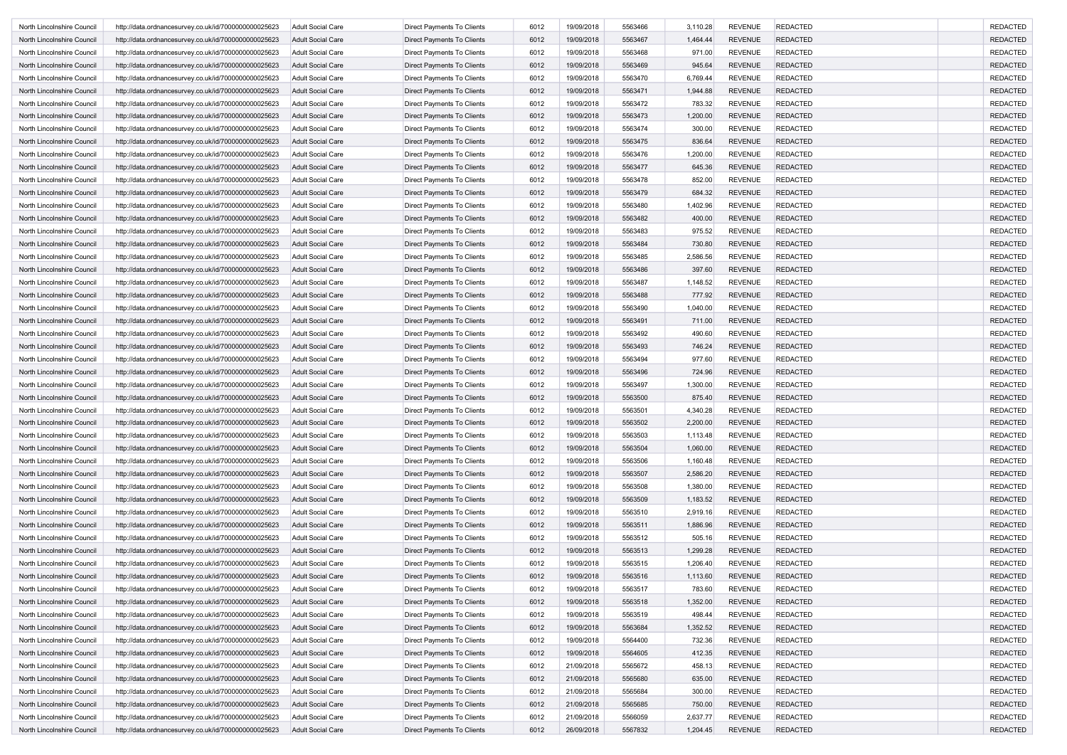| | | | | | | | | | | | |
|---|---|---|---|---|---|---|---|---|---|---|---|
| North Lincolnshire Council | http://data.ordnancesurvey.co.uk/id/7000000000025623 | Adult Social Care | Direct Payments To Clients | 6012 | 19/09/2018 | 5563466 | 3,110.28 | REVENUE | REDACTED | | REDACTED |
| North Lincolnshire Council | http://data.ordnancesurvey.co.uk/id/7000000000025623 | Adult Social Care | Direct Payments To Clients | 6012 | 19/09/2018 | 5563467 | 1,464.44 | REVENUE | REDACTED | | REDACTED |
| North Lincolnshire Council | http://data.ordnancesurvey.co.uk/id/7000000000025623 | Adult Social Care | Direct Payments To Clients | 6012 | 19/09/2018 | 5563468 | 971.00 | REVENUE | REDACTED | | REDACTED |
| North Lincolnshire Council | http://data.ordnancesurvey.co.uk/id/7000000000025623 | Adult Social Care | Direct Payments To Clients | 6012 | 19/09/2018 | 5563469 | 945.64 | REVENUE | REDACTED | | REDACTED |
| North Lincolnshire Council | http://data.ordnancesurvey.co.uk/id/7000000000025623 | Adult Social Care | Direct Payments To Clients | 6012 | 19/09/2018 | 5563470 | 6,769.44 | REVENUE | REDACTED | | REDACTED |
| North Lincolnshire Council | http://data.ordnancesurvey.co.uk/id/7000000000025623 | Adult Social Care | Direct Payments To Clients | 6012 | 19/09/2018 | 5563471 | 1,944.88 | REVENUE | REDACTED | | REDACTED |
| North Lincolnshire Council | http://data.ordnancesurvey.co.uk/id/7000000000025623 | Adult Social Care | Direct Payments To Clients | 6012 | 19/09/2018 | 5563472 | 783.32 | REVENUE | REDACTED | | REDACTED |
| North Lincolnshire Council | http://data.ordnancesurvey.co.uk/id/7000000000025623 | Adult Social Care | Direct Payments To Clients | 6012 | 19/09/2018 | 5563473 | 1,200.00 | REVENUE | REDACTED | | REDACTED |
| North Lincolnshire Council | http://data.ordnancesurvey.co.uk/id/7000000000025623 | Adult Social Care | Direct Payments To Clients | 6012 | 19/09/2018 | 5563474 | 300.00 | REVENUE | REDACTED | | REDACTED |
| North Lincolnshire Council | http://data.ordnancesurvey.co.uk/id/7000000000025623 | Adult Social Care | Direct Payments To Clients | 6012 | 19/09/2018 | 5563475 | 836.64 | REVENUE | REDACTED | | REDACTED |
| North Lincolnshire Council | http://data.ordnancesurvey.co.uk/id/7000000000025623 | Adult Social Care | Direct Payments To Clients | 6012 | 19/09/2018 | 5563476 | 1,200.00 | REVENUE | REDACTED | | REDACTED |
| North Lincolnshire Council | http://data.ordnancesurvey.co.uk/id/7000000000025623 | Adult Social Care | Direct Payments To Clients | 6012 | 19/09/2018 | 5563477 | 645.36 | REVENUE | REDACTED | | REDACTED |
| North Lincolnshire Council | http://data.ordnancesurvey.co.uk/id/7000000000025623 | Adult Social Care | Direct Payments To Clients | 6012 | 19/09/2018 | 5563478 | 852.00 | REVENUE | REDACTED | | REDACTED |
| North Lincolnshire Council | http://data.ordnancesurvey.co.uk/id/7000000000025623 | Adult Social Care | Direct Payments To Clients | 6012 | 19/09/2018 | 5563479 | 684.32 | REVENUE | REDACTED | | REDACTED |
| North Lincolnshire Council | http://data.ordnancesurvey.co.uk/id/7000000000025623 | Adult Social Care | Direct Payments To Clients | 6012 | 19/09/2018 | 5563480 | 1,402.96 | REVENUE | REDACTED | | REDACTED |
| North Lincolnshire Council | http://data.ordnancesurvey.co.uk/id/7000000000025623 | Adult Social Care | Direct Payments To Clients | 6012 | 19/09/2018 | 5563482 | 400.00 | REVENUE | REDACTED | | REDACTED |
| North Lincolnshire Council | http://data.ordnancesurvey.co.uk/id/7000000000025623 | Adult Social Care | Direct Payments To Clients | 6012 | 19/09/2018 | 5563483 | 975.52 | REVENUE | REDACTED | | REDACTED |
| North Lincolnshire Council | http://data.ordnancesurvey.co.uk/id/7000000000025623 | Adult Social Care | Direct Payments To Clients | 6012 | 19/09/2018 | 5563484 | 730.80 | REVENUE | REDACTED | | REDACTED |
| North Lincolnshire Council | http://data.ordnancesurvey.co.uk/id/7000000000025623 | Adult Social Care | Direct Payments To Clients | 6012 | 19/09/2018 | 5563485 | 2,586.56 | REVENUE | REDACTED | | REDACTED |
| North Lincolnshire Council | http://data.ordnancesurvey.co.uk/id/7000000000025623 | Adult Social Care | Direct Payments To Clients | 6012 | 19/09/2018 | 5563486 | 397.60 | REVENUE | REDACTED | | REDACTED |
| North Lincolnshire Council | http://data.ordnancesurvey.co.uk/id/7000000000025623 | Adult Social Care | Direct Payments To Clients | 6012 | 19/09/2018 | 5563487 | 1,148.52 | REVENUE | REDACTED | | REDACTED |
| North Lincolnshire Council | http://data.ordnancesurvey.co.uk/id/7000000000025623 | Adult Social Care | Direct Payments To Clients | 6012 | 19/09/2018 | 5563488 | 777.92 | REVENUE | REDACTED | | REDACTED |
| North Lincolnshire Council | http://data.ordnancesurvey.co.uk/id/7000000000025623 | Adult Social Care | Direct Payments To Clients | 6012 | 19/09/2018 | 5563490 | 1,040.00 | REVENUE | REDACTED | | REDACTED |
| North Lincolnshire Council | http://data.ordnancesurvey.co.uk/id/7000000000025623 | Adult Social Care | Direct Payments To Clients | 6012 | 19/09/2018 | 5563491 | 711.00 | REVENUE | REDACTED | | REDACTED |
| North Lincolnshire Council | http://data.ordnancesurvey.co.uk/id/7000000000025623 | Adult Social Care | Direct Payments To Clients | 6012 | 19/09/2018 | 5563492 | 490.60 | REVENUE | REDACTED | | REDACTED |
| North Lincolnshire Council | http://data.ordnancesurvey.co.uk/id/7000000000025623 | Adult Social Care | Direct Payments To Clients | 6012 | 19/09/2018 | 5563493 | 746.24 | REVENUE | REDACTED | | REDACTED |
| North Lincolnshire Council | http://data.ordnancesurvey.co.uk/id/7000000000025623 | Adult Social Care | Direct Payments To Clients | 6012 | 19/09/2018 | 5563494 | 977.60 | REVENUE | REDACTED | | REDACTED |
| North Lincolnshire Council | http://data.ordnancesurvey.co.uk/id/7000000000025623 | Adult Social Care | Direct Payments To Clients | 6012 | 19/09/2018 | 5563496 | 724.96 | REVENUE | REDACTED | | REDACTED |
| North Lincolnshire Council | http://data.ordnancesurvey.co.uk/id/7000000000025623 | Adult Social Care | Direct Payments To Clients | 6012 | 19/09/2018 | 5563497 | 1,300.00 | REVENUE | REDACTED | | REDACTED |
| North Lincolnshire Council | http://data.ordnancesurvey.co.uk/id/7000000000025623 | Adult Social Care | Direct Payments To Clients | 6012 | 19/09/2018 | 5563500 | 875.40 | REVENUE | REDACTED | | REDACTED |
| North Lincolnshire Council | http://data.ordnancesurvey.co.uk/id/7000000000025623 | Adult Social Care | Direct Payments To Clients | 6012 | 19/09/2018 | 5563501 | 4,340.28 | REVENUE | REDACTED | | REDACTED |
| North Lincolnshire Council | http://data.ordnancesurvey.co.uk/id/7000000000025623 | Adult Social Care | Direct Payments To Clients | 6012 | 19/09/2018 | 5563502 | 2,200.00 | REVENUE | REDACTED | | REDACTED |
| North Lincolnshire Council | http://data.ordnancesurvey.co.uk/id/7000000000025623 | Adult Social Care | Direct Payments To Clients | 6012 | 19/09/2018 | 5563503 | 1,113.48 | REVENUE | REDACTED | | REDACTED |
| North Lincolnshire Council | http://data.ordnancesurvey.co.uk/id/7000000000025623 | Adult Social Care | Direct Payments To Clients | 6012 | 19/09/2018 | 5563504 | 1,060.00 | REVENUE | REDACTED | | REDACTED |
| North Lincolnshire Council | http://data.ordnancesurvey.co.uk/id/7000000000025623 | Adult Social Care | Direct Payments To Clients | 6012 | 19/09/2018 | 5563506 | 1,160.48 | REVENUE | REDACTED | | REDACTED |
| North Lincolnshire Council | http://data.ordnancesurvey.co.uk/id/7000000000025623 | Adult Social Care | Direct Payments To Clients | 6012 | 19/09/2018 | 5563507 | 2,586.20 | REVENUE | REDACTED | | REDACTED |
| North Lincolnshire Council | http://data.ordnancesurvey.co.uk/id/7000000000025623 | Adult Social Care | Direct Payments To Clients | 6012 | 19/09/2018 | 5563508 | 1,380.00 | REVENUE | REDACTED | | REDACTED |
| North Lincolnshire Council | http://data.ordnancesurvey.co.uk/id/7000000000025623 | Adult Social Care | Direct Payments To Clients | 6012 | 19/09/2018 | 5563509 | 1,183.52 | REVENUE | REDACTED | | REDACTED |
| North Lincolnshire Council | http://data.ordnancesurvey.co.uk/id/7000000000025623 | Adult Social Care | Direct Payments To Clients | 6012 | 19/09/2018 | 5563510 | 2,919.16 | REVENUE | REDACTED | | REDACTED |
| North Lincolnshire Council | http://data.ordnancesurvey.co.uk/id/7000000000025623 | Adult Social Care | Direct Payments To Clients | 6012 | 19/09/2018 | 5563511 | 1,886.96 | REVENUE | REDACTED | | REDACTED |
| North Lincolnshire Council | http://data.ordnancesurvey.co.uk/id/7000000000025623 | Adult Social Care | Direct Payments To Clients | 6012 | 19/09/2018 | 5563512 | 505.16 | REVENUE | REDACTED | | REDACTED |
| North Lincolnshire Council | http://data.ordnancesurvey.co.uk/id/7000000000025623 | Adult Social Care | Direct Payments To Clients | 6012 | 19/09/2018 | 5563513 | 1,299.28 | REVENUE | REDACTED | | REDACTED |
| North Lincolnshire Council | http://data.ordnancesurvey.co.uk/id/7000000000025623 | Adult Social Care | Direct Payments To Clients | 6012 | 19/09/2018 | 5563515 | 1,206.40 | REVENUE | REDACTED | | REDACTED |
| North Lincolnshire Council | http://data.ordnancesurvey.co.uk/id/7000000000025623 | Adult Social Care | Direct Payments To Clients | 6012 | 19/09/2018 | 5563516 | 1,113.60 | REVENUE | REDACTED | | REDACTED |
| North Lincolnshire Council | http://data.ordnancesurvey.co.uk/id/7000000000025623 | Adult Social Care | Direct Payments To Clients | 6012 | 19/09/2018 | 5563517 | 783.60 | REVENUE | REDACTED | | REDACTED |
| North Lincolnshire Council | http://data.ordnancesurvey.co.uk/id/7000000000025623 | Adult Social Care | Direct Payments To Clients | 6012 | 19/09/2018 | 5563518 | 1,352.00 | REVENUE | REDACTED | | REDACTED |
| North Lincolnshire Council | http://data.ordnancesurvey.co.uk/id/7000000000025623 | Adult Social Care | Direct Payments To Clients | 6012 | 19/09/2018 | 5563519 | 498.44 | REVENUE | REDACTED | | REDACTED |
| North Lincolnshire Council | http://data.ordnancesurvey.co.uk/id/7000000000025623 | Adult Social Care | Direct Payments To Clients | 6012 | 19/09/2018 | 5563684 | 1,352.52 | REVENUE | REDACTED | | REDACTED |
| North Lincolnshire Council | http://data.ordnancesurvey.co.uk/id/7000000000025623 | Adult Social Care | Direct Payments To Clients | 6012 | 19/09/2018 | 5564400 | 732.36 | REVENUE | REDACTED | | REDACTED |
| North Lincolnshire Council | http://data.ordnancesurvey.co.uk/id/7000000000025623 | Adult Social Care | Direct Payments To Clients | 6012 | 19/09/2018 | 5564605 | 412.35 | REVENUE | REDACTED | | REDACTED |
| North Lincolnshire Council | http://data.ordnancesurvey.co.uk/id/7000000000025623 | Adult Social Care | Direct Payments To Clients | 6012 | 21/09/2018 | 5565672 | 458.13 | REVENUE | REDACTED | | REDACTED |
| North Lincolnshire Council | http://data.ordnancesurvey.co.uk/id/7000000000025623 | Adult Social Care | Direct Payments To Clients | 6012 | 21/09/2018 | 5565680 | 635.00 | REVENUE | REDACTED | | REDACTED |
| North Lincolnshire Council | http://data.ordnancesurvey.co.uk/id/7000000000025623 | Adult Social Care | Direct Payments To Clients | 6012 | 21/09/2018 | 5565684 | 300.00 | REVENUE | REDACTED | | REDACTED |
| North Lincolnshire Council | http://data.ordnancesurvey.co.uk/id/7000000000025623 | Adult Social Care | Direct Payments To Clients | 6012 | 21/09/2018 | 5565685 | 750.00 | REVENUE | REDACTED | | REDACTED |
| North Lincolnshire Council | http://data.ordnancesurvey.co.uk/id/7000000000025623 | Adult Social Care | Direct Payments To Clients | 6012 | 21/09/2018 | 5566059 | 2,637.77 | REVENUE | REDACTED | | REDACTED |
| North Lincolnshire Council | http://data.ordnancesurvey.co.uk/id/7000000000025623 | Adult Social Care | Direct Payments To Clients | 6012 | 26/09/2018 | 5567832 | 1,204.45 | REVENUE | REDACTED | | REDACTED |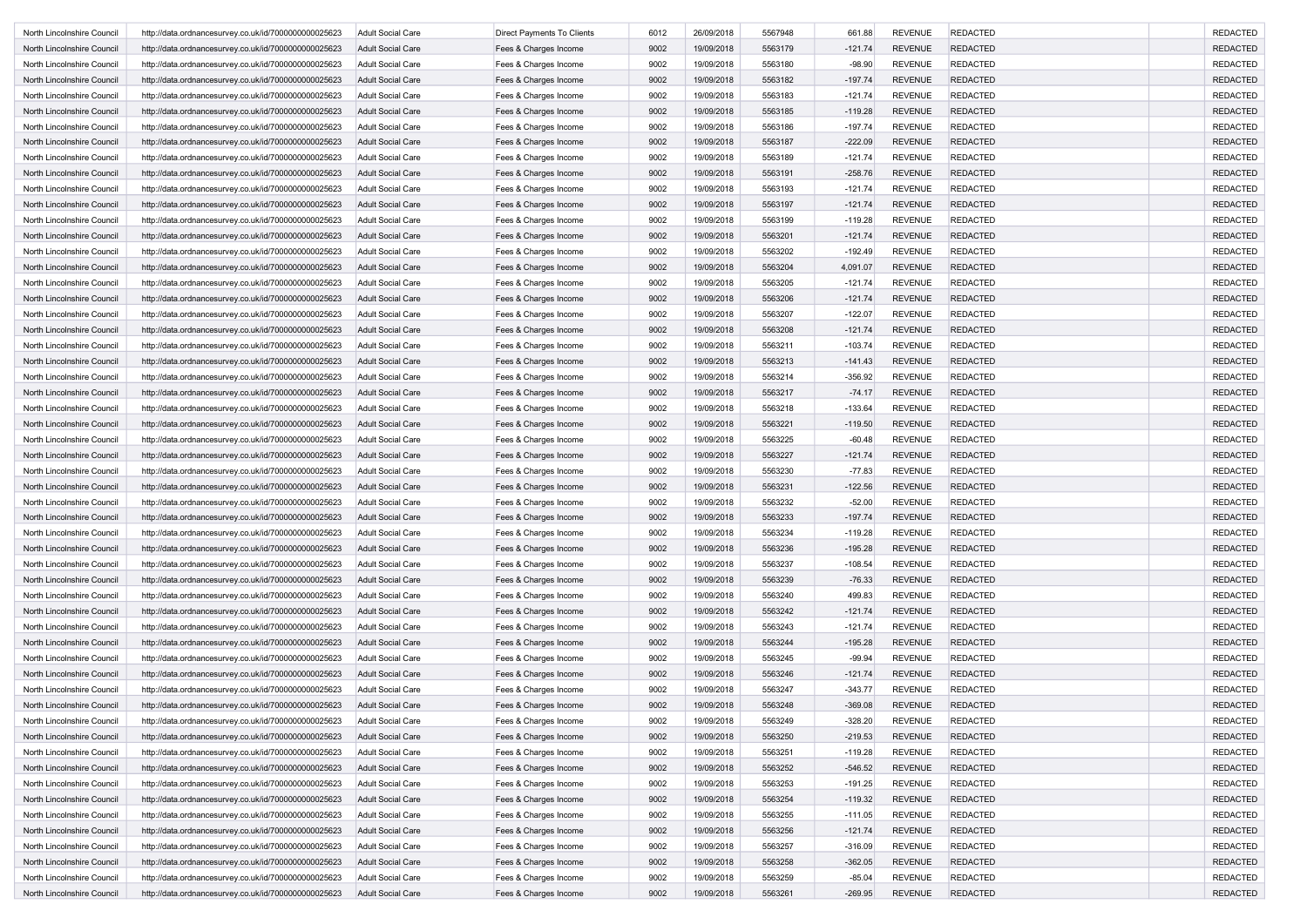| North Lincolnshire Council | http://data.ordnancesurvey.co.uk/id/7000000000025623 | Adult Social Care | Direct Payments To Clients | 6012 | 26/09/2018 | 5567948 | 661.88 | REVENUE | REDACTED | | REDACTED |
|---|---|---|---|---|---|---|---|---|---|---|---|
| North Lincolnshire Council | http://data.ordnancesurvey.co.uk/id/7000000000025623 | Adult Social Care | Fees & Charges Income | 9002 | 19/09/2018 | 5563179 | -121.74 | REVENUE | REDACTED | | REDACTED |
| North Lincolnshire Council | http://data.ordnancesurvey.co.uk/id/7000000000025623 | Adult Social Care | Fees & Charges Income | 9002 | 19/09/2018 | 5563180 | -98.90 | REVENUE | REDACTED | | REDACTED |
| North Lincolnshire Council | http://data.ordnancesurvey.co.uk/id/7000000000025623 | Adult Social Care | Fees & Charges Income | 9002 | 19/09/2018 | 5563182 | -197.74 | REVENUE | REDACTED | | REDACTED |
| North Lincolnshire Council | http://data.ordnancesurvey.co.uk/id/7000000000025623 | Adult Social Care | Fees & Charges Income | 9002 | 19/09/2018 | 5563183 | -121.74 | REVENUE | REDACTED | | REDACTED |
| North Lincolnshire Council | http://data.ordnancesurvey.co.uk/id/7000000000025623 | Adult Social Care | Fees & Charges Income | 9002 | 19/09/2018 | 5563185 | -119.28 | REVENUE | REDACTED | | REDACTED |
| North Lincolnshire Council | http://data.ordnancesurvey.co.uk/id/7000000000025623 | Adult Social Care | Fees & Charges Income | 9002 | 19/09/2018 | 5563186 | -197.74 | REVENUE | REDACTED | | REDACTED |
| North Lincolnshire Council | http://data.ordnancesurvey.co.uk/id/7000000000025623 | Adult Social Care | Fees & Charges Income | 9002 | 19/09/2018 | 5563187 | -222.09 | REVENUE | REDACTED | | REDACTED |
| North Lincolnshire Council | http://data.ordnancesurvey.co.uk/id/7000000000025623 | Adult Social Care | Fees & Charges Income | 9002 | 19/09/2018 | 5563189 | -121.74 | REVENUE | REDACTED | | REDACTED |
| North Lincolnshire Council | http://data.ordnancesurvey.co.uk/id/7000000000025623 | Adult Social Care | Fees & Charges Income | 9002 | 19/09/2018 | 5563191 | -258.76 | REVENUE | REDACTED | | REDACTED |
| North Lincolnshire Council | http://data.ordnancesurvey.co.uk/id/7000000000025623 | Adult Social Care | Fees & Charges Income | 9002 | 19/09/2018 | 5563193 | -121.74 | REVENUE | REDACTED | | REDACTED |
| North Lincolnshire Council | http://data.ordnancesurvey.co.uk/id/7000000000025623 | Adult Social Care | Fees & Charges Income | 9002 | 19/09/2018 | 5563197 | -121.74 | REVENUE | REDACTED | | REDACTED |
| North Lincolnshire Council | http://data.ordnancesurvey.co.uk/id/7000000000025623 | Adult Social Care | Fees & Charges Income | 9002 | 19/09/2018 | 5563199 | -119.28 | REVENUE | REDACTED | | REDACTED |
| North Lincolnshire Council | http://data.ordnancesurvey.co.uk/id/7000000000025623 | Adult Social Care | Fees & Charges Income | 9002 | 19/09/2018 | 5563201 | -121.74 | REVENUE | REDACTED | | REDACTED |
| North Lincolnshire Council | http://data.ordnancesurvey.co.uk/id/7000000000025623 | Adult Social Care | Fees & Charges Income | 9002 | 19/09/2018 | 5563202 | -192.49 | REVENUE | REDACTED | | REDACTED |
| North Lincolnshire Council | http://data.ordnancesurvey.co.uk/id/7000000000025623 | Adult Social Care | Fees & Charges Income | 9002 | 19/09/2018 | 5563204 | 4,091.07 | REVENUE | REDACTED | | REDACTED |
| North Lincolnshire Council | http://data.ordnancesurvey.co.uk/id/7000000000025623 | Adult Social Care | Fees & Charges Income | 9002 | 19/09/2018 | 5563205 | -121.74 | REVENUE | REDACTED | | REDACTED |
| North Lincolnshire Council | http://data.ordnancesurvey.co.uk/id/7000000000025623 | Adult Social Care | Fees & Charges Income | 9002 | 19/09/2018 | 5563206 | -121.74 | REVENUE | REDACTED | | REDACTED |
| North Lincolnshire Council | http://data.ordnancesurvey.co.uk/id/7000000000025623 | Adult Social Care | Fees & Charges Income | 9002 | 19/09/2018 | 5563207 | -122.07 | REVENUE | REDACTED | | REDACTED |
| North Lincolnshire Council | http://data.ordnancesurvey.co.uk/id/7000000000025623 | Adult Social Care | Fees & Charges Income | 9002 | 19/09/2018 | 5563208 | -121.74 | REVENUE | REDACTED | | REDACTED |
| North Lincolnshire Council | http://data.ordnancesurvey.co.uk/id/7000000000025623 | Adult Social Care | Fees & Charges Income | 9002 | 19/09/2018 | 5563211 | -103.74 | REVENUE | REDACTED | | REDACTED |
| North Lincolnshire Council | http://data.ordnancesurvey.co.uk/id/7000000000025623 | Adult Social Care | Fees & Charges Income | 9002 | 19/09/2018 | 5563213 | -141.43 | REVENUE | REDACTED | | REDACTED |
| North Lincolnshire Council | http://data.ordnancesurvey.co.uk/id/7000000000025623 | Adult Social Care | Fees & Charges Income | 9002 | 19/09/2018 | 5563214 | -356.92 | REVENUE | REDACTED | | REDACTED |
| North Lincolnshire Council | http://data.ordnancesurvey.co.uk/id/7000000000025623 | Adult Social Care | Fees & Charges Income | 9002 | 19/09/2018 | 5563217 | -74.17 | REVENUE | REDACTED | | REDACTED |
| North Lincolnshire Council | http://data.ordnancesurvey.co.uk/id/7000000000025623 | Adult Social Care | Fees & Charges Income | 9002 | 19/09/2018 | 5563218 | -133.64 | REVENUE | REDACTED | | REDACTED |
| North Lincolnshire Council | http://data.ordnancesurvey.co.uk/id/7000000000025623 | Adult Social Care | Fees & Charges Income | 9002 | 19/09/2018 | 5563221 | -119.50 | REVENUE | REDACTED | | REDACTED |
| North Lincolnshire Council | http://data.ordnancesurvey.co.uk/id/7000000000025623 | Adult Social Care | Fees & Charges Income | 9002 | 19/09/2018 | 5563225 | -60.48 | REVENUE | REDACTED | | REDACTED |
| North Lincolnshire Council | http://data.ordnancesurvey.co.uk/id/7000000000025623 | Adult Social Care | Fees & Charges Income | 9002 | 19/09/2018 | 5563227 | -121.74 | REVENUE | REDACTED | | REDACTED |
| North Lincolnshire Council | http://data.ordnancesurvey.co.uk/id/7000000000025623 | Adult Social Care | Fees & Charges Income | 9002 | 19/09/2018 | 5563230 | -77.83 | REVENUE | REDACTED | | REDACTED |
| North Lincolnshire Council | http://data.ordnancesurvey.co.uk/id/7000000000025623 | Adult Social Care | Fees & Charges Income | 9002 | 19/09/2018 | 5563231 | -122.56 | REVENUE | REDACTED | | REDACTED |
| North Lincolnshire Council | http://data.ordnancesurvey.co.uk/id/7000000000025623 | Adult Social Care | Fees & Charges Income | 9002 | 19/09/2018 | 5563232 | -52.00 | REVENUE | REDACTED | | REDACTED |
| North Lincolnshire Council | http://data.ordnancesurvey.co.uk/id/7000000000025623 | Adult Social Care | Fees & Charges Income | 9002 | 19/09/2018 | 5563233 | -197.74 | REVENUE | REDACTED | | REDACTED |
| North Lincolnshire Council | http://data.ordnancesurvey.co.uk/id/7000000000025623 | Adult Social Care | Fees & Charges Income | 9002 | 19/09/2018 | 5563234 | -119.28 | REVENUE | REDACTED | | REDACTED |
| North Lincolnshire Council | http://data.ordnancesurvey.co.uk/id/7000000000025623 | Adult Social Care | Fees & Charges Income | 9002 | 19/09/2018 | 5563236 | -195.28 | REVENUE | REDACTED | | REDACTED |
| North Lincolnshire Council | http://data.ordnancesurvey.co.uk/id/7000000000025623 | Adult Social Care | Fees & Charges Income | 9002 | 19/09/2018 | 5563237 | -108.54 | REVENUE | REDACTED | | REDACTED |
| North Lincolnshire Council | http://data.ordnancesurvey.co.uk/id/7000000000025623 | Adult Social Care | Fees & Charges Income | 9002 | 19/09/2018 | 5563239 | -76.33 | REVENUE | REDACTED | | REDACTED |
| North Lincolnshire Council | http://data.ordnancesurvey.co.uk/id/7000000000025623 | Adult Social Care | Fees & Charges Income | 9002 | 19/09/2018 | 5563240 | 499.83 | REVENUE | REDACTED | | REDACTED |
| North Lincolnshire Council | http://data.ordnancesurvey.co.uk/id/7000000000025623 | Adult Social Care | Fees & Charges Income | 9002 | 19/09/2018 | 5563242 | -121.74 | REVENUE | REDACTED | | REDACTED |
| North Lincolnshire Council | http://data.ordnancesurvey.co.uk/id/7000000000025623 | Adult Social Care | Fees & Charges Income | 9002 | 19/09/2018 | 5563243 | -121.74 | REVENUE | REDACTED | | REDACTED |
| North Lincolnshire Council | http://data.ordnancesurvey.co.uk/id/7000000000025623 | Adult Social Care | Fees & Charges Income | 9002 | 19/09/2018 | 5563244 | -195.28 | REVENUE | REDACTED | | REDACTED |
| North Lincolnshire Council | http://data.ordnancesurvey.co.uk/id/7000000000025623 | Adult Social Care | Fees & Charges Income | 9002 | 19/09/2018 | 5563245 | -99.94 | REVENUE | REDACTED | | REDACTED |
| North Lincolnshire Council | http://data.ordnancesurvey.co.uk/id/7000000000025623 | Adult Social Care | Fees & Charges Income | 9002 | 19/09/2018 | 5563246 | -121.74 | REVENUE | REDACTED | | REDACTED |
| North Lincolnshire Council | http://data.ordnancesurvey.co.uk/id/7000000000025623 | Adult Social Care | Fees & Charges Income | 9002 | 19/09/2018 | 5563247 | -343.77 | REVENUE | REDACTED | | REDACTED |
| North Lincolnshire Council | http://data.ordnancesurvey.co.uk/id/7000000000025623 | Adult Social Care | Fees & Charges Income | 9002 | 19/09/2018 | 5563248 | -369.08 | REVENUE | REDACTED | | REDACTED |
| North Lincolnshire Council | http://data.ordnancesurvey.co.uk/id/7000000000025623 | Adult Social Care | Fees & Charges Income | 9002 | 19/09/2018 | 5563249 | -328.20 | REVENUE | REDACTED | | REDACTED |
| North Lincolnshire Council | http://data.ordnancesurvey.co.uk/id/7000000000025623 | Adult Social Care | Fees & Charges Income | 9002 | 19/09/2018 | 5563250 | -219.53 | REVENUE | REDACTED | | REDACTED |
| North Lincolnshire Council | http://data.ordnancesurvey.co.uk/id/7000000000025623 | Adult Social Care | Fees & Charges Income | 9002 | 19/09/2018 | 5563251 | -119.28 | REVENUE | REDACTED | | REDACTED |
| North Lincolnshire Council | http://data.ordnancesurvey.co.uk/id/7000000000025623 | Adult Social Care | Fees & Charges Income | 9002 | 19/09/2018 | 5563252 | -546.52 | REVENUE | REDACTED | | REDACTED |
| North Lincolnshire Council | http://data.ordnancesurvey.co.uk/id/7000000000025623 | Adult Social Care | Fees & Charges Income | 9002 | 19/09/2018 | 5563253 | -191.25 | REVENUE | REDACTED | | REDACTED |
| North Lincolnshire Council | http://data.ordnancesurvey.co.uk/id/7000000000025623 | Adult Social Care | Fees & Charges Income | 9002 | 19/09/2018 | 5563254 | -119.32 | REVENUE | REDACTED | | REDACTED |
| North Lincolnshire Council | http://data.ordnancesurvey.co.uk/id/7000000000025623 | Adult Social Care | Fees & Charges Income | 9002 | 19/09/2018 | 5563255 | -111.05 | REVENUE | REDACTED | | REDACTED |
| North Lincolnshire Council | http://data.ordnancesurvey.co.uk/id/7000000000025623 | Adult Social Care | Fees & Charges Income | 9002 | 19/09/2018 | 5563256 | -121.74 | REVENUE | REDACTED | | REDACTED |
| North Lincolnshire Council | http://data.ordnancesurvey.co.uk/id/7000000000025623 | Adult Social Care | Fees & Charges Income | 9002 | 19/09/2018 | 5563257 | -316.09 | REVENUE | REDACTED | | REDACTED |
| North Lincolnshire Council | http://data.ordnancesurvey.co.uk/id/7000000000025623 | Adult Social Care | Fees & Charges Income | 9002 | 19/09/2018 | 5563258 | -362.05 | REVENUE | REDACTED | | REDACTED |
| North Lincolnshire Council | http://data.ordnancesurvey.co.uk/id/7000000000025623 | Adult Social Care | Fees & Charges Income | 9002 | 19/09/2018 | 5563259 | -85.04 | REVENUE | REDACTED | | REDACTED |
| North Lincolnshire Council | http://data.ordnancesurvey.co.uk/id/7000000000025623 | Adult Social Care | Fees & Charges Income | 9002 | 19/09/2018 | 5563261 | -269.95 | REVENUE | REDACTED | | REDACTED |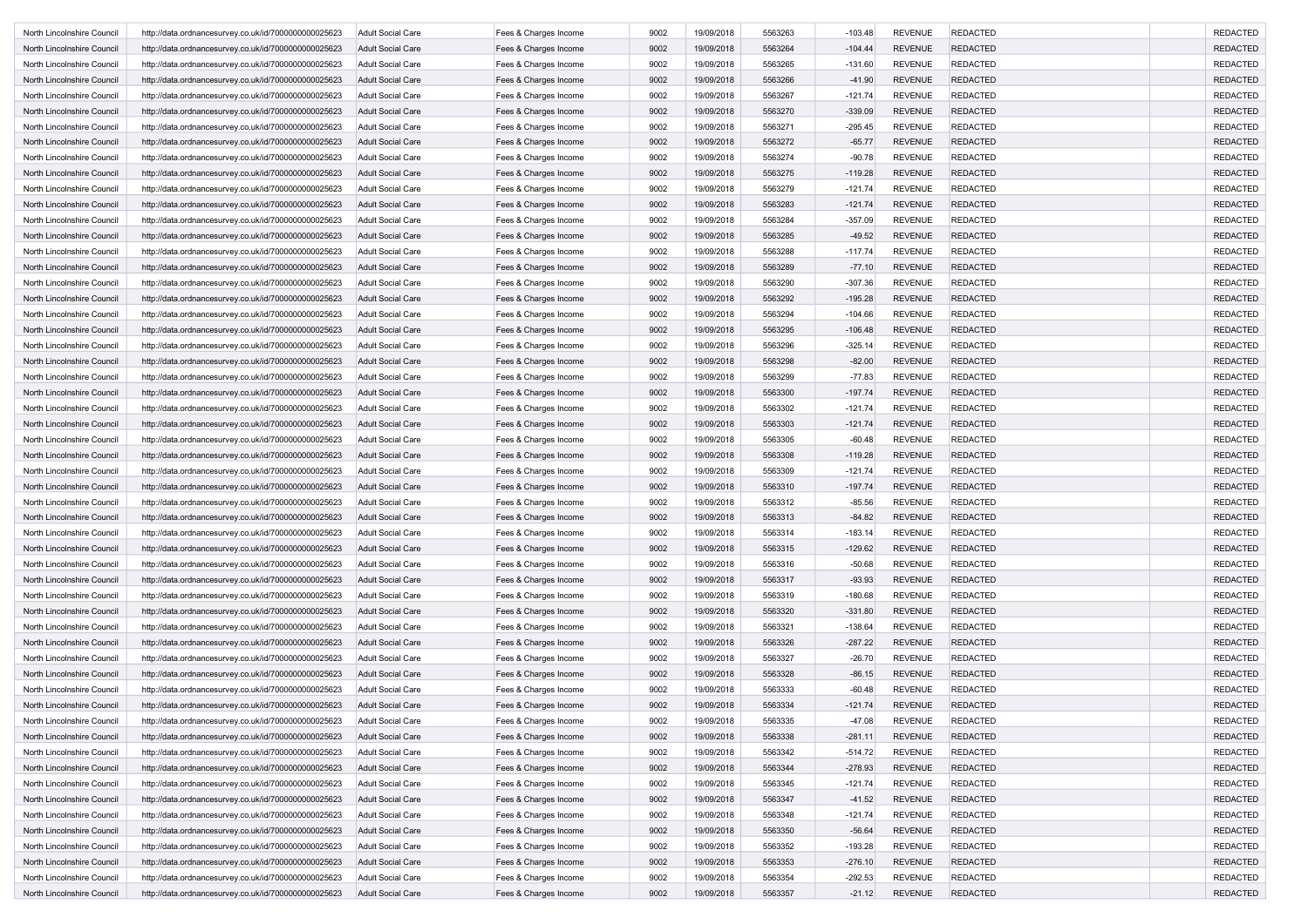| | | | | | | | | | | | |
|---|---|---|---|---|---|---|---|---|---|---|---|
| North Lincolnshire Council | http://data.ordnancesurvey.co.uk/id/7000000000025623 | Adult Social Care | Fees & Charges Income | 9002 | 19/09/2018 | 5563263 | -103.48 | REVENUE | REDACTED | | REDACTED |
| North Lincolnshire Council | http://data.ordnancesurvey.co.uk/id/7000000000025623 | Adult Social Care | Fees & Charges Income | 9002 | 19/09/2018 | 5563264 | -104.44 | REVENUE | REDACTED | | REDACTED |
| North Lincolnshire Council | http://data.ordnancesurvey.co.uk/id/7000000000025623 | Adult Social Care | Fees & Charges Income | 9002 | 19/09/2018 | 5563265 | -131.60 | REVENUE | REDACTED | | REDACTED |
| North Lincolnshire Council | http://data.ordnancesurvey.co.uk/id/7000000000025623 | Adult Social Care | Fees & Charges Income | 9002 | 19/09/2018 | 5563266 | -41.90 | REVENUE | REDACTED | | REDACTED |
| North Lincolnshire Council | http://data.ordnancesurvey.co.uk/id/7000000000025623 | Adult Social Care | Fees & Charges Income | 9002 | 19/09/2018 | 5563267 | -121.74 | REVENUE | REDACTED | | REDACTED |
| North Lincolnshire Council | http://data.ordnancesurvey.co.uk/id/7000000000025623 | Adult Social Care | Fees & Charges Income | 9002 | 19/09/2018 | 5563270 | -339.09 | REVENUE | REDACTED | | REDACTED |
| North Lincolnshire Council | http://data.ordnancesurvey.co.uk/id/7000000000025623 | Adult Social Care | Fees & Charges Income | 9002 | 19/09/2018 | 5563271 | -295.45 | REVENUE | REDACTED | | REDACTED |
| North Lincolnshire Council | http://data.ordnancesurvey.co.uk/id/7000000000025623 | Adult Social Care | Fees & Charges Income | 9002 | 19/09/2018 | 5563272 | -65.77 | REVENUE | REDACTED | | REDACTED |
| North Lincolnshire Council | http://data.ordnancesurvey.co.uk/id/7000000000025623 | Adult Social Care | Fees & Charges Income | 9002 | 19/09/2018 | 5563274 | -90.78 | REVENUE | REDACTED | | REDACTED |
| North Lincolnshire Council | http://data.ordnancesurvey.co.uk/id/7000000000025623 | Adult Social Care | Fees & Charges Income | 9002 | 19/09/2018 | 5563275 | -119.28 | REVENUE | REDACTED | | REDACTED |
| North Lincolnshire Council | http://data.ordnancesurvey.co.uk/id/7000000000025623 | Adult Social Care | Fees & Charges Income | 9002 | 19/09/2018 | 5563279 | -121.74 | REVENUE | REDACTED | | REDACTED |
| North Lincolnshire Council | http://data.ordnancesurvey.co.uk/id/7000000000025623 | Adult Social Care | Fees & Charges Income | 9002 | 19/09/2018 | 5563283 | -121.74 | REVENUE | REDACTED | | REDACTED |
| North Lincolnshire Council | http://data.ordnancesurvey.co.uk/id/7000000000025623 | Adult Social Care | Fees & Charges Income | 9002 | 19/09/2018 | 5563284 | -357.09 | REVENUE | REDACTED | | REDACTED |
| North Lincolnshire Council | http://data.ordnancesurvey.co.uk/id/7000000000025623 | Adult Social Care | Fees & Charges Income | 9002 | 19/09/2018 | 5563285 | -49.52 | REVENUE | REDACTED | | REDACTED |
| North Lincolnshire Council | http://data.ordnancesurvey.co.uk/id/7000000000025623 | Adult Social Care | Fees & Charges Income | 9002 | 19/09/2018 | 5563288 | -117.74 | REVENUE | REDACTED | | REDACTED |
| North Lincolnshire Council | http://data.ordnancesurvey.co.uk/id/7000000000025623 | Adult Social Care | Fees & Charges Income | 9002 | 19/09/2018 | 5563289 | -77.10 | REVENUE | REDACTED | | REDACTED |
| North Lincolnshire Council | http://data.ordnancesurvey.co.uk/id/7000000000025623 | Adult Social Care | Fees & Charges Income | 9002 | 19/09/2018 | 5563290 | -307.36 | REVENUE | REDACTED | | REDACTED |
| North Lincolnshire Council | http://data.ordnancesurvey.co.uk/id/7000000000025623 | Adult Social Care | Fees & Charges Income | 9002 | 19/09/2018 | 5563292 | -195.28 | REVENUE | REDACTED | | REDACTED |
| North Lincolnshire Council | http://data.ordnancesurvey.co.uk/id/7000000000025623 | Adult Social Care | Fees & Charges Income | 9002 | 19/09/2018 | 5563294 | -104.66 | REVENUE | REDACTED | | REDACTED |
| North Lincolnshire Council | http://data.ordnancesurvey.co.uk/id/7000000000025623 | Adult Social Care | Fees & Charges Income | 9002 | 19/09/2018 | 5563295 | -106.48 | REVENUE | REDACTED | | REDACTED |
| North Lincolnshire Council | http://data.ordnancesurvey.co.uk/id/7000000000025623 | Adult Social Care | Fees & Charges Income | 9002 | 19/09/2018 | 5563296 | -325.14 | REVENUE | REDACTED | | REDACTED |
| North Lincolnshire Council | http://data.ordnancesurvey.co.uk/id/7000000000025623 | Adult Social Care | Fees & Charges Income | 9002 | 19/09/2018 | 5563298 | -82.00 | REVENUE | REDACTED | | REDACTED |
| North Lincolnshire Council | http://data.ordnancesurvey.co.uk/id/7000000000025623 | Adult Social Care | Fees & Charges Income | 9002 | 19/09/2018 | 5563299 | -77.83 | REVENUE | REDACTED | | REDACTED |
| North Lincolnshire Council | http://data.ordnancesurvey.co.uk/id/7000000000025623 | Adult Social Care | Fees & Charges Income | 9002 | 19/09/2018 | 5563300 | -197.74 | REVENUE | REDACTED | | REDACTED |
| North Lincolnshire Council | http://data.ordnancesurvey.co.uk/id/7000000000025623 | Adult Social Care | Fees & Charges Income | 9002 | 19/09/2018 | 5563302 | -121.74 | REVENUE | REDACTED | | REDACTED |
| North Lincolnshire Council | http://data.ordnancesurvey.co.uk/id/7000000000025623 | Adult Social Care | Fees & Charges Income | 9002 | 19/09/2018 | 5563303 | -121.74 | REVENUE | REDACTED | | REDACTED |
| North Lincolnshire Council | http://data.ordnancesurvey.co.uk/id/7000000000025623 | Adult Social Care | Fees & Charges Income | 9002 | 19/09/2018 | 5563305 | -60.48 | REVENUE | REDACTED | | REDACTED |
| North Lincolnshire Council | http://data.ordnancesurvey.co.uk/id/7000000000025623 | Adult Social Care | Fees & Charges Income | 9002 | 19/09/2018 | 5563308 | -119.28 | REVENUE | REDACTED | | REDACTED |
| North Lincolnshire Council | http://data.ordnancesurvey.co.uk/id/7000000000025623 | Adult Social Care | Fees & Charges Income | 9002 | 19/09/2018 | 5563309 | -121.74 | REVENUE | REDACTED | | REDACTED |
| North Lincolnshire Council | http://data.ordnancesurvey.co.uk/id/7000000000025623 | Adult Social Care | Fees & Charges Income | 9002 | 19/09/2018 | 5563310 | -197.74 | REVENUE | REDACTED | | REDACTED |
| North Lincolnshire Council | http://data.ordnancesurvey.co.uk/id/7000000000025623 | Adult Social Care | Fees & Charges Income | 9002 | 19/09/2018 | 5563312 | -85.56 | REVENUE | REDACTED | | REDACTED |
| North Lincolnshire Council | http://data.ordnancesurvey.co.uk/id/7000000000025623 | Adult Social Care | Fees & Charges Income | 9002 | 19/09/2018 | 5563313 | -84.82 | REVENUE | REDACTED | | REDACTED |
| North Lincolnshire Council | http://data.ordnancesurvey.co.uk/id/7000000000025623 | Adult Social Care | Fees & Charges Income | 9002 | 19/09/2018 | 5563314 | -183.14 | REVENUE | REDACTED | | REDACTED |
| North Lincolnshire Council | http://data.ordnancesurvey.co.uk/id/7000000000025623 | Adult Social Care | Fees & Charges Income | 9002 | 19/09/2018 | 5563315 | -129.62 | REVENUE | REDACTED | | REDACTED |
| North Lincolnshire Council | http://data.ordnancesurvey.co.uk/id/7000000000025623 | Adult Social Care | Fees & Charges Income | 9002 | 19/09/2018 | 5563316 | -50.68 | REVENUE | REDACTED | | REDACTED |
| North Lincolnshire Council | http://data.ordnancesurvey.co.uk/id/7000000000025623 | Adult Social Care | Fees & Charges Income | 9002 | 19/09/2018 | 5563317 | -93.93 | REVENUE | REDACTED | | REDACTED |
| North Lincolnshire Council | http://data.ordnancesurvey.co.uk/id/7000000000025623 | Adult Social Care | Fees & Charges Income | 9002 | 19/09/2018 | 5563319 | -180.68 | REVENUE | REDACTED | | REDACTED |
| North Lincolnshire Council | http://data.ordnancesurvey.co.uk/id/7000000000025623 | Adult Social Care | Fees & Charges Income | 9002 | 19/09/2018 | 5563320 | -331.80 | REVENUE | REDACTED | | REDACTED |
| North Lincolnshire Council | http://data.ordnancesurvey.co.uk/id/7000000000025623 | Adult Social Care | Fees & Charges Income | 9002 | 19/09/2018 | 5563321 | -138.64 | REVENUE | REDACTED | | REDACTED |
| North Lincolnshire Council | http://data.ordnancesurvey.co.uk/id/7000000000025623 | Adult Social Care | Fees & Charges Income | 9002 | 19/09/2018 | 5563326 | -287.22 | REVENUE | REDACTED | | REDACTED |
| North Lincolnshire Council | http://data.ordnancesurvey.co.uk/id/7000000000025623 | Adult Social Care | Fees & Charges Income | 9002 | 19/09/2018 | 5563327 | -26.70 | REVENUE | REDACTED | | REDACTED |
| North Lincolnshire Council | http://data.ordnancesurvey.co.uk/id/7000000000025623 | Adult Social Care | Fees & Charges Income | 9002 | 19/09/2018 | 5563328 | -86.15 | REVENUE | REDACTED | | REDACTED |
| North Lincolnshire Council | http://data.ordnancesurvey.co.uk/id/7000000000025623 | Adult Social Care | Fees & Charges Income | 9002 | 19/09/2018 | 5563333 | -60.48 | REVENUE | REDACTED | | REDACTED |
| North Lincolnshire Council | http://data.ordnancesurvey.co.uk/id/7000000000025623 | Adult Social Care | Fees & Charges Income | 9002 | 19/09/2018 | 5563334 | -121.74 | REVENUE | REDACTED | | REDACTED |
| North Lincolnshire Council | http://data.ordnancesurvey.co.uk/id/7000000000025623 | Adult Social Care | Fees & Charges Income | 9002 | 19/09/2018 | 5563335 | -47.08 | REVENUE | REDACTED | | REDACTED |
| North Lincolnshire Council | http://data.ordnancesurvey.co.uk/id/7000000000025623 | Adult Social Care | Fees & Charges Income | 9002 | 19/09/2018 | 5563338 | -281.11 | REVENUE | REDACTED | | REDACTED |
| North Lincolnshire Council | http://data.ordnancesurvey.co.uk/id/7000000000025623 | Adult Social Care | Fees & Charges Income | 9002 | 19/09/2018 | 5563342 | -514.72 | REVENUE | REDACTED | | REDACTED |
| North Lincolnshire Council | http://data.ordnancesurvey.co.uk/id/7000000000025623 | Adult Social Care | Fees & Charges Income | 9002 | 19/09/2018 | 5563344 | -278.93 | REVENUE | REDACTED | | REDACTED |
| North Lincolnshire Council | http://data.ordnancesurvey.co.uk/id/7000000000025623 | Adult Social Care | Fees & Charges Income | 9002 | 19/09/2018 | 5563345 | -121.74 | REVENUE | REDACTED | | REDACTED |
| North Lincolnshire Council | http://data.ordnancesurvey.co.uk/id/7000000000025623 | Adult Social Care | Fees & Charges Income | 9002 | 19/09/2018 | 5563347 | -41.52 | REVENUE | REDACTED | | REDACTED |
| North Lincolnshire Council | http://data.ordnancesurvey.co.uk/id/7000000000025623 | Adult Social Care | Fees & Charges Income | 9002 | 19/09/2018 | 5563348 | -121.74 | REVENUE | REDACTED | | REDACTED |
| North Lincolnshire Council | http://data.ordnancesurvey.co.uk/id/7000000000025623 | Adult Social Care | Fees & Charges Income | 9002 | 19/09/2018 | 5563350 | -56.64 | REVENUE | REDACTED | | REDACTED |
| North Lincolnshire Council | http://data.ordnancesurvey.co.uk/id/7000000000025623 | Adult Social Care | Fees & Charges Income | 9002 | 19/09/2018 | 5563352 | -193.28 | REVENUE | REDACTED | | REDACTED |
| North Lincolnshire Council | http://data.ordnancesurvey.co.uk/id/7000000000025623 | Adult Social Care | Fees & Charges Income | 9002 | 19/09/2018 | 5563353 | -276.10 | REVENUE | REDACTED | | REDACTED |
| North Lincolnshire Council | http://data.ordnancesurvey.co.uk/id/7000000000025623 | Adult Social Care | Fees & Charges Income | 9002 | 19/09/2018 | 5563354 | -292.53 | REVENUE | REDACTED | | REDACTED |
| North Lincolnshire Council | http://data.ordnancesurvey.co.uk/id/7000000000025623 | Adult Social Care | Fees & Charges Income | 9002 | 19/09/2018 | 5563357 | -21.12 | REVENUE | REDACTED | | REDACTED |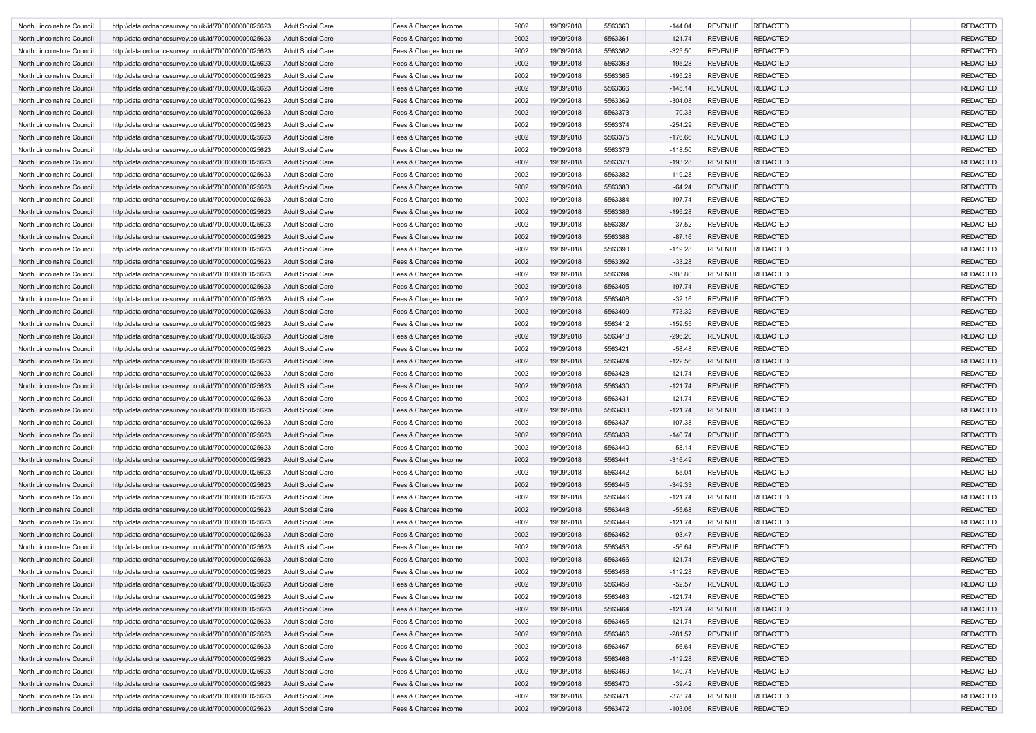| | | | | | | | | | | | |
|---|---|---|---|---|---|---|---|---|---|---|---|
| North Lincolnshire Council | http://data.ordnancesurvey.co.uk/id/7000000000025623 | Adult Social Care | Fees & Charges Income | 9002 | 19/09/2018 | 5563360 | -144.04 | REVENUE | REDACTED | | REDACTED |
| North Lincolnshire Council | http://data.ordnancesurvey.co.uk/id/7000000000025623 | Adult Social Care | Fees & Charges Income | 9002 | 19/09/2018 | 5563361 | -121.74 | REVENUE | REDACTED | | REDACTED |
| North Lincolnshire Council | http://data.ordnancesurvey.co.uk/id/7000000000025623 | Adult Social Care | Fees & Charges Income | 9002 | 19/09/2018 | 5563362 | -325.50 | REVENUE | REDACTED | | REDACTED |
| North Lincolnshire Council | http://data.ordnancesurvey.co.uk/id/7000000000025623 | Adult Social Care | Fees & Charges Income | 9002 | 19/09/2018 | 5563363 | -195.28 | REVENUE | REDACTED | | REDACTED |
| North Lincolnshire Council | http://data.ordnancesurvey.co.uk/id/7000000000025623 | Adult Social Care | Fees & Charges Income | 9002 | 19/09/2018 | 5563365 | -195.28 | REVENUE | REDACTED | | REDACTED |
| North Lincolnshire Council | http://data.ordnancesurvey.co.uk/id/7000000000025623 | Adult Social Care | Fees & Charges Income | 9002 | 19/09/2018 | 5563366 | -145.14 | REVENUE | REDACTED | | REDACTED |
| North Lincolnshire Council | http://data.ordnancesurvey.co.uk/id/7000000000025623 | Adult Social Care | Fees & Charges Income | 9002 | 19/09/2018 | 5563369 | -304.08 | REVENUE | REDACTED | | REDACTED |
| North Lincolnshire Council | http://data.ordnancesurvey.co.uk/id/7000000000025623 | Adult Social Care | Fees & Charges Income | 9002 | 19/09/2018 | 5563373 | -70.33 | REVENUE | REDACTED | | REDACTED |
| North Lincolnshire Council | http://data.ordnancesurvey.co.uk/id/7000000000025623 | Adult Social Care | Fees & Charges Income | 9002 | 19/09/2018 | 5563374 | -254.29 | REVENUE | REDACTED | | REDACTED |
| North Lincolnshire Council | http://data.ordnancesurvey.co.uk/id/7000000000025623 | Adult Social Care | Fees & Charges Income | 9002 | 19/09/2018 | 5563375 | -176.66 | REVENUE | REDACTED | | REDACTED |
| North Lincolnshire Council | http://data.ordnancesurvey.co.uk/id/7000000000025623 | Adult Social Care | Fees & Charges Income | 9002 | 19/09/2018 | 5563376 | -118.50 | REVENUE | REDACTED | | REDACTED |
| North Lincolnshire Council | http://data.ordnancesurvey.co.uk/id/7000000000025623 | Adult Social Care | Fees & Charges Income | 9002 | 19/09/2018 | 5563378 | -193.28 | REVENUE | REDACTED | | REDACTED |
| North Lincolnshire Council | http://data.ordnancesurvey.co.uk/id/7000000000025623 | Adult Social Care | Fees & Charges Income | 9002 | 19/09/2018 | 5563382 | -119.28 | REVENUE | REDACTED | | REDACTED |
| North Lincolnshire Council | http://data.ordnancesurvey.co.uk/id/7000000000025623 | Adult Social Care | Fees & Charges Income | 9002 | 19/09/2018 | 5563383 | -64.24 | REVENUE | REDACTED | | REDACTED |
| North Lincolnshire Council | http://data.ordnancesurvey.co.uk/id/7000000000025623 | Adult Social Care | Fees & Charges Income | 9002 | 19/09/2018 | 5563384 | -197.74 | REVENUE | REDACTED | | REDACTED |
| North Lincolnshire Council | http://data.ordnancesurvey.co.uk/id/7000000000025623 | Adult Social Care | Fees & Charges Income | 9002 | 19/09/2018 | 5563386 | -195.28 | REVENUE | REDACTED | | REDACTED |
| North Lincolnshire Council | http://data.ordnancesurvey.co.uk/id/7000000000025623 | Adult Social Care | Fees & Charges Income | 9002 | 19/09/2018 | 5563387 | -37.52 | REVENUE | REDACTED | | REDACTED |
| North Lincolnshire Council | http://data.ordnancesurvey.co.uk/id/7000000000025623 | Adult Social Care | Fees & Charges Income | 9002 | 19/09/2018 | 5563388 | -87.16 | REVENUE | REDACTED | | REDACTED |
| North Lincolnshire Council | http://data.ordnancesurvey.co.uk/id/7000000000025623 | Adult Social Care | Fees & Charges Income | 9002 | 19/09/2018 | 5563390 | -119.28 | REVENUE | REDACTED | | REDACTED |
| North Lincolnshire Council | http://data.ordnancesurvey.co.uk/id/7000000000025623 | Adult Social Care | Fees & Charges Income | 9002 | 19/09/2018 | 5563392 | -33.28 | REVENUE | REDACTED | | REDACTED |
| North Lincolnshire Council | http://data.ordnancesurvey.co.uk/id/7000000000025623 | Adult Social Care | Fees & Charges Income | 9002 | 19/09/2018 | 5563394 | -308.80 | REVENUE | REDACTED | | REDACTED |
| North Lincolnshire Council | http://data.ordnancesurvey.co.uk/id/7000000000025623 | Adult Social Care | Fees & Charges Income | 9002 | 19/09/2018 | 5563405 | -197.74 | REVENUE | REDACTED | | REDACTED |
| North Lincolnshire Council | http://data.ordnancesurvey.co.uk/id/7000000000025623 | Adult Social Care | Fees & Charges Income | 9002 | 19/09/2018 | 5563408 | -32.16 | REVENUE | REDACTED | | REDACTED |
| North Lincolnshire Council | http://data.ordnancesurvey.co.uk/id/7000000000025623 | Adult Social Care | Fees & Charges Income | 9002 | 19/09/2018 | 5563409 | -773.32 | REVENUE | REDACTED | | REDACTED |
| North Lincolnshire Council | http://data.ordnancesurvey.co.uk/id/7000000000025623 | Adult Social Care | Fees & Charges Income | 9002 | 19/09/2018 | 5563412 | -159.55 | REVENUE | REDACTED | | REDACTED |
| North Lincolnshire Council | http://data.ordnancesurvey.co.uk/id/7000000000025623 | Adult Social Care | Fees & Charges Income | 9002 | 19/09/2018 | 5563418 | -296.20 | REVENUE | REDACTED | | REDACTED |
| North Lincolnshire Council | http://data.ordnancesurvey.co.uk/id/7000000000025623 | Adult Social Care | Fees & Charges Income | 9002 | 19/09/2018 | 5563421 | -58.48 | REVENUE | REDACTED | | REDACTED |
| North Lincolnshire Council | http://data.ordnancesurvey.co.uk/id/7000000000025623 | Adult Social Care | Fees & Charges Income | 9002 | 19/09/2018 | 5563424 | -122.56 | REVENUE | REDACTED | | REDACTED |
| North Lincolnshire Council | http://data.ordnancesurvey.co.uk/id/7000000000025623 | Adult Social Care | Fees & Charges Income | 9002 | 19/09/2018 | 5563428 | -121.74 | REVENUE | REDACTED | | REDACTED |
| North Lincolnshire Council | http://data.ordnancesurvey.co.uk/id/7000000000025623 | Adult Social Care | Fees & Charges Income | 9002 | 19/09/2018 | 5563430 | -121.74 | REVENUE | REDACTED | | REDACTED |
| North Lincolnshire Council | http://data.ordnancesurvey.co.uk/id/7000000000025623 | Adult Social Care | Fees & Charges Income | 9002 | 19/09/2018 | 5563431 | -121.74 | REVENUE | REDACTED | | REDACTED |
| North Lincolnshire Council | http://data.ordnancesurvey.co.uk/id/7000000000025623 | Adult Social Care | Fees & Charges Income | 9002 | 19/09/2018 | 5563433 | -121.74 | REVENUE | REDACTED | | REDACTED |
| North Lincolnshire Council | http://data.ordnancesurvey.co.uk/id/7000000000025623 | Adult Social Care | Fees & Charges Income | 9002 | 19/09/2018 | 5563437 | -107.38 | REVENUE | REDACTED | | REDACTED |
| North Lincolnshire Council | http://data.ordnancesurvey.co.uk/id/7000000000025623 | Adult Social Care | Fees & Charges Income | 9002 | 19/09/2018 | 5563439 | -140.74 | REVENUE | REDACTED | | REDACTED |
| North Lincolnshire Council | http://data.ordnancesurvey.co.uk/id/7000000000025623 | Adult Social Care | Fees & Charges Income | 9002 | 19/09/2018 | 5563440 | -58.14 | REVENUE | REDACTED | | REDACTED |
| North Lincolnshire Council | http://data.ordnancesurvey.co.uk/id/7000000000025623 | Adult Social Care | Fees & Charges Income | 9002 | 19/09/2018 | 5563441 | -316.49 | REVENUE | REDACTED | | REDACTED |
| North Lincolnshire Council | http://data.ordnancesurvey.co.uk/id/7000000000025623 | Adult Social Care | Fees & Charges Income | 9002 | 19/09/2018 | 5563442 | -55.04 | REVENUE | REDACTED | | REDACTED |
| North Lincolnshire Council | http://data.ordnancesurvey.co.uk/id/7000000000025623 | Adult Social Care | Fees & Charges Income | 9002 | 19/09/2018 | 5563445 | -349.33 | REVENUE | REDACTED | | REDACTED |
| North Lincolnshire Council | http://data.ordnancesurvey.co.uk/id/7000000000025623 | Adult Social Care | Fees & Charges Income | 9002 | 19/09/2018 | 5563446 | -121.74 | REVENUE | REDACTED | | REDACTED |
| North Lincolnshire Council | http://data.ordnancesurvey.co.uk/id/7000000000025623 | Adult Social Care | Fees & Charges Income | 9002 | 19/09/2018 | 5563448 | -55.68 | REVENUE | REDACTED | | REDACTED |
| North Lincolnshire Council | http://data.ordnancesurvey.co.uk/id/7000000000025623 | Adult Social Care | Fees & Charges Income | 9002 | 19/09/2018 | 5563449 | -121.74 | REVENUE | REDACTED | | REDACTED |
| North Lincolnshire Council | http://data.ordnancesurvey.co.uk/id/7000000000025623 | Adult Social Care | Fees & Charges Income | 9002 | 19/09/2018 | 5563452 | -93.47 | REVENUE | REDACTED | | REDACTED |
| North Lincolnshire Council | http://data.ordnancesurvey.co.uk/id/7000000000025623 | Adult Social Care | Fees & Charges Income | 9002 | 19/09/2018 | 5563453 | -56.64 | REVENUE | REDACTED | | REDACTED |
| North Lincolnshire Council | http://data.ordnancesurvey.co.uk/id/7000000000025623 | Adult Social Care | Fees & Charges Income | 9002 | 19/09/2018 | 5563456 | -121.74 | REVENUE | REDACTED | | REDACTED |
| North Lincolnshire Council | http://data.ordnancesurvey.co.uk/id/7000000000025623 | Adult Social Care | Fees & Charges Income | 9002 | 19/09/2018 | 5563458 | -119.28 | REVENUE | REDACTED | | REDACTED |
| North Lincolnshire Council | http://data.ordnancesurvey.co.uk/id/7000000000025623 | Adult Social Care | Fees & Charges Income | 9002 | 19/09/2018 | 5563459 | -52.57 | REVENUE | REDACTED | | REDACTED |
| North Lincolnshire Council | http://data.ordnancesurvey.co.uk/id/7000000000025623 | Adult Social Care | Fees & Charges Income | 9002 | 19/09/2018 | 5563463 | -121.74 | REVENUE | REDACTED | | REDACTED |
| North Lincolnshire Council | http://data.ordnancesurvey.co.uk/id/7000000000025623 | Adult Social Care | Fees & Charges Income | 9002 | 19/09/2018 | 5563464 | -121.74 | REVENUE | REDACTED | | REDACTED |
| North Lincolnshire Council | http://data.ordnancesurvey.co.uk/id/7000000000025623 | Adult Social Care | Fees & Charges Income | 9002 | 19/09/2018 | 5563465 | -121.74 | REVENUE | REDACTED | | REDACTED |
| North Lincolnshire Council | http://data.ordnancesurvey.co.uk/id/7000000000025623 | Adult Social Care | Fees & Charges Income | 9002 | 19/09/2018 | 5563466 | -281.57 | REVENUE | REDACTED | | REDACTED |
| North Lincolnshire Council | http://data.ordnancesurvey.co.uk/id/7000000000025623 | Adult Social Care | Fees & Charges Income | 9002 | 19/09/2018 | 5563467 | -56.64 | REVENUE | REDACTED | | REDACTED |
| North Lincolnshire Council | http://data.ordnancesurvey.co.uk/id/7000000000025623 | Adult Social Care | Fees & Charges Income | 9002 | 19/09/2018 | 5563468 | -119.28 | REVENUE | REDACTED | | REDACTED |
| North Lincolnshire Council | http://data.ordnancesurvey.co.uk/id/7000000000025623 | Adult Social Care | Fees & Charges Income | 9002 | 19/09/2018 | 5563469 | -140.74 | REVENUE | REDACTED | | REDACTED |
| North Lincolnshire Council | http://data.ordnancesurvey.co.uk/id/7000000000025623 | Adult Social Care | Fees & Charges Income | 9002 | 19/09/2018 | 5563470 | -39.42 | REVENUE | REDACTED | | REDACTED |
| North Lincolnshire Council | http://data.ordnancesurvey.co.uk/id/7000000000025623 | Adult Social Care | Fees & Charges Income | 9002 | 19/09/2018 | 5563471 | -378.74 | REVENUE | REDACTED | | REDACTED |
| North Lincolnshire Council | http://data.ordnancesurvey.co.uk/id/7000000000025623 | Adult Social Care | Fees & Charges Income | 9002 | 19/09/2018 | 5563472 | -103.06 | REVENUE | REDACTED | | REDACTED |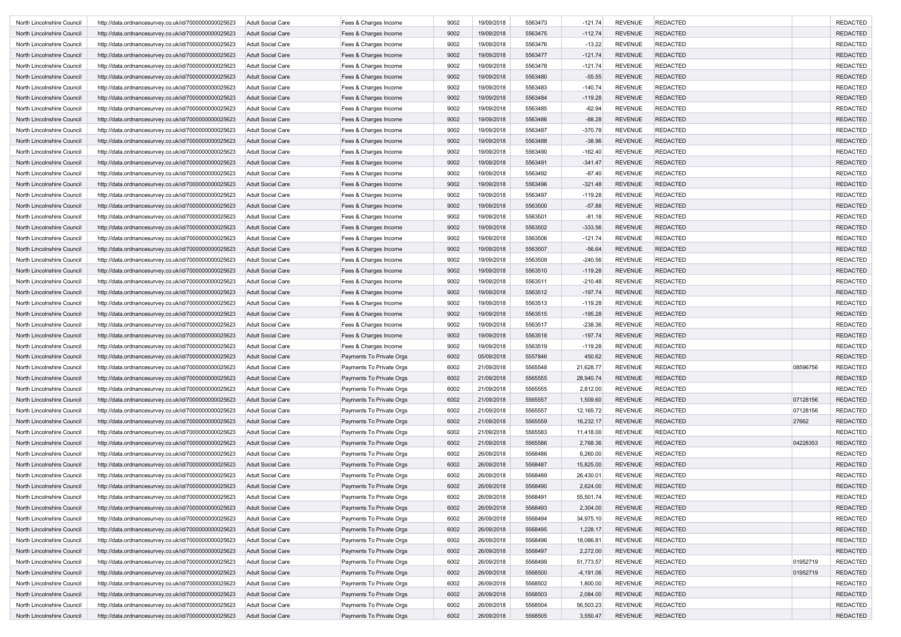| | | | | | | | | | | | |
|---|---|---|---|---|---|---|---|---|---|---|---|
| North Lincolnshire Council | http://data.ordnancesurvey.co.uk/id/7000000000025623 | Adult Social Care | Fees & Charges Income | 9002 | 19/09/2018 | 5563473 | -121.74 | REVENUE | REDACTED | | REDACTED |
| North Lincolnshire Council | http://data.ordnancesurvey.co.uk/id/7000000000025623 | Adult Social Care | Fees & Charges Income | 9002 | 19/09/2018 | 5563475 | -112.74 | REVENUE | REDACTED | | REDACTED |
| North Lincolnshire Council | http://data.ordnancesurvey.co.uk/id/7000000000025623 | Adult Social Care | Fees & Charges Income | 9002 | 19/09/2018 | 5563476 | -13.22 | REVENUE | REDACTED | | REDACTED |
| North Lincolnshire Council | http://data.ordnancesurvey.co.uk/id/7000000000025623 | Adult Social Care | Fees & Charges Income | 9002 | 19/09/2018 | 5563477 | -121.74 | REVENUE | REDACTED | | REDACTED |
| North Lincolnshire Council | http://data.ordnancesurvey.co.uk/id/7000000000025623 | Adult Social Care | Fees & Charges Income | 9002 | 19/09/2018 | 5563478 | -121.74 | REVENUE | REDACTED | | REDACTED |
| North Lincolnshire Council | http://data.ordnancesurvey.co.uk/id/7000000000025623 | Adult Social Care | Fees & Charges Income | 9002 | 19/09/2018 | 5563480 | -55.55 | REVENUE | REDACTED | | REDACTED |
| North Lincolnshire Council | http://data.ordnancesurvey.co.uk/id/7000000000025623 | Adult Social Care | Fees & Charges Income | 9002 | 19/09/2018 | 5563483 | -140.74 | REVENUE | REDACTED | | REDACTED |
| North Lincolnshire Council | http://data.ordnancesurvey.co.uk/id/7000000000025623 | Adult Social Care | Fees & Charges Income | 9002 | 19/09/2018 | 5563484 | -119.28 | REVENUE | REDACTED | | REDACTED |
| North Lincolnshire Council | http://data.ordnancesurvey.co.uk/id/7000000000025623 | Adult Social Care | Fees & Charges Income | 9002 | 19/09/2018 | 5563485 | -62.94 | REVENUE | REDACTED | | REDACTED |
| North Lincolnshire Council | http://data.ordnancesurvey.co.uk/id/7000000000025623 | Adult Social Care | Fees & Charges Income | 9002 | 19/09/2018 | 5563486 | -88.28 | REVENUE | REDACTED | | REDACTED |
| North Lincolnshire Council | http://data.ordnancesurvey.co.uk/id/7000000000025623 | Adult Social Care | Fees & Charges Income | 9002 | 19/09/2018 | 5563487 | -370.78 | REVENUE | REDACTED | | REDACTED |
| North Lincolnshire Council | http://data.ordnancesurvey.co.uk/id/7000000000025623 | Adult Social Care | Fees & Charges Income | 9002 | 19/09/2018 | 5563488 | -38.96 | REVENUE | REDACTED | | REDACTED |
| North Lincolnshire Council | http://data.ordnancesurvey.co.uk/id/7000000000025623 | Adult Social Care | Fees & Charges Income | 9002 | 19/09/2018 | 5563490 | -162.40 | REVENUE | REDACTED | | REDACTED |
| North Lincolnshire Council | http://data.ordnancesurvey.co.uk/id/7000000000025623 | Adult Social Care | Fees & Charges Income | 9002 | 19/09/2018 | 5563491 | -341.47 | REVENUE | REDACTED | | REDACTED |
| North Lincolnshire Council | http://data.ordnancesurvey.co.uk/id/7000000000025623 | Adult Social Care | Fees & Charges Income | 9002 | 19/09/2018 | 5563492 | -87.40 | REVENUE | REDACTED | | REDACTED |
| North Lincolnshire Council | http://data.ordnancesurvey.co.uk/id/7000000000025623 | Adult Social Care | Fees & Charges Income | 9002 | 19/09/2018 | 5563496 | -321.48 | REVENUE | REDACTED | | REDACTED |
| North Lincolnshire Council | http://data.ordnancesurvey.co.uk/id/7000000000025623 | Adult Social Care | Fees & Charges Income | 9002 | 19/09/2018 | 5563497 | -119.28 | REVENUE | REDACTED | | REDACTED |
| North Lincolnshire Council | http://data.ordnancesurvey.co.uk/id/7000000000025623 | Adult Social Care | Fees & Charges Income | 9002 | 19/09/2018 | 5563500 | -57.88 | REVENUE | REDACTED | | REDACTED |
| North Lincolnshire Council | http://data.ordnancesurvey.co.uk/id/7000000000025623 | Adult Social Care | Fees & Charges Income | 9002 | 19/09/2018 | 5563501 | -81.18 | REVENUE | REDACTED | | REDACTED |
| North Lincolnshire Council | http://data.ordnancesurvey.co.uk/id/7000000000025623 | Adult Social Care | Fees & Charges Income | 9002 | 19/09/2018 | 5563502 | -333.56 | REVENUE | REDACTED | | REDACTED |
| North Lincolnshire Council | http://data.ordnancesurvey.co.uk/id/7000000000025623 | Adult Social Care | Fees & Charges Income | 9002 | 19/09/2018 | 5563506 | -121.74 | REVENUE | REDACTED | | REDACTED |
| North Lincolnshire Council | http://data.ordnancesurvey.co.uk/id/7000000000025623 | Adult Social Care | Fees & Charges Income | 9002 | 19/09/2018 | 5563507 | -56.64 | REVENUE | REDACTED | | REDACTED |
| North Lincolnshire Council | http://data.ordnancesurvey.co.uk/id/7000000000025623 | Adult Social Care | Fees & Charges Income | 9002 | 19/09/2018 | 5563509 | -240.56 | REVENUE | REDACTED | | REDACTED |
| North Lincolnshire Council | http://data.ordnancesurvey.co.uk/id/7000000000025623 | Adult Social Care | Fees & Charges Income | 9002 | 19/09/2018 | 5563510 | -119.28 | REVENUE | REDACTED | | REDACTED |
| North Lincolnshire Council | http://data.ordnancesurvey.co.uk/id/7000000000025623 | Adult Social Care | Fees & Charges Income | 9002 | 19/09/2018 | 5563511 | -210.48 | REVENUE | REDACTED | | REDACTED |
| North Lincolnshire Council | http://data.ordnancesurvey.co.uk/id/7000000000025623 | Adult Social Care | Fees & Charges Income | 9002 | 19/09/2018 | 5563512 | -197.74 | REVENUE | REDACTED | | REDACTED |
| North Lincolnshire Council | http://data.ordnancesurvey.co.uk/id/7000000000025623 | Adult Social Care | Fees & Charges Income | 9002 | 19/09/2018 | 5563513 | -119.28 | REVENUE | REDACTED | | REDACTED |
| North Lincolnshire Council | http://data.ordnancesurvey.co.uk/id/7000000000025623 | Adult Social Care | Fees & Charges Income | 9002 | 19/09/2018 | 5563515 | -195.28 | REVENUE | REDACTED | | REDACTED |
| North Lincolnshire Council | http://data.ordnancesurvey.co.uk/id/7000000000025623 | Adult Social Care | Fees & Charges Income | 9002 | 19/09/2018 | 5563517 | -238.36 | REVENUE | REDACTED | | REDACTED |
| North Lincolnshire Council | http://data.ordnancesurvey.co.uk/id/7000000000025623 | Adult Social Care | Fees & Charges Income | 9002 | 19/09/2018 | 5563518 | -197.74 | REVENUE | REDACTED | | REDACTED |
| North Lincolnshire Council | http://data.ordnancesurvey.co.uk/id/7000000000025623 | Adult Social Care | Fees & Charges Income | 9002 | 19/09/2018 | 5563519 | -119.28 | REVENUE | REDACTED | | REDACTED |
| North Lincolnshire Council | http://data.ordnancesurvey.co.uk/id/7000000000025623 | Adult Social Care | Payments To Private Orgs | 6002 | 05/09/2018 | 5557846 | 450.62 | REVENUE | REDACTED | | REDACTED |
| North Lincolnshire Council | http://data.ordnancesurvey.co.uk/id/7000000000025623 | Adult Social Care | Payments To Private Orgs | 6002 | 21/09/2018 | 5565548 | 21,628.77 | REVENUE | REDACTED | 08596756 | REDACTED |
| North Lincolnshire Council | http://data.ordnancesurvey.co.uk/id/7000000000025623 | Adult Social Care | Payments To Private Orgs | 6002 | 21/09/2018 | 5565555 | 28,940.74 | REVENUE | REDACTED | | REDACTED |
| North Lincolnshire Council | http://data.ordnancesurvey.co.uk/id/7000000000025623 | Adult Social Care | Payments To Private Orgs | 6002 | 21/09/2018 | 5565555 | 2,812.00 | REVENUE | REDACTED | | REDACTED |
| North Lincolnshire Council | http://data.ordnancesurvey.co.uk/id/7000000000025623 | Adult Social Care | Payments To Private Orgs | 6002 | 21/09/2018 | 5565557 | 1,509.60 | REVENUE | REDACTED | 07128156 | REDACTED |
| North Lincolnshire Council | http://data.ordnancesurvey.co.uk/id/7000000000025623 | Adult Social Care | Payments To Private Orgs | 6002 | 21/09/2018 | 5565557 | 12,165.72 | REVENUE | REDACTED | 07128156 | REDACTED |
| North Lincolnshire Council | http://data.ordnancesurvey.co.uk/id/7000000000025623 | Adult Social Care | Payments To Private Orgs | 6002 | 21/09/2018 | 5565559 | 16,232.17 | REVENUE | REDACTED | 27662 | REDACTED |
| North Lincolnshire Council | http://data.ordnancesurvey.co.uk/id/7000000000025623 | Adult Social Care | Payments To Private Orgs | 6002 | 21/09/2018 | 5565583 | 11,418.00 | REVENUE | REDACTED | | REDACTED |
| North Lincolnshire Council | http://data.ordnancesurvey.co.uk/id/7000000000025623 | Adult Social Care | Payments To Private Orgs | 6002 | 21/09/2018 | 5565586 | 2,768.36 | REVENUE | REDACTED | 04228353 | REDACTED |
| North Lincolnshire Council | http://data.ordnancesurvey.co.uk/id/7000000000025623 | Adult Social Care | Payments To Private Orgs | 6002 | 26/09/2018 | 5568486 | 6,260.00 | REVENUE | REDACTED | | REDACTED |
| North Lincolnshire Council | http://data.ordnancesurvey.co.uk/id/7000000000025623 | Adult Social Care | Payments To Private Orgs | 6002 | 26/09/2018 | 5568487 | 15,825.00 | REVENUE | REDACTED | | REDACTED |
| North Lincolnshire Council | http://data.ordnancesurvey.co.uk/id/7000000000025623 | Adult Social Care | Payments To Private Orgs | 6002 | 26/09/2018 | 5568489 | 26,430.01 | REVENUE | REDACTED | | REDACTED |
| North Lincolnshire Council | http://data.ordnancesurvey.co.uk/id/7000000000025623 | Adult Social Care | Payments To Private Orgs | 6002 | 26/09/2018 | 5568490 | 2,624.00 | REVENUE | REDACTED | | REDACTED |
| North Lincolnshire Council | http://data.ordnancesurvey.co.uk/id/7000000000025623 | Adult Social Care | Payments To Private Orgs | 6002 | 26/09/2018 | 5568491 | 55,501.74 | REVENUE | REDACTED | | REDACTED |
| North Lincolnshire Council | http://data.ordnancesurvey.co.uk/id/7000000000025623 | Adult Social Care | Payments To Private Orgs | 6002 | 26/09/2018 | 5568493 | 2,304.00 | REVENUE | REDACTED | | REDACTED |
| North Lincolnshire Council | http://data.ordnancesurvey.co.uk/id/7000000000025623 | Adult Social Care | Payments To Private Orgs | 6002 | 26/09/2018 | 5568494 | 34,975.10 | REVENUE | REDACTED | | REDACTED |
| North Lincolnshire Council | http://data.ordnancesurvey.co.uk/id/7000000000025623 | Adult Social Care | Payments To Private Orgs | 6002 | 26/09/2018 | 5568495 | 1,228.17 | REVENUE | REDACTED | | REDACTED |
| North Lincolnshire Council | http://data.ordnancesurvey.co.uk/id/7000000000025623 | Adult Social Care | Payments To Private Orgs | 6002 | 26/09/2018 | 5568496 | 18,086.81 | REVENUE | REDACTED | | REDACTED |
| North Lincolnshire Council | http://data.ordnancesurvey.co.uk/id/7000000000025623 | Adult Social Care | Payments To Private Orgs | 6002 | 26/09/2018 | 5568497 | 2,272.00 | REVENUE | REDACTED | | REDACTED |
| North Lincolnshire Council | http://data.ordnancesurvey.co.uk/id/7000000000025623 | Adult Social Care | Payments To Private Orgs | 6002 | 26/09/2018 | 5568499 | 51,773.57 | REVENUE | REDACTED | 01952719 | REDACTED |
| North Lincolnshire Council | http://data.ordnancesurvey.co.uk/id/7000000000025623 | Adult Social Care | Payments To Private Orgs | 6002 | 26/09/2018 | 5568500 | -4,191.06 | REVENUE | REDACTED | 01952719 | REDACTED |
| North Lincolnshire Council | http://data.ordnancesurvey.co.uk/id/7000000000025623 | Adult Social Care | Payments To Private Orgs | 6002 | 26/09/2018 | 5568502 | 1,800.00 | REVENUE | REDACTED | | REDACTED |
| North Lincolnshire Council | http://data.ordnancesurvey.co.uk/id/7000000000025623 | Adult Social Care | Payments To Private Orgs | 6002 | 26/09/2018 | 5568503 | 2,084.00 | REVENUE | REDACTED | | REDACTED |
| North Lincolnshire Council | http://data.ordnancesurvey.co.uk/id/7000000000025623 | Adult Social Care | Payments To Private Orgs | 6002 | 26/09/2018 | 5568504 | 56,503.23 | REVENUE | REDACTED | | REDACTED |
| North Lincolnshire Council | http://data.ordnancesurvey.co.uk/id/7000000000025623 | Adult Social Care | Payments To Private Orgs | 6002 | 26/09/2018 | 5568505 | 3,550.47 | REVENUE | REDACTED | | REDACTED |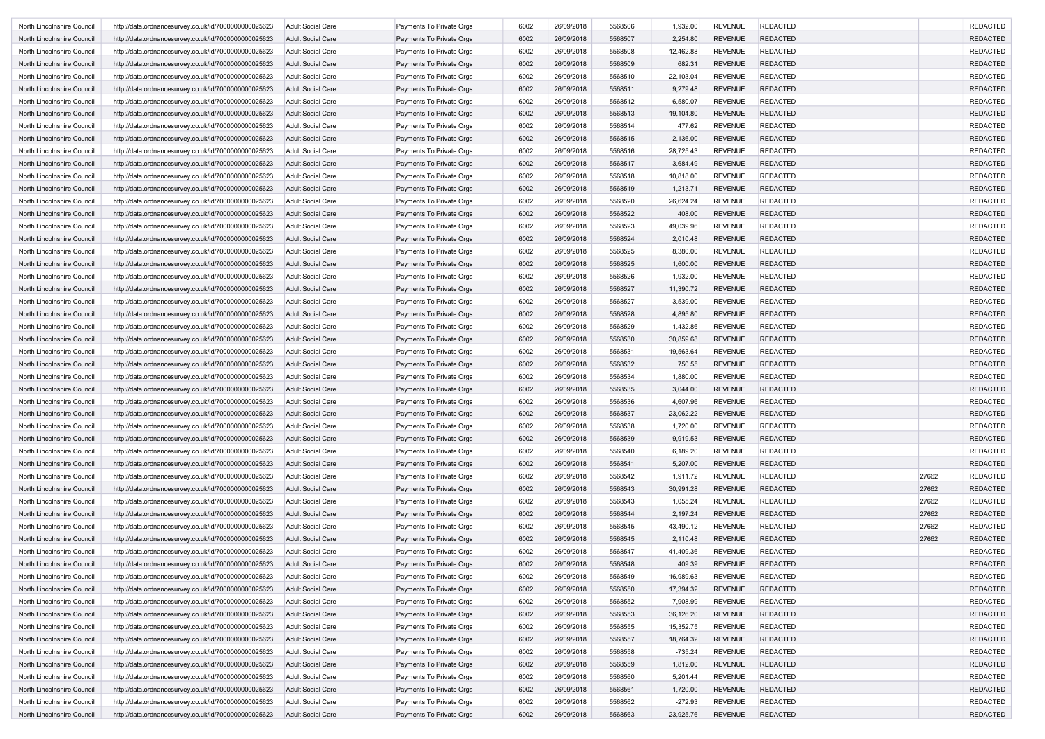| | | | | | | | | | | | |
|---|---|---|---|---|---|---|---|---|---|---|---|
| North Lincolnshire Council | http://data.ordnancesurvey.co.uk/id/7000000000025623 | Adult Social Care | Payments To Private Orgs | 6002 | 26/09/2018 | 5568506 | 1,932.00 | REVENUE | REDACTED | | REDACTED |
| North Lincolnshire Council | http://data.ordnancesurvey.co.uk/id/7000000000025623 | Adult Social Care | Payments To Private Orgs | 6002 | 26/09/2018 | 5568507 | 2,254.80 | REVENUE | REDACTED | | REDACTED |
| North Lincolnshire Council | http://data.ordnancesurvey.co.uk/id/7000000000025623 | Adult Social Care | Payments To Private Orgs | 6002 | 26/09/2018 | 5568508 | 12,462.88 | REVENUE | REDACTED | | REDACTED |
| North Lincolnshire Council | http://data.ordnancesurvey.co.uk/id/7000000000025623 | Adult Social Care | Payments To Private Orgs | 6002 | 26/09/2018 | 5568509 | 682.31 | REVENUE | REDACTED | | REDACTED |
| North Lincolnshire Council | http://data.ordnancesurvey.co.uk/id/7000000000025623 | Adult Social Care | Payments To Private Orgs | 6002 | 26/09/2018 | 5568510 | 22,103.04 | REVENUE | REDACTED | | REDACTED |
| North Lincolnshire Council | http://data.ordnancesurvey.co.uk/id/7000000000025623 | Adult Social Care | Payments To Private Orgs | 6002 | 26/09/2018 | 5568511 | 9,279.48 | REVENUE | REDACTED | | REDACTED |
| North Lincolnshire Council | http://data.ordnancesurvey.co.uk/id/7000000000025623 | Adult Social Care | Payments To Private Orgs | 6002 | 26/09/2018 | 5568512 | 6,580.07 | REVENUE | REDACTED | | REDACTED |
| North Lincolnshire Council | http://data.ordnancesurvey.co.uk/id/7000000000025623 | Adult Social Care | Payments To Private Orgs | 6002 | 26/09/2018 | 5568513 | 19,104.80 | REVENUE | REDACTED | | REDACTED |
| North Lincolnshire Council | http://data.ordnancesurvey.co.uk/id/7000000000025623 | Adult Social Care | Payments To Private Orgs | 6002 | 26/09/2018 | 5568514 | 477.62 | REVENUE | REDACTED | | REDACTED |
| North Lincolnshire Council | http://data.ordnancesurvey.co.uk/id/7000000000025623 | Adult Social Care | Payments To Private Orgs | 6002 | 26/09/2018 | 5568515 | 2,136.00 | REVENUE | REDACTED | | REDACTED |
| North Lincolnshire Council | http://data.ordnancesurvey.co.uk/id/7000000000025623 | Adult Social Care | Payments To Private Orgs | 6002 | 26/09/2018 | 5568516 | 28,725.43 | REVENUE | REDACTED | | REDACTED |
| North Lincolnshire Council | http://data.ordnancesurvey.co.uk/id/7000000000025623 | Adult Social Care | Payments To Private Orgs | 6002 | 26/09/2018 | 5568517 | 3,684.49 | REVENUE | REDACTED | | REDACTED |
| North Lincolnshire Council | http://data.ordnancesurvey.co.uk/id/7000000000025623 | Adult Social Care | Payments To Private Orgs | 6002 | 26/09/2018 | 5568518 | 10,818.00 | REVENUE | REDACTED | | REDACTED |
| North Lincolnshire Council | http://data.ordnancesurvey.co.uk/id/7000000000025623 | Adult Social Care | Payments To Private Orgs | 6002 | 26/09/2018 | 5568519 | -1,213.71 | REVENUE | REDACTED | | REDACTED |
| North Lincolnshire Council | http://data.ordnancesurvey.co.uk/id/7000000000025623 | Adult Social Care | Payments To Private Orgs | 6002 | 26/09/2018 | 5568520 | 26,624.24 | REVENUE | REDACTED | | REDACTED |
| North Lincolnshire Council | http://data.ordnancesurvey.co.uk/id/7000000000025623 | Adult Social Care | Payments To Private Orgs | 6002 | 26/09/2018 | 5568522 | 408.00 | REVENUE | REDACTED | | REDACTED |
| North Lincolnshire Council | http://data.ordnancesurvey.co.uk/id/7000000000025623 | Adult Social Care | Payments To Private Orgs | 6002 | 26/09/2018 | 5568523 | 49,039.96 | REVENUE | REDACTED | | REDACTED |
| North Lincolnshire Council | http://data.ordnancesurvey.co.uk/id/7000000000025623 | Adult Social Care | Payments To Private Orgs | 6002 | 26/09/2018 | 5568524 | 2,010.48 | REVENUE | REDACTED | | REDACTED |
| North Lincolnshire Council | http://data.ordnancesurvey.co.uk/id/7000000000025623 | Adult Social Care | Payments To Private Orgs | 6002 | 26/09/2018 | 5568525 | 8,380.00 | REVENUE | REDACTED | | REDACTED |
| North Lincolnshire Council | http://data.ordnancesurvey.co.uk/id/7000000000025623 | Adult Social Care | Payments To Private Orgs | 6002 | 26/09/2018 | 5568525 | 1,600.00 | REVENUE | REDACTED | | REDACTED |
| North Lincolnshire Council | http://data.ordnancesurvey.co.uk/id/7000000000025623 | Adult Social Care | Payments To Private Orgs | 6002 | 26/09/2018 | 5568526 | 1,932.00 | REVENUE | REDACTED | | REDACTED |
| North Lincolnshire Council | http://data.ordnancesurvey.co.uk/id/7000000000025623 | Adult Social Care | Payments To Private Orgs | 6002 | 26/09/2018 | 5568527 | 11,390.72 | REVENUE | REDACTED | | REDACTED |
| North Lincolnshire Council | http://data.ordnancesurvey.co.uk/id/7000000000025623 | Adult Social Care | Payments To Private Orgs | 6002 | 26/09/2018 | 5568527 | 3,539.00 | REVENUE | REDACTED | | REDACTED |
| North Lincolnshire Council | http://data.ordnancesurvey.co.uk/id/7000000000025623 | Adult Social Care | Payments To Private Orgs | 6002 | 26/09/2018 | 5568528 | 4,895.80 | REVENUE | REDACTED | | REDACTED |
| North Lincolnshire Council | http://data.ordnancesurvey.co.uk/id/7000000000025623 | Adult Social Care | Payments To Private Orgs | 6002 | 26/09/2018 | 5568529 | 1,432.86 | REVENUE | REDACTED | | REDACTED |
| North Lincolnshire Council | http://data.ordnancesurvey.co.uk/id/7000000000025623 | Adult Social Care | Payments To Private Orgs | 6002 | 26/09/2018 | 5568530 | 30,859.68 | REVENUE | REDACTED | | REDACTED |
| North Lincolnshire Council | http://data.ordnancesurvey.co.uk/id/7000000000025623 | Adult Social Care | Payments To Private Orgs | 6002 | 26/09/2018 | 5568531 | 19,563.64 | REVENUE | REDACTED | | REDACTED |
| North Lincolnshire Council | http://data.ordnancesurvey.co.uk/id/7000000000025623 | Adult Social Care | Payments To Private Orgs | 6002 | 26/09/2018 | 5568532 | 750.55 | REVENUE | REDACTED | | REDACTED |
| North Lincolnshire Council | http://data.ordnancesurvey.co.uk/id/7000000000025623 | Adult Social Care | Payments To Private Orgs | 6002 | 26/09/2018 | 5568534 | 1,880.00 | REVENUE | REDACTED | | REDACTED |
| North Lincolnshire Council | http://data.ordnancesurvey.co.uk/id/7000000000025623 | Adult Social Care | Payments To Private Orgs | 6002 | 26/09/2018 | 5568535 | 3,044.00 | REVENUE | REDACTED | | REDACTED |
| North Lincolnshire Council | http://data.ordnancesurvey.co.uk/id/7000000000025623 | Adult Social Care | Payments To Private Orgs | 6002 | 26/09/2018 | 5568536 | 4,607.96 | REVENUE | REDACTED | | REDACTED |
| North Lincolnshire Council | http://data.ordnancesurvey.co.uk/id/7000000000025623 | Adult Social Care | Payments To Private Orgs | 6002 | 26/09/2018 | 5568537 | 23,062.22 | REVENUE | REDACTED | | REDACTED |
| North Lincolnshire Council | http://data.ordnancesurvey.co.uk/id/7000000000025623 | Adult Social Care | Payments To Private Orgs | 6002 | 26/09/2018 | 5568538 | 1,720.00 | REVENUE | REDACTED | | REDACTED |
| North Lincolnshire Council | http://data.ordnancesurvey.co.uk/id/7000000000025623 | Adult Social Care | Payments To Private Orgs | 6002 | 26/09/2018 | 5568539 | 9,919.53 | REVENUE | REDACTED | | REDACTED |
| North Lincolnshire Council | http://data.ordnancesurvey.co.uk/id/7000000000025623 | Adult Social Care | Payments To Private Orgs | 6002 | 26/09/2018 | 5568540 | 6,189.20 | REVENUE | REDACTED | | REDACTED |
| North Lincolnshire Council | http://data.ordnancesurvey.co.uk/id/7000000000025623 | Adult Social Care | Payments To Private Orgs | 6002 | 26/09/2018 | 5568541 | 5,207.00 | REVENUE | REDACTED | | REDACTED |
| North Lincolnshire Council | http://data.ordnancesurvey.co.uk/id/7000000000025623 | Adult Social Care | Payments To Private Orgs | 6002 | 26/09/2018 | 5568542 | 1,911.72 | REVENUE | REDACTED | 27662 | REDACTED |
| North Lincolnshire Council | http://data.ordnancesurvey.co.uk/id/7000000000025623 | Adult Social Care | Payments To Private Orgs | 6002 | 26/09/2018 | 5568543 | 30,991.28 | REVENUE | REDACTED | 27662 | REDACTED |
| North Lincolnshire Council | http://data.ordnancesurvey.co.uk/id/7000000000025623 | Adult Social Care | Payments To Private Orgs | 6002 | 26/09/2018 | 5568543 | 1,055.24 | REVENUE | REDACTED | 27662 | REDACTED |
| North Lincolnshire Council | http://data.ordnancesurvey.co.uk/id/7000000000025623 | Adult Social Care | Payments To Private Orgs | 6002 | 26/09/2018 | 5568544 | 2,197.24 | REVENUE | REDACTED | 27662 | REDACTED |
| North Lincolnshire Council | http://data.ordnancesurvey.co.uk/id/7000000000025623 | Adult Social Care | Payments To Private Orgs | 6002 | 26/09/2018 | 5568545 | 43,490.12 | REVENUE | REDACTED | 27662 | REDACTED |
| North Lincolnshire Council | http://data.ordnancesurvey.co.uk/id/7000000000025623 | Adult Social Care | Payments To Private Orgs | 6002 | 26/09/2018 | 5568545 | 2,110.48 | REVENUE | REDACTED | 27662 | REDACTED |
| North Lincolnshire Council | http://data.ordnancesurvey.co.uk/id/7000000000025623 | Adult Social Care | Payments To Private Orgs | 6002 | 26/09/2018 | 5568547 | 41,409.36 | REVENUE | REDACTED | | REDACTED |
| North Lincolnshire Council | http://data.ordnancesurvey.co.uk/id/7000000000025623 | Adult Social Care | Payments To Private Orgs | 6002 | 26/09/2018 | 5568548 | 409.39 | REVENUE | REDACTED | | REDACTED |
| North Lincolnshire Council | http://data.ordnancesurvey.co.uk/id/7000000000025623 | Adult Social Care | Payments To Private Orgs | 6002 | 26/09/2018 | 5568549 | 16,989.63 | REVENUE | REDACTED | | REDACTED |
| North Lincolnshire Council | http://data.ordnancesurvey.co.uk/id/7000000000025623 | Adult Social Care | Payments To Private Orgs | 6002 | 26/09/2018 | 5568550 | 17,394.32 | REVENUE | REDACTED | | REDACTED |
| North Lincolnshire Council | http://data.ordnancesurvey.co.uk/id/7000000000025623 | Adult Social Care | Payments To Private Orgs | 6002 | 26/09/2018 | 5568552 | 7,908.99 | REVENUE | REDACTED | | REDACTED |
| North Lincolnshire Council | http://data.ordnancesurvey.co.uk/id/7000000000025623 | Adult Social Care | Payments To Private Orgs | 6002 | 26/09/2018 | 5568553 | 36,126.20 | REVENUE | REDACTED | | REDACTED |
| North Lincolnshire Council | http://data.ordnancesurvey.co.uk/id/7000000000025623 | Adult Social Care | Payments To Private Orgs | 6002 | 26/09/2018 | 5568555 | 15,352.75 | REVENUE | REDACTED | | REDACTED |
| North Lincolnshire Council | http://data.ordnancesurvey.co.uk/id/7000000000025623 | Adult Social Care | Payments To Private Orgs | 6002 | 26/09/2018 | 5568557 | 18,764.32 | REVENUE | REDACTED | | REDACTED |
| North Lincolnshire Council | http://data.ordnancesurvey.co.uk/id/7000000000025623 | Adult Social Care | Payments To Private Orgs | 6002 | 26/09/2018 | 5568558 | -735.24 | REVENUE | REDACTED | | REDACTED |
| North Lincolnshire Council | http://data.ordnancesurvey.co.uk/id/7000000000025623 | Adult Social Care | Payments To Private Orgs | 6002 | 26/09/2018 | 5568559 | 1,812.00 | REVENUE | REDACTED | | REDACTED |
| North Lincolnshire Council | http://data.ordnancesurvey.co.uk/id/7000000000025623 | Adult Social Care | Payments To Private Orgs | 6002 | 26/09/2018 | 5568560 | 5,201.44 | REVENUE | REDACTED | | REDACTED |
| North Lincolnshire Council | http://data.ordnancesurvey.co.uk/id/7000000000025623 | Adult Social Care | Payments To Private Orgs | 6002 | 26/09/2018 | 5568561 | 1,720.00 | REVENUE | REDACTED | | REDACTED |
| North Lincolnshire Council | http://data.ordnancesurvey.co.uk/id/7000000000025623 | Adult Social Care | Payments To Private Orgs | 6002 | 26/09/2018 | 5568562 | -272.93 | REVENUE | REDACTED | | REDACTED |
| North Lincolnshire Council | http://data.ordnancesurvey.co.uk/id/7000000000025623 | Adult Social Care | Payments To Private Orgs | 6002 | 26/09/2018 | 5568563 | 23,925.76 | REVENUE | REDACTED | | REDACTED |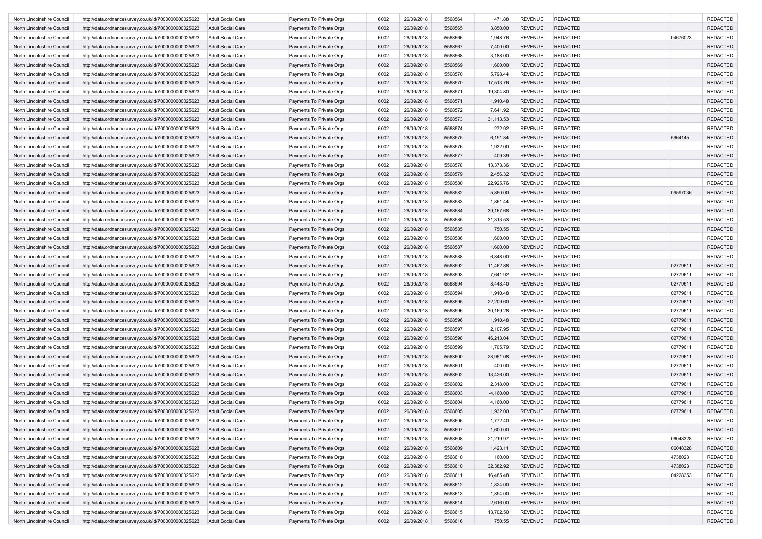| | | | | | | | | | | | |
|---|---|---|---|---|---|---|---|---|---|---|---|
| North Lincolnshire Council | http://data.ordnancesurvey.co.uk/id/7000000000025623 | Adult Social Care | Payments To Private Orgs | 6002 | 26/09/2018 | 5568564 | 471.88 | REVENUE | REDACTED | | REDACTED |
| North Lincolnshire Council | http://data.ordnancesurvey.co.uk/id/7000000000025623 | Adult Social Care | Payments To Private Orgs | 6002 | 26/09/2018 | 5568565 | 3,850.00 | REVENUE | REDACTED | | REDACTED |
| North Lincolnshire Council | http://data.ordnancesurvey.co.uk/id/7000000000025623 | Adult Social Care | Payments To Private Orgs | 6002 | 26/09/2018 | 5568566 | 1,948.76 | REVENUE | REDACTED | 04676023 | REDACTED |
| North Lincolnshire Council | http://data.ordnancesurvey.co.uk/id/7000000000025623 | Adult Social Care | Payments To Private Orgs | 6002 | 26/09/2018 | 5568567 | 7,400.00 | REVENUE | REDACTED | | REDACTED |
| North Lincolnshire Council | http://data.ordnancesurvey.co.uk/id/7000000000025623 | Adult Social Care | Payments To Private Orgs | 6002 | 26/09/2018 | 5568568 | 3,188.00 | REVENUE | REDACTED | | REDACTED |
| North Lincolnshire Council | http://data.ordnancesurvey.co.uk/id/7000000000025623 | Adult Social Care | Payments To Private Orgs | 6002 | 26/09/2018 | 5568569 | 1,600.00 | REVENUE | REDACTED | | REDACTED |
| North Lincolnshire Council | http://data.ordnancesurvey.co.uk/id/7000000000025623 | Adult Social Care | Payments To Private Orgs | 6002 | 26/09/2018 | 5568570 | 5,798.44 | REVENUE | REDACTED | | REDACTED |
| North Lincolnshire Council | http://data.ordnancesurvey.co.uk/id/7000000000025623 | Adult Social Care | Payments To Private Orgs | 6002 | 26/09/2018 | 5568570 | 17,513.76 | REVENUE | REDACTED | | REDACTED |
| North Lincolnshire Council | http://data.ordnancesurvey.co.uk/id/7000000000025623 | Adult Social Care | Payments To Private Orgs | 6002 | 26/09/2018 | 5568571 | 19,304.80 | REVENUE | REDACTED | | REDACTED |
| North Lincolnshire Council | http://data.ordnancesurvey.co.uk/id/7000000000025623 | Adult Social Care | Payments To Private Orgs | 6002 | 26/09/2018 | 5568571 | 1,910.48 | REVENUE | REDACTED | | REDACTED |
| North Lincolnshire Council | http://data.ordnancesurvey.co.uk/id/7000000000025623 | Adult Social Care | Payments To Private Orgs | 6002 | 26/09/2018 | 5568572 | 7,641.92 | REVENUE | REDACTED | | REDACTED |
| North Lincolnshire Council | http://data.ordnancesurvey.co.uk/id/7000000000025623 | Adult Social Care | Payments To Private Orgs | 6002 | 26/09/2018 | 5568573 | 31,113.53 | REVENUE | REDACTED | | REDACTED |
| North Lincolnshire Council | http://data.ordnancesurvey.co.uk/id/7000000000025623 | Adult Social Care | Payments To Private Orgs | 6002 | 26/09/2018 | 5568574 | 272.92 | REVENUE | REDACTED | | REDACTED |
| North Lincolnshire Council | http://data.ordnancesurvey.co.uk/id/7000000000025623 | Adult Social Care | Payments To Private Orgs | 6002 | 26/09/2018 | 5568575 | 6,191.84 | REVENUE | REDACTED | 5964145 | REDACTED |
| North Lincolnshire Council | http://data.ordnancesurvey.co.uk/id/7000000000025623 | Adult Social Care | Payments To Private Orgs | 6002 | 26/09/2018 | 5568576 | 1,932.00 | REVENUE | REDACTED | | REDACTED |
| North Lincolnshire Council | http://data.ordnancesurvey.co.uk/id/7000000000025623 | Adult Social Care | Payments To Private Orgs | 6002 | 26/09/2018 | 5568577 | -409.39 | REVENUE | REDACTED | | REDACTED |
| North Lincolnshire Council | http://data.ordnancesurvey.co.uk/id/7000000000025623 | Adult Social Care | Payments To Private Orgs | 6002 | 26/09/2018 | 5568578 | 13,373.36 | REVENUE | REDACTED | | REDACTED |
| North Lincolnshire Council | http://data.ordnancesurvey.co.uk/id/7000000000025623 | Adult Social Care | Payments To Private Orgs | 6002 | 26/09/2018 | 5568579 | 2,456.32 | REVENUE | REDACTED | | REDACTED |
| North Lincolnshire Council | http://data.ordnancesurvey.co.uk/id/7000000000025623 | Adult Social Care | Payments To Private Orgs | 6002 | 26/09/2018 | 5568580 | 22,925.76 | REVENUE | REDACTED | | REDACTED |
| North Lincolnshire Council | http://data.ordnancesurvey.co.uk/id/7000000000025623 | Adult Social Care | Payments To Private Orgs | 6002 | 26/09/2018 | 5568582 | 5,850.00 | REVENUE | REDACTED | 09597036 | REDACTED |
| North Lincolnshire Council | http://data.ordnancesurvey.co.uk/id/7000000000025623 | Adult Social Care | Payments To Private Orgs | 6002 | 26/09/2018 | 5568583 | 1,861.44 | REVENUE | REDACTED | | REDACTED |
| North Lincolnshire Council | http://data.ordnancesurvey.co.uk/id/7000000000025623 | Adult Social Care | Payments To Private Orgs | 6002 | 26/09/2018 | 5568584 | 39,167.68 | REVENUE | REDACTED | | REDACTED |
| North Lincolnshire Council | http://data.ordnancesurvey.co.uk/id/7000000000025623 | Adult Social Care | Payments To Private Orgs | 6002 | 26/09/2018 | 5568585 | 31,313.53 | REVENUE | REDACTED | | REDACTED |
| North Lincolnshire Council | http://data.ordnancesurvey.co.uk/id/7000000000025623 | Adult Social Care | Payments To Private Orgs | 6002 | 26/09/2018 | 5568585 | 750.55 | REVENUE | REDACTED | | REDACTED |
| North Lincolnshire Council | http://data.ordnancesurvey.co.uk/id/7000000000025623 | Adult Social Care | Payments To Private Orgs | 6002 | 26/09/2018 | 5568586 | 1,600.00 | REVENUE | REDACTED | | REDACTED |
| North Lincolnshire Council | http://data.ordnancesurvey.co.uk/id/7000000000025623 | Adult Social Care | Payments To Private Orgs | 6002 | 26/09/2018 | 5568587 | 1,600.00 | REVENUE | REDACTED | | REDACTED |
| North Lincolnshire Council | http://data.ordnancesurvey.co.uk/id/7000000000025623 | Adult Social Care | Payments To Private Orgs | 6002 | 26/09/2018 | 5568588 | 6,848.00 | REVENUE | REDACTED | | REDACTED |
| North Lincolnshire Council | http://data.ordnancesurvey.co.uk/id/7000000000025623 | Adult Social Care | Payments To Private Orgs | 6002 | 26/09/2018 | 5568592 | 11,462.88 | REVENUE | REDACTED | 02779611 | REDACTED |
| North Lincolnshire Council | http://data.ordnancesurvey.co.uk/id/7000000000025623 | Adult Social Care | Payments To Private Orgs | 6002 | 26/09/2018 | 5568593 | 7,641.92 | REVENUE | REDACTED | 02779611 | REDACTED |
| North Lincolnshire Council | http://data.ordnancesurvey.co.uk/id/7000000000025623 | Adult Social Care | Payments To Private Orgs | 6002 | 26/09/2018 | 5568594 | 8,448.40 | REVENUE | REDACTED | 02779611 | REDACTED |
| North Lincolnshire Council | http://data.ordnancesurvey.co.uk/id/7000000000025623 | Adult Social Care | Payments To Private Orgs | 6002 | 26/09/2018 | 5568594 | 1,910.48 | REVENUE | REDACTED | 02779611 | REDACTED |
| North Lincolnshire Council | http://data.ordnancesurvey.co.uk/id/7000000000025623 | Adult Social Care | Payments To Private Orgs | 6002 | 26/09/2018 | 5568595 | 22,209.60 | REVENUE | REDACTED | 02779611 | REDACTED |
| North Lincolnshire Council | http://data.ordnancesurvey.co.uk/id/7000000000025623 | Adult Social Care | Payments To Private Orgs | 6002 | 26/09/2018 | 5568596 | 30,169.28 | REVENUE | REDACTED | 02779611 | REDACTED |
| North Lincolnshire Council | http://data.ordnancesurvey.co.uk/id/7000000000025623 | Adult Social Care | Payments To Private Orgs | 6002 | 26/09/2018 | 5568596 | 1,910.48 | REVENUE | REDACTED | 02779611 | REDACTED |
| North Lincolnshire Council | http://data.ordnancesurvey.co.uk/id/7000000000025623 | Adult Social Care | Payments To Private Orgs | 6002 | 26/09/2018 | 5568597 | 2,107.95 | REVENUE | REDACTED | 02779611 | REDACTED |
| North Lincolnshire Council | http://data.ordnancesurvey.co.uk/id/7000000000025623 | Adult Social Care | Payments To Private Orgs | 6002 | 26/09/2018 | 5568598 | 46,213.04 | REVENUE | REDACTED | 02779611 | REDACTED |
| North Lincolnshire Council | http://data.ordnancesurvey.co.uk/id/7000000000025623 | Adult Social Care | Payments To Private Orgs | 6002 | 26/09/2018 | 5568599 | 1,705.79 | REVENUE | REDACTED | 02779611 | REDACTED |
| North Lincolnshire Council | http://data.ordnancesurvey.co.uk/id/7000000000025623 | Adult Social Care | Payments To Private Orgs | 6002 | 26/09/2018 | 5568600 | 28,951.08 | REVENUE | REDACTED | 02779611 | REDACTED |
| North Lincolnshire Council | http://data.ordnancesurvey.co.uk/id/7000000000025623 | Adult Social Care | Payments To Private Orgs | 6002 | 26/09/2018 | 5568601 | 400.00 | REVENUE | REDACTED | 02779611 | REDACTED |
| North Lincolnshire Council | http://data.ordnancesurvey.co.uk/id/7000000000025623 | Adult Social Care | Payments To Private Orgs | 6002 | 26/09/2018 | 5568602 | 13,426.00 | REVENUE | REDACTED | 02779611 | REDACTED |
| North Lincolnshire Council | http://data.ordnancesurvey.co.uk/id/7000000000025623 | Adult Social Care | Payments To Private Orgs | 6002 | 26/09/2018 | 5568602 | 2,318.00 | REVENUE | REDACTED | 02779611 | REDACTED |
| North Lincolnshire Council | http://data.ordnancesurvey.co.uk/id/7000000000025623 | Adult Social Care | Payments To Private Orgs | 6002 | 26/09/2018 | 5568603 | -4,160.00 | REVENUE | REDACTED | 02779611 | REDACTED |
| North Lincolnshire Council | http://data.ordnancesurvey.co.uk/id/7000000000025623 | Adult Social Care | Payments To Private Orgs | 6002 | 26/09/2018 | 5568604 | 4,160.00 | REVENUE | REDACTED | 02779611 | REDACTED |
| North Lincolnshire Council | http://data.ordnancesurvey.co.uk/id/7000000000025623 | Adult Social Care | Payments To Private Orgs | 6002 | 26/09/2018 | 5568605 | 1,932.00 | REVENUE | REDACTED | 02779611 | REDACTED |
| North Lincolnshire Council | http://data.ordnancesurvey.co.uk/id/7000000000025623 | Adult Social Care | Payments To Private Orgs | 6002 | 26/09/2018 | 5568606 | 1,772.40 | REVENUE | REDACTED | | REDACTED |
| North Lincolnshire Council | http://data.ordnancesurvey.co.uk/id/7000000000025623 | Adult Social Care | Payments To Private Orgs | 6002 | 26/09/2018 | 5568607 | 1,600.00 | REVENUE | REDACTED | | REDACTED |
| North Lincolnshire Council | http://data.ordnancesurvey.co.uk/id/7000000000025623 | Adult Social Care | Payments To Private Orgs | 6002 | 26/09/2018 | 5568608 | 21,219.97 | REVENUE | REDACTED | 06048328 | REDACTED |
| North Lincolnshire Council | http://data.ordnancesurvey.co.uk/id/7000000000025623 | Adult Social Care | Payments To Private Orgs | 6002 | 26/09/2018 | 5568609 | 1,423.11 | REVENUE | REDACTED | 06048328 | REDACTED |
| North Lincolnshire Council | http://data.ordnancesurvey.co.uk/id/7000000000025623 | Adult Social Care | Payments To Private Orgs | 6002 | 26/09/2018 | 5568610 | 160.00 | REVENUE | REDACTED | 4738023 | REDACTED |
| North Lincolnshire Council | http://data.ordnancesurvey.co.uk/id/7000000000025623 | Adult Social Care | Payments To Private Orgs | 6002 | 26/09/2018 | 5568610 | 32,382.92 | REVENUE | REDACTED | 4738023 | REDACTED |
| North Lincolnshire Council | http://data.ordnancesurvey.co.uk/id/7000000000025623 | Adult Social Care | Payments To Private Orgs | 6002 | 26/09/2018 | 5568611 | 16,485.48 | REVENUE | REDACTED | 04228353 | REDACTED |
| North Lincolnshire Council | http://data.ordnancesurvey.co.uk/id/7000000000025623 | Adult Social Care | Payments To Private Orgs | 6002 | 26/09/2018 | 5568612 | 1,824.00 | REVENUE | REDACTED | | REDACTED |
| North Lincolnshire Council | http://data.ordnancesurvey.co.uk/id/7000000000025623 | Adult Social Care | Payments To Private Orgs | 6002 | 26/09/2018 | 5568613 | 1,894.00 | REVENUE | REDACTED | | REDACTED |
| North Lincolnshire Council | http://data.ordnancesurvey.co.uk/id/7000000000025623 | Adult Social Care | Payments To Private Orgs | 6002 | 26/09/2018 | 5568614 | 2,616.00 | REVENUE | REDACTED | | REDACTED |
| North Lincolnshire Council | http://data.ordnancesurvey.co.uk/id/7000000000025623 | Adult Social Care | Payments To Private Orgs | 6002 | 26/09/2018 | 5568615 | 13,702.50 | REVENUE | REDACTED | | REDACTED |
| North Lincolnshire Council | http://data.ordnancesurvey.co.uk/id/7000000000025623 | Adult Social Care | Payments To Private Orgs | 6002 | 26/09/2018 | 5568616 | 750.55 | REVENUE | REDACTED | | REDACTED |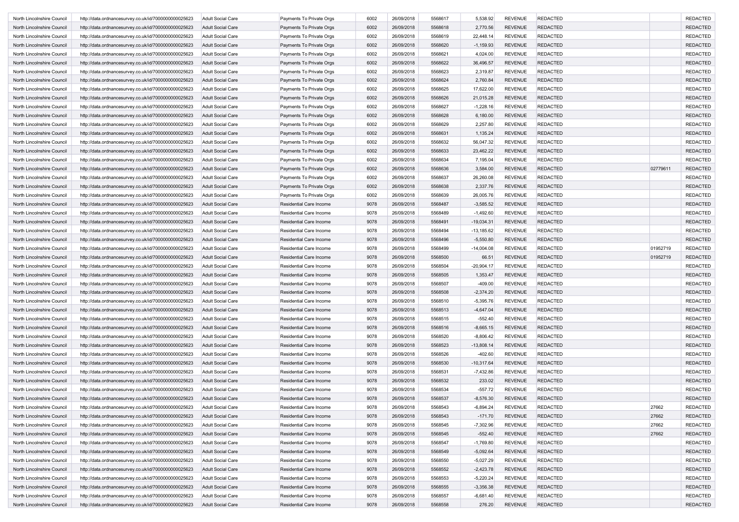| | | | | | | | | | | | |
|---|---|---|---|---|---|---|---|---|---|---|---|
| North Lincolnshire Council | http://data.ordnancesurvey.co.uk/id/7000000000025623 | Adult Social Care | Payments To Private Orgs | 6002 | 26/09/2018 | 5568617 | 5,538.92 | REVENUE | REDACTED | | REDACTED |
| North Lincolnshire Council | http://data.ordnancesurvey.co.uk/id/7000000000025623 | Adult Social Care | Payments To Private Orgs | 6002 | 26/09/2018 | 5568618 | 2,770.56 | REVENUE | REDACTED | | REDACTED |
| North Lincolnshire Council | http://data.ordnancesurvey.co.uk/id/7000000000025623 | Adult Social Care | Payments To Private Orgs | 6002 | 26/09/2018 | 5568619 | 22,448.14 | REVENUE | REDACTED | | REDACTED |
| North Lincolnshire Council | http://data.ordnancesurvey.co.uk/id/7000000000025623 | Adult Social Care | Payments To Private Orgs | 6002 | 26/09/2018 | 5568620 | -1,159.93 | REVENUE | REDACTED | | REDACTED |
| North Lincolnshire Council | http://data.ordnancesurvey.co.uk/id/7000000000025623 | Adult Social Care | Payments To Private Orgs | 6002 | 26/09/2018 | 5568621 | 4,024.00 | REVENUE | REDACTED | | REDACTED |
| North Lincolnshire Council | http://data.ordnancesurvey.co.uk/id/7000000000025623 | Adult Social Care | Payments To Private Orgs | 6002 | 26/09/2018 | 5568622 | 36,496.57 | REVENUE | REDACTED | | REDACTED |
| North Lincolnshire Council | http://data.ordnancesurvey.co.uk/id/7000000000025623 | Adult Social Care | Payments To Private Orgs | 6002 | 26/09/2018 | 5568623 | 2,319.87 | REVENUE | REDACTED | | REDACTED |
| North Lincolnshire Council | http://data.ordnancesurvey.co.uk/id/7000000000025623 | Adult Social Care | Payments To Private Orgs | 6002 | 26/09/2018 | 5568624 | 2,760.84 | REVENUE | REDACTED | | REDACTED |
| North Lincolnshire Council | http://data.ordnancesurvey.co.uk/id/7000000000025623 | Adult Social Care | Payments To Private Orgs | 6002 | 26/09/2018 | 5568625 | 17,622.00 | REVENUE | REDACTED | | REDACTED |
| North Lincolnshire Council | http://data.ordnancesurvey.co.uk/id/7000000000025623 | Adult Social Care | Payments To Private Orgs | 6002 | 26/09/2018 | 5568626 | 21,015.28 | REVENUE | REDACTED | | REDACTED |
| North Lincolnshire Council | http://data.ordnancesurvey.co.uk/id/7000000000025623 | Adult Social Care | Payments To Private Orgs | 6002 | 26/09/2018 | 5568627 | -1,228.16 | REVENUE | REDACTED | | REDACTED |
| North Lincolnshire Council | http://data.ordnancesurvey.co.uk/id/7000000000025623 | Adult Social Care | Payments To Private Orgs | 6002 | 26/09/2018 | 5568628 | 6,180.00 | REVENUE | REDACTED | | REDACTED |
| North Lincolnshire Council | http://data.ordnancesurvey.co.uk/id/7000000000025623 | Adult Social Care | Payments To Private Orgs | 6002 | 26/09/2018 | 5568629 | 2,257.80 | REVENUE | REDACTED | | REDACTED |
| North Lincolnshire Council | http://data.ordnancesurvey.co.uk/id/7000000000025623 | Adult Social Care | Payments To Private Orgs | 6002 | 26/09/2018 | 5568631 | 1,135.24 | REVENUE | REDACTED | | REDACTED |
| North Lincolnshire Council | http://data.ordnancesurvey.co.uk/id/7000000000025623 | Adult Social Care | Payments To Private Orgs | 6002 | 26/09/2018 | 5568632 | 56,047.32 | REVENUE | REDACTED | | REDACTED |
| North Lincolnshire Council | http://data.ordnancesurvey.co.uk/id/7000000000025623 | Adult Social Care | Payments To Private Orgs | 6002 | 26/09/2018 | 5568633 | 23,462.22 | REVENUE | REDACTED | | REDACTED |
| North Lincolnshire Council | http://data.ordnancesurvey.co.uk/id/7000000000025623 | Adult Social Care | Payments To Private Orgs | 6002 | 26/09/2018 | 5568634 | 7,195.04 | REVENUE | REDACTED | | REDACTED |
| North Lincolnshire Council | http://data.ordnancesurvey.co.uk/id/7000000000025623 | Adult Social Care | Payments To Private Orgs | 6002 | 26/09/2018 | 5568636 | 3,584.00 | REVENUE | REDACTED | 02779611 | REDACTED |
| North Lincolnshire Council | http://data.ordnancesurvey.co.uk/id/7000000000025623 | Adult Social Care | Payments To Private Orgs | 6002 | 26/09/2018 | 5568637 | 26,260.08 | REVENUE | REDACTED | | REDACTED |
| North Lincolnshire Council | http://data.ordnancesurvey.co.uk/id/7000000000025623 | Adult Social Care | Payments To Private Orgs | 6002 | 26/09/2018 | 5568638 | 2,337.76 | REVENUE | REDACTED | | REDACTED |
| North Lincolnshire Council | http://data.ordnancesurvey.co.uk/id/7000000000025623 | Adult Social Care | Payments To Private Orgs | 6002 | 26/09/2018 | 5568639 | 26,005.76 | REVENUE | REDACTED | | REDACTED |
| North Lincolnshire Council | http://data.ordnancesurvey.co.uk/id/7000000000025623 | Adult Social Care | Residential Care Income | 9078 | 26/09/2018 | 5568487 | -3,585.52 | REVENUE | REDACTED | | REDACTED |
| North Lincolnshire Council | http://data.ordnancesurvey.co.uk/id/7000000000025623 | Adult Social Care | Residential Care Income | 9078 | 26/09/2018 | 5568489 | -1,492.60 | REVENUE | REDACTED | | REDACTED |
| North Lincolnshire Council | http://data.ordnancesurvey.co.uk/id/7000000000025623 | Adult Social Care | Residential Care Income | 9078 | 26/09/2018 | 5568491 | -19,034.31 | REVENUE | REDACTED | | REDACTED |
| North Lincolnshire Council | http://data.ordnancesurvey.co.uk/id/7000000000025623 | Adult Social Care | Residential Care Income | 9078 | 26/09/2018 | 5568494 | -13,185.62 | REVENUE | REDACTED | | REDACTED |
| North Lincolnshire Council | http://data.ordnancesurvey.co.uk/id/7000000000025623 | Adult Social Care | Residential Care Income | 9078 | 26/09/2018 | 5568496 | -5,550.80 | REVENUE | REDACTED | | REDACTED |
| North Lincolnshire Council | http://data.ordnancesurvey.co.uk/id/7000000000025623 | Adult Social Care | Residential Care Income | 9078 | 26/09/2018 | 5568499 | -14,004.08 | REVENUE | REDACTED | 01952719 | REDACTED |
| North Lincolnshire Council | http://data.ordnancesurvey.co.uk/id/7000000000025623 | Adult Social Care | Residential Care Income | 9078 | 26/09/2018 | 5568500 | 66.51 | REVENUE | REDACTED | 01952719 | REDACTED |
| North Lincolnshire Council | http://data.ordnancesurvey.co.uk/id/7000000000025623 | Adult Social Care | Residential Care Income | 9078 | 26/09/2018 | 5568504 | -20,904.17 | REVENUE | REDACTED | | REDACTED |
| North Lincolnshire Council | http://data.ordnancesurvey.co.uk/id/7000000000025623 | Adult Social Care | Residential Care Income | 9078 | 26/09/2018 | 5568505 | 1,353.47 | REVENUE | REDACTED | | REDACTED |
| North Lincolnshire Council | http://data.ordnancesurvey.co.uk/id/7000000000025623 | Adult Social Care | Residential Care Income | 9078 | 26/09/2018 | 5568507 | -409.00 | REVENUE | REDACTED | | REDACTED |
| North Lincolnshire Council | http://data.ordnancesurvey.co.uk/id/7000000000025623 | Adult Social Care | Residential Care Income | 9078 | 26/09/2018 | 5568508 | -2,374.20 | REVENUE | REDACTED | | REDACTED |
| North Lincolnshire Council | http://data.ordnancesurvey.co.uk/id/7000000000025623 | Adult Social Care | Residential Care Income | 9078 | 26/09/2018 | 5568510 | -5,395.76 | REVENUE | REDACTED | | REDACTED |
| North Lincolnshire Council | http://data.ordnancesurvey.co.uk/id/7000000000025623 | Adult Social Care | Residential Care Income | 9078 | 26/09/2018 | 5568513 | -4,647.04 | REVENUE | REDACTED | | REDACTED |
| North Lincolnshire Council | http://data.ordnancesurvey.co.uk/id/7000000000025623 | Adult Social Care | Residential Care Income | 9078 | 26/09/2018 | 5568515 | -552.40 | REVENUE | REDACTED | | REDACTED |
| North Lincolnshire Council | http://data.ordnancesurvey.co.uk/id/7000000000025623 | Adult Social Care | Residential Care Income | 9078 | 26/09/2018 | 5568516 | -8,665.15 | REVENUE | REDACTED | | REDACTED |
| North Lincolnshire Council | http://data.ordnancesurvey.co.uk/id/7000000000025623 | Adult Social Care | Residential Care Income | 9078 | 26/09/2018 | 5568520 | -8,806.42 | REVENUE | REDACTED | | REDACTED |
| North Lincolnshire Council | http://data.ordnancesurvey.co.uk/id/7000000000025623 | Adult Social Care | Residential Care Income | 9078 | 26/09/2018 | 5568523 | -13,808.14 | REVENUE | REDACTED | | REDACTED |
| North Lincolnshire Council | http://data.ordnancesurvey.co.uk/id/7000000000025623 | Adult Social Care | Residential Care Income | 9078 | 26/09/2018 | 5568526 | -402.60 | REVENUE | REDACTED | | REDACTED |
| North Lincolnshire Council | http://data.ordnancesurvey.co.uk/id/7000000000025623 | Adult Social Care | Residential Care Income | 9078 | 26/09/2018 | 5568530 | -10,317.64 | REVENUE | REDACTED | | REDACTED |
| North Lincolnshire Council | http://data.ordnancesurvey.co.uk/id/7000000000025623 | Adult Social Care | Residential Care Income | 9078 | 26/09/2018 | 5568531 | -7,432.86 | REVENUE | REDACTED | | REDACTED |
| North Lincolnshire Council | http://data.ordnancesurvey.co.uk/id/7000000000025623 | Adult Social Care | Residential Care Income | 9078 | 26/09/2018 | 5568532 | 233.02 | REVENUE | REDACTED | | REDACTED |
| North Lincolnshire Council | http://data.ordnancesurvey.co.uk/id/7000000000025623 | Adult Social Care | Residential Care Income | 9078 | 26/09/2018 | 5568534 | -557.72 | REVENUE | REDACTED | | REDACTED |
| North Lincolnshire Council | http://data.ordnancesurvey.co.uk/id/7000000000025623 | Adult Social Care | Residential Care Income | 9078 | 26/09/2018 | 5568537 | -8,576.30 | REVENUE | REDACTED | | REDACTED |
| North Lincolnshire Council | http://data.ordnancesurvey.co.uk/id/7000000000025623 | Adult Social Care | Residential Care Income | 9078 | 26/09/2018 | 5568543 | -6,894.24 | REVENUE | REDACTED | 27662 | REDACTED |
| North Lincolnshire Council | http://data.ordnancesurvey.co.uk/id/7000000000025623 | Adult Social Care | Residential Care Income | 9078 | 26/09/2018 | 5568543 | -171.70 | REVENUE | REDACTED | 27662 | REDACTED |
| North Lincolnshire Council | http://data.ordnancesurvey.co.uk/id/7000000000025623 | Adult Social Care | Residential Care Income | 9078 | 26/09/2018 | 5568545 | -7,302.96 | REVENUE | REDACTED | 27662 | REDACTED |
| North Lincolnshire Council | http://data.ordnancesurvey.co.uk/id/7000000000025623 | Adult Social Care | Residential Care Income | 9078 | 26/09/2018 | 5568545 | -552.40 | REVENUE | REDACTED | 27662 | REDACTED |
| North Lincolnshire Council | http://data.ordnancesurvey.co.uk/id/7000000000025623 | Adult Social Care | Residential Care Income | 9078 | 26/09/2018 | 5568547 | -1,769.80 | REVENUE | REDACTED | | REDACTED |
| North Lincolnshire Council | http://data.ordnancesurvey.co.uk/id/7000000000025623 | Adult Social Care | Residential Care Income | 9078 | 26/09/2018 | 5568549 | -5,092.64 | REVENUE | REDACTED | | REDACTED |
| North Lincolnshire Council | http://data.ordnancesurvey.co.uk/id/7000000000025623 | Adult Social Care | Residential Care Income | 9078 | 26/09/2018 | 5568550 | -5,027.29 | REVENUE | REDACTED | | REDACTED |
| North Lincolnshire Council | http://data.ordnancesurvey.co.uk/id/7000000000025623 | Adult Social Care | Residential Care Income | 9078 | 26/09/2018 | 5568552 | -2,423.78 | REVENUE | REDACTED | | REDACTED |
| North Lincolnshire Council | http://data.ordnancesurvey.co.uk/id/7000000000025623 | Adult Social Care | Residential Care Income | 9078 | 26/09/2018 | 5568553 | -5,220.24 | REVENUE | REDACTED | | REDACTED |
| North Lincolnshire Council | http://data.ordnancesurvey.co.uk/id/7000000000025623 | Adult Social Care | Residential Care Income | 9078 | 26/09/2018 | 5568555 | -3,356.38 | REVENUE | REDACTED | | REDACTED |
| North Lincolnshire Council | http://data.ordnancesurvey.co.uk/id/7000000000025623 | Adult Social Care | Residential Care Income | 9078 | 26/09/2018 | 5568557 | -6,681.40 | REVENUE | REDACTED | | REDACTED |
| North Lincolnshire Council | http://data.ordnancesurvey.co.uk/id/7000000000025623 | Adult Social Care | Residential Care Income | 9078 | 26/09/2018 | 5568558 | 276.20 | REVENUE | REDACTED | | REDACTED |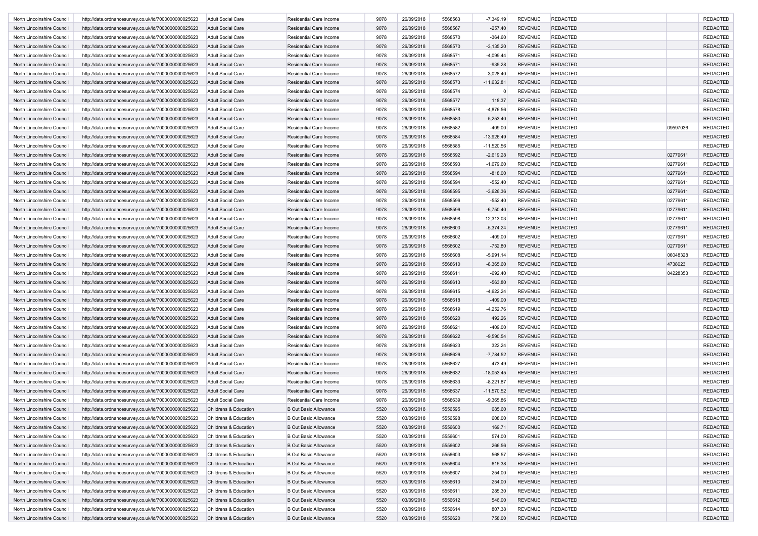| | | | | | | | | | | | |
|---|---|---|---|---|---|---|---|---|---|---|---|
| North Lincolnshire Council | http://data.ordnancesurvey.co.uk/id/7000000000025623 | Adult Social Care | Residential Care Income | 9078 | 26/09/2018 | 5568563 | -7,349.19 | REVENUE | REDACTED | | REDACTED |
| North Lincolnshire Council | http://data.ordnancesurvey.co.uk/id/7000000000025623 | Adult Social Care | Residential Care Income | 9078 | 26/09/2018 | 5568567 | -257.40 | REVENUE | REDACTED | | REDACTED |
| North Lincolnshire Council | http://data.ordnancesurvey.co.uk/id/7000000000025623 | Adult Social Care | Residential Care Income | 9078 | 26/09/2018 | 5568570 | -364.60 | REVENUE | REDACTED | | REDACTED |
| North Lincolnshire Council | http://data.ordnancesurvey.co.uk/id/7000000000025623 | Adult Social Care | Residential Care Income | 9078 | 26/09/2018 | 5568570 | -3,135.20 | REVENUE | REDACTED | | REDACTED |
| North Lincolnshire Council | http://data.ordnancesurvey.co.uk/id/7000000000025623 | Adult Social Care | Residential Care Income | 9078 | 26/09/2018 | 5568571 | -4,099.44 | REVENUE | REDACTED | | REDACTED |
| North Lincolnshire Council | http://data.ordnancesurvey.co.uk/id/7000000000025623 | Adult Social Care | Residential Care Income | 9078 | 26/09/2018 | 5568571 | -935.28 | REVENUE | REDACTED | | REDACTED |
| North Lincolnshire Council | http://data.ordnancesurvey.co.uk/id/7000000000025623 | Adult Social Care | Residential Care Income | 9078 | 26/09/2018 | 5568572 | -3,028.40 | REVENUE | REDACTED | | REDACTED |
| North Lincolnshire Council | http://data.ordnancesurvey.co.uk/id/7000000000025623 | Adult Social Care | Residential Care Income | 9078 | 26/09/2018 | 5568573 | -11,632.81 | REVENUE | REDACTED | | REDACTED |
| North Lincolnshire Council | http://data.ordnancesurvey.co.uk/id/7000000000025623 | Adult Social Care | Residential Care Income | 9078 | 26/09/2018 | 5568574 | 0 | REVENUE | REDACTED | | REDACTED |
| North Lincolnshire Council | http://data.ordnancesurvey.co.uk/id/7000000000025623 | Adult Social Care | Residential Care Income | 9078 | 26/09/2018 | 5568577 | 118.37 | REVENUE | REDACTED | | REDACTED |
| North Lincolnshire Council | http://data.ordnancesurvey.co.uk/id/7000000000025623 | Adult Social Care | Residential Care Income | 9078 | 26/09/2018 | 5568578 | -4,876.56 | REVENUE | REDACTED | | REDACTED |
| North Lincolnshire Council | http://data.ordnancesurvey.co.uk/id/7000000000025623 | Adult Social Care | Residential Care Income | 9078 | 26/09/2018 | 5568580 | -5,253.40 | REVENUE | REDACTED | | REDACTED |
| North Lincolnshire Council | http://data.ordnancesurvey.co.uk/id/7000000000025623 | Adult Social Care | Residential Care Income | 9078 | 26/09/2018 | 5568582 | -409.00 | REVENUE | REDACTED | 09597036 | REDACTED |
| North Lincolnshire Council | http://data.ordnancesurvey.co.uk/id/7000000000025623 | Adult Social Care | Residential Care Income | 9078 | 26/09/2018 | 5568584 | -13,926.49 | REVENUE | REDACTED | | REDACTED |
| North Lincolnshire Council | http://data.ordnancesurvey.co.uk/id/7000000000025623 | Adult Social Care | Residential Care Income | 9078 | 26/09/2018 | 5568585 | -11,520.56 | REVENUE | REDACTED | | REDACTED |
| North Lincolnshire Council | http://data.ordnancesurvey.co.uk/id/7000000000025623 | Adult Social Care | Residential Care Income | 9078 | 26/09/2018 | 5568592 | -2,619.28 | REVENUE | REDACTED | 02779611 | REDACTED |
| North Lincolnshire Council | http://data.ordnancesurvey.co.uk/id/7000000000025623 | Adult Social Care | Residential Care Income | 9078 | 26/09/2018 | 5568593 | -1,679.60 | REVENUE | REDACTED | 02779611 | REDACTED |
| North Lincolnshire Council | http://data.ordnancesurvey.co.uk/id/7000000000025623 | Adult Social Care | Residential Care Income | 9078 | 26/09/2018 | 5568594 | -818.00 | REVENUE | REDACTED | 02779611 | REDACTED |
| North Lincolnshire Council | http://data.ordnancesurvey.co.uk/id/7000000000025623 | Adult Social Care | Residential Care Income | 9078 | 26/09/2018 | 5568594 | -552.40 | REVENUE | REDACTED | 02779611 | REDACTED |
| North Lincolnshire Council | http://data.ordnancesurvey.co.uk/id/7000000000025623 | Adult Social Care | Residential Care Income | 9078 | 26/09/2018 | 5568595 | -3,626.36 | REVENUE | REDACTED | 02779611 | REDACTED |
| North Lincolnshire Council | http://data.ordnancesurvey.co.uk/id/7000000000025623 | Adult Social Care | Residential Care Income | 9078 | 26/09/2018 | 5568596 | -552.40 | REVENUE | REDACTED | 02779611 | REDACTED |
| North Lincolnshire Council | http://data.ordnancesurvey.co.uk/id/7000000000025623 | Adult Social Care | Residential Care Income | 9078 | 26/09/2018 | 5568596 | -6,750.40 | REVENUE | REDACTED | 02779611 | REDACTED |
| North Lincolnshire Council | http://data.ordnancesurvey.co.uk/id/7000000000025623 | Adult Social Care | Residential Care Income | 9078 | 26/09/2018 | 5568598 | -12,313.03 | REVENUE | REDACTED | 02779611 | REDACTED |
| North Lincolnshire Council | http://data.ordnancesurvey.co.uk/id/7000000000025623 | Adult Social Care | Residential Care Income | 9078 | 26/09/2018 | 5568600 | -5,374.24 | REVENUE | REDACTED | 02779611 | REDACTED |
| North Lincolnshire Council | http://data.ordnancesurvey.co.uk/id/7000000000025623 | Adult Social Care | Residential Care Income | 9078 | 26/09/2018 | 5568602 | -409.00 | REVENUE | REDACTED | 02779611 | REDACTED |
| North Lincolnshire Council | http://data.ordnancesurvey.co.uk/id/7000000000025623 | Adult Social Care | Residential Care Income | 9078 | 26/09/2018 | 5568602 | -752.80 | REVENUE | REDACTED | 02779611 | REDACTED |
| North Lincolnshire Council | http://data.ordnancesurvey.co.uk/id/7000000000025623 | Adult Social Care | Residential Care Income | 9078 | 26/09/2018 | 5568608 | -5,991.14 | REVENUE | REDACTED | 06048328 | REDACTED |
| North Lincolnshire Council | http://data.ordnancesurvey.co.uk/id/7000000000025623 | Adult Social Care | Residential Care Income | 9078 | 26/09/2018 | 5568610 | -8,365.60 | REVENUE | REDACTED | 4738023 | REDACTED |
| North Lincolnshire Council | http://data.ordnancesurvey.co.uk/id/7000000000025623 | Adult Social Care | Residential Care Income | 9078 | 26/09/2018 | 5568611 | -692.40 | REVENUE | REDACTED | 04228353 | REDACTED |
| North Lincolnshire Council | http://data.ordnancesurvey.co.uk/id/7000000000025623 | Adult Social Care | Residential Care Income | 9078 | 26/09/2018 | 5568613 | -563.80 | REVENUE | REDACTED | | REDACTED |
| North Lincolnshire Council | http://data.ordnancesurvey.co.uk/id/7000000000025623 | Adult Social Care | Residential Care Income | 9078 | 26/09/2018 | 5568615 | -4,622.24 | REVENUE | REDACTED | | REDACTED |
| North Lincolnshire Council | http://data.ordnancesurvey.co.uk/id/7000000000025623 | Adult Social Care | Residential Care Income | 9078 | 26/09/2018 | 5568618 | -409.00 | REVENUE | REDACTED | | REDACTED |
| North Lincolnshire Council | http://data.ordnancesurvey.co.uk/id/7000000000025623 | Adult Social Care | Residential Care Income | 9078 | 26/09/2018 | 5568619 | -4,252.76 | REVENUE | REDACTED | | REDACTED |
| North Lincolnshire Council | http://data.ordnancesurvey.co.uk/id/7000000000025623 | Adult Social Care | Residential Care Income | 9078 | 26/09/2018 | 5568620 | 492.26 | REVENUE | REDACTED | | REDACTED |
| North Lincolnshire Council | http://data.ordnancesurvey.co.uk/id/7000000000025623 | Adult Social Care | Residential Care Income | 9078 | 26/09/2018 | 5568621 | -409.00 | REVENUE | REDACTED | | REDACTED |
| North Lincolnshire Council | http://data.ordnancesurvey.co.uk/id/7000000000025623 | Adult Social Care | Residential Care Income | 9078 | 26/09/2018 | 5568622 | -9,590.54 | REVENUE | REDACTED | | REDACTED |
| North Lincolnshire Council | http://data.ordnancesurvey.co.uk/id/7000000000025623 | Adult Social Care | Residential Care Income | 9078 | 26/09/2018 | 5568623 | 322.24 | REVENUE | REDACTED | | REDACTED |
| North Lincolnshire Council | http://data.ordnancesurvey.co.uk/id/7000000000025623 | Adult Social Care | Residential Care Income | 9078 | 26/09/2018 | 5568626 | -7,784.52 | REVENUE | REDACTED | | REDACTED |
| North Lincolnshire Council | http://data.ordnancesurvey.co.uk/id/7000000000025623 | Adult Social Care | Residential Care Income | 9078 | 26/09/2018 | 5568627 | 473.49 | REVENUE | REDACTED | | REDACTED |
| North Lincolnshire Council | http://data.ordnancesurvey.co.uk/id/7000000000025623 | Adult Social Care | Residential Care Income | 9078 | 26/09/2018 | 5568632 | -18,053.45 | REVENUE | REDACTED | | REDACTED |
| North Lincolnshire Council | http://data.ordnancesurvey.co.uk/id/7000000000025623 | Adult Social Care | Residential Care Income | 9078 | 26/09/2018 | 5568633 | -8,221.87 | REVENUE | REDACTED | | REDACTED |
| North Lincolnshire Council | http://data.ordnancesurvey.co.uk/id/7000000000025623 | Adult Social Care | Residential Care Income | 9078 | 26/09/2018 | 5568637 | -11,570.52 | REVENUE | REDACTED | | REDACTED |
| North Lincolnshire Council | http://data.ordnancesurvey.co.uk/id/7000000000025623 | Adult Social Care | Residential Care Income | 9078 | 26/09/2018 | 5568639 | -9,365.86 | REVENUE | REDACTED | | REDACTED |
| North Lincolnshire Council | http://data.ordnancesurvey.co.uk/id/7000000000025623 | Childrens & Education | B Out Basic Allowance | 5520 | 03/09/2018 | 5556595 | 685.60 | REVENUE | REDACTED | | REDACTED |
| North Lincolnshire Council | http://data.ordnancesurvey.co.uk/id/7000000000025623 | Childrens & Education | B Out Basic Allowance | 5520 | 03/09/2018 | 5556598 | 608.00 | REVENUE | REDACTED | | REDACTED |
| North Lincolnshire Council | http://data.ordnancesurvey.co.uk/id/7000000000025623 | Childrens & Education | B Out Basic Allowance | 5520 | 03/09/2018 | 5556600 | 169.71 | REVENUE | REDACTED | | REDACTED |
| North Lincolnshire Council | http://data.ordnancesurvey.co.uk/id/7000000000025623 | Childrens & Education | B Out Basic Allowance | 5520 | 03/09/2018 | 5556601 | 574.00 | REVENUE | REDACTED | | REDACTED |
| North Lincolnshire Council | http://data.ordnancesurvey.co.uk/id/7000000000025623 | Childrens & Education | B Out Basic Allowance | 5520 | 03/09/2018 | 5556602 | 266.56 | REVENUE | REDACTED | | REDACTED |
| North Lincolnshire Council | http://data.ordnancesurvey.co.uk/id/7000000000025623 | Childrens & Education | B Out Basic Allowance | 5520 | 03/09/2018 | 5556603 | 568.57 | REVENUE | REDACTED | | REDACTED |
| North Lincolnshire Council | http://data.ordnancesurvey.co.uk/id/7000000000025623 | Childrens & Education | B Out Basic Allowance | 5520 | 03/09/2018 | 5556604 | 615.38 | REVENUE | REDACTED | | REDACTED |
| North Lincolnshire Council | http://data.ordnancesurvey.co.uk/id/7000000000025623 | Childrens & Education | B Out Basic Allowance | 5520 | 03/09/2018 | 5556607 | 254.00 | REVENUE | REDACTED | | REDACTED |
| North Lincolnshire Council | http://data.ordnancesurvey.co.uk/id/7000000000025623 | Childrens & Education | B Out Basic Allowance | 5520 | 03/09/2018 | 5556610 | 254.00 | REVENUE | REDACTED | | REDACTED |
| North Lincolnshire Council | http://data.ordnancesurvey.co.uk/id/7000000000025623 | Childrens & Education | B Out Basic Allowance | 5520 | 03/09/2018 | 5556611 | 285.30 | REVENUE | REDACTED | | REDACTED |
| North Lincolnshire Council | http://data.ordnancesurvey.co.uk/id/7000000000025623 | Childrens & Education | B Out Basic Allowance | 5520 | 03/09/2018 | 5556612 | 546.00 | REVENUE | REDACTED | | REDACTED |
| North Lincolnshire Council | http://data.ordnancesurvey.co.uk/id/7000000000025623 | Childrens & Education | B Out Basic Allowance | 5520 | 03/09/2018 | 5556614 | 807.38 | REVENUE | REDACTED | | REDACTED |
| North Lincolnshire Council | http://data.ordnancesurvey.co.uk/id/7000000000025623 | Childrens & Education | B Out Basic Allowance | 5520 | 03/09/2018 | 5556620 | 758.00 | REVENUE | REDACTED | | REDACTED |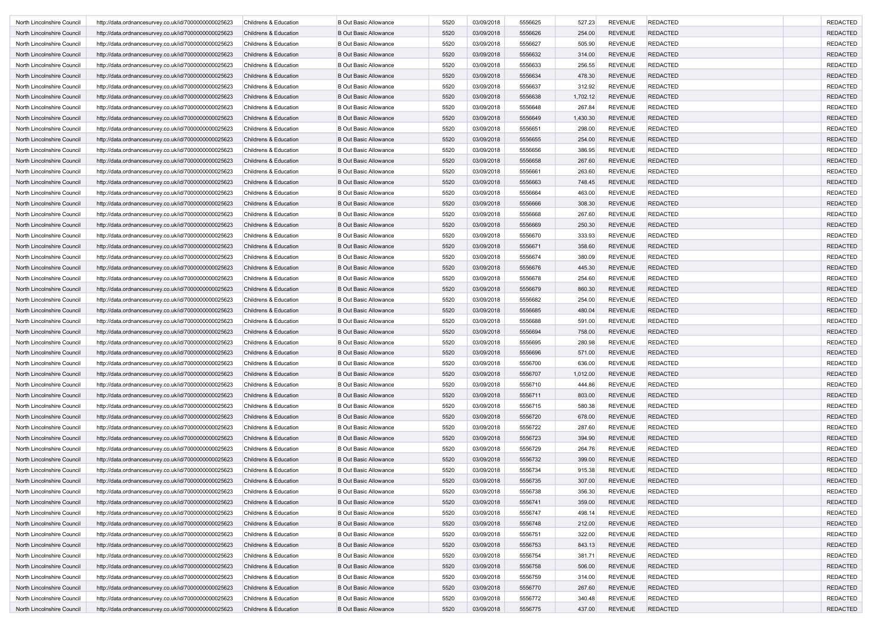| | | | | | | | | | | | |
|---|---|---|---|---|---|---|---|---|---|---|---|
| North Lincolnshire Council | http://data.ordnancesurvey.co.uk/id/7000000000025623 | Childrens & Education | B Out Basic Allowance | 5520 | 03/09/2018 | 5556625 | 527.23 | REVENUE | REDACTED | | REDACTED |
| North Lincolnshire Council | http://data.ordnancesurvey.co.uk/id/7000000000025623 | Childrens & Education | B Out Basic Allowance | 5520 | 03/09/2018 | 5556626 | 254.00 | REVENUE | REDACTED | | REDACTED |
| North Lincolnshire Council | http://data.ordnancesurvey.co.uk/id/7000000000025623 | Childrens & Education | B Out Basic Allowance | 5520 | 03/09/2018 | 5556627 | 505.90 | REVENUE | REDACTED | | REDACTED |
| North Lincolnshire Council | http://data.ordnancesurvey.co.uk/id/7000000000025623 | Childrens & Education | B Out Basic Allowance | 5520 | 03/09/2018 | 5556632 | 314.00 | REVENUE | REDACTED | | REDACTED |
| North Lincolnshire Council | http://data.ordnancesurvey.co.uk/id/7000000000025623 | Childrens & Education | B Out Basic Allowance | 5520 | 03/09/2018 | 5556633 | 256.55 | REVENUE | REDACTED | | REDACTED |
| North Lincolnshire Council | http://data.ordnancesurvey.co.uk/id/7000000000025623 | Childrens & Education | B Out Basic Allowance | 5520 | 03/09/2018 | 5556634 | 478.30 | REVENUE | REDACTED | | REDACTED |
| North Lincolnshire Council | http://data.ordnancesurvey.co.uk/id/7000000000025623 | Childrens & Education | B Out Basic Allowance | 5520 | 03/09/2018 | 5556637 | 312.92 | REVENUE | REDACTED | | REDACTED |
| North Lincolnshire Council | http://data.ordnancesurvey.co.uk/id/7000000000025623 | Childrens & Education | B Out Basic Allowance | 5520 | 03/09/2018 | 5556638 | 1,702.12 | REVENUE | REDACTED | | REDACTED |
| North Lincolnshire Council | http://data.ordnancesurvey.co.uk/id/7000000000025623 | Childrens & Education | B Out Basic Allowance | 5520 | 03/09/2018 | 5556648 | 267.84 | REVENUE | REDACTED | | REDACTED |
| North Lincolnshire Council | http://data.ordnancesurvey.co.uk/id/7000000000025623 | Childrens & Education | B Out Basic Allowance | 5520 | 03/09/2018 | 5556649 | 1,430.30 | REVENUE | REDACTED | | REDACTED |
| North Lincolnshire Council | http://data.ordnancesurvey.co.uk/id/7000000000025623 | Childrens & Education | B Out Basic Allowance | 5520 | 03/09/2018 | 5556651 | 298.00 | REVENUE | REDACTED | | REDACTED |
| North Lincolnshire Council | http://data.ordnancesurvey.co.uk/id/7000000000025623 | Childrens & Education | B Out Basic Allowance | 5520 | 03/09/2018 | 5556655 | 254.00 | REVENUE | REDACTED | | REDACTED |
| North Lincolnshire Council | http://data.ordnancesurvey.co.uk/id/7000000000025623 | Childrens & Education | B Out Basic Allowance | 5520 | 03/09/2018 | 5556656 | 386.95 | REVENUE | REDACTED | | REDACTED |
| North Lincolnshire Council | http://data.ordnancesurvey.co.uk/id/7000000000025623 | Childrens & Education | B Out Basic Allowance | 5520 | 03/09/2018 | 5556658 | 267.60 | REVENUE | REDACTED | | REDACTED |
| North Lincolnshire Council | http://data.ordnancesurvey.co.uk/id/7000000000025623 | Childrens & Education | B Out Basic Allowance | 5520 | 03/09/2018 | 5556661 | 263.60 | REVENUE | REDACTED | | REDACTED |
| North Lincolnshire Council | http://data.ordnancesurvey.co.uk/id/7000000000025623 | Childrens & Education | B Out Basic Allowance | 5520 | 03/09/2018 | 5556663 | 748.45 | REVENUE | REDACTED | | REDACTED |
| North Lincolnshire Council | http://data.ordnancesurvey.co.uk/id/7000000000025623 | Childrens & Education | B Out Basic Allowance | 5520 | 03/09/2018 | 5556664 | 463.00 | REVENUE | REDACTED | | REDACTED |
| North Lincolnshire Council | http://data.ordnancesurvey.co.uk/id/7000000000025623 | Childrens & Education | B Out Basic Allowance | 5520 | 03/09/2018 | 5556666 | 308.30 | REVENUE | REDACTED | | REDACTED |
| North Lincolnshire Council | http://data.ordnancesurvey.co.uk/id/7000000000025623 | Childrens & Education | B Out Basic Allowance | 5520 | 03/09/2018 | 5556668 | 267.60 | REVENUE | REDACTED | | REDACTED |
| North Lincolnshire Council | http://data.ordnancesurvey.co.uk/id/7000000000025623 | Childrens & Education | B Out Basic Allowance | 5520 | 03/09/2018 | 5556669 | 250.30 | REVENUE | REDACTED | | REDACTED |
| North Lincolnshire Council | http://data.ordnancesurvey.co.uk/id/7000000000025623 | Childrens & Education | B Out Basic Allowance | 5520 | 03/09/2018 | 5556670 | 333.93 | REVENUE | REDACTED | | REDACTED |
| North Lincolnshire Council | http://data.ordnancesurvey.co.uk/id/7000000000025623 | Childrens & Education | B Out Basic Allowance | 5520 | 03/09/2018 | 5556671 | 358.60 | REVENUE | REDACTED | | REDACTED |
| North Lincolnshire Council | http://data.ordnancesurvey.co.uk/id/7000000000025623 | Childrens & Education | B Out Basic Allowance | 5520 | 03/09/2018 | 5556674 | 380.09 | REVENUE | REDACTED | | REDACTED |
| North Lincolnshire Council | http://data.ordnancesurvey.co.uk/id/7000000000025623 | Childrens & Education | B Out Basic Allowance | 5520 | 03/09/2018 | 5556676 | 445.30 | REVENUE | REDACTED | | REDACTED |
| North Lincolnshire Council | http://data.ordnancesurvey.co.uk/id/7000000000025623 | Childrens & Education | B Out Basic Allowance | 5520 | 03/09/2018 | 5556678 | 254.60 | REVENUE | REDACTED | | REDACTED |
| North Lincolnshire Council | http://data.ordnancesurvey.co.uk/id/7000000000025623 | Childrens & Education | B Out Basic Allowance | 5520 | 03/09/2018 | 5556679 | 860.30 | REVENUE | REDACTED | | REDACTED |
| North Lincolnshire Council | http://data.ordnancesurvey.co.uk/id/7000000000025623 | Childrens & Education | B Out Basic Allowance | 5520 | 03/09/2018 | 5556682 | 254.00 | REVENUE | REDACTED | | REDACTED |
| North Lincolnshire Council | http://data.ordnancesurvey.co.uk/id/7000000000025623 | Childrens & Education | B Out Basic Allowance | 5520 | 03/09/2018 | 5556685 | 480.04 | REVENUE | REDACTED | | REDACTED |
| North Lincolnshire Council | http://data.ordnancesurvey.co.uk/id/7000000000025623 | Childrens & Education | B Out Basic Allowance | 5520 | 03/09/2018 | 5556688 | 591.00 | REVENUE | REDACTED | | REDACTED |
| North Lincolnshire Council | http://data.ordnancesurvey.co.uk/id/7000000000025623 | Childrens & Education | B Out Basic Allowance | 5520 | 03/09/2018 | 5556694 | 758.00 | REVENUE | REDACTED | | REDACTED |
| North Lincolnshire Council | http://data.ordnancesurvey.co.uk/id/7000000000025623 | Childrens & Education | B Out Basic Allowance | 5520 | 03/09/2018 | 5556695 | 280.98 | REVENUE | REDACTED | | REDACTED |
| North Lincolnshire Council | http://data.ordnancesurvey.co.uk/id/7000000000025623 | Childrens & Education | B Out Basic Allowance | 5520 | 03/09/2018 | 5556696 | 571.00 | REVENUE | REDACTED | | REDACTED |
| North Lincolnshire Council | http://data.ordnancesurvey.co.uk/id/7000000000025623 | Childrens & Education | B Out Basic Allowance | 5520 | 03/09/2018 | 5556700 | 636.00 | REVENUE | REDACTED | | REDACTED |
| North Lincolnshire Council | http://data.ordnancesurvey.co.uk/id/7000000000025623 | Childrens & Education | B Out Basic Allowance | 5520 | 03/09/2018 | 5556707 | 1,012.00 | REVENUE | REDACTED | | REDACTED |
| North Lincolnshire Council | http://data.ordnancesurvey.co.uk/id/7000000000025623 | Childrens & Education | B Out Basic Allowance | 5520 | 03/09/2018 | 5556710 | 444.86 | REVENUE | REDACTED | | REDACTED |
| North Lincolnshire Council | http://data.ordnancesurvey.co.uk/id/7000000000025623 | Childrens & Education | B Out Basic Allowance | 5520 | 03/09/2018 | 5556711 | 803.00 | REVENUE | REDACTED | | REDACTED |
| North Lincolnshire Council | http://data.ordnancesurvey.co.uk/id/7000000000025623 | Childrens & Education | B Out Basic Allowance | 5520 | 03/09/2018 | 5556715 | 580.38 | REVENUE | REDACTED | | REDACTED |
| North Lincolnshire Council | http://data.ordnancesurvey.co.uk/id/7000000000025623 | Childrens & Education | B Out Basic Allowance | 5520 | 03/09/2018 | 5556720 | 678.00 | REVENUE | REDACTED | | REDACTED |
| North Lincolnshire Council | http://data.ordnancesurvey.co.uk/id/7000000000025623 | Childrens & Education | B Out Basic Allowance | 5520 | 03/09/2018 | 5556722 | 287.60 | REVENUE | REDACTED | | REDACTED |
| North Lincolnshire Council | http://data.ordnancesurvey.co.uk/id/7000000000025623 | Childrens & Education | B Out Basic Allowance | 5520 | 03/09/2018 | 5556723 | 394.90 | REVENUE | REDACTED | | REDACTED |
| North Lincolnshire Council | http://data.ordnancesurvey.co.uk/id/7000000000025623 | Childrens & Education | B Out Basic Allowance | 5520 | 03/09/2018 | 5556729 | 264.76 | REVENUE | REDACTED | | REDACTED |
| North Lincolnshire Council | http://data.ordnancesurvey.co.uk/id/7000000000025623 | Childrens & Education | B Out Basic Allowance | 5520 | 03/09/2018 | 5556732 | 399.00 | REVENUE | REDACTED | | REDACTED |
| North Lincolnshire Council | http://data.ordnancesurvey.co.uk/id/7000000000025623 | Childrens & Education | B Out Basic Allowance | 5520 | 03/09/2018 | 5556734 | 915.38 | REVENUE | REDACTED | | REDACTED |
| North Lincolnshire Council | http://data.ordnancesurvey.co.uk/id/7000000000025623 | Childrens & Education | B Out Basic Allowance | 5520 | 03/09/2018 | 5556735 | 307.00 | REVENUE | REDACTED | | REDACTED |
| North Lincolnshire Council | http://data.ordnancesurvey.co.uk/id/7000000000025623 | Childrens & Education | B Out Basic Allowance | 5520 | 03/09/2018 | 5556738 | 356.30 | REVENUE | REDACTED | | REDACTED |
| North Lincolnshire Council | http://data.ordnancesurvey.co.uk/id/7000000000025623 | Childrens & Education | B Out Basic Allowance | 5520 | 03/09/2018 | 5556741 | 359.00 | REVENUE | REDACTED | | REDACTED |
| North Lincolnshire Council | http://data.ordnancesurvey.co.uk/id/7000000000025623 | Childrens & Education | B Out Basic Allowance | 5520 | 03/09/2018 | 5556747 | 498.14 | REVENUE | REDACTED | | REDACTED |
| North Lincolnshire Council | http://data.ordnancesurvey.co.uk/id/7000000000025623 | Childrens & Education | B Out Basic Allowance | 5520 | 03/09/2018 | 5556748 | 212.00 | REVENUE | REDACTED | | REDACTED |
| North Lincolnshire Council | http://data.ordnancesurvey.co.uk/id/7000000000025623 | Childrens & Education | B Out Basic Allowance | 5520 | 03/09/2018 | 5556751 | 322.00 | REVENUE | REDACTED | | REDACTED |
| North Lincolnshire Council | http://data.ordnancesurvey.co.uk/id/7000000000025623 | Childrens & Education | B Out Basic Allowance | 5520 | 03/09/2018 | 5556753 | 843.13 | REVENUE | REDACTED | | REDACTED |
| North Lincolnshire Council | http://data.ordnancesurvey.co.uk/id/7000000000025623 | Childrens & Education | B Out Basic Allowance | 5520 | 03/09/2018 | 5556754 | 381.71 | REVENUE | REDACTED | | REDACTED |
| North Lincolnshire Council | http://data.ordnancesurvey.co.uk/id/7000000000025623 | Childrens & Education | B Out Basic Allowance | 5520 | 03/09/2018 | 5556758 | 506.00 | REVENUE | REDACTED | | REDACTED |
| North Lincolnshire Council | http://data.ordnancesurvey.co.uk/id/7000000000025623 | Childrens & Education | B Out Basic Allowance | 5520 | 03/09/2018 | 5556759 | 314.00 | REVENUE | REDACTED | | REDACTED |
| North Lincolnshire Council | http://data.ordnancesurvey.co.uk/id/7000000000025623 | Childrens & Education | B Out Basic Allowance | 5520 | 03/09/2018 | 5556770 | 267.60 | REVENUE | REDACTED | | REDACTED |
| North Lincolnshire Council | http://data.ordnancesurvey.co.uk/id/7000000000025623 | Childrens & Education | B Out Basic Allowance | 5520 | 03/09/2018 | 5556772 | 340.48 | REVENUE | REDACTED | | REDACTED |
| North Lincolnshire Council | http://data.ordnancesurvey.co.uk/id/7000000000025623 | Childrens & Education | B Out Basic Allowance | 5520 | 03/09/2018 | 5556775 | 437.00 | REVENUE | REDACTED | | REDACTED |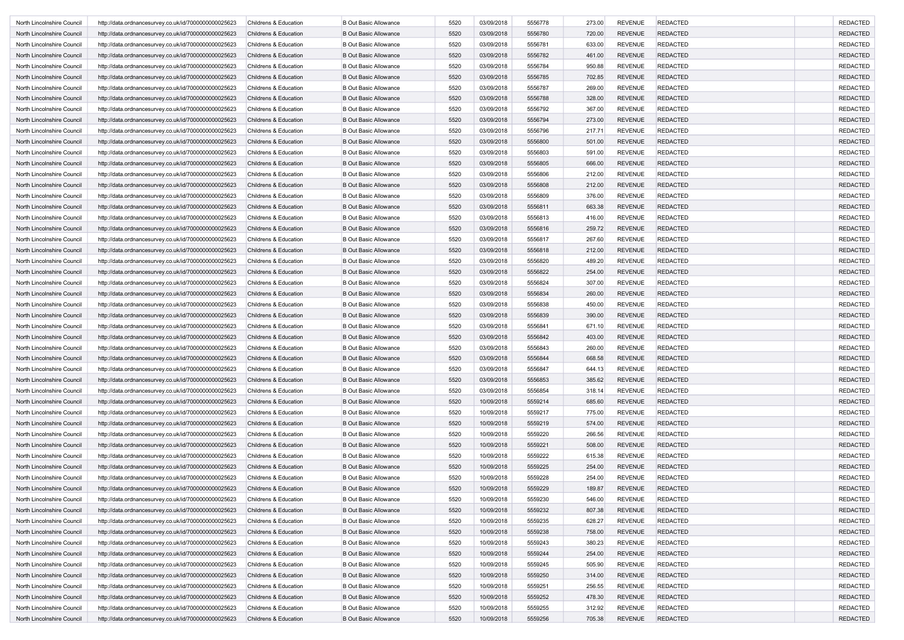| | | | | | | | | | | | |
|---|---|---|---|---|---|---|---|---|---|---|---|
| North Lincolnshire Council | http://data.ordnancesurvey.co.uk/id/7000000000025623 | Childrens & Education | B Out Basic Allowance | 5520 | 03/09/2018 | 5556778 | 273.00 | REVENUE | REDACTED | | REDACTED |
| North Lincolnshire Council | http://data.ordnancesurvey.co.uk/id/7000000000025623 | Childrens & Education | B Out Basic Allowance | 5520 | 03/09/2018 | 5556780 | 720.00 | REVENUE | REDACTED | | REDACTED |
| North Lincolnshire Council | http://data.ordnancesurvey.co.uk/id/7000000000025623 | Childrens & Education | B Out Basic Allowance | 5520 | 03/09/2018 | 5556781 | 633.00 | REVENUE | REDACTED | | REDACTED |
| North Lincolnshire Council | http://data.ordnancesurvey.co.uk/id/7000000000025623 | Childrens & Education | B Out Basic Allowance | 5520 | 03/09/2018 | 5556782 | 461.00 | REVENUE | REDACTED | | REDACTED |
| North Lincolnshire Council | http://data.ordnancesurvey.co.uk/id/7000000000025623 | Childrens & Education | B Out Basic Allowance | 5520 | 03/09/2018 | 5556784 | 950.88 | REVENUE | REDACTED | | REDACTED |
| North Lincolnshire Council | http://data.ordnancesurvey.co.uk/id/7000000000025623 | Childrens & Education | B Out Basic Allowance | 5520 | 03/09/2018 | 5556785 | 702.85 | REVENUE | REDACTED | | REDACTED |
| North Lincolnshire Council | http://data.ordnancesurvey.co.uk/id/7000000000025623 | Childrens & Education | B Out Basic Allowance | 5520 | 03/09/2018 | 5556787 | 269.00 | REVENUE | REDACTED | | REDACTED |
| North Lincolnshire Council | http://data.ordnancesurvey.co.uk/id/7000000000025623 | Childrens & Education | B Out Basic Allowance | 5520 | 03/09/2018 | 5556788 | 328.00 | REVENUE | REDACTED | | REDACTED |
| North Lincolnshire Council | http://data.ordnancesurvey.co.uk/id/7000000000025623 | Childrens & Education | B Out Basic Allowance | 5520 | 03/09/2018 | 5556792 | 367.00 | REVENUE | REDACTED | | REDACTED |
| North Lincolnshire Council | http://data.ordnancesurvey.co.uk/id/7000000000025623 | Childrens & Education | B Out Basic Allowance | 5520 | 03/09/2018 | 5556794 | 273.00 | REVENUE | REDACTED | | REDACTED |
| North Lincolnshire Council | http://data.ordnancesurvey.co.uk/id/7000000000025623 | Childrens & Education | B Out Basic Allowance | 5520 | 03/09/2018 | 5556796 | 217.71 | REVENUE | REDACTED | | REDACTED |
| North Lincolnshire Council | http://data.ordnancesurvey.co.uk/id/7000000000025623 | Childrens & Education | B Out Basic Allowance | 5520 | 03/09/2018 | 5556800 | 501.00 | REVENUE | REDACTED | | REDACTED |
| North Lincolnshire Council | http://data.ordnancesurvey.co.uk/id/7000000000025623 | Childrens & Education | B Out Basic Allowance | 5520 | 03/09/2018 | 5556803 | 591.00 | REVENUE | REDACTED | | REDACTED |
| North Lincolnshire Council | http://data.ordnancesurvey.co.uk/id/7000000000025623 | Childrens & Education | B Out Basic Allowance | 5520 | 03/09/2018 | 5556805 | 666.00 | REVENUE | REDACTED | | REDACTED |
| North Lincolnshire Council | http://data.ordnancesurvey.co.uk/id/7000000000025623 | Childrens & Education | B Out Basic Allowance | 5520 | 03/09/2018 | 5556806 | 212.00 | REVENUE | REDACTED | | REDACTED |
| North Lincolnshire Council | http://data.ordnancesurvey.co.uk/id/7000000000025623 | Childrens & Education | B Out Basic Allowance | 5520 | 03/09/2018 | 5556808 | 212.00 | REVENUE | REDACTED | | REDACTED |
| North Lincolnshire Council | http://data.ordnancesurvey.co.uk/id/7000000000025623 | Childrens & Education | B Out Basic Allowance | 5520 | 03/09/2018 | 5556809 | 376.00 | REVENUE | REDACTED | | REDACTED |
| North Lincolnshire Council | http://data.ordnancesurvey.co.uk/id/7000000000025623 | Childrens & Education | B Out Basic Allowance | 5520 | 03/09/2018 | 5556811 | 663.38 | REVENUE | REDACTED | | REDACTED |
| North Lincolnshire Council | http://data.ordnancesurvey.co.uk/id/7000000000025623 | Childrens & Education | B Out Basic Allowance | 5520 | 03/09/2018 | 5556813 | 416.00 | REVENUE | REDACTED | | REDACTED |
| North Lincolnshire Council | http://data.ordnancesurvey.co.uk/id/7000000000025623 | Childrens & Education | B Out Basic Allowance | 5520 | 03/09/2018 | 5556816 | 259.72 | REVENUE | REDACTED | | REDACTED |
| North Lincolnshire Council | http://data.ordnancesurvey.co.uk/id/7000000000025623 | Childrens & Education | B Out Basic Allowance | 5520 | 03/09/2018 | 5556817 | 267.60 | REVENUE | REDACTED | | REDACTED |
| North Lincolnshire Council | http://data.ordnancesurvey.co.uk/id/7000000000025623 | Childrens & Education | B Out Basic Allowance | 5520 | 03/09/2018 | 5556818 | 212.00 | REVENUE | REDACTED | | REDACTED |
| North Lincolnshire Council | http://data.ordnancesurvey.co.uk/id/7000000000025623 | Childrens & Education | B Out Basic Allowance | 5520 | 03/09/2018 | 5556820 | 489.20 | REVENUE | REDACTED | | REDACTED |
| North Lincolnshire Council | http://data.ordnancesurvey.co.uk/id/7000000000025623 | Childrens & Education | B Out Basic Allowance | 5520 | 03/09/2018 | 5556822 | 254.00 | REVENUE | REDACTED | | REDACTED |
| North Lincolnshire Council | http://data.ordnancesurvey.co.uk/id/7000000000025623 | Childrens & Education | B Out Basic Allowance | 5520 | 03/09/2018 | 5556824 | 307.00 | REVENUE | REDACTED | | REDACTED |
| North Lincolnshire Council | http://data.ordnancesurvey.co.uk/id/7000000000025623 | Childrens & Education | B Out Basic Allowance | 5520 | 03/09/2018 | 5556834 | 260.00 | REVENUE | REDACTED | | REDACTED |
| North Lincolnshire Council | http://data.ordnancesurvey.co.uk/id/7000000000025623 | Childrens & Education | B Out Basic Allowance | 5520 | 03/09/2018 | 5556838 | 450.00 | REVENUE | REDACTED | | REDACTED |
| North Lincolnshire Council | http://data.ordnancesurvey.co.uk/id/7000000000025623 | Childrens & Education | B Out Basic Allowance | 5520 | 03/09/2018 | 5556839 | 390.00 | REVENUE | REDACTED | | REDACTED |
| North Lincolnshire Council | http://data.ordnancesurvey.co.uk/id/7000000000025623 | Childrens & Education | B Out Basic Allowance | 5520 | 03/09/2018 | 5556841 | 671.10 | REVENUE | REDACTED | | REDACTED |
| North Lincolnshire Council | http://data.ordnancesurvey.co.uk/id/7000000000025623 | Childrens & Education | B Out Basic Allowance | 5520 | 03/09/2018 | 5556842 | 403.00 | REVENUE | REDACTED | | REDACTED |
| North Lincolnshire Council | http://data.ordnancesurvey.co.uk/id/7000000000025623 | Childrens & Education | B Out Basic Allowance | 5520 | 03/09/2018 | 5556843 | 260.00 | REVENUE | REDACTED | | REDACTED |
| North Lincolnshire Council | http://data.ordnancesurvey.co.uk/id/7000000000025623 | Childrens & Education | B Out Basic Allowance | 5520 | 03/09/2018 | 5556844 | 668.58 | REVENUE | REDACTED | | REDACTED |
| North Lincolnshire Council | http://data.ordnancesurvey.co.uk/id/7000000000025623 | Childrens & Education | B Out Basic Allowance | 5520 | 03/09/2018 | 5556847 | 644.13 | REVENUE | REDACTED | | REDACTED |
| North Lincolnshire Council | http://data.ordnancesurvey.co.uk/id/7000000000025623 | Childrens & Education | B Out Basic Allowance | 5520 | 03/09/2018 | 5556853 | 385.62 | REVENUE | REDACTED | | REDACTED |
| North Lincolnshire Council | http://data.ordnancesurvey.co.uk/id/7000000000025623 | Childrens & Education | B Out Basic Allowance | 5520 | 03/09/2018 | 5556854 | 318.14 | REVENUE | REDACTED | | REDACTED |
| North Lincolnshire Council | http://data.ordnancesurvey.co.uk/id/7000000000025623 | Childrens & Education | B Out Basic Allowance | 5520 | 10/09/2018 | 5559214 | 685.60 | REVENUE | REDACTED | | REDACTED |
| North Lincolnshire Council | http://data.ordnancesurvey.co.uk/id/7000000000025623 | Childrens & Education | B Out Basic Allowance | 5520 | 10/09/2018 | 5559217 | 775.00 | REVENUE | REDACTED | | REDACTED |
| North Lincolnshire Council | http://data.ordnancesurvey.co.uk/id/7000000000025623 | Childrens & Education | B Out Basic Allowance | 5520 | 10/09/2018 | 5559219 | 574.00 | REVENUE | REDACTED | | REDACTED |
| North Lincolnshire Council | http://data.ordnancesurvey.co.uk/id/7000000000025623 | Childrens & Education | B Out Basic Allowance | 5520 | 10/09/2018 | 5559220 | 266.56 | REVENUE | REDACTED | | REDACTED |
| North Lincolnshire Council | http://data.ordnancesurvey.co.uk/id/7000000000025623 | Childrens & Education | B Out Basic Allowance | 5520 | 10/09/2018 | 5559221 | 508.00 | REVENUE | REDACTED | | REDACTED |
| North Lincolnshire Council | http://data.ordnancesurvey.co.uk/id/7000000000025623 | Childrens & Education | B Out Basic Allowance | 5520 | 10/09/2018 | 5559222 | 615.38 | REVENUE | REDACTED | | REDACTED |
| North Lincolnshire Council | http://data.ordnancesurvey.co.uk/id/7000000000025623 | Childrens & Education | B Out Basic Allowance | 5520 | 10/09/2018 | 5559225 | 254.00 | REVENUE | REDACTED | | REDACTED |
| North Lincolnshire Council | http://data.ordnancesurvey.co.uk/id/7000000000025623 | Childrens & Education | B Out Basic Allowance | 5520 | 10/09/2018 | 5559228 | 254.00 | REVENUE | REDACTED | | REDACTED |
| North Lincolnshire Council | http://data.ordnancesurvey.co.uk/id/7000000000025623 | Childrens & Education | B Out Basic Allowance | 5520 | 10/09/2018 | 5559229 | 189.87 | REVENUE | REDACTED | | REDACTED |
| North Lincolnshire Council | http://data.ordnancesurvey.co.uk/id/7000000000025623 | Childrens & Education | B Out Basic Allowance | 5520 | 10/09/2018 | 5559230 | 546.00 | REVENUE | REDACTED | | REDACTED |
| North Lincolnshire Council | http://data.ordnancesurvey.co.uk/id/7000000000025623 | Childrens & Education | B Out Basic Allowance | 5520 | 10/09/2018 | 5559232 | 807.38 | REVENUE | REDACTED | | REDACTED |
| North Lincolnshire Council | http://data.ordnancesurvey.co.uk/id/7000000000025623 | Childrens & Education | B Out Basic Allowance | 5520 | 10/09/2018 | 5559235 | 628.27 | REVENUE | REDACTED | | REDACTED |
| North Lincolnshire Council | http://data.ordnancesurvey.co.uk/id/7000000000025623 | Childrens & Education | B Out Basic Allowance | 5520 | 10/09/2018 | 5559238 | 758.00 | REVENUE | REDACTED | | REDACTED |
| North Lincolnshire Council | http://data.ordnancesurvey.co.uk/id/7000000000025623 | Childrens & Education | B Out Basic Allowance | 5520 | 10/09/2018 | 5559243 | 380.23 | REVENUE | REDACTED | | REDACTED |
| North Lincolnshire Council | http://data.ordnancesurvey.co.uk/id/7000000000025623 | Childrens & Education | B Out Basic Allowance | 5520 | 10/09/2018 | 5559244 | 254.00 | REVENUE | REDACTED | | REDACTED |
| North Lincolnshire Council | http://data.ordnancesurvey.co.uk/id/7000000000025623 | Childrens & Education | B Out Basic Allowance | 5520 | 10/09/2018 | 5559245 | 505.90 | REVENUE | REDACTED | | REDACTED |
| North Lincolnshire Council | http://data.ordnancesurvey.co.uk/id/7000000000025623 | Childrens & Education | B Out Basic Allowance | 5520 | 10/09/2018 | 5559250 | 314.00 | REVENUE | REDACTED | | REDACTED |
| North Lincolnshire Council | http://data.ordnancesurvey.co.uk/id/7000000000025623 | Childrens & Education | B Out Basic Allowance | 5520 | 10/09/2018 | 5559251 | 256.55 | REVENUE | REDACTED | | REDACTED |
| North Lincolnshire Council | http://data.ordnancesurvey.co.uk/id/7000000000025623 | Childrens & Education | B Out Basic Allowance | 5520 | 10/09/2018 | 5559252 | 478.30 | REVENUE | REDACTED | | REDACTED |
| North Lincolnshire Council | http://data.ordnancesurvey.co.uk/id/7000000000025623 | Childrens & Education | B Out Basic Allowance | 5520 | 10/09/2018 | 5559255 | 312.92 | REVENUE | REDACTED | | REDACTED |
| North Lincolnshire Council | http://data.ordnancesurvey.co.uk/id/7000000000025623 | Childrens & Education | B Out Basic Allowance | 5520 | 10/09/2018 | 5559256 | 705.38 | REVENUE | REDACTED | | REDACTED |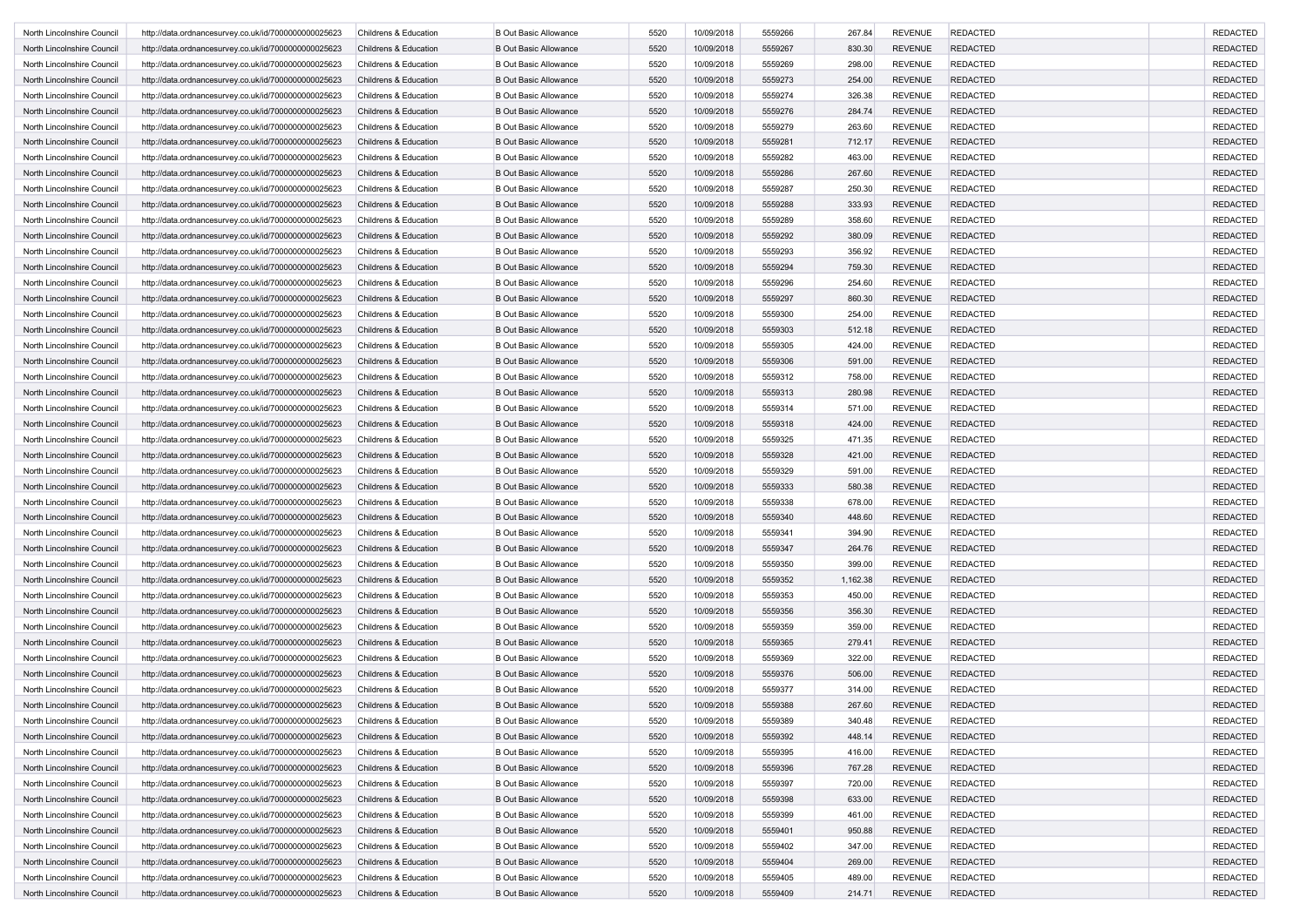| | | | | | | | | | | | |
|---|---|---|---|---|---|---|---|---|---|---|---|
| North Lincolnshire Council | http://data.ordnancesurvey.co.uk/id/7000000000025623 | Childrens & Education | B Out Basic Allowance | 5520 | 10/09/2018 | 5559266 | 267.84 | REVENUE | REDACTED | | REDACTED |
| North Lincolnshire Council | http://data.ordnancesurvey.co.uk/id/7000000000025623 | Childrens & Education | B Out Basic Allowance | 5520 | 10/09/2018 | 5559267 | 830.30 | REVENUE | REDACTED | | REDACTED |
| North Lincolnshire Council | http://data.ordnancesurvey.co.uk/id/7000000000025623 | Childrens & Education | B Out Basic Allowance | 5520 | 10/09/2018 | 5559269 | 298.00 | REVENUE | REDACTED | | REDACTED |
| North Lincolnshire Council | http://data.ordnancesurvey.co.uk/id/7000000000025623 | Childrens & Education | B Out Basic Allowance | 5520 | 10/09/2018 | 5559273 | 254.00 | REVENUE | REDACTED | | REDACTED |
| North Lincolnshire Council | http://data.ordnancesurvey.co.uk/id/7000000000025623 | Childrens & Education | B Out Basic Allowance | 5520 | 10/09/2018 | 5559274 | 326.38 | REVENUE | REDACTED | | REDACTED |
| North Lincolnshire Council | http://data.ordnancesurvey.co.uk/id/7000000000025623 | Childrens & Education | B Out Basic Allowance | 5520 | 10/09/2018 | 5559276 | 284.74 | REVENUE | REDACTED | | REDACTED |
| North Lincolnshire Council | http://data.ordnancesurvey.co.uk/id/7000000000025623 | Childrens & Education | B Out Basic Allowance | 5520 | 10/09/2018 | 5559279 | 263.60 | REVENUE | REDACTED | | REDACTED |
| North Lincolnshire Council | http://data.ordnancesurvey.co.uk/id/7000000000025623 | Childrens & Education | B Out Basic Allowance | 5520 | 10/09/2018 | 5559281 | 712.17 | REVENUE | REDACTED | | REDACTED |
| North Lincolnshire Council | http://data.ordnancesurvey.co.uk/id/7000000000025623 | Childrens & Education | B Out Basic Allowance | 5520 | 10/09/2018 | 5559282 | 463.00 | REVENUE | REDACTED | | REDACTED |
| North Lincolnshire Council | http://data.ordnancesurvey.co.uk/id/7000000000025623 | Childrens & Education | B Out Basic Allowance | 5520 | 10/09/2018 | 5559286 | 267.60 | REVENUE | REDACTED | | REDACTED |
| North Lincolnshire Council | http://data.ordnancesurvey.co.uk/id/7000000000025623 | Childrens & Education | B Out Basic Allowance | 5520 | 10/09/2018 | 5559287 | 250.30 | REVENUE | REDACTED | | REDACTED |
| North Lincolnshire Council | http://data.ordnancesurvey.co.uk/id/7000000000025623 | Childrens & Education | B Out Basic Allowance | 5520 | 10/09/2018 | 5559288 | 333.93 | REVENUE | REDACTED | | REDACTED |
| North Lincolnshire Council | http://data.ordnancesurvey.co.uk/id/7000000000025623 | Childrens & Education | B Out Basic Allowance | 5520 | 10/09/2018 | 5559289 | 358.60 | REVENUE | REDACTED | | REDACTED |
| North Lincolnshire Council | http://data.ordnancesurvey.co.uk/id/7000000000025623 | Childrens & Education | B Out Basic Allowance | 5520 | 10/09/2018 | 5559292 | 380.09 | REVENUE | REDACTED | | REDACTED |
| North Lincolnshire Council | http://data.ordnancesurvey.co.uk/id/7000000000025623 | Childrens & Education | B Out Basic Allowance | 5520 | 10/09/2018 | 5559293 | 356.92 | REVENUE | REDACTED | | REDACTED |
| North Lincolnshire Council | http://data.ordnancesurvey.co.uk/id/7000000000025623 | Childrens & Education | B Out Basic Allowance | 5520 | 10/09/2018 | 5559294 | 759.30 | REVENUE | REDACTED | | REDACTED |
| North Lincolnshire Council | http://data.ordnancesurvey.co.uk/id/7000000000025623 | Childrens & Education | B Out Basic Allowance | 5520 | 10/09/2018 | 5559296 | 254.60 | REVENUE | REDACTED | | REDACTED |
| North Lincolnshire Council | http://data.ordnancesurvey.co.uk/id/7000000000025623 | Childrens & Education | B Out Basic Allowance | 5520 | 10/09/2018 | 5559297 | 860.30 | REVENUE | REDACTED | | REDACTED |
| North Lincolnshire Council | http://data.ordnancesurvey.co.uk/id/7000000000025623 | Childrens & Education | B Out Basic Allowance | 5520 | 10/09/2018 | 5559300 | 254.00 | REVENUE | REDACTED | | REDACTED |
| North Lincolnshire Council | http://data.ordnancesurvey.co.uk/id/7000000000025623 | Childrens & Education | B Out Basic Allowance | 5520 | 10/09/2018 | 5559303 | 512.18 | REVENUE | REDACTED | | REDACTED |
| North Lincolnshire Council | http://data.ordnancesurvey.co.uk/id/7000000000025623 | Childrens & Education | B Out Basic Allowance | 5520 | 10/09/2018 | 5559305 | 424.00 | REVENUE | REDACTED | | REDACTED |
| North Lincolnshire Council | http://data.ordnancesurvey.co.uk/id/7000000000025623 | Childrens & Education | B Out Basic Allowance | 5520 | 10/09/2018 | 5559306 | 591.00 | REVENUE | REDACTED | | REDACTED |
| North Lincolnshire Council | http://data.ordnancesurvey.co.uk/id/7000000000025623 | Childrens & Education | B Out Basic Allowance | 5520 | 10/09/2018 | 5559312 | 758.00 | REVENUE | REDACTED | | REDACTED |
| North Lincolnshire Council | http://data.ordnancesurvey.co.uk/id/7000000000025623 | Childrens & Education | B Out Basic Allowance | 5520 | 10/09/2018 | 5559313 | 280.98 | REVENUE | REDACTED | | REDACTED |
| North Lincolnshire Council | http://data.ordnancesurvey.co.uk/id/7000000000025623 | Childrens & Education | B Out Basic Allowance | 5520 | 10/09/2018 | 5559314 | 571.00 | REVENUE | REDACTED | | REDACTED |
| North Lincolnshire Council | http://data.ordnancesurvey.co.uk/id/7000000000025623 | Childrens & Education | B Out Basic Allowance | 5520 | 10/09/2018 | 5559318 | 424.00 | REVENUE | REDACTED | | REDACTED |
| North Lincolnshire Council | http://data.ordnancesurvey.co.uk/id/7000000000025623 | Childrens & Education | B Out Basic Allowance | 5520 | 10/09/2018 | 5559325 | 471.35 | REVENUE | REDACTED | | REDACTED |
| North Lincolnshire Council | http://data.ordnancesurvey.co.uk/id/7000000000025623 | Childrens & Education | B Out Basic Allowance | 5520 | 10/09/2018 | 5559328 | 421.00 | REVENUE | REDACTED | | REDACTED |
| North Lincolnshire Council | http://data.ordnancesurvey.co.uk/id/7000000000025623 | Childrens & Education | B Out Basic Allowance | 5520 | 10/09/2018 | 5559329 | 591.00 | REVENUE | REDACTED | | REDACTED |
| North Lincolnshire Council | http://data.ordnancesurvey.co.uk/id/7000000000025623 | Childrens & Education | B Out Basic Allowance | 5520 | 10/09/2018 | 5559333 | 580.38 | REVENUE | REDACTED | | REDACTED |
| North Lincolnshire Council | http://data.ordnancesurvey.co.uk/id/7000000000025623 | Childrens & Education | B Out Basic Allowance | 5520 | 10/09/2018 | 5559338 | 678.00 | REVENUE | REDACTED | | REDACTED |
| North Lincolnshire Council | http://data.ordnancesurvey.co.uk/id/7000000000025623 | Childrens & Education | B Out Basic Allowance | 5520 | 10/09/2018 | 5559340 | 448.60 | REVENUE | REDACTED | | REDACTED |
| North Lincolnshire Council | http://data.ordnancesurvey.co.uk/id/7000000000025623 | Childrens & Education | B Out Basic Allowance | 5520 | 10/09/2018 | 5559341 | 394.90 | REVENUE | REDACTED | | REDACTED |
| North Lincolnshire Council | http://data.ordnancesurvey.co.uk/id/7000000000025623 | Childrens & Education | B Out Basic Allowance | 5520 | 10/09/2018 | 5559347 | 264.76 | REVENUE | REDACTED | | REDACTED |
| North Lincolnshire Council | http://data.ordnancesurvey.co.uk/id/7000000000025623 | Childrens & Education | B Out Basic Allowance | 5520 | 10/09/2018 | 5559350 | 399.00 | REVENUE | REDACTED | | REDACTED |
| North Lincolnshire Council | http://data.ordnancesurvey.co.uk/id/7000000000025623 | Childrens & Education | B Out Basic Allowance | 5520 | 10/09/2018 | 5559352 | 1,162.38 | REVENUE | REDACTED | | REDACTED |
| North Lincolnshire Council | http://data.ordnancesurvey.co.uk/id/7000000000025623 | Childrens & Education | B Out Basic Allowance | 5520 | 10/09/2018 | 5559353 | 450.00 | REVENUE | REDACTED | | REDACTED |
| North Lincolnshire Council | http://data.ordnancesurvey.co.uk/id/7000000000025623 | Childrens & Education | B Out Basic Allowance | 5520 | 10/09/2018 | 5559356 | 356.30 | REVENUE | REDACTED | | REDACTED |
| North Lincolnshire Council | http://data.ordnancesurvey.co.uk/id/7000000000025623 | Childrens & Education | B Out Basic Allowance | 5520 | 10/09/2018 | 5559359 | 359.00 | REVENUE | REDACTED | | REDACTED |
| North Lincolnshire Council | http://data.ordnancesurvey.co.uk/id/7000000000025623 | Childrens & Education | B Out Basic Allowance | 5520 | 10/09/2018 | 5559365 | 279.41 | REVENUE | REDACTED | | REDACTED |
| North Lincolnshire Council | http://data.ordnancesurvey.co.uk/id/7000000000025623 | Childrens & Education | B Out Basic Allowance | 5520 | 10/09/2018 | 5559369 | 322.00 | REVENUE | REDACTED | | REDACTED |
| North Lincolnshire Council | http://data.ordnancesurvey.co.uk/id/7000000000025623 | Childrens & Education | B Out Basic Allowance | 5520 | 10/09/2018 | 5559376 | 506.00 | REVENUE | REDACTED | | REDACTED |
| North Lincolnshire Council | http://data.ordnancesurvey.co.uk/id/7000000000025623 | Childrens & Education | B Out Basic Allowance | 5520 | 10/09/2018 | 5559377 | 314.00 | REVENUE | REDACTED | | REDACTED |
| North Lincolnshire Council | http://data.ordnancesurvey.co.uk/id/7000000000025623 | Childrens & Education | B Out Basic Allowance | 5520 | 10/09/2018 | 5559388 | 267.60 | REVENUE | REDACTED | | REDACTED |
| North Lincolnshire Council | http://data.ordnancesurvey.co.uk/id/7000000000025623 | Childrens & Education | B Out Basic Allowance | 5520 | 10/09/2018 | 5559389 | 340.48 | REVENUE | REDACTED | | REDACTED |
| North Lincolnshire Council | http://data.ordnancesurvey.co.uk/id/7000000000025623 | Childrens & Education | B Out Basic Allowance | 5520 | 10/09/2018 | 5559392 | 448.14 | REVENUE | REDACTED | | REDACTED |
| North Lincolnshire Council | http://data.ordnancesurvey.co.uk/id/7000000000025623 | Childrens & Education | B Out Basic Allowance | 5520 | 10/09/2018 | 5559395 | 416.00 | REVENUE | REDACTED | | REDACTED |
| North Lincolnshire Council | http://data.ordnancesurvey.co.uk/id/7000000000025623 | Childrens & Education | B Out Basic Allowance | 5520 | 10/09/2018 | 5559396 | 767.28 | REVENUE | REDACTED | | REDACTED |
| North Lincolnshire Council | http://data.ordnancesurvey.co.uk/id/7000000000025623 | Childrens & Education | B Out Basic Allowance | 5520 | 10/09/2018 | 5559397 | 720.00 | REVENUE | REDACTED | | REDACTED |
| North Lincolnshire Council | http://data.ordnancesurvey.co.uk/id/7000000000025623 | Childrens & Education | B Out Basic Allowance | 5520 | 10/09/2018 | 5559398 | 633.00 | REVENUE | REDACTED | | REDACTED |
| North Lincolnshire Council | http://data.ordnancesurvey.co.uk/id/7000000000025623 | Childrens & Education | B Out Basic Allowance | 5520 | 10/09/2018 | 5559399 | 461.00 | REVENUE | REDACTED | | REDACTED |
| North Lincolnshire Council | http://data.ordnancesurvey.co.uk/id/7000000000025623 | Childrens & Education | B Out Basic Allowance | 5520 | 10/09/2018 | 5559401 | 950.88 | REVENUE | REDACTED | | REDACTED |
| North Lincolnshire Council | http://data.ordnancesurvey.co.uk/id/7000000000025623 | Childrens & Education | B Out Basic Allowance | 5520 | 10/09/2018 | 5559402 | 347.00 | REVENUE | REDACTED | | REDACTED |
| North Lincolnshire Council | http://data.ordnancesurvey.co.uk/id/7000000000025623 | Childrens & Education | B Out Basic Allowance | 5520 | 10/09/2018 | 5559404 | 269.00 | REVENUE | REDACTED | | REDACTED |
| North Lincolnshire Council | http://data.ordnancesurvey.co.uk/id/7000000000025623 | Childrens & Education | B Out Basic Allowance | 5520 | 10/09/2018 | 5559405 | 489.00 | REVENUE | REDACTED | | REDACTED |
| North Lincolnshire Council | http://data.ordnancesurvey.co.uk/id/7000000000025623 | Childrens & Education | B Out Basic Allowance | 5520 | 10/09/2018 | 5559409 | 214.71 | REVENUE | REDACTED | | REDACTED |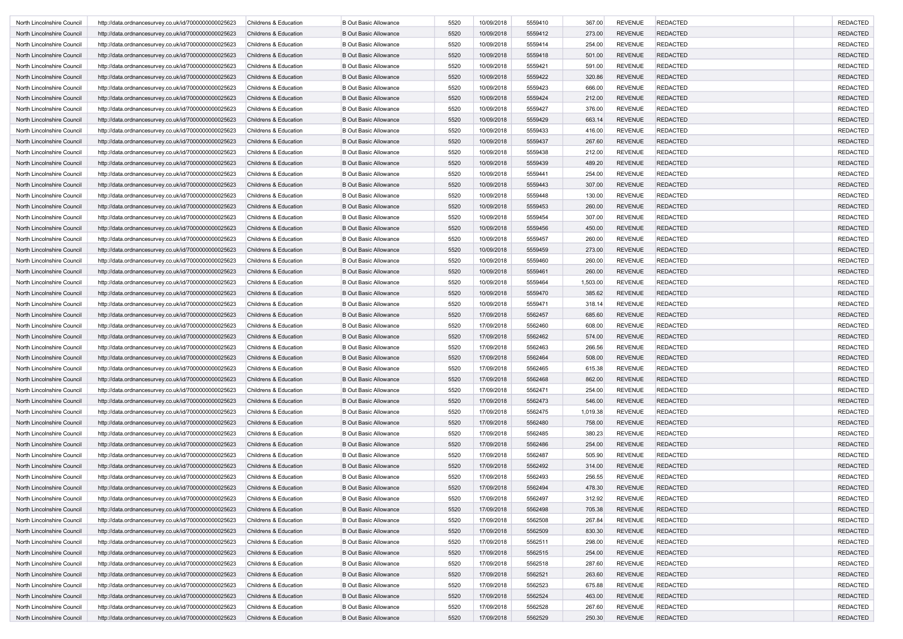| North Lincolnshire Council | http://data.ordnancesurvey.co.uk/id/7000000000025623 | Childrens & Education | B Out Basic Allowance | 5520 | 10/09/2018 | 5559410 | 367.00 | REVENUE | REDACTED | | REDACTED |
|---|---|---|---|---|---|---|---|---|---|---|---|
| North Lincolnshire Council | http://data.ordnancesurvey.co.uk/id/7000000000025623 | Childrens & Education | B Out Basic Allowance | 5520 | 10/09/2018 | 5559412 | 273.00 | REVENUE | REDACTED | | REDACTED |
| North Lincolnshire Council | http://data.ordnancesurvey.co.uk/id/7000000000025623 | Childrens & Education | B Out Basic Allowance | 5520 | 10/09/2018 | 5559414 | 254.00 | REVENUE | REDACTED | | REDACTED |
| North Lincolnshire Council | http://data.ordnancesurvey.co.uk/id/7000000000025623 | Childrens & Education | B Out Basic Allowance | 5520 | 10/09/2018 | 5559418 | 501.00 | REVENUE | REDACTED | | REDACTED |
| North Lincolnshire Council | http://data.ordnancesurvey.co.uk/id/7000000000025623 | Childrens & Education | B Out Basic Allowance | 5520 | 10/09/2018 | 5559421 | 591.00 | REVENUE | REDACTED | | REDACTED |
| North Lincolnshire Council | http://data.ordnancesurvey.co.uk/id/7000000000025623 | Childrens & Education | B Out Basic Allowance | 5520 | 10/09/2018 | 5559422 | 320.86 | REVENUE | REDACTED | | REDACTED |
| North Lincolnshire Council | http://data.ordnancesurvey.co.uk/id/7000000000025623 | Childrens & Education | B Out Basic Allowance | 5520 | 10/09/2018 | 5559423 | 666.00 | REVENUE | REDACTED | | REDACTED |
| North Lincolnshire Council | http://data.ordnancesurvey.co.uk/id/7000000000025623 | Childrens & Education | B Out Basic Allowance | 5520 | 10/09/2018 | 5559424 | 212.00 | REVENUE | REDACTED | | REDACTED |
| North Lincolnshire Council | http://data.ordnancesurvey.co.uk/id/7000000000025623 | Childrens & Education | B Out Basic Allowance | 5520 | 10/09/2018 | 5559427 | 376.00 | REVENUE | REDACTED | | REDACTED |
| North Lincolnshire Council | http://data.ordnancesurvey.co.uk/id/7000000000025623 | Childrens & Education | B Out Basic Allowance | 5520 | 10/09/2018 | 5559429 | 663.14 | REVENUE | REDACTED | | REDACTED |
| North Lincolnshire Council | http://data.ordnancesurvey.co.uk/id/7000000000025623 | Childrens & Education | B Out Basic Allowance | 5520 | 10/09/2018 | 5559433 | 416.00 | REVENUE | REDACTED | | REDACTED |
| North Lincolnshire Council | http://data.ordnancesurvey.co.uk/id/7000000000025623 | Childrens & Education | B Out Basic Allowance | 5520 | 10/09/2018 | 5559437 | 267.60 | REVENUE | REDACTED | | REDACTED |
| North Lincolnshire Council | http://data.ordnancesurvey.co.uk/id/7000000000025623 | Childrens & Education | B Out Basic Allowance | 5520 | 10/09/2018 | 5559438 | 212.00 | REVENUE | REDACTED | | REDACTED |
| North Lincolnshire Council | http://data.ordnancesurvey.co.uk/id/7000000000025623 | Childrens & Education | B Out Basic Allowance | 5520 | 10/09/2018 | 5559439 | 489.20 | REVENUE | REDACTED | | REDACTED |
| North Lincolnshire Council | http://data.ordnancesurvey.co.uk/id/7000000000025623 | Childrens & Education | B Out Basic Allowance | 5520 | 10/09/2018 | 5559441 | 254.00 | REVENUE | REDACTED | | REDACTED |
| North Lincolnshire Council | http://data.ordnancesurvey.co.uk/id/7000000000025623 | Childrens & Education | B Out Basic Allowance | 5520 | 10/09/2018 | 5559443 | 307.00 | REVENUE | REDACTED | | REDACTED |
| North Lincolnshire Council | http://data.ordnancesurvey.co.uk/id/7000000000025623 | Childrens & Education | B Out Basic Allowance | 5520 | 10/09/2018 | 5559448 | 130.00 | REVENUE | REDACTED | | REDACTED |
| North Lincolnshire Council | http://data.ordnancesurvey.co.uk/id/7000000000025623 | Childrens & Education | B Out Basic Allowance | 5520 | 10/09/2018 | 5559453 | 260.00 | REVENUE | REDACTED | | REDACTED |
| North Lincolnshire Council | http://data.ordnancesurvey.co.uk/id/7000000000025623 | Childrens & Education | B Out Basic Allowance | 5520 | 10/09/2018 | 5559454 | 307.00 | REVENUE | REDACTED | | REDACTED |
| North Lincolnshire Council | http://data.ordnancesurvey.co.uk/id/7000000000025623 | Childrens & Education | B Out Basic Allowance | 5520 | 10/09/2018 | 5559456 | 450.00 | REVENUE | REDACTED | | REDACTED |
| North Lincolnshire Council | http://data.ordnancesurvey.co.uk/id/7000000000025623 | Childrens & Education | B Out Basic Allowance | 5520 | 10/09/2018 | 5559457 | 260.00 | REVENUE | REDACTED | | REDACTED |
| North Lincolnshire Council | http://data.ordnancesurvey.co.uk/id/7000000000025623 | Childrens & Education | B Out Basic Allowance | 5520 | 10/09/2018 | 5559459 | 273.00 | REVENUE | REDACTED | | REDACTED |
| North Lincolnshire Council | http://data.ordnancesurvey.co.uk/id/7000000000025623 | Childrens & Education | B Out Basic Allowance | 5520 | 10/09/2018 | 5559460 | 260.00 | REVENUE | REDACTED | | REDACTED |
| North Lincolnshire Council | http://data.ordnancesurvey.co.uk/id/7000000000025623 | Childrens & Education | B Out Basic Allowance | 5520 | 10/09/2018 | 5559461 | 260.00 | REVENUE | REDACTED | | REDACTED |
| North Lincolnshire Council | http://data.ordnancesurvey.co.uk/id/7000000000025623 | Childrens & Education | B Out Basic Allowance | 5520 | 10/09/2018 | 5559464 | 1,503.00 | REVENUE | REDACTED | | REDACTED |
| North Lincolnshire Council | http://data.ordnancesurvey.co.uk/id/7000000000025623 | Childrens & Education | B Out Basic Allowance | 5520 | 10/09/2018 | 5559470 | 385.62 | REVENUE | REDACTED | | REDACTED |
| North Lincolnshire Council | http://data.ordnancesurvey.co.uk/id/7000000000025623 | Childrens & Education | B Out Basic Allowance | 5520 | 10/09/2018 | 5559471 | 318.14 | REVENUE | REDACTED | | REDACTED |
| North Lincolnshire Council | http://data.ordnancesurvey.co.uk/id/7000000000025623 | Childrens & Education | B Out Basic Allowance | 5520 | 17/09/2018 | 5562457 | 685.60 | REVENUE | REDACTED | | REDACTED |
| North Lincolnshire Council | http://data.ordnancesurvey.co.uk/id/7000000000025623 | Childrens & Education | B Out Basic Allowance | 5520 | 17/09/2018 | 5562460 | 608.00 | REVENUE | REDACTED | | REDACTED |
| North Lincolnshire Council | http://data.ordnancesurvey.co.uk/id/7000000000025623 | Childrens & Education | B Out Basic Allowance | 5520 | 17/09/2018 | 5562462 | 574.00 | REVENUE | REDACTED | | REDACTED |
| North Lincolnshire Council | http://data.ordnancesurvey.co.uk/id/7000000000025623 | Childrens & Education | B Out Basic Allowance | 5520 | 17/09/2018 | 5562463 | 266.56 | REVENUE | REDACTED | | REDACTED |
| North Lincolnshire Council | http://data.ordnancesurvey.co.uk/id/7000000000025623 | Childrens & Education | B Out Basic Allowance | 5520 | 17/09/2018 | 5562464 | 508.00 | REVENUE | REDACTED | | REDACTED |
| North Lincolnshire Council | http://data.ordnancesurvey.co.uk/id/7000000000025623 | Childrens & Education | B Out Basic Allowance | 5520 | 17/09/2018 | 5562465 | 615.38 | REVENUE | REDACTED | | REDACTED |
| North Lincolnshire Council | http://data.ordnancesurvey.co.uk/id/7000000000025623 | Childrens & Education | B Out Basic Allowance | 5520 | 17/09/2018 | 5562468 | 862.00 | REVENUE | REDACTED | | REDACTED |
| North Lincolnshire Council | http://data.ordnancesurvey.co.uk/id/7000000000025623 | Childrens & Education | B Out Basic Allowance | 5520 | 17/09/2018 | 5562471 | 254.00 | REVENUE | REDACTED | | REDACTED |
| North Lincolnshire Council | http://data.ordnancesurvey.co.uk/id/7000000000025623 | Childrens & Education | B Out Basic Allowance | 5520 | 17/09/2018 | 5562473 | 546.00 | REVENUE | REDACTED | | REDACTED |
| North Lincolnshire Council | http://data.ordnancesurvey.co.uk/id/7000000000025623 | Childrens & Education | B Out Basic Allowance | 5520 | 17/09/2018 | 5562475 | 1,019.38 | REVENUE | REDACTED | | REDACTED |
| North Lincolnshire Council | http://data.ordnancesurvey.co.uk/id/7000000000025623 | Childrens & Education | B Out Basic Allowance | 5520 | 17/09/2018 | 5562480 | 758.00 | REVENUE | REDACTED | | REDACTED |
| North Lincolnshire Council | http://data.ordnancesurvey.co.uk/id/7000000000025623 | Childrens & Education | B Out Basic Allowance | 5520 | 17/09/2018 | 5562485 | 380.23 | REVENUE | REDACTED | | REDACTED |
| North Lincolnshire Council | http://data.ordnancesurvey.co.uk/id/7000000000025623 | Childrens & Education | B Out Basic Allowance | 5520 | 17/09/2018 | 5562486 | 254.00 | REVENUE | REDACTED | | REDACTED |
| North Lincolnshire Council | http://data.ordnancesurvey.co.uk/id/7000000000025623 | Childrens & Education | B Out Basic Allowance | 5520 | 17/09/2018 | 5562487 | 505.90 | REVENUE | REDACTED | | REDACTED |
| North Lincolnshire Council | http://data.ordnancesurvey.co.uk/id/7000000000025623 | Childrens & Education | B Out Basic Allowance | 5520 | 17/09/2018 | 5562492 | 314.00 | REVENUE | REDACTED | | REDACTED |
| North Lincolnshire Council | http://data.ordnancesurvey.co.uk/id/7000000000025623 | Childrens & Education | B Out Basic Allowance | 5520 | 17/09/2018 | 5562493 | 256.55 | REVENUE | REDACTED | | REDACTED |
| North Lincolnshire Council | http://data.ordnancesurvey.co.uk/id/7000000000025623 | Childrens & Education | B Out Basic Allowance | 5520 | 17/09/2018 | 5562494 | 478.30 | REVENUE | REDACTED | | REDACTED |
| North Lincolnshire Council | http://data.ordnancesurvey.co.uk/id/7000000000025623 | Childrens & Education | B Out Basic Allowance | 5520 | 17/09/2018 | 5562497 | 312.92 | REVENUE | REDACTED | | REDACTED |
| North Lincolnshire Council | http://data.ordnancesurvey.co.uk/id/7000000000025623 | Childrens & Education | B Out Basic Allowance | 5520 | 17/09/2018 | 5562498 | 705.38 | REVENUE | REDACTED | | REDACTED |
| North Lincolnshire Council | http://data.ordnancesurvey.co.uk/id/7000000000025623 | Childrens & Education | B Out Basic Allowance | 5520 | 17/09/2018 | 5562508 | 267.84 | REVENUE | REDACTED | | REDACTED |
| North Lincolnshire Council | http://data.ordnancesurvey.co.uk/id/7000000000025623 | Childrens & Education | B Out Basic Allowance | 5520 | 17/09/2018 | 5562509 | 830.30 | REVENUE | REDACTED | | REDACTED |
| North Lincolnshire Council | http://data.ordnancesurvey.co.uk/id/7000000000025623 | Childrens & Education | B Out Basic Allowance | 5520 | 17/09/2018 | 5562511 | 298.00 | REVENUE | REDACTED | | REDACTED |
| North Lincolnshire Council | http://data.ordnancesurvey.co.uk/id/7000000000025623 | Childrens & Education | B Out Basic Allowance | 5520 | 17/09/2018 | 5562515 | 254.00 | REVENUE | REDACTED | | REDACTED |
| North Lincolnshire Council | http://data.ordnancesurvey.co.uk/id/7000000000025623 | Childrens & Education | B Out Basic Allowance | 5520 | 17/09/2018 | 5562518 | 287.60 | REVENUE | REDACTED | | REDACTED |
| North Lincolnshire Council | http://data.ordnancesurvey.co.uk/id/7000000000025623 | Childrens & Education | B Out Basic Allowance | 5520 | 17/09/2018 | 5562521 | 263.60 | REVENUE | REDACTED | | REDACTED |
| North Lincolnshire Council | http://data.ordnancesurvey.co.uk/id/7000000000025623 | Childrens & Education | B Out Basic Allowance | 5520 | 17/09/2018 | 5562523 | 675.88 | REVENUE | REDACTED | | REDACTED |
| North Lincolnshire Council | http://data.ordnancesurvey.co.uk/id/7000000000025623 | Childrens & Education | B Out Basic Allowance | 5520 | 17/09/2018 | 5562524 | 463.00 | REVENUE | REDACTED | | REDACTED |
| North Lincolnshire Council | http://data.ordnancesurvey.co.uk/id/7000000000025623 | Childrens & Education | B Out Basic Allowance | 5520 | 17/09/2018 | 5562528 | 267.60 | REVENUE | REDACTED | | REDACTED |
| North Lincolnshire Council | http://data.ordnancesurvey.co.uk/id/7000000000025623 | Childrens & Education | B Out Basic Allowance | 5520 | 17/09/2018 | 5562529 | 250.30 | REVENUE | REDACTED | | REDACTED |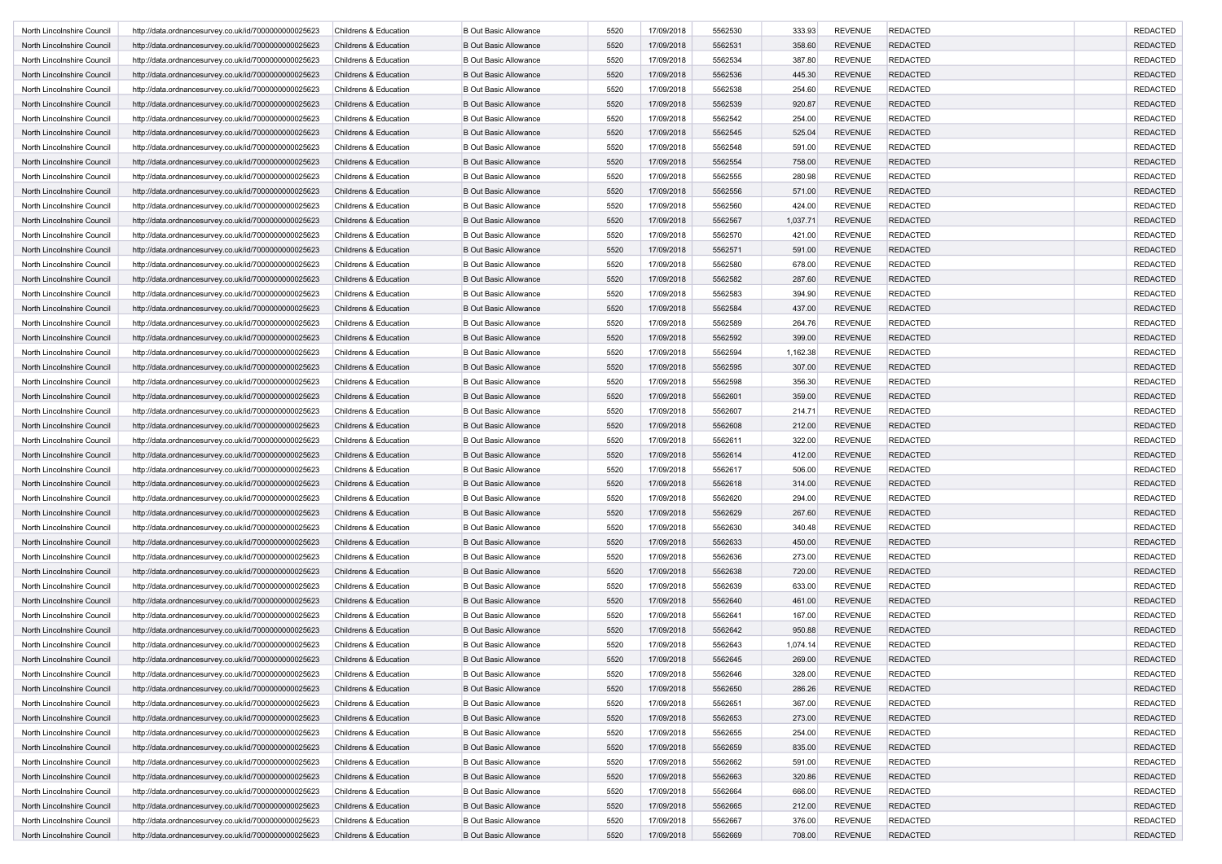| | | | | | | | | | | | |
|---|---|---|---|---|---|---|---|---|---|---|---|
| North Lincolnshire Council | http://data.ordnancesurvey.co.uk/id/7000000000025623 | Childrens & Education | B Out Basic Allowance | 5520 | 17/09/2018 | 5562530 | 333.93 | REVENUE | REDACTED | | REDACTED |
| North Lincolnshire Council | http://data.ordnancesurvey.co.uk/id/7000000000025623 | Childrens & Education | B Out Basic Allowance | 5520 | 17/09/2018 | 5562531 | 358.60 | REVENUE | REDACTED | | REDACTED |
| North Lincolnshire Council | http://data.ordnancesurvey.co.uk/id/7000000000025623 | Childrens & Education | B Out Basic Allowance | 5520 | 17/09/2018 | 5562534 | 387.80 | REVENUE | REDACTED | | REDACTED |
| North Lincolnshire Council | http://data.ordnancesurvey.co.uk/id/7000000000025623 | Childrens & Education | B Out Basic Allowance | 5520 | 17/09/2018 | 5562536 | 445.30 | REVENUE | REDACTED | | REDACTED |
| North Lincolnshire Council | http://data.ordnancesurvey.co.uk/id/7000000000025623 | Childrens & Education | B Out Basic Allowance | 5520 | 17/09/2018 | 5562538 | 254.60 | REVENUE | REDACTED | | REDACTED |
| North Lincolnshire Council | http://data.ordnancesurvey.co.uk/id/7000000000025623 | Childrens & Education | B Out Basic Allowance | 5520 | 17/09/2018 | 5562539 | 920.87 | REVENUE | REDACTED | | REDACTED |
| North Lincolnshire Council | http://data.ordnancesurvey.co.uk/id/7000000000025623 | Childrens & Education | B Out Basic Allowance | 5520 | 17/09/2018 | 5562542 | 254.00 | REVENUE | REDACTED | | REDACTED |
| North Lincolnshire Council | http://data.ordnancesurvey.co.uk/id/7000000000025623 | Childrens & Education | B Out Basic Allowance | 5520 | 17/09/2018 | 5562545 | 525.04 | REVENUE | REDACTED | | REDACTED |
| North Lincolnshire Council | http://data.ordnancesurvey.co.uk/id/7000000000025623 | Childrens & Education | B Out Basic Allowance | 5520 | 17/09/2018 | 5562548 | 591.00 | REVENUE | REDACTED | | REDACTED |
| North Lincolnshire Council | http://data.ordnancesurvey.co.uk/id/7000000000025623 | Childrens & Education | B Out Basic Allowance | 5520 | 17/09/2018 | 5562554 | 758.00 | REVENUE | REDACTED | | REDACTED |
| North Lincolnshire Council | http://data.ordnancesurvey.co.uk/id/7000000000025623 | Childrens & Education | B Out Basic Allowance | 5520 | 17/09/2018 | 5562555 | 280.98 | REVENUE | REDACTED | | REDACTED |
| North Lincolnshire Council | http://data.ordnancesurvey.co.uk/id/7000000000025623 | Childrens & Education | B Out Basic Allowance | 5520 | 17/09/2018 | 5562556 | 571.00 | REVENUE | REDACTED | | REDACTED |
| North Lincolnshire Council | http://data.ordnancesurvey.co.uk/id/7000000000025623 | Childrens & Education | B Out Basic Allowance | 5520 | 17/09/2018 | 5562560 | 424.00 | REVENUE | REDACTED | | REDACTED |
| North Lincolnshire Council | http://data.ordnancesurvey.co.uk/id/7000000000025623 | Childrens & Education | B Out Basic Allowance | 5520 | 17/09/2018 | 5562567 | 1,037.71 | REVENUE | REDACTED | | REDACTED |
| North Lincolnshire Council | http://data.ordnancesurvey.co.uk/id/7000000000025623 | Childrens & Education | B Out Basic Allowance | 5520 | 17/09/2018 | 5562570 | 421.00 | REVENUE | REDACTED | | REDACTED |
| North Lincolnshire Council | http://data.ordnancesurvey.co.uk/id/7000000000025623 | Childrens & Education | B Out Basic Allowance | 5520 | 17/09/2018 | 5562571 | 591.00 | REVENUE | REDACTED | | REDACTED |
| North Lincolnshire Council | http://data.ordnancesurvey.co.uk/id/7000000000025623 | Childrens & Education | B Out Basic Allowance | 5520 | 17/09/2018 | 5562580 | 678.00 | REVENUE | REDACTED | | REDACTED |
| North Lincolnshire Council | http://data.ordnancesurvey.co.uk/id/7000000000025623 | Childrens & Education | B Out Basic Allowance | 5520 | 17/09/2018 | 5562582 | 287.60 | REVENUE | REDACTED | | REDACTED |
| North Lincolnshire Council | http://data.ordnancesurvey.co.uk/id/7000000000025623 | Childrens & Education | B Out Basic Allowance | 5520 | 17/09/2018 | 5562583 | 394.90 | REVENUE | REDACTED | | REDACTED |
| North Lincolnshire Council | http://data.ordnancesurvey.co.uk/id/7000000000025623 | Childrens & Education | B Out Basic Allowance | 5520 | 17/09/2018 | 5562584 | 437.00 | REVENUE | REDACTED | | REDACTED |
| North Lincolnshire Council | http://data.ordnancesurvey.co.uk/id/7000000000025623 | Childrens & Education | B Out Basic Allowance | 5520 | 17/09/2018 | 5562589 | 264.76 | REVENUE | REDACTED | | REDACTED |
| North Lincolnshire Council | http://data.ordnancesurvey.co.uk/id/7000000000025623 | Childrens & Education | B Out Basic Allowance | 5520 | 17/09/2018 | 5562592 | 399.00 | REVENUE | REDACTED | | REDACTED |
| North Lincolnshire Council | http://data.ordnancesurvey.co.uk/id/7000000000025623 | Childrens & Education | B Out Basic Allowance | 5520 | 17/09/2018 | 5562594 | 1,162.38 | REVENUE | REDACTED | | REDACTED |
| North Lincolnshire Council | http://data.ordnancesurvey.co.uk/id/7000000000025623 | Childrens & Education | B Out Basic Allowance | 5520 | 17/09/2018 | 5562595 | 307.00 | REVENUE | REDACTED | | REDACTED |
| North Lincolnshire Council | http://data.ordnancesurvey.co.uk/id/7000000000025623 | Childrens & Education | B Out Basic Allowance | 5520 | 17/09/2018 | 5562598 | 356.30 | REVENUE | REDACTED | | REDACTED |
| North Lincolnshire Council | http://data.ordnancesurvey.co.uk/id/7000000000025623 | Childrens & Education | B Out Basic Allowance | 5520 | 17/09/2018 | 5562601 | 359.00 | REVENUE | REDACTED | | REDACTED |
| North Lincolnshire Council | http://data.ordnancesurvey.co.uk/id/7000000000025623 | Childrens & Education | B Out Basic Allowance | 5520 | 17/09/2018 | 5562607 | 214.71 | REVENUE | REDACTED | | REDACTED |
| North Lincolnshire Council | http://data.ordnancesurvey.co.uk/id/7000000000025623 | Childrens & Education | B Out Basic Allowance | 5520 | 17/09/2018 | 5562608 | 212.00 | REVENUE | REDACTED | | REDACTED |
| North Lincolnshire Council | http://data.ordnancesurvey.co.uk/id/7000000000025623 | Childrens & Education | B Out Basic Allowance | 5520 | 17/09/2018 | 5562611 | 322.00 | REVENUE | REDACTED | | REDACTED |
| North Lincolnshire Council | http://data.ordnancesurvey.co.uk/id/7000000000025623 | Childrens & Education | B Out Basic Allowance | 5520 | 17/09/2018 | 5562614 | 412.00 | REVENUE | REDACTED | | REDACTED |
| North Lincolnshire Council | http://data.ordnancesurvey.co.uk/id/7000000000025623 | Childrens & Education | B Out Basic Allowance | 5520 | 17/09/2018 | 5562617 | 506.00 | REVENUE | REDACTED | | REDACTED |
| North Lincolnshire Council | http://data.ordnancesurvey.co.uk/id/7000000000025623 | Childrens & Education | B Out Basic Allowance | 5520 | 17/09/2018 | 5562618 | 314.00 | REVENUE | REDACTED | | REDACTED |
| North Lincolnshire Council | http://data.ordnancesurvey.co.uk/id/7000000000025623 | Childrens & Education | B Out Basic Allowance | 5520 | 17/09/2018 | 5562620 | 294.00 | REVENUE | REDACTED | | REDACTED |
| North Lincolnshire Council | http://data.ordnancesurvey.co.uk/id/7000000000025623 | Childrens & Education | B Out Basic Allowance | 5520 | 17/09/2018 | 5562629 | 267.60 | REVENUE | REDACTED | | REDACTED |
| North Lincolnshire Council | http://data.ordnancesurvey.co.uk/id/7000000000025623 | Childrens & Education | B Out Basic Allowance | 5520 | 17/09/2018 | 5562630 | 340.48 | REVENUE | REDACTED | | REDACTED |
| North Lincolnshire Council | http://data.ordnancesurvey.co.uk/id/7000000000025623 | Childrens & Education | B Out Basic Allowance | 5520 | 17/09/2018 | 5562633 | 450.00 | REVENUE | REDACTED | | REDACTED |
| North Lincolnshire Council | http://data.ordnancesurvey.co.uk/id/7000000000025623 | Childrens & Education | B Out Basic Allowance | 5520 | 17/09/2018 | 5562636 | 273.00 | REVENUE | REDACTED | | REDACTED |
| North Lincolnshire Council | http://data.ordnancesurvey.co.uk/id/7000000000025623 | Childrens & Education | B Out Basic Allowance | 5520 | 17/09/2018 | 5562638 | 720.00 | REVENUE | REDACTED | | REDACTED |
| North Lincolnshire Council | http://data.ordnancesurvey.co.uk/id/7000000000025623 | Childrens & Education | B Out Basic Allowance | 5520 | 17/09/2018 | 5562639 | 633.00 | REVENUE | REDACTED | | REDACTED |
| North Lincolnshire Council | http://data.ordnancesurvey.co.uk/id/7000000000025623 | Childrens & Education | B Out Basic Allowance | 5520 | 17/09/2018 | 5562640 | 461.00 | REVENUE | REDACTED | | REDACTED |
| North Lincolnshire Council | http://data.ordnancesurvey.co.uk/id/7000000000025623 | Childrens & Education | B Out Basic Allowance | 5520 | 17/09/2018 | 5562641 | 167.00 | REVENUE | REDACTED | | REDACTED |
| North Lincolnshire Council | http://data.ordnancesurvey.co.uk/id/7000000000025623 | Childrens & Education | B Out Basic Allowance | 5520 | 17/09/2018 | 5562642 | 950.88 | REVENUE | REDACTED | | REDACTED |
| North Lincolnshire Council | http://data.ordnancesurvey.co.uk/id/7000000000025623 | Childrens & Education | B Out Basic Allowance | 5520 | 17/09/2018 | 5562643 | 1,074.14 | REVENUE | REDACTED | | REDACTED |
| North Lincolnshire Council | http://data.ordnancesurvey.co.uk/id/7000000000025623 | Childrens & Education | B Out Basic Allowance | 5520 | 17/09/2018 | 5562645 | 269.00 | REVENUE | REDACTED | | REDACTED |
| North Lincolnshire Council | http://data.ordnancesurvey.co.uk/id/7000000000025623 | Childrens & Education | B Out Basic Allowance | 5520 | 17/09/2018 | 5562646 | 328.00 | REVENUE | REDACTED | | REDACTED |
| North Lincolnshire Council | http://data.ordnancesurvey.co.uk/id/7000000000025623 | Childrens & Education | B Out Basic Allowance | 5520 | 17/09/2018 | 5562650 | 286.26 | REVENUE | REDACTED | | REDACTED |
| North Lincolnshire Council | http://data.ordnancesurvey.co.uk/id/7000000000025623 | Childrens & Education | B Out Basic Allowance | 5520 | 17/09/2018 | 5562651 | 367.00 | REVENUE | REDACTED | | REDACTED |
| North Lincolnshire Council | http://data.ordnancesurvey.co.uk/id/7000000000025623 | Childrens & Education | B Out Basic Allowance | 5520 | 17/09/2018 | 5562653 | 273.00 | REVENUE | REDACTED | | REDACTED |
| North Lincolnshire Council | http://data.ordnancesurvey.co.uk/id/7000000000025623 | Childrens & Education | B Out Basic Allowance | 5520 | 17/09/2018 | 5562655 | 254.00 | REVENUE | REDACTED | | REDACTED |
| North Lincolnshire Council | http://data.ordnancesurvey.co.uk/id/7000000000025623 | Childrens & Education | B Out Basic Allowance | 5520 | 17/09/2018 | 5562659 | 835.00 | REVENUE | REDACTED | | REDACTED |
| North Lincolnshire Council | http://data.ordnancesurvey.co.uk/id/7000000000025623 | Childrens & Education | B Out Basic Allowance | 5520 | 17/09/2018 | 5562662 | 591.00 | REVENUE | REDACTED | | REDACTED |
| North Lincolnshire Council | http://data.ordnancesurvey.co.uk/id/7000000000025623 | Childrens & Education | B Out Basic Allowance | 5520 | 17/09/2018 | 5562663 | 320.86 | REVENUE | REDACTED | | REDACTED |
| North Lincolnshire Council | http://data.ordnancesurvey.co.uk/id/7000000000025623 | Childrens & Education | B Out Basic Allowance | 5520 | 17/09/2018 | 5562664 | 666.00 | REVENUE | REDACTED | | REDACTED |
| North Lincolnshire Council | http://data.ordnancesurvey.co.uk/id/7000000000025623 | Childrens & Education | B Out Basic Allowance | 5520 | 17/09/2018 | 5562665 | 212.00 | REVENUE | REDACTED | | REDACTED |
| North Lincolnshire Council | http://data.ordnancesurvey.co.uk/id/7000000000025623 | Childrens & Education | B Out Basic Allowance | 5520 | 17/09/2018 | 5562667 | 376.00 | REVENUE | REDACTED | | REDACTED |
| North Lincolnshire Council | http://data.ordnancesurvey.co.uk/id/7000000000025623 | Childrens & Education | B Out Basic Allowance | 5520 | 17/09/2018 | 5562669 | 708.00 | REVENUE | REDACTED | | REDACTED |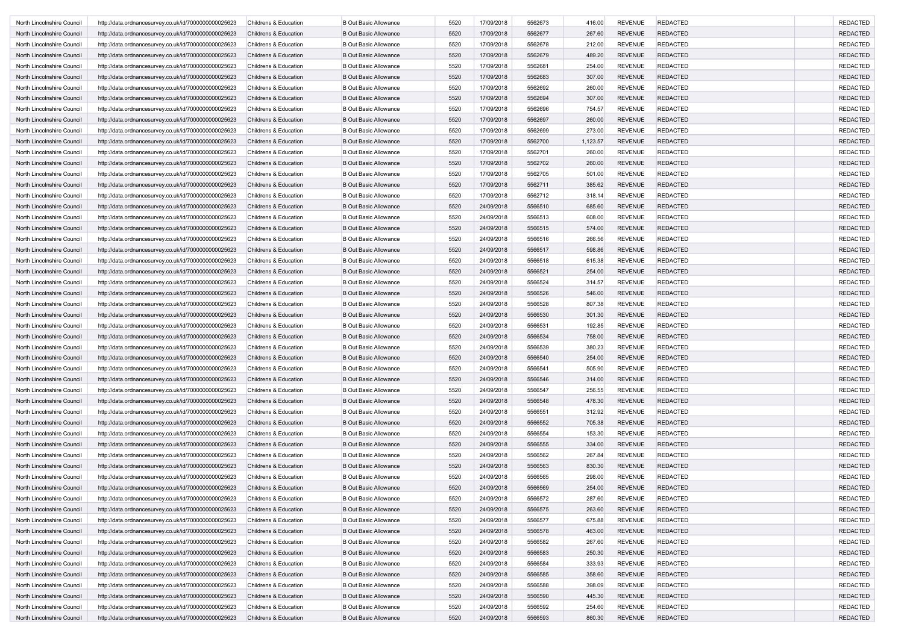| | | | | | | | | | | | |
|---|---|---|---|---|---|---|---|---|---|---|---|
| North Lincolnshire Council | http://data.ordnancesurvey.co.uk/id/7000000000025623 | Childrens & Education | B Out Basic Allowance | 5520 | 17/09/2018 | 5562673 | 416.00 | REVENUE | REDACTED | | REDACTED |
| North Lincolnshire Council | http://data.ordnancesurvey.co.uk/id/7000000000025623 | Childrens & Education | B Out Basic Allowance | 5520 | 17/09/2018 | 5562677 | 267.60 | REVENUE | REDACTED | | REDACTED |
| North Lincolnshire Council | http://data.ordnancesurvey.co.uk/id/7000000000025623 | Childrens & Education | B Out Basic Allowance | 5520 | 17/09/2018 | 5562678 | 212.00 | REVENUE | REDACTED | | REDACTED |
| North Lincolnshire Council | http://data.ordnancesurvey.co.uk/id/7000000000025623 | Childrens & Education | B Out Basic Allowance | 5520 | 17/09/2018 | 5562679 | 489.20 | REVENUE | REDACTED | | REDACTED |
| North Lincolnshire Council | http://data.ordnancesurvey.co.uk/id/7000000000025623 | Childrens & Education | B Out Basic Allowance | 5520 | 17/09/2018 | 5562681 | 254.00 | REVENUE | REDACTED | | REDACTED |
| North Lincolnshire Council | http://data.ordnancesurvey.co.uk/id/7000000000025623 | Childrens & Education | B Out Basic Allowance | 5520 | 17/09/2018 | 5562683 | 307.00 | REVENUE | REDACTED | | REDACTED |
| North Lincolnshire Council | http://data.ordnancesurvey.co.uk/id/7000000000025623 | Childrens & Education | B Out Basic Allowance | 5520 | 17/09/2018 | 5562692 | 260.00 | REVENUE | REDACTED | | REDACTED |
| North Lincolnshire Council | http://data.ordnancesurvey.co.uk/id/7000000000025623 | Childrens & Education | B Out Basic Allowance | 5520 | 17/09/2018 | 5562694 | 307.00 | REVENUE | REDACTED | | REDACTED |
| North Lincolnshire Council | http://data.ordnancesurvey.co.uk/id/7000000000025623 | Childrens & Education | B Out Basic Allowance | 5520 | 17/09/2018 | 5562696 | 754.57 | REVENUE | REDACTED | | REDACTED |
| North Lincolnshire Council | http://data.ordnancesurvey.co.uk/id/7000000000025623 | Childrens & Education | B Out Basic Allowance | 5520 | 17/09/2018 | 5562697 | 260.00 | REVENUE | REDACTED | | REDACTED |
| North Lincolnshire Council | http://data.ordnancesurvey.co.uk/id/7000000000025623 | Childrens & Education | B Out Basic Allowance | 5520 | 17/09/2018 | 5562699 | 273.00 | REVENUE | REDACTED | | REDACTED |
| North Lincolnshire Council | http://data.ordnancesurvey.co.uk/id/7000000000025623 | Childrens & Education | B Out Basic Allowance | 5520 | 17/09/2018 | 5562700 | 1,123.57 | REVENUE | REDACTED | | REDACTED |
| North Lincolnshire Council | http://data.ordnancesurvey.co.uk/id/7000000000025623 | Childrens & Education | B Out Basic Allowance | 5520 | 17/09/2018 | 5562701 | 260.00 | REVENUE | REDACTED | | REDACTED |
| North Lincolnshire Council | http://data.ordnancesurvey.co.uk/id/7000000000025623 | Childrens & Education | B Out Basic Allowance | 5520 | 17/09/2018 | 5562702 | 260.00 | REVENUE | REDACTED | | REDACTED |
| North Lincolnshire Council | http://data.ordnancesurvey.co.uk/id/7000000000025623 | Childrens & Education | B Out Basic Allowance | 5520 | 17/09/2018 | 5562705 | 501.00 | REVENUE | REDACTED | | REDACTED |
| North Lincolnshire Council | http://data.ordnancesurvey.co.uk/id/7000000000025623 | Childrens & Education | B Out Basic Allowance | 5520 | 17/09/2018 | 5562711 | 385.62 | REVENUE | REDACTED | | REDACTED |
| North Lincolnshire Council | http://data.ordnancesurvey.co.uk/id/7000000000025623 | Childrens & Education | B Out Basic Allowance | 5520 | 17/09/2018 | 5562712 | 318.14 | REVENUE | REDACTED | | REDACTED |
| North Lincolnshire Council | http://data.ordnancesurvey.co.uk/id/7000000000025623 | Childrens & Education | B Out Basic Allowance | 5520 | 24/09/2018 | 5566510 | 685.60 | REVENUE | REDACTED | | REDACTED |
| North Lincolnshire Council | http://data.ordnancesurvey.co.uk/id/7000000000025623 | Childrens & Education | B Out Basic Allowance | 5520 | 24/09/2018 | 5566513 | 608.00 | REVENUE | REDACTED | | REDACTED |
| North Lincolnshire Council | http://data.ordnancesurvey.co.uk/id/7000000000025623 | Childrens & Education | B Out Basic Allowance | 5520 | 24/09/2018 | 5566515 | 574.00 | REVENUE | REDACTED | | REDACTED |
| North Lincolnshire Council | http://data.ordnancesurvey.co.uk/id/7000000000025623 | Childrens & Education | B Out Basic Allowance | 5520 | 24/09/2018 | 5566516 | 266.56 | REVENUE | REDACTED | | REDACTED |
| North Lincolnshire Council | http://data.ordnancesurvey.co.uk/id/7000000000025623 | Childrens & Education | B Out Basic Allowance | 5520 | 24/09/2018 | 5566517 | 598.86 | REVENUE | REDACTED | | REDACTED |
| North Lincolnshire Council | http://data.ordnancesurvey.co.uk/id/7000000000025623 | Childrens & Education | B Out Basic Allowance | 5520 | 24/09/2018 | 5566518 | 615.38 | REVENUE | REDACTED | | REDACTED |
| North Lincolnshire Council | http://data.ordnancesurvey.co.uk/id/7000000000025623 | Childrens & Education | B Out Basic Allowance | 5520 | 24/09/2018 | 5566521 | 254.00 | REVENUE | REDACTED | | REDACTED |
| North Lincolnshire Council | http://data.ordnancesurvey.co.uk/id/7000000000025623 | Childrens & Education | B Out Basic Allowance | 5520 | 24/09/2018 | 5566524 | 314.57 | REVENUE | REDACTED | | REDACTED |
| North Lincolnshire Council | http://data.ordnancesurvey.co.uk/id/7000000000025623 | Childrens & Education | B Out Basic Allowance | 5520 | 24/09/2018 | 5566526 | 546.00 | REVENUE | REDACTED | | REDACTED |
| North Lincolnshire Council | http://data.ordnancesurvey.co.uk/id/7000000000025623 | Childrens & Education | B Out Basic Allowance | 5520 | 24/09/2018 | 5566528 | 807.38 | REVENUE | REDACTED | | REDACTED |
| North Lincolnshire Council | http://data.ordnancesurvey.co.uk/id/7000000000025623 | Childrens & Education | B Out Basic Allowance | 5520 | 24/09/2018 | 5566530 | 301.30 | REVENUE | REDACTED | | REDACTED |
| North Lincolnshire Council | http://data.ordnancesurvey.co.uk/id/7000000000025623 | Childrens & Education | B Out Basic Allowance | 5520 | 24/09/2018 | 5566531 | 192.85 | REVENUE | REDACTED | | REDACTED |
| North Lincolnshire Council | http://data.ordnancesurvey.co.uk/id/7000000000025623 | Childrens & Education | B Out Basic Allowance | 5520 | 24/09/2018 | 5566534 | 758.00 | REVENUE | REDACTED | | REDACTED |
| North Lincolnshire Council | http://data.ordnancesurvey.co.uk/id/7000000000025623 | Childrens & Education | B Out Basic Allowance | 5520 | 24/09/2018 | 5566539 | 380.23 | REVENUE | REDACTED | | REDACTED |
| North Lincolnshire Council | http://data.ordnancesurvey.co.uk/id/7000000000025623 | Childrens & Education | B Out Basic Allowance | 5520 | 24/09/2018 | 5566540 | 254.00 | REVENUE | REDACTED | | REDACTED |
| North Lincolnshire Council | http://data.ordnancesurvey.co.uk/id/7000000000025623 | Childrens & Education | B Out Basic Allowance | 5520 | 24/09/2018 | 5566541 | 505.90 | REVENUE | REDACTED | | REDACTED |
| North Lincolnshire Council | http://data.ordnancesurvey.co.uk/id/7000000000025623 | Childrens & Education | B Out Basic Allowance | 5520 | 24/09/2018 | 5566546 | 314.00 | REVENUE | REDACTED | | REDACTED |
| North Lincolnshire Council | http://data.ordnancesurvey.co.uk/id/7000000000025623 | Childrens & Education | B Out Basic Allowance | 5520 | 24/09/2018 | 5566547 | 256.55 | REVENUE | REDACTED | | REDACTED |
| North Lincolnshire Council | http://data.ordnancesurvey.co.uk/id/7000000000025623 | Childrens & Education | B Out Basic Allowance | 5520 | 24/09/2018 | 5566548 | 478.30 | REVENUE | REDACTED | | REDACTED |
| North Lincolnshire Council | http://data.ordnancesurvey.co.uk/id/7000000000025623 | Childrens & Education | B Out Basic Allowance | 5520 | 24/09/2018 | 5566551 | 312.92 | REVENUE | REDACTED | | REDACTED |
| North Lincolnshire Council | http://data.ordnancesurvey.co.uk/id/7000000000025623 | Childrens & Education | B Out Basic Allowance | 5520 | 24/09/2018 | 5566552 | 705.38 | REVENUE | REDACTED | | REDACTED |
| North Lincolnshire Council | http://data.ordnancesurvey.co.uk/id/7000000000025623 | Childrens & Education | B Out Basic Allowance | 5520 | 24/09/2018 | 5566554 | 153.30 | REVENUE | REDACTED | | REDACTED |
| North Lincolnshire Council | http://data.ordnancesurvey.co.uk/id/7000000000025623 | Childrens & Education | B Out Basic Allowance | 5520 | 24/09/2018 | 5566555 | 334.00 | REVENUE | REDACTED | | REDACTED |
| North Lincolnshire Council | http://data.ordnancesurvey.co.uk/id/7000000000025623 | Childrens & Education | B Out Basic Allowance | 5520 | 24/09/2018 | 5566562 | 267.84 | REVENUE | REDACTED | | REDACTED |
| North Lincolnshire Council | http://data.ordnancesurvey.co.uk/id/7000000000025623 | Childrens & Education | B Out Basic Allowance | 5520 | 24/09/2018 | 5566563 | 830.30 | REVENUE | REDACTED | | REDACTED |
| North Lincolnshire Council | http://data.ordnancesurvey.co.uk/id/7000000000025623 | Childrens & Education | B Out Basic Allowance | 5520 | 24/09/2018 | 5566565 | 298.00 | REVENUE | REDACTED | | REDACTED |
| North Lincolnshire Council | http://data.ordnancesurvey.co.uk/id/7000000000025623 | Childrens & Education | B Out Basic Allowance | 5520 | 24/09/2018 | 5566569 | 254.00 | REVENUE | REDACTED | | REDACTED |
| North Lincolnshire Council | http://data.ordnancesurvey.co.uk/id/7000000000025623 | Childrens & Education | B Out Basic Allowance | 5520 | 24/09/2018 | 5566572 | 287.60 | REVENUE | REDACTED | | REDACTED |
| North Lincolnshire Council | http://data.ordnancesurvey.co.uk/id/7000000000025623 | Childrens & Education | B Out Basic Allowance | 5520 | 24/09/2018 | 5566575 | 263.60 | REVENUE | REDACTED | | REDACTED |
| North Lincolnshire Council | http://data.ordnancesurvey.co.uk/id/7000000000025623 | Childrens & Education | B Out Basic Allowance | 5520 | 24/09/2018 | 5566577 | 675.88 | REVENUE | REDACTED | | REDACTED |
| North Lincolnshire Council | http://data.ordnancesurvey.co.uk/id/7000000000025623 | Childrens & Education | B Out Basic Allowance | 5520 | 24/09/2018 | 5566578 | 463.00 | REVENUE | REDACTED | | REDACTED |
| North Lincolnshire Council | http://data.ordnancesurvey.co.uk/id/7000000000025623 | Childrens & Education | B Out Basic Allowance | 5520 | 24/09/2018 | 5566582 | 267.60 | REVENUE | REDACTED | | REDACTED |
| North Lincolnshire Council | http://data.ordnancesurvey.co.uk/id/7000000000025623 | Childrens & Education | B Out Basic Allowance | 5520 | 24/09/2018 | 5566583 | 250.30 | REVENUE | REDACTED | | REDACTED |
| North Lincolnshire Council | http://data.ordnancesurvey.co.uk/id/7000000000025623 | Childrens & Education | B Out Basic Allowance | 5520 | 24/09/2018 | 5566584 | 333.93 | REVENUE | REDACTED | | REDACTED |
| North Lincolnshire Council | http://data.ordnancesurvey.co.uk/id/7000000000025623 | Childrens & Education | B Out Basic Allowance | 5520 | 24/09/2018 | 5566585 | 358.60 | REVENUE | REDACTED | | REDACTED |
| North Lincolnshire Council | http://data.ordnancesurvey.co.uk/id/7000000000025623 | Childrens & Education | B Out Basic Allowance | 5520 | 24/09/2018 | 5566588 | 398.09 | REVENUE | REDACTED | | REDACTED |
| North Lincolnshire Council | http://data.ordnancesurvey.co.uk/id/7000000000025623 | Childrens & Education | B Out Basic Allowance | 5520 | 24/09/2018 | 5566590 | 445.30 | REVENUE | REDACTED | | REDACTED |
| North Lincolnshire Council | http://data.ordnancesurvey.co.uk/id/7000000000025623 | Childrens & Education | B Out Basic Allowance | 5520 | 24/09/2018 | 5566592 | 254.60 | REVENUE | REDACTED | | REDACTED |
| North Lincolnshire Council | http://data.ordnancesurvey.co.uk/id/7000000000025623 | Childrens & Education | B Out Basic Allowance | 5520 | 24/09/2018 | 5566593 | 860.30 | REVENUE | REDACTED | | REDACTED |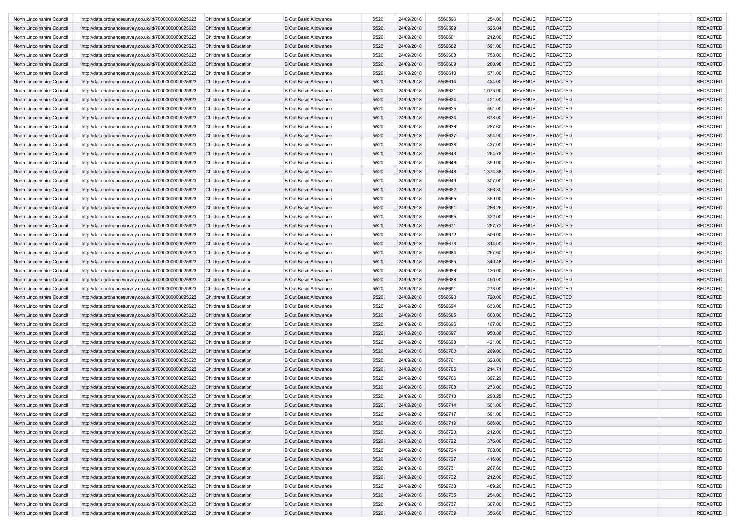| | | | | | | | | | | | |
|---|---|---|---|---|---|---|---|---|---|---|---|
| North Lincolnshire Council | http://data.ordnancesurvey.co.uk/id/7000000000025623 | Childrens & Education | B Out Basic Allowance | 5520 | 24/09/2018 | 5566596 | 254.00 | REVENUE | REDACTED | | REDACTED |
| North Lincolnshire Council | http://data.ordnancesurvey.co.uk/id/7000000000025623 | Childrens & Education | B Out Basic Allowance | 5520 | 24/09/2018 | 5566599 | 525.04 | REVENUE | REDACTED | | REDACTED |
| North Lincolnshire Council | http://data.ordnancesurvey.co.uk/id/7000000000025623 | Childrens & Education | B Out Basic Allowance | 5520 | 24/09/2018 | 5566601 | 212.00 | REVENUE | REDACTED | | REDACTED |
| North Lincolnshire Council | http://data.ordnancesurvey.co.uk/id/7000000000025623 | Childrens & Education | B Out Basic Allowance | 5520 | 24/09/2018 | 5566602 | 591.00 | REVENUE | REDACTED | | REDACTED |
| North Lincolnshire Council | http://data.ordnancesurvey.co.uk/id/7000000000025623 | Childrens & Education | B Out Basic Allowance | 5520 | 24/09/2018 | 5566608 | 758.00 | REVENUE | REDACTED | | REDACTED |
| North Lincolnshire Council | http://data.ordnancesurvey.co.uk/id/7000000000025623 | Childrens & Education | B Out Basic Allowance | 5520 | 24/09/2018 | 5566609 | 280.98 | REVENUE | REDACTED | | REDACTED |
| North Lincolnshire Council | http://data.ordnancesurvey.co.uk/id/7000000000025623 | Childrens & Education | B Out Basic Allowance | 5520 | 24/09/2018 | 5566610 | 571.00 | REVENUE | REDACTED | | REDACTED |
| North Lincolnshire Council | http://data.ordnancesurvey.co.uk/id/7000000000025623 | Childrens & Education | B Out Basic Allowance | 5520 | 24/09/2018 | 5566614 | 424.00 | REVENUE | REDACTED | | REDACTED |
| North Lincolnshire Council | http://data.ordnancesurvey.co.uk/id/7000000000025623 | Childrens & Education | B Out Basic Allowance | 5520 | 24/09/2018 | 5566621 | 1,073.00 | REVENUE | REDACTED | | REDACTED |
| North Lincolnshire Council | http://data.ordnancesurvey.co.uk/id/7000000000025623 | Childrens & Education | B Out Basic Allowance | 5520 | 24/09/2018 | 5566624 | 421.00 | REVENUE | REDACTED | | REDACTED |
| North Lincolnshire Council | http://data.ordnancesurvey.co.uk/id/7000000000025623 | Childrens & Education | B Out Basic Allowance | 5520 | 24/09/2018 | 5566625 | 591.00 | REVENUE | REDACTED | | REDACTED |
| North Lincolnshire Council | http://data.ordnancesurvey.co.uk/id/7000000000025623 | Childrens & Education | B Out Basic Allowance | 5520 | 24/09/2018 | 5566634 | 678.00 | REVENUE | REDACTED | | REDACTED |
| North Lincolnshire Council | http://data.ordnancesurvey.co.uk/id/7000000000025623 | Childrens & Education | B Out Basic Allowance | 5520 | 24/09/2018 | 5566636 | 287.60 | REVENUE | REDACTED | | REDACTED |
| North Lincolnshire Council | http://data.ordnancesurvey.co.uk/id/7000000000025623 | Childrens & Education | B Out Basic Allowance | 5520 | 24/09/2018 | 5566637 | 394.90 | REVENUE | REDACTED | | REDACTED |
| North Lincolnshire Council | http://data.ordnancesurvey.co.uk/id/7000000000025623 | Childrens & Education | B Out Basic Allowance | 5520 | 24/09/2018 | 5566638 | 437.00 | REVENUE | REDACTED | | REDACTED |
| North Lincolnshire Council | http://data.ordnancesurvey.co.uk/id/7000000000025623 | Childrens & Education | B Out Basic Allowance | 5520 | 24/09/2018 | 5566643 | 264.76 | REVENUE | REDACTED | | REDACTED |
| North Lincolnshire Council | http://data.ordnancesurvey.co.uk/id/7000000000025623 | Childrens & Education | B Out Basic Allowance | 5520 | 24/09/2018 | 5566646 | 399.00 | REVENUE | REDACTED | | REDACTED |
| North Lincolnshire Council | http://data.ordnancesurvey.co.uk/id/7000000000025623 | Childrens & Education | B Out Basic Allowance | 5520 | 24/09/2018 | 5566648 | 1,374.38 | REVENUE | REDACTED | | REDACTED |
| North Lincolnshire Council | http://data.ordnancesurvey.co.uk/id/7000000000025623 | Childrens & Education | B Out Basic Allowance | 5520 | 24/09/2018 | 5566649 | 307.00 | REVENUE | REDACTED | | REDACTED |
| North Lincolnshire Council | http://data.ordnancesurvey.co.uk/id/7000000000025623 | Childrens & Education | B Out Basic Allowance | 5520 | 24/09/2018 | 5566652 | 356.30 | REVENUE | REDACTED | | REDACTED |
| North Lincolnshire Council | http://data.ordnancesurvey.co.uk/id/7000000000025623 | Childrens & Education | B Out Basic Allowance | 5520 | 24/09/2018 | 5566655 | 359.00 | REVENUE | REDACTED | | REDACTED |
| North Lincolnshire Council | http://data.ordnancesurvey.co.uk/id/7000000000025623 | Childrens & Education | B Out Basic Allowance | 5520 | 24/09/2018 | 5566661 | 286.26 | REVENUE | REDACTED | | REDACTED |
| North Lincolnshire Council | http://data.ordnancesurvey.co.uk/id/7000000000025623 | Childrens & Education | B Out Basic Allowance | 5520 | 24/09/2018 | 5566665 | 322.00 | REVENUE | REDACTED | | REDACTED |
| North Lincolnshire Council | http://data.ordnancesurvey.co.uk/id/7000000000025623 | Childrens & Education | B Out Basic Allowance | 5520 | 24/09/2018 | 5566671 | 287.72 | REVENUE | REDACTED | | REDACTED |
| North Lincolnshire Council | http://data.ordnancesurvey.co.uk/id/7000000000025623 | Childrens & Education | B Out Basic Allowance | 5520 | 24/09/2018 | 5566672 | 506.00 | REVENUE | REDACTED | | REDACTED |
| North Lincolnshire Council | http://data.ordnancesurvey.co.uk/id/7000000000025623 | Childrens & Education | B Out Basic Allowance | 5520 | 24/09/2018 | 5566673 | 314.00 | REVENUE | REDACTED | | REDACTED |
| North Lincolnshire Council | http://data.ordnancesurvey.co.uk/id/7000000000025623 | Childrens & Education | B Out Basic Allowance | 5520 | 24/09/2018 | 5566684 | 267.60 | REVENUE | REDACTED | | REDACTED |
| North Lincolnshire Council | http://data.ordnancesurvey.co.uk/id/7000000000025623 | Childrens & Education | B Out Basic Allowance | 5520 | 24/09/2018 | 5566685 | 340.48 | REVENUE | REDACTED | | REDACTED |
| North Lincolnshire Council | http://data.ordnancesurvey.co.uk/id/7000000000025623 | Childrens & Education | B Out Basic Allowance | 5520 | 24/09/2018 | 5566686 | 130.00 | REVENUE | REDACTED | | REDACTED |
| North Lincolnshire Council | http://data.ordnancesurvey.co.uk/id/7000000000025623 | Childrens & Education | B Out Basic Allowance | 5520 | 24/09/2018 | 5566688 | 450.00 | REVENUE | REDACTED | | REDACTED |
| North Lincolnshire Council | http://data.ordnancesurvey.co.uk/id/7000000000025623 | Childrens & Education | B Out Basic Allowance | 5520 | 24/09/2018 | 5566691 | 273.00 | REVENUE | REDACTED | | REDACTED |
| North Lincolnshire Council | http://data.ordnancesurvey.co.uk/id/7000000000025623 | Childrens & Education | B Out Basic Allowance | 5520 | 24/09/2018 | 5566693 | 720.00 | REVENUE | REDACTED | | REDACTED |
| North Lincolnshire Council | http://data.ordnancesurvey.co.uk/id/7000000000025623 | Childrens & Education | B Out Basic Allowance | 5520 | 24/09/2018 | 5566694 | 633.00 | REVENUE | REDACTED | | REDACTED |
| North Lincolnshire Council | http://data.ordnancesurvey.co.uk/id/7000000000025623 | Childrens & Education | B Out Basic Allowance | 5520 | 24/09/2018 | 5566695 | 608.00 | REVENUE | REDACTED | | REDACTED |
| North Lincolnshire Council | http://data.ordnancesurvey.co.uk/id/7000000000025623 | Childrens & Education | B Out Basic Allowance | 5520 | 24/09/2018 | 5566696 | 167.00 | REVENUE | REDACTED | | REDACTED |
| North Lincolnshire Council | http://data.ordnancesurvey.co.uk/id/7000000000025623 | Childrens & Education | B Out Basic Allowance | 5520 | 24/09/2018 | 5566697 | 950.88 | REVENUE | REDACTED | | REDACTED |
| North Lincolnshire Council | http://data.ordnancesurvey.co.uk/id/7000000000025623 | Childrens & Education | B Out Basic Allowance | 5520 | 24/09/2018 | 5566698 | 421.00 | REVENUE | REDACTED | | REDACTED |
| North Lincolnshire Council | http://data.ordnancesurvey.co.uk/id/7000000000025623 | Childrens & Education | B Out Basic Allowance | 5520 | 24/09/2018 | 5566700 | 269.00 | REVENUE | REDACTED | | REDACTED |
| North Lincolnshire Council | http://data.ordnancesurvey.co.uk/id/7000000000025623 | Childrens & Education | B Out Basic Allowance | 5520 | 24/09/2018 | 5566701 | 328.00 | REVENUE | REDACTED | | REDACTED |
| North Lincolnshire Council | http://data.ordnancesurvey.co.uk/id/7000000000025623 | Childrens & Education | B Out Basic Allowance | 5520 | 24/09/2018 | 5566705 | 214.71 | REVENUE | REDACTED | | REDACTED |
| North Lincolnshire Council | http://data.ordnancesurvey.co.uk/id/7000000000025623 | Childrens & Education | B Out Basic Allowance | 5520 | 24/09/2018 | 5566706 | 397.29 | REVENUE | REDACTED | | REDACTED |
| North Lincolnshire Council | http://data.ordnancesurvey.co.uk/id/7000000000025623 | Childrens & Education | B Out Basic Allowance | 5520 | 24/09/2018 | 5566708 | 273.00 | REVENUE | REDACTED | | REDACTED |
| North Lincolnshire Council | http://data.ordnancesurvey.co.uk/id/7000000000025623 | Childrens & Education | B Out Basic Allowance | 5520 | 24/09/2018 | 5566710 | 290.29 | REVENUE | REDACTED | | REDACTED |
| North Lincolnshire Council | http://data.ordnancesurvey.co.uk/id/7000000000025623 | Childrens & Education | B Out Basic Allowance | 5520 | 24/09/2018 | 5566714 | 501.00 | REVENUE | REDACTED | | REDACTED |
| North Lincolnshire Council | http://data.ordnancesurvey.co.uk/id/7000000000025623 | Childrens & Education | B Out Basic Allowance | 5520 | 24/09/2018 | 5566717 | 591.00 | REVENUE | REDACTED | | REDACTED |
| North Lincolnshire Council | http://data.ordnancesurvey.co.uk/id/7000000000025623 | Childrens & Education | B Out Basic Allowance | 5520 | 24/09/2018 | 5566719 | 666.00 | REVENUE | REDACTED | | REDACTED |
| North Lincolnshire Council | http://data.ordnancesurvey.co.uk/id/7000000000025623 | Childrens & Education | B Out Basic Allowance | 5520 | 24/09/2018 | 5566720 | 212.00 | REVENUE | REDACTED | | REDACTED |
| North Lincolnshire Council | http://data.ordnancesurvey.co.uk/id/7000000000025623 | Childrens & Education | B Out Basic Allowance | 5520 | 24/09/2018 | 5566722 | 376.00 | REVENUE | REDACTED | | REDACTED |
| North Lincolnshire Council | http://data.ordnancesurvey.co.uk/id/7000000000025623 | Childrens & Education | B Out Basic Allowance | 5520 | 24/09/2018 | 5566724 | 708.00 | REVENUE | REDACTED | | REDACTED |
| North Lincolnshire Council | http://data.ordnancesurvey.co.uk/id/7000000000025623 | Childrens & Education | B Out Basic Allowance | 5520 | 24/09/2018 | 5566727 | 416.00 | REVENUE | REDACTED | | REDACTED |
| North Lincolnshire Council | http://data.ordnancesurvey.co.uk/id/7000000000025623 | Childrens & Education | B Out Basic Allowance | 5520 | 24/09/2018 | 5566731 | 267.60 | REVENUE | REDACTED | | REDACTED |
| North Lincolnshire Council | http://data.ordnancesurvey.co.uk/id/7000000000025623 | Childrens & Education | B Out Basic Allowance | 5520 | 24/09/2018 | 5566732 | 212.00 | REVENUE | REDACTED | | REDACTED |
| North Lincolnshire Council | http://data.ordnancesurvey.co.uk/id/7000000000025623 | Childrens & Education | B Out Basic Allowance | 5520 | 24/09/2018 | 5566733 | 489.20 | REVENUE | REDACTED | | REDACTED |
| North Lincolnshire Council | http://data.ordnancesurvey.co.uk/id/7000000000025623 | Childrens & Education | B Out Basic Allowance | 5520 | 24/09/2018 | 5566735 | 254.00 | REVENUE | REDACTED | | REDACTED |
| North Lincolnshire Council | http://data.ordnancesurvey.co.uk/id/7000000000025623 | Childrens & Education | B Out Basic Allowance | 5520 | 24/09/2018 | 5566737 | 307.00 | REVENUE | REDACTED | | REDACTED |
| North Lincolnshire Council | http://data.ordnancesurvey.co.uk/id/7000000000025623 | Childrens & Education | B Out Basic Allowance | 5520 | 24/09/2018 | 5566739 | 356.60 | REVENUE | REDACTED | | REDACTED |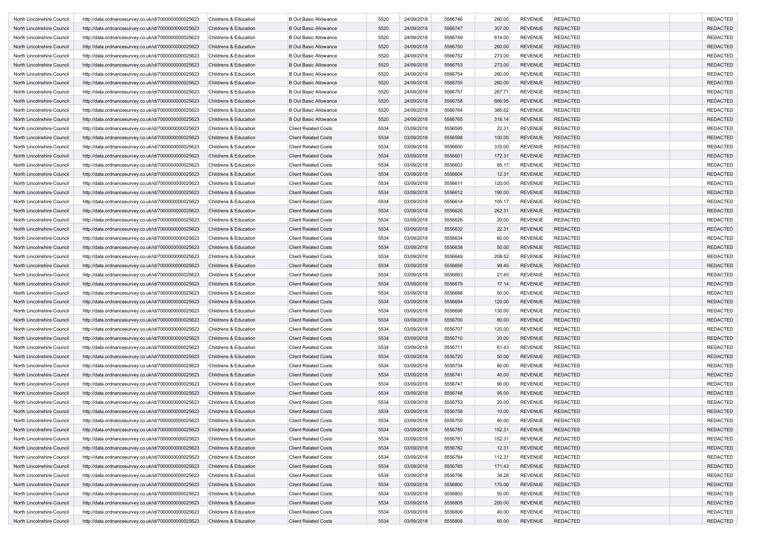| | | | | | | | | | | | |
|---|---|---|---|---|---|---|---|---|---|---|---|
| North Lincolnshire Council | http://data.ordnancesurvey.co.uk/id/7000000000025623 | Childrens & Education | B Out Basic Allowance | 5520 | 24/09/2018 | 5566746 | 260.00 | REVENUE | REDACTED | | REDACTED |
| North Lincolnshire Council | http://data.ordnancesurvey.co.uk/id/7000000000025623 | Childrens & Education | B Out Basic Allowance | 5520 | 24/09/2018 | 5566747 | 307.00 | REVENUE | REDACTED | | REDACTED |
| North Lincolnshire Council | http://data.ordnancesurvey.co.uk/id/7000000000025623 | Childrens & Education | B Out Basic Allowance | 5520 | 24/09/2018 | 5566749 | 614.00 | REVENUE | REDACTED | | REDACTED |
| North Lincolnshire Council | http://data.ordnancesurvey.co.uk/id/7000000000025623 | Childrens & Education | B Out Basic Allowance | 5520 | 24/09/2018 | 5566750 | 260.00 | REVENUE | REDACTED | | REDACTED |
| North Lincolnshire Council | http://data.ordnancesurvey.co.uk/id/7000000000025623 | Childrens & Education | B Out Basic Allowance | 5520 | 24/09/2018 | 5566752 | 273.00 | REVENUE | REDACTED | | REDACTED |
| North Lincolnshire Council | http://data.ordnancesurvey.co.uk/id/7000000000025623 | Childrens & Education | B Out Basic Allowance | 5520 | 24/09/2018 | 5566753 | 273.00 | REVENUE | REDACTED | | REDACTED |
| North Lincolnshire Council | http://data.ordnancesurvey.co.uk/id/7000000000025623 | Childrens & Education | B Out Basic Allowance | 5520 | 24/09/2018 | 5566754 | 260.00 | REVENUE | REDACTED | | REDACTED |
| North Lincolnshire Council | http://data.ordnancesurvey.co.uk/id/7000000000025623 | Childrens & Education | B Out Basic Allowance | 5520 | 24/09/2018 | 5566755 | 260.00 | REVENUE | REDACTED | | REDACTED |
| North Lincolnshire Council | http://data.ordnancesurvey.co.uk/id/7000000000025623 | Childrens & Education | B Out Basic Allowance | 5520 | 24/09/2018 | 5566757 | 267.71 | REVENUE | REDACTED | | REDACTED |
| North Lincolnshire Council | http://data.ordnancesurvey.co.uk/id/7000000000025623 | Childrens & Education | B Out Basic Allowance | 5520 | 24/09/2018 | 5566758 | 666.95 | REVENUE | REDACTED | | REDACTED |
| North Lincolnshire Council | http://data.ordnancesurvey.co.uk/id/7000000000025623 | Childrens & Education | B Out Basic Allowance | 5520 | 24/09/2018 | 5566764 | 385.62 | REVENUE | REDACTED | | REDACTED |
| North Lincolnshire Council | http://data.ordnancesurvey.co.uk/id/7000000000025623 | Childrens & Education | B Out Basic Allowance | 5520 | 24/09/2018 | 5566765 | 318.14 | REVENUE | REDACTED | | REDACTED |
| North Lincolnshire Council | http://data.ordnancesurvey.co.uk/id/7000000000025623 | Childrens & Education | Client Related Costs | 5534 | 03/09/2018 | 5556595 | 22.31 | REVENUE | REDACTED | | REDACTED |
| North Lincolnshire Council | http://data.ordnancesurvey.co.uk/id/7000000000025623 | Childrens & Education | Client Related Costs | 5534 | 03/09/2018 | 5556598 | 100.00 | REVENUE | REDACTED | | REDACTED |
| North Lincolnshire Council | http://data.ordnancesurvey.co.uk/id/7000000000025623 | Childrens & Education | Client Related Costs | 5534 | 03/09/2018 | 5556600 | 310.00 | REVENUE | REDACTED | | REDACTED |
| North Lincolnshire Council | http://data.ordnancesurvey.co.uk/id/7000000000025623 | Childrens & Education | Client Related Costs | 5534 | 03/09/2018 | 5556601 | 172.31 | REVENUE | REDACTED | | REDACTED |
| North Lincolnshire Council | http://data.ordnancesurvey.co.uk/id/7000000000025623 | Childrens & Education | Client Related Costs | 5534 | 03/09/2018 | 5556603 | 65.17 | REVENUE | REDACTED | | REDACTED |
| North Lincolnshire Council | http://data.ordnancesurvey.co.uk/id/7000000000025623 | Childrens & Education | Client Related Costs | 5534 | 03/09/2018 | 5556604 | 12.31 | REVENUE | REDACTED | | REDACTED |
| North Lincolnshire Council | http://data.ordnancesurvey.co.uk/id/7000000000025623 | Childrens & Education | Client Related Costs | 5534 | 03/09/2018 | 5556611 | 120.00 | REVENUE | REDACTED | | REDACTED |
| North Lincolnshire Council | http://data.ordnancesurvey.co.uk/id/7000000000025623 | Childrens & Education | Client Related Costs | 5534 | 03/09/2018 | 5556612 | 190.00 | REVENUE | REDACTED | | REDACTED |
| North Lincolnshire Council | http://data.ordnancesurvey.co.uk/id/7000000000025623 | Childrens & Education | Client Related Costs | 5534 | 03/09/2018 | 5556614 | 105.17 | REVENUE | REDACTED | | REDACTED |
| North Lincolnshire Council | http://data.ordnancesurvey.co.uk/id/7000000000025623 | Childrens & Education | Client Related Costs | 5534 | 03/09/2018 | 5556620 | 262.31 | REVENUE | REDACTED | | REDACTED |
| North Lincolnshire Council | http://data.ordnancesurvey.co.uk/id/7000000000025623 | Childrens & Education | Client Related Costs | 5534 | 03/09/2018 | 5556626 | 20.00 | REVENUE | REDACTED | | REDACTED |
| North Lincolnshire Council | http://data.ordnancesurvey.co.uk/id/7000000000025623 | Childrens & Education | Client Related Costs | 5534 | 03/09/2018 | 5556632 | 22.31 | REVENUE | REDACTED | | REDACTED |
| North Lincolnshire Council | http://data.ordnancesurvey.co.uk/id/7000000000025623 | Childrens & Education | Client Related Costs | 5534 | 03/09/2018 | 5556634 | 60.00 | REVENUE | REDACTED | | REDACTED |
| North Lincolnshire Council | http://data.ordnancesurvey.co.uk/id/7000000000025623 | Childrens & Education | Client Related Costs | 5534 | 03/09/2018 | 5556638 | 50.00 | REVENUE | REDACTED | | REDACTED |
| North Lincolnshire Council | http://data.ordnancesurvey.co.uk/id/7000000000025623 | Childrens & Education | Client Related Costs | 5534 | 03/09/2018 | 5556649 | 208.52 | REVENUE | REDACTED | | REDACTED |
| North Lincolnshire Council | http://data.ordnancesurvey.co.uk/id/7000000000025623 | Childrens & Education | Client Related Costs | 5534 | 03/09/2018 | 5556656 | 99.45 | REVENUE | REDACTED | | REDACTED |
| North Lincolnshire Council | http://data.ordnancesurvey.co.uk/id/7000000000025623 | Childrens & Education | Client Related Costs | 5534 | 03/09/2018 | 5556663 | 21.43 | REVENUE | REDACTED | | REDACTED |
| North Lincolnshire Council | http://data.ordnancesurvey.co.uk/id/7000000000025623 | Childrens & Education | Client Related Costs | 5534 | 03/09/2018 | 5556679 | 17.14 | REVENUE | REDACTED | | REDACTED |
| North Lincolnshire Council | http://data.ordnancesurvey.co.uk/id/7000000000025623 | Childrens & Education | Client Related Costs | 5534 | 03/09/2018 | 5556688 | 50.00 | REVENUE | REDACTED | | REDACTED |
| North Lincolnshire Council | http://data.ordnancesurvey.co.uk/id/7000000000025623 | Childrens & Education | Client Related Costs | 5534 | 03/09/2018 | 5556694 | 120.00 | REVENUE | REDACTED | | REDACTED |
| North Lincolnshire Council | http://data.ordnancesurvey.co.uk/id/7000000000025623 | Childrens & Education | Client Related Costs | 5534 | 03/09/2018 | 5556696 | 130.00 | REVENUE | REDACTED | | REDACTED |
| North Lincolnshire Council | http://data.ordnancesurvey.co.uk/id/7000000000025623 | Childrens & Education | Client Related Costs | 5534 | 03/09/2018 | 5556700 | 80.00 | REVENUE | REDACTED | | REDACTED |
| North Lincolnshire Council | http://data.ordnancesurvey.co.uk/id/7000000000025623 | Childrens & Education | Client Related Costs | 5534 | 03/09/2018 | 5556707 | 120.00 | REVENUE | REDACTED | | REDACTED |
| North Lincolnshire Council | http://data.ordnancesurvey.co.uk/id/7000000000025623 | Childrens & Education | Client Related Costs | 5534 | 03/09/2018 | 5556710 | 20.00 | REVENUE | REDACTED | | REDACTED |
| North Lincolnshire Council | http://data.ordnancesurvey.co.uk/id/7000000000025623 | Childrens & Education | Client Related Costs | 5534 | 03/09/2018 | 5556711 | 61.43 | REVENUE | REDACTED | | REDACTED |
| North Lincolnshire Council | http://data.ordnancesurvey.co.uk/id/7000000000025623 | Childrens & Education | Client Related Costs | 5534 | 03/09/2018 | 5556720 | 50.00 | REVENUE | REDACTED | | REDACTED |
| North Lincolnshire Council | http://data.ordnancesurvey.co.uk/id/7000000000025623 | Childrens & Education | Client Related Costs | 5534 | 03/09/2018 | 5556734 | 80.00 | REVENUE | REDACTED | | REDACTED |
| North Lincolnshire Council | http://data.ordnancesurvey.co.uk/id/7000000000025623 | Childrens & Education | Client Related Costs | 5534 | 03/09/2018 | 5556741 | 40.00 | REVENUE | REDACTED | | REDACTED |
| North Lincolnshire Council | http://data.ordnancesurvey.co.uk/id/7000000000025623 | Childrens & Education | Client Related Costs | 5534 | 03/09/2018 | 5556747 | 90.00 | REVENUE | REDACTED | | REDACTED |
| North Lincolnshire Council | http://data.ordnancesurvey.co.uk/id/7000000000025623 | Childrens & Education | Client Related Costs | 5534 | 03/09/2018 | 5556748 | 95.00 | REVENUE | REDACTED | | REDACTED |
| North Lincolnshire Council | http://data.ordnancesurvey.co.uk/id/7000000000025623 | Childrens & Education | Client Related Costs | 5534 | 03/09/2018 | 5556753 | 20.00 | REVENUE | REDACTED | | REDACTED |
| North Lincolnshire Council | http://data.ordnancesurvey.co.uk/id/7000000000025623 | Childrens & Education | Client Related Costs | 5534 | 03/09/2018 | 5556758 | 10.00 | REVENUE | REDACTED | | REDACTED |
| North Lincolnshire Council | http://data.ordnancesurvey.co.uk/id/7000000000025623 | Childrens & Education | Client Related Costs | 5534 | 03/09/2018 | 5556759 | 80.00 | REVENUE | REDACTED | | REDACTED |
| North Lincolnshire Council | http://data.ordnancesurvey.co.uk/id/7000000000025623 | Childrens & Education | Client Related Costs | 5534 | 03/09/2018 | 5556780 | 152.31 | REVENUE | REDACTED | | REDACTED |
| North Lincolnshire Council | http://data.ordnancesurvey.co.uk/id/7000000000025623 | Childrens & Education | Client Related Costs | 5534 | 03/09/2018 | 5556781 | 152.31 | REVENUE | REDACTED | | REDACTED |
| North Lincolnshire Council | http://data.ordnancesurvey.co.uk/id/7000000000025623 | Childrens & Education | Client Related Costs | 5534 | 03/09/2018 | 5556782 | 12.31 | REVENUE | REDACTED | | REDACTED |
| North Lincolnshire Council | http://data.ordnancesurvey.co.uk/id/7000000000025623 | Childrens & Education | Client Related Costs | 5534 | 03/09/2018 | 5556784 | 112.31 | REVENUE | REDACTED | | REDACTED |
| North Lincolnshire Council | http://data.ordnancesurvey.co.uk/id/7000000000025623 | Childrens & Education | Client Related Costs | 5534 | 03/09/2018 | 5556785 | 171.43 | REVENUE | REDACTED | | REDACTED |
| North Lincolnshire Council | http://data.ordnancesurvey.co.uk/id/7000000000025623 | Childrens & Education | Client Related Costs | 5534 | 03/09/2018 | 5556796 | 34.28 | REVENUE | REDACTED | | REDACTED |
| North Lincolnshire Council | http://data.ordnancesurvey.co.uk/id/7000000000025623 | Childrens & Education | Client Related Costs | 5534 | 03/09/2018 | 5556800 | 170.00 | REVENUE | REDACTED | | REDACTED |
| North Lincolnshire Council | http://data.ordnancesurvey.co.uk/id/7000000000025623 | Childrens & Education | Client Related Costs | 5534 | 03/09/2018 | 5556803 | 50.00 | REVENUE | REDACTED | | REDACTED |
| North Lincolnshire Council | http://data.ordnancesurvey.co.uk/id/7000000000025623 | Childrens & Education | Client Related Costs | 5534 | 03/09/2018 | 5556805 | 200.00 | REVENUE | REDACTED | | REDACTED |
| North Lincolnshire Council | http://data.ordnancesurvey.co.uk/id/7000000000025623 | Childrens & Education | Client Related Costs | 5534 | 03/09/2018 | 5556806 | 40.00 | REVENUE | REDACTED | | REDACTED |
| North Lincolnshire Council | http://data.ordnancesurvey.co.uk/id/7000000000025623 | Childrens & Education | Client Related Costs | 5534 | 03/09/2018 | 5556808 | 60.00 | REVENUE | REDACTED | | REDACTED |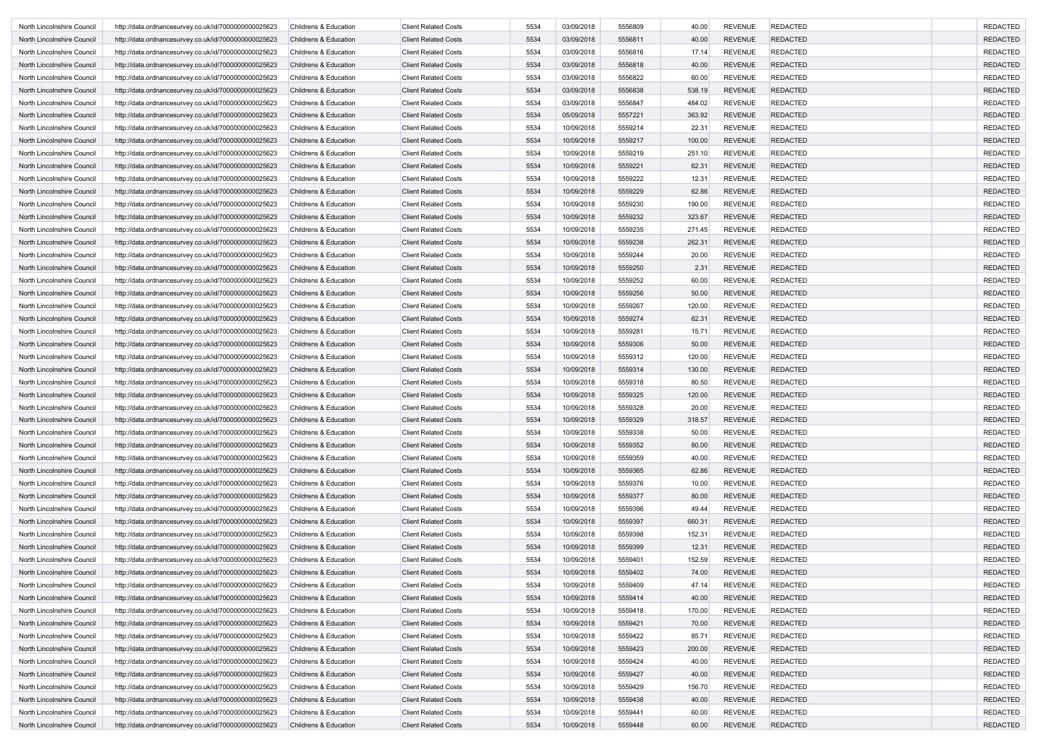| | | | | | | | | | | | |
|---|---|---|---|---|---|---|---|---|---|---|---|
| North Lincolnshire Council | http://data.ordnancesurvey.co.uk/id/7000000000025623 | Childrens & Education | Client Related Costs | 5534 | 03/09/2018 | 5556809 | 40.00 | REVENUE | REDACTED | | REDACTED |
| North Lincolnshire Council | http://data.ordnancesurvey.co.uk/id/7000000000025623 | Childrens & Education | Client Related Costs | 5534 | 03/09/2018 | 5556811 | 40.00 | REVENUE | REDACTED | | REDACTED |
| North Lincolnshire Council | http://data.ordnancesurvey.co.uk/id/7000000000025623 | Childrens & Education | Client Related Costs | 5534 | 03/09/2018 | 5556816 | 17.14 | REVENUE | REDACTED | | REDACTED |
| North Lincolnshire Council | http://data.ordnancesurvey.co.uk/id/7000000000025623 | Childrens & Education | Client Related Costs | 5534 | 03/09/2018 | 5556818 | 40.00 | REVENUE | REDACTED | | REDACTED |
| North Lincolnshire Council | http://data.ordnancesurvey.co.uk/id/7000000000025623 | Childrens & Education | Client Related Costs | 5534 | 03/09/2018 | 5556822 | 60.00 | REVENUE | REDACTED | | REDACTED |
| North Lincolnshire Council | http://data.ordnancesurvey.co.uk/id/7000000000025623 | Childrens & Education | Client Related Costs | 5534 | 03/09/2018 | 5556838 | 538.19 | REVENUE | REDACTED | | REDACTED |
| North Lincolnshire Council | http://data.ordnancesurvey.co.uk/id/7000000000025623 | Childrens & Education | Client Related Costs | 5534 | 03/09/2018 | 5556847 | 484.02 | REVENUE | REDACTED | | REDACTED |
| North Lincolnshire Council | http://data.ordnancesurvey.co.uk/id/7000000000025623 | Childrens & Education | Client Related Costs | 5534 | 05/09/2018 | 5557221 | 363.92 | REVENUE | REDACTED | | REDACTED |
| North Lincolnshire Council | http://data.ordnancesurvey.co.uk/id/7000000000025623 | Childrens & Education | Client Related Costs | 5534 | 10/09/2018 | 5559214 | 22.31 | REVENUE | REDACTED | | REDACTED |
| North Lincolnshire Council | http://data.ordnancesurvey.co.uk/id/7000000000025623 | Childrens & Education | Client Related Costs | 5534 | 10/09/2018 | 5559217 | 100.00 | REVENUE | REDACTED | | REDACTED |
| North Lincolnshire Council | http://data.ordnancesurvey.co.uk/id/7000000000025623 | Childrens & Education | Client Related Costs | 5534 | 10/09/2018 | 5559219 | 251.10 | REVENUE | REDACTED | | REDACTED |
| North Lincolnshire Council | http://data.ordnancesurvey.co.uk/id/7000000000025623 | Childrens & Education | Client Related Costs | 5534 | 10/09/2018 | 5559221 | 62.31 | REVENUE | REDACTED | | REDACTED |
| North Lincolnshire Council | http://data.ordnancesurvey.co.uk/id/7000000000025623 | Childrens & Education | Client Related Costs | 5534 | 10/09/2018 | 5559222 | 12.31 | REVENUE | REDACTED | | REDACTED |
| North Lincolnshire Council | http://data.ordnancesurvey.co.uk/id/7000000000025623 | Childrens & Education | Client Related Costs | 5534 | 10/09/2018 | 5559229 | 62.86 | REVENUE | REDACTED | | REDACTED |
| North Lincolnshire Council | http://data.ordnancesurvey.co.uk/id/7000000000025623 | Childrens & Education | Client Related Costs | 5534 | 10/09/2018 | 5559230 | 190.00 | REVENUE | REDACTED | | REDACTED |
| North Lincolnshire Council | http://data.ordnancesurvey.co.uk/id/7000000000025623 | Childrens & Education | Client Related Costs | 5534 | 10/09/2018 | 5559232 | 323.67 | REVENUE | REDACTED | | REDACTED |
| North Lincolnshire Council | http://data.ordnancesurvey.co.uk/id/7000000000025623 | Childrens & Education | Client Related Costs | 5534 | 10/09/2018 | 5559235 | 271.45 | REVENUE | REDACTED | | REDACTED |
| North Lincolnshire Council | http://data.ordnancesurvey.co.uk/id/7000000000025623 | Childrens & Education | Client Related Costs | 5534 | 10/09/2018 | 5559238 | 262.31 | REVENUE | REDACTED | | REDACTED |
| North Lincolnshire Council | http://data.ordnancesurvey.co.uk/id/7000000000025623 | Childrens & Education | Client Related Costs | 5534 | 10/09/2018 | 5559244 | 20.00 | REVENUE | REDACTED | | REDACTED |
| North Lincolnshire Council | http://data.ordnancesurvey.co.uk/id/7000000000025623 | Childrens & Education | Client Related Costs | 5534 | 10/09/2018 | 5559250 | 2.31 | REVENUE | REDACTED | | REDACTED |
| North Lincolnshire Council | http://data.ordnancesurvey.co.uk/id/7000000000025623 | Childrens & Education | Client Related Costs | 5534 | 10/09/2018 | 5559252 | 60.00 | REVENUE | REDACTED | | REDACTED |
| North Lincolnshire Council | http://data.ordnancesurvey.co.uk/id/7000000000025623 | Childrens & Education | Client Related Costs | 5534 | 10/09/2018 | 5559256 | 50.00 | REVENUE | REDACTED | | REDACTED |
| North Lincolnshire Council | http://data.ordnancesurvey.co.uk/id/7000000000025623 | Childrens & Education | Client Related Costs | 5534 | 10/09/2018 | 5559267 | 120.00 | REVENUE | REDACTED | | REDACTED |
| North Lincolnshire Council | http://data.ordnancesurvey.co.uk/id/7000000000025623 | Childrens & Education | Client Related Costs | 5534 | 10/09/2018 | 5559274 | 62.31 | REVENUE | REDACTED | | REDACTED |
| North Lincolnshire Council | http://data.ordnancesurvey.co.uk/id/7000000000025623 | Childrens & Education | Client Related Costs | 5534 | 10/09/2018 | 5559281 | 15.71 | REVENUE | REDACTED | | REDACTED |
| North Lincolnshire Council | http://data.ordnancesurvey.co.uk/id/7000000000025623 | Childrens & Education | Client Related Costs | 5534 | 10/09/2018 | 5559306 | 50.00 | REVENUE | REDACTED | | REDACTED |
| North Lincolnshire Council | http://data.ordnancesurvey.co.uk/id/7000000000025623 | Childrens & Education | Client Related Costs | 5534 | 10/09/2018 | 5559312 | 120.00 | REVENUE | REDACTED | | REDACTED |
| North Lincolnshire Council | http://data.ordnancesurvey.co.uk/id/7000000000025623 | Childrens & Education | Client Related Costs | 5534 | 10/09/2018 | 5559314 | 130.00 | REVENUE | REDACTED | | REDACTED |
| North Lincolnshire Council | http://data.ordnancesurvey.co.uk/id/7000000000025623 | Childrens & Education | Client Related Costs | 5534 | 10/09/2018 | 5559318 | 80.50 | REVENUE | REDACTED | | REDACTED |
| North Lincolnshire Council | http://data.ordnancesurvey.co.uk/id/7000000000025623 | Childrens & Education | Client Related Costs | 5534 | 10/09/2018 | 5559325 | 120.00 | REVENUE | REDACTED | | REDACTED |
| North Lincolnshire Council | http://data.ordnancesurvey.co.uk/id/7000000000025623 | Childrens & Education | Client Related Costs | 5534 | 10/09/2018 | 5559328 | 20.00 | REVENUE | REDACTED | | REDACTED |
| North Lincolnshire Council | http://data.ordnancesurvey.co.uk/id/7000000000025623 | Childrens & Education | Client Related Costs | 5534 | 10/09/2018 | 5559329 | 318.57 | REVENUE | REDACTED | | REDACTED |
| North Lincolnshire Council | http://data.ordnancesurvey.co.uk/id/7000000000025623 | Childrens & Education | Client Related Costs | 5534 | 10/09/2018 | 5559338 | 50.00 | REVENUE | REDACTED | | REDACTED |
| North Lincolnshire Council | http://data.ordnancesurvey.co.uk/id/7000000000025623 | Childrens & Education | Client Related Costs | 5534 | 10/09/2018 | 5559352 | 80.00 | REVENUE | REDACTED | | REDACTED |
| North Lincolnshire Council | http://data.ordnancesurvey.co.uk/id/7000000000025623 | Childrens & Education | Client Related Costs | 5534 | 10/09/2018 | 5559359 | 40.00 | REVENUE | REDACTED | | REDACTED |
| North Lincolnshire Council | http://data.ordnancesurvey.co.uk/id/7000000000025623 | Childrens & Education | Client Related Costs | 5534 | 10/09/2018 | 5559365 | 62.86 | REVENUE | REDACTED | | REDACTED |
| North Lincolnshire Council | http://data.ordnancesurvey.co.uk/id/7000000000025623 | Childrens & Education | Client Related Costs | 5534 | 10/09/2018 | 5559376 | 10.00 | REVENUE | REDACTED | | REDACTED |
| North Lincolnshire Council | http://data.ordnancesurvey.co.uk/id/7000000000025623 | Childrens & Education | Client Related Costs | 5534 | 10/09/2018 | 5559377 | 80.00 | REVENUE | REDACTED | | REDACTED |
| North Lincolnshire Council | http://data.ordnancesurvey.co.uk/id/7000000000025623 | Childrens & Education | Client Related Costs | 5534 | 10/09/2018 | 5559396 | 49.44 | REVENUE | REDACTED | | REDACTED |
| North Lincolnshire Council | http://data.ordnancesurvey.co.uk/id/7000000000025623 | Childrens & Education | Client Related Costs | 5534 | 10/09/2018 | 5559397 | 660.31 | REVENUE | REDACTED | | REDACTED |
| North Lincolnshire Council | http://data.ordnancesurvey.co.uk/id/7000000000025623 | Childrens & Education | Client Related Costs | 5534 | 10/09/2018 | 5559398 | 152.31 | REVENUE | REDACTED | | REDACTED |
| North Lincolnshire Council | http://data.ordnancesurvey.co.uk/id/7000000000025623 | Childrens & Education | Client Related Costs | 5534 | 10/09/2018 | 5559399 | 12.31 | REVENUE | REDACTED | | REDACTED |
| North Lincolnshire Council | http://data.ordnancesurvey.co.uk/id/7000000000025623 | Childrens & Education | Client Related Costs | 5534 | 10/09/2018 | 5559401 | 152.59 | REVENUE | REDACTED | | REDACTED |
| North Lincolnshire Council | http://data.ordnancesurvey.co.uk/id/7000000000025623 | Childrens & Education | Client Related Costs | 5534 | 10/09/2018 | 5559402 | 74.00 | REVENUE | REDACTED | | REDACTED |
| North Lincolnshire Council | http://data.ordnancesurvey.co.uk/id/7000000000025623 | Childrens & Education | Client Related Costs | 5534 | 10/09/2018 | 5559409 | 47.14 | REVENUE | REDACTED | | REDACTED |
| North Lincolnshire Council | http://data.ordnancesurvey.co.uk/id/7000000000025623 | Childrens & Education | Client Related Costs | 5534 | 10/09/2018 | 5559414 | 40.00 | REVENUE | REDACTED | | REDACTED |
| North Lincolnshire Council | http://data.ordnancesurvey.co.uk/id/7000000000025623 | Childrens & Education | Client Related Costs | 5534 | 10/09/2018 | 5559418 | 170.00 | REVENUE | REDACTED | | REDACTED |
| North Lincolnshire Council | http://data.ordnancesurvey.co.uk/id/7000000000025623 | Childrens & Education | Client Related Costs | 5534 | 10/09/2018 | 5559421 | 70.00 | REVENUE | REDACTED | | REDACTED |
| North Lincolnshire Council | http://data.ordnancesurvey.co.uk/id/7000000000025623 | Childrens & Education | Client Related Costs | 5534 | 10/09/2018 | 5559422 | 85.71 | REVENUE | REDACTED | | REDACTED |
| North Lincolnshire Council | http://data.ordnancesurvey.co.uk/id/7000000000025623 | Childrens & Education | Client Related Costs | 5534 | 10/09/2018 | 5559423 | 200.00 | REVENUE | REDACTED | | REDACTED |
| North Lincolnshire Council | http://data.ordnancesurvey.co.uk/id/7000000000025623 | Childrens & Education | Client Related Costs | 5534 | 10/09/2018 | 5559424 | 40.00 | REVENUE | REDACTED | | REDACTED |
| North Lincolnshire Council | http://data.ordnancesurvey.co.uk/id/7000000000025623 | Childrens & Education | Client Related Costs | 5534 | 10/09/2018 | 5559427 | 40.00 | REVENUE | REDACTED | | REDACTED |
| North Lincolnshire Council | http://data.ordnancesurvey.co.uk/id/7000000000025623 | Childrens & Education | Client Related Costs | 5534 | 10/09/2018 | 5559429 | 156.70 | REVENUE | REDACTED | | REDACTED |
| North Lincolnshire Council | http://data.ordnancesurvey.co.uk/id/7000000000025623 | Childrens & Education | Client Related Costs | 5534 | 10/09/2018 | 5559438 | 40.00 | REVENUE | REDACTED | | REDACTED |
| North Lincolnshire Council | http://data.ordnancesurvey.co.uk/id/7000000000025623 | Childrens & Education | Client Related Costs | 5534 | 10/09/2018 | 5559441 | 60.00 | REVENUE | REDACTED | | REDACTED |
| North Lincolnshire Council | http://data.ordnancesurvey.co.uk/id/7000000000025623 | Childrens & Education | Client Related Costs | 5534 | 10/09/2018 | 5559448 | 60.00 | REVENUE | REDACTED | | REDACTED |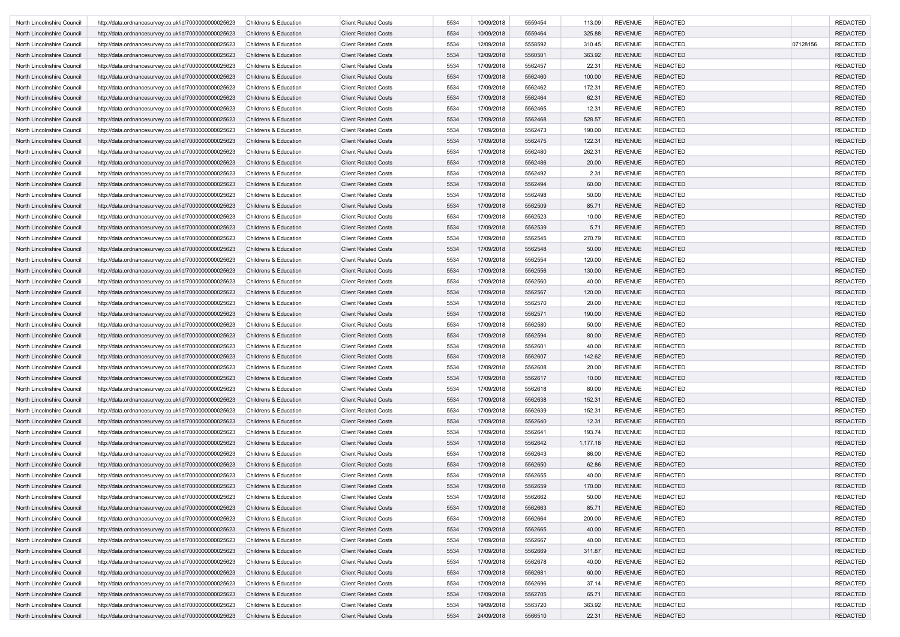| | | | | | | | | | | | |
|---|---|---|---|---|---|---|---|---|---|---|---|
| North Lincolnshire Council | http://data.ordnancesurvey.co.uk/id/7000000000025623 | Childrens & Education | Client Related Costs | 5534 | 10/09/2018 | 5559454 | 113.09 | REVENUE | REDACTED | | REDACTED |
| North Lincolnshire Council | http://data.ordnancesurvey.co.uk/id/7000000000025623 | Childrens & Education | Client Related Costs | 5534 | 10/09/2018 | 5559464 | 325.88 | REVENUE | REDACTED | | REDACTED |
| North Lincolnshire Council | http://data.ordnancesurvey.co.uk/id/7000000000025623 | Childrens & Education | Client Related Costs | 5534 | 12/09/2018 | 5558592 | 310.45 | REVENUE | REDACTED | 07128156 | REDACTED |
| North Lincolnshire Council | http://data.ordnancesurvey.co.uk/id/7000000000025623 | Childrens & Education | Client Related Costs | 5534 | 12/09/2018 | 5560501 | 363.92 | REVENUE | REDACTED | | REDACTED |
| North Lincolnshire Council | http://data.ordnancesurvey.co.uk/id/7000000000025623 | Childrens & Education | Client Related Costs | 5534 | 17/09/2018 | 5562457 | 22.31 | REVENUE | REDACTED | | REDACTED |
| North Lincolnshire Council | http://data.ordnancesurvey.co.uk/id/7000000000025623 | Childrens & Education | Client Related Costs | 5534 | 17/09/2018 | 5562460 | 100.00 | REVENUE | REDACTED | | REDACTED |
| North Lincolnshire Council | http://data.ordnancesurvey.co.uk/id/7000000000025623 | Childrens & Education | Client Related Costs | 5534 | 17/09/2018 | 5562462 | 172.31 | REVENUE | REDACTED | | REDACTED |
| North Lincolnshire Council | http://data.ordnancesurvey.co.uk/id/7000000000025623 | Childrens & Education | Client Related Costs | 5534 | 17/09/2018 | 5562464 | 62.31 | REVENUE | REDACTED | | REDACTED |
| North Lincolnshire Council | http://data.ordnancesurvey.co.uk/id/7000000000025623 | Childrens & Education | Client Related Costs | 5534 | 17/09/2018 | 5562465 | 12.31 | REVENUE | REDACTED | | REDACTED |
| North Lincolnshire Council | http://data.ordnancesurvey.co.uk/id/7000000000025623 | Childrens & Education | Client Related Costs | 5534 | 17/09/2018 | 5562468 | 528.57 | REVENUE | REDACTED | | REDACTED |
| North Lincolnshire Council | http://data.ordnancesurvey.co.uk/id/7000000000025623 | Childrens & Education | Client Related Costs | 5534 | 17/09/2018 | 5562473 | 190.00 | REVENUE | REDACTED | | REDACTED |
| North Lincolnshire Council | http://data.ordnancesurvey.co.uk/id/7000000000025623 | Childrens & Education | Client Related Costs | 5534 | 17/09/2018 | 5562475 | 122.31 | REVENUE | REDACTED | | REDACTED |
| North Lincolnshire Council | http://data.ordnancesurvey.co.uk/id/7000000000025623 | Childrens & Education | Client Related Costs | 5534 | 17/09/2018 | 5562480 | 262.31 | REVENUE | REDACTED | | REDACTED |
| North Lincolnshire Council | http://data.ordnancesurvey.co.uk/id/7000000000025623 | Childrens & Education | Client Related Costs | 5534 | 17/09/2018 | 5562486 | 20.00 | REVENUE | REDACTED | | REDACTED |
| North Lincolnshire Council | http://data.ordnancesurvey.co.uk/id/7000000000025623 | Childrens & Education | Client Related Costs | 5534 | 17/09/2018 | 5562492 | 2.31 | REVENUE | REDACTED | | REDACTED |
| North Lincolnshire Council | http://data.ordnancesurvey.co.uk/id/7000000000025623 | Childrens & Education | Client Related Costs | 5534 | 17/09/2018 | 5562494 | 60.00 | REVENUE | REDACTED | | REDACTED |
| North Lincolnshire Council | http://data.ordnancesurvey.co.uk/id/7000000000025623 | Childrens & Education | Client Related Costs | 5534 | 17/09/2018 | 5562498 | 50.00 | REVENUE | REDACTED | | REDACTED |
| North Lincolnshire Council | http://data.ordnancesurvey.co.uk/id/7000000000025623 | Childrens & Education | Client Related Costs | 5534 | 17/09/2018 | 5562509 | 85.71 | REVENUE | REDACTED | | REDACTED |
| North Lincolnshire Council | http://data.ordnancesurvey.co.uk/id/7000000000025623 | Childrens & Education | Client Related Costs | 5534 | 17/09/2018 | 5562523 | 10.00 | REVENUE | REDACTED | | REDACTED |
| North Lincolnshire Council | http://data.ordnancesurvey.co.uk/id/7000000000025623 | Childrens & Education | Client Related Costs | 5534 | 17/09/2018 | 5562539 | 5.71 | REVENUE | REDACTED | | REDACTED |
| North Lincolnshire Council | http://data.ordnancesurvey.co.uk/id/7000000000025623 | Childrens & Education | Client Related Costs | 5534 | 17/09/2018 | 5562545 | 270.79 | REVENUE | REDACTED | | REDACTED |
| North Lincolnshire Council | http://data.ordnancesurvey.co.uk/id/7000000000025623 | Childrens & Education | Client Related Costs | 5534 | 17/09/2018 | 5562548 | 50.00 | REVENUE | REDACTED | | REDACTED |
| North Lincolnshire Council | http://data.ordnancesurvey.co.uk/id/7000000000025623 | Childrens & Education | Client Related Costs | 5534 | 17/09/2018 | 5562554 | 120.00 | REVENUE | REDACTED | | REDACTED |
| North Lincolnshire Council | http://data.ordnancesurvey.co.uk/id/7000000000025623 | Childrens & Education | Client Related Costs | 5534 | 17/09/2018 | 5562556 | 130.00 | REVENUE | REDACTED | | REDACTED |
| North Lincolnshire Council | http://data.ordnancesurvey.co.uk/id/7000000000025623 | Childrens & Education | Client Related Costs | 5534 | 17/09/2018 | 5562560 | 40.00 | REVENUE | REDACTED | | REDACTED |
| North Lincolnshire Council | http://data.ordnancesurvey.co.uk/id/7000000000025623 | Childrens & Education | Client Related Costs | 5534 | 17/09/2018 | 5562567 | 120.00 | REVENUE | REDACTED | | REDACTED |
| North Lincolnshire Council | http://data.ordnancesurvey.co.uk/id/7000000000025623 | Childrens & Education | Client Related Costs | 5534 | 17/09/2018 | 5562570 | 20.00 | REVENUE | REDACTED | | REDACTED |
| North Lincolnshire Council | http://data.ordnancesurvey.co.uk/id/7000000000025623 | Childrens & Education | Client Related Costs | 5534 | 17/09/2018 | 5562571 | 190.00 | REVENUE | REDACTED | | REDACTED |
| North Lincolnshire Council | http://data.ordnancesurvey.co.uk/id/7000000000025623 | Childrens & Education | Client Related Costs | 5534 | 17/09/2018 | 5562580 | 50.00 | REVENUE | REDACTED | | REDACTED |
| North Lincolnshire Council | http://data.ordnancesurvey.co.uk/id/7000000000025623 | Childrens & Education | Client Related Costs | 5534 | 17/09/2018 | 5562594 | 80.00 | REVENUE | REDACTED | | REDACTED |
| North Lincolnshire Council | http://data.ordnancesurvey.co.uk/id/7000000000025623 | Childrens & Education | Client Related Costs | 5534 | 17/09/2018 | 5562601 | 40.00 | REVENUE | REDACTED | | REDACTED |
| North Lincolnshire Council | http://data.ordnancesurvey.co.uk/id/7000000000025623 | Childrens & Education | Client Related Costs | 5534 | 17/09/2018 | 5562607 | 142.62 | REVENUE | REDACTED | | REDACTED |
| North Lincolnshire Council | http://data.ordnancesurvey.co.uk/id/7000000000025623 | Childrens & Education | Client Related Costs | 5534 | 17/09/2018 | 5562608 | 20.00 | REVENUE | REDACTED | | REDACTED |
| North Lincolnshire Council | http://data.ordnancesurvey.co.uk/id/7000000000025623 | Childrens & Education | Client Related Costs | 5534 | 17/09/2018 | 5562617 | 10.00 | REVENUE | REDACTED | | REDACTED |
| North Lincolnshire Council | http://data.ordnancesurvey.co.uk/id/7000000000025623 | Childrens & Education | Client Related Costs | 5534 | 17/09/2018 | 5562618 | 80.00 | REVENUE | REDACTED | | REDACTED |
| North Lincolnshire Council | http://data.ordnancesurvey.co.uk/id/7000000000025623 | Childrens & Education | Client Related Costs | 5534 | 17/09/2018 | 5562638 | 152.31 | REVENUE | REDACTED | | REDACTED |
| North Lincolnshire Council | http://data.ordnancesurvey.co.uk/id/7000000000025623 | Childrens & Education | Client Related Costs | 5534 | 17/09/2018 | 5562639 | 152.31 | REVENUE | REDACTED | | REDACTED |
| North Lincolnshire Council | http://data.ordnancesurvey.co.uk/id/7000000000025623 | Childrens & Education | Client Related Costs | 5534 | 17/09/2018 | 5562640 | 12.31 | REVENUE | REDACTED | | REDACTED |
| North Lincolnshire Council | http://data.ordnancesurvey.co.uk/id/7000000000025623 | Childrens & Education | Client Related Costs | 5534 | 17/09/2018 | 5562641 | 193.74 | REVENUE | REDACTED | | REDACTED |
| North Lincolnshire Council | http://data.ordnancesurvey.co.uk/id/7000000000025623 | Childrens & Education | Client Related Costs | 5534 | 17/09/2018 | 5562642 | 1,177.18 | REVENUE | REDACTED | | REDACTED |
| North Lincolnshire Council | http://data.ordnancesurvey.co.uk/id/7000000000025623 | Childrens & Education | Client Related Costs | 5534 | 17/09/2018 | 5562643 | 86.00 | REVENUE | REDACTED | | REDACTED |
| North Lincolnshire Council | http://data.ordnancesurvey.co.uk/id/7000000000025623 | Childrens & Education | Client Related Costs | 5534 | 17/09/2018 | 5562650 | 62.86 | REVENUE | REDACTED | | REDACTED |
| North Lincolnshire Council | http://data.ordnancesurvey.co.uk/id/7000000000025623 | Childrens & Education | Client Related Costs | 5534 | 17/09/2018 | 5562655 | 40.00 | REVENUE | REDACTED | | REDACTED |
| North Lincolnshire Council | http://data.ordnancesurvey.co.uk/id/7000000000025623 | Childrens & Education | Client Related Costs | 5534 | 17/09/2018 | 5562659 | 170.00 | REVENUE | REDACTED | | REDACTED |
| North Lincolnshire Council | http://data.ordnancesurvey.co.uk/id/7000000000025623 | Childrens & Education | Client Related Costs | 5534 | 17/09/2018 | 5562662 | 50.00 | REVENUE | REDACTED | | REDACTED |
| North Lincolnshire Council | http://data.ordnancesurvey.co.uk/id/7000000000025623 | Childrens & Education | Client Related Costs | 5534 | 17/09/2018 | 5562663 | 85.71 | REVENUE | REDACTED | | REDACTED |
| North Lincolnshire Council | http://data.ordnancesurvey.co.uk/id/7000000000025623 | Childrens & Education | Client Related Costs | 5534 | 17/09/2018 | 5562664 | 200.00 | REVENUE | REDACTED | | REDACTED |
| North Lincolnshire Council | http://data.ordnancesurvey.co.uk/id/7000000000025623 | Childrens & Education | Client Related Costs | 5534 | 17/09/2018 | 5562665 | 40.00 | REVENUE | REDACTED | | REDACTED |
| North Lincolnshire Council | http://data.ordnancesurvey.co.uk/id/7000000000025623 | Childrens & Education | Client Related Costs | 5534 | 17/09/2018 | 5562667 | 40.00 | REVENUE | REDACTED | | REDACTED |
| North Lincolnshire Council | http://data.ordnancesurvey.co.uk/id/7000000000025623 | Childrens & Education | Client Related Costs | 5534 | 17/09/2018 | 5562669 | 311.87 | REVENUE | REDACTED | | REDACTED |
| North Lincolnshire Council | http://data.ordnancesurvey.co.uk/id/7000000000025623 | Childrens & Education | Client Related Costs | 5534 | 17/09/2018 | 5562678 | 40.00 | REVENUE | REDACTED | | REDACTED |
| North Lincolnshire Council | http://data.ordnancesurvey.co.uk/id/7000000000025623 | Childrens & Education | Client Related Costs | 5534 | 17/09/2018 | 5562681 | 60.00 | REVENUE | REDACTED | | REDACTED |
| North Lincolnshire Council | http://data.ordnancesurvey.co.uk/id/7000000000025623 | Childrens & Education | Client Related Costs | 5534 | 17/09/2018 | 5562696 | 37.14 | REVENUE | REDACTED | | REDACTED |
| North Lincolnshire Council | http://data.ordnancesurvey.co.uk/id/7000000000025623 | Childrens & Education | Client Related Costs | 5534 | 17/09/2018 | 5562705 | 65.71 | REVENUE | REDACTED | | REDACTED |
| North Lincolnshire Council | http://data.ordnancesurvey.co.uk/id/7000000000025623 | Childrens & Education | Client Related Costs | 5534 | 19/09/2018 | 5563720 | 363.92 | REVENUE | REDACTED | | REDACTED |
| North Lincolnshire Council | http://data.ordnancesurvey.co.uk/id/7000000000025623 | Childrens & Education | Client Related Costs | 5534 | 24/09/2018 | 5566510 | 22.31 | REVENUE | REDACTED | | REDACTED |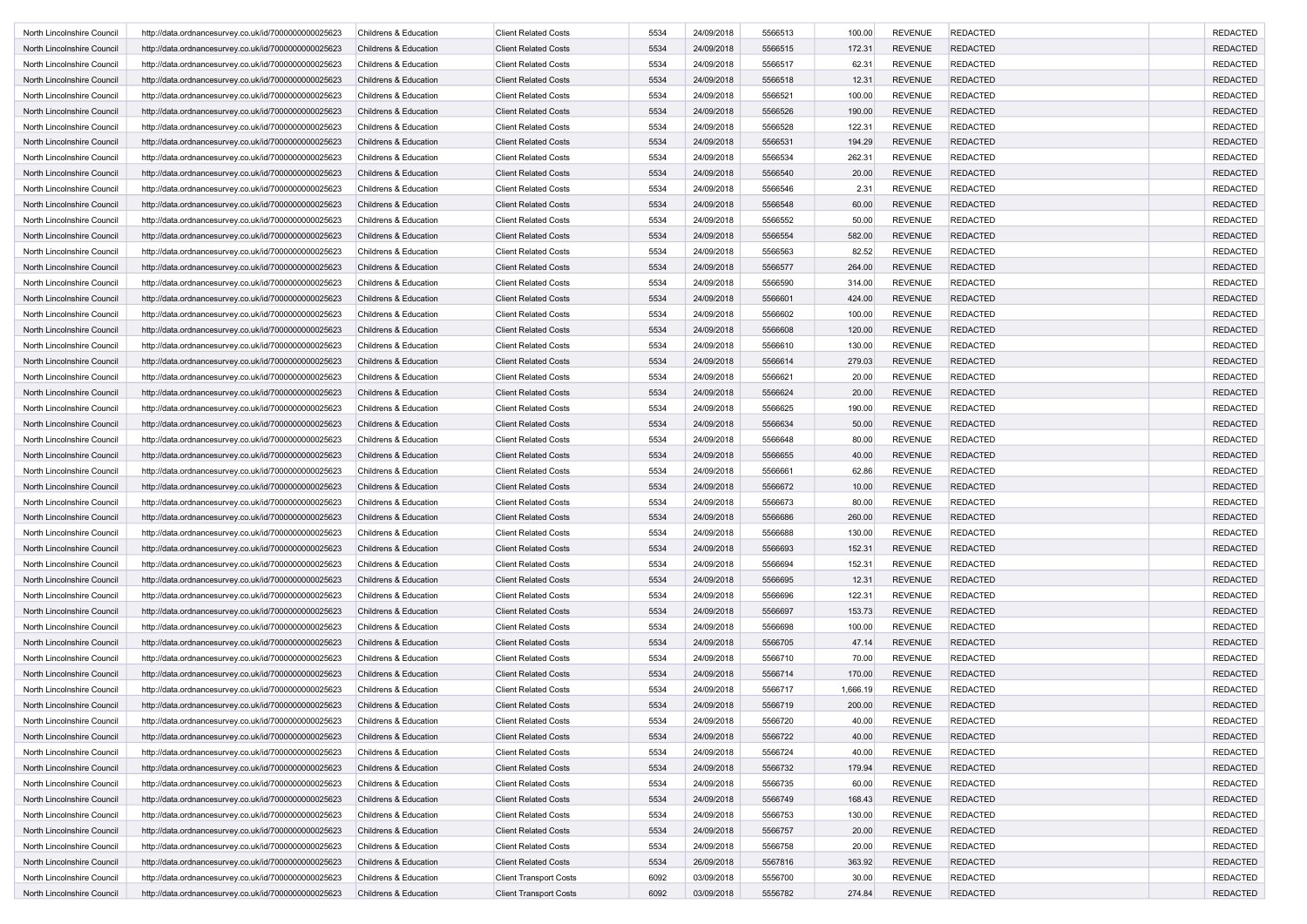| | | | | | | | | | | | |
|---|---|---|---|---|---|---|---|---|---|---|---|
| North Lincolnshire Council | http://data.ordnancesurvey.co.uk/id/7000000000025623 | Childrens & Education | Client Related Costs | 5534 | 24/09/2018 | 5566513 | 100.00 | REVENUE | REDACTED | | REDACTED |
| North Lincolnshire Council | http://data.ordnancesurvey.co.uk/id/7000000000025623 | Childrens & Education | Client Related Costs | 5534 | 24/09/2018 | 5566515 | 172.31 | REVENUE | REDACTED | | REDACTED |
| North Lincolnshire Council | http://data.ordnancesurvey.co.uk/id/7000000000025623 | Childrens & Education | Client Related Costs | 5534 | 24/09/2018 | 5566517 | 62.31 | REVENUE | REDACTED | | REDACTED |
| North Lincolnshire Council | http://data.ordnancesurvey.co.uk/id/7000000000025623 | Childrens & Education | Client Related Costs | 5534 | 24/09/2018 | 5566518 | 12.31 | REVENUE | REDACTED | | REDACTED |
| North Lincolnshire Council | http://data.ordnancesurvey.co.uk/id/7000000000025623 | Childrens & Education | Client Related Costs | 5534 | 24/09/2018 | 5566521 | 100.00 | REVENUE | REDACTED | | REDACTED |
| North Lincolnshire Council | http://data.ordnancesurvey.co.uk/id/7000000000025623 | Childrens & Education | Client Related Costs | 5534 | 24/09/2018 | 5566526 | 190.00 | REVENUE | REDACTED | | REDACTED |
| North Lincolnshire Council | http://data.ordnancesurvey.co.uk/id/7000000000025623 | Childrens & Education | Client Related Costs | 5534 | 24/09/2018 | 5566528 | 122.31 | REVENUE | REDACTED | | REDACTED |
| North Lincolnshire Council | http://data.ordnancesurvey.co.uk/id/7000000000025623 | Childrens & Education | Client Related Costs | 5534 | 24/09/2018 | 5566531 | 194.29 | REVENUE | REDACTED | | REDACTED |
| North Lincolnshire Council | http://data.ordnancesurvey.co.uk/id/7000000000025623 | Childrens & Education | Client Related Costs | 5534 | 24/09/2018 | 5566534 | 262.31 | REVENUE | REDACTED | | REDACTED |
| North Lincolnshire Council | http://data.ordnancesurvey.co.uk/id/7000000000025623 | Childrens & Education | Client Related Costs | 5534 | 24/09/2018 | 5566540 | 20.00 | REVENUE | REDACTED | | REDACTED |
| North Lincolnshire Council | http://data.ordnancesurvey.co.uk/id/7000000000025623 | Childrens & Education | Client Related Costs | 5534 | 24/09/2018 | 5566546 | 2.31 | REVENUE | REDACTED | | REDACTED |
| North Lincolnshire Council | http://data.ordnancesurvey.co.uk/id/7000000000025623 | Childrens & Education | Client Related Costs | 5534 | 24/09/2018 | 5566548 | 60.00 | REVENUE | REDACTED | | REDACTED |
| North Lincolnshire Council | http://data.ordnancesurvey.co.uk/id/7000000000025623 | Childrens & Education | Client Related Costs | 5534 | 24/09/2018 | 5566552 | 50.00 | REVENUE | REDACTED | | REDACTED |
| North Lincolnshire Council | http://data.ordnancesurvey.co.uk/id/7000000000025623 | Childrens & Education | Client Related Costs | 5534 | 24/09/2018 | 5566554 | 582.00 | REVENUE | REDACTED | | REDACTED |
| North Lincolnshire Council | http://data.ordnancesurvey.co.uk/id/7000000000025623 | Childrens & Education | Client Related Costs | 5534 | 24/09/2018 | 5566563 | 82.52 | REVENUE | REDACTED | | REDACTED |
| North Lincolnshire Council | http://data.ordnancesurvey.co.uk/id/7000000000025623 | Childrens & Education | Client Related Costs | 5534 | 24/09/2018 | 5566577 | 264.00 | REVENUE | REDACTED | | REDACTED |
| North Lincolnshire Council | http://data.ordnancesurvey.co.uk/id/7000000000025623 | Childrens & Education | Client Related Costs | 5534 | 24/09/2018 | 5566590 | 314.00 | REVENUE | REDACTED | | REDACTED |
| North Lincolnshire Council | http://data.ordnancesurvey.co.uk/id/7000000000025623 | Childrens & Education | Client Related Costs | 5534 | 24/09/2018 | 5566601 | 424.00 | REVENUE | REDACTED | | REDACTED |
| North Lincolnshire Council | http://data.ordnancesurvey.co.uk/id/7000000000025623 | Childrens & Education | Client Related Costs | 5534 | 24/09/2018 | 5566602 | 100.00 | REVENUE | REDACTED | | REDACTED |
| North Lincolnshire Council | http://data.ordnancesurvey.co.uk/id/7000000000025623 | Childrens & Education | Client Related Costs | 5534 | 24/09/2018 | 5566608 | 120.00 | REVENUE | REDACTED | | REDACTED |
| North Lincolnshire Council | http://data.ordnancesurvey.co.uk/id/7000000000025623 | Childrens & Education | Client Related Costs | 5534 | 24/09/2018 | 5566610 | 130.00 | REVENUE | REDACTED | | REDACTED |
| North Lincolnshire Council | http://data.ordnancesurvey.co.uk/id/7000000000025623 | Childrens & Education | Client Related Costs | 5534 | 24/09/2018 | 5566614 | 279.03 | REVENUE | REDACTED | | REDACTED |
| North Lincolnshire Council | http://data.ordnancesurvey.co.uk/id/7000000000025623 | Childrens & Education | Client Related Costs | 5534 | 24/09/2018 | 5566621 | 20.00 | REVENUE | REDACTED | | REDACTED |
| North Lincolnshire Council | http://data.ordnancesurvey.co.uk/id/7000000000025623 | Childrens & Education | Client Related Costs | 5534 | 24/09/2018 | 5566624 | 20.00 | REVENUE | REDACTED | | REDACTED |
| North Lincolnshire Council | http://data.ordnancesurvey.co.uk/id/7000000000025623 | Childrens & Education | Client Related Costs | 5534 | 24/09/2018 | 5566625 | 190.00 | REVENUE | REDACTED | | REDACTED |
| North Lincolnshire Council | http://data.ordnancesurvey.co.uk/id/7000000000025623 | Childrens & Education | Client Related Costs | 5534 | 24/09/2018 | 5566634 | 50.00 | REVENUE | REDACTED | | REDACTED |
| North Lincolnshire Council | http://data.ordnancesurvey.co.uk/id/7000000000025623 | Childrens & Education | Client Related Costs | 5534 | 24/09/2018 | 5566648 | 80.00 | REVENUE | REDACTED | | REDACTED |
| North Lincolnshire Council | http://data.ordnancesurvey.co.uk/id/7000000000025623 | Childrens & Education | Client Related Costs | 5534 | 24/09/2018 | 5566655 | 40.00 | REVENUE | REDACTED | | REDACTED |
| North Lincolnshire Council | http://data.ordnancesurvey.co.uk/id/7000000000025623 | Childrens & Education | Client Related Costs | 5534 | 24/09/2018 | 5566661 | 62.86 | REVENUE | REDACTED | | REDACTED |
| North Lincolnshire Council | http://data.ordnancesurvey.co.uk/id/7000000000025623 | Childrens & Education | Client Related Costs | 5534 | 24/09/2018 | 5566672 | 10.00 | REVENUE | REDACTED | | REDACTED |
| North Lincolnshire Council | http://data.ordnancesurvey.co.uk/id/7000000000025623 | Childrens & Education | Client Related Costs | 5534 | 24/09/2018 | 5566673 | 80.00 | REVENUE | REDACTED | | REDACTED |
| North Lincolnshire Council | http://data.ordnancesurvey.co.uk/id/7000000000025623 | Childrens & Education | Client Related Costs | 5534 | 24/09/2018 | 5566686 | 260.00 | REVENUE | REDACTED | | REDACTED |
| North Lincolnshire Council | http://data.ordnancesurvey.co.uk/id/7000000000025623 | Childrens & Education | Client Related Costs | 5534 | 24/09/2018 | 5566688 | 130.00 | REVENUE | REDACTED | | REDACTED |
| North Lincolnshire Council | http://data.ordnancesurvey.co.uk/id/7000000000025623 | Childrens & Education | Client Related Costs | 5534 | 24/09/2018 | 5566693 | 152.31 | REVENUE | REDACTED | | REDACTED |
| North Lincolnshire Council | http://data.ordnancesurvey.co.uk/id/7000000000025623 | Childrens & Education | Client Related Costs | 5534 | 24/09/2018 | 5566694 | 152.31 | REVENUE | REDACTED | | REDACTED |
| North Lincolnshire Council | http://data.ordnancesurvey.co.uk/id/7000000000025623 | Childrens & Education | Client Related Costs | 5534 | 24/09/2018 | 5566695 | 12.31 | REVENUE | REDACTED | | REDACTED |
| North Lincolnshire Council | http://data.ordnancesurvey.co.uk/id/7000000000025623 | Childrens & Education | Client Related Costs | 5534 | 24/09/2018 | 5566696 | 122.31 | REVENUE | REDACTED | | REDACTED |
| North Lincolnshire Council | http://data.ordnancesurvey.co.uk/id/7000000000025623 | Childrens & Education | Client Related Costs | 5534 | 24/09/2018 | 5566697 | 153.73 | REVENUE | REDACTED | | REDACTED |
| North Lincolnshire Council | http://data.ordnancesurvey.co.uk/id/7000000000025623 | Childrens & Education | Client Related Costs | 5534 | 24/09/2018 | 5566698 | 100.00 | REVENUE | REDACTED | | REDACTED |
| North Lincolnshire Council | http://data.ordnancesurvey.co.uk/id/7000000000025623 | Childrens & Education | Client Related Costs | 5534 | 24/09/2018 | 5566705 | 47.14 | REVENUE | REDACTED | | REDACTED |
| North Lincolnshire Council | http://data.ordnancesurvey.co.uk/id/7000000000025623 | Childrens & Education | Client Related Costs | 5534 | 24/09/2018 | 5566710 | 70.00 | REVENUE | REDACTED | | REDACTED |
| North Lincolnshire Council | http://data.ordnancesurvey.co.uk/id/7000000000025623 | Childrens & Education | Client Related Costs | 5534 | 24/09/2018 | 5566714 | 170.00 | REVENUE | REDACTED | | REDACTED |
| North Lincolnshire Council | http://data.ordnancesurvey.co.uk/id/7000000000025623 | Childrens & Education | Client Related Costs | 5534 | 24/09/2018 | 5566717 | 1,666.19 | REVENUE | REDACTED | | REDACTED |
| North Lincolnshire Council | http://data.ordnancesurvey.co.uk/id/7000000000025623 | Childrens & Education | Client Related Costs | 5534 | 24/09/2018 | 5566719 | 200.00 | REVENUE | REDACTED | | REDACTED |
| North Lincolnshire Council | http://data.ordnancesurvey.co.uk/id/7000000000025623 | Childrens & Education | Client Related Costs | 5534 | 24/09/2018 | 5566720 | 40.00 | REVENUE | REDACTED | | REDACTED |
| North Lincolnshire Council | http://data.ordnancesurvey.co.uk/id/7000000000025623 | Childrens & Education | Client Related Costs | 5534 | 24/09/2018 | 5566722 | 40.00 | REVENUE | REDACTED | | REDACTED |
| North Lincolnshire Council | http://data.ordnancesurvey.co.uk/id/7000000000025623 | Childrens & Education | Client Related Costs | 5534 | 24/09/2018 | 5566724 | 40.00 | REVENUE | REDACTED | | REDACTED |
| North Lincolnshire Council | http://data.ordnancesurvey.co.uk/id/7000000000025623 | Childrens & Education | Client Related Costs | 5534 | 24/09/2018 | 5566732 | 179.94 | REVENUE | REDACTED | | REDACTED |
| North Lincolnshire Council | http://data.ordnancesurvey.co.uk/id/7000000000025623 | Childrens & Education | Client Related Costs | 5534 | 24/09/2018 | 5566735 | 60.00 | REVENUE | REDACTED | | REDACTED |
| North Lincolnshire Council | http://data.ordnancesurvey.co.uk/id/7000000000025623 | Childrens & Education | Client Related Costs | 5534 | 24/09/2018 | 5566749 | 168.43 | REVENUE | REDACTED | | REDACTED |
| North Lincolnshire Council | http://data.ordnancesurvey.co.uk/id/7000000000025623 | Childrens & Education | Client Related Costs | 5534 | 24/09/2018 | 5566753 | 130.00 | REVENUE | REDACTED | | REDACTED |
| North Lincolnshire Council | http://data.ordnancesurvey.co.uk/id/7000000000025623 | Childrens & Education | Client Related Costs | 5534 | 24/09/2018 | 5566757 | 20.00 | REVENUE | REDACTED | | REDACTED |
| North Lincolnshire Council | http://data.ordnancesurvey.co.uk/id/7000000000025623 | Childrens & Education | Client Related Costs | 5534 | 24/09/2018 | 5566758 | 20.00 | REVENUE | REDACTED | | REDACTED |
| North Lincolnshire Council | http://data.ordnancesurvey.co.uk/id/7000000000025623 | Childrens & Education | Client Related Costs | 5534 | 26/09/2018 | 5567816 | 363.92 | REVENUE | REDACTED | | REDACTED |
| North Lincolnshire Council | http://data.ordnancesurvey.co.uk/id/7000000000025623 | Childrens & Education | Client Transport Costs | 6092 | 03/09/2018 | 5556700 | 30.00 | REVENUE | REDACTED | | REDACTED |
| North Lincolnshire Council | http://data.ordnancesurvey.co.uk/id/7000000000025623 | Childrens & Education | Client Transport Costs | 6092 | 03/09/2018 | 5556782 | 274.84 | REVENUE | REDACTED | | REDACTED |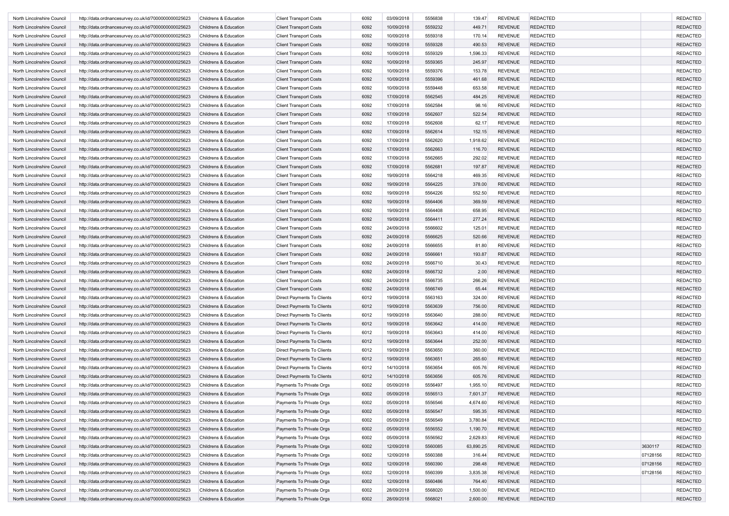| | | | | | | | | | | | |
|---|---|---|---|---|---|---|---|---|---|---|---|
| North Lincolnshire Council | http://data.ordnancesurvey.co.uk/id/7000000000025623 | Childrens & Education | Client Transport Costs | 6092 | 03/09/2018 | 5556838 | 139.47 | REVENUE | REDACTED | | REDACTED |
| North Lincolnshire Council | http://data.ordnancesurvey.co.uk/id/7000000000025623 | Childrens & Education | Client Transport Costs | 6092 | 10/09/2018 | 5559232 | 449.71 | REVENUE | REDACTED | | REDACTED |
| North Lincolnshire Council | http://data.ordnancesurvey.co.uk/id/7000000000025623 | Childrens & Education | Client Transport Costs | 6092 | 10/09/2018 | 5559318 | 170.14 | REVENUE | REDACTED | | REDACTED |
| North Lincolnshire Council | http://data.ordnancesurvey.co.uk/id/7000000000025623 | Childrens & Education | Client Transport Costs | 6092 | 10/09/2018 | 5559328 | 490.53 | REVENUE | REDACTED | | REDACTED |
| North Lincolnshire Council | http://data.ordnancesurvey.co.uk/id/7000000000025623 | Childrens & Education | Client Transport Costs | 6092 | 10/09/2018 | 5559329 | 1,596.33 | REVENUE | REDACTED | | REDACTED |
| North Lincolnshire Council | http://data.ordnancesurvey.co.uk/id/7000000000025623 | Childrens & Education | Client Transport Costs | 6092 | 10/09/2018 | 5559365 | 245.97 | REVENUE | REDACTED | | REDACTED |
| North Lincolnshire Council | http://data.ordnancesurvey.co.uk/id/7000000000025623 | Childrens & Education | Client Transport Costs | 6092 | 10/09/2018 | 5559376 | 153.78 | REVENUE | REDACTED | | REDACTED |
| North Lincolnshire Council | http://data.ordnancesurvey.co.uk/id/7000000000025623 | Childrens & Education | Client Transport Costs | 6092 | 10/09/2018 | 5559396 | 461.68 | REVENUE | REDACTED | | REDACTED |
| North Lincolnshire Council | http://data.ordnancesurvey.co.uk/id/7000000000025623 | Childrens & Education | Client Transport Costs | 6092 | 10/09/2018 | 5559448 | 653.58 | REVENUE | REDACTED | | REDACTED |
| North Lincolnshire Council | http://data.ordnancesurvey.co.uk/id/7000000000025623 | Childrens & Education | Client Transport Costs | 6092 | 17/09/2018 | 5562545 | 484.25 | REVENUE | REDACTED | | REDACTED |
| North Lincolnshire Council | http://data.ordnancesurvey.co.uk/id/7000000000025623 | Childrens & Education | Client Transport Costs | 6092 | 17/09/2018 | 5562584 | 98.16 | REVENUE | REDACTED | | REDACTED |
| North Lincolnshire Council | http://data.ordnancesurvey.co.uk/id/7000000000025623 | Childrens & Education | Client Transport Costs | 6092 | 17/09/2018 | 5562607 | 522.54 | REVENUE | REDACTED | | REDACTED |
| North Lincolnshire Council | http://data.ordnancesurvey.co.uk/id/7000000000025623 | Childrens & Education | Client Transport Costs | 6092 | 17/09/2018 | 5562608 | 62.17 | REVENUE | REDACTED | | REDACTED |
| North Lincolnshire Council | http://data.ordnancesurvey.co.uk/id/7000000000025623 | Childrens & Education | Client Transport Costs | 6092 | 17/09/2018 | 5562614 | 152.15 | REVENUE | REDACTED | | REDACTED |
| North Lincolnshire Council | http://data.ordnancesurvey.co.uk/id/7000000000025623 | Childrens & Education | Client Transport Costs | 6092 | 17/09/2018 | 5562620 | 1,918.62 | REVENUE | REDACTED | | REDACTED |
| North Lincolnshire Council | http://data.ordnancesurvey.co.uk/id/7000000000025623 | Childrens & Education | Client Transport Costs | 6092 | 17/09/2018 | 5562663 | 116.70 | REVENUE | REDACTED | | REDACTED |
| North Lincolnshire Council | http://data.ordnancesurvey.co.uk/id/7000000000025623 | Childrens & Education | Client Transport Costs | 6092 | 17/09/2018 | 5562665 | 292.02 | REVENUE | REDACTED | | REDACTED |
| North Lincolnshire Council | http://data.ordnancesurvey.co.uk/id/7000000000025623 | Childrens & Education | Client Transport Costs | 6092 | 17/09/2018 | 5562681 | 197.87 | REVENUE | REDACTED | | REDACTED |
| North Lincolnshire Council | http://data.ordnancesurvey.co.uk/id/7000000000025623 | Childrens & Education | Client Transport Costs | 6092 | 19/09/2018 | 5564218 | 469.35 | REVENUE | REDACTED | | REDACTED |
| North Lincolnshire Council | http://data.ordnancesurvey.co.uk/id/7000000000025623 | Childrens & Education | Client Transport Costs | 6092 | 19/09/2018 | 5564225 | 378.00 | REVENUE | REDACTED | | REDACTED |
| North Lincolnshire Council | http://data.ordnancesurvey.co.uk/id/7000000000025623 | Childrens & Education | Client Transport Costs | 6092 | 19/09/2018 | 5564226 | 552.50 | REVENUE | REDACTED | | REDACTED |
| North Lincolnshire Council | http://data.ordnancesurvey.co.uk/id/7000000000025623 | Childrens & Education | Client Transport Costs | 6092 | 19/09/2018 | 5564406 | 369.59 | REVENUE | REDACTED | | REDACTED |
| North Lincolnshire Council | http://data.ordnancesurvey.co.uk/id/7000000000025623 | Childrens & Education | Client Transport Costs | 6092 | 19/09/2018 | 5564408 | 658.95 | REVENUE | REDACTED | | REDACTED |
| North Lincolnshire Council | http://data.ordnancesurvey.co.uk/id/7000000000025623 | Childrens & Education | Client Transport Costs | 6092 | 19/09/2018 | 5564411 | 277.24 | REVENUE | REDACTED | | REDACTED |
| North Lincolnshire Council | http://data.ordnancesurvey.co.uk/id/7000000000025623 | Childrens & Education | Client Transport Costs | 6092 | 24/09/2018 | 5566602 | 125.01 | REVENUE | REDACTED | | REDACTED |
| North Lincolnshire Council | http://data.ordnancesurvey.co.uk/id/7000000000025623 | Childrens & Education | Client Transport Costs | 6092 | 24/09/2018 | 5566625 | 520.66 | REVENUE | REDACTED | | REDACTED |
| North Lincolnshire Council | http://data.ordnancesurvey.co.uk/id/7000000000025623 | Childrens & Education | Client Transport Costs | 6092 | 24/09/2018 | 5566655 | 81.80 | REVENUE | REDACTED | | REDACTED |
| North Lincolnshire Council | http://data.ordnancesurvey.co.uk/id/7000000000025623 | Childrens & Education | Client Transport Costs | 6092 | 24/09/2018 | 5566661 | 193.87 | REVENUE | REDACTED | | REDACTED |
| North Lincolnshire Council | http://data.ordnancesurvey.co.uk/id/7000000000025623 | Childrens & Education | Client Transport Costs | 6092 | 24/09/2018 | 5566710 | 30.43 | REVENUE | REDACTED | | REDACTED |
| North Lincolnshire Council | http://data.ordnancesurvey.co.uk/id/7000000000025623 | Childrens & Education | Client Transport Costs | 6092 | 24/09/2018 | 5566732 | 2.00 | REVENUE | REDACTED | | REDACTED |
| North Lincolnshire Council | http://data.ordnancesurvey.co.uk/id/7000000000025623 | Childrens & Education | Client Transport Costs | 6092 | 24/09/2018 | 5566735 | 266.26 | REVENUE | REDACTED | | REDACTED |
| North Lincolnshire Council | http://data.ordnancesurvey.co.uk/id/7000000000025623 | Childrens & Education | Client Transport Costs | 6092 | 24/09/2018 | 5566749 | 65.44 | REVENUE | REDACTED | | REDACTED |
| North Lincolnshire Council | http://data.ordnancesurvey.co.uk/id/7000000000025623 | Childrens & Education | Direct Payments To Clients | 6012 | 19/09/2018 | 5563163 | 324.00 | REVENUE | REDACTED | | REDACTED |
| North Lincolnshire Council | http://data.ordnancesurvey.co.uk/id/7000000000025623 | Childrens & Education | Direct Payments To Clients | 6012 | 19/09/2018 | 5563639 | 756.00 | REVENUE | REDACTED | | REDACTED |
| North Lincolnshire Council | http://data.ordnancesurvey.co.uk/id/7000000000025623 | Childrens & Education | Direct Payments To Clients | 6012 | 19/09/2018 | 5563640 | 288.00 | REVENUE | REDACTED | | REDACTED |
| North Lincolnshire Council | http://data.ordnancesurvey.co.uk/id/7000000000025623 | Childrens & Education | Direct Payments To Clients | 6012 | 19/09/2018 | 5563642 | 414.00 | REVENUE | REDACTED | | REDACTED |
| North Lincolnshire Council | http://data.ordnancesurvey.co.uk/id/7000000000025623 | Childrens & Education | Direct Payments To Clients | 6012 | 19/09/2018 | 5563643 | 414.00 | REVENUE | REDACTED | | REDACTED |
| North Lincolnshire Council | http://data.ordnancesurvey.co.uk/id/7000000000025623 | Childrens & Education | Direct Payments To Clients | 6012 | 19/09/2018 | 5563644 | 252.00 | REVENUE | REDACTED | | REDACTED |
| North Lincolnshire Council | http://data.ordnancesurvey.co.uk/id/7000000000025623 | Childrens & Education | Direct Payments To Clients | 6012 | 19/09/2018 | 5563650 | 360.00 | REVENUE | REDACTED | | REDACTED |
| North Lincolnshire Council | http://data.ordnancesurvey.co.uk/id/7000000000025623 | Childrens & Education | Direct Payments To Clients | 6012 | 19/09/2018 | 5563651 | 265.60 | REVENUE | REDACTED | | REDACTED |
| North Lincolnshire Council | http://data.ordnancesurvey.co.uk/id/7000000000025623 | Childrens & Education | Direct Payments To Clients | 6012 | 14/10/2018 | 5563654 | 605.76 | REVENUE | REDACTED | | REDACTED |
| North Lincolnshire Council | http://data.ordnancesurvey.co.uk/id/7000000000025623 | Childrens & Education | Direct Payments To Clients | 6012 | 14/10/2018 | 5563656 | 605.76 | REVENUE | REDACTED | | REDACTED |
| North Lincolnshire Council | http://data.ordnancesurvey.co.uk/id/7000000000025623 | Childrens & Education | Payments To Private Orgs | 6002 | 05/09/2018 | 5556497 | 1,955.10 | REVENUE | REDACTED | | REDACTED |
| North Lincolnshire Council | http://data.ordnancesurvey.co.uk/id/7000000000025623 | Childrens & Education | Payments To Private Orgs | 6002 | 05/09/2018 | 5556513 | 7,601.37 | REVENUE | REDACTED | | REDACTED |
| North Lincolnshire Council | http://data.ordnancesurvey.co.uk/id/7000000000025623 | Childrens & Education | Payments To Private Orgs | 6002 | 05/09/2018 | 5556546 | 4,674.60 | REVENUE | REDACTED | | REDACTED |
| North Lincolnshire Council | http://data.ordnancesurvey.co.uk/id/7000000000025623 | Childrens & Education | Payments To Private Orgs | 6002 | 05/09/2018 | 5556547 | 595.35 | REVENUE | REDACTED | | REDACTED |
| North Lincolnshire Council | http://data.ordnancesurvey.co.uk/id/7000000000025623 | Childrens & Education | Payments To Private Orgs | 6002 | 05/09/2018 | 5556549 | 3,780.84 | REVENUE | REDACTED | | REDACTED |
| North Lincolnshire Council | http://data.ordnancesurvey.co.uk/id/7000000000025623 | Childrens & Education | Payments To Private Orgs | 6002 | 05/09/2018 | 5556552 | 1,190.70 | REVENUE | REDACTED | | REDACTED |
| North Lincolnshire Council | http://data.ordnancesurvey.co.uk/id/7000000000025623 | Childrens & Education | Payments To Private Orgs | 6002 | 05/09/2018 | 5556562 | 2,629.83 | REVENUE | REDACTED | | REDACTED |
| North Lincolnshire Council | http://data.ordnancesurvey.co.uk/id/7000000000025623 | Childrens & Education | Payments To Private Orgs | 6002 | 12/09/2018 | 5560085 | 63,890.25 | REVENUE | REDACTED | 3630117 | REDACTED |
| North Lincolnshire Council | http://data.ordnancesurvey.co.uk/id/7000000000025623 | Childrens & Education | Payments To Private Orgs | 6002 | 12/09/2018 | 5560388 | 316.44 | REVENUE | REDACTED | 07128156 | REDACTED |
| North Lincolnshire Council | http://data.ordnancesurvey.co.uk/id/7000000000025623 | Childrens & Education | Payments To Private Orgs | 6002 | 12/09/2018 | 5560390 | 298.48 | REVENUE | REDACTED | 07128156 | REDACTED |
| North Lincolnshire Council | http://data.ordnancesurvey.co.uk/id/7000000000025623 | Childrens & Education | Payments To Private Orgs | 6002 | 12/09/2018 | 5560399 | 3,835.38 | REVENUE | REDACTED | 07128156 | REDACTED |
| North Lincolnshire Council | http://data.ordnancesurvey.co.uk/id/7000000000025623 | Childrens & Education | Payments To Private Orgs | 6002 | 12/09/2018 | 5560486 | 764.40 | REVENUE | REDACTED | | REDACTED |
| North Lincolnshire Council | http://data.ordnancesurvey.co.uk/id/7000000000025623 | Childrens & Education | Payments To Private Orgs | 6002 | 28/09/2018 | 5568020 | 1,500.00 | REVENUE | REDACTED | | REDACTED |
| North Lincolnshire Council | http://data.ordnancesurvey.co.uk/id/7000000000025623 | Childrens & Education | Payments To Private Orgs | 6002 | 28/09/2018 | 5568021 | 2,600.00 | REVENUE | REDACTED | | REDACTED |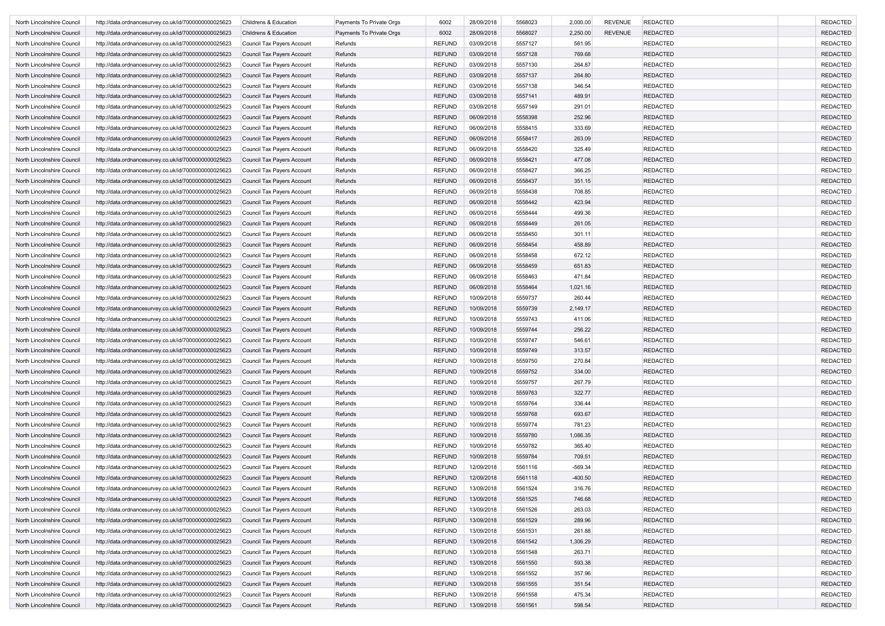| | | | | | | | | | | | |
|---|---|---|---|---|---|---|---|---|---|---|---|
| North Lincolnshire Council | http://data.ordnancesurvey.co.uk/id/7000000000025623 | Childrens & Education | Payments To Private Orgs | 6002 | 28/09/2018 | 5568023 | 2,000.00 | REVENUE | REDACTED | | REDACTED |
| North Lincolnshire Council | http://data.ordnancesurvey.co.uk/id/7000000000025623 | Childrens & Education | Payments To Private Orgs | 6002 | 28/09/2018 | 5568027 | 2,250.00 | REVENUE | REDACTED | | REDACTED |
| North Lincolnshire Council | http://data.ordnancesurvey.co.uk/id/7000000000025623 | Council Tax Payers Account | Refunds | REFUND | 03/09/2018 | 5557127 | 561.95 | | REDACTED | | REDACTED |
| North Lincolnshire Council | http://data.ordnancesurvey.co.uk/id/7000000000025623 | Council Tax Payers Account | Refunds | REFUND | 03/09/2018 | 5557128 | 769.68 | | REDACTED | | REDACTED |
| North Lincolnshire Council | http://data.ordnancesurvey.co.uk/id/7000000000025623 | Council Tax Payers Account | Refunds | REFUND | 03/09/2018 | 5557130 | 264.87 | | REDACTED | | REDACTED |
| North Lincolnshire Council | http://data.ordnancesurvey.co.uk/id/7000000000025623 | Council Tax Payers Account | Refunds | REFUND | 03/09/2018 | 5557137 | 264.80 | | REDACTED | | REDACTED |
| North Lincolnshire Council | http://data.ordnancesurvey.co.uk/id/7000000000025623 | Council Tax Payers Account | Refunds | REFUND | 03/09/2018 | 5557138 | 346.54 | | REDACTED | | REDACTED |
| North Lincolnshire Council | http://data.ordnancesurvey.co.uk/id/7000000000025623 | Council Tax Payers Account | Refunds | REFUND | 03/09/2018 | 5557141 | 489.91 | | REDACTED | | REDACTED |
| North Lincolnshire Council | http://data.ordnancesurvey.co.uk/id/7000000000025623 | Council Tax Payers Account | Refunds | REFUND | 03/09/2018 | 5557149 | 291.01 | | REDACTED | | REDACTED |
| North Lincolnshire Council | http://data.ordnancesurvey.co.uk/id/7000000000025623 | Council Tax Payers Account | Refunds | REFUND | 06/09/2018 | 5558398 | 252.96 | | REDACTED | | REDACTED |
| North Lincolnshire Council | http://data.ordnancesurvey.co.uk/id/7000000000025623 | Council Tax Payers Account | Refunds | REFUND | 06/09/2018 | 5558415 | 333.69 | | REDACTED | | REDACTED |
| North Lincolnshire Council | http://data.ordnancesurvey.co.uk/id/7000000000025623 | Council Tax Payers Account | Refunds | REFUND | 06/09/2018 | 5558417 | 263.09 | | REDACTED | | REDACTED |
| North Lincolnshire Council | http://data.ordnancesurvey.co.uk/id/7000000000025623 | Council Tax Payers Account | Refunds | REFUND | 06/09/2018 | 5558420 | 325.49 | | REDACTED | | REDACTED |
| North Lincolnshire Council | http://data.ordnancesurvey.co.uk/id/7000000000025623 | Council Tax Payers Account | Refunds | REFUND | 06/09/2018 | 5558421 | 477.08 | | REDACTED | | REDACTED |
| North Lincolnshire Council | http://data.ordnancesurvey.co.uk/id/7000000000025623 | Council Tax Payers Account | Refunds | REFUND | 06/09/2018 | 5558427 | 366.25 | | REDACTED | | REDACTED |
| North Lincolnshire Council | http://data.ordnancesurvey.co.uk/id/7000000000025623 | Council Tax Payers Account | Refunds | REFUND | 06/09/2018 | 5558437 | 351.15 | | REDACTED | | REDACTED |
| North Lincolnshire Council | http://data.ordnancesurvey.co.uk/id/7000000000025623 | Council Tax Payers Account | Refunds | REFUND | 06/09/2018 | 5558438 | 708.85 | | REDACTED | | REDACTED |
| North Lincolnshire Council | http://data.ordnancesurvey.co.uk/id/7000000000025623 | Council Tax Payers Account | Refunds | REFUND | 06/09/2018 | 5558442 | 423.94 | | REDACTED | | REDACTED |
| North Lincolnshire Council | http://data.ordnancesurvey.co.uk/id/7000000000025623 | Council Tax Payers Account | Refunds | REFUND | 06/09/2018 | 5558444 | 499.36 | | REDACTED | | REDACTED |
| North Lincolnshire Council | http://data.ordnancesurvey.co.uk/id/7000000000025623 | Council Tax Payers Account | Refunds | REFUND | 06/09/2018 | 5558449 | 261.05 | | REDACTED | | REDACTED |
| North Lincolnshire Council | http://data.ordnancesurvey.co.uk/id/7000000000025623 | Council Tax Payers Account | Refunds | REFUND | 06/09/2018 | 5558450 | 301.11 | | REDACTED | | REDACTED |
| North Lincolnshire Council | http://data.ordnancesurvey.co.uk/id/7000000000025623 | Council Tax Payers Account | Refunds | REFUND | 06/09/2018 | 5558454 | 458.89 | | REDACTED | | REDACTED |
| North Lincolnshire Council | http://data.ordnancesurvey.co.uk/id/7000000000025623 | Council Tax Payers Account | Refunds | REFUND | 06/09/2018 | 5558458 | 672.12 | | REDACTED | | REDACTED |
| North Lincolnshire Council | http://data.ordnancesurvey.co.uk/id/7000000000025623 | Council Tax Payers Account | Refunds | REFUND | 06/09/2018 | 5558459 | 651.83 | | REDACTED | | REDACTED |
| North Lincolnshire Council | http://data.ordnancesurvey.co.uk/id/7000000000025623 | Council Tax Payers Account | Refunds | REFUND | 06/09/2018 | 5558463 | 471.84 | | REDACTED | | REDACTED |
| North Lincolnshire Council | http://data.ordnancesurvey.co.uk/id/7000000000025623 | Council Tax Payers Account | Refunds | REFUND | 06/09/2018 | 5558464 | 1,021.16 | | REDACTED | | REDACTED |
| North Lincolnshire Council | http://data.ordnancesurvey.co.uk/id/7000000000025623 | Council Tax Payers Account | Refunds | REFUND | 10/09/2018 | 5559737 | 260.44 | | REDACTED | | REDACTED |
| North Lincolnshire Council | http://data.ordnancesurvey.co.uk/id/7000000000025623 | Council Tax Payers Account | Refunds | REFUND | 10/09/2018 | 5559739 | 2,149.17 | | REDACTED | | REDACTED |
| North Lincolnshire Council | http://data.ordnancesurvey.co.uk/id/7000000000025623 | Council Tax Payers Account | Refunds | REFUND | 10/09/2018 | 5559743 | 411.06 | | REDACTED | | REDACTED |
| North Lincolnshire Council | http://data.ordnancesurvey.co.uk/id/7000000000025623 | Council Tax Payers Account | Refunds | REFUND | 10/09/2018 | 5559744 | 256.22 | | REDACTED | | REDACTED |
| North Lincolnshire Council | http://data.ordnancesurvey.co.uk/id/7000000000025623 | Council Tax Payers Account | Refunds | REFUND | 10/09/2018 | 5559747 | 546.61 | | REDACTED | | REDACTED |
| North Lincolnshire Council | http://data.ordnancesurvey.co.uk/id/7000000000025623 | Council Tax Payers Account | Refunds | REFUND | 10/09/2018 | 5559749 | 313.57 | | REDACTED | | REDACTED |
| North Lincolnshire Council | http://data.ordnancesurvey.co.uk/id/7000000000025623 | Council Tax Payers Account | Refunds | REFUND | 10/09/2018 | 5559750 | 270.84 | | REDACTED | | REDACTED |
| North Lincolnshire Council | http://data.ordnancesurvey.co.uk/id/7000000000025623 | Council Tax Payers Account | Refunds | REFUND | 10/09/2018 | 5559752 | 334.00 | | REDACTED | | REDACTED |
| North Lincolnshire Council | http://data.ordnancesurvey.co.uk/id/7000000000025623 | Council Tax Payers Account | Refunds | REFUND | 10/09/2018 | 5559757 | 267.79 | | REDACTED | | REDACTED |
| North Lincolnshire Council | http://data.ordnancesurvey.co.uk/id/7000000000025623 | Council Tax Payers Account | Refunds | REFUND | 10/09/2018 | 5559763 | 322.77 | | REDACTED | | REDACTED |
| North Lincolnshire Council | http://data.ordnancesurvey.co.uk/id/7000000000025623 | Council Tax Payers Account | Refunds | REFUND | 10/09/2018 | 5559764 | 336.44 | | REDACTED | | REDACTED |
| North Lincolnshire Council | http://data.ordnancesurvey.co.uk/id/7000000000025623 | Council Tax Payers Account | Refunds | REFUND | 10/09/2018 | 5559768 | 693.67 | | REDACTED | | REDACTED |
| North Lincolnshire Council | http://data.ordnancesurvey.co.uk/id/7000000000025623 | Council Tax Payers Account | Refunds | REFUND | 10/09/2018 | 5559774 | 781.23 | | REDACTED | | REDACTED |
| North Lincolnshire Council | http://data.ordnancesurvey.co.uk/id/7000000000025623 | Council Tax Payers Account | Refunds | REFUND | 10/09/2018 | 5559780 | 1,086.35 | | REDACTED | | REDACTED |
| North Lincolnshire Council | http://data.ordnancesurvey.co.uk/id/7000000000025623 | Council Tax Payers Account | Refunds | REFUND | 10/09/2018 | 5559782 | 365.40 | | REDACTED | | REDACTED |
| North Lincolnshire Council | http://data.ordnancesurvey.co.uk/id/7000000000025623 | Council Tax Payers Account | Refunds | REFUND | 10/09/2018 | 5559784 | 709.51 | | REDACTED | | REDACTED |
| North Lincolnshire Council | http://data.ordnancesurvey.co.uk/id/7000000000025623 | Council Tax Payers Account | Refunds | REFUND | 12/09/2018 | 5561116 | -569.34 | | REDACTED | | REDACTED |
| North Lincolnshire Council | http://data.ordnancesurvey.co.uk/id/7000000000025623 | Council Tax Payers Account | Refunds | REFUND | 12/09/2018 | 5561118 | -400.50 | | REDACTED | | REDACTED |
| North Lincolnshire Council | http://data.ordnancesurvey.co.uk/id/7000000000025623 | Council Tax Payers Account | Refunds | REFUND | 13/09/2018 | 5561524 | 316.76 | | REDACTED | | REDACTED |
| North Lincolnshire Council | http://data.ordnancesurvey.co.uk/id/7000000000025623 | Council Tax Payers Account | Refunds | REFUND | 13/09/2018 | 5561525 | 746.68 | | REDACTED | | REDACTED |
| North Lincolnshire Council | http://data.ordnancesurvey.co.uk/id/7000000000025623 | Council Tax Payers Account | Refunds | REFUND | 13/09/2018 | 5561526 | 263.03 | | REDACTED | | REDACTED |
| North Lincolnshire Council | http://data.ordnancesurvey.co.uk/id/7000000000025623 | Council Tax Payers Account | Refunds | REFUND | 13/09/2018 | 5561529 | 289.96 | | REDACTED | | REDACTED |
| North Lincolnshire Council | http://data.ordnancesurvey.co.uk/id/7000000000025623 | Council Tax Payers Account | Refunds | REFUND | 13/09/2018 | 5561531 | 261.88 | | REDACTED | | REDACTED |
| North Lincolnshire Council | http://data.ordnancesurvey.co.uk/id/7000000000025623 | Council Tax Payers Account | Refunds | REFUND | 13/09/2018 | 5561542 | 1,306.29 | | REDACTED | | REDACTED |
| North Lincolnshire Council | http://data.ordnancesurvey.co.uk/id/7000000000025623 | Council Tax Payers Account | Refunds | REFUND | 13/09/2018 | 5561548 | 263.71 | | REDACTED | | REDACTED |
| North Lincolnshire Council | http://data.ordnancesurvey.co.uk/id/7000000000025623 | Council Tax Payers Account | Refunds | REFUND | 13/09/2018 | 5561550 | 593.38 | | REDACTED | | REDACTED |
| North Lincolnshire Council | http://data.ordnancesurvey.co.uk/id/7000000000025623 | Council Tax Payers Account | Refunds | REFUND | 13/09/2018 | 5561552 | 357.96 | | REDACTED | | REDACTED |
| North Lincolnshire Council | http://data.ordnancesurvey.co.uk/id/7000000000025623 | Council Tax Payers Account | Refunds | REFUND | 13/09/2018 | 5561555 | 351.54 | | REDACTED | | REDACTED |
| North Lincolnshire Council | http://data.ordnancesurvey.co.uk/id/7000000000025623 | Council Tax Payers Account | Refunds | REFUND | 13/09/2018 | 5561558 | 475.34 | | REDACTED | | REDACTED |
| North Lincolnshire Council | http://data.ordnancesurvey.co.uk/id/7000000000025623 | Council Tax Payers Account | Refunds | REFUND | 13/09/2018 | 5561561 | 598.54 | | REDACTED | | REDACTED |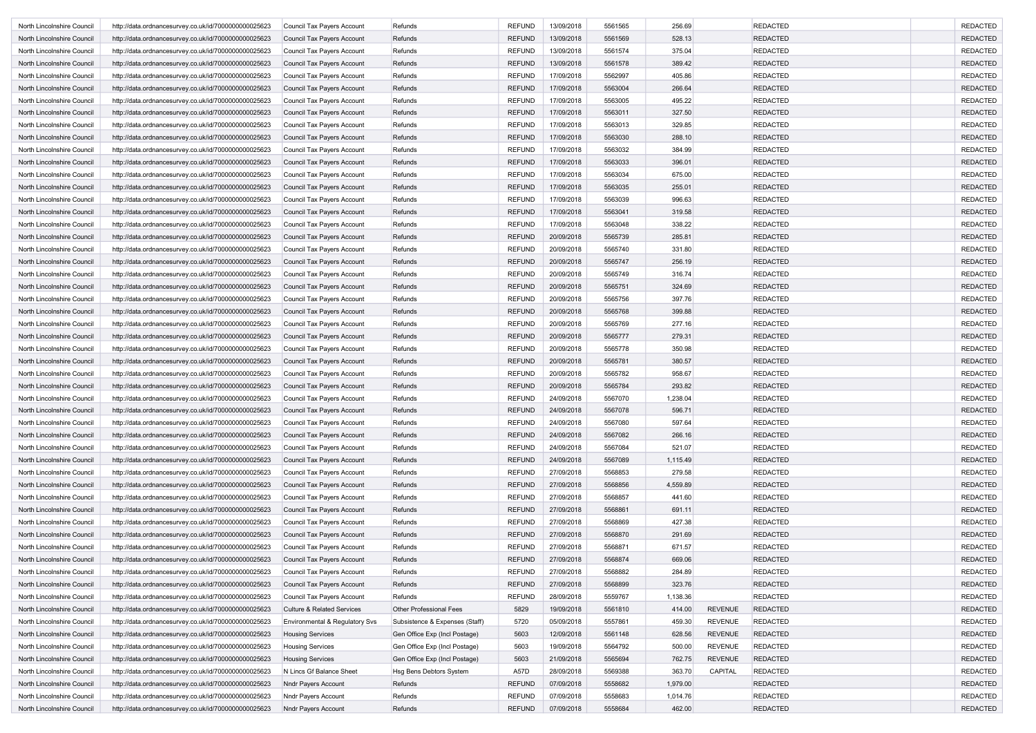| | | | | | | | | | | | |
|---|---|---|---|---|---|---|---|---|---|---|---|
| North Lincolnshire Council | http://data.ordnancesurvey.co.uk/id/7000000000025623 | Council Tax Payers Account | Refunds | REFUND | 13/09/2018 | 5561565 | 256.69 | | REDACTED | | REDACTED |
| North Lincolnshire Council | http://data.ordnancesurvey.co.uk/id/7000000000025623 | Council Tax Payers Account | Refunds | REFUND | 13/09/2018 | 5561569 | 528.13 | | REDACTED | | REDACTED |
| North Lincolnshire Council | http://data.ordnancesurvey.co.uk/id/7000000000025623 | Council Tax Payers Account | Refunds | REFUND | 13/09/2018 | 5561574 | 375.04 | | REDACTED | | REDACTED |
| North Lincolnshire Council | http://data.ordnancesurvey.co.uk/id/7000000000025623 | Council Tax Payers Account | Refunds | REFUND | 13/09/2018 | 5561578 | 389.42 | | REDACTED | | REDACTED |
| North Lincolnshire Council | http://data.ordnancesurvey.co.uk/id/7000000000025623 | Council Tax Payers Account | Refunds | REFUND | 17/09/2018 | 5562997 | 405.86 | | REDACTED | | REDACTED |
| North Lincolnshire Council | http://data.ordnancesurvey.co.uk/id/7000000000025623 | Council Tax Payers Account | Refunds | REFUND | 17/09/2018 | 5563004 | 266.64 | | REDACTED | | REDACTED |
| North Lincolnshire Council | http://data.ordnancesurvey.co.uk/id/7000000000025623 | Council Tax Payers Account | Refunds | REFUND | 17/09/2018 | 5563005 | 495.22 | | REDACTED | | REDACTED |
| North Lincolnshire Council | http://data.ordnancesurvey.co.uk/id/7000000000025623 | Council Tax Payers Account | Refunds | REFUND | 17/09/2018 | 5563011 | 327.50 | | REDACTED | | REDACTED |
| North Lincolnshire Council | http://data.ordnancesurvey.co.uk/id/7000000000025623 | Council Tax Payers Account | Refunds | REFUND | 17/09/2018 | 5563013 | 329.85 | | REDACTED | | REDACTED |
| North Lincolnshire Council | http://data.ordnancesurvey.co.uk/id/7000000000025623 | Council Tax Payers Account | Refunds | REFUND | 17/09/2018 | 5563030 | 288.10 | | REDACTED | | REDACTED |
| North Lincolnshire Council | http://data.ordnancesurvey.co.uk/id/7000000000025623 | Council Tax Payers Account | Refunds | REFUND | 17/09/2018 | 5563032 | 384.99 | | REDACTED | | REDACTED |
| North Lincolnshire Council | http://data.ordnancesurvey.co.uk/id/7000000000025623 | Council Tax Payers Account | Refunds | REFUND | 17/09/2018 | 5563033 | 396.01 | | REDACTED | | REDACTED |
| North Lincolnshire Council | http://data.ordnancesurvey.co.uk/id/7000000000025623 | Council Tax Payers Account | Refunds | REFUND | 17/09/2018 | 5563034 | 675.00 | | REDACTED | | REDACTED |
| North Lincolnshire Council | http://data.ordnancesurvey.co.uk/id/7000000000025623 | Council Tax Payers Account | Refunds | REFUND | 17/09/2018 | 5563035 | 255.01 | | REDACTED | | REDACTED |
| North Lincolnshire Council | http://data.ordnancesurvey.co.uk/id/7000000000025623 | Council Tax Payers Account | Refunds | REFUND | 17/09/2018 | 5563039 | 996.63 | | REDACTED | | REDACTED |
| North Lincolnshire Council | http://data.ordnancesurvey.co.uk/id/7000000000025623 | Council Tax Payers Account | Refunds | REFUND | 17/09/2018 | 5563041 | 319.58 | | REDACTED | | REDACTED |
| North Lincolnshire Council | http://data.ordnancesurvey.co.uk/id/7000000000025623 | Council Tax Payers Account | Refunds | REFUND | 17/09/2018 | 5563048 | 338.22 | | REDACTED | | REDACTED |
| North Lincolnshire Council | http://data.ordnancesurvey.co.uk/id/7000000000025623 | Council Tax Payers Account | Refunds | REFUND | 20/09/2018 | 5565739 | 285.81 | | REDACTED | | REDACTED |
| North Lincolnshire Council | http://data.ordnancesurvey.co.uk/id/7000000000025623 | Council Tax Payers Account | Refunds | REFUND | 20/09/2018 | 5565740 | 331.80 | | REDACTED | | REDACTED |
| North Lincolnshire Council | http://data.ordnancesurvey.co.uk/id/7000000000025623 | Council Tax Payers Account | Refunds | REFUND | 20/09/2018 | 5565747 | 256.19 | | REDACTED | | REDACTED |
| North Lincolnshire Council | http://data.ordnancesurvey.co.uk/id/7000000000025623 | Council Tax Payers Account | Refunds | REFUND | 20/09/2018 | 5565749 | 316.74 | | REDACTED | | REDACTED |
| North Lincolnshire Council | http://data.ordnancesurvey.co.uk/id/7000000000025623 | Council Tax Payers Account | Refunds | REFUND | 20/09/2018 | 5565751 | 324.69 | | REDACTED | | REDACTED |
| North Lincolnshire Council | http://data.ordnancesurvey.co.uk/id/7000000000025623 | Council Tax Payers Account | Refunds | REFUND | 20/09/2018 | 5565756 | 397.76 | | REDACTED | | REDACTED |
| North Lincolnshire Council | http://data.ordnancesurvey.co.uk/id/7000000000025623 | Council Tax Payers Account | Refunds | REFUND | 20/09/2018 | 5565768 | 399.88 | | REDACTED | | REDACTED |
| North Lincolnshire Council | http://data.ordnancesurvey.co.uk/id/7000000000025623 | Council Tax Payers Account | Refunds | REFUND | 20/09/2018 | 5565769 | 277.16 | | REDACTED | | REDACTED |
| North Lincolnshire Council | http://data.ordnancesurvey.co.uk/id/7000000000025623 | Council Tax Payers Account | Refunds | REFUND | 20/09/2018 | 5565777 | 279.31 | | REDACTED | | REDACTED |
| North Lincolnshire Council | http://data.ordnancesurvey.co.uk/id/7000000000025623 | Council Tax Payers Account | Refunds | REFUND | 20/09/2018 | 5565778 | 350.98 | | REDACTED | | REDACTED |
| North Lincolnshire Council | http://data.ordnancesurvey.co.uk/id/7000000000025623 | Council Tax Payers Account | Refunds | REFUND | 20/09/2018 | 5565781 | 380.57 | | REDACTED | | REDACTED |
| North Lincolnshire Council | http://data.ordnancesurvey.co.uk/id/7000000000025623 | Council Tax Payers Account | Refunds | REFUND | 20/09/2018 | 5565782 | 958.67 | | REDACTED | | REDACTED |
| North Lincolnshire Council | http://data.ordnancesurvey.co.uk/id/7000000000025623 | Council Tax Payers Account | Refunds | REFUND | 20/09/2018 | 5565784 | 293.82 | | REDACTED | | REDACTED |
| North Lincolnshire Council | http://data.ordnancesurvey.co.uk/id/7000000000025623 | Council Tax Payers Account | Refunds | REFUND | 24/09/2018 | 5567070 | 1,238.04 | | REDACTED | | REDACTED |
| North Lincolnshire Council | http://data.ordnancesurvey.co.uk/id/7000000000025623 | Council Tax Payers Account | Refunds | REFUND | 24/09/2018 | 5567078 | 596.71 | | REDACTED | | REDACTED |
| North Lincolnshire Council | http://data.ordnancesurvey.co.uk/id/7000000000025623 | Council Tax Payers Account | Refunds | REFUND | 24/09/2018 | 5567080 | 597.64 | | REDACTED | | REDACTED |
| North Lincolnshire Council | http://data.ordnancesurvey.co.uk/id/7000000000025623 | Council Tax Payers Account | Refunds | REFUND | 24/09/2018 | 5567082 | 266.16 | | REDACTED | | REDACTED |
| North Lincolnshire Council | http://data.ordnancesurvey.co.uk/id/7000000000025623 | Council Tax Payers Account | Refunds | REFUND | 24/09/2018 | 5567084 | 521.07 | | REDACTED | | REDACTED |
| North Lincolnshire Council | http://data.ordnancesurvey.co.uk/id/7000000000025623 | Council Tax Payers Account | Refunds | REFUND | 24/09/2018 | 5567089 | 1,115.49 | | REDACTED | | REDACTED |
| North Lincolnshire Council | http://data.ordnancesurvey.co.uk/id/7000000000025623 | Council Tax Payers Account | Refunds | REFUND | 27/09/2018 | 5568853 | 279.58 | | REDACTED | | REDACTED |
| North Lincolnshire Council | http://data.ordnancesurvey.co.uk/id/7000000000025623 | Council Tax Payers Account | Refunds | REFUND | 27/09/2018 | 5568856 | 4,559.89 | | REDACTED | | REDACTED |
| North Lincolnshire Council | http://data.ordnancesurvey.co.uk/id/7000000000025623 | Council Tax Payers Account | Refunds | REFUND | 27/09/2018 | 5568857 | 441.60 | | REDACTED | | REDACTED |
| North Lincolnshire Council | http://data.ordnancesurvey.co.uk/id/7000000000025623 | Council Tax Payers Account | Refunds | REFUND | 27/09/2018 | 5568861 | 691.11 | | REDACTED | | REDACTED |
| North Lincolnshire Council | http://data.ordnancesurvey.co.uk/id/7000000000025623 | Council Tax Payers Account | Refunds | REFUND | 27/09/2018 | 5568869 | 427.38 | | REDACTED | | REDACTED |
| North Lincolnshire Council | http://data.ordnancesurvey.co.uk/id/7000000000025623 | Council Tax Payers Account | Refunds | REFUND | 27/09/2018 | 5568870 | 291.69 | | REDACTED | | REDACTED |
| North Lincolnshire Council | http://data.ordnancesurvey.co.uk/id/7000000000025623 | Council Tax Payers Account | Refunds | REFUND | 27/09/2018 | 5568871 | 671.57 | | REDACTED | | REDACTED |
| North Lincolnshire Council | http://data.ordnancesurvey.co.uk/id/7000000000025623 | Council Tax Payers Account | Refunds | REFUND | 27/09/2018 | 5568874 | 669.06 | | REDACTED | | REDACTED |
| North Lincolnshire Council | http://data.ordnancesurvey.co.uk/id/7000000000025623 | Council Tax Payers Account | Refunds | REFUND | 27/09/2018 | 5568882 | 284.89 | | REDACTED | | REDACTED |
| North Lincolnshire Council | http://data.ordnancesurvey.co.uk/id/7000000000025623 | Council Tax Payers Account | Refunds | REFUND | 27/09/2018 | 5568899 | 323.76 | | REDACTED | | REDACTED |
| North Lincolnshire Council | http://data.ordnancesurvey.co.uk/id/7000000000025623 | Council Tax Payers Account | Refunds | REFUND | 28/09/2018 | 5559767 | 1,138.36 | | REDACTED | | REDACTED |
| North Lincolnshire Council | http://data.ordnancesurvey.co.uk/id/7000000000025623 | Culture & Related Services | Other Professional Fees | 5829 | 19/09/2018 | 5561810 | 414.00 | REVENUE | REDACTED | | REDACTED |
| North Lincolnshire Council | http://data.ordnancesurvey.co.uk/id/7000000000025623 | Environmental & Regulatory Svs | Subsistence & Expenses (Staff) | 5720 | 05/09/2018 | 5557861 | 459.30 | REVENUE | REDACTED | | REDACTED |
| North Lincolnshire Council | http://data.ordnancesurvey.co.uk/id/7000000000025623 | Housing Services | Gen Office Exp (Incl Postage) | 5603 | 12/09/2018 | 5561148 | 628.56 | REVENUE | REDACTED | | REDACTED |
| North Lincolnshire Council | http://data.ordnancesurvey.co.uk/id/7000000000025623 | Housing Services | Gen Office Exp (Incl Postage) | 5603 | 19/09/2018 | 5564792 | 500.00 | REVENUE | REDACTED | | REDACTED |
| North Lincolnshire Council | http://data.ordnancesurvey.co.uk/id/7000000000025623 | Housing Services | Gen Office Exp (Incl Postage) | 5603 | 21/09/2018 | 5565694 | 762.75 | REVENUE | REDACTED | | REDACTED |
| North Lincolnshire Council | http://data.ordnancesurvey.co.uk/id/7000000000025623 | N Lincs Gf Balance Sheet | Hsg Bens Debtors System | A57D | 28/09/2018 | 5569388 | 363.70 | CAPITAL | REDACTED | | REDACTED |
| North Lincolnshire Council | http://data.ordnancesurvey.co.uk/id/7000000000025623 | Nndr Payers Account | Refunds | REFUND | 07/09/2018 | 5558682 | 1,979.00 | | REDACTED | | REDACTED |
| North Lincolnshire Council | http://data.ordnancesurvey.co.uk/id/7000000000025623 | Nndr Payers Account | Refunds | REFUND | 07/09/2018 | 5558683 | 1,014.76 | | REDACTED | | REDACTED |
| North Lincolnshire Council | http://data.ordnancesurvey.co.uk/id/7000000000025623 | Nndr Payers Account | Refunds | REFUND | 07/09/2018 | 5558684 | 462.00 | | REDACTED | | REDACTED |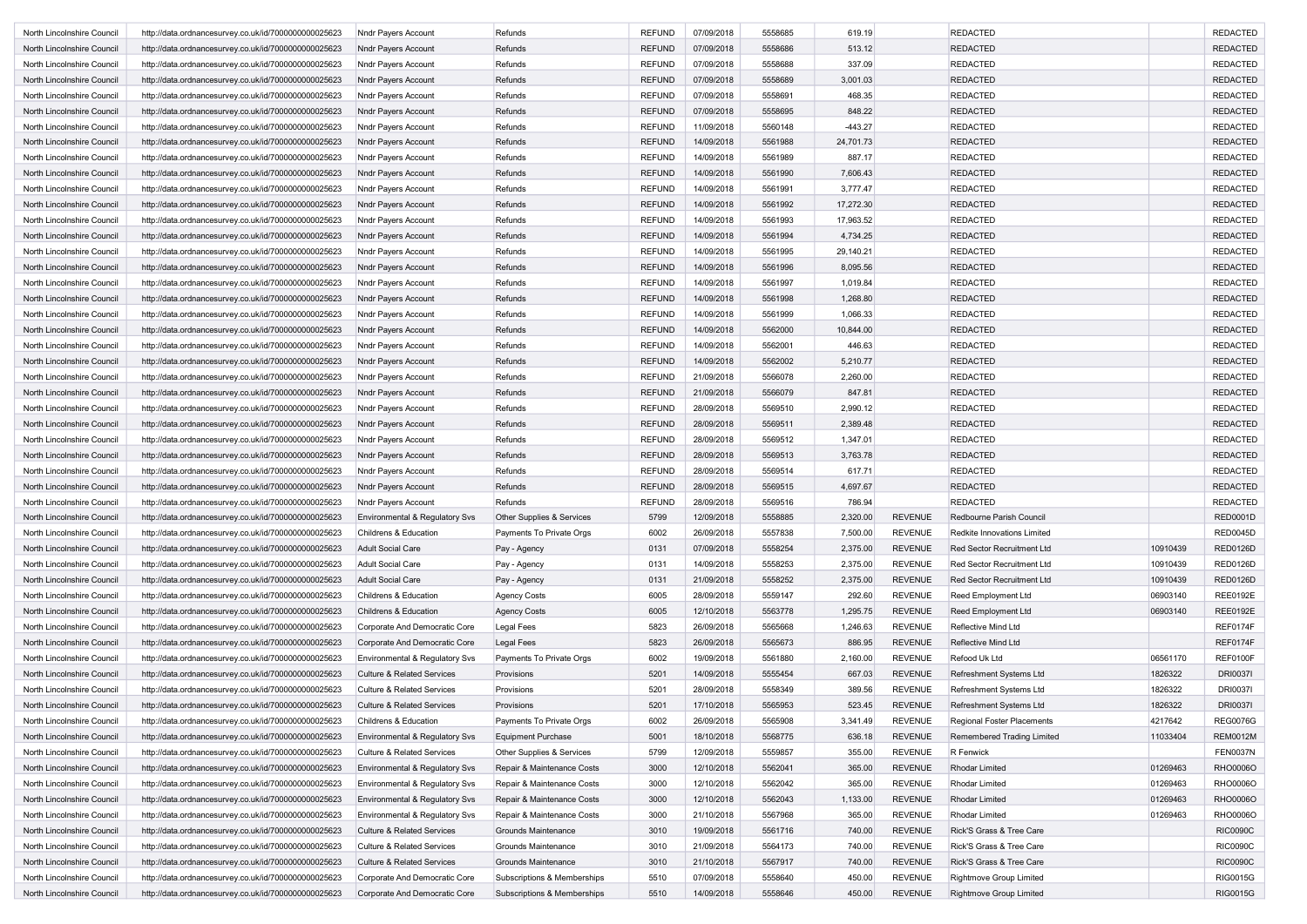| North Lincolnshire Council | http://data.ordnancesurvey.co.uk/id/7000000000025623 | Nndr Payers Account | Refunds | REFUND | 07/09/2018 | 5558685 | 619.19 | | REDACTED | | REDACTED |
|---|---|---|---|---|---|---|---|---|---|---|---|
| North Lincolnshire Council | http://data.ordnancesurvey.co.uk/id/7000000000025623 | Nndr Payers Account | Refunds | REFUND | 07/09/2018 | 5558686 | 513.12 | | REDACTED | | REDACTED |
| North Lincolnshire Council | http://data.ordnancesurvey.co.uk/id/7000000000025623 | Nndr Payers Account | Refunds | REFUND | 07/09/2018 | 5558688 | 337.09 | | REDACTED | | REDACTED |
| North Lincolnshire Council | http://data.ordnancesurvey.co.uk/id/7000000000025623 | Nndr Payers Account | Refunds | REFUND | 07/09/2018 | 5558689 | 3,001.03 | | REDACTED | | REDACTED |
| North Lincolnshire Council | http://data.ordnancesurvey.co.uk/id/7000000000025623 | Nndr Payers Account | Refunds | REFUND | 07/09/2018 | 5558691 | 468.35 | | REDACTED | | REDACTED |
| North Lincolnshire Council | http://data.ordnancesurvey.co.uk/id/7000000000025623 | Nndr Payers Account | Refunds | REFUND | 07/09/2018 | 5558695 | 848.22 | | REDACTED | | REDACTED |
| North Lincolnshire Council | http://data.ordnancesurvey.co.uk/id/7000000000025623 | Nndr Payers Account | Refunds | REFUND | 11/09/2018 | 5560148 | -443.27 | | REDACTED | | REDACTED |
| North Lincolnshire Council | http://data.ordnancesurvey.co.uk/id/7000000000025623 | Nndr Payers Account | Refunds | REFUND | 14/09/2018 | 5561988 | 24,701.73 | | REDACTED | | REDACTED |
| North Lincolnshire Council | http://data.ordnancesurvey.co.uk/id/7000000000025623 | Nndr Payers Account | Refunds | REFUND | 14/09/2018 | 5561989 | 887.17 | | REDACTED | | REDACTED |
| North Lincolnshire Council | http://data.ordnancesurvey.co.uk/id/7000000000025623 | Nndr Payers Account | Refunds | REFUND | 14/09/2018 | 5561990 | 7,606.43 | | REDACTED | | REDACTED |
| North Lincolnshire Council | http://data.ordnancesurvey.co.uk/id/7000000000025623 | Nndr Payers Account | Refunds | REFUND | 14/09/2018 | 5561991 | 3,777.47 | | REDACTED | | REDACTED |
| North Lincolnshire Council | http://data.ordnancesurvey.co.uk/id/7000000000025623 | Nndr Payers Account | Refunds | REFUND | 14/09/2018 | 5561992 | 17,272.30 | | REDACTED | | REDACTED |
| North Lincolnshire Council | http://data.ordnancesurvey.co.uk/id/7000000000025623 | Nndr Payers Account | Refunds | REFUND | 14/09/2018 | 5561993 | 17,963.52 | | REDACTED | | REDACTED |
| North Lincolnshire Council | http://data.ordnancesurvey.co.uk/id/7000000000025623 | Nndr Payers Account | Refunds | REFUND | 14/09/2018 | 5561994 | 4,734.25 | | REDACTED | | REDACTED |
| North Lincolnshire Council | http://data.ordnancesurvey.co.uk/id/7000000000025623 | Nndr Payers Account | Refunds | REFUND | 14/09/2018 | 5561995 | 29,140.21 | | REDACTED | | REDACTED |
| North Lincolnshire Council | http://data.ordnancesurvey.co.uk/id/7000000000025623 | Nndr Payers Account | Refunds | REFUND | 14/09/2018 | 5561996 | 8,095.56 | | REDACTED | | REDACTED |
| North Lincolnshire Council | http://data.ordnancesurvey.co.uk/id/7000000000025623 | Nndr Payers Account | Refunds | REFUND | 14/09/2018 | 5561997 | 1,019.84 | | REDACTED | | REDACTED |
| North Lincolnshire Council | http://data.ordnancesurvey.co.uk/id/7000000000025623 | Nndr Payers Account | Refunds | REFUND | 14/09/2018 | 5561998 | 1,268.80 | | REDACTED | | REDACTED |
| North Lincolnshire Council | http://data.ordnancesurvey.co.uk/id/7000000000025623 | Nndr Payers Account | Refunds | REFUND | 14/09/2018 | 5561999 | 1,066.33 | | REDACTED | | REDACTED |
| North Lincolnshire Council | http://data.ordnancesurvey.co.uk/id/7000000000025623 | Nndr Payers Account | Refunds | REFUND | 14/09/2018 | 5562000 | 10,844.00 | | REDACTED | | REDACTED |
| North Lincolnshire Council | http://data.ordnancesurvey.co.uk/id/7000000000025623 | Nndr Payers Account | Refunds | REFUND | 14/09/2018 | 5562001 | 446.63 | | REDACTED | | REDACTED |
| North Lincolnshire Council | http://data.ordnancesurvey.co.uk/id/7000000000025623 | Nndr Payers Account | Refunds | REFUND | 14/09/2018 | 5562002 | 5,210.77 | | REDACTED | | REDACTED |
| North Lincolnshire Council | http://data.ordnancesurvey.co.uk/id/7000000000025623 | Nndr Payers Account | Refunds | REFUND | 21/09/2018 | 5566078 | 2,260.00 | | REDACTED | | REDACTED |
| North Lincolnshire Council | http://data.ordnancesurvey.co.uk/id/7000000000025623 | Nndr Payers Account | Refunds | REFUND | 21/09/2018 | 5566079 | 847.81 | | REDACTED | | REDACTED |
| North Lincolnshire Council | http://data.ordnancesurvey.co.uk/id/7000000000025623 | Nndr Payers Account | Refunds | REFUND | 28/09/2018 | 5569510 | 2,990.12 | | REDACTED | | REDACTED |
| North Lincolnshire Council | http://data.ordnancesurvey.co.uk/id/7000000000025623 | Nndr Payers Account | Refunds | REFUND | 28/09/2018 | 5569511 | 2,389.48 | | REDACTED | | REDACTED |
| North Lincolnshire Council | http://data.ordnancesurvey.co.uk/id/7000000000025623 | Nndr Payers Account | Refunds | REFUND | 28/09/2018 | 5569512 | 1,347.01 | | REDACTED | | REDACTED |
| North Lincolnshire Council | http://data.ordnancesurvey.co.uk/id/7000000000025623 | Nndr Payers Account | Refunds | REFUND | 28/09/2018 | 5569513 | 3,763.78 | | REDACTED | | REDACTED |
| North Lincolnshire Council | http://data.ordnancesurvey.co.uk/id/7000000000025623 | Nndr Payers Account | Refunds | REFUND | 28/09/2018 | 5569514 | 617.71 | | REDACTED | | REDACTED |
| North Lincolnshire Council | http://data.ordnancesurvey.co.uk/id/7000000000025623 | Nndr Payers Account | Refunds | REFUND | 28/09/2018 | 5569515 | 4,697.67 | | REDACTED | | REDACTED |
| North Lincolnshire Council | http://data.ordnancesurvey.co.uk/id/7000000000025623 | Nndr Payers Account | Refunds | REFUND | 28/09/2018 | 5569516 | 786.94 | | REDACTED | | REDACTED |
| North Lincolnshire Council | http://data.ordnancesurvey.co.uk/id/7000000000025623 | Environmental & Regulatory Svs | Other Supplies & Services | 5799 | 12/09/2018 | 5558885 | 2,320.00 | REVENUE | Redbourne Parish Council | | RED0001D |
| North Lincolnshire Council | http://data.ordnancesurvey.co.uk/id/7000000000025623 | Childrens & Education | Payments To Private Orgs | 6002 | 26/09/2018 | 5557838 | 7,500.00 | REVENUE | Redkite Innovations Limited | | RED0045D |
| North Lincolnshire Council | http://data.ordnancesurvey.co.uk/id/7000000000025623 | Adult Social Care | Pay - Agency | 0131 | 07/09/2018 | 5558254 | 2,375.00 | REVENUE | Red Sector Recruitment Ltd | 10910439 | RED0126D |
| North Lincolnshire Council | http://data.ordnancesurvey.co.uk/id/7000000000025623 | Adult Social Care | Pay - Agency | 0131 | 14/09/2018 | 5558253 | 2,375.00 | REVENUE | Red Sector Recruitment Ltd | 10910439 | RED0126D |
| North Lincolnshire Council | http://data.ordnancesurvey.co.uk/id/7000000000025623 | Adult Social Care | Pay - Agency | 0131 | 21/09/2018 | 5558252 | 2,375.00 | REVENUE | Red Sector Recruitment Ltd | 10910439 | RED0126D |
| North Lincolnshire Council | http://data.ordnancesurvey.co.uk/id/7000000000025623 | Childrens & Education | Agency Costs | 6005 | 28/09/2018 | 5559147 | 292.60 | REVENUE | Reed Employment Ltd | 06903140 | REE0192E |
| North Lincolnshire Council | http://data.ordnancesurvey.co.uk/id/7000000000025623 | Childrens & Education | Agency Costs | 6005 | 12/10/2018 | 5563778 | 1,295.75 | REVENUE | Reed Employment Ltd | 06903140 | REE0192E |
| North Lincolnshire Council | http://data.ordnancesurvey.co.uk/id/7000000000025623 | Corporate And Democratic Core | Legal Fees | 5823 | 26/09/2018 | 5565668 | 1,246.63 | REVENUE | Reflective Mind Ltd | | REF0174F |
| North Lincolnshire Council | http://data.ordnancesurvey.co.uk/id/7000000000025623 | Corporate And Democratic Core | Legal Fees | 5823 | 26/09/2018 | 5565673 | 886.95 | REVENUE | Reflective Mind Ltd | | REF0174F |
| North Lincolnshire Council | http://data.ordnancesurvey.co.uk/id/7000000000025623 | Environmental & Regulatory Svs | Payments To Private Orgs | 6002 | 19/09/2018 | 5561880 | 2,160.00 | REVENUE | Refood Uk Ltd | 06561170 | REF0100F |
| North Lincolnshire Council | http://data.ordnancesurvey.co.uk/id/7000000000025623 | Culture & Related Services | Provisions | 5201 | 14/09/2018 | 5555454 | 667.03 | REVENUE | Refreshment Systems Ltd | 1826322 | DRI0037I |
| North Lincolnshire Council | http://data.ordnancesurvey.co.uk/id/7000000000025623 | Culture & Related Services | Provisions | 5201 | 28/09/2018 | 5558349 | 389.56 | REVENUE | Refreshment Systems Ltd | 1826322 | DRI0037I |
| North Lincolnshire Council | http://data.ordnancesurvey.co.uk/id/7000000000025623 | Culture & Related Services | Provisions | 5201 | 17/10/2018 | 5565953 | 523.45 | REVENUE | Refreshment Systems Ltd | 1826322 | DRI0037I |
| North Lincolnshire Council | http://data.ordnancesurvey.co.uk/id/7000000000025623 | Childrens & Education | Payments To Private Orgs | 6002 | 26/09/2018 | 5565908 | 3,341.49 | REVENUE | Regional Foster Placements | 4217642 | REG0076G |
| North Lincolnshire Council | http://data.ordnancesurvey.co.uk/id/7000000000025623 | Environmental & Regulatory Svs | Equipment Purchase | 5001 | 18/10/2018 | 5568775 | 636.18 | REVENUE | Remembered Trading Limited | 11033404 | REM0012M |
| North Lincolnshire Council | http://data.ordnancesurvey.co.uk/id/7000000000025623 | Culture & Related Services | Other Supplies & Services | 5799 | 12/09/2018 | 5559857 | 355.00 | REVENUE | R Fenwick | | FEN0037N |
| North Lincolnshire Council | http://data.ordnancesurvey.co.uk/id/7000000000025623 | Environmental & Regulatory Svs | Repair & Maintenance Costs | 3000 | 12/10/2018 | 5562041 | 365.00 | REVENUE | Rhodar Limited | 01269463 | RHO0006O |
| North Lincolnshire Council | http://data.ordnancesurvey.co.uk/id/7000000000025623 | Environmental & Regulatory Svs | Repair & Maintenance Costs | 3000 | 12/10/2018 | 5562042 | 365.00 | REVENUE | Rhodar Limited | 01269463 | RHO0006O |
| North Lincolnshire Council | http://data.ordnancesurvey.co.uk/id/7000000000025623 | Environmental & Regulatory Svs | Repair & Maintenance Costs | 3000 | 12/10/2018 | 5562043 | 1,133.00 | REVENUE | Rhodar Limited | 01269463 | RHO0006O |
| North Lincolnshire Council | http://data.ordnancesurvey.co.uk/id/7000000000025623 | Environmental & Regulatory Svs | Repair & Maintenance Costs | 3000 | 21/10/2018 | 5567968 | 365.00 | REVENUE | Rhodar Limited | 01269463 | RHO0006O |
| North Lincolnshire Council | http://data.ordnancesurvey.co.uk/id/7000000000025623 | Culture & Related Services | Grounds Maintenance | 3010 | 19/09/2018 | 5561716 | 740.00 | REVENUE | Rick'S Grass & Tree Care | | RIC0090C |
| North Lincolnshire Council | http://data.ordnancesurvey.co.uk/id/7000000000025623 | Culture & Related Services | Grounds Maintenance | 3010 | 21/09/2018 | 5564173 | 740.00 | REVENUE | Rick'S Grass & Tree Care | | RIC0090C |
| North Lincolnshire Council | http://data.ordnancesurvey.co.uk/id/7000000000025623 | Culture & Related Services | Grounds Maintenance | 3010 | 21/10/2018 | 5567917 | 740.00 | REVENUE | Rick'S Grass & Tree Care | | RIC0090C |
| North Lincolnshire Council | http://data.ordnancesurvey.co.uk/id/7000000000025623 | Corporate And Democratic Core | Subscriptions & Memberships | 5510 | 07/09/2018 | 5558640 | 450.00 | REVENUE | Rightmove Group Limited | | RIG0015G |
| North Lincolnshire Council | http://data.ordnancesurvey.co.uk/id/7000000000025623 | Corporate And Democratic Core | Subscriptions & Memberships | 5510 | 14/09/2018 | 5558646 | 450.00 | REVENUE | Rightmove Group Limited | | RIG0015G |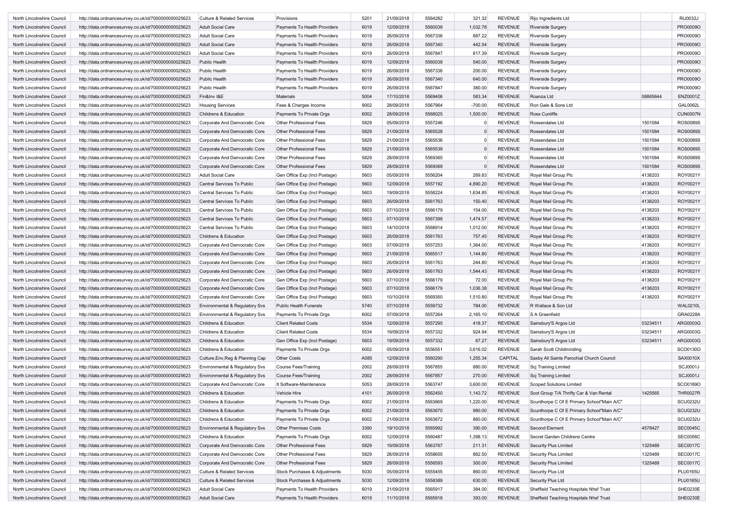| | | | | | | | | | | | |
|---|---|---|---|---|---|---|---|---|---|---|---|
| North Lincolnshire Council | http://data.ordnancesurvey.co.uk/id/7000000000025623 | Culture & Related Services | Provisions | 5201 | 21/09/2018 | 5564282 | 321.32 | REVENUE | Rijo Ingredients Ltd | | RIJ0032J |
| North Lincolnshire Council | http://data.ordnancesurvey.co.uk/id/7000000000025623 | Adult Social Care | Payments To Health Providers | 6019 | 12/09/2018 | 5560038 | 1,032.78 | REVENUE | Riverside Surgery | | PRO0009O |
| North Lincolnshire Council | http://data.ordnancesurvey.co.uk/id/7000000000025623 | Adult Social Care | Payments To Health Providers | 6019 | 26/09/2018 | 5567336 | 887.22 | REVENUE | Riverside Surgery | | PRO0009O |
| North Lincolnshire Council | http://data.ordnancesurvey.co.uk/id/7000000000025623 | Adult Social Care | Payments To Health Providers | 6019 | 26/09/2018 | 5567340 | 442.54 | REVENUE | Riverside Surgery | | PRO0009O |
| North Lincolnshire Council | http://data.ordnancesurvey.co.uk/id/7000000000025623 | Adult Social Care | Payments To Health Providers | 6019 | 26/09/2018 | 5567847 | 817.39 | REVENUE | Riverside Surgery | | PRO0009O |
| North Lincolnshire Council | http://data.ordnancesurvey.co.uk/id/7000000000025623 | Public Health | Payments To Health Providers | 6019 | 12/09/2018 | 5560038 | 540.00 | REVENUE | Riverside Surgery | | PRO0009O |
| North Lincolnshire Council | http://data.ordnancesurvey.co.uk/id/7000000000025623 | Public Health | Payments To Health Providers | 6019 | 26/09/2018 | 5567336 | 200.00 | REVENUE | Riverside Surgery | | PRO0009O |
| North Lincolnshire Council | http://data.ordnancesurvey.co.uk/id/7000000000025623 | Public Health | Payments To Health Providers | 6019 | 26/09/2018 | 5567340 | 640.00 | REVENUE | Riverside Surgery | | PRO0009O |
| North Lincolnshire Council | http://data.ordnancesurvey.co.uk/id/7000000000025623 | Public Health | Payments To Health Providers | 6019 | 26/09/2018 | 5567847 | 380.00 | REVENUE | Riverside Surgery | | PRO0009O |
| North Lincolnshire Council | http://data.ordnancesurvey.co.uk/id/7000000000025623 | Fin&Inv I&E | Materials | 5004 | 17/10/2018 | 5569406 | 583.34 | REVENUE | Roanza Ltd | 08865644 | ENZ0001Z |
| North Lincolnshire Council | http://data.ordnancesurvey.co.uk/id/7000000000025623 | Housing Services | Fees & Charges Income | 9002 | 28/09/2018 | 5567964 | -700.00 | REVENUE | Ron Gale & Sons Ltd | | GAL0062L |
| North Lincolnshire Council | http://data.ordnancesurvey.co.uk/id/7000000000025623 | Childrens & Education | Payments To Private Orgs | 6002 | 28/09/2018 | 5568025 | 1,500.00 | REVENUE | Ross Cunliffe | | CUN0007N |
| North Lincolnshire Council | http://data.ordnancesurvey.co.uk/id/7000000000025623 | Corporate And Democratic Core | Other Professional Fees | 5829 | 05/09/2018 | 5557246 | 0 | REVENUE | Rossendales Ltd | 1501584 | ROS0089S |
| North Lincolnshire Council | http://data.ordnancesurvey.co.uk/id/7000000000025623 | Corporate And Democratic Core | Other Professional Fees | 5829 | 21/09/2018 | 5565528 | 0 | REVENUE | Rossendales Ltd | 1501584 | ROS0089S |
| North Lincolnshire Council | http://data.ordnancesurvey.co.uk/id/7000000000025623 | Corporate And Democratic Core | Other Professional Fees | 5829 | 21/09/2018 | 5565536 | 0 | REVENUE | Rossendales Ltd | 1501584 | ROS0089S |
| North Lincolnshire Council | http://data.ordnancesurvey.co.uk/id/7000000000025623 | Corporate And Democratic Core | Other Professional Fees | 5829 | 21/09/2018 | 5565539 | 0 | REVENUE | Rossendales Ltd | 1501584 | ROS0089S |
| North Lincolnshire Council | http://data.ordnancesurvey.co.uk/id/7000000000025623 | Corporate And Democratic Core | Other Professional Fees | 5829 | 28/09/2018 | 5569365 | 0 | REVENUE | Rossendales Ltd | 1501584 | ROS0089S |
| North Lincolnshire Council | http://data.ordnancesurvey.co.uk/id/7000000000025623 | Corporate And Democratic Core | Other Professional Fees | 5829 | 28/09/2018 | 5569369 | 0 | REVENUE | Rossendales Ltd | 1501584 | ROS0089S |
| North Lincolnshire Council | http://data.ordnancesurvey.co.uk/id/7000000000025623 | Adult Social Care | Gen Office Exp (Incl Postage) | 5603 | 05/09/2018 | 5556204 | 269.83 | REVENUE | Royal Mail Group Plc | 4138203 | ROY0021Y |
| North Lincolnshire Council | http://data.ordnancesurvey.co.uk/id/7000000000025623 | Central Services To Public | Gen Office Exp (Incl Postage) | 5603 | 12/09/2018 | 5557192 | 4,890.20 | REVENUE | Royal Mail Group Plc | 4138203 | ROY0021Y |
| North Lincolnshire Council | http://data.ordnancesurvey.co.uk/id/7000000000025623 | Central Services To Public | Gen Office Exp (Incl Postage) | 5603 | 19/09/2018 | 5558224 | 1,634.85 | REVENUE | Royal Mail Group Plc | 4138203 | ROY0021Y |
| North Lincolnshire Council | http://data.ordnancesurvey.co.uk/id/7000000000025623 | Central Services To Public | Gen Office Exp (Incl Postage) | 5603 | 26/09/2018 | 5561763 | 150.40 | REVENUE | Royal Mail Group Plc | 4138203 | ROY0021Y |
| North Lincolnshire Council | http://data.ordnancesurvey.co.uk/id/7000000000025623 | Central Services To Public | Gen Office Exp (Incl Postage) | 5603 | 07/10/2018 | 5566179 | 154.00 | REVENUE | Royal Mail Group Plc | 4138203 | ROY0021Y |
| North Lincolnshire Council | http://data.ordnancesurvey.co.uk/id/7000000000025623 | Central Services To Public | Gen Office Exp (Incl Postage) | 5603 | 07/10/2018 | 5567398 | 1,474.57 | REVENUE | Royal Mail Group Plc | 4138203 | ROY0021Y |
| North Lincolnshire Council | http://data.ordnancesurvey.co.uk/id/7000000000025623 | Central Services To Public | Gen Office Exp (Incl Postage) | 5603 | 14/10/2018 | 5568914 | 1,012.00 | REVENUE | Royal Mail Group Plc | 4138203 | ROY0021Y |
| North Lincolnshire Council | http://data.ordnancesurvey.co.uk/id/7000000000025623 | Childrens & Education | Gen Office Exp (Incl Postage) | 5603 | 26/09/2018 | 5561763 | 757.45 | REVENUE | Royal Mail Group Plc | 4138203 | ROY0021Y |
| North Lincolnshire Council | http://data.ordnancesurvey.co.uk/id/7000000000025623 | Corporate And Democratic Core | Gen Office Exp (Incl Postage) | 5603 | 07/09/2018 | 5557253 | 1,364.00 | REVENUE | Royal Mail Group Plc | 4138203 | ROY0021Y |
| North Lincolnshire Council | http://data.ordnancesurvey.co.uk/id/7000000000025623 | Corporate And Democratic Core | Gen Office Exp (Incl Postage) | 5603 | 21/09/2018 | 5565517 | 1,144.80 | REVENUE | Royal Mail Group Plc | 4138203 | ROY0021Y |
| North Lincolnshire Council | http://data.ordnancesurvey.co.uk/id/7000000000025623 | Corporate And Democratic Core | Gen Office Exp (Incl Postage) | 5603 | 26/09/2018 | 5561763 | 244.80 | REVENUE | Royal Mail Group Plc | 4138203 | ROY0021Y |
| North Lincolnshire Council | http://data.ordnancesurvey.co.uk/id/7000000000025623 | Corporate And Democratic Core | Gen Office Exp (Incl Postage) | 5603 | 26/09/2018 | 5561763 | 1,544.43 | REVENUE | Royal Mail Group Plc | 4138203 | ROY0021Y |
| North Lincolnshire Council | http://data.ordnancesurvey.co.uk/id/7000000000025623 | Corporate And Democratic Core | Gen Office Exp (Incl Postage) | 5603 | 07/10/2018 | 5566179 | 72.00 | REVENUE | Royal Mail Group Plc | 4138203 | ROY0021Y |
| North Lincolnshire Council | http://data.ordnancesurvey.co.uk/id/7000000000025623 | Corporate And Democratic Core | Gen Office Exp (Incl Postage) | 5603 | 07/10/2018 | 5566179 | 1,036.38 | REVENUE | Royal Mail Group Plc | 4138203 | ROY0021Y |
| North Lincolnshire Council | http://data.ordnancesurvey.co.uk/id/7000000000025623 | Corporate And Democratic Core | Gen Office Exp (Incl Postage) | 5603 | 10/10/2018 | 5569350 | 1,510.80 | REVENUE | Royal Mail Group Plc | 4138203 | ROY0021Y |
| North Lincolnshire Council | http://data.ordnancesurvey.co.uk/id/7000000000025623 | Environmental & Regulatory Svs | Public Health Funerals | 5740 | 07/10/2018 | 5559732 | 784.00 | REVENUE | R Wallace & Son Ltd | | WAL0210L |
| North Lincolnshire Council | http://data.ordnancesurvey.co.uk/id/7000000000025623 | Environmental & Regulatory Svs | Payments To Private Orgs | 6002 | 07/09/2018 | 5557264 | 2,165.10 | REVENUE | S A Greenfield | | GRA0228A |
| North Lincolnshire Council | http://data.ordnancesurvey.co.uk/id/7000000000025623 | Childrens & Education | Client Related Costs | 5534 | 12/09/2018 | 5557295 | 418.37 | REVENUE | Sainsbury'S Argos Ltd | 03234511 | ARG0003G |
| North Lincolnshire Council | http://data.ordnancesurvey.co.uk/id/7000000000025623 | Childrens & Education | Client Related Costs | 5534 | 19/09/2018 | 5557332 | 924.94 | REVENUE | Sainsbury'S Argos Ltd | 03234511 | ARG0003G |
| North Lincolnshire Council | http://data.ordnancesurvey.co.uk/id/7000000000025623 | Childrens & Education | Gen Office Exp (Incl Postage) | 5603 | 19/09/2018 | 5557332 | 67.27 | REVENUE | Sainsbury'S Argos Ltd | 03234511 | ARG0003G |
| North Lincolnshire Council | http://data.ordnancesurvey.co.uk/id/7000000000025623 | Childrens & Education | Payments To Private Orgs | 6002 | 05/09/2018 | 5556551 | 3,616.02 | REVENUE | Sarah Scott Childminding | | SCO0130O |
| North Lincolnshire Council | http://data.ordnancesurvey.co.uk/id/7000000000025623 | Culture,Env,Reg & Planning Cap | Other Costs | A085 | 12/09/2018 | 5560290 | 1,255.34 | CAPITAL | Saxby All Saints Parochial Church Council | | SAX0010X |
| North Lincolnshire Council | http://data.ordnancesurvey.co.uk/id/7000000000025623 | Environmental & Regulatory Svs | Course Fees/Training | 2002 | 28/09/2018 | 5567855 | 880.00 | REVENUE | Scj Training Limited | | SCJ0001J |
| North Lincolnshire Council | http://data.ordnancesurvey.co.uk/id/7000000000025623 | Environmental & Regulatory Svs | Course Fees/Training | 2002 | 28/09/2018 | 5567857 | 270.00 | REVENUE | Scj Training Limited | | SCJ0001J |
| North Lincolnshire Council | http://data.ordnancesurvey.co.uk/id/7000000000025623 | Corporate And Democratic Core | It Software-Maintenance | 5053 | 28/09/2018 | 5563747 | 3,600.00 | REVENUE | Scoped Solutions Limited | | SCO0189O |
| North Lincolnshire Council | http://data.ordnancesurvey.co.uk/id/7000000000025623 | Childrens & Education | Vehicle Hire | 4101 | 26/09/2018 | 5562450 | 1,143.72 | REVENUE | Scot Group T/A Thrifty Car & Van Rental | 1425565 | THR0027R |
| North Lincolnshire Council | http://data.ordnancesurvey.co.uk/id/7000000000025623 | Childrens & Education | Payments To Private Orgs | 6002 | 21/09/2018 | 5563669 | 1,220.00 | REVENUE | Scunthorpe C Of E Primary School"Main A/C" | | SCU0232U |
| North Lincolnshire Council | http://data.ordnancesurvey.co.uk/id/7000000000025623 | Childrens & Education | Payments To Private Orgs | 6002 | 21/09/2018 | 5563670 | 980.00 | REVENUE | Scunthorpe C Of E Primary School"Main A/C" | | SCU0232U |
| North Lincolnshire Council | http://data.ordnancesurvey.co.uk/id/7000000000025623 | Childrens & Education | Payments To Private Orgs | 6002 | 21/09/2018 | 5563672 | 860.00 | REVENUE | Scunthorpe C Of E Primary School"Main A/C" | | SCU0232U |
| North Lincolnshire Council | http://data.ordnancesurvey.co.uk/id/7000000000025623 | Environmental & Regulatory Svs | Other Premises Costs | 3390 | 19/10/2018 | 5565992 | 390.00 | REVENUE | Second Element | 4578427 | SEC0045C |
| North Lincolnshire Council | http://data.ordnancesurvey.co.uk/id/7000000000025623 | Childrens & Education | Payments To Private Orgs | 6002 | 12/09/2018 | 5560487 | 1,398.13 | REVENUE | Secret Garden Childrens Centre | | SEC0056C |
| North Lincolnshire Council | http://data.ordnancesurvey.co.uk/id/7000000000025623 | Corporate And Democratic Core | Other Professional Fees | 5829 | 19/09/2018 | 5563767 | 211.31 | REVENUE | Security Plus Limited | 1325489 | SEC0017C |
| North Lincolnshire Council | http://data.ordnancesurvey.co.uk/id/7000000000025623 | Corporate And Democratic Core | Other Professional Fees | 5829 | 26/09/2018 | 5558655 | 862.50 | REVENUE | Security Plus Limited | 1325489 | SEC0017C |
| North Lincolnshire Council | http://data.ordnancesurvey.co.uk/id/7000000000025623 | Corporate And Democratic Core | Other Professional Fees | 5829 | 28/09/2018 | 5556593 | 300.00 | REVENUE | Security Plus Limited | 1325489 | SEC0017C |
| North Lincolnshire Council | http://data.ordnancesurvey.co.uk/id/7000000000025623 | Culture & Related Services | Stock Purchases & Adjustments | 5030 | 05/09/2018 | 5555455 | 860.00 | REVENUE | Security Plus Ltd | | PLU0165U |
| North Lincolnshire Council | http://data.ordnancesurvey.co.uk/id/7000000000025623 | Culture & Related Services | Stock Purchases & Adjustments | 5030 | 12/09/2018 | 5558389 | 630.00 | REVENUE | Security Plus Ltd | | PLU0165U |
| North Lincolnshire Council | http://data.ordnancesurvey.co.uk/id/7000000000025623 | Adult Social Care | Payments To Health Providers | 6019 | 21/09/2018 | 5565917 | 384.00 | REVENUE | Sheffield Teaching Hospitals Nhsf Trust | | SHE0230E |
| North Lincolnshire Council | http://data.ordnancesurvey.co.uk/id/7000000000025623 | Adult Social Care | Payments To Health Providers | 6019 | 11/10/2018 | 5565918 | 393.00 | REVENUE | Sheffield Teaching Hospitals Nhsf Trust | | SHE0230E |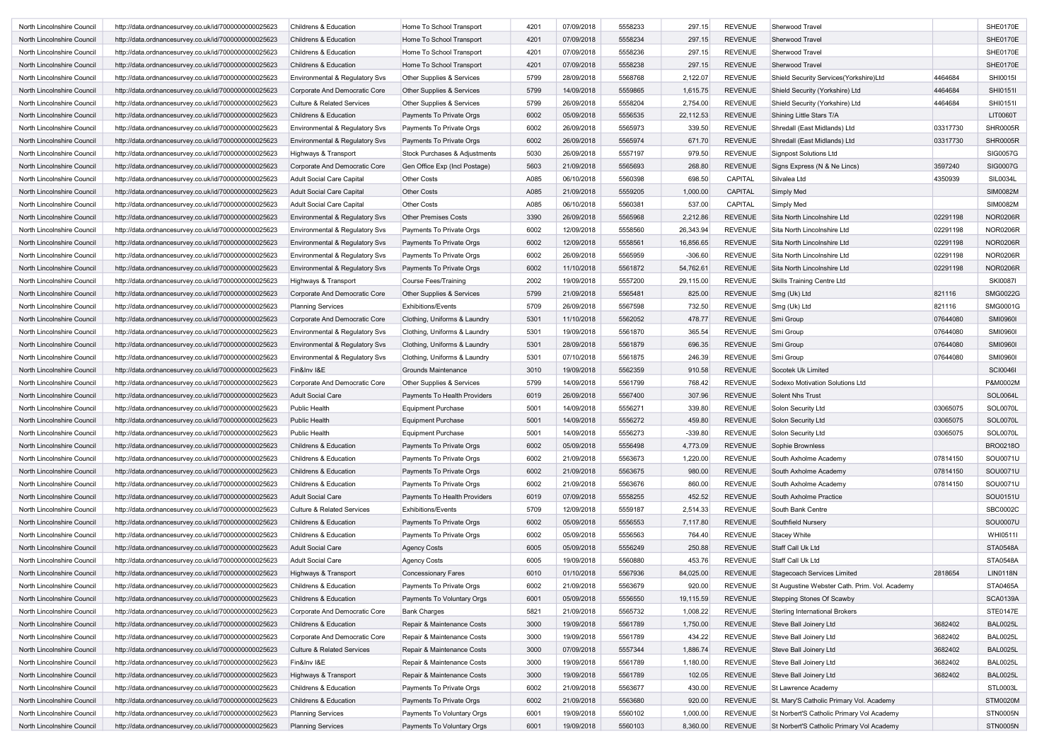| | | | | | | | | | | | |
|---|---|---|---|---|---|---|---|---|---|---|---|
| North Lincolnshire Council | http://data.ordnancesurvey.co.uk/id/7000000000025623 | Childrens & Education | Home To School Transport | 4201 | 07/09/2018 | 5558233 | 297.15 | REVENUE | Sherwood Travel | | SHE0170E |
| North Lincolnshire Council | http://data.ordnancesurvey.co.uk/id/7000000000025623 | Childrens & Education | Home To School Transport | 4201 | 07/09/2018 | 5558234 | 297.15 | REVENUE | Sherwood Travel | | SHE0170E |
| North Lincolnshire Council | http://data.ordnancesurvey.co.uk/id/7000000000025623 | Childrens & Education | Home To School Transport | 4201 | 07/09/2018 | 5558236 | 297.15 | REVENUE | Sherwood Travel | | SHE0170E |
| North Lincolnshire Council | http://data.ordnancesurvey.co.uk/id/7000000000025623 | Childrens & Education | Home To School Transport | 4201 | 07/09/2018 | 5558238 | 297.15 | REVENUE | Sherwood Travel | | SHE0170E |
| North Lincolnshire Council | http://data.ordnancesurvey.co.uk/id/7000000000025623 | Environmental & Regulatory Svs | Other Supplies & Services | 5799 | 28/09/2018 | 5568768 | 2,122.07 | REVENUE | Shield Security Services(Yorkshire)Ltd | 4464684 | SHI0015I |
| North Lincolnshire Council | http://data.ordnancesurvey.co.uk/id/7000000000025623 | Corporate And Democratic Core | Other Supplies & Services | 5799 | 14/09/2018 | 5559865 | 1,615.75 | REVENUE | Shield Security (Yorkshire) Ltd | 4464684 | SHI0151I |
| North Lincolnshire Council | http://data.ordnancesurvey.co.uk/id/7000000000025623 | Culture & Related Services | Other Supplies & Services | 5799 | 26/09/2018 | 5558204 | 2,754.00 | REVENUE | Shield Security (Yorkshire) Ltd | 4464684 | SHI0151I |
| North Lincolnshire Council | http://data.ordnancesurvey.co.uk/id/7000000000025623 | Childrens & Education | Payments To Private Orgs | 6002 | 05/09/2018 | 5556535 | 22,112.53 | REVENUE | Shining Little Stars T/A | | LIT0060T |
| North Lincolnshire Council | http://data.ordnancesurvey.co.uk/id/7000000000025623 | Environmental & Regulatory Svs | Payments To Private Orgs | 6002 | 26/09/2018 | 5565973 | 339.50 | REVENUE | Shredall (East Midlands) Ltd | 03317730 | SHR0005R |
| North Lincolnshire Council | http://data.ordnancesurvey.co.uk/id/7000000000025623 | Environmental & Regulatory Svs | Payments To Private Orgs | 6002 | 26/09/2018 | 5565974 | 671.70 | REVENUE | Shredall (East Midlands) Ltd | 03317730 | SHR0005R |
| North Lincolnshire Council | http://data.ordnancesurvey.co.uk/id/7000000000025623 | Highways & Transport | Stock Purchases & Adjustments | 5030 | 26/09/2018 | 5557197 | 979.50 | REVENUE | Signpost Solutions Ltd | | SIG0057G |
| North Lincolnshire Council | http://data.ordnancesurvey.co.uk/id/7000000000025623 | Corporate And Democratic Core | Gen Office Exp (Incl Postage) | 5603 | 21/09/2018 | 5565693 | 268.80 | REVENUE | Signs Express (N & Ne Lincs) | 3597240 | SIG0007G |
| North Lincolnshire Council | http://data.ordnancesurvey.co.uk/id/7000000000025623 | Adult Social Care Capital | Other Costs | A085 | 06/10/2018 | 5560398 | 698.50 | CAPITAL | Silvalea Ltd | 4350939 | SIL0034L |
| North Lincolnshire Council | http://data.ordnancesurvey.co.uk/id/7000000000025623 | Adult Social Care Capital | Other Costs | A085 | 21/09/2018 | 5559205 | 1,000.00 | CAPITAL | Simply Med | | SIM0082M |
| North Lincolnshire Council | http://data.ordnancesurvey.co.uk/id/7000000000025623 | Adult Social Care Capital | Other Costs | A085 | 06/10/2018 | 5560381 | 537.00 | CAPITAL | Simply Med | | SIM0082M |
| North Lincolnshire Council | http://data.ordnancesurvey.co.uk/id/7000000000025623 | Environmental & Regulatory Svs | Other Premises Costs | 3390 | 26/09/2018 | 5565968 | 2,212.86 | REVENUE | Sita North Lincolnshire Ltd | 02291198 | NOR0206R |
| North Lincolnshire Council | http://data.ordnancesurvey.co.uk/id/7000000000025623 | Environmental & Regulatory Svs | Payments To Private Orgs | 6002 | 12/09/2018 | 5558560 | 26,343.94 | REVENUE | Sita North Lincolnshire Ltd | 02291198 | NOR0206R |
| North Lincolnshire Council | http://data.ordnancesurvey.co.uk/id/7000000000025623 | Environmental & Regulatory Svs | Payments To Private Orgs | 6002 | 12/09/2018 | 5558561 | 16,856.65 | REVENUE | Sita North Lincolnshire Ltd | 02291198 | NOR0206R |
| North Lincolnshire Council | http://data.ordnancesurvey.co.uk/id/7000000000025623 | Environmental & Regulatory Svs | Payments To Private Orgs | 6002 | 26/09/2018 | 5565959 | -306.60 | REVENUE | Sita North Lincolnshire Ltd | 02291198 | NOR0206R |
| North Lincolnshire Council | http://data.ordnancesurvey.co.uk/id/7000000000025623 | Environmental & Regulatory Svs | Payments To Private Orgs | 6002 | 11/10/2018 | 5561872 | 54,762.61 | REVENUE | Sita North Lincolnshire Ltd | 02291198 | NOR0206R |
| North Lincolnshire Council | http://data.ordnancesurvey.co.uk/id/7000000000025623 | Highways & Transport | Course Fees/Training | 2002 | 19/09/2018 | 5557200 | 29,115.00 | REVENUE | Skills Training Centre Ltd | | SKI0087I |
| North Lincolnshire Council | http://data.ordnancesurvey.co.uk/id/7000000000025623 | Corporate And Democratic Core | Other Supplies & Services | 5799 | 21/09/2018 | 5565481 | 825.00 | REVENUE | Smg (Uk) Ltd | 821116 | SMG0022G |
| North Lincolnshire Council | http://data.ordnancesurvey.co.uk/id/7000000000025623 | Planning Services | Exhibitions/Events | 5709 | 26/09/2018 | 5567598 | 732.50 | REVENUE | Smg (Uk) Ltd | 821116 | SMG0001G |
| North Lincolnshire Council | http://data.ordnancesurvey.co.uk/id/7000000000025623 | Corporate And Democratic Core | Clothing, Uniforms & Laundry | 5301 | 11/10/2018 | 5562052 | 478.77 | REVENUE | Smi Group | 07644080 | SMI0960I |
| North Lincolnshire Council | http://data.ordnancesurvey.co.uk/id/7000000000025623 | Environmental & Regulatory Svs | Clothing, Uniforms & Laundry | 5301 | 19/09/2018 | 5561870 | 365.54 | REVENUE | Smi Group | 07644080 | SMI0960I |
| North Lincolnshire Council | http://data.ordnancesurvey.co.uk/id/7000000000025623 | Environmental & Regulatory Svs | Clothing, Uniforms & Laundry | 5301 | 28/09/2018 | 5561879 | 696.35 | REVENUE | Smi Group | 07644080 | SMI0960I |
| North Lincolnshire Council | http://data.ordnancesurvey.co.uk/id/7000000000025623 | Environmental & Regulatory Svs | Clothing, Uniforms & Laundry | 5301 | 07/10/2018 | 5561875 | 246.39 | REVENUE | Smi Group | 07644080 | SMI0960I |
| North Lincolnshire Council | http://data.ordnancesurvey.co.uk/id/7000000000025623 | Fin&Inv I&E | Grounds Maintenance | 3010 | 19/09/2018 | 5562359 | 910.58 | REVENUE | Socotek Uk Limited | | SCI0046I |
| North Lincolnshire Council | http://data.ordnancesurvey.co.uk/id/7000000000025623 | Corporate And Democratic Core | Other Supplies & Services | 5799 | 14/09/2018 | 5561799 | 768.42 | REVENUE | Sodexo Motivation Solutions Ltd | | P&M0002M |
| North Lincolnshire Council | http://data.ordnancesurvey.co.uk/id/7000000000025623 | Adult Social Care | Payments To Health Providers | 6019 | 26/09/2018 | 5567400 | 307.96 | REVENUE | Solent Nhs Trust | | SOL0064L |
| North Lincolnshire Council | http://data.ordnancesurvey.co.uk/id/7000000000025623 | Public Health | Equipment Purchase | 5001 | 14/09/2018 | 5556271 | 339.80 | REVENUE | Solon Security Ltd | 03065075 | SOL0070L |
| North Lincolnshire Council | http://data.ordnancesurvey.co.uk/id/7000000000025623 | Public Health | Equipment Purchase | 5001 | 14/09/2018 | 5556272 | 459.80 | REVENUE | Solon Security Ltd | 03065075 | SOL0070L |
| North Lincolnshire Council | http://data.ordnancesurvey.co.uk/id/7000000000025623 | Public Health | Equipment Purchase | 5001 | 14/09/2018 | 5556273 | -339.80 | REVENUE | Solon Security Ltd | 03065075 | SOL0070L |
| North Lincolnshire Council | http://data.ordnancesurvey.co.uk/id/7000000000025623 | Childrens & Education | Payments To Private Orgs | 6002 | 05/09/2018 | 5556498 | 4,773.09 | REVENUE | Sophie Brownless | | BRO0218O |
| North Lincolnshire Council | http://data.ordnancesurvey.co.uk/id/7000000000025623 | Childrens & Education | Payments To Private Orgs | 6002 | 21/09/2018 | 5563673 | 1,220.00 | REVENUE | South Axholme Academy | 07814150 | SOU0071U |
| North Lincolnshire Council | http://data.ordnancesurvey.co.uk/id/7000000000025623 | Childrens & Education | Payments To Private Orgs | 6002 | 21/09/2018 | 5563675 | 980.00 | REVENUE | South Axholme Academy | 07814150 | SOU0071U |
| North Lincolnshire Council | http://data.ordnancesurvey.co.uk/id/7000000000025623 | Childrens & Education | Payments To Private Orgs | 6002 | 21/09/2018 | 5563676 | 860.00 | REVENUE | South Axholme Academy | 07814150 | SOU0071U |
| North Lincolnshire Council | http://data.ordnancesurvey.co.uk/id/7000000000025623 | Adult Social Care | Payments To Health Providers | 6019 | 07/09/2018 | 5558255 | 452.52 | REVENUE | South Axholme Practice | | SOU0151U |
| North Lincolnshire Council | http://data.ordnancesurvey.co.uk/id/7000000000025623 | Culture & Related Services | Exhibitions/Events | 5709 | 12/09/2018 | 5559187 | 2,514.33 | REVENUE | South Bank Centre | | SBC0002C |
| North Lincolnshire Council | http://data.ordnancesurvey.co.uk/id/7000000000025623 | Childrens & Education | Payments To Private Orgs | 6002 | 05/09/2018 | 5556553 | 7,117.80 | REVENUE | Southfield Nursery | | SOU0007U |
| North Lincolnshire Council | http://data.ordnancesurvey.co.uk/id/7000000000025623 | Childrens & Education | Payments To Private Orgs | 6002 | 05/09/2018 | 5556563 | 764.40 | REVENUE | Stacey White | | WHI0511I |
| North Lincolnshire Council | http://data.ordnancesurvey.co.uk/id/7000000000025623 | Adult Social Care | Agency Costs | 6005 | 05/09/2018 | 5556249 | 250.88 | REVENUE | Staff Call Uk Ltd | | STA0548A |
| North Lincolnshire Council | http://data.ordnancesurvey.co.uk/id/7000000000025623 | Adult Social Care | Agency Costs | 6005 | 19/09/2018 | 5560880 | 453.76 | REVENUE | Staff Call Uk Ltd | | STA0548A |
| North Lincolnshire Council | http://data.ordnancesurvey.co.uk/id/7000000000025623 | Highways & Transport | Concessionary Fares | 6010 | 01/10/2018 | 5567936 | 84,025.00 | REVENUE | Stagecoach Services Limited | 2818654 | LIN0118N |
| North Lincolnshire Council | http://data.ordnancesurvey.co.uk/id/7000000000025623 | Childrens & Education | Payments To Private Orgs | 6002 | 21/09/2018 | 5563679 | 920.00 | REVENUE | St Augustine Webster Cath. Prim. Vol. Academy | | STA0465A |
| North Lincolnshire Council | http://data.ordnancesurvey.co.uk/id/7000000000025623 | Childrens & Education | Payments To Voluntary Orgs | 6001 | 05/09/2018 | 5556550 | 19,115.59 | REVENUE | Stepping Stones Of Scawby | | SCA0139A |
| North Lincolnshire Council | http://data.ordnancesurvey.co.uk/id/7000000000025623 | Corporate And Democratic Core | Bank Charges | 5821 | 21/09/2018 | 5565732 | 1,008.22 | REVENUE | Sterling International Brokers | | STE0147E |
| North Lincolnshire Council | http://data.ordnancesurvey.co.uk/id/7000000000025623 | Childrens & Education | Repair & Maintenance Costs | 3000 | 19/09/2018 | 5561789 | 1,750.00 | REVENUE | Steve Ball Joinery Ltd | 3682402 | BAL0025L |
| North Lincolnshire Council | http://data.ordnancesurvey.co.uk/id/7000000000025623 | Corporate And Democratic Core | Repair & Maintenance Costs | 3000 | 19/09/2018 | 5561789 | 434.22 | REVENUE | Steve Ball Joinery Ltd | 3682402 | BAL0025L |
| North Lincolnshire Council | http://data.ordnancesurvey.co.uk/id/7000000000025623 | Culture & Related Services | Repair & Maintenance Costs | 3000 | 07/09/2018 | 5557344 | 1,886.74 | REVENUE | Steve Ball Joinery Ltd | 3682402 | BAL0025L |
| North Lincolnshire Council | http://data.ordnancesurvey.co.uk/id/7000000000025623 | Fin&Inv I&E | Repair & Maintenance Costs | 3000 | 19/09/2018 | 5561789 | 1,180.00 | REVENUE | Steve Ball Joinery Ltd | 3682402 | BAL0025L |
| North Lincolnshire Council | http://data.ordnancesurvey.co.uk/id/7000000000025623 | Highways & Transport | Repair & Maintenance Costs | 3000 | 19/09/2018 | 5561789 | 102.05 | REVENUE | Steve Ball Joinery Ltd | 3682402 | BAL0025L |
| North Lincolnshire Council | http://data.ordnancesurvey.co.uk/id/7000000000025623 | Childrens & Education | Payments To Private Orgs | 6002 | 21/09/2018 | 5563677 | 430.00 | REVENUE | St Lawrence Academy | | STL0003L |
| North Lincolnshire Council | http://data.ordnancesurvey.co.uk/id/7000000000025623 | Childrens & Education | Payments To Private Orgs | 6002 | 21/09/2018 | 5563680 | 920.00 | REVENUE | St. Mary'S Catholic Primary Vol. Academy | | STM0020M |
| North Lincolnshire Council | http://data.ordnancesurvey.co.uk/id/7000000000025623 | Planning Services | Payments To Voluntary Orgs | 6001 | 19/09/2018 | 5560102 | 1,000.00 | REVENUE | St Norbert'S Catholic Primary Vol Academy | | STN0005N |
| North Lincolnshire Council | http://data.ordnancesurvey.co.uk/id/7000000000025623 | Planning Services | Payments To Voluntary Orgs | 6001 | 19/09/2018 | 5560103 | 8,360.00 | REVENUE | St Norbert'S Catholic Primary Vol Academy | | STN0005N |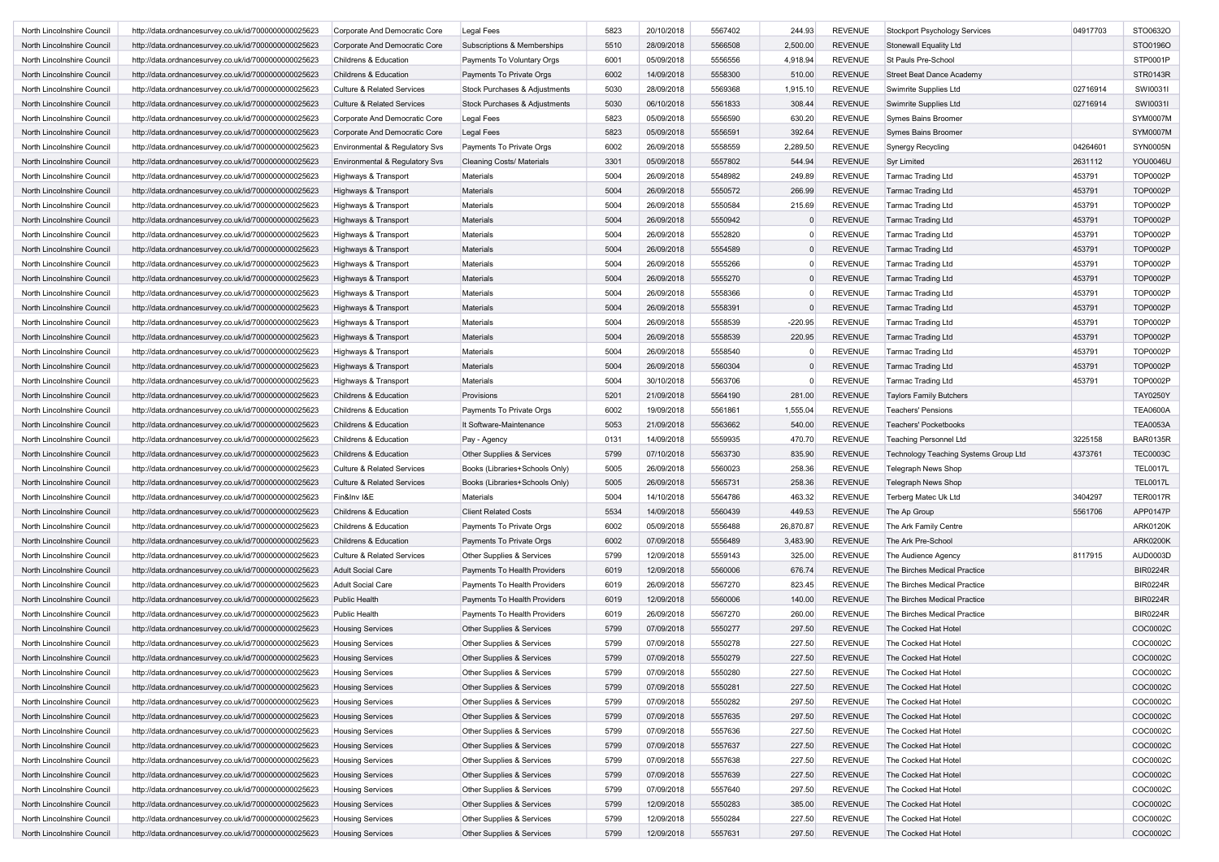| | | | | | | | | | | | |
|---|---|---|---|---|---|---|---|---|---|---|---|
| North Lincolnshire Council | http://data.ordnancesurvey.co.uk/id/7000000000025623 | Corporate And Democratic Core | Legal Fees | 5823 | 20/10/2018 | 5567402 | 244.93 | REVENUE | Stockport Psychology Services | 04917703 | STO0632O |
| North Lincolnshire Council | http://data.ordnancesurvey.co.uk/id/7000000000025623 | Corporate And Democratic Core | Subscriptions & Memberships | 5510 | 28/09/2018 | 5566508 | 2,500.00 | REVENUE | Stonewall Equality Ltd | | STO0196O |
| North Lincolnshire Council | http://data.ordnancesurvey.co.uk/id/7000000000025623 | Childrens & Education | Payments To Voluntary Orgs | 6001 | 05/09/2018 | 5556556 | 4,918.94 | REVENUE | St Pauls Pre-School | | STP0001P |
| North Lincolnshire Council | http://data.ordnancesurvey.co.uk/id/7000000000025623 | Childrens & Education | Payments To Private Orgs | 6002 | 14/09/2018 | 5558300 | 510.00 | REVENUE | Street Beat Dance Academy | | STR0143R |
| North Lincolnshire Council | http://data.ordnancesurvey.co.uk/id/7000000000025623 | Culture & Related Services | Stock Purchases & Adjustments | 5030 | 28/09/2018 | 5569368 | 1,915.10 | REVENUE | Swimrite Supplies Ltd | 02716914 | SWI0031I |
| North Lincolnshire Council | http://data.ordnancesurvey.co.uk/id/7000000000025623 | Culture & Related Services | Stock Purchases & Adjustments | 5030 | 06/10/2018 | 5561833 | 308.44 | REVENUE | Swimrite Supplies Ltd | 02716914 | SWI0031I |
| North Lincolnshire Council | http://data.ordnancesurvey.co.uk/id/7000000000025623 | Corporate And Democratic Core | Legal Fees | 5823 | 05/09/2018 | 5556590 | 630.20 | REVENUE | Symes Bains Broomer | | SYM0007M |
| North Lincolnshire Council | http://data.ordnancesurvey.co.uk/id/7000000000025623 | Corporate And Democratic Core | Legal Fees | 5823 | 05/09/2018 | 5556591 | 392.64 | REVENUE | Symes Bains Broomer | | SYM0007M |
| North Lincolnshire Council | http://data.ordnancesurvey.co.uk/id/7000000000025623 | Environmental & Regulatory Svs | Payments To Private Orgs | 6002 | 26/09/2018 | 5558559 | 2,289.50 | REVENUE | Synergy Recycling | 04264601 | SYN0005N |
| North Lincolnshire Council | http://data.ordnancesurvey.co.uk/id/7000000000025623 | Environmental & Regulatory Svs | Cleaning Costs/ Materials | 3301 | 05/09/2018 | 5557802 | 544.94 | REVENUE | Syr Limited | 2631112 | YOU0046U |
| North Lincolnshire Council | http://data.ordnancesurvey.co.uk/id/7000000000025623 | Highways & Transport | Materials | 5004 | 26/09/2018 | 5548982 | 249.89 | REVENUE | Tarmac Trading Ltd | 453791 | TOP0002P |
| North Lincolnshire Council | http://data.ordnancesurvey.co.uk/id/7000000000025623 | Highways & Transport | Materials | 5004 | 26/09/2018 | 5550572 | 266.99 | REVENUE | Tarmac Trading Ltd | 453791 | TOP0002P |
| North Lincolnshire Council | http://data.ordnancesurvey.co.uk/id/7000000000025623 | Highways & Transport | Materials | 5004 | 26/09/2018 | 5550584 | 215.69 | REVENUE | Tarmac Trading Ltd | 453791 | TOP0002P |
| North Lincolnshire Council | http://data.ordnancesurvey.co.uk/id/7000000000025623 | Highways & Transport | Materials | 5004 | 26/09/2018 | 5550942 | 0 | REVENUE | Tarmac Trading Ltd | 453791 | TOP0002P |
| North Lincolnshire Council | http://data.ordnancesurvey.co.uk/id/7000000000025623 | Highways & Transport | Materials | 5004 | 26/09/2018 | 5552820 | 0 | REVENUE | Tarmac Trading Ltd | 453791 | TOP0002P |
| North Lincolnshire Council | http://data.ordnancesurvey.co.uk/id/7000000000025623 | Highways & Transport | Materials | 5004 | 26/09/2018 | 5554589 | 0 | REVENUE | Tarmac Trading Ltd | 453791 | TOP0002P |
| North Lincolnshire Council | http://data.ordnancesurvey.co.uk/id/7000000000025623 | Highways & Transport | Materials | 5004 | 26/09/2018 | 5555266 | 0 | REVENUE | Tarmac Trading Ltd | 453791 | TOP0002P |
| North Lincolnshire Council | http://data.ordnancesurvey.co.uk/id/7000000000025623 | Highways & Transport | Materials | 5004 | 26/09/2018 | 5555270 | 0 | REVENUE | Tarmac Trading Ltd | 453791 | TOP0002P |
| North Lincolnshire Council | http://data.ordnancesurvey.co.uk/id/7000000000025623 | Highways & Transport | Materials | 5004 | 26/09/2018 | 5558366 | 0 | REVENUE | Tarmac Trading Ltd | 453791 | TOP0002P |
| North Lincolnshire Council | http://data.ordnancesurvey.co.uk/id/7000000000025623 | Highways & Transport | Materials | 5004 | 26/09/2018 | 5558391 | 0 | REVENUE | Tarmac Trading Ltd | 453791 | TOP0002P |
| North Lincolnshire Council | http://data.ordnancesurvey.co.uk/id/7000000000025623 | Highways & Transport | Materials | 5004 | 26/09/2018 | 5558539 | -220.95 | REVENUE | Tarmac Trading Ltd | 453791 | TOP0002P |
| North Lincolnshire Council | http://data.ordnancesurvey.co.uk/id/7000000000025623 | Highways & Transport | Materials | 5004 | 26/09/2018 | 5558539 | 220.95 | REVENUE | Tarmac Trading Ltd | 453791 | TOP0002P |
| North Lincolnshire Council | http://data.ordnancesurvey.co.uk/id/7000000000025623 | Highways & Transport | Materials | 5004 | 26/09/2018 | 5558540 | 0 | REVENUE | Tarmac Trading Ltd | 453791 | TOP0002P |
| North Lincolnshire Council | http://data.ordnancesurvey.co.uk/id/7000000000025623 | Highways & Transport | Materials | 5004 | 26/09/2018 | 5560304 | 0 | REVENUE | Tarmac Trading Ltd | 453791 | TOP0002P |
| North Lincolnshire Council | http://data.ordnancesurvey.co.uk/id/7000000000025623 | Highways & Transport | Materials | 5004 | 30/10/2018 | 5563706 | 0 | REVENUE | Tarmac Trading Ltd | 453791 | TOP0002P |
| North Lincolnshire Council | http://data.ordnancesurvey.co.uk/id/7000000000025623 | Childrens & Education | Provisions | 5201 | 21/09/2018 | 5564190 | 281.00 | REVENUE | Taylors Family Butchers | | TAY0250Y |
| North Lincolnshire Council | http://data.ordnancesurvey.co.uk/id/7000000000025623 | Childrens & Education | Payments To Private Orgs | 6002 | 19/09/2018 | 5561861 | 1,555.04 | REVENUE | Teachers' Pensions | | TEA0600A |
| North Lincolnshire Council | http://data.ordnancesurvey.co.uk/id/7000000000025623 | Childrens & Education | It Software-Maintenance | 5053 | 21/09/2018 | 5563662 | 540.00 | REVENUE | Teachers' Pocketbooks | | TEA0053A |
| North Lincolnshire Council | http://data.ordnancesurvey.co.uk/id/7000000000025623 | Childrens & Education | Pay - Agency | 0131 | 14/09/2018 | 5559935 | 470.70 | REVENUE | Teaching Personnel Ltd | 3225158 | BAR0135R |
| North Lincolnshire Council | http://data.ordnancesurvey.co.uk/id/7000000000025623 | Childrens & Education | Other Supplies & Services | 5799 | 07/10/2018 | 5563730 | 835.90 | REVENUE | Technology Teaching Systems Group Ltd | 4373761 | TEC0003C |
| North Lincolnshire Council | http://data.ordnancesurvey.co.uk/id/7000000000025623 | Culture & Related Services | Books (Libraries+Schools Only) | 5005 | 26/09/2018 | 5560023 | 258.36 | REVENUE | Telegraph News Shop | | TEL0017L |
| North Lincolnshire Council | http://data.ordnancesurvey.co.uk/id/7000000000025623 | Culture & Related Services | Books (Libraries+Schools Only) | 5005 | 26/09/2018 | 5565731 | 258.36 | REVENUE | Telegraph News Shop | | TEL0017L |
| North Lincolnshire Council | http://data.ordnancesurvey.co.uk/id/7000000000025623 | Fin&Inv I&E | Materials | 5004 | 14/10/2018 | 5564786 | 463.32 | REVENUE | Terberg Matec Uk Ltd | 3404297 | TER0017R |
| North Lincolnshire Council | http://data.ordnancesurvey.co.uk/id/7000000000025623 | Childrens & Education | Client Related Costs | 5534 | 14/09/2018 | 5560439 | 449.53 | REVENUE | The Ap Group | 5561706 | APP0147P |
| North Lincolnshire Council | http://data.ordnancesurvey.co.uk/id/7000000000025623 | Childrens & Education | Payments To Private Orgs | 6002 | 05/09/2018 | 5556488 | 26,870.87 | REVENUE | The Ark Family Centre | | ARK0120K |
| North Lincolnshire Council | http://data.ordnancesurvey.co.uk/id/7000000000025623 | Childrens & Education | Payments To Private Orgs | 6002 | 07/09/2018 | 5556489 | 3,483.90 | REVENUE | The Ark Pre-School | | ARK0200K |
| North Lincolnshire Council | http://data.ordnancesurvey.co.uk/id/7000000000025623 | Culture & Related Services | Other Supplies & Services | 5799 | 12/09/2018 | 5559143 | 325.00 | REVENUE | The Audience Agency | 8117915 | AUD0003D |
| North Lincolnshire Council | http://data.ordnancesurvey.co.uk/id/7000000000025623 | Adult Social Care | Payments To Health Providers | 6019 | 12/09/2018 | 5560006 | 676.74 | REVENUE | The Birches Medical Practice | | BIR0224R |
| North Lincolnshire Council | http://data.ordnancesurvey.co.uk/id/7000000000025623 | Adult Social Care | Payments To Health Providers | 6019 | 26/09/2018 | 5567270 | 823.45 | REVENUE | The Birches Medical Practice | | BIR0224R |
| North Lincolnshire Council | http://data.ordnancesurvey.co.uk/id/7000000000025623 | Public Health | Payments To Health Providers | 6019 | 12/09/2018 | 5560006 | 140.00 | REVENUE | The Birches Medical Practice | | BIR0224R |
| North Lincolnshire Council | http://data.ordnancesurvey.co.uk/id/7000000000025623 | Public Health | Payments To Health Providers | 6019 | 26/09/2018 | 5567270 | 260.00 | REVENUE | The Birches Medical Practice | | BIR0224R |
| North Lincolnshire Council | http://data.ordnancesurvey.co.uk/id/7000000000025623 | Housing Services | Other Supplies & Services | 5799 | 07/09/2018 | 5550277 | 297.50 | REVENUE | The Cocked Hat Hotel | | COC0002C |
| North Lincolnshire Council | http://data.ordnancesurvey.co.uk/id/7000000000025623 | Housing Services | Other Supplies & Services | 5799 | 07/09/2018 | 5550278 | 227.50 | REVENUE | The Cocked Hat Hotel | | COC0002C |
| North Lincolnshire Council | http://data.ordnancesurvey.co.uk/id/7000000000025623 | Housing Services | Other Supplies & Services | 5799 | 07/09/2018 | 5550279 | 227.50 | REVENUE | The Cocked Hat Hotel | | COC0002C |
| North Lincolnshire Council | http://data.ordnancesurvey.co.uk/id/7000000000025623 | Housing Services | Other Supplies & Services | 5799 | 07/09/2018 | 5550280 | 227.50 | REVENUE | The Cocked Hat Hotel | | COC0002C |
| North Lincolnshire Council | http://data.ordnancesurvey.co.uk/id/7000000000025623 | Housing Services | Other Supplies & Services | 5799 | 07/09/2018 | 5550281 | 227.50 | REVENUE | The Cocked Hat Hotel | | COC0002C |
| North Lincolnshire Council | http://data.ordnancesurvey.co.uk/id/7000000000025623 | Housing Services | Other Supplies & Services | 5799 | 07/09/2018 | 5550282 | 297.50 | REVENUE | The Cocked Hat Hotel | | COC0002C |
| North Lincolnshire Council | http://data.ordnancesurvey.co.uk/id/7000000000025623 | Housing Services | Other Supplies & Services | 5799 | 07/09/2018 | 5557635 | 297.50 | REVENUE | The Cocked Hat Hotel | | COC0002C |
| North Lincolnshire Council | http://data.ordnancesurvey.co.uk/id/7000000000025623 | Housing Services | Other Supplies & Services | 5799 | 07/09/2018 | 5557636 | 227.50 | REVENUE | The Cocked Hat Hotel | | COC0002C |
| North Lincolnshire Council | http://data.ordnancesurvey.co.uk/id/7000000000025623 | Housing Services | Other Supplies & Services | 5799 | 07/09/2018 | 5557637 | 227.50 | REVENUE | The Cocked Hat Hotel | | COC0002C |
| North Lincolnshire Council | http://data.ordnancesurvey.co.uk/id/7000000000025623 | Housing Services | Other Supplies & Services | 5799 | 07/09/2018 | 5557638 | 227.50 | REVENUE | The Cocked Hat Hotel | | COC0002C |
| North Lincolnshire Council | http://data.ordnancesurvey.co.uk/id/7000000000025623 | Housing Services | Other Supplies & Services | 5799 | 07/09/2018 | 5557639 | 227.50 | REVENUE | The Cocked Hat Hotel | | COC0002C |
| North Lincolnshire Council | http://data.ordnancesurvey.co.uk/id/7000000000025623 | Housing Services | Other Supplies & Services | 5799 | 07/09/2018 | 5557640 | 297.50 | REVENUE | The Cocked Hat Hotel | | COC0002C |
| North Lincolnshire Council | http://data.ordnancesurvey.co.uk/id/7000000000025623 | Housing Services | Other Supplies & Services | 5799 | 12/09/2018 | 5550283 | 385.00 | REVENUE | The Cocked Hat Hotel | | COC0002C |
| North Lincolnshire Council | http://data.ordnancesurvey.co.uk/id/7000000000025623 | Housing Services | Other Supplies & Services | 5799 | 12/09/2018 | 5550284 | 227.50 | REVENUE | The Cocked Hat Hotel | | COC0002C |
| North Lincolnshire Council | http://data.ordnancesurvey.co.uk/id/7000000000025623 | Housing Services | Other Supplies & Services | 5799 | 12/09/2018 | 5557631 | 297.50 | REVENUE | The Cocked Hat Hotel | | COC0002C |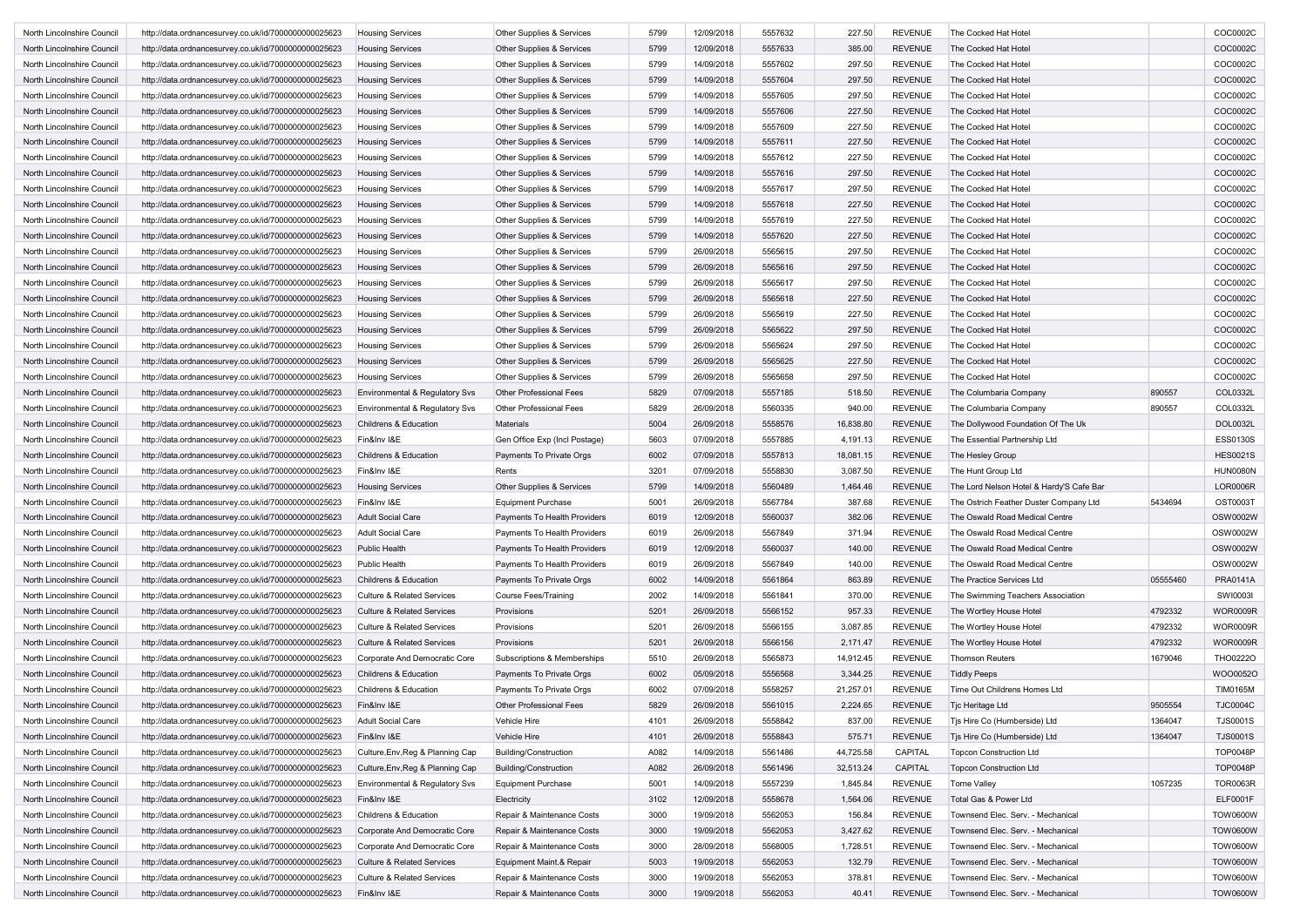| | | | | | | | | | | | |
|---|---|---|---|---|---|---|---|---|---|---|---|
| North Lincolnshire Council | http://data.ordnancesurvey.co.uk/id/7000000000025623 | Housing Services | Other Supplies & Services | 5799 | 12/09/2018 | 5557632 | 227.50 | REVENUE | The Cocked Hat Hotel | | COC0002C |
| North Lincolnshire Council | http://data.ordnancesurvey.co.uk/id/7000000000025623 | Housing Services | Other Supplies & Services | 5799 | 12/09/2018 | 5557633 | 385.00 | REVENUE | The Cocked Hat Hotel | | COC0002C |
| North Lincolnshire Council | http://data.ordnancesurvey.co.uk/id/7000000000025623 | Housing Services | Other Supplies & Services | 5799 | 14/09/2018 | 5557602 | 297.50 | REVENUE | The Cocked Hat Hotel | | COC0002C |
| North Lincolnshire Council | http://data.ordnancesurvey.co.uk/id/7000000000025623 | Housing Services | Other Supplies & Services | 5799 | 14/09/2018 | 5557604 | 297.50 | REVENUE | The Cocked Hat Hotel | | COC0002C |
| North Lincolnshire Council | http://data.ordnancesurvey.co.uk/id/7000000000025623 | Housing Services | Other Supplies & Services | 5799 | 14/09/2018 | 5557605 | 297.50 | REVENUE | The Cocked Hat Hotel | | COC0002C |
| North Lincolnshire Council | http://data.ordnancesurvey.co.uk/id/7000000000025623 | Housing Services | Other Supplies & Services | 5799 | 14/09/2018 | 5557606 | 227.50 | REVENUE | The Cocked Hat Hotel | | COC0002C |
| North Lincolnshire Council | http://data.ordnancesurvey.co.uk/id/7000000000025623 | Housing Services | Other Supplies & Services | 5799 | 14/09/2018 | 5557609 | 227.50 | REVENUE | The Cocked Hat Hotel | | COC0002C |
| North Lincolnshire Council | http://data.ordnancesurvey.co.uk/id/7000000000025623 | Housing Services | Other Supplies & Services | 5799 | 14/09/2018 | 5557611 | 227.50 | REVENUE | The Cocked Hat Hotel | | COC0002C |
| North Lincolnshire Council | http://data.ordnancesurvey.co.uk/id/7000000000025623 | Housing Services | Other Supplies & Services | 5799 | 14/09/2018 | 5557612 | 227.50 | REVENUE | The Cocked Hat Hotel | | COC0002C |
| North Lincolnshire Council | http://data.ordnancesurvey.co.uk/id/7000000000025623 | Housing Services | Other Supplies & Services | 5799 | 14/09/2018 | 5557616 | 297.50 | REVENUE | The Cocked Hat Hotel | | COC0002C |
| North Lincolnshire Council | http://data.ordnancesurvey.co.uk/id/7000000000025623 | Housing Services | Other Supplies & Services | 5799 | 14/09/2018 | 5557617 | 297.50 | REVENUE | The Cocked Hat Hotel | | COC0002C |
| North Lincolnshire Council | http://data.ordnancesurvey.co.uk/id/7000000000025623 | Housing Services | Other Supplies & Services | 5799 | 14/09/2018 | 5557618 | 227.50 | REVENUE | The Cocked Hat Hotel | | COC0002C |
| North Lincolnshire Council | http://data.ordnancesurvey.co.uk/id/7000000000025623 | Housing Services | Other Supplies & Services | 5799 | 14/09/2018 | 5557619 | 227.50 | REVENUE | The Cocked Hat Hotel | | COC0002C |
| North Lincolnshire Council | http://data.ordnancesurvey.co.uk/id/7000000000025623 | Housing Services | Other Supplies & Services | 5799 | 14/09/2018 | 5557620 | 227.50 | REVENUE | The Cocked Hat Hotel | | COC0002C |
| North Lincolnshire Council | http://data.ordnancesurvey.co.uk/id/7000000000025623 | Housing Services | Other Supplies & Services | 5799 | 26/09/2018 | 5565615 | 297.50 | REVENUE | The Cocked Hat Hotel | | COC0002C |
| North Lincolnshire Council | http://data.ordnancesurvey.co.uk/id/7000000000025623 | Housing Services | Other Supplies & Services | 5799 | 26/09/2018 | 5565616 | 297.50 | REVENUE | The Cocked Hat Hotel | | COC0002C |
| North Lincolnshire Council | http://data.ordnancesurvey.co.uk/id/7000000000025623 | Housing Services | Other Supplies & Services | 5799 | 26/09/2018 | 5565617 | 297.50 | REVENUE | The Cocked Hat Hotel | | COC0002C |
| North Lincolnshire Council | http://data.ordnancesurvey.co.uk/id/7000000000025623 | Housing Services | Other Supplies & Services | 5799 | 26/09/2018 | 5565618 | 227.50 | REVENUE | The Cocked Hat Hotel | | COC0002C |
| North Lincolnshire Council | http://data.ordnancesurvey.co.uk/id/7000000000025623 | Housing Services | Other Supplies & Services | 5799 | 26/09/2018 | 5565619 | 227.50 | REVENUE | The Cocked Hat Hotel | | COC0002C |
| North Lincolnshire Council | http://data.ordnancesurvey.co.uk/id/7000000000025623 | Housing Services | Other Supplies & Services | 5799 | 26/09/2018 | 5565622 | 297.50 | REVENUE | The Cocked Hat Hotel | | COC0002C |
| North Lincolnshire Council | http://data.ordnancesurvey.co.uk/id/7000000000025623 | Housing Services | Other Supplies & Services | 5799 | 26/09/2018 | 5565624 | 297.50 | REVENUE | The Cocked Hat Hotel | | COC0002C |
| North Lincolnshire Council | http://data.ordnancesurvey.co.uk/id/7000000000025623 | Housing Services | Other Supplies & Services | 5799 | 26/09/2018 | 5565625 | 227.50 | REVENUE | The Cocked Hat Hotel | | COC0002C |
| North Lincolnshire Council | http://data.ordnancesurvey.co.uk/id/7000000000025623 | Housing Services | Other Supplies & Services | 5799 | 26/09/2018 | 5565658 | 297.50 | REVENUE | The Cocked Hat Hotel | | COC0002C |
| North Lincolnshire Council | http://data.ordnancesurvey.co.uk/id/7000000000025623 | Environmental & Regulatory Svs | Other Professional Fees | 5829 | 07/09/2018 | 5557185 | 518.50 | REVENUE | The Columbaria Company | 890557 | COL0332L |
| North Lincolnshire Council | http://data.ordnancesurvey.co.uk/id/7000000000025623 | Environmental & Regulatory Svs | Other Professional Fees | 5829 | 26/09/2018 | 5560335 | 940.00 | REVENUE | The Columbaria Company | 890557 | COL0332L |
| North Lincolnshire Council | http://data.ordnancesurvey.co.uk/id/7000000000025623 | Childrens & Education | Materials | 5004 | 26/09/2018 | 5558576 | 16,838.80 | REVENUE | The Dollywood Foundation Of The Uk | | DOL0032L |
| North Lincolnshire Council | http://data.ordnancesurvey.co.uk/id/7000000000025623 | Fin&Inv I&E | Gen Office Exp (Incl Postage) | 5603 | 07/09/2018 | 5557885 | 4,191.13 | REVENUE | The Essential Partnership Ltd | | ESS0130S |
| North Lincolnshire Council | http://data.ordnancesurvey.co.uk/id/7000000000025623 | Childrens & Education | Payments To Private Orgs | 6002 | 07/09/2018 | 5557813 | 18,081.15 | REVENUE | The Hesley Group | | HES0021S |
| North Lincolnshire Council | http://data.ordnancesurvey.co.uk/id/7000000000025623 | Fin&Inv I&E | Rents | 3201 | 07/09/2018 | 5558830 | 3,087.50 | REVENUE | The Hunt Group Ltd | | HUN0080N |
| North Lincolnshire Council | http://data.ordnancesurvey.co.uk/id/7000000000025623 | Housing Services | Other Supplies & Services | 5799 | 14/09/2018 | 5560489 | 1,464.46 | REVENUE | The Lord Nelson Hotel & Hardy'S Cafe Bar | | LOR0006R |
| North Lincolnshire Council | http://data.ordnancesurvey.co.uk/id/7000000000025623 | Fin&Inv I&E | Equipment Purchase | 5001 | 26/09/2018 | 5567784 | 387.68 | REVENUE | The Ostrich Feather Duster Company Ltd | 5434694 | OST0003T |
| North Lincolnshire Council | http://data.ordnancesurvey.co.uk/id/7000000000025623 | Adult Social Care | Payments To Health Providers | 6019 | 12/09/2018 | 5560037 | 382.06 | REVENUE | The Oswald Road Medical Centre | | OSW0002W |
| North Lincolnshire Council | http://data.ordnancesurvey.co.uk/id/7000000000025623 | Adult Social Care | Payments To Health Providers | 6019 | 26/09/2018 | 5567849 | 371.94 | REVENUE | The Oswald Road Medical Centre | | OSW0002W |
| North Lincolnshire Council | http://data.ordnancesurvey.co.uk/id/7000000000025623 | Public Health | Payments To Health Providers | 6019 | 12/09/2018 | 5560037 | 140.00 | REVENUE | The Oswald Road Medical Centre | | OSW0002W |
| North Lincolnshire Council | http://data.ordnancesurvey.co.uk/id/7000000000025623 | Public Health | Payments To Health Providers | 6019 | 26/09/2018 | 5567849 | 140.00 | REVENUE | The Oswald Road Medical Centre | | OSW0002W |
| North Lincolnshire Council | http://data.ordnancesurvey.co.uk/id/7000000000025623 | Childrens & Education | Payments To Private Orgs | 6002 | 14/09/2018 | 5561864 | 863.89 | REVENUE | The Practice Services Ltd | 05555460 | PRA0141A |
| North Lincolnshire Council | http://data.ordnancesurvey.co.uk/id/7000000000025623 | Culture & Related Services | Course Fees/Training | 2002 | 14/09/2018 | 5561841 | 370.00 | REVENUE | The Swimming Teachers Association | | SWI0003I |
| North Lincolnshire Council | http://data.ordnancesurvey.co.uk/id/7000000000025623 | Culture & Related Services | Provisions | 5201 | 26/09/2018 | 5566152 | 957.33 | REVENUE | The Wortley House Hotel | 4792332 | WOR0009R |
| North Lincolnshire Council | http://data.ordnancesurvey.co.uk/id/7000000000025623 | Culture & Related Services | Provisions | 5201 | 26/09/2018 | 5566155 | 3,087.85 | REVENUE | The Wortley House Hotel | 4792332 | WOR0009R |
| North Lincolnshire Council | http://data.ordnancesurvey.co.uk/id/7000000000025623 | Culture & Related Services | Provisions | 5201 | 26/09/2018 | 5566156 | 2,171.47 | REVENUE | The Wortley House Hotel | 4792332 | WOR0009R |
| North Lincolnshire Council | http://data.ordnancesurvey.co.uk/id/7000000000025623 | Corporate And Democratic Core | Subscriptions & Memberships | 5510 | 26/09/2018 | 5565873 | 14,912.45 | REVENUE | Thomson Reuters | 1679046 | THO0222O |
| North Lincolnshire Council | http://data.ordnancesurvey.co.uk/id/7000000000025623 | Childrens & Education | Payments To Private Orgs | 6002 | 05/09/2018 | 5556568 | 3,344.25 | REVENUE | Tiddly Peeps | | WOO0052O |
| North Lincolnshire Council | http://data.ordnancesurvey.co.uk/id/7000000000025623 | Childrens & Education | Payments To Private Orgs | 6002 | 07/09/2018 | 5558257 | 21,257.01 | REVENUE | Time Out Childrens Homes Ltd | | TIM0165M |
| North Lincolnshire Council | http://data.ordnancesurvey.co.uk/id/7000000000025623 | Fin&Inv I&E | Other Professional Fees | 5829 | 26/09/2018 | 5561015 | 2,224.65 | REVENUE | Tjc Heritage Ltd | 9505554 | TJC0004C |
| North Lincolnshire Council | http://data.ordnancesurvey.co.uk/id/7000000000025623 | Adult Social Care | Vehicle Hire | 4101 | 26/09/2018 | 5558842 | 837.00 | REVENUE | Tjs Hire Co (Humberside) Ltd | 1364047 | TJS0001S |
| North Lincolnshire Council | http://data.ordnancesurvey.co.uk/id/7000000000025623 | Fin&Inv I&E | Vehicle Hire | 4101 | 26/09/2018 | 5558843 | 575.71 | REVENUE | Tjs Hire Co (Humberside) Ltd | 1364047 | TJS0001S |
| North Lincolnshire Council | http://data.ordnancesurvey.co.uk/id/7000000000025623 | Culture,Env,Reg & Planning Cap | Building/Construction | A082 | 14/09/2018 | 5561486 | 44,725.58 | CAPITAL | Topcon Construction Ltd | | TOP0048P |
| North Lincolnshire Council | http://data.ordnancesurvey.co.uk/id/7000000000025623 | Culture,Env,Reg & Planning Cap | Building/Construction | A082 | 26/09/2018 | 5561496 | 32,513.24 | CAPITAL | Topcon Construction Ltd | | TOP0048P |
| North Lincolnshire Council | http://data.ordnancesurvey.co.uk/id/7000000000025623 | Environmental & Regulatory Svs | Equipment Purchase | 5001 | 14/09/2018 | 5557239 | 1,845.84 | REVENUE | Torne Valley | 1057235 | TOR0063R |
| North Lincolnshire Council | http://data.ordnancesurvey.co.uk/id/7000000000025623 | Fin&Inv I&E | Electricity | 3102 | 12/09/2018 | 5558678 | 1,564.06 | REVENUE | Total Gas & Power Ltd | | ELF0001F |
| North Lincolnshire Council | http://data.ordnancesurvey.co.uk/id/7000000000025623 | Childrens & Education | Repair & Maintenance Costs | 3000 | 19/09/2018 | 5562053 | 156.84 | REVENUE | Townsend Elec. Serv. - Mechanical | | TOW0600W |
| North Lincolnshire Council | http://data.ordnancesurvey.co.uk/id/7000000000025623 | Corporate And Democratic Core | Repair & Maintenance Costs | 3000 | 19/09/2018 | 5562053 | 3,427.62 | REVENUE | Townsend Elec. Serv. - Mechanical | | TOW0600W |
| North Lincolnshire Council | http://data.ordnancesurvey.co.uk/id/7000000000025623 | Corporate And Democratic Core | Repair & Maintenance Costs | 3000 | 28/09/2018 | 5568005 | 1,728.51 | REVENUE | Townsend Elec. Serv. - Mechanical | | TOW0600W |
| North Lincolnshire Council | http://data.ordnancesurvey.co.uk/id/7000000000025623 | Culture & Related Services | Equipment Maint.& Repair | 5003 | 19/09/2018 | 5562053 | 132.79 | REVENUE | Townsend Elec. Serv. - Mechanical | | TOW0600W |
| North Lincolnshire Council | http://data.ordnancesurvey.co.uk/id/7000000000025623 | Culture & Related Services | Repair & Maintenance Costs | 3000 | 19/09/2018 | 5562053 | 378.81 | REVENUE | Townsend Elec. Serv. - Mechanical | | TOW0600W |
| North Lincolnshire Council | http://data.ordnancesurvey.co.uk/id/7000000000025623 | Fin&Inv I&E | Repair & Maintenance Costs | 3000 | 19/09/2018 | 5562053 | 40.41 | REVENUE | Townsend Elec. Serv. - Mechanical | | TOW0600W |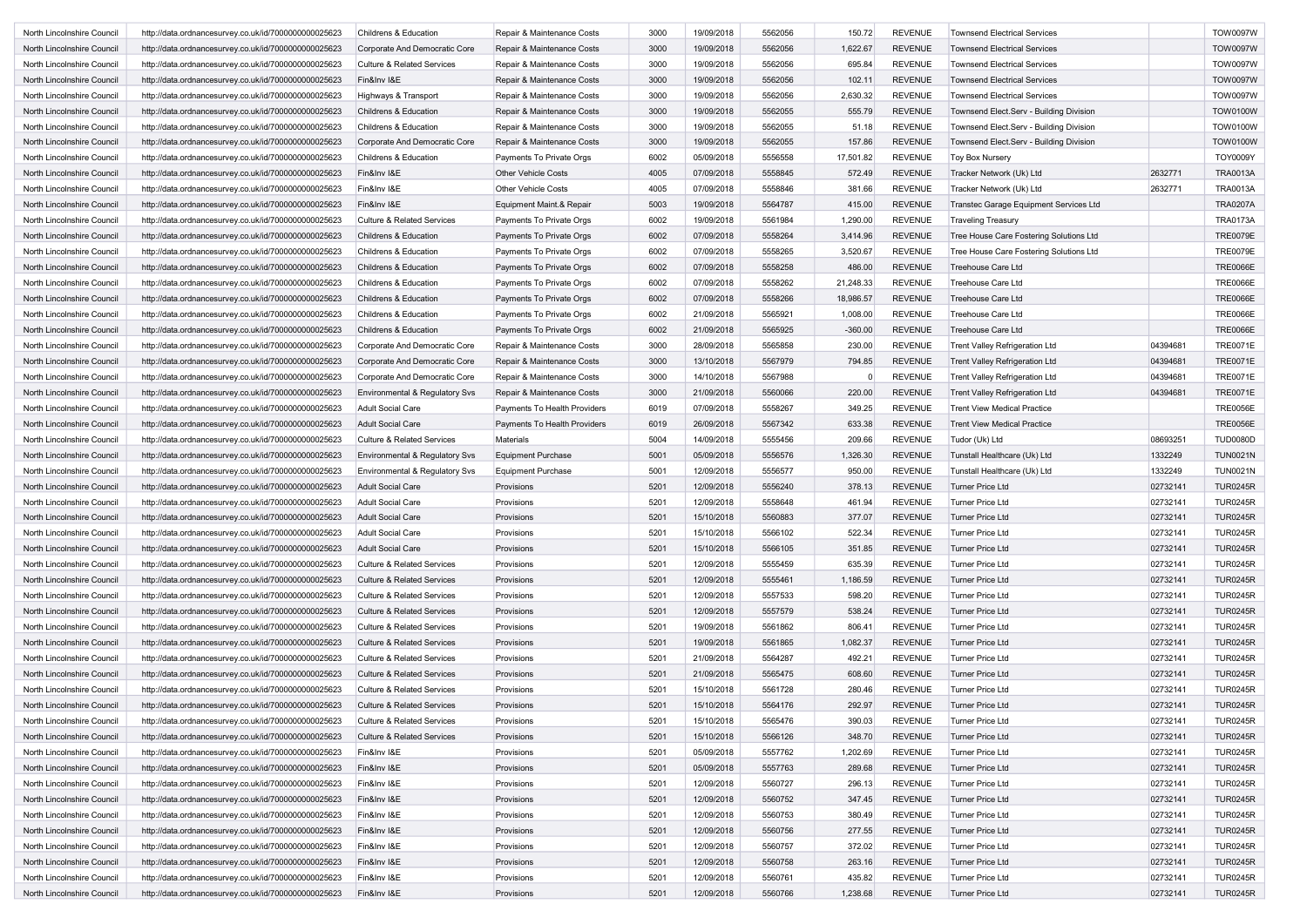| | | | | | | | | | | | |
|---|---|---|---|---|---|---|---|---|---|---|---|
| North Lincolnshire Council | http://data.ordnancesurvey.co.uk/id/7000000000025623 | Childrens & Education | Repair & Maintenance Costs | 3000 | 19/09/2018 | 5562056 | 150.72 | REVENUE | Townsend Electrical Services | | TOW0097W |
| North Lincolnshire Council | http://data.ordnancesurvey.co.uk/id/7000000000025623 | Corporate And Democratic Core | Repair & Maintenance Costs | 3000 | 19/09/2018 | 5562056 | 1,622.67 | REVENUE | Townsend Electrical Services | | TOW0097W |
| North Lincolnshire Council | http://data.ordnancesurvey.co.uk/id/7000000000025623 | Culture & Related Services | Repair & Maintenance Costs | 3000 | 19/09/2018 | 5562056 | 695.84 | REVENUE | Townsend Electrical Services | | TOW0097W |
| North Lincolnshire Council | http://data.ordnancesurvey.co.uk/id/7000000000025623 | Fin&Inv I&E | Repair & Maintenance Costs | 3000 | 19/09/2018 | 5562056 | 102.11 | REVENUE | Townsend Electrical Services | | TOW0097W |
| North Lincolnshire Council | http://data.ordnancesurvey.co.uk/id/7000000000025623 | Highways & Transport | Repair & Maintenance Costs | 3000 | 19/09/2018 | 5562056 | 2,630.32 | REVENUE | Townsend Electrical Services | | TOW0097W |
| North Lincolnshire Council | http://data.ordnancesurvey.co.uk/id/7000000000025623 | Childrens & Education | Repair & Maintenance Costs | 3000 | 19/09/2018 | 5562055 | 555.79 | REVENUE | Townsend Elect.Serv - Building Division | | TOW0100W |
| North Lincolnshire Council | http://data.ordnancesurvey.co.uk/id/7000000000025623 | Childrens & Education | Repair & Maintenance Costs | 3000 | 19/09/2018 | 5562055 | 51.18 | REVENUE | Townsend Elect.Serv - Building Division | | TOW0100W |
| North Lincolnshire Council | http://data.ordnancesurvey.co.uk/id/7000000000025623 | Corporate And Democratic Core | Repair & Maintenance Costs | 3000 | 19/09/2018 | 5562055 | 157.86 | REVENUE | Townsend Elect.Serv - Building Division | | TOW0100W |
| North Lincolnshire Council | http://data.ordnancesurvey.co.uk/id/7000000000025623 | Childrens & Education | Payments To Private Orgs | 6002 | 05/09/2018 | 5556558 | 17,501.82 | REVENUE | Toy Box Nursery | | TOY0009Y |
| North Lincolnshire Council | http://data.ordnancesurvey.co.uk/id/7000000000025623 | Fin&Inv I&E | Other Vehicle Costs | 4005 | 07/09/2018 | 5558845 | 572.49 | REVENUE | Tracker Network (Uk) Ltd | 2632771 | TRA0013A |
| North Lincolnshire Council | http://data.ordnancesurvey.co.uk/id/7000000000025623 | Fin&Inv I&E | Other Vehicle Costs | 4005 | 07/09/2018 | 5558846 | 381.66 | REVENUE | Tracker Network (Uk) Ltd | 2632771 | TRA0013A |
| North Lincolnshire Council | http://data.ordnancesurvey.co.uk/id/7000000000025623 | Fin&Inv I&E | Equipment Maint.& Repair | 5003 | 19/09/2018 | 5564787 | 415.00 | REVENUE | Transtec Garage Equipment Services Ltd | | TRA0207A |
| North Lincolnshire Council | http://data.ordnancesurvey.co.uk/id/7000000000025623 | Culture & Related Services | Payments To Private Orgs | 6002 | 19/09/2018 | 5561984 | 1,290.00 | REVENUE | Traveling Treasury | | TRA0173A |
| North Lincolnshire Council | http://data.ordnancesurvey.co.uk/id/7000000000025623 | Childrens & Education | Payments To Private Orgs | 6002 | 07/09/2018 | 5558264 | 3,414.96 | REVENUE | Tree House Care Fostering Solutions Ltd | | TRE0079E |
| North Lincolnshire Council | http://data.ordnancesurvey.co.uk/id/7000000000025623 | Childrens & Education | Payments To Private Orgs | 6002 | 07/09/2018 | 5558265 | 3,520.67 | REVENUE | Tree House Care Fostering Solutions Ltd | | TRE0079E |
| North Lincolnshire Council | http://data.ordnancesurvey.co.uk/id/7000000000025623 | Childrens & Education | Payments To Private Orgs | 6002 | 07/09/2018 | 5558258 | 486.00 | REVENUE | Treehouse Care Ltd | | TRE0066E |
| North Lincolnshire Council | http://data.ordnancesurvey.co.uk/id/7000000000025623 | Childrens & Education | Payments To Private Orgs | 6002 | 07/09/2018 | 5558262 | 21,248.33 | REVENUE | Treehouse Care Ltd | | TRE0066E |
| North Lincolnshire Council | http://data.ordnancesurvey.co.uk/id/7000000000025623 | Childrens & Education | Payments To Private Orgs | 6002 | 07/09/2018 | 5558266 | 18,986.57 | REVENUE | Treehouse Care Ltd | | TRE0066E |
| North Lincolnshire Council | http://data.ordnancesurvey.co.uk/id/7000000000025623 | Childrens & Education | Payments To Private Orgs | 6002 | 21/09/2018 | 5565921 | 1,008.00 | REVENUE | Treehouse Care Ltd | | TRE0066E |
| North Lincolnshire Council | http://data.ordnancesurvey.co.uk/id/7000000000025623 | Childrens & Education | Payments To Private Orgs | 6002 | 21/09/2018 | 5565925 | -360.00 | REVENUE | Treehouse Care Ltd | | TRE0066E |
| North Lincolnshire Council | http://data.ordnancesurvey.co.uk/id/7000000000025623 | Corporate And Democratic Core | Repair & Maintenance Costs | 3000 | 28/09/2018 | 5565858 | 230.00 | REVENUE | Trent Valley Refrigeration Ltd | 04394681 | TRE0071E |
| North Lincolnshire Council | http://data.ordnancesurvey.co.uk/id/7000000000025623 | Corporate And Democratic Core | Repair & Maintenance Costs | 3000 | 13/10/2018 | 5567979 | 794.85 | REVENUE | Trent Valley Refrigeration Ltd | 04394681 | TRE0071E |
| North Lincolnshire Council | http://data.ordnancesurvey.co.uk/id/7000000000025623 | Corporate And Democratic Core | Repair & Maintenance Costs | 3000 | 14/10/2018 | 5567988 | 0 | REVENUE | Trent Valley Refrigeration Ltd | 04394681 | TRE0071E |
| North Lincolnshire Council | http://data.ordnancesurvey.co.uk/id/7000000000025623 | Environmental & Regulatory Svs | Repair & Maintenance Costs | 3000 | 21/09/2018 | 5560066 | 220.00 | REVENUE | Trent Valley Refrigeration Ltd | 04394681 | TRE0071E |
| North Lincolnshire Council | http://data.ordnancesurvey.co.uk/id/7000000000025623 | Adult Social Care | Payments To Health Providers | 6019 | 07/09/2018 | 5558267 | 349.25 | REVENUE | Trent View Medical Practice | | TRE0056E |
| North Lincolnshire Council | http://data.ordnancesurvey.co.uk/id/7000000000025623 | Adult Social Care | Payments To Health Providers | 6019 | 26/09/2018 | 5567342 | 633.38 | REVENUE | Trent View Medical Practice | | TRE0056E |
| North Lincolnshire Council | http://data.ordnancesurvey.co.uk/id/7000000000025623 | Culture & Related Services | Materials | 5004 | 14/09/2018 | 5555456 | 209.66 | REVENUE | Tudor (Uk) Ltd | 08693251 | TUD0080D |
| North Lincolnshire Council | http://data.ordnancesurvey.co.uk/id/7000000000025623 | Environmental & Regulatory Svs | Equipment Purchase | 5001 | 05/09/2018 | 5556576 | 1,326.30 | REVENUE | Tunstall Healthcare (Uk) Ltd | 1332249 | TUN0021N |
| North Lincolnshire Council | http://data.ordnancesurvey.co.uk/id/7000000000025623 | Environmental & Regulatory Svs | Equipment Purchase | 5001 | 12/09/2018 | 5556577 | 950.00 | REVENUE | Tunstall Healthcare (Uk) Ltd | 1332249 | TUN0021N |
| North Lincolnshire Council | http://data.ordnancesurvey.co.uk/id/7000000000025623 | Adult Social Care | Provisions | 5201 | 12/09/2018 | 5556240 | 378.13 | REVENUE | Turner Price Ltd | 02732141 | TUR0245R |
| North Lincolnshire Council | http://data.ordnancesurvey.co.uk/id/7000000000025623 | Adult Social Care | Provisions | 5201 | 12/09/2018 | 5558648 | 461.94 | REVENUE | Turner Price Ltd | 02732141 | TUR0245R |
| North Lincolnshire Council | http://data.ordnancesurvey.co.uk/id/7000000000025623 | Adult Social Care | Provisions | 5201 | 15/10/2018 | 5560883 | 377.07 | REVENUE | Turner Price Ltd | 02732141 | TUR0245R |
| North Lincolnshire Council | http://data.ordnancesurvey.co.uk/id/7000000000025623 | Adult Social Care | Provisions | 5201 | 15/10/2018 | 5566102 | 522.34 | REVENUE | Turner Price Ltd | 02732141 | TUR0245R |
| North Lincolnshire Council | http://data.ordnancesurvey.co.uk/id/7000000000025623 | Adult Social Care | Provisions | 5201 | 15/10/2018 | 5566105 | 351.85 | REVENUE | Turner Price Ltd | 02732141 | TUR0245R |
| North Lincolnshire Council | http://data.ordnancesurvey.co.uk/id/7000000000025623 | Culture & Related Services | Provisions | 5201 | 12/09/2018 | 5555459 | 635.39 | REVENUE | Turner Price Ltd | 02732141 | TUR0245R |
| North Lincolnshire Council | http://data.ordnancesurvey.co.uk/id/7000000000025623 | Culture & Related Services | Provisions | 5201 | 12/09/2018 | 5555461 | 1,186.59 | REVENUE | Turner Price Ltd | 02732141 | TUR0245R |
| North Lincolnshire Council | http://data.ordnancesurvey.co.uk/id/7000000000025623 | Culture & Related Services | Provisions | 5201 | 12/09/2018 | 5557533 | 598.20 | REVENUE | Turner Price Ltd | 02732141 | TUR0245R |
| North Lincolnshire Council | http://data.ordnancesurvey.co.uk/id/7000000000025623 | Culture & Related Services | Provisions | 5201 | 12/09/2018 | 5557579 | 538.24 | REVENUE | Turner Price Ltd | 02732141 | TUR0245R |
| North Lincolnshire Council | http://data.ordnancesurvey.co.uk/id/7000000000025623 | Culture & Related Services | Provisions | 5201 | 19/09/2018 | 5561862 | 806.41 | REVENUE | Turner Price Ltd | 02732141 | TUR0245R |
| North Lincolnshire Council | http://data.ordnancesurvey.co.uk/id/7000000000025623 | Culture & Related Services | Provisions | 5201 | 19/09/2018 | 5561865 | 1,082.37 | REVENUE | Turner Price Ltd | 02732141 | TUR0245R |
| North Lincolnshire Council | http://data.ordnancesurvey.co.uk/id/7000000000025623 | Culture & Related Services | Provisions | 5201 | 21/09/2018 | 5564287 | 492.21 | REVENUE | Turner Price Ltd | 02732141 | TUR0245R |
| North Lincolnshire Council | http://data.ordnancesurvey.co.uk/id/7000000000025623 | Culture & Related Services | Provisions | 5201 | 21/09/2018 | 5565475 | 608.60 | REVENUE | Turner Price Ltd | 02732141 | TUR0245R |
| North Lincolnshire Council | http://data.ordnancesurvey.co.uk/id/7000000000025623 | Culture & Related Services | Provisions | 5201 | 15/10/2018 | 5561728 | 280.46 | REVENUE | Turner Price Ltd | 02732141 | TUR0245R |
| North Lincolnshire Council | http://data.ordnancesurvey.co.uk/id/7000000000025623 | Culture & Related Services | Provisions | 5201 | 15/10/2018 | 5564176 | 292.97 | REVENUE | Turner Price Ltd | 02732141 | TUR0245R |
| North Lincolnshire Council | http://data.ordnancesurvey.co.uk/id/7000000000025623 | Culture & Related Services | Provisions | 5201 | 15/10/2018 | 5565476 | 390.03 | REVENUE | Turner Price Ltd | 02732141 | TUR0245R |
| North Lincolnshire Council | http://data.ordnancesurvey.co.uk/id/7000000000025623 | Culture & Related Services | Provisions | 5201 | 15/10/2018 | 5566126 | 348.70 | REVENUE | Turner Price Ltd | 02732141 | TUR0245R |
| North Lincolnshire Council | http://data.ordnancesurvey.co.uk/id/7000000000025623 | Fin&Inv I&E | Provisions | 5201 | 05/09/2018 | 5557762 | 1,202.69 | REVENUE | Turner Price Ltd | 02732141 | TUR0245R |
| North Lincolnshire Council | http://data.ordnancesurvey.co.uk/id/7000000000025623 | Fin&Inv I&E | Provisions | 5201 | 05/09/2018 | 5557763 | 289.68 | REVENUE | Turner Price Ltd | 02732141 | TUR0245R |
| North Lincolnshire Council | http://data.ordnancesurvey.co.uk/id/7000000000025623 | Fin&Inv I&E | Provisions | 5201 | 12/09/2018 | 5560727 | 296.13 | REVENUE | Turner Price Ltd | 02732141 | TUR0245R |
| North Lincolnshire Council | http://data.ordnancesurvey.co.uk/id/7000000000025623 | Fin&Inv I&E | Provisions | 5201 | 12/09/2018 | 5560752 | 347.45 | REVENUE | Turner Price Ltd | 02732141 | TUR0245R |
| North Lincolnshire Council | http://data.ordnancesurvey.co.uk/id/7000000000025623 | Fin&Inv I&E | Provisions | 5201 | 12/09/2018 | 5560753 | 380.49 | REVENUE | Turner Price Ltd | 02732141 | TUR0245R |
| North Lincolnshire Council | http://data.ordnancesurvey.co.uk/id/7000000000025623 | Fin&Inv I&E | Provisions | 5201 | 12/09/2018 | 5560756 | 277.55 | REVENUE | Turner Price Ltd | 02732141 | TUR0245R |
| North Lincolnshire Council | http://data.ordnancesurvey.co.uk/id/7000000000025623 | Fin&Inv I&E | Provisions | 5201 | 12/09/2018 | 5560757 | 372.02 | REVENUE | Turner Price Ltd | 02732141 | TUR0245R |
| North Lincolnshire Council | http://data.ordnancesurvey.co.uk/id/7000000000025623 | Fin&Inv I&E | Provisions | 5201 | 12/09/2018 | 5560758 | 263.16 | REVENUE | Turner Price Ltd | 02732141 | TUR0245R |
| North Lincolnshire Council | http://data.ordnancesurvey.co.uk/id/7000000000025623 | Fin&Inv I&E | Provisions | 5201 | 12/09/2018 | 5560761 | 435.82 | REVENUE | Turner Price Ltd | 02732141 | TUR0245R |
| North Lincolnshire Council | http://data.ordnancesurvey.co.uk/id/7000000000025623 | Fin&Inv I&E | Provisions | 5201 | 12/09/2018 | 5560766 | 1,238.68 | REVENUE | Turner Price Ltd | 02732141 | TUR0245R |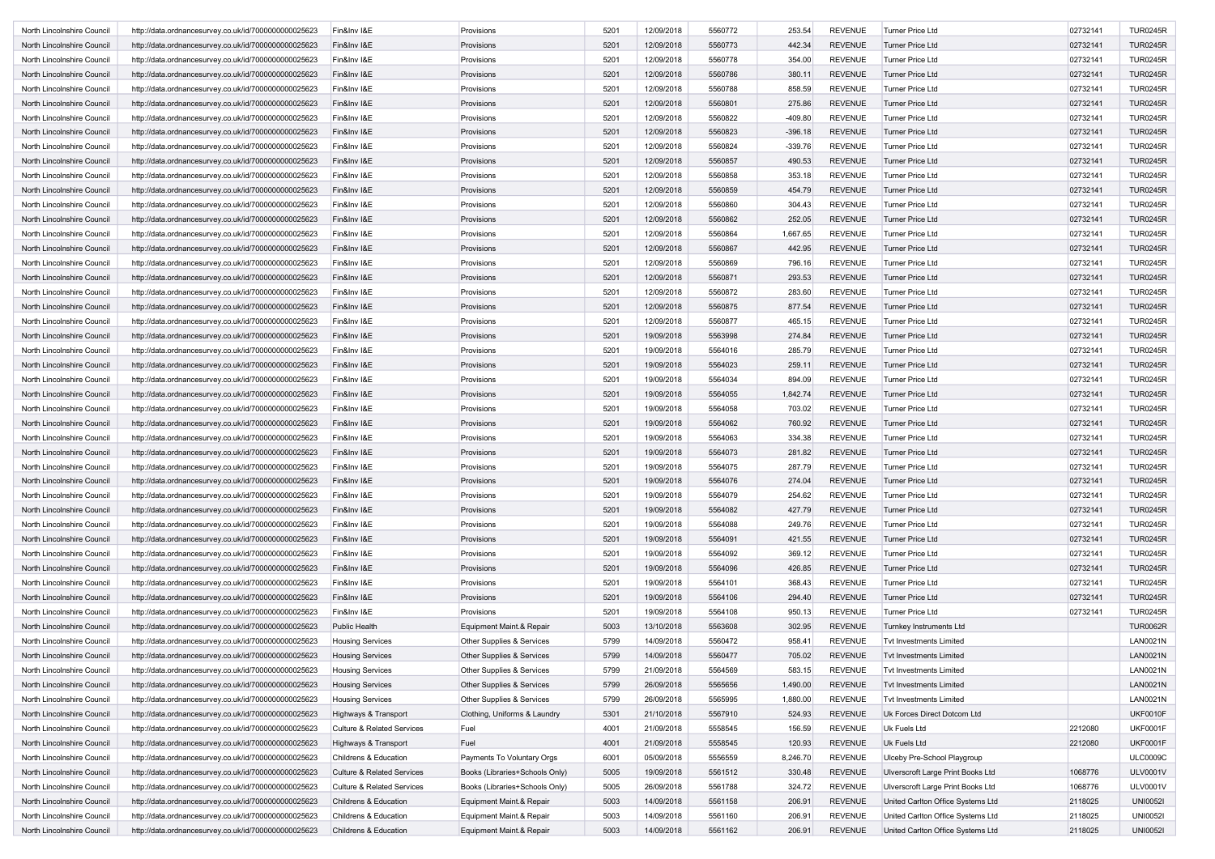| | | | | | | | | | | | |
|---|---|---|---|---|---|---|---|---|---|---|---|
| North Lincolnshire Council | http://data.ordnancesurvey.co.uk/id/7000000000025623 | Fin&Inv I&E | Provisions | 5201 | 12/09/2018 | 5560772 | 253.54 | REVENUE | Turner Price Ltd | 02732141 | TUR0245R |
| North Lincolnshire Council | http://data.ordnancesurvey.co.uk/id/7000000000025623 | Fin&Inv I&E | Provisions | 5201 | 12/09/2018 | 5560773 | 442.34 | REVENUE | Turner Price Ltd | 02732141 | TUR0245R |
| North Lincolnshire Council | http://data.ordnancesurvey.co.uk/id/7000000000025623 | Fin&Inv I&E | Provisions | 5201 | 12/09/2018 | 5560778 | 354.00 | REVENUE | Turner Price Ltd | 02732141 | TUR0245R |
| North Lincolnshire Council | http://data.ordnancesurvey.co.uk/id/7000000000025623 | Fin&Inv I&E | Provisions | 5201 | 12/09/2018 | 5560786 | 380.11 | REVENUE | Turner Price Ltd | 02732141 | TUR0245R |
| North Lincolnshire Council | http://data.ordnancesurvey.co.uk/id/7000000000025623 | Fin&Inv I&E | Provisions | 5201 | 12/09/2018 | 5560788 | 858.59 | REVENUE | Turner Price Ltd | 02732141 | TUR0245R |
| North Lincolnshire Council | http://data.ordnancesurvey.co.uk/id/7000000000025623 | Fin&Inv I&E | Provisions | 5201 | 12/09/2018 | 5560801 | 275.86 | REVENUE | Turner Price Ltd | 02732141 | TUR0245R |
| North Lincolnshire Council | http://data.ordnancesurvey.co.uk/id/7000000000025623 | Fin&Inv I&E | Provisions | 5201 | 12/09/2018 | 5560822 | -409.80 | REVENUE | Turner Price Ltd | 02732141 | TUR0245R |
| North Lincolnshire Council | http://data.ordnancesurvey.co.uk/id/7000000000025623 | Fin&Inv I&E | Provisions | 5201 | 12/09/2018 | 5560823 | -396.18 | REVENUE | Turner Price Ltd | 02732141 | TUR0245R |
| North Lincolnshire Council | http://data.ordnancesurvey.co.uk/id/7000000000025623 | Fin&Inv I&E | Provisions | 5201 | 12/09/2018 | 5560824 | -339.76 | REVENUE | Turner Price Ltd | 02732141 | TUR0245R |
| North Lincolnshire Council | http://data.ordnancesurvey.co.uk/id/7000000000025623 | Fin&Inv I&E | Provisions | 5201 | 12/09/2018 | 5560857 | 490.53 | REVENUE | Turner Price Ltd | 02732141 | TUR0245R |
| North Lincolnshire Council | http://data.ordnancesurvey.co.uk/id/7000000000025623 | Fin&Inv I&E | Provisions | 5201 | 12/09/2018 | 5560858 | 353.18 | REVENUE | Turner Price Ltd | 02732141 | TUR0245R |
| North Lincolnshire Council | http://data.ordnancesurvey.co.uk/id/7000000000025623 | Fin&Inv I&E | Provisions | 5201 | 12/09/2018 | 5560859 | 454.79 | REVENUE | Turner Price Ltd | 02732141 | TUR0245R |
| North Lincolnshire Council | http://data.ordnancesurvey.co.uk/id/7000000000025623 | Fin&Inv I&E | Provisions | 5201 | 12/09/2018 | 5560860 | 304.43 | REVENUE | Turner Price Ltd | 02732141 | TUR0245R |
| North Lincolnshire Council | http://data.ordnancesurvey.co.uk/id/7000000000025623 | Fin&Inv I&E | Provisions | 5201 | 12/09/2018 | 5560862 | 252.05 | REVENUE | Turner Price Ltd | 02732141 | TUR0245R |
| North Lincolnshire Council | http://data.ordnancesurvey.co.uk/id/7000000000025623 | Fin&Inv I&E | Provisions | 5201 | 12/09/2018 | 5560864 | 1,667.65 | REVENUE | Turner Price Ltd | 02732141 | TUR0245R |
| North Lincolnshire Council | http://data.ordnancesurvey.co.uk/id/7000000000025623 | Fin&Inv I&E | Provisions | 5201 | 12/09/2018 | 5560867 | 442.95 | REVENUE | Turner Price Ltd | 02732141 | TUR0245R |
| North Lincolnshire Council | http://data.ordnancesurvey.co.uk/id/7000000000025623 | Fin&Inv I&E | Provisions | 5201 | 12/09/2018 | 5560869 | 796.16 | REVENUE | Turner Price Ltd | 02732141 | TUR0245R |
| North Lincolnshire Council | http://data.ordnancesurvey.co.uk/id/7000000000025623 | Fin&Inv I&E | Provisions | 5201 | 12/09/2018 | 5560871 | 293.53 | REVENUE | Turner Price Ltd | 02732141 | TUR0245R |
| North Lincolnshire Council | http://data.ordnancesurvey.co.uk/id/7000000000025623 | Fin&Inv I&E | Provisions | 5201 | 12/09/2018 | 5560872 | 283.60 | REVENUE | Turner Price Ltd | 02732141 | TUR0245R |
| North Lincolnshire Council | http://data.ordnancesurvey.co.uk/id/7000000000025623 | Fin&Inv I&E | Provisions | 5201 | 12/09/2018 | 5560875 | 877.54 | REVENUE | Turner Price Ltd | 02732141 | TUR0245R |
| North Lincolnshire Council | http://data.ordnancesurvey.co.uk/id/7000000000025623 | Fin&Inv I&E | Provisions | 5201 | 12/09/2018 | 5560877 | 465.15 | REVENUE | Turner Price Ltd | 02732141 | TUR0245R |
| North Lincolnshire Council | http://data.ordnancesurvey.co.uk/id/7000000000025623 | Fin&Inv I&E | Provisions | 5201 | 19/09/2018 | 5563998 | 274.84 | REVENUE | Turner Price Ltd | 02732141 | TUR0245R |
| North Lincolnshire Council | http://data.ordnancesurvey.co.uk/id/7000000000025623 | Fin&Inv I&E | Provisions | 5201 | 19/09/2018 | 5564016 | 285.79 | REVENUE | Turner Price Ltd | 02732141 | TUR0245R |
| North Lincolnshire Council | http://data.ordnancesurvey.co.uk/id/7000000000025623 | Fin&Inv I&E | Provisions | 5201 | 19/09/2018 | 5564023 | 259.11 | REVENUE | Turner Price Ltd | 02732141 | TUR0245R |
| North Lincolnshire Council | http://data.ordnancesurvey.co.uk/id/7000000000025623 | Fin&Inv I&E | Provisions | 5201 | 19/09/2018 | 5564034 | 894.09 | REVENUE | Turner Price Ltd | 02732141 | TUR0245R |
| North Lincolnshire Council | http://data.ordnancesurvey.co.uk/id/7000000000025623 | Fin&Inv I&E | Provisions | 5201 | 19/09/2018 | 5564055 | 1,842.74 | REVENUE | Turner Price Ltd | 02732141 | TUR0245R |
| North Lincolnshire Council | http://data.ordnancesurvey.co.uk/id/7000000000025623 | Fin&Inv I&E | Provisions | 5201 | 19/09/2018 | 5564058 | 703.02 | REVENUE | Turner Price Ltd | 02732141 | TUR0245R |
| North Lincolnshire Council | http://data.ordnancesurvey.co.uk/id/7000000000025623 | Fin&Inv I&E | Provisions | 5201 | 19/09/2018 | 5564062 | 760.92 | REVENUE | Turner Price Ltd | 02732141 | TUR0245R |
| North Lincolnshire Council | http://data.ordnancesurvey.co.uk/id/7000000000025623 | Fin&Inv I&E | Provisions | 5201 | 19/09/2018 | 5564063 | 334.38 | REVENUE | Turner Price Ltd | 02732141 | TUR0245R |
| North Lincolnshire Council | http://data.ordnancesurvey.co.uk/id/7000000000025623 | Fin&Inv I&E | Provisions | 5201 | 19/09/2018 | 5564073 | 281.82 | REVENUE | Turner Price Ltd | 02732141 | TUR0245R |
| North Lincolnshire Council | http://data.ordnancesurvey.co.uk/id/7000000000025623 | Fin&Inv I&E | Provisions | 5201 | 19/09/2018 | 5564075 | 287.79 | REVENUE | Turner Price Ltd | 02732141 | TUR0245R |
| North Lincolnshire Council | http://data.ordnancesurvey.co.uk/id/7000000000025623 | Fin&Inv I&E | Provisions | 5201 | 19/09/2018 | 5564076 | 274.04 | REVENUE | Turner Price Ltd | 02732141 | TUR0245R |
| North Lincolnshire Council | http://data.ordnancesurvey.co.uk/id/7000000000025623 | Fin&Inv I&E | Provisions | 5201 | 19/09/2018 | 5564079 | 254.62 | REVENUE | Turner Price Ltd | 02732141 | TUR0245R |
| North Lincolnshire Council | http://data.ordnancesurvey.co.uk/id/7000000000025623 | Fin&Inv I&E | Provisions | 5201 | 19/09/2018 | 5564082 | 427.79 | REVENUE | Turner Price Ltd | 02732141 | TUR0245R |
| North Lincolnshire Council | http://data.ordnancesurvey.co.uk/id/7000000000025623 | Fin&Inv I&E | Provisions | 5201 | 19/09/2018 | 5564088 | 249.76 | REVENUE | Turner Price Ltd | 02732141 | TUR0245R |
| North Lincolnshire Council | http://data.ordnancesurvey.co.uk/id/7000000000025623 | Fin&Inv I&E | Provisions | 5201 | 19/09/2018 | 5564091 | 421.55 | REVENUE | Turner Price Ltd | 02732141 | TUR0245R |
| North Lincolnshire Council | http://data.ordnancesurvey.co.uk/id/7000000000025623 | Fin&Inv I&E | Provisions | 5201 | 19/09/2018 | 5564092 | 369.12 | REVENUE | Turner Price Ltd | 02732141 | TUR0245R |
| North Lincolnshire Council | http://data.ordnancesurvey.co.uk/id/7000000000025623 | Fin&Inv I&E | Provisions | 5201 | 19/09/2018 | 5564096 | 426.85 | REVENUE | Turner Price Ltd | 02732141 | TUR0245R |
| North Lincolnshire Council | http://data.ordnancesurvey.co.uk/id/7000000000025623 | Fin&Inv I&E | Provisions | 5201 | 19/09/2018 | 5564101 | 368.43 | REVENUE | Turner Price Ltd | 02732141 | TUR0245R |
| North Lincolnshire Council | http://data.ordnancesurvey.co.uk/id/7000000000025623 | Fin&Inv I&E | Provisions | 5201 | 19/09/2018 | 5564106 | 294.40 | REVENUE | Turner Price Ltd | 02732141 | TUR0245R |
| North Lincolnshire Council | http://data.ordnancesurvey.co.uk/id/7000000000025623 | Fin&Inv I&E | Provisions | 5201 | 19/09/2018 | 5564108 | 950.13 | REVENUE | Turner Price Ltd | 02732141 | TUR0245R |
| North Lincolnshire Council | http://data.ordnancesurvey.co.uk/id/7000000000025623 | Public Health | Equipment Maint.& Repair | 5003 | 13/10/2018 | 5563608 | 302.95 | REVENUE | Turnkey Instruments Ltd | | TUR0062R |
| North Lincolnshire Council | http://data.ordnancesurvey.co.uk/id/7000000000025623 | Housing Services | Other Supplies & Services | 5799 | 14/09/2018 | 5560472 | 958.41 | REVENUE | Tvt Investments Limited | | LAN0021N |
| North Lincolnshire Council | http://data.ordnancesurvey.co.uk/id/7000000000025623 | Housing Services | Other Supplies & Services | 5799 | 14/09/2018 | 5560477 | 705.02 | REVENUE | Tvt Investments Limited | | LAN0021N |
| North Lincolnshire Council | http://data.ordnancesurvey.co.uk/id/7000000000025623 | Housing Services | Other Supplies & Services | 5799 | 21/09/2018 | 5564569 | 583.15 | REVENUE | Tvt Investments Limited | | LAN0021N |
| North Lincolnshire Council | http://data.ordnancesurvey.co.uk/id/7000000000025623 | Housing Services | Other Supplies & Services | 5799 | 26/09/2018 | 5565656 | 1,490.00 | REVENUE | Tvt Investments Limited | | LAN0021N |
| North Lincolnshire Council | http://data.ordnancesurvey.co.uk/id/7000000000025623 | Housing Services | Other Supplies & Services | 5799 | 26/09/2018 | 5565995 | 1,880.00 | REVENUE | Tvt Investments Limited | | LAN0021N |
| North Lincolnshire Council | http://data.ordnancesurvey.co.uk/id/7000000000025623 | Highways & Transport | Clothing, Uniforms & Laundry | 5301 | 21/10/2018 | 5567910 | 524.93 | REVENUE | Uk Forces Direct Dotcom Ltd | | UKF0010F |
| North Lincolnshire Council | http://data.ordnancesurvey.co.uk/id/7000000000025623 | Culture & Related Services | Fuel | 4001 | 21/09/2018 | 5558545 | 156.59 | REVENUE | Uk Fuels Ltd | 2212080 | UKF0001F |
| North Lincolnshire Council | http://data.ordnancesurvey.co.uk/id/7000000000025623 | Highways & Transport | Fuel | 4001 | 21/09/2018 | 5558545 | 120.93 | REVENUE | Uk Fuels Ltd | 2212080 | UKF0001F |
| North Lincolnshire Council | http://data.ordnancesurvey.co.uk/id/7000000000025623 | Childrens & Education | Payments To Voluntary Orgs | 6001 | 05/09/2018 | 5556559 | 8,246.70 | REVENUE | Ulceby Pre-School Playgroup | | ULC0009C |
| North Lincolnshire Council | http://data.ordnancesurvey.co.uk/id/7000000000025623 | Culture & Related Services | Books (Libraries+Schools Only) | 5005 | 19/09/2018 | 5561512 | 330.48 | REVENUE | Ulverscroft Large Print Books Ltd | 1068776 | ULV0001V |
| North Lincolnshire Council | http://data.ordnancesurvey.co.uk/id/7000000000025623 | Culture & Related Services | Books (Libraries+Schools Only) | 5005 | 26/09/2018 | 5561788 | 324.72 | REVENUE | Ulverscroft Large Print Books Ltd | 1068776 | ULV0001V |
| North Lincolnshire Council | http://data.ordnancesurvey.co.uk/id/7000000000025623 | Childrens & Education | Equipment Maint.& Repair | 5003 | 14/09/2018 | 5561158 | 206.91 | REVENUE | United Carlton Office Systems Ltd | 2118025 | UNI0052I |
| North Lincolnshire Council | http://data.ordnancesurvey.co.uk/id/7000000000025623 | Childrens & Education | Equipment Maint.& Repair | 5003 | 14/09/2018 | 5561160 | 206.91 | REVENUE | United Carlton Office Systems Ltd | 2118025 | UNI0052I |
| North Lincolnshire Council | http://data.ordnancesurvey.co.uk/id/7000000000025623 | Childrens & Education | Equipment Maint.& Repair | 5003 | 14/09/2018 | 5561162 | 206.91 | REVENUE | United Carlton Office Systems Ltd | 2118025 | UNI0052I |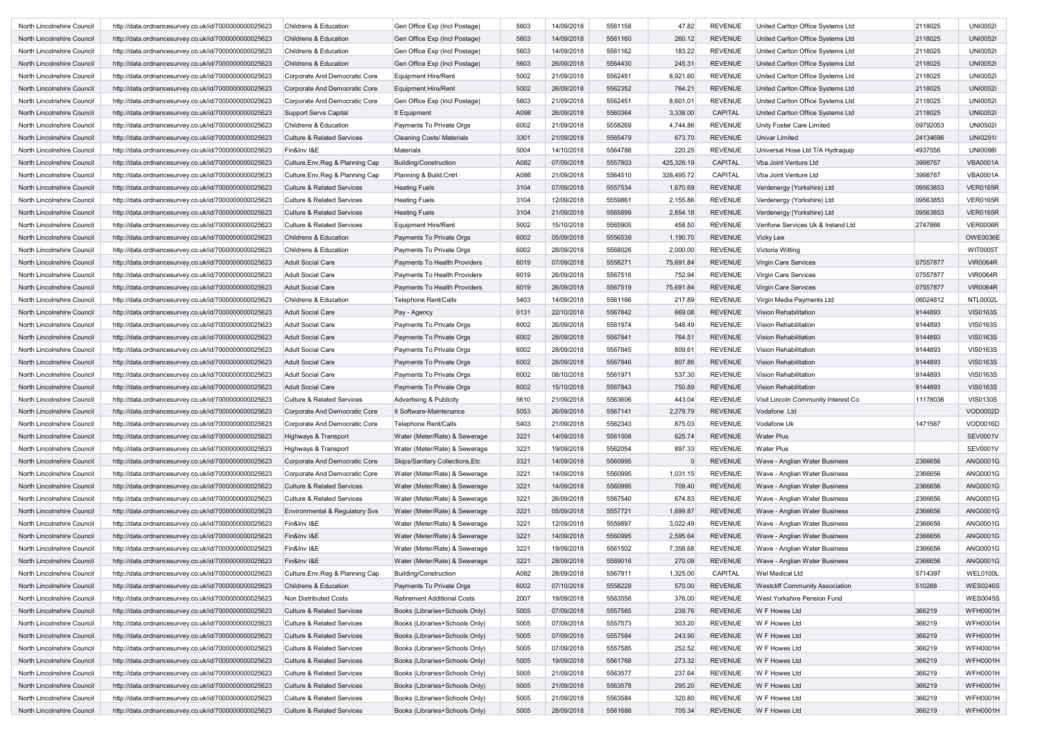| | | | | | | | | | | | |
|---|---|---|---|---|---|---|---|---|---|---|---|
| North Lincolnshire Council | http://data.ordnancesurvey.co.uk/id/7000000000025623 | Childrens & Education | Gen Office Exp (Incl Postage) | 5603 | 14/09/2018 | 5561158 | 47.82 | REVENUE | United Carlton Office Systems Ltd | 2118025 | UNI0052I |
| North Lincolnshire Council | http://data.ordnancesurvey.co.uk/id/7000000000025623 | Childrens & Education | Gen Office Exp (Incl Postage) | 5603 | 14/09/2018 | 5561160 | 260.12 | REVENUE | United Carlton Office Systems Ltd | 2118025 | UNI0052I |
| North Lincolnshire Council | http://data.ordnancesurvey.co.uk/id/7000000000025623 | Childrens & Education | Gen Office Exp (Incl Postage) | 5603 | 14/09/2018 | 5561162 | 183.22 | REVENUE | United Carlton Office Systems Ltd | 2118025 | UNI0052I |
| North Lincolnshire Council | http://data.ordnancesurvey.co.uk/id/7000000000025623 | Childrens & Education | Gen Office Exp (Incl Postage) | 5603 | 26/09/2018 | 5564430 | 245.31 | REVENUE | United Carlton Office Systems Ltd | 2118025 | UNI0052I |
| North Lincolnshire Council | http://data.ordnancesurvey.co.uk/id/7000000000025623 | Corporate And Democratic Core | Equipment Hire/Rent | 5002 | 21/09/2018 | 5562451 | 8,921.60 | REVENUE | United Carlton Office Systems Ltd | 2118025 | UNI0052I |
| North Lincolnshire Council | http://data.ordnancesurvey.co.uk/id/7000000000025623 | Corporate And Democratic Core | Equipment Hire/Rent | 5002 | 26/09/2018 | 5562352 | 764.21 | REVENUE | United Carlton Office Systems Ltd | 2118025 | UNI0052I |
| North Lincolnshire Council | http://data.ordnancesurvey.co.uk/id/7000000000025623 | Corporate And Democratic Core | Gen Office Exp (Incl Postage) | 5603 | 21/09/2018 | 5562451 | 8,601.01 | REVENUE | United Carlton Office Systems Ltd | 2118025 | UNI0052I |
| North Lincolnshire Council | http://data.ordnancesurvey.co.uk/id/7000000000025623 | Support Servs Capital | It Equipment | A098 | 26/09/2018 | 5560364 | 3,338.00 | CAPITAL | United Carlton Office Systems Ltd | 2118025 | UNI0052I |
| North Lincolnshire Council | http://data.ordnancesurvey.co.uk/id/7000000000025623 | Childrens & Education | Payments To Private Orgs | 6002 | 21/09/2018 | 5558269 | 4,744.86 | REVENUE | Unity Foster Care Limited | 09792053 | UNI0502I |
| North Lincolnshire Council | http://data.ordnancesurvey.co.uk/id/7000000000025623 | Culture & Related Services | Cleaning Costs/ Materials | 3301 | 21/09/2018 | 5565479 | 673.70 | REVENUE | Univar Limited | 24134696 | UNI0291I |
| North Lincolnshire Council | http://data.ordnancesurvey.co.uk/id/7000000000025623 | Fin&Inv I&E | Materials | 5004 | 14/10/2018 | 5564788 | 220.25 | REVENUE | Universal Hose Ltd T/A Hydraquip | 4937556 | UNI0098I |
| North Lincolnshire Council | http://data.ordnancesurvey.co.uk/id/7000000000025623 | Culture,Env,Reg & Planning Cap | Building/Construction | A082 | 07/09/2018 | 5557803 | 425,326.19 | CAPITAL | Vba Joint Venture Ltd | 3998767 | VBA0001A |
| North Lincolnshire Council | http://data.ordnancesurvey.co.uk/id/7000000000025623 | Culture,Env,Reg & Planning Cap | Planning & Build.Cntrl | A086 | 21/09/2018 | 5564510 | 328,495.72 | CAPITAL | Vba Joint Venture Ltd | 3998767 | VBA0001A |
| North Lincolnshire Council | http://data.ordnancesurvey.co.uk/id/7000000000025623 | Culture & Related Services | Heating Fuels | 3104 | 07/09/2018 | 5557534 | 1,670.69 | REVENUE | Verdenergy (Yorkshire) Ltd | 09563853 | VER0165R |
| North Lincolnshire Council | http://data.ordnancesurvey.co.uk/id/7000000000025623 | Culture & Related Services | Heating Fuels | 3104 | 12/09/2018 | 5559861 | 2,155.86 | REVENUE | Verdenergy (Yorkshire) Ltd | 09563853 | VER0165R |
| North Lincolnshire Council | http://data.ordnancesurvey.co.uk/id/7000000000025623 | Culture & Related Services | Heating Fuels | 3104 | 21/09/2018 | 5565899 | 2,854.18 | REVENUE | Verdenergy (Yorkshire) Ltd | 09563853 | VER0165R |
| North Lincolnshire Council | http://data.ordnancesurvey.co.uk/id/7000000000025623 | Culture & Related Services | Equipment Hire/Rent | 5002 | 15/10/2018 | 5565905 | 458.50 | REVENUE | Verifone Services Uk & Ireland Ltd | 2747866 | VER0006R |
| North Lincolnshire Council | http://data.ordnancesurvey.co.uk/id/7000000000025623 | Childrens & Education | Payments To Private Orgs | 6002 | 05/09/2018 | 5556539 | 1,190.70 | REVENUE | Vicky Lee | | OWE0036E |
| North Lincolnshire Council | http://data.ordnancesurvey.co.uk/id/7000000000025623 | Childrens & Education | Payments To Private Orgs | 6002 | 28/09/2018 | 5568026 | 2,000.00 | REVENUE | Victoria Witting | | WIT0005T |
| North Lincolnshire Council | http://data.ordnancesurvey.co.uk/id/7000000000025623 | Adult Social Care | Payments To Health Providers | 6019 | 07/09/2018 | 5558271 | 75,691.84 | REVENUE | Virgin Care Services | 07557877 | VIR0064R |
| North Lincolnshire Council | http://data.ordnancesurvey.co.uk/id/7000000000025623 | Adult Social Care | Payments To Health Providers | 6019 | 26/09/2018 | 5567516 | 752.94 | REVENUE | Virgin Care Services | 07557877 | VIR0064R |
| North Lincolnshire Council | http://data.ordnancesurvey.co.uk/id/7000000000025623 | Adult Social Care | Payments To Health Providers | 6019 | 26/09/2018 | 5567519 | 75,691.84 | REVENUE | Virgin Care Services | 07557877 | VIR0064R |
| North Lincolnshire Council | http://data.ordnancesurvey.co.uk/id/7000000000025623 | Childrens & Education | Telephone Rent/Calls | 5403 | 14/09/2018 | 5561166 | 217.89 | REVENUE | Virgin Media Payments Ltd | 06024812 | NTL0002L |
| North Lincolnshire Council | http://data.ordnancesurvey.co.uk/id/7000000000025623 | Adult Social Care | Pay - Agency | 0131 | 22/10/2018 | 5567842 | 669.08 | REVENUE | Vision Rehabilitation | 9144893 | VIS0163S |
| North Lincolnshire Council | http://data.ordnancesurvey.co.uk/id/7000000000025623 | Adult Social Care | Payments To Private Orgs | 6002 | 26/09/2018 | 5561974 | 548.49 | REVENUE | Vision Rehabilitation | 9144893 | VIS0163S |
| North Lincolnshire Council | http://data.ordnancesurvey.co.uk/id/7000000000025623 | Adult Social Care | Payments To Private Orgs | 6002 | 28/09/2018 | 5567841 | 764.51 | REVENUE | Vision Rehabilitation | 9144893 | VIS0163S |
| North Lincolnshire Council | http://data.ordnancesurvey.co.uk/id/7000000000025623 | Adult Social Care | Payments To Private Orgs | 6002 | 28/09/2018 | 5567845 | 809.61 | REVENUE | Vision Rehabilitation | 9144893 | VIS0163S |
| North Lincolnshire Council | http://data.ordnancesurvey.co.uk/id/7000000000025623 | Adult Social Care | Payments To Private Orgs | 6002 | 28/09/2018 | 5567846 | 807.86 | REVENUE | Vision Rehabilitation | 9144893 | VIS0163S |
| North Lincolnshire Council | http://data.ordnancesurvey.co.uk/id/7000000000025623 | Adult Social Care | Payments To Private Orgs | 6002 | 08/10/2018 | 5561971 | 537.30 | REVENUE | Vision Rehabilitation | 9144893 | VIS0163S |
| North Lincolnshire Council | http://data.ordnancesurvey.co.uk/id/7000000000025623 | Adult Social Care | Payments To Private Orgs | 6002 | 15/10/2018 | 5567843 | 750.89 | REVENUE | Vision Rehabilitation | 9144893 | VIS0163S |
| North Lincolnshire Council | http://data.ordnancesurvey.co.uk/id/7000000000025623 | Culture & Related Services | Advertising & Publicity | 5610 | 21/09/2018 | 5563606 | 443.04 | REVENUE | Visit Lincoln Community Interest Co | 11178036 | VIS0130S |
| North Lincolnshire Council | http://data.ordnancesurvey.co.uk/id/7000000000025623 | Corporate And Democratic Core | It Software-Maintenance | 5053 | 26/09/2018 | 5567141 | 2,279.79 | REVENUE | Vodafone Ltd | | VOD0002D |
| North Lincolnshire Council | http://data.ordnancesurvey.co.uk/id/7000000000025623 | Corporate And Democratic Core | Telephone Rent/Calls | 5403 | 21/09/2018 | 5562343 | 875.03 | REVENUE | Vodafone Uk | 1471587 | VOD0016D |
| North Lincolnshire Council | http://data.ordnancesurvey.co.uk/id/7000000000025623 | Highways & Transport | Water (Meter/Rate) & Sewerage | 3221 | 14/09/2018 | 5561008 | 625.74 | REVENUE | Water Plus | | SEV0001V |
| North Lincolnshire Council | http://data.ordnancesurvey.co.uk/id/7000000000025623 | Highways & Transport | Water (Meter/Rate) & Sewerage | 3221 | 19/09/2018 | 5562054 | 897.33 | REVENUE | Water Plus | | SEV0001V |
| North Lincolnshire Council | http://data.ordnancesurvey.co.uk/id/7000000000025623 | Corporate And Democratic Core | Skips/Sanitary Collections,Etc | 3321 | 14/09/2018 | 5560995 | 0 | REVENUE | Wave - Anglian Water Business | 2366656 | ANG0001G |
| North Lincolnshire Council | http://data.ordnancesurvey.co.uk/id/7000000000025623 | Corporate And Democratic Core | Water (Meter/Rate) & Sewerage | 3221 | 14/09/2018 | 5560995 | 1,031.15 | REVENUE | Wave - Anglian Water Business | 2366656 | ANG0001G |
| North Lincolnshire Council | http://data.ordnancesurvey.co.uk/id/7000000000025623 | Culture & Related Services | Water (Meter/Rate) & Sewerage | 3221 | 14/09/2018 | 5560995 | 709.40 | REVENUE | Wave - Anglian Water Business | 2366656 | ANG0001G |
| North Lincolnshire Council | http://data.ordnancesurvey.co.uk/id/7000000000025623 | Culture & Related Services | Water (Meter/Rate) & Sewerage | 3221 | 26/09/2018 | 5567540 | 674.83 | REVENUE | Wave - Anglian Water Business | 2366656 | ANG0001G |
| North Lincolnshire Council | http://data.ordnancesurvey.co.uk/id/7000000000025623 | Environmental & Regulatory Svs | Water (Meter/Rate) & Sewerage | 3221 | 05/09/2018 | 5557721 | 1,699.87 | REVENUE | Wave - Anglian Water Business | 2366656 | ANG0001G |
| North Lincolnshire Council | http://data.ordnancesurvey.co.uk/id/7000000000025623 | Fin&Inv I&E | Water (Meter/Rate) & Sewerage | 3221 | 12/09/2018 | 5559897 | 3,022.49 | REVENUE | Wave - Anglian Water Business | 2366656 | ANG0001G |
| North Lincolnshire Council | http://data.ordnancesurvey.co.uk/id/7000000000025623 | Fin&Inv I&E | Water (Meter/Rate) & Sewerage | 3221 | 14/09/2018 | 5560995 | 2,595.64 | REVENUE | Wave - Anglian Water Business | 2366656 | ANG0001G |
| North Lincolnshire Council | http://data.ordnancesurvey.co.uk/id/7000000000025623 | Fin&Inv I&E | Water (Meter/Rate) & Sewerage | 3221 | 19/09/2018 | 5561502 | 7,358.68 | REVENUE | Wave - Anglian Water Business | 2366656 | ANG0001G |
| North Lincolnshire Council | http://data.ordnancesurvey.co.uk/id/7000000000025623 | Fin&Inv I&E | Water (Meter/Rate) & Sewerage | 3221 | 28/09/2018 | 5569016 | 270.09 | REVENUE | Wave - Anglian Water Business | 2366656 | ANG0001G |
| North Lincolnshire Council | http://data.ordnancesurvey.co.uk/id/7000000000025623 | Culture,Env,Reg & Planning Cap | Building/Construction | A082 | 28/09/2018 | 5567911 | 1,325.00 | CAPITAL | Wel Medical Ltd | 5714397 | WEL0100L |
| North Lincolnshire Council | http://data.ordnancesurvey.co.uk/id/7000000000025623 | Childrens & Education | Payments To Private Orgs | 6002 | 07/10/2018 | 5558228 | 570.00 | REVENUE | Westcliff Community Association | 510288 | WES0246S |
| North Lincolnshire Council | http://data.ordnancesurvey.co.uk/id/7000000000025623 | Non Distributed Costs | Retirement Additional Costs | 2007 | 19/09/2018 | 5563556 | 376.00 | REVENUE | West Yorkshire Pension Fund | | WES0045S |
| North Lincolnshire Council | http://data.ordnancesurvey.co.uk/id/7000000000025623 | Culture & Related Services | Books (Libraries+Schools Only) | 5005 | 07/09/2018 | 5557565 | 239.76 | REVENUE | W F Howes Ltd | 366219 | WFH0001H |
| North Lincolnshire Council | http://data.ordnancesurvey.co.uk/id/7000000000025623 | Culture & Related Services | Books (Libraries+Schools Only) | 5005 | 07/09/2018 | 5557573 | 303.20 | REVENUE | W F Howes Ltd | 366219 | WFH0001H |
| North Lincolnshire Council | http://data.ordnancesurvey.co.uk/id/7000000000025623 | Culture & Related Services | Books (Libraries+Schools Only) | 5005 | 07/09/2018 | 5557584 | 243.90 | REVENUE | W F Howes Ltd | 366219 | WFH0001H |
| North Lincolnshire Council | http://data.ordnancesurvey.co.uk/id/7000000000025623 | Culture & Related Services | Books (Libraries+Schools Only) | 5005 | 07/09/2018 | 5557585 | 252.52 | REVENUE | W F Howes Ltd | 366219 | WFH0001H |
| North Lincolnshire Council | http://data.ordnancesurvey.co.uk/id/7000000000025623 | Culture & Related Services | Books (Libraries+Schools Only) | 5005 | 19/09/2018 | 5561768 | 273.32 | REVENUE | W F Howes Ltd | 366219 | WFH0001H |
| North Lincolnshire Council | http://data.ordnancesurvey.co.uk/id/7000000000025623 | Culture & Related Services | Books (Libraries+Schools Only) | 5005 | 21/09/2018 | 5563577 | 237.64 | REVENUE | W F Howes Ltd | 366219 | WFH0001H |
| North Lincolnshire Council | http://data.ordnancesurvey.co.uk/id/7000000000025623 | Culture & Related Services | Books (Libraries+Schools Only) | 5005 | 21/09/2018 | 5563578 | 295.20 | REVENUE | W F Howes Ltd | 366219 | WFH0001H |
| North Lincolnshire Council | http://data.ordnancesurvey.co.uk/id/7000000000025623 | Culture & Related Services | Books (Libraries+Schools Only) | 5005 | 21/09/2018 | 5563584 | 320.80 | REVENUE | W F Howes Ltd | 366219 | WFH0001H |
| North Lincolnshire Council | http://data.ordnancesurvey.co.uk/id/7000000000025623 | Culture & Related Services | Books (Libraries+Schools Only) | 5005 | 28/09/2018 | 5561688 | 705.34 | REVENUE | W F Howes Ltd | 366219 | WFH0001H |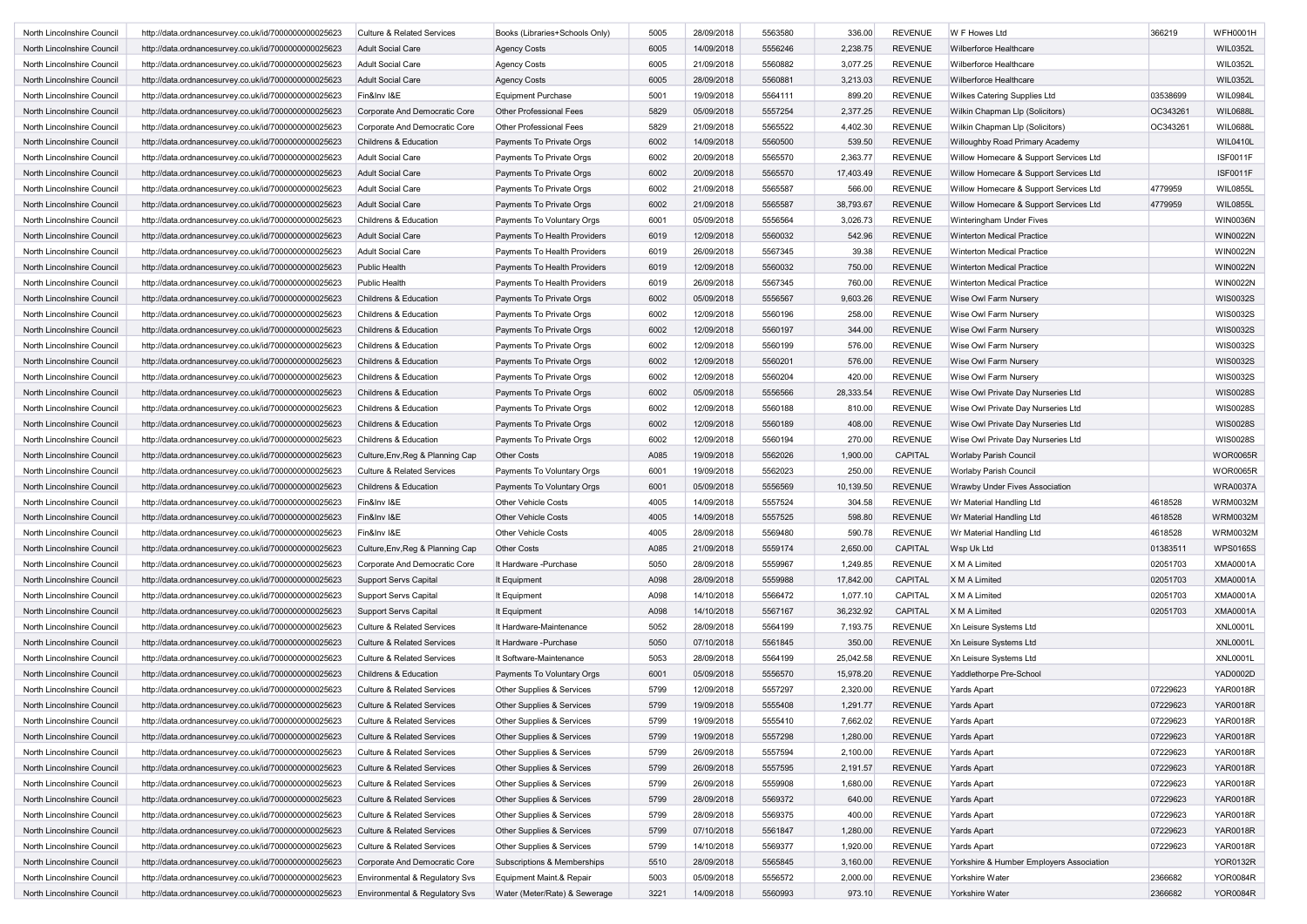| | | | | | | | | | | | |
|---|---|---|---|---|---|---|---|---|---|---|---|
| North Lincolnshire Council | http://data.ordnancesurvey.co.uk/id/7000000000025623 | Culture & Related Services | Books (Libraries+Schools Only) | 5005 | 28/09/2018 | 5563580 | 336.00 | REVENUE | W F Howes Ltd | 366219 | WFH0001H |
| North Lincolnshire Council | http://data.ordnancesurvey.co.uk/id/7000000000025623 | Adult Social Care | Agency Costs | 6005 | 14/09/2018 | 5556246 | 2,238.75 | REVENUE | Wilberforce Healthcare | | WIL0352L |
| North Lincolnshire Council | http://data.ordnancesurvey.co.uk/id/7000000000025623 | Adult Social Care | Agency Costs | 6005 | 21/09/2018 | 5560882 | 3,077.25 | REVENUE | Wilberforce Healthcare | | WIL0352L |
| North Lincolnshire Council | http://data.ordnancesurvey.co.uk/id/7000000000025623 | Adult Social Care | Agency Costs | 6005 | 28/09/2018 | 5560881 | 3,213.03 | REVENUE | Wilberforce Healthcare | | WIL0352L |
| North Lincolnshire Council | http://data.ordnancesurvey.co.uk/id/7000000000025623 | Fin&Inv I&E | Equipment Purchase | 5001 | 19/09/2018 | 5564111 | 899.20 | REVENUE | Wilkes Catering Supplies Ltd | 03538699 | WIL0984L |
| North Lincolnshire Council | http://data.ordnancesurvey.co.uk/id/7000000000025623 | Corporate And Democratic Core | Other Professional Fees | 5829 | 05/09/2018 | 5557254 | 2,377.25 | REVENUE | Wilkin Chapman Llp (Solicitors) | OC343261 | WIL0688L |
| North Lincolnshire Council | http://data.ordnancesurvey.co.uk/id/7000000000025623 | Corporate And Democratic Core | Other Professional Fees | 5829 | 21/09/2018 | 5565522 | 4,402.30 | REVENUE | Wilkin Chapman Llp (Solicitors) | OC343261 | WIL0688L |
| North Lincolnshire Council | http://data.ordnancesurvey.co.uk/id/7000000000025623 | Childrens & Education | Payments To Private Orgs | 6002 | 14/09/2018 | 5560500 | 539.50 | REVENUE | Willoughby Road Primary Academy | | WIL0410L |
| North Lincolnshire Council | http://data.ordnancesurvey.co.uk/id/7000000000025623 | Adult Social Care | Payments To Private Orgs | 6002 | 20/09/2018 | 5565570 | 2,363.77 | REVENUE | Willow Homecare & Support Services Ltd | | ISF0011F |
| North Lincolnshire Council | http://data.ordnancesurvey.co.uk/id/7000000000025623 | Adult Social Care | Payments To Private Orgs | 6002 | 20/09/2018 | 5565570 | 17,403.49 | REVENUE | Willow Homecare & Support Services Ltd | | ISF0011F |
| North Lincolnshire Council | http://data.ordnancesurvey.co.uk/id/7000000000025623 | Adult Social Care | Payments To Private Orgs | 6002 | 21/09/2018 | 5565587 | 566.00 | REVENUE | Willow Homecare & Support Services Ltd | 4779959 | WIL0855L |
| North Lincolnshire Council | http://data.ordnancesurvey.co.uk/id/7000000000025623 | Adult Social Care | Payments To Private Orgs | 6002 | 21/09/2018 | 5565587 | 38,793.67 | REVENUE | Willow Homecare & Support Services Ltd | 4779959 | WIL0855L |
| North Lincolnshire Council | http://data.ordnancesurvey.co.uk/id/7000000000025623 | Childrens & Education | Payments To Voluntary Orgs | 6001 | 05/09/2018 | 5556564 | 3,026.73 | REVENUE | Winteringham Under Fives | | WIN0036N |
| North Lincolnshire Council | http://data.ordnancesurvey.co.uk/id/7000000000025623 | Adult Social Care | Payments To Health Providers | 6019 | 12/09/2018 | 5560032 | 542.96 | REVENUE | Winterton Medical Practice | | WIN0022N |
| North Lincolnshire Council | http://data.ordnancesurvey.co.uk/id/7000000000025623 | Adult Social Care | Payments To Health Providers | 6019 | 26/09/2018 | 5567345 | 39.38 | REVENUE | Winterton Medical Practice | | WIN0022N |
| North Lincolnshire Council | http://data.ordnancesurvey.co.uk/id/7000000000025623 | Public Health | Payments To Health Providers | 6019 | 12/09/2018 | 5560032 | 750.00 | REVENUE | Winterton Medical Practice | | WIN0022N |
| North Lincolnshire Council | http://data.ordnancesurvey.co.uk/id/7000000000025623 | Public Health | Payments To Health Providers | 6019 | 26/09/2018 | 5567345 | 760.00 | REVENUE | Winterton Medical Practice | | WIN0022N |
| North Lincolnshire Council | http://data.ordnancesurvey.co.uk/id/7000000000025623 | Childrens & Education | Payments To Private Orgs | 6002 | 05/09/2018 | 5556567 | 9,603.26 | REVENUE | Wise Owl Farm Nursery | | WIS0032S |
| North Lincolnshire Council | http://data.ordnancesurvey.co.uk/id/7000000000025623 | Childrens & Education | Payments To Private Orgs | 6002 | 12/09/2018 | 5560196 | 258.00 | REVENUE | Wise Owl Farm Nursery | | WIS0032S |
| North Lincolnshire Council | http://data.ordnancesurvey.co.uk/id/7000000000025623 | Childrens & Education | Payments To Private Orgs | 6002 | 12/09/2018 | 5560197 | 344.00 | REVENUE | Wise Owl Farm Nursery | | WIS0032S |
| North Lincolnshire Council | http://data.ordnancesurvey.co.uk/id/7000000000025623 | Childrens & Education | Payments To Private Orgs | 6002 | 12/09/2018 | 5560199 | 576.00 | REVENUE | Wise Owl Farm Nursery | | WIS0032S |
| North Lincolnshire Council | http://data.ordnancesurvey.co.uk/id/7000000000025623 | Childrens & Education | Payments To Private Orgs | 6002 | 12/09/2018 | 5560201 | 576.00 | REVENUE | Wise Owl Farm Nursery | | WIS0032S |
| North Lincolnshire Council | http://data.ordnancesurvey.co.uk/id/7000000000025623 | Childrens & Education | Payments To Private Orgs | 6002 | 12/09/2018 | 5560204 | 420.00 | REVENUE | Wise Owl Farm Nursery | | WIS0032S |
| North Lincolnshire Council | http://data.ordnancesurvey.co.uk/id/7000000000025623 | Childrens & Education | Payments To Private Orgs | 6002 | 05/09/2018 | 5556566 | 28,333.54 | REVENUE | Wise Owl Private Day Nurseries Ltd | | WIS0028S |
| North Lincolnshire Council | http://data.ordnancesurvey.co.uk/id/7000000000025623 | Childrens & Education | Payments To Private Orgs | 6002 | 12/09/2018 | 5560188 | 810.00 | REVENUE | Wise Owl Private Day Nurseries Ltd | | WIS0028S |
| North Lincolnshire Council | http://data.ordnancesurvey.co.uk/id/7000000000025623 | Childrens & Education | Payments To Private Orgs | 6002 | 12/09/2018 | 5560189 | 408.00 | REVENUE | Wise Owl Private Day Nurseries Ltd | | WIS0028S |
| North Lincolnshire Council | http://data.ordnancesurvey.co.uk/id/7000000000025623 | Childrens & Education | Payments To Private Orgs | 6002 | 12/09/2018 | 5560194 | 270.00 | REVENUE | Wise Owl Private Day Nurseries Ltd | | WIS0028S |
| North Lincolnshire Council | http://data.ordnancesurvey.co.uk/id/7000000000025623 | Culture,Env,Reg & Planning Cap | Other Costs | A085 | 19/09/2018 | 5562026 | 1,900.00 | CAPITAL | Worlaby Parish Council | | WOR0065R |
| North Lincolnshire Council | http://data.ordnancesurvey.co.uk/id/7000000000025623 | Culture & Related Services | Payments To Voluntary Orgs | 6001 | 19/09/2018 | 5562023 | 250.00 | REVENUE | Worlaby Parish Council | | WOR0065R |
| North Lincolnshire Council | http://data.ordnancesurvey.co.uk/id/7000000000025623 | Childrens & Education | Payments To Voluntary Orgs | 6001 | 05/09/2018 | 5556569 | 10,139.50 | REVENUE | Wrawby Under Fives Association | | WRA0037A |
| North Lincolnshire Council | http://data.ordnancesurvey.co.uk/id/7000000000025623 | Fin&Inv I&E | Other Vehicle Costs | 4005 | 14/09/2018 | 5557524 | 304.58 | REVENUE | Wr Material Handling Ltd | 4618528 | WRM0032M |
| North Lincolnshire Council | http://data.ordnancesurvey.co.uk/id/7000000000025623 | Fin&Inv I&E | Other Vehicle Costs | 4005 | 14/09/2018 | 5557525 | 598.80 | REVENUE | Wr Material Handling Ltd | 4618528 | WRM0032M |
| North Lincolnshire Council | http://data.ordnancesurvey.co.uk/id/7000000000025623 | Fin&Inv I&E | Other Vehicle Costs | 4005 | 28/09/2018 | 5569480 | 590.78 | REVENUE | Wr Material Handling Ltd | 4618528 | WRM0032M |
| North Lincolnshire Council | http://data.ordnancesurvey.co.uk/id/7000000000025623 | Culture,Env,Reg & Planning Cap | Other Costs | A085 | 21/09/2018 | 5559174 | 2,650.00 | CAPITAL | Wsp Uk Ltd | 01383511 | WPS0165S |
| North Lincolnshire Council | http://data.ordnancesurvey.co.uk/id/7000000000025623 | Corporate And Democratic Core | It Hardware -Purchase | 5050 | 28/09/2018 | 5559967 | 1,249.85 | REVENUE | X M A Limited | 02051703 | XMA0001A |
| North Lincolnshire Council | http://data.ordnancesurvey.co.uk/id/7000000000025623 | Support Servs Capital | It Equipment | A098 | 28/09/2018 | 5559988 | 17,842.00 | CAPITAL | X M A Limited | 02051703 | XMA0001A |
| North Lincolnshire Council | http://data.ordnancesurvey.co.uk/id/7000000000025623 | Support Servs Capital | It Equipment | A098 | 14/10/2018 | 5566472 | 1,077.10 | CAPITAL | X M A Limited | 02051703 | XMA0001A |
| North Lincolnshire Council | http://data.ordnancesurvey.co.uk/id/7000000000025623 | Support Servs Capital | It Equipment | A098 | 14/10/2018 | 5567167 | 36,232.92 | CAPITAL | X M A Limited | 02051703 | XMA0001A |
| North Lincolnshire Council | http://data.ordnancesurvey.co.uk/id/7000000000025623 | Culture & Related Services | It Hardware-Maintenance | 5052 | 28/09/2018 | 5564199 | 7,193.75 | REVENUE | Xn Leisure Systems Ltd | | XNL0001L |
| North Lincolnshire Council | http://data.ordnancesurvey.co.uk/id/7000000000025623 | Culture & Related Services | It Hardware -Purchase | 5050 | 07/10/2018 | 5561845 | 350.00 | REVENUE | Xn Leisure Systems Ltd | | XNL0001L |
| North Lincolnshire Council | http://data.ordnancesurvey.co.uk/id/7000000000025623 | Culture & Related Services | It Software-Maintenance | 5053 | 28/09/2018 | 5564199 | 25,042.58 | REVENUE | Xn Leisure Systems Ltd | | XNL0001L |
| North Lincolnshire Council | http://data.ordnancesurvey.co.uk/id/7000000000025623 | Childrens & Education | Payments To Voluntary Orgs | 6001 | 05/09/2018 | 5556570 | 15,978.20 | REVENUE | Yaddlethorpe Pre-School | | YAD0002D |
| North Lincolnshire Council | http://data.ordnancesurvey.co.uk/id/7000000000025623 | Culture & Related Services | Other Supplies & Services | 5799 | 12/09/2018 | 5557297 | 2,320.00 | REVENUE | Yards Apart | 07229623 | YAR0018R |
| North Lincolnshire Council | http://data.ordnancesurvey.co.uk/id/7000000000025623 | Culture & Related Services | Other Supplies & Services | 5799 | 19/09/2018 | 5555408 | 1,291.77 | REVENUE | Yards Apart | 07229623 | YAR0018R |
| North Lincolnshire Council | http://data.ordnancesurvey.co.uk/id/7000000000025623 | Culture & Related Services | Other Supplies & Services | 5799 | 19/09/2018 | 5555410 | 7,662.02 | REVENUE | Yards Apart | 07229623 | YAR0018R |
| North Lincolnshire Council | http://data.ordnancesurvey.co.uk/id/7000000000025623 | Culture & Related Services | Other Supplies & Services | 5799 | 19/09/2018 | 5557298 | 1,280.00 | REVENUE | Yards Apart | 07229623 | YAR0018R |
| North Lincolnshire Council | http://data.ordnancesurvey.co.uk/id/7000000000025623 | Culture & Related Services | Other Supplies & Services | 5799 | 26/09/2018 | 5557594 | 2,100.00 | REVENUE | Yards Apart | 07229623 | YAR0018R |
| North Lincolnshire Council | http://data.ordnancesurvey.co.uk/id/7000000000025623 | Culture & Related Services | Other Supplies & Services | 5799 | 26/09/2018 | 5557595 | 2,191.57 | REVENUE | Yards Apart | 07229623 | YAR0018R |
| North Lincolnshire Council | http://data.ordnancesurvey.co.uk/id/7000000000025623 | Culture & Related Services | Other Supplies & Services | 5799 | 26/09/2018 | 5559908 | 1,680.00 | REVENUE | Yards Apart | 07229623 | YAR0018R |
| North Lincolnshire Council | http://data.ordnancesurvey.co.uk/id/7000000000025623 | Culture & Related Services | Other Supplies & Services | 5799 | 28/09/2018 | 5569372 | 640.00 | REVENUE | Yards Apart | 07229623 | YAR0018R |
| North Lincolnshire Council | http://data.ordnancesurvey.co.uk/id/7000000000025623 | Culture & Related Services | Other Supplies & Services | 5799 | 28/09/2018 | 5569375 | 400.00 | REVENUE | Yards Apart | 07229623 | YAR0018R |
| North Lincolnshire Council | http://data.ordnancesurvey.co.uk/id/7000000000025623 | Culture & Related Services | Other Supplies & Services | 5799 | 07/10/2018 | 5561847 | 1,280.00 | REVENUE | Yards Apart | 07229623 | YAR0018R |
| North Lincolnshire Council | http://data.ordnancesurvey.co.uk/id/7000000000025623 | Culture & Related Services | Other Supplies & Services | 5799 | 14/10/2018 | 5569377 | 1,920.00 | REVENUE | Yards Apart | 07229623 | YAR0018R |
| North Lincolnshire Council | http://data.ordnancesurvey.co.uk/id/7000000000025623 | Corporate And Democratic Core | Subscriptions & Memberships | 5510 | 28/09/2018 | 5565845 | 3,160.00 | REVENUE | Yorkshire & Humber Employers Association | | YOR0132R |
| North Lincolnshire Council | http://data.ordnancesurvey.co.uk/id/7000000000025623 | Environmental & Regulatory Svs | Equipment Maint.& Repair | 5003 | 05/09/2018 | 5556572 | 2,000.00 | REVENUE | Yorkshire Water | 2366682 | YOR0084R |
| North Lincolnshire Council | http://data.ordnancesurvey.co.uk/id/7000000000025623 | Environmental & Regulatory Svs | Water (Meter/Rate) & Sewerage | 3221 | 14/09/2018 | 5560993 | 973.10 | REVENUE | Yorkshire Water | 2366682 | YOR0084R |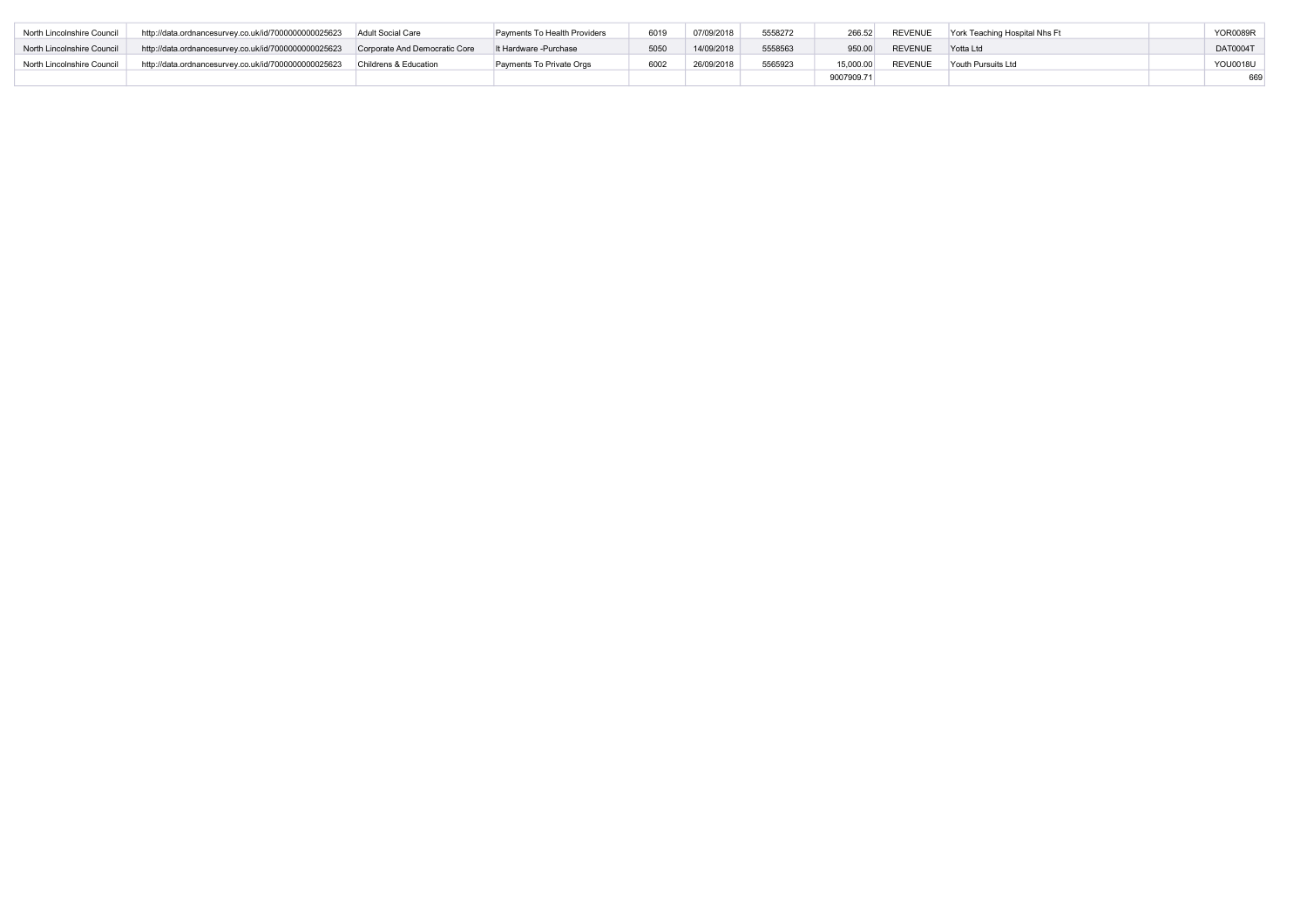| | | | | | | | | | | | |
|---|---|---|---|---|---|---|---|---|---|---|---|
| North Lincolnshire Council | http://data.ordnancesurvey.co.uk/id/7000000000025623 | Adult Social Care | Payments To Health Providers | 6019 | 07/09/2018 | 5558272 | 266.52 | REVENUE | York Teaching Hospital Nhs Ft | | YOR0089R |
| North Lincolnshire Council | http://data.ordnancesurvey.co.uk/id/7000000000025623 | Corporate And Democratic Core | It Hardware -Purchase | 5050 | 14/09/2018 | 5558563 | 950.00 | REVENUE | Yotta Ltd | | DAT0004T |
| North Lincolnshire Council | http://data.ordnancesurvey.co.uk/id/7000000000025623 | Childrens & Education | Payments To Private Orgs | 6002 | 26/09/2018 | 5565923 | 15,000.00 | REVENUE | Youth Pursuits Ltd | | YOU0018U |
| | | | | | | | 9007909.71 | | | | 669 |